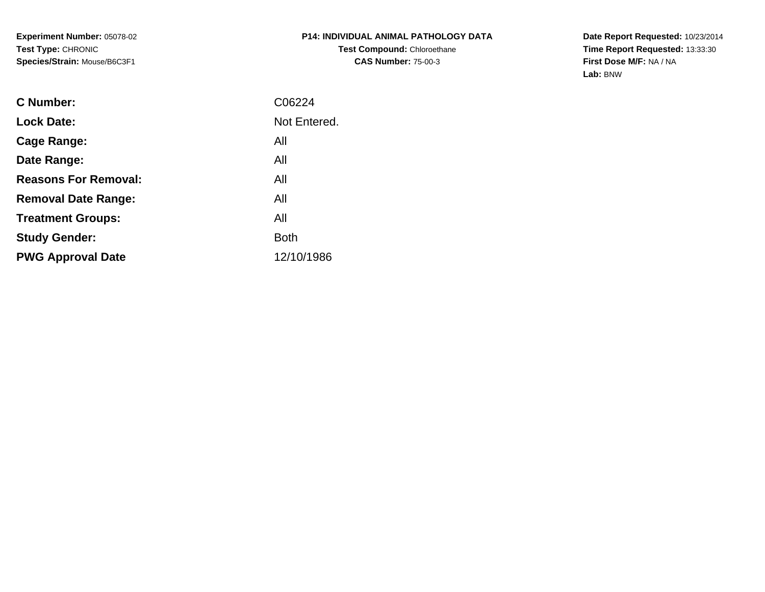**Experiment Number:** 05078-02
**Test Type:** CHRONIC
**Species/Strain:** Mouse/B6C3F1

**P14: INDIVIDUAL ANIMAL PATHOLOGY DATA**
**Test Compound:** Chloroethane
**CAS Number:** 75-00-3

**Date Report Requested:** 10/23/2014
**Time Report Requested:** 13:33:30
**First Dose M/F:** NA / NA
**Lab:** BNW

| | |
|---|---|
| **C Number:** | C06224 |
| **Lock Date:** | Not Entered. |
| **Cage Range:** | All |
| **Date Range:** | All |
| **Reasons For Removal:** | All |
| **Removal Date Range:** | All |
| **Treatment Groups:** | All |
| **Study Gender:** | Both |
| **PWG Approval Date** | 12/10/1986 |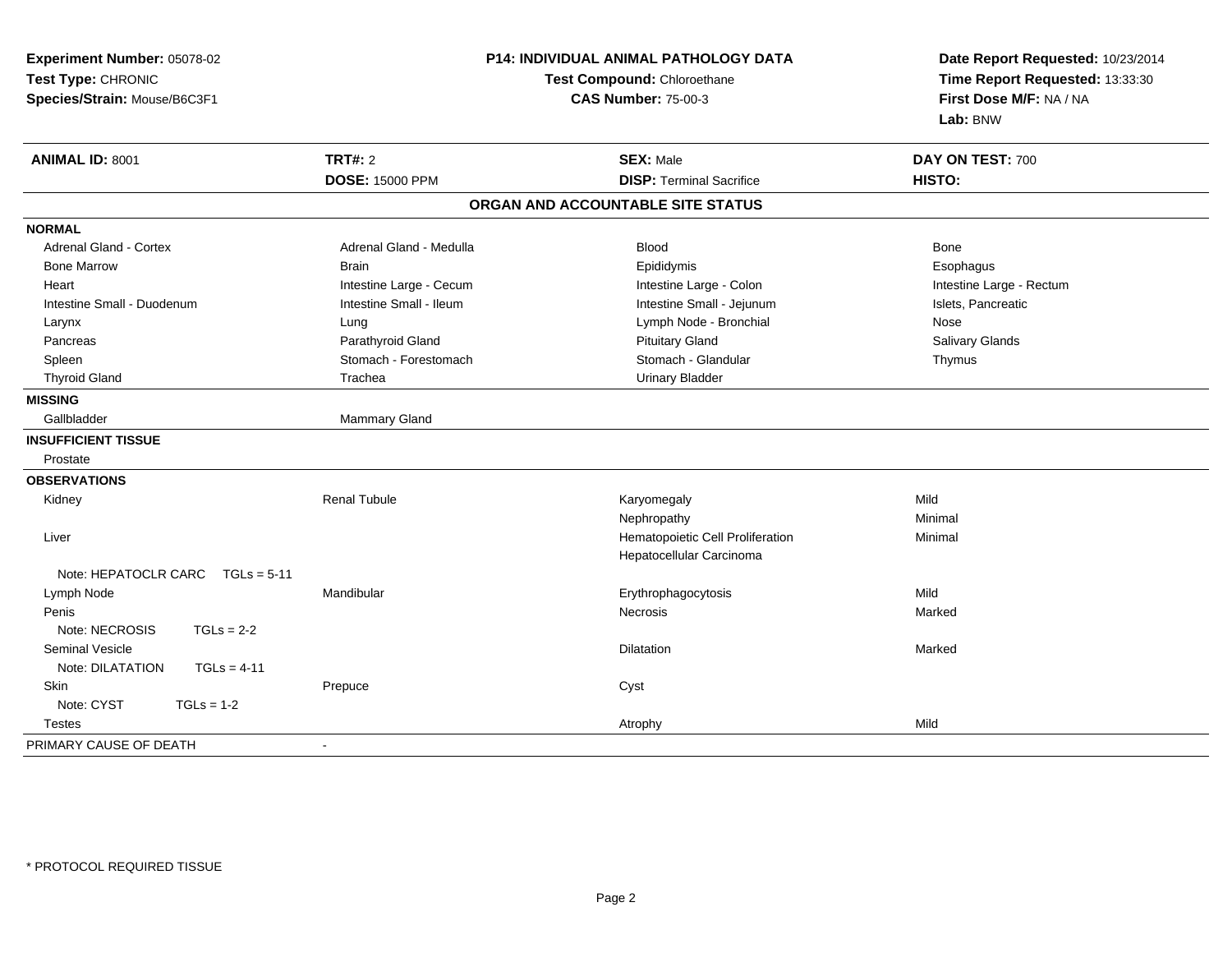**Experiment Number:** 05078-02
**Test Type:** CHRONIC
**Species/Strain:** Mouse/B6C3F1

**P14: INDIVIDUAL ANIMAL PATHOLOGY DATA**
**Test Compound:** Chloroethane
**CAS Number:** 75-00-3

**Date Report Requested:** 10/23/2014
**Time Report Requested:** 13:33:30
**First Dose M/F:** NA / NA
**Lab:** BNW

| **ANIMAL ID:** 8001 | **TRT#:** 2 | **SEX:** Male | **DAY ON TEST:** 700 |
|---|---|---|---|
| | **DOSE:** 15000 PPM | **DISP:** Terminal Sacrifice | **HISTO:** |

## ORGAN AND ACCOUNTABLE SITE STATUS

**NORMAL**

| | | | |
|---|---|---|---|
| Adrenal Gland - Cortex | Adrenal Gland - Medulla | Blood | Bone |
| Bone Marrow | Brain | Epididymis | Esophagus |
| Heart | Intestine Large - Cecum | Intestine Large - Colon | Intestine Large - Rectum |
| Intestine Small - Duodenum | Intestine Small - Ileum | Intestine Small - Jejunum | Islets, Pancreatic |
| Larynx | Lung | Lymph Node - Bronchial | Nose |
| Pancreas | Parathyroid Gland | Pituitary Gland | Salivary Glands |
| Spleen | Stomach - Forestomach | Stomach - Glandular | Thymus |
| Thyroid Gland | Trachea | Urinary Bladder | |

**MISSING**

| | |
|---|---|
| Gallbladder | Mammary Gland |

**INSUFFICIENT TISSUE**

Prostate

**OBSERVATIONS**

| | | | |
|---|---|---|---|
| Kidney | Renal Tubule | Karyomegaly | Mild |
| | | Nephropathy | Minimal |
| Liver | | Hematopoietic Cell Proliferation | Minimal |
| | | Hepatocellular Carcinoma | |
| Note: HEPATOCLR CARC TGLs = 5-11 | | | |
| Lymph Node | Mandibular | Erythrophagocytosis | Mild |
| Penis | | Necrosis | Marked |
| Note: NECROSIS TGLs = 2-2 | | | |
| Seminal Vesicle | | Dilatation | Marked |
| Note: DILATATION TGLs = 4-11 | | | |
| Skin | Prepuce | Cyst | |
| Note: CYST TGLs = 1-2 | | | |
| Testes | | Atrophy | Mild |

PRIMARY CAUSE OF DEATH -

\* PROTOCOL REQUIRED TISSUE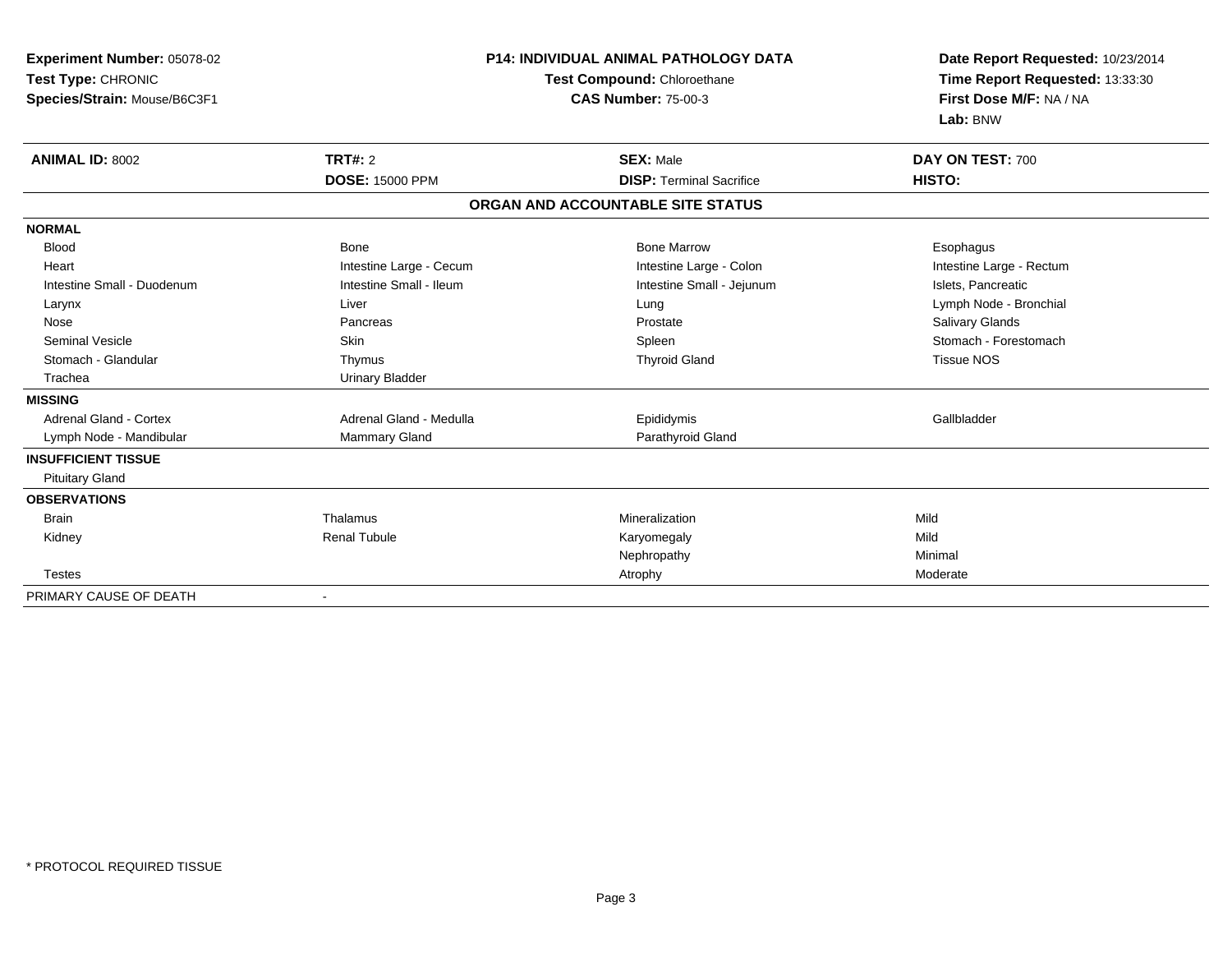**Experiment Number:** 05078-02
**Test Type:** CHRONIC
**Species/Strain:** Mouse/B6C3F1

**P14: INDIVIDUAL ANIMAL PATHOLOGY DATA**
**Test Compound:** Chloroethane
**CAS Number:** 75-00-3

**Date Report Requested:** 10/23/2014
**Time Report Requested:** 13:33:30
**First Dose M/F:** NA / NA
**Lab:** BNW

| **ANIMAL ID:** 8002 | **TRT#:** 2 | **SEX:** Male | **DAY ON TEST:** 700 |
|---|---|---|---|
| | **DOSE:** 15000 PPM | **DISP:** Terminal Sacrifice | **HISTO:** |

## ORGAN AND ACCOUNTABLE SITE STATUS

| | | | |
|---|---|---|---|
| **NORMAL** | | | |
| Blood | Bone | Bone Marrow | Esophagus |
| Heart | Intestine Large - Cecum | Intestine Large - Colon | Intestine Large - Rectum |
| Intestine Small - Duodenum | Intestine Small - Ileum | Intestine Small - Jejunum | Islets, Pancreatic |
| Larynx | Liver | Lung | Lymph Node - Bronchial |
| Nose | Pancreas | Prostate | Salivary Glands |
| Seminal Vesicle | Skin | Spleen | Stomach - Forestomach |
| Stomach - Glandular | Thymus | Thyroid Gland | Tissue NOS |
| Trachea | Urinary Bladder | | |
| **MISSING** | | | |
| Adrenal Gland - Cortex | Adrenal Gland - Medulla | Epididymis | Gallbladder |
| Lymph Node - Mandibular | Mammary Gland | Parathyroid Gland | |
| **INSUFFICIENT TISSUE** | | | |
| Pituitary Gland | | | |
| **OBSERVATIONS** | | | |
| Brain | Thalamus | Mineralization | Mild |
| Kidney | Renal Tubule | Karyomegaly | Mild |
| | | Nephropathy | Minimal |
| Testes | | Atrophy | Moderate |
| PRIMARY CAUSE OF DEATH | - | | |

\* PROTOCOL REQUIRED TISSUE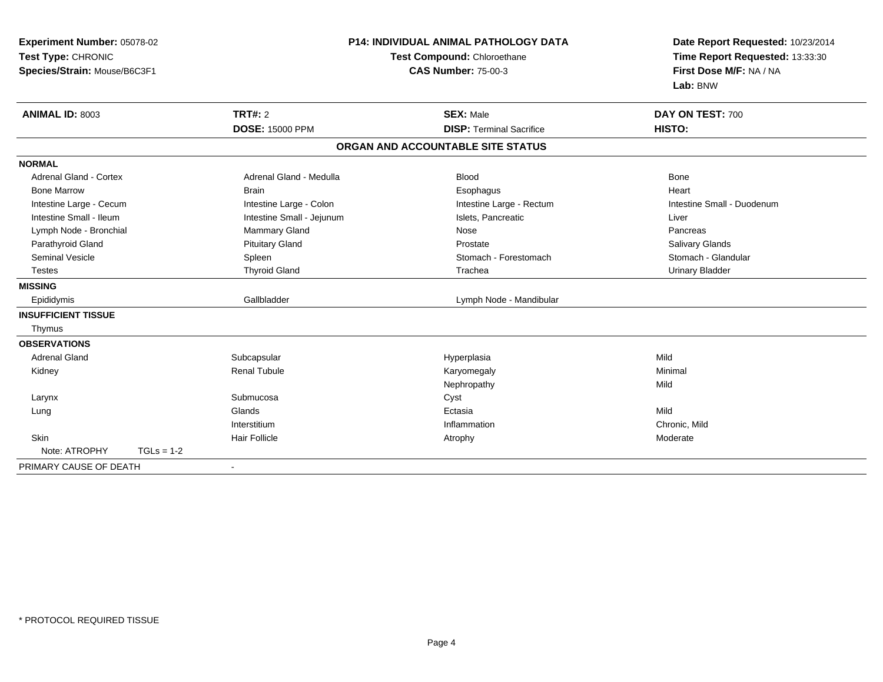**Experiment Number:** 05078-02
**Test Type:** CHRONIC
**Species/Strain:** Mouse/B6C3F1

**P14: INDIVIDUAL ANIMAL PATHOLOGY DATA**
**Test Compound:** Chloroethane
**CAS Number:** 75-00-3

**Date Report Requested:** 10/23/2014
**Time Report Requested:** 13:33:30
**First Dose M/F:** NA / NA
**Lab:** BNW

| **ANIMAL ID:** 8003 | **TRT#:** 2 | **SEX:** Male | **DAY ON TEST:** 700 |
|---|---|---|---|
| | **DOSE:** 15000 PPM | **DISP:** Terminal Sacrifice | **HISTO:** |

**ORGAN AND ACCOUNTABLE SITE STATUS**

| | | | |
|---|---|---|---|
| **NORMAL** | | | |
| Adrenal Gland - Cortex | Adrenal Gland - Medulla | Blood | Bone |
| Bone Marrow | Brain | Esophagus | Heart |
| Intestine Large - Cecum | Intestine Large - Colon | Intestine Large - Rectum | Intestine Small - Duodenum |
| Intestine Small - Ileum | Intestine Small - Jejunum | Islets, Pancreatic | Liver |
| Lymph Node - Bronchial | Mammary Gland | Nose | Pancreas |
| Parathyroid Gland | Pituitary Gland | Prostate | Salivary Glands |
| Seminal Vesicle | Spleen | Stomach - Forestomach | Stomach - Glandular |
| Testes | Thyroid Gland | Trachea | Urinary Bladder |
| **MISSING** | | | |
| Epididymis | Gallbladder | Lymph Node - Mandibular | |
| **INSUFFICIENT TISSUE** | | | |
| Thymus | | | |
| **OBSERVATIONS** | | | |
| Adrenal Gland | Subcapsular | Hyperplasia | Mild |
| Kidney | Renal Tubule | Karyomegaly | Minimal |
| | | Nephropathy | Mild |
| Larynx | Submucosa | Cyst | |
| Lung | Glands | Ectasia | Mild |
| | Interstitium | Inflammation | Chronic, Mild |
| Skin | Hair Follicle | Atrophy | Moderate |
| Note: ATROPHY TGLs = 1-2 | | | |
| PRIMARY CAUSE OF DEATH | - | | |

* PROTOCOL REQUIRED TISSUE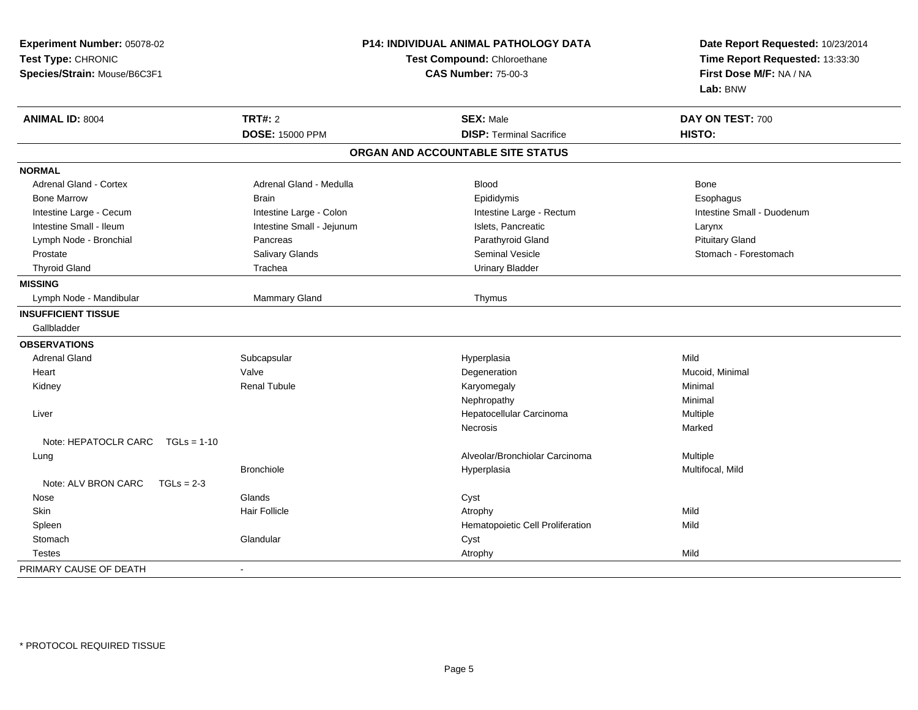**Experiment Number:** 05078-02
**Test Type:** CHRONIC
**Species/Strain:** Mouse/B6C3F1

**P14: INDIVIDUAL ANIMAL PATHOLOGY DATA**
**Test Compound:** Chloroethane
**CAS Number:** 75-00-3

**Date Report Requested:** 10/23/2014
**Time Report Requested:** 13:33:30
**First Dose M/F:** NA / NA
**Lab:** BNW

| **ANIMAL ID:** 8004 | **TRT#:** 2 | **SEX:** Male | **DAY ON TEST:** 700 |
|---|---|---|---|
| | **DOSE:** 15000 PPM | **DISP:** Terminal Sacrifice | **HISTO:** |

## ORGAN AND ACCOUNTABLE SITE STATUS

| | | | |
|---|---|---|---|
| **NORMAL** | | | |
| Adrenal Gland - Cortex | Adrenal Gland - Medulla | Blood | Bone |
| Bone Marrow | Brain | Epididymis | Esophagus |
| Intestine Large - Cecum | Intestine Large - Colon | Intestine Large - Rectum | Intestine Small - Duodenum |
| Intestine Small - Ileum | Intestine Small - Jejunum | Islets, Pancreatic | Larynx |
| Lymph Node - Bronchial | Pancreas | Parathyroid Gland | Pituitary Gland |
| Prostate | Salivary Glands | Seminal Vesicle | Stomach - Forestomach |
| Thyroid Gland | Trachea | Urinary Bladder | |
| **MISSING** | | | |
| Lymph Node - Mandibular | Mammary Gland | Thymus | |
| **INSUFFICIENT TISSUE** | | | |
| Gallbladder | | | |
| **OBSERVATIONS** | | | |
| Adrenal Gland | Subcapsular | Hyperplasia | Mild |
| Heart | Valve | Degeneration | Mucoid, Minimal |
| Kidney | Renal Tubule | Karyomegaly | Minimal |
| | | Nephropathy | Minimal |
| Liver | | Hepatocellular Carcinoma | Multiple |
| | | Necrosis | Marked |
| Note: HEPATOCLR CARC TGLs = 1-10 | | | |
| Lung | | Alveolar/Bronchiolar Carcinoma | Multiple |
| | Bronchiole | Hyperplasia | Multifocal, Mild |
| Note: ALV BRON CARC TGLs = 2-3 | | | |
| Nose | Glands | Cyst | |
| Skin | Hair Follicle | Atrophy | Mild |
| Spleen | | Hematopoietic Cell Proliferation | Mild |
| Stomach | Glandular | Cyst | |
| Testes | | Atrophy | Mild |
| PRIMARY CAUSE OF DEATH | - | | |

\* PROTOCOL REQUIRED TISSUE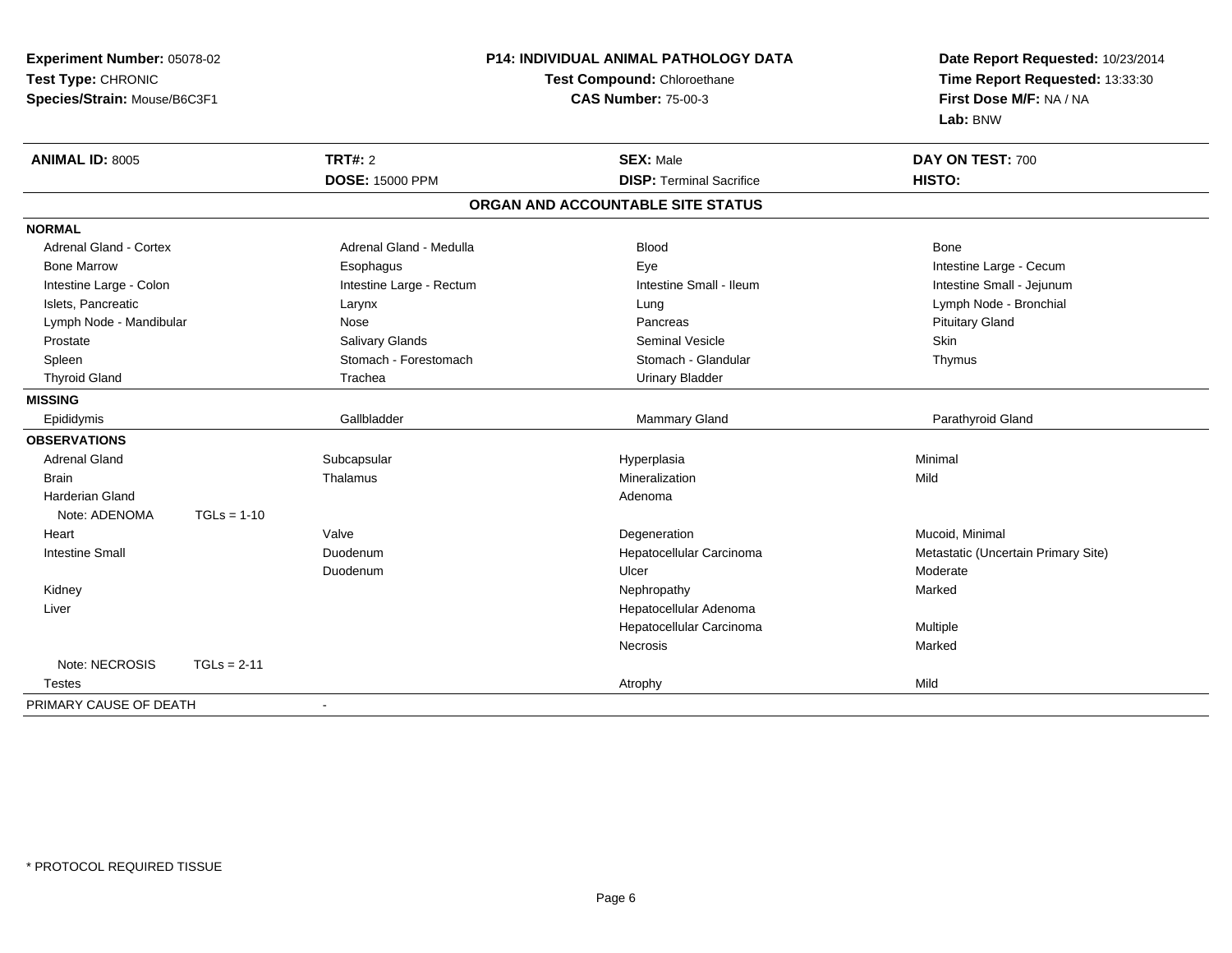**Experiment Number:** 05078-02
**Test Type:** CHRONIC
**Species/Strain:** Mouse/B6C3F1

**P14: INDIVIDUAL ANIMAL PATHOLOGY DATA**
**Test Compound:** Chloroethane
**CAS Number:** 75-00-3

**Date Report Requested:** 10/23/2014
**Time Report Requested:** 13:33:30
**First Dose M/F:** NA / NA
**Lab:** BNW

| **ANIMAL ID:** 8005 | **TRT#:** 2 | **SEX:** Male | **DAY ON TEST:** 700 |
|---|---|---|---|
| | **DOSE:** 15000 PPM | **DISP:** Terminal Sacrifice | **HISTO:** |

## ORGAN AND ACCOUNTABLE SITE STATUS

| | | | |
|---|---|---|---|
| **NORMAL** | | | |
| Adrenal Gland - Cortex | Adrenal Gland - Medulla | Blood | Bone |
| Bone Marrow | Esophagus | Eye | Intestine Large - Cecum |
| Intestine Large - Colon | Intestine Large - Rectum | Intestine Small - Ileum | Intestine Small - Jejunum |
| Islets, Pancreatic | Larynx | Lung | Lymph Node - Bronchial |
| Lymph Node - Mandibular | Nose | Pancreas | Pituitary Gland |
| Prostate | Salivary Glands | Seminal Vesicle | Skin |
| Spleen | Stomach - Forestomach | Stomach - Glandular | Thymus |
| Thyroid Gland | Trachea | Urinary Bladder | |
| **MISSING** | | | |
| Epididymis | Gallbladder | Mammary Gland | Parathyroid Gland |
| **OBSERVATIONS** | | | |
| Adrenal Gland | Subcapsular | Hyperplasia | Minimal |
| Brain | Thalamus | Mineralization | Mild |
| Harderian Gland | | Adenoma | |
| Note: ADENOMA TGLs = 1-10 | | | |
| Heart | Valve | Degeneration | Mucoid, Minimal |
| Intestine Small | Duodenum | Hepatocellular Carcinoma | Metastatic (Uncertain Primary Site) |
| | Duodenum | Ulcer | Moderate |
| Kidney | | Nephropathy | Marked |
| Liver | | Hepatocellular Adenoma | |
| | | Hepatocellular Carcinoma | Multiple |
| | | Necrosis | Marked |
| Note: NECROSIS TGLs = 2-11 | | | |
| Testes | | Atrophy | Mild |
| PRIMARY CAUSE OF DEATH | - | | |

* PROTOCOL REQUIRED TISSUE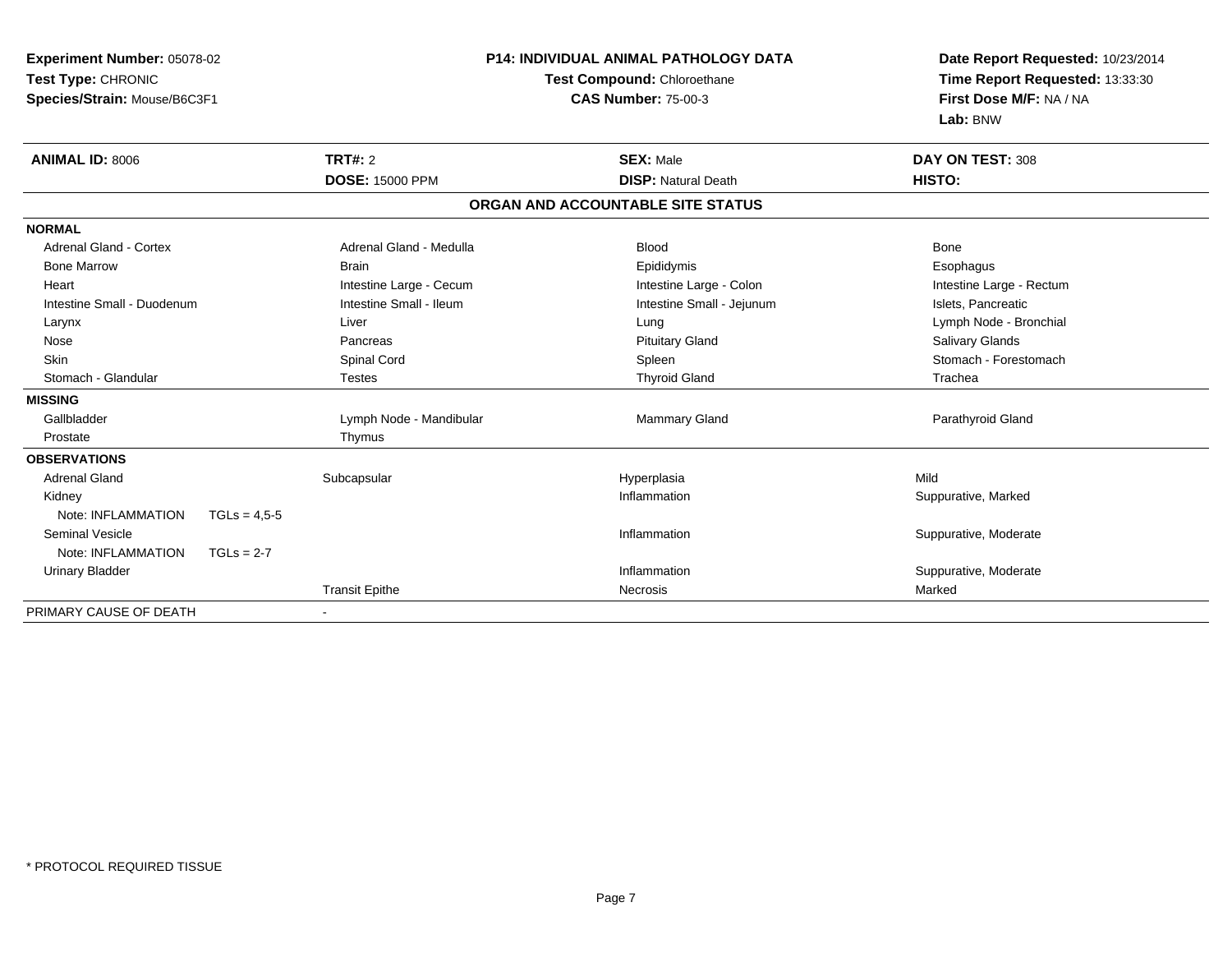**Experiment Number:** 05078-02
**Test Type:** CHRONIC
**Species/Strain:** Mouse/B6C3F1

**P14: INDIVIDUAL ANIMAL PATHOLOGY DATA**
**Test Compound:** Chloroethane
**CAS Number:** 75-00-3

**Date Report Requested:** 10/23/2014
**Time Report Requested:** 13:33:30
**First Dose M/F:** NA / NA
**Lab:** BNW

| **ANIMAL ID:** 8006 | **TRT#:** 2 | **SEX:** Male | **DAY ON TEST:** 308 |
|---|---|---|---|
| | **DOSE:** 15000 PPM | **DISP:** Natural Death | **HISTO:** |

## ORGAN AND ACCOUNTABLE SITE STATUS

**NORMAL**

| | | | |
|---|---|---|---|
| Adrenal Gland - Cortex | Adrenal Gland - Medulla | Blood | Bone |
| Bone Marrow | Brain | Epididymis | Esophagus |
| Heart | Intestine Large - Cecum | Intestine Large - Colon | Intestine Large - Rectum |
| Intestine Small - Duodenum | Intestine Small - Ileum | Intestine Small - Jejunum | Islets, Pancreatic |
| Larynx | Liver | Lung | Lymph Node - Bronchial |
| Nose | Pancreas | Pituitary Gland | Salivary Glands |
| Skin | Spinal Cord | Spleen | Stomach - Forestomach |
| Stomach - Glandular | Testes | Thyroid Gland | Trachea |

**MISSING**

| | | | |
|---|---|---|---|
| Gallbladder | Lymph Node - Mandibular | Mammary Gland | Parathyroid Gland |
| Prostate | Thymus | | |

**OBSERVATIONS**

| | | | |
|---|---|---|---|
| Adrenal Gland | Subcapsular | Hyperplasia | Mild |
| Kidney | | Inflammation | Suppurative, Marked |
| Note: INFLAMMATION TGLs = 4,5-5 | | | |
| Seminal Vesicle | | Inflammation | Suppurative, Moderate |
| Note: INFLAMMATION TGLs = 2-7 | | | |
| Urinary Bladder | | Inflammation | Suppurative, Moderate |
| | Transit Epithe | Necrosis | Marked |

PRIMARY CAUSE OF DEATH -

* PROTOCOL REQUIRED TISSUE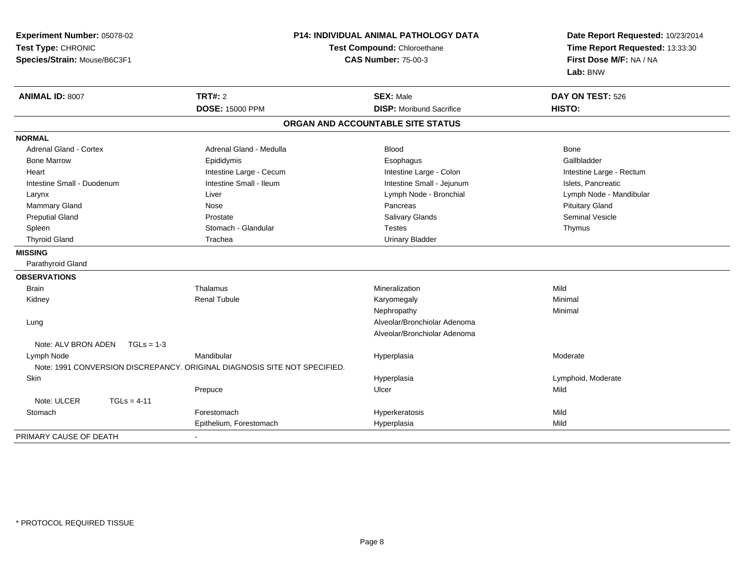**Experiment Number:** 05078-02
**Test Type:** CHRONIC
**Species/Strain:** Mouse/B6C3F1

**P14: INDIVIDUAL ANIMAL PATHOLOGY DATA**
**Test Compound:** Chloroethane
**CAS Number:** 75-00-3

**Date Report Requested:** 10/23/2014
**Time Report Requested:** 13:33:30
**First Dose M/F:** NA / NA
**Lab:** BNW

| **ANIMAL ID:** 8007 | **TRT#:** 2 | **SEX:** Male | **DAY ON TEST:** 526 |
|---|---|---|---|
| | **DOSE:** 15000 PPM | **DISP:** Moribund Sacrifice | **HISTO:** |

**ORGAN AND ACCOUNTABLE SITE STATUS**

| | | | |
|---|---|---|---|
| **NORMAL** | | | |
| Adrenal Gland - Cortex | Adrenal Gland - Medulla | Blood | Bone |
| Bone Marrow | Epididymis | Esophagus | Gallbladder |
| Heart | Intestine Large - Cecum | Intestine Large - Colon | Intestine Large - Rectum |
| Intestine Small - Duodenum | Intestine Small - Ileum | Intestine Small - Jejunum | Islets, Pancreatic |
| Larynx | Liver | Lymph Node - Bronchial | Lymph Node - Mandibular |
| Mammary Gland | Nose | Pancreas | Pituitary Gland |
| Preputial Gland | Prostate | Salivary Glands | Seminal Vesicle |
| Spleen | Stomach - Glandular | Testes | Thymus |
| Thyroid Gland | Trachea | Urinary Bladder | |
| **MISSING** | | | |
| Parathyroid Gland | | | |
| **OBSERVATIONS** | | | |
| Brain | Thalamus | Mineralization | Mild |
| Kidney | Renal Tubule | Karyomegaly | Minimal |
| | | Nephropathy | Minimal |
| Lung | | Alveolar/Bronchiolar Adenoma | |
| | | Alveolar/Bronchiolar Adenoma | |
| Note: ALV BRON ADEN TGLs = 1-3 | | | |
| Lymph Node | Mandibular | Hyperplasia | Moderate |
| Note: 1991 CONVERSION DISCREPANCY. ORIGINAL DIAGNOSIS SITE NOT SPECIFIED. | | | |
| Skin | | Hyperplasia | Lymphoid, Moderate |
| | Prepuce | Ulcer | Mild |
| Note: ULCER TGLs = 4-11 | | | |
| Stomach | Forestomach | Hyperkeratosis | Mild |
| | Epithelium, Forestomach | Hyperplasia | Mild |
| PRIMARY CAUSE OF DEATH | - | | |

\* PROTOCOL REQUIRED TISSUE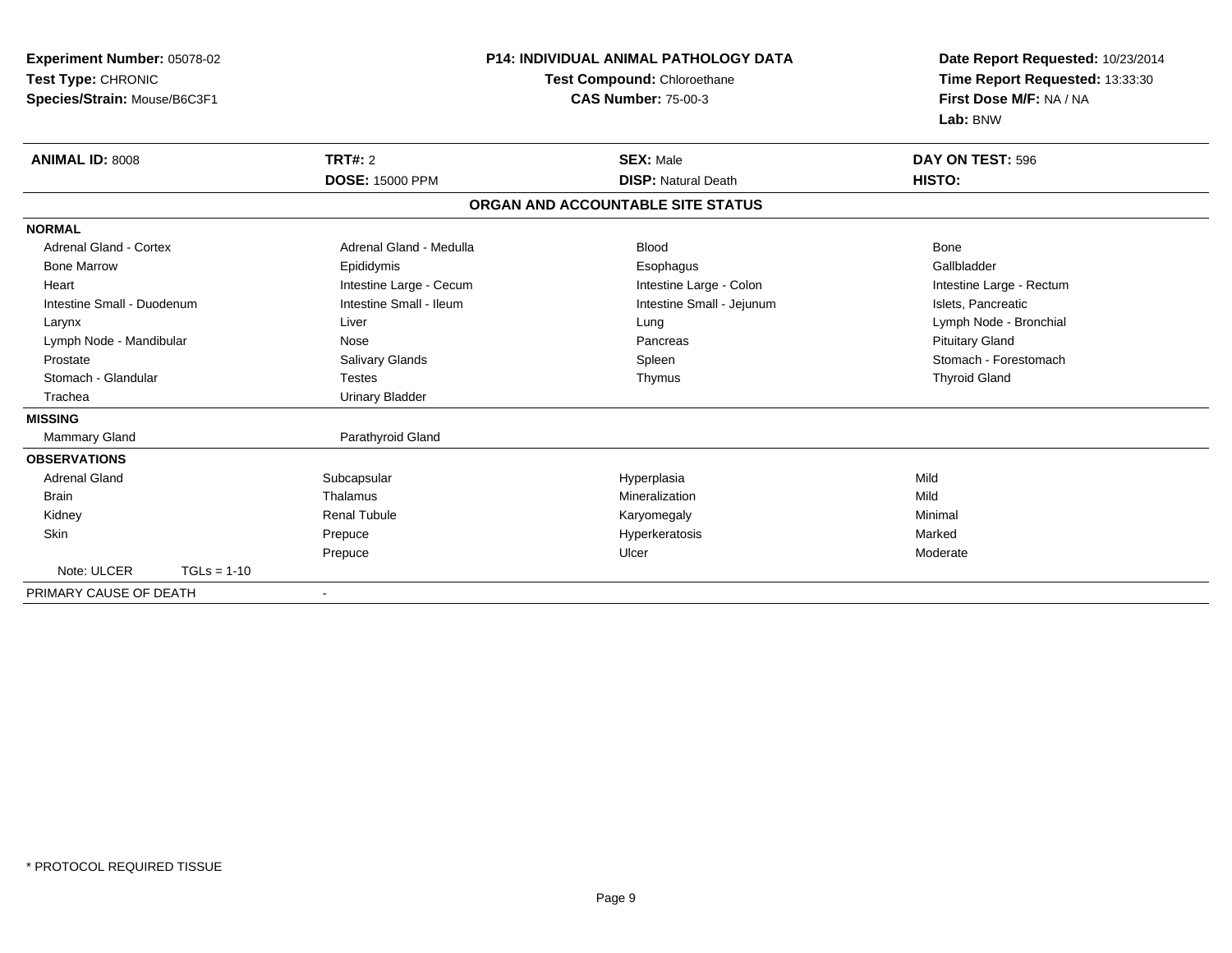**Experiment Number:** 05078-02
**Test Type:** CHRONIC
**Species/Strain:** Mouse/B6C3F1

**P14: INDIVIDUAL ANIMAL PATHOLOGY DATA**
**Test Compound:** Chloroethane
**CAS Number:** 75-00-3

**Date Report Requested:** 10/23/2014
**Time Report Requested:** 13:33:30
**First Dose M/F:** NA / NA
**Lab:** BNW

| **ANIMAL ID:** 8008 | **TRT#:** 2 | **SEX:** Male | **DAY ON TEST:** 596 |
|---|---|---|---|
| | **DOSE:** 15000 PPM | **DISP:** Natural Death | **HISTO:** |

**ORGAN AND ACCOUNTABLE SITE STATUS**

**NORMAL**

| | | | |
|---|---|---|---|
| Adrenal Gland - Cortex | Adrenal Gland - Medulla | Blood | Bone |
| Bone Marrow | Epididymis | Esophagus | Gallbladder |
| Heart | Intestine Large - Cecum | Intestine Large - Colon | Intestine Large - Rectum |
| Intestine Small - Duodenum | Intestine Small - Ileum | Intestine Small - Jejunum | Islets, Pancreatic |
| Larynx | Liver | Lung | Lymph Node - Bronchial |
| Lymph Node - Mandibular | Nose | Pancreas | Pituitary Gland |
| Prostate | Salivary Glands | Spleen | Stomach - Forestomach |
| Stomach - Glandular | Testes | Thymus | Thyroid Gland |
| Trachea | Urinary Bladder | | |

**MISSING**

| | |
|---|---|
| Mammary Gland | Parathyroid Gland |

**OBSERVATIONS**

| | | | |
|---|---|---|---|
| Adrenal Gland | Subcapsular | Hyperplasia | Mild |
| Brain | Thalamus | Mineralization | Mild |
| Kidney | Renal Tubule | Karyomegaly | Minimal |
| Skin | Prepuce | Hyperkeratosis | Marked |
| | Prepuce | Ulcer | Moderate |
| Note: ULCER TGLs = 1-10 | | | |

PRIMARY CAUSE OF DEATH -

* PROTOCOL REQUIRED TISSUE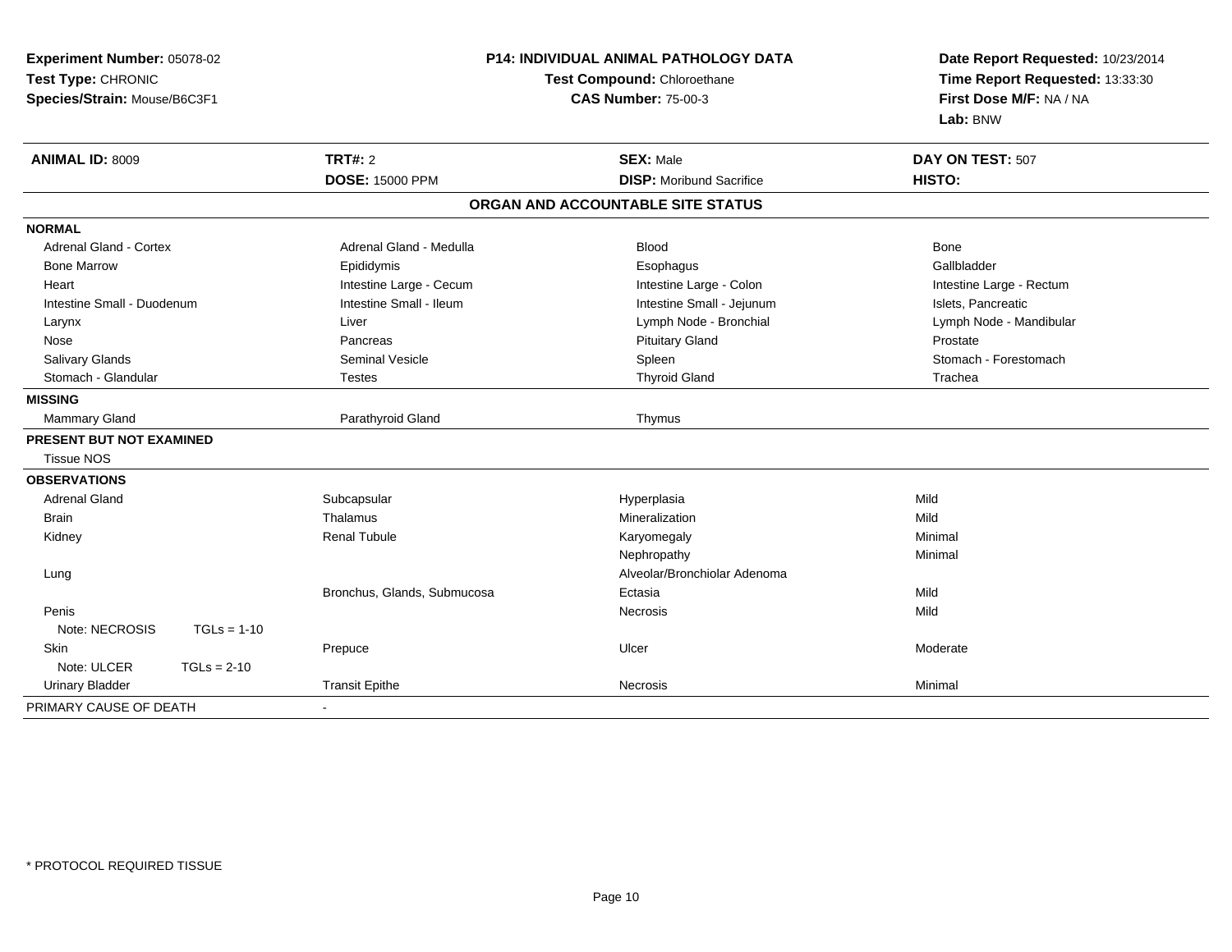**Experiment Number:** 05078-02
**Test Type:** CHRONIC
**Species/Strain:** Mouse/B6C3F1

**P14: INDIVIDUAL ANIMAL PATHOLOGY DATA**
**Test Compound:** Chloroethane
**CAS Number:** 75-00-3

**Date Report Requested:** 10/23/2014
**Time Report Requested:** 13:33:30
**First Dose M/F:** NA / NA
**Lab:** BNW

| **ANIMAL ID:** 8009 | **TRT#:** 2 | **SEX:** Male | **DAY ON TEST:** 507 |
|---|---|---|---|
| | **DOSE:** 15000 PPM | **DISP:** Moribund Sacrifice | **HISTO:** |

**ORGAN AND ACCOUNTABLE SITE STATUS**

**NORMAL**

| | | | |
|---|---|---|---|
| Adrenal Gland - Cortex | Adrenal Gland - Medulla | Blood | Bone |
| Bone Marrow | Epididymis | Esophagus | Gallbladder |
| Heart | Intestine Large - Cecum | Intestine Large - Colon | Intestine Large - Rectum |
| Intestine Small - Duodenum | Intestine Small - Ileum | Intestine Small - Jejunum | Islets, Pancreatic |
| Larynx | Liver | Lymph Node - Bronchial | Lymph Node - Mandibular |
| Nose | Pancreas | Pituitary Gland | Prostate |
| Salivary Glands | Seminal Vesicle | Spleen | Stomach - Forestomach |
| Stomach - Glandular | Testes | Thyroid Gland | Trachea |

**MISSING**

| | | |
|---|---|---|
| Mammary Gland | Parathyroid Gland | Thymus |

**PRESENT BUT NOT EXAMINED**

Tissue NOS

**OBSERVATIONS**

| | | | |
|---|---|---|---|
| Adrenal Gland | Subcapsular | Hyperplasia | Mild |
| Brain | Thalamus | Mineralization | Mild |
| Kidney | Renal Tubule | Karyomegaly | Minimal |
| | | Nephropathy | Minimal |
| Lung | | Alveolar/Bronchiolar Adenoma | |
| | Bronchus, Glands, Submucosa | Ectasia | Mild |
| Penis | | Necrosis | Mild |
| Note: NECROSIS TGLs = 1-10 | | | |
| Skin | Prepuce | Ulcer | Moderate |
| Note: ULCER TGLs = 2-10 | | | |
| Urinary Bladder | Transit Epithe | Necrosis | Minimal |

PRIMARY CAUSE OF DEATH -

\* PROTOCOL REQUIRED TISSUE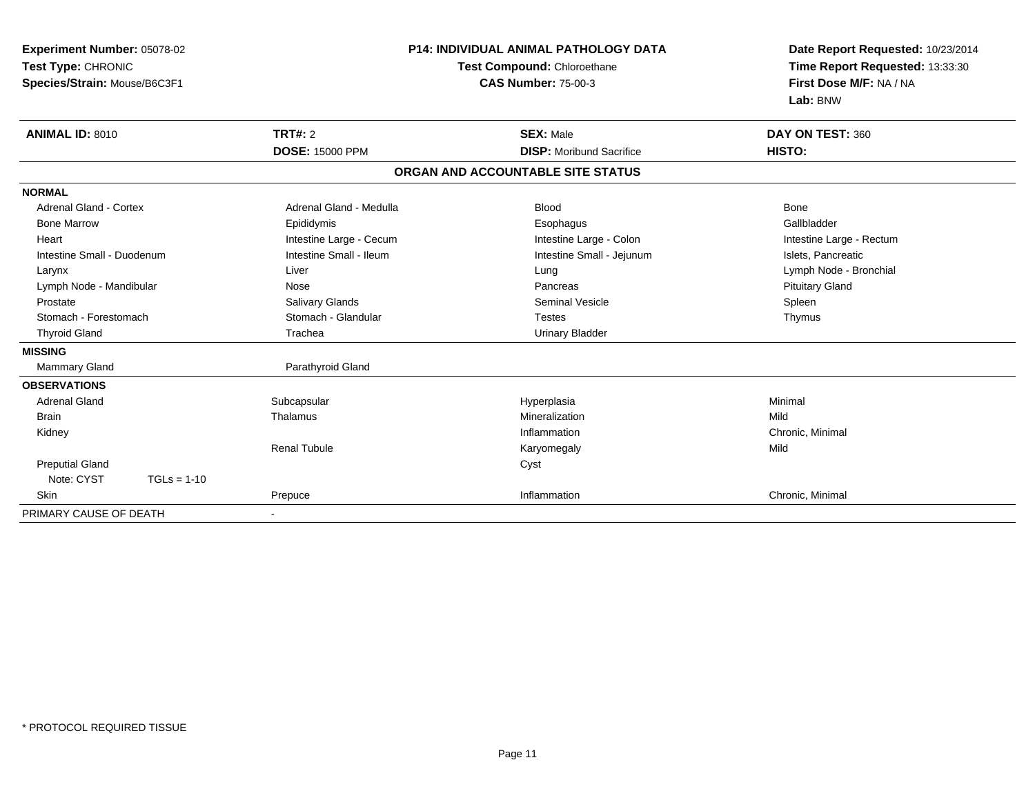**Experiment Number:** 05078-02
**Test Type:** CHRONIC
**Species/Strain:** Mouse/B6C3F1

**P14: INDIVIDUAL ANIMAL PATHOLOGY DATA**
**Test Compound:** Chloroethane
**CAS Number:** 75-00-3

**Date Report Requested:** 10/23/2014
**Time Report Requested:** 13:33:30
**First Dose M/F:** NA / NA
**Lab:** BNW

| **ANIMAL ID:** 8010 | **TRT#:** 2 | **SEX:** Male | **DAY ON TEST:** 360 |
|---|---|---|---|
| | **DOSE:** 15000 PPM | **DISP:** Moribund Sacrifice | **HISTO:** |

**ORGAN AND ACCOUNTABLE SITE STATUS**

| | | | |
|---|---|---|---|
| **NORMAL** | | | |
| Adrenal Gland - Cortex | Adrenal Gland - Medulla | Blood | Bone |
| Bone Marrow | Epididymis | Esophagus | Gallbladder |
| Heart | Intestine Large - Cecum | Intestine Large - Colon | Intestine Large - Rectum |
| Intestine Small - Duodenum | Intestine Small - Ileum | Intestine Small - Jejunum | Islets, Pancreatic |
| Larynx | Liver | Lung | Lymph Node - Bronchial |
| Lymph Node - Mandibular | Nose | Pancreas | Pituitary Gland |
| Prostate | Salivary Glands | Seminal Vesicle | Spleen |
| Stomach - Forestomach | Stomach - Glandular | Testes | Thymus |
| Thyroid Gland | Trachea | Urinary Bladder | |
| **MISSING** | | | |
| Mammary Gland | Parathyroid Gland | | |
| **OBSERVATIONS** | | | |
| Adrenal Gland | Subcapsular | Hyperplasia | Minimal |
| Brain | Thalamus | Mineralization | Mild |
| Kidney | | Inflammation | Chronic, Minimal |
| | Renal Tubule | Karyomegaly | Mild |
| Preputial Gland | | Cyst | |
| Note: CYST TGLs = 1-10 | | | |
| Skin | Prepuce | Inflammation | Chronic, Minimal |
| PRIMARY CAUSE OF DEATH | - | | |

* PROTOCOL REQUIRED TISSUE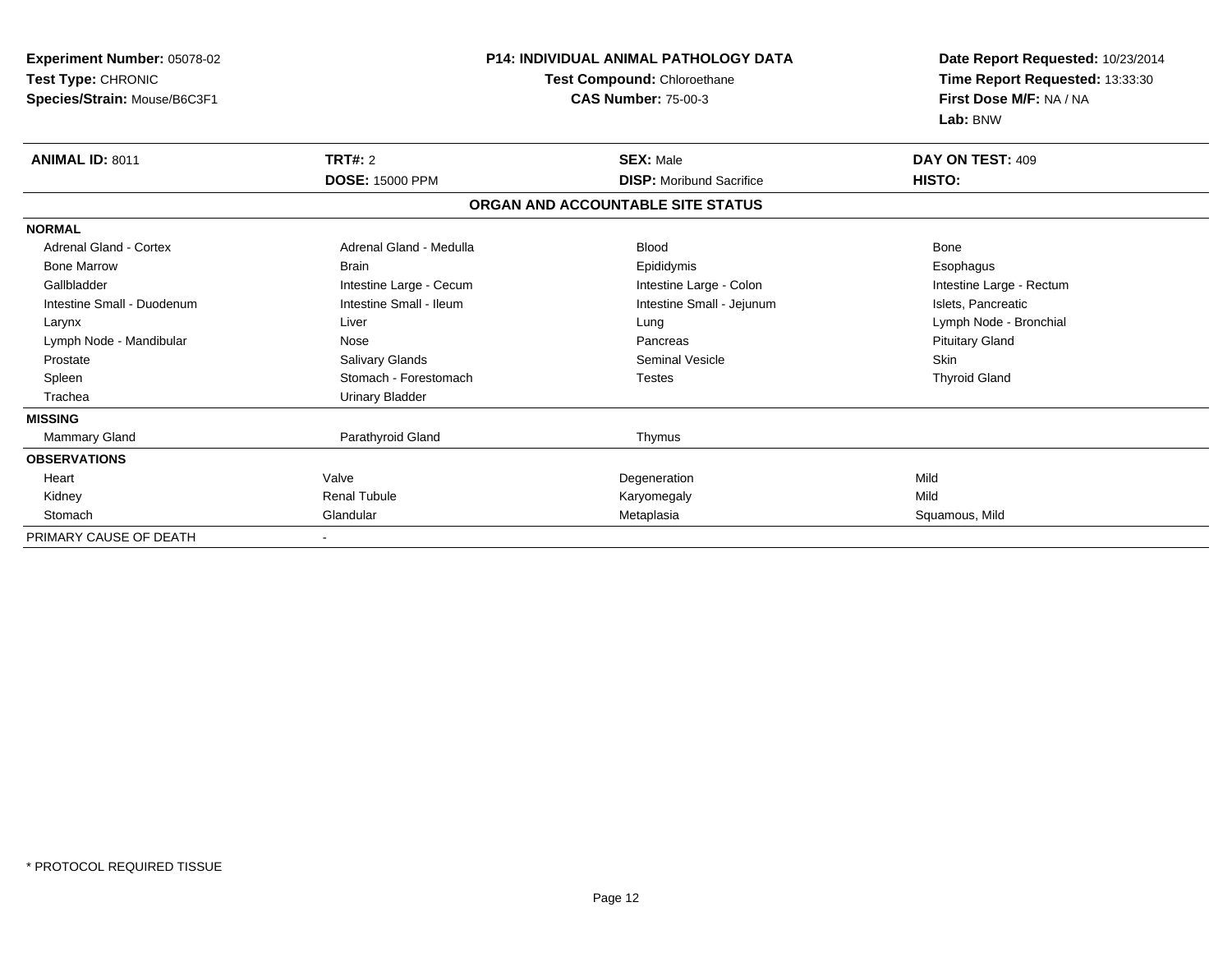**Experiment Number:** 05078-02
**Test Type:** CHRONIC
**Species/Strain:** Mouse/B6C3F1

**P14: INDIVIDUAL ANIMAL PATHOLOGY DATA**
**Test Compound:** Chloroethane
**CAS Number:** 75-00-3

**Date Report Requested:** 10/23/2014
**Time Report Requested:** 13:33:30
**First Dose M/F:** NA / NA
**Lab:** BNW

| **ANIMAL ID:** 8011 | **TRT#:** 2 | **SEX:** Male | **DAY ON TEST:** 409 |
|---|---|---|---|
| | **DOSE:** 15000 PPM | **DISP:** Moribund Sacrifice | **HISTO:** |

**ORGAN AND ACCOUNTABLE SITE STATUS**

| | | | |
|---|---|---|---|
| **NORMAL** | | | |
| Adrenal Gland - Cortex | Adrenal Gland - Medulla | Blood | Bone |
| Bone Marrow | Brain | Epididymis | Esophagus |
| Gallbladder | Intestine Large - Cecum | Intestine Large - Colon | Intestine Large - Rectum |
| Intestine Small - Duodenum | Intestine Small - Ileum | Intestine Small - Jejunum | Islets, Pancreatic |
| Larynx | Liver | Lung | Lymph Node - Bronchial |
| Lymph Node - Mandibular | Nose | Pancreas | Pituitary Gland |
| Prostate | Salivary Glands | Seminal Vesicle | Skin |
| Spleen | Stomach - Forestomach | Testes | Thyroid Gland |
| Trachea | Urinary Bladder | | |
| **MISSING** | | | |
| Mammary Gland | Parathyroid Gland | Thymus | |
| **OBSERVATIONS** | | | |
| Heart | Valve | Degeneration | Mild |
| Kidney | Renal Tubule | Karyomegaly | Mild |
| Stomach | Glandular | Metaplasia | Squamous, Mild |
| PRIMARY CAUSE OF DEATH | - | | |

\* PROTOCOL REQUIRED TISSUE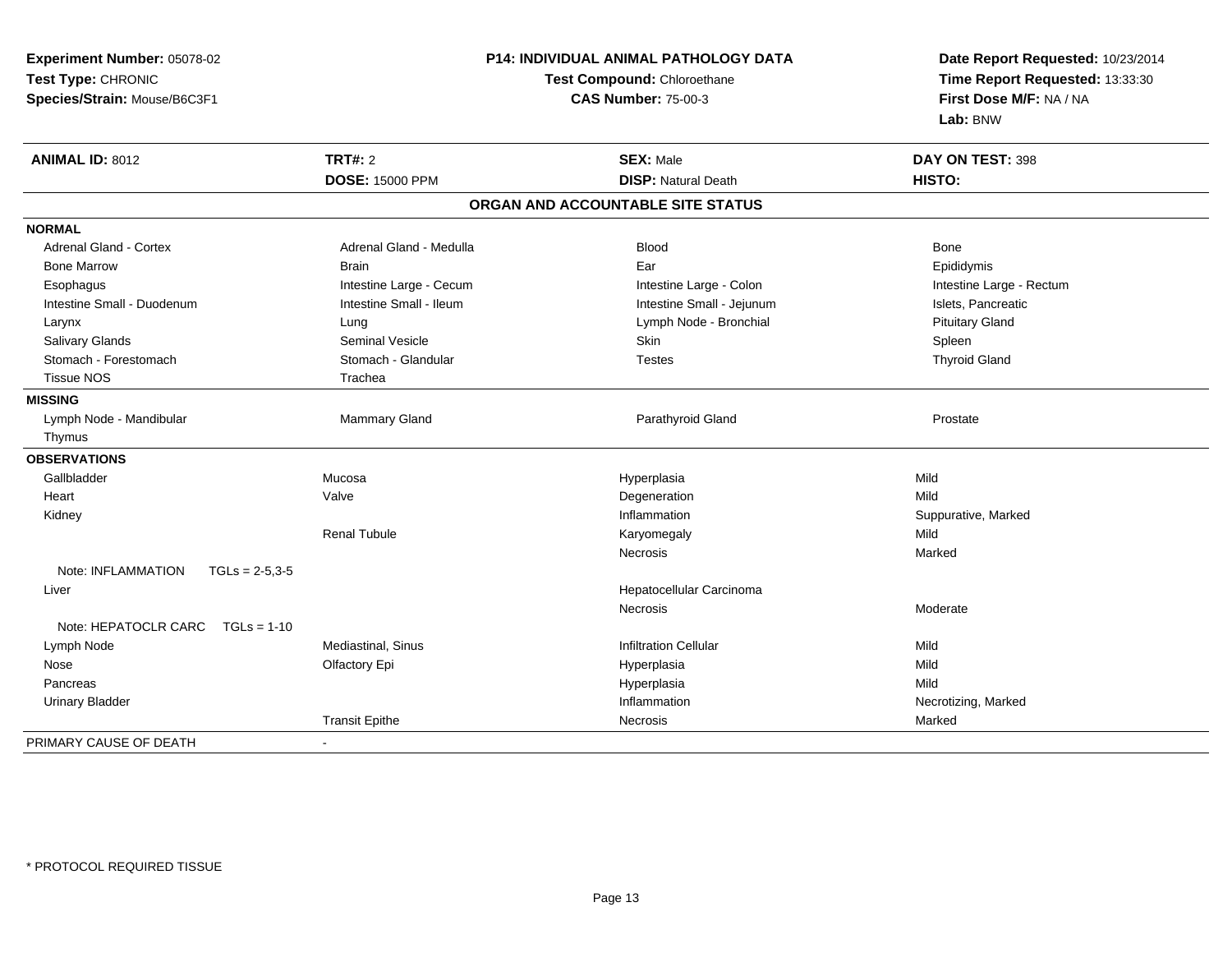**Experiment Number:** 05078-02
**Test Type:** CHRONIC
**Species/Strain:** Mouse/B6C3F1

**P14: INDIVIDUAL ANIMAL PATHOLOGY DATA**
**Test Compound:** Chloroethane
**CAS Number:** 75-00-3

**Date Report Requested:** 10/23/2014
**Time Report Requested:** 13:33:30
**First Dose M/F:** NA / NA
**Lab:** BNW

| **ANIMAL ID:** 8012 | **TRT#:** 2 | **SEX:** Male | **DAY ON TEST:** 398 |
|---|---|---|---|
| | **DOSE:** 15000 PPM | **DISP:** Natural Death | **HISTO:** |

## ORGAN AND ACCOUNTABLE SITE STATUS

**NORMAL**

| | | | |
|---|---|---|---|
| Adrenal Gland - Cortex | Adrenal Gland - Medulla | Blood | Bone |
| Bone Marrow | Brain | Ear | Epididymis |
| Esophagus | Intestine Large - Cecum | Intestine Large - Colon | Intestine Large - Rectum |
| Intestine Small - Duodenum | Intestine Small - Ileum | Intestine Small - Jejunum | Islets, Pancreatic |
| Larynx | Lung | Lymph Node - Bronchial | Pituitary Gland |
| Salivary Glands | Seminal Vesicle | Skin | Spleen |
| Stomach - Forestomach | Stomach - Glandular | Testes | Thyroid Gland |
| Tissue NOS | Trachea | | |

**MISSING**

| | | | |
|---|---|---|---|
| Lymph Node - Mandibular | Mammary Gland | Parathyroid Gland | Prostate |
| Thymus | | | |

**OBSERVATIONS**

| | | | |
|---|---|---|---|
| Gallbladder | Mucosa | Hyperplasia | Mild |
| Heart | Valve | Degeneration | Mild |
| Kidney | | Inflammation | Suppurative, Marked |
| | Renal Tubule | Karyomegaly | Mild |
| | | Necrosis | Marked |
| Note: INFLAMMATION TGLs = 2-5,3-5 | | | |
| Liver | | Hepatocellular Carcinoma | |
| | | Necrosis | Moderate |
| Note: HEPATOCLR CARC TGLs = 1-10 | | | |
| Lymph Node | Mediastinal, Sinus | Infiltration Cellular | Mild |
| Nose | Olfactory Epi | Hyperplasia | Mild |
| Pancreas | | Hyperplasia | Mild |
| Urinary Bladder | | Inflammation | Necrotizing, Marked |
| | Transit Epithe | Necrosis | Marked |

PRIMARY CAUSE OF DEATH -

* PROTOCOL REQUIRED TISSUE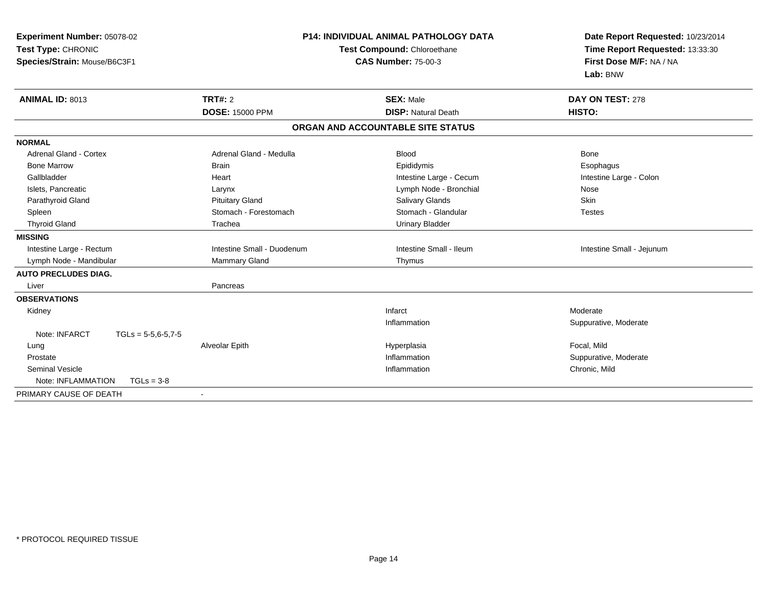**Experiment Number:** 05078-02
**Test Type:** CHRONIC
**Species/Strain:** Mouse/B6C3F1

**P14: INDIVIDUAL ANIMAL PATHOLOGY DATA**
**Test Compound:** Chloroethane
**CAS Number:** 75-00-3

**Date Report Requested:** 10/23/2014
**Time Report Requested:** 13:33:30
**First Dose M/F:** NA / NA
**Lab:** BNW

| **ANIMAL ID:** 8013 | **TRT#:** 2 | **SEX:** Male | **DAY ON TEST:** 278 |
|---|---|---|---|
| | **DOSE:** 15000 PPM | **DISP:** Natural Death | **HISTO:** |

**ORGAN AND ACCOUNTABLE SITE STATUS**

| | | | |
|---|---|---|---|
| **NORMAL** | | | |
| Adrenal Gland - Cortex | Adrenal Gland - Medulla | Blood | Bone |
| Bone Marrow | Brain | Epididymis | Esophagus |
| Gallbladder | Heart | Intestine Large - Cecum | Intestine Large - Colon |
| Islets, Pancreatic | Larynx | Lymph Node - Bronchial | Nose |
| Parathyroid Gland | Pituitary Gland | Salivary Glands | Skin |
| Spleen | Stomach - Forestomach | Stomach - Glandular | Testes |
| Thyroid Gland | Trachea | Urinary Bladder | |
| **MISSING** | | | |
| Intestine Large - Rectum | Intestine Small - Duodenum | Intestine Small - Ileum | Intestine Small - Jejunum |
| Lymph Node - Mandibular | Mammary Gland | Thymus | |
| **AUTO PRECLUDES DIAG.** | | | |
| Liver | Pancreas | | |
| **OBSERVATIONS** | | | |
| Kidney | | Infarct | Moderate |
| | | Inflammation | Suppurative, Moderate |
| Note: INFARCT TGLs = 5-5,6-5,7-5 | | | |
| Lung | Alveolar Epith | Hyperplasia | Focal, Mild |
| Prostate | | Inflammation | Suppurative, Moderate |
| Seminal Vesicle | | Inflammation | Chronic, Mild |
| Note: INFLAMMATION TGLs = 3-8 | | | |
| PRIMARY CAUSE OF DEATH | - | | |

* PROTOCOL REQUIRED TISSUE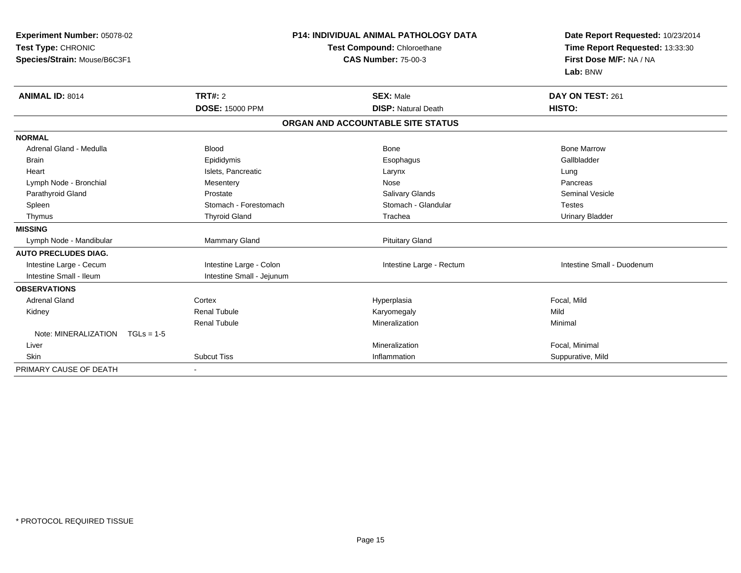**Experiment Number:** 05078-02
**Test Type:** CHRONIC
**Species/Strain:** Mouse/B6C3F1

**P14: INDIVIDUAL ANIMAL PATHOLOGY DATA**
**Test Compound:** Chloroethane
**CAS Number:** 75-00-3

**Date Report Requested:** 10/23/2014
**Time Report Requested:** 13:33:30
**First Dose M/F:** NA / NA
**Lab:** BNW

| **ANIMAL ID:** 8014 | **TRT#:** 2 | **SEX:** Male | **DAY ON TEST:** 261 |
|---|---|---|---|
| | **DOSE:** 15000 PPM | **DISP:** Natural Death | **HISTO:** |

## ORGAN AND ACCOUNTABLE SITE STATUS

| | | | |
|---|---|---|---|
| **NORMAL** | | | |
| Adrenal Gland - Medulla | Blood | Bone | Bone Marrow |
| Brain | Epididymis | Esophagus | Gallbladder |
| Heart | Islets, Pancreatic | Larynx | Lung |
| Lymph Node - Bronchial | Mesentery | Nose | Pancreas |
| Parathyroid Gland | Prostate | Salivary Glands | Seminal Vesicle |
| Spleen | Stomach - Forestomach | Stomach - Glandular | Testes |
| Thymus | Thyroid Gland | Trachea | Urinary Bladder |
| **MISSING** | | | |
| Lymph Node - Mandibular | Mammary Gland | Pituitary Gland | |
| **AUTO PRECLUDES DIAG.** | | | |
| Intestine Large - Cecum | Intestine Large - Colon | Intestine Large - Rectum | Intestine Small - Duodenum |
| Intestine Small - Ileum | Intestine Small - Jejunum | | |
| **OBSERVATIONS** | | | |
| Adrenal Gland | Cortex | Hyperplasia | Focal, Mild |
| Kidney | Renal Tubule | Karyomegaly | Mild |
| | Renal Tubule | Mineralization | Minimal |
| Note: MINERALIZATION TGLs = 1-5 | | | |
| Liver | | Mineralization | Focal, Minimal |
| Skin | Subcut Tiss | Inflammation | Suppurative, Mild |
| PRIMARY CAUSE OF DEATH | - | | |

\* PROTOCOL REQUIRED TISSUE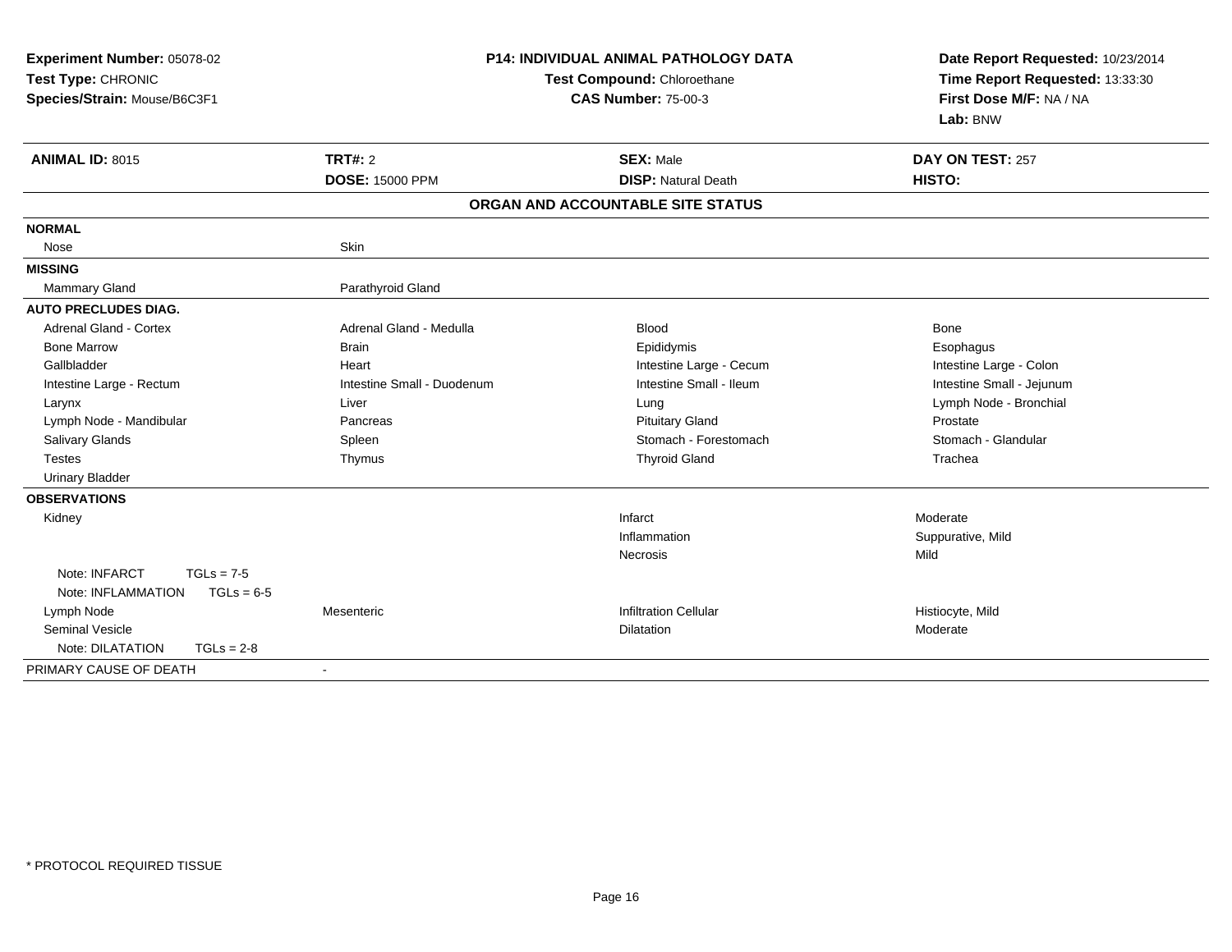**Experiment Number:** 05078-02
**Test Type:** CHRONIC
**Species/Strain:** Mouse/B6C3F1

**P14: INDIVIDUAL ANIMAL PATHOLOGY DATA**
**Test Compound:** Chloroethane
**CAS Number:** 75-00-3

**Date Report Requested:** 10/23/2014
**Time Report Requested:** 13:33:30
**First Dose M/F:** NA / NA
**Lab:** BNW

| **ANIMAL ID:** 8015 | **TRT#:** 2 | **SEX:** Male | **DAY ON TEST:** 257 |
|---|---|---|---|
| | **DOSE:** 15000 PPM | **DISP:** Natural Death | **HISTO:** |

**ORGAN AND ACCOUNTABLE SITE STATUS**

| | | | |
|---|---|---|---|
| **NORMAL** | | | |
| Nose | Skin | | |
| **MISSING** | | | |
| Mammary Gland | Parathyroid Gland | | |
| **AUTO PRECLUDES DIAG.** | | | |
| Adrenal Gland - Cortex | Adrenal Gland - Medulla | Blood | Bone |
| Bone Marrow | Brain | Epididymis | Esophagus |
| Gallbladder | Heart | Intestine Large - Cecum | Intestine Large - Colon |
| Intestine Large - Rectum | Intestine Small - Duodenum | Intestine Small - Ileum | Intestine Small - Jejunum |
| Larynx | Liver | Lung | Lymph Node - Bronchial |
| Lymph Node - Mandibular | Pancreas | Pituitary Gland | Prostate |
| Salivary Glands | Spleen | Stomach - Forestomach | Stomach - Glandular |
| Testes | Thymus | Thyroid Gland | Trachea |
| Urinary Bladder | | | |
| **OBSERVATIONS** | | | |
| Kidney | | Infarct | Moderate |
| | | Inflammation | Suppurative, Mild |
| | | Necrosis | Mild |
| Note: INFARCT TGLs = 7-5 | | | |
| Note: INFLAMMATION TGLs = 6-5 | | | |
| Lymph Node | Mesenteric | Infiltration Cellular | Histiocyte, Mild |
| Seminal Vesicle | | Dilatation | Moderate |
| Note: DILATATION TGLs = 2-8 | | | |
| PRIMARY CAUSE OF DEATH | - | | |

* PROTOCOL REQUIRED TISSUE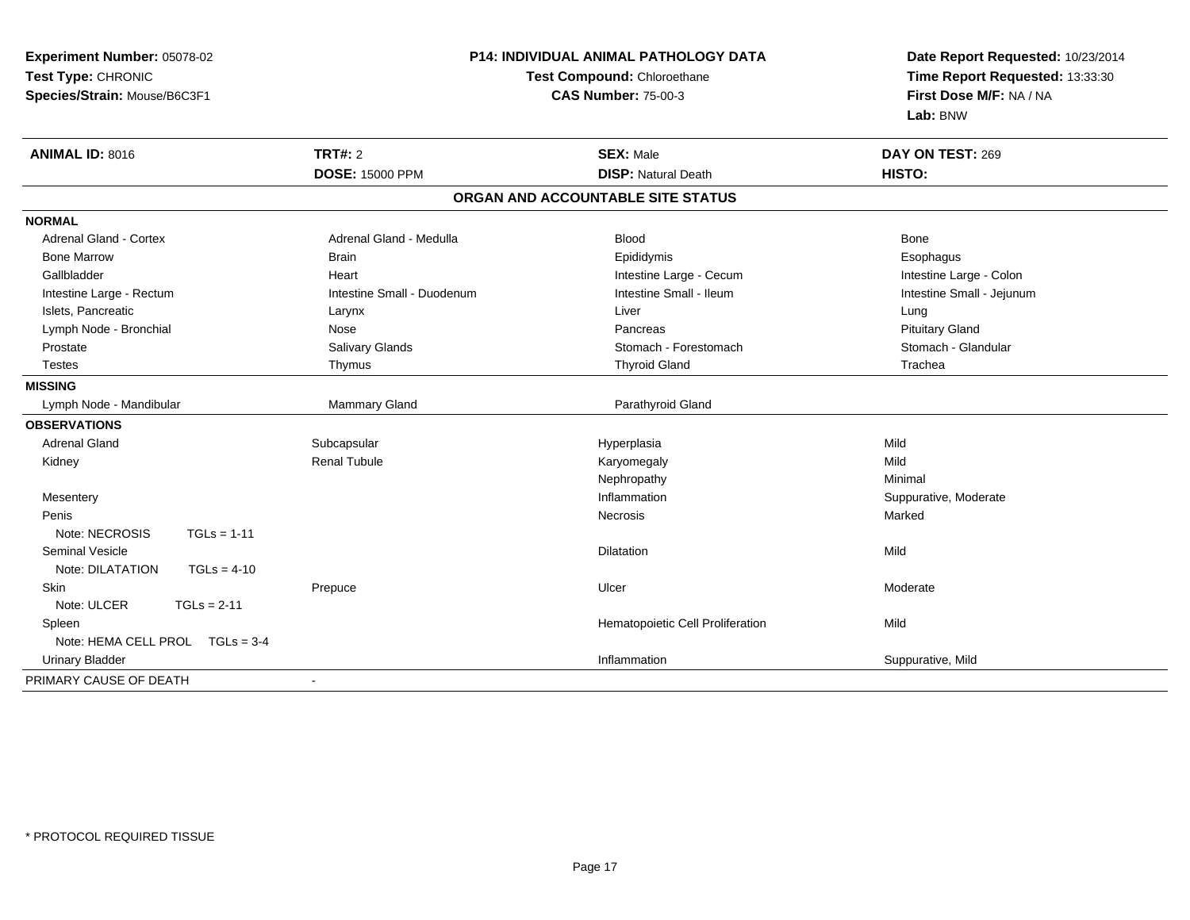**Experiment Number:** 05078-02
**Test Type:** CHRONIC
**Species/Strain:** Mouse/B6C3F1

**P14: INDIVIDUAL ANIMAL PATHOLOGY DATA**
**Test Compound:** Chloroethane
**CAS Number:** 75-00-3

**Date Report Requested:** 10/23/2014
**Time Report Requested:** 13:33:30
**First Dose M/F:** NA / NA
**Lab:** BNW

| **ANIMAL ID:** 8016 | **TRT#:** 2 | **SEX:** Male | **DAY ON TEST:** 269 |
|---|---|---|---|
| | **DOSE:** 15000 PPM | **DISP:** Natural Death | **HISTO:** |

**ORGAN AND ACCOUNTABLE SITE STATUS**

| | | | |
|---|---|---|---|
| **NORMAL** | | | |
| Adrenal Gland - Cortex | Adrenal Gland - Medulla | Blood | Bone |
| Bone Marrow | Brain | Epididymis | Esophagus |
| Gallbladder | Heart | Intestine Large - Cecum | Intestine Large - Colon |
| Intestine Large - Rectum | Intestine Small - Duodenum | Intestine Small - Ileum | Intestine Small - Jejunum |
| Islets, Pancreatic | Larynx | Liver | Lung |
| Lymph Node - Bronchial | Nose | Pancreas | Pituitary Gland |
| Prostate | Salivary Glands | Stomach - Forestomach | Stomach - Glandular |
| Testes | Thymus | Thyroid Gland | Trachea |
| **MISSING** | | | |
| Lymph Node - Mandibular | Mammary Gland | Parathyroid Gland | |
| **OBSERVATIONS** | | | |
| Adrenal Gland | Subcapsular | Hyperplasia | Mild |
| Kidney | Renal Tubule | Karyomegaly | Mild |
| | | Nephropathy | Minimal |
| Mesentery | | Inflammation | Suppurative, Moderate |
| Penis | | Necrosis | Marked |
| Note: NECROSIS TGLs = 1-11 | | | |
| Seminal Vesicle | | Dilatation | Mild |
| Note: DILATATION TGLs = 4-10 | | | |
| Skin | Prepuce | Ulcer | Moderate |
| Note: ULCER TGLs = 2-11 | | | |
| Spleen | | Hematopoietic Cell Proliferation | Mild |
| Note: HEMA CELL PROL TGLs = 3-4 | | | |
| Urinary Bladder | | Inflammation | Suppurative, Mild |
| PRIMARY CAUSE OF DEATH | - | | |

\* PROTOCOL REQUIRED TISSUE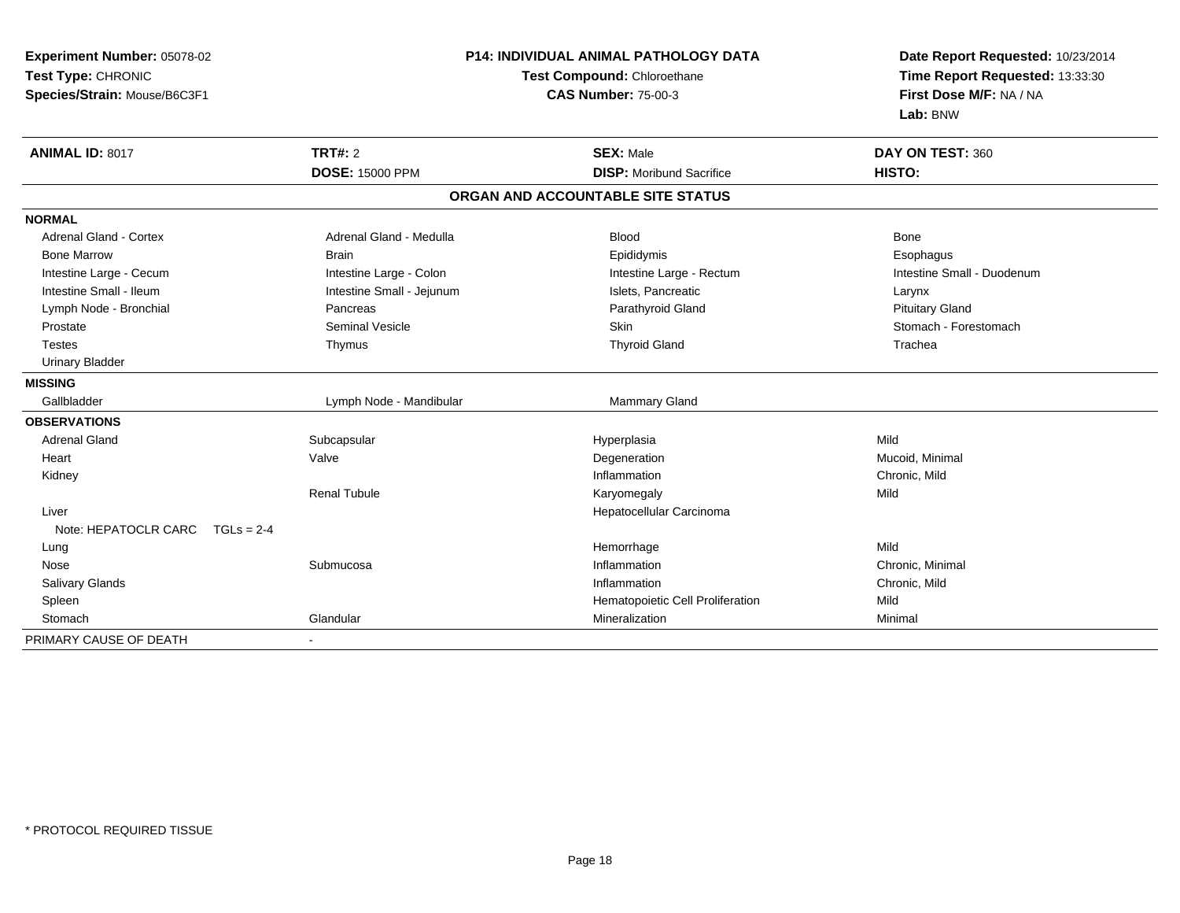**Experiment Number:** 05078-02
**Test Type:** CHRONIC
**Species/Strain:** Mouse/B6C3F1

**P14: INDIVIDUAL ANIMAL PATHOLOGY DATA**
**Test Compound:** Chloroethane
**CAS Number:** 75-00-3

**Date Report Requested:** 10/23/2014
**Time Report Requested:** 13:33:30
**First Dose M/F:** NA / NA
**Lab:** BNW

| **ANIMAL ID:** 8017 | **TRT#:** 2 | **SEX:** Male | **DAY ON TEST:** 360 |
|---|---|---|---|
| | **DOSE:** 15000 PPM | **DISP:** Moribund Sacrifice | **HISTO:** |

## ORGAN AND ACCOUNTABLE SITE STATUS

**NORMAL**

| | | | |
|---|---|---|---|
| Adrenal Gland - Cortex | Adrenal Gland - Medulla | Blood | Bone |
| Bone Marrow | Brain | Epididymis | Esophagus |
| Intestine Large - Cecum | Intestine Large - Colon | Intestine Large - Rectum | Intestine Small - Duodenum |
| Intestine Small - Ileum | Intestine Small - Jejunum | Islets, Pancreatic | Larynx |
| Lymph Node - Bronchial | Pancreas | Parathyroid Gland | Pituitary Gland |
| Prostate | Seminal Vesicle | Skin | Stomach - Forestomach |
| Testes | Thymus | Thyroid Gland | Trachea |
| Urinary Bladder | | | |

**MISSING**

| | | |
|---|---|---|
| Gallbladder | Lymph Node - Mandibular | Mammary Gland |

**OBSERVATIONS**

| | | | |
|---|---|---|---|
| Adrenal Gland | Subcapsular | Hyperplasia | Mild |
| Heart | Valve | Degeneration | Mucoid, Minimal |
| Kidney | | Inflammation | Chronic, Mild |
| | Renal Tubule | Karyomegaly | Mild |
| Liver | | Hepatocellular Carcinoma | |
| Note: HEPATOCLR CARC TGLs = 2-4 | | | |
| Lung | | Hemorrhage | Mild |
| Nose | Submucosa | Inflammation | Chronic, Minimal |
| Salivary Glands | | Inflammation | Chronic, Mild |
| Spleen | | Hematopoietic Cell Proliferation | Mild |
| Stomach | Glandular | Mineralization | Minimal |

PRIMARY CAUSE OF DEATH -

* PROTOCOL REQUIRED TISSUE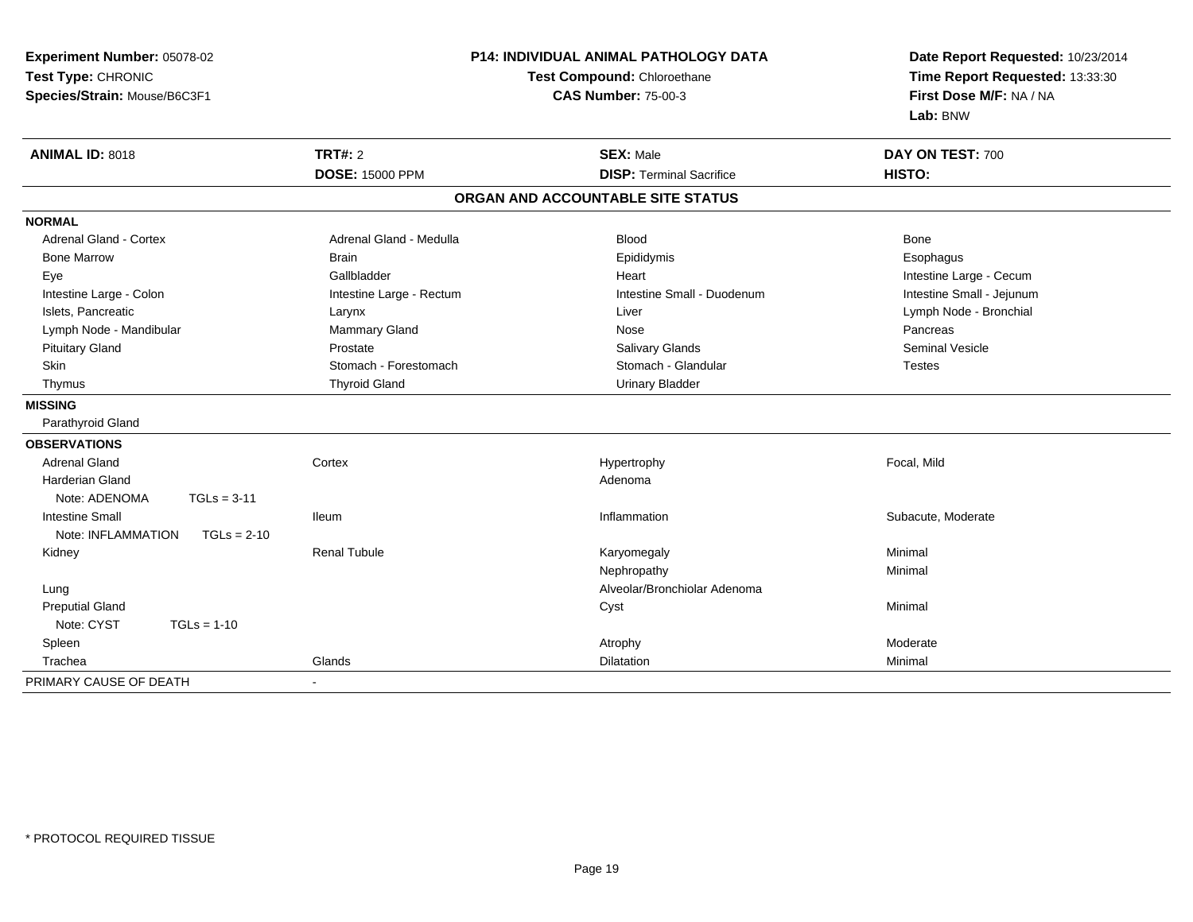**Experiment Number:** 05078-02
**Test Type:** CHRONIC
**Species/Strain:** Mouse/B6C3F1

**P14: INDIVIDUAL ANIMAL PATHOLOGY DATA**
**Test Compound:** Chloroethane
**CAS Number:** 75-00-3

**Date Report Requested:** 10/23/2014
**Time Report Requested:** 13:33:30
**First Dose M/F:** NA / NA
**Lab:** BNW

| **ANIMAL ID:** 8018 | **TRT#:** 2 | **SEX:** Male | **DAY ON TEST:** 700 |
|---|---|---|---|
| | **DOSE:** 15000 PPM | **DISP:** Terminal Sacrifice | **HISTO:** |

## ORGAN AND ACCOUNTABLE SITE STATUS

**NORMAL**

| | | | |
|---|---|---|---|
| Adrenal Gland - Cortex | Adrenal Gland - Medulla | Blood | Bone |
| Bone Marrow | Brain | Epididymis | Esophagus |
| Eye | Gallbladder | Heart | Intestine Large - Cecum |
| Intestine Large - Colon | Intestine Large - Rectum | Intestine Small - Duodenum | Intestine Small - Jejunum |
| Islets, Pancreatic | Larynx | Liver | Lymph Node - Bronchial |
| Lymph Node - Mandibular | Mammary Gland | Nose | Pancreas |
| Pituitary Gland | Prostate | Salivary Glands | Seminal Vesicle |
| Skin | Stomach - Forestomach | Stomach - Glandular | Testes |
| Thymus | Thyroid Gland | Urinary Bladder | |

**MISSING**

Parathyroid Gland

**OBSERVATIONS**

| | | | |
|---|---|---|---|
| Adrenal Gland | Cortex | Hypertrophy | Focal, Mild |
| Harderian Gland | | Adenoma | |
| Note: ADENOMA TGLs = 3-11 | | | |
| Intestine Small | Ileum | Inflammation | Subacute, Moderate |
| Note: INFLAMMATION TGLs = 2-10 | | | |
| Kidney | Renal Tubule | Karyomegaly | Minimal |
| | | Nephropathy | Minimal |
| Lung | | Alveolar/Bronchiolar Adenoma | |
| Preputial Gland | | Cyst | Minimal |
| Note: CYST TGLs = 1-10 | | | |
| Spleen | | Atrophy | Moderate |
| Trachea | Glands | Dilatation | Minimal |

PRIMARY CAUSE OF DEATH -

* PROTOCOL REQUIRED TISSUE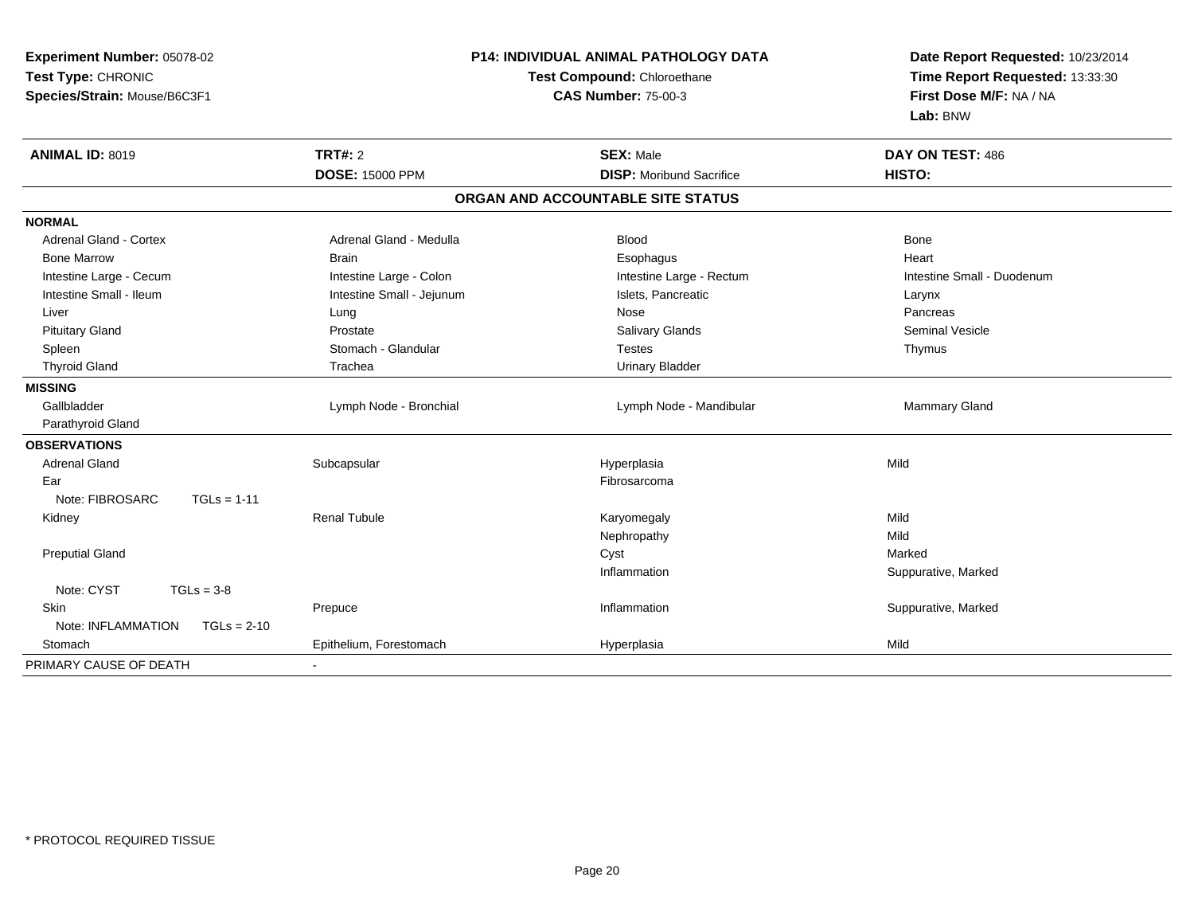**Experiment Number:** 05078-02
**Test Type:** CHRONIC
**Species/Strain:** Mouse/B6C3F1

## P14: INDIVIDUAL ANIMAL PATHOLOGY DATA

**Test Compound:** Chloroethane
**CAS Number:** 75-00-3

**Date Report Requested:** 10/23/2014
**Time Report Requested:** 13:33:30
**First Dose M/F:** NA / NA
**Lab:** BNW

| **ANIMAL ID:** 8019 | **TRT#:** 2 | **SEX:** Male | **DAY ON TEST:** 486 |
|---|---|---|---|
| | **DOSE:** 15000 PPM | **DISP:** Moribund Sacrifice | **HISTO:** |

### ORGAN AND ACCOUNTABLE SITE STATUS

| | | | |
|---|---|---|---|
| **NORMAL** | | | |
| Adrenal Gland - Cortex | Adrenal Gland - Medulla | Blood | Bone |
| Bone Marrow | Brain | Esophagus | Heart |
| Intestine Large - Cecum | Intestine Large - Colon | Intestine Large - Rectum | Intestine Small - Duodenum |
| Intestine Small - Ileum | Intestine Small - Jejunum | Islets, Pancreatic | Larynx |
| Liver | Lung | Nose | Pancreas |
| Pituitary Gland | Prostate | Salivary Glands | Seminal Vesicle |
| Spleen | Stomach - Glandular | Testes | Thymus |
| Thyroid Gland | Trachea | Urinary Bladder | |
| **MISSING** | | | |
| Gallbladder | Lymph Node - Bronchial | Lymph Node - Mandibular | Mammary Gland |
| Parathyroid Gland | | | |
| **OBSERVATIONS** | | | |
| Adrenal Gland | Subcapsular | Hyperplasia | Mild |
| Ear | | Fibrosarcoma | |
| Note: FIBROSARC TGLs = 1-11 | | | |
| Kidney | Renal Tubule | Karyomegaly | Mild |
| | | Nephropathy | Mild |
| Preputial Gland | | Cyst | Marked |
| | | Inflammation | Suppurative, Marked |
| Note: CYST TGLs = 3-8 | | | |
| Skin | Prepuce | Inflammation | Suppurative, Marked |
| Note: INFLAMMATION TGLs = 2-10 | | | |
| Stomach | Epithelium, Forestomach | Hyperplasia | Mild |
| PRIMARY CAUSE OF DEATH | - | | |

\* PROTOCOL REQUIRED TISSUE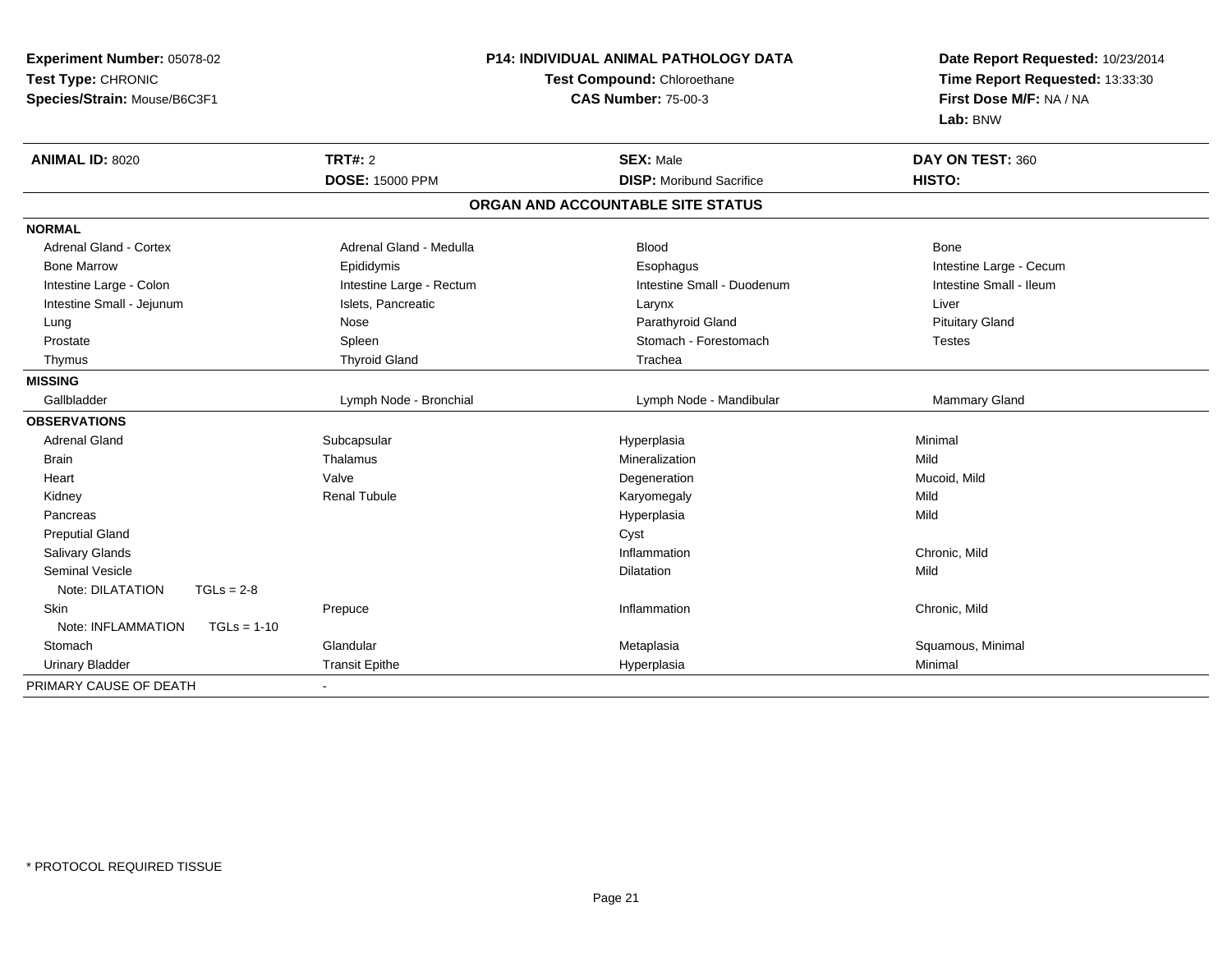**Experiment Number:** 05078-02
**Test Type:** CHRONIC
**Species/Strain:** Mouse/B6C3F1

**P14: INDIVIDUAL ANIMAL PATHOLOGY DATA**
**Test Compound:** Chloroethane
**CAS Number:** 75-00-3

**Date Report Requested:** 10/23/2014
**Time Report Requested:** 13:33:30
**First Dose M/F:** NA / NA
**Lab:** BNW

| **ANIMAL ID:** 8020 | **TRT#:** 2 | **SEX:** Male | **DAY ON TEST:** 360 |
|---|---|---|---|
| | **DOSE:** 15000 PPM | **DISP:** Moribund Sacrifice | **HISTO:** |

## ORGAN AND ACCOUNTABLE SITE STATUS

| | | | |
|---|---|---|---|
| **NORMAL** | | | |
| Adrenal Gland - Cortex | Adrenal Gland - Medulla | Blood | Bone |
| Bone Marrow | Epididymis | Esophagus | Intestine Large - Cecum |
| Intestine Large - Colon | Intestine Large - Rectum | Intestine Small - Duodenum | Intestine Small - Ileum |
| Intestine Small - Jejunum | Islets, Pancreatic | Larynx | Liver |
| Lung | Nose | Parathyroid Gland | Pituitary Gland |
| Prostate | Spleen | Stomach - Forestomach | Testes |
| Thymus | Thyroid Gland | Trachea | |
| **MISSING** | | | |
| Gallbladder | Lymph Node - Bronchial | Lymph Node - Mandibular | Mammary Gland |
| **OBSERVATIONS** | | | |
| Adrenal Gland | Subcapsular | Hyperplasia | Minimal |
| Brain | Thalamus | Mineralization | Mild |
| Heart | Valve | Degeneration | Mucoid, Mild |
| Kidney | Renal Tubule | Karyomegaly | Mild |
| Pancreas | | Hyperplasia | Mild |
| Preputial Gland | | Cyst | |
| Salivary Glands | | Inflammation | Chronic, Mild |
| Seminal Vesicle | | Dilatation | Mild |
| Note: DILATATION TGLs = 2-8 | | | |
| Skin | Prepuce | Inflammation | Chronic, Mild |
| Note: INFLAMMATION TGLs = 1-10 | | | |
| Stomach | Glandular | Metaplasia | Squamous, Minimal |
| Urinary Bladder | Transit Epithe | Hyperplasia | Minimal |
| PRIMARY CAUSE OF DEATH | - | | |

\* PROTOCOL REQUIRED TISSUE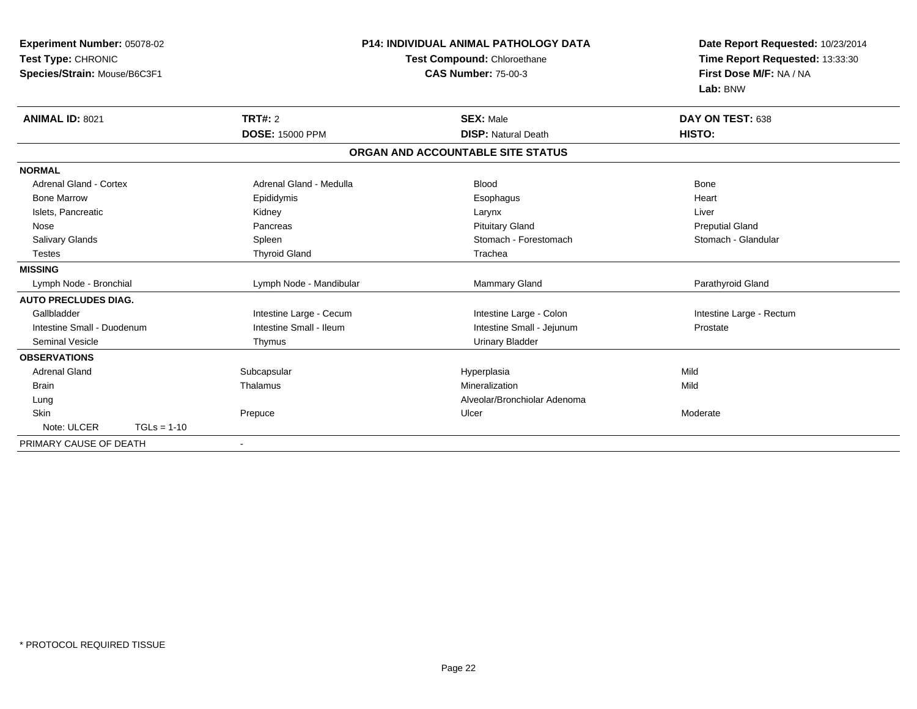**Experiment Number:** 05078-02
**Test Type:** CHRONIC
**Species/Strain:** Mouse/B6C3F1

**P14: INDIVIDUAL ANIMAL PATHOLOGY DATA**
**Test Compound:** Chloroethane
**CAS Number:** 75-00-3

**Date Report Requested:** 10/23/2014
**Time Report Requested:** 13:33:30
**First Dose M/F:** NA / NA
**Lab:** BNW

| **ANIMAL ID:** 8021 | **TRT#:** 2 | **SEX:** Male | **DAY ON TEST:** 638 |
|---|---|---|---|
| | **DOSE:** 15000 PPM | **DISP:** Natural Death | **HISTO:** |

**ORGAN AND ACCOUNTABLE SITE STATUS**

| | | | |
|---|---|---|---|
| **NORMAL** | | | |
| Adrenal Gland - Cortex | Adrenal Gland - Medulla | Blood | Bone |
| Bone Marrow | Epididymis | Esophagus | Heart |
| Islets, Pancreatic | Kidney | Larynx | Liver |
| Nose | Pancreas | Pituitary Gland | Preputial Gland |
| Salivary Glands | Spleen | Stomach - Forestomach | Stomach - Glandular |
| Testes | Thyroid Gland | Trachea | |
| **MISSING** | | | |
| Lymph Node - Bronchial | Lymph Node - Mandibular | Mammary Gland | Parathyroid Gland |
| **AUTO PRECLUDES DIAG.** | | | |
| Gallbladder | Intestine Large - Cecum | Intestine Large - Colon | Intestine Large - Rectum |
| Intestine Small - Duodenum | Intestine Small - Ileum | Intestine Small - Jejunum | Prostate |
| Seminal Vesicle | Thymus | Urinary Bladder | |
| **OBSERVATIONS** | | | |
| Adrenal Gland | Subcapsular | Hyperplasia | Mild |
| Brain | Thalamus | Mineralization | Mild |
| Lung | | Alveolar/Bronchiolar Adenoma | |
| Skin | Prepuce | Ulcer | Moderate |
| Note: ULCER TGLs = 1-10 | | | |
| PRIMARY CAUSE OF DEATH | - | | |

\* PROTOCOL REQUIRED TISSUE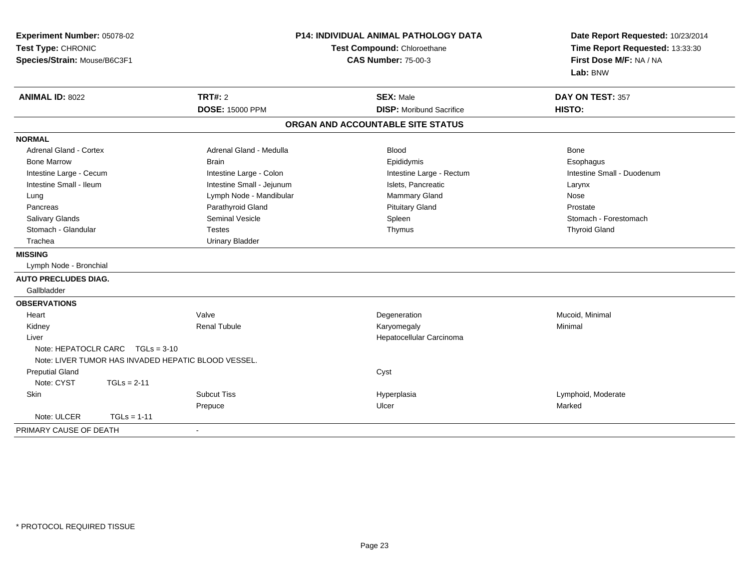**Experiment Number:** 05078-02
**Test Type:** CHRONIC
**Species/Strain:** Mouse/B6C3F1

**P14: INDIVIDUAL ANIMAL PATHOLOGY DATA**
**Test Compound:** Chloroethane
**CAS Number:** 75-00-3

**Date Report Requested:** 10/23/2014
**Time Report Requested:** 13:33:30
**First Dose M/F:** NA / NA
**Lab:** BNW

| **ANIMAL ID:** 8022 | **TRT#:** 2 | **SEX:** Male | **DAY ON TEST:** 357 |
|---|---|---|---|
| | **DOSE:** 15000 PPM | **DISP:** Moribund Sacrifice | **HISTO:** |

## ORGAN AND ACCOUNTABLE SITE STATUS

**NORMAL**

| | | | |
|---|---|---|---|
| Adrenal Gland - Cortex | Adrenal Gland - Medulla | Blood | Bone |
| Bone Marrow | Brain | Epididymis | Esophagus |
| Intestine Large - Cecum | Intestine Large - Colon | Intestine Large - Rectum | Intestine Small - Duodenum |
| Intestine Small - Ileum | Intestine Small - Jejunum | Islets, Pancreatic | Larynx |
| Lung | Lymph Node - Mandibular | Mammary Gland | Nose |
| Pancreas | Parathyroid Gland | Pituitary Gland | Prostate |
| Salivary Glands | Seminal Vesicle | Spleen | Stomach - Forestomach |
| Stomach - Glandular | Testes | Thymus | Thyroid Gland |
| Trachea | Urinary Bladder | | |

**MISSING**

Lymph Node - Bronchial

**AUTO PRECLUDES DIAG.**

Gallbladder

**OBSERVATIONS**

| | | | |
|---|---|---|---|
| Heart | Valve | Degeneration | Mucoid, Minimal |
| Kidney | Renal Tubule | Karyomegaly | Minimal |
| Liver | | Hepatocellular Carcinoma | |
| Note: HEPATOCLR CARC TGLs = 3-10 | | | |
| Note: LIVER TUMOR HAS INVADED HEPATIC BLOOD VESSEL. | | | |
| Preputial Gland | | Cyst | |
| Note: CYST TGLs = 2-11 | | | |
| Skin | Subcut Tiss | Hyperplasia | Lymphoid, Moderate |
| | Prepuce | Ulcer | Marked |
| Note: ULCER TGLs = 1-11 | | | |

PRIMARY CAUSE OF DEATH -

\* PROTOCOL REQUIRED TISSUE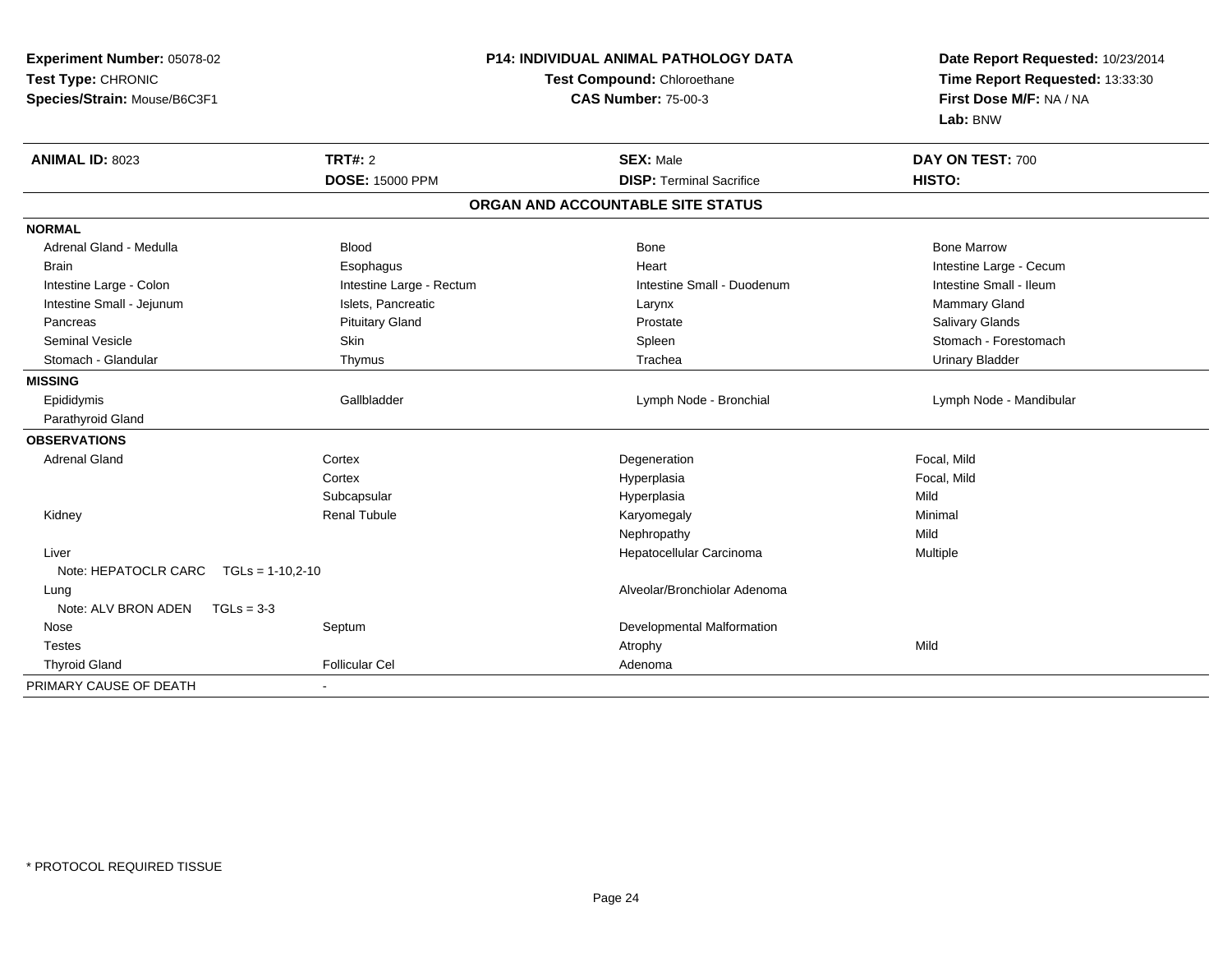**Experiment Number:** 05078-02
**Test Type:** CHRONIC
**Species/Strain:** Mouse/B6C3F1

**P14: INDIVIDUAL ANIMAL PATHOLOGY DATA**
**Test Compound:** Chloroethane
**CAS Number:** 75-00-3

**Date Report Requested:** 10/23/2014
**Time Report Requested:** 13:33:30
**First Dose M/F:** NA / NA
**Lab:** BNW

| **ANIMAL ID:** 8023 | **TRT#:** 2 | **SEX:** Male | **DAY ON TEST:** 700 |
|---|---|---|---|
| | **DOSE:** 15000 PPM | **DISP:** Terminal Sacrifice | **HISTO:** |

**ORGAN AND ACCOUNTABLE SITE STATUS**

| | | | |
|---|---|---|---|
| **NORMAL** | | | |
| Adrenal Gland - Medulla | Blood | Bone | Bone Marrow |
| Brain | Esophagus | Heart | Intestine Large - Cecum |
| Intestine Large - Colon | Intestine Large - Rectum | Intestine Small - Duodenum | Intestine Small - Ileum |
| Intestine Small - Jejunum | Islets, Pancreatic | Larynx | Mammary Gland |
| Pancreas | Pituitary Gland | Prostate | Salivary Glands |
| Seminal Vesicle | Skin | Spleen | Stomach - Forestomach |
| Stomach - Glandular | Thymus | Trachea | Urinary Bladder |
| **MISSING** | | | |
| Epididymis | Gallbladder | Lymph Node - Bronchial | Lymph Node - Mandibular |
| Parathyroid Gland | | | |
| **OBSERVATIONS** | | | |
| Adrenal Gland | Cortex | Degeneration | Focal, Mild |
| | Cortex | Hyperplasia | Focal, Mild |
| | Subcapsular | Hyperplasia | Mild |
| Kidney | Renal Tubule | Karyomegaly | Minimal |
| | | Nephropathy | Mild |
| Liver | | Hepatocellular Carcinoma | Multiple |
| Note: HEPATOCLR CARC TGLs = 1-10,2-10 | | | |
| Lung | | Alveolar/Bronchiolar Adenoma | |
| Note: ALV BRON ADEN TGLs = 3-3 | | | |
| Nose | Septum | Developmental Malformation | |
| Testes | | Atrophy | Mild |
| Thyroid Gland | Follicular Cel | Adenoma | |
| PRIMARY CAUSE OF DEATH | - | | |

\* PROTOCOL REQUIRED TISSUE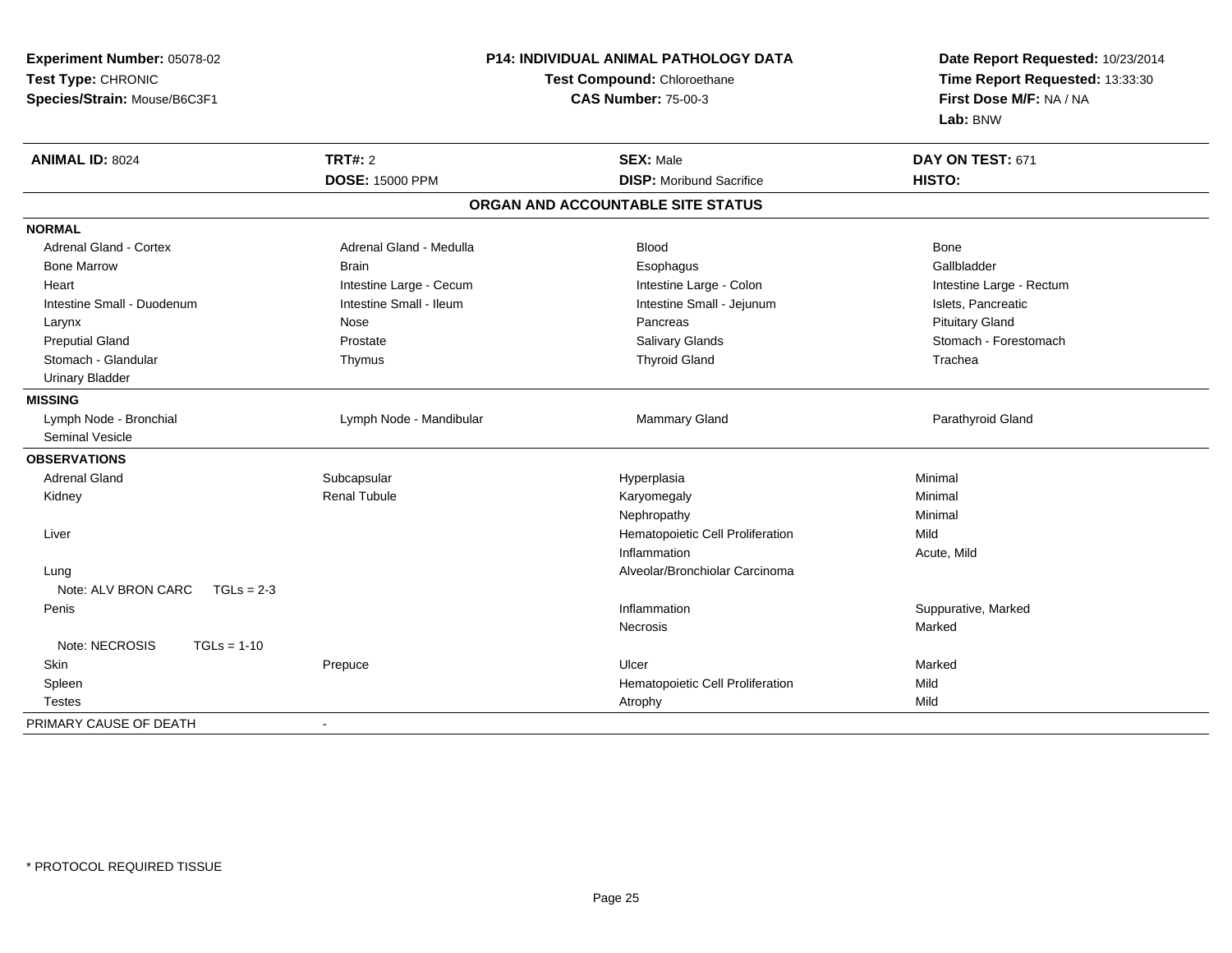**Experiment Number:** 05078-02
**Test Type:** CHRONIC
**Species/Strain:** Mouse/B6C3F1

**P14: INDIVIDUAL ANIMAL PATHOLOGY DATA**
**Test Compound:** Chloroethane
**CAS Number:** 75-00-3

**Date Report Requested:** 10/23/2014
**Time Report Requested:** 13:33:30
**First Dose M/F:** NA / NA
**Lab:** BNW

| **ANIMAL ID:** 8024 | **TRT#:** 2 | **SEX:** Male | **DAY ON TEST:** 671 |
|---|---|---|---|
| | **DOSE:** 15000 PPM | **DISP:** Moribund Sacrifice | **HISTO:** |

## ORGAN AND ACCOUNTABLE SITE STATUS

**NORMAL**

| | | | |
|---|---|---|---|
| Adrenal Gland - Cortex | Adrenal Gland - Medulla | Blood | Bone |
| Bone Marrow | Brain | Esophagus | Gallbladder |
| Heart | Intestine Large - Cecum | Intestine Large - Colon | Intestine Large - Rectum |
| Intestine Small - Duodenum | Intestine Small - Ileum | Intestine Small - Jejunum | Islets, Pancreatic |
| Larynx | Nose | Pancreas | Pituitary Gland |
| Preputial Gland | Prostate | Salivary Glands | Stomach - Forestomach |
| Stomach - Glandular | Thymus | Thyroid Gland | Trachea |
| Urinary Bladder | | | |

**MISSING**

| | | | |
|---|---|---|---|
| Lymph Node - Bronchial | Lymph Node - Mandibular | Mammary Gland | Parathyroid Gland |
| Seminal Vesicle | | | |

**OBSERVATIONS**

| | | | |
|---|---|---|---|
| Adrenal Gland | Subcapsular | Hyperplasia | Minimal |
| Kidney | Renal Tubule | Karyomegaly | Minimal |
| | | Nephropathy | Minimal |
| Liver | | Hematopoietic Cell Proliferation | Mild |
| | | Inflammation | Acute, Mild |
| Lung | | Alveolar/Bronchiolar Carcinoma | |
| Note: ALV BRON CARC TGLs = 2-3 | | | |
| Penis | | Inflammation | Suppurative, Marked |
| | | Necrosis | Marked |
| Note: NECROSIS TGLs = 1-10 | | | |
| Skin | Prepuce | Ulcer | Marked |
| Spleen | | Hematopoietic Cell Proliferation | Mild |
| Testes | | Atrophy | Mild |

PRIMARY CAUSE OF DEATH -

\* PROTOCOL REQUIRED TISSUE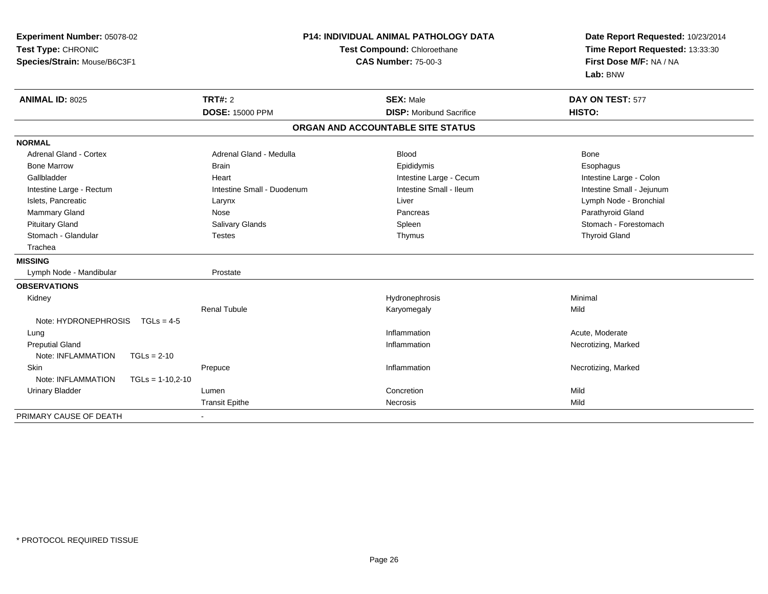**Experiment Number:** 05078-02
**Test Type:** CHRONIC
**Species/Strain:** Mouse/B6C3F1

**P14: INDIVIDUAL ANIMAL PATHOLOGY DATA**
**Test Compound:** Chloroethane
**CAS Number:** 75-00-3

**Date Report Requested:** 10/23/2014
**Time Report Requested:** 13:33:30
**First Dose M/F:** NA / NA
**Lab:** BNW

| **ANIMAL ID:** 8025 | **TRT#:** 2 | **SEX:** Male | **DAY ON TEST:** 577 |
|---|---|---|---|
| | **DOSE:** 15000 PPM | **DISP:** Moribund Sacrifice | **HISTO:** |

## ORGAN AND ACCOUNTABLE SITE STATUS

| | | | |
|---|---|---|---|
| **NORMAL** | | | |
| Adrenal Gland - Cortex | Adrenal Gland - Medulla | Blood | Bone |
| Bone Marrow | Brain | Epididymis | Esophagus |
| Gallbladder | Heart | Intestine Large - Cecum | Intestine Large - Colon |
| Intestine Large - Rectum | Intestine Small - Duodenum | Intestine Small - Ileum | Intestine Small - Jejunum |
| Islets, Pancreatic | Larynx | Liver | Lymph Node - Bronchial |
| Mammary Gland | Nose | Pancreas | Parathyroid Gland |
| Pituitary Gland | Salivary Glands | Spleen | Stomach - Forestomach |
| Stomach - Glandular | Testes | Thymus | Thyroid Gland |
| Trachea | | | |
| **MISSING** | | | |
| Lymph Node - Mandibular | Prostate | | |
| **OBSERVATIONS** | | | |
| Kidney | | Hydronephrosis | Minimal |
| | Renal Tubule | Karyomegaly | Mild |
| Note: HYDRONEPHROSIS TGLs = 4-5 | | | |
| Lung | | Inflammation | Acute, Moderate |
| Preputial Gland | | Inflammation | Necrotizing, Marked |
| Note: INFLAMMATION TGLs = 2-10 | | | |
| Skin | Prepuce | Inflammation | Necrotizing, Marked |
| Note: INFLAMMATION TGLs = 1-10,2-10 | | | |
| Urinary Bladder | Lumen | Concretion | Mild |
| | Transit Epithe | Necrosis | Mild |
| PRIMARY CAUSE OF DEATH | - | | |

* PROTOCOL REQUIRED TISSUE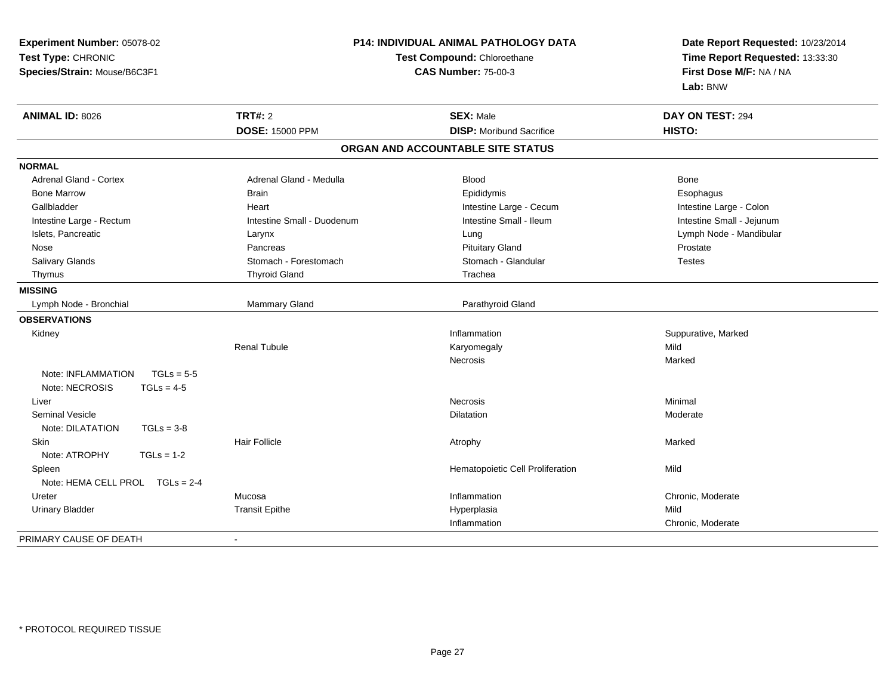**Experiment Number:** 05078-02
**Test Type:** CHRONIC
**Species/Strain:** Mouse/B6C3F1

**P14: INDIVIDUAL ANIMAL PATHOLOGY DATA**
**Test Compound:** Chloroethane
**CAS Number:** 75-00-3

**Date Report Requested:** 10/23/2014
**Time Report Requested:** 13:33:30
**First Dose M/F:** NA / NA
**Lab:** BNW

| **ANIMAL ID:** 8026 | **TRT#:** 2 | **SEX:** Male | **DAY ON TEST:** 294 |
|---|---|---|---|
| | **DOSE:** 15000 PPM | **DISP:** Moribund Sacrifice | **HISTO:** |

## ORGAN AND ACCOUNTABLE SITE STATUS

| | | | |
|---|---|---|---|
| **NORMAL** | | | |
| Adrenal Gland - Cortex | Adrenal Gland - Medulla | Blood | Bone |
| Bone Marrow | Brain | Epididymis | Esophagus |
| Gallbladder | Heart | Intestine Large - Cecum | Intestine Large - Colon |
| Intestine Large - Rectum | Intestine Small - Duodenum | Intestine Small - Ileum | Intestine Small - Jejunum |
| Islets, Pancreatic | Larynx | Lung | Lymph Node - Mandibular |
| Nose | Pancreas | Pituitary Gland | Prostate |
| Salivary Glands | Stomach - Forestomach | Stomach - Glandular | Testes |
| Thymus | Thyroid Gland | Trachea | |
| **MISSING** | | | |
| Lymph Node - Bronchial | Mammary Gland | Parathyroid Gland | |
| **OBSERVATIONS** | | | |
| Kidney | | Inflammation | Suppurative, Marked |
| | Renal Tubule | Karyomegaly | Mild |
| | | Necrosis | Marked |
| Note: INFLAMMATION TGLs = 5-5 | | | |
| Note: NECROSIS TGLs = 4-5 | | | |
| Liver | | Necrosis | Minimal |
| Seminal Vesicle | | Dilatation | Moderate |
| Note: DILATATION TGLs = 3-8 | | | |
| Skin | Hair Follicle | Atrophy | Marked |
| Note: ATROPHY TGLs = 1-2 | | | |
| Spleen | | Hematopoietic Cell Proliferation | Mild |
| Note: HEMA CELL PROL TGLs = 2-4 | | | |
| Ureter | Mucosa | Inflammation | Chronic, Moderate |
| Urinary Bladder | Transit Epithe | Hyperplasia | Mild |
| | | Inflammation | Chronic, Moderate |
| PRIMARY CAUSE OF DEATH | - | | |

* PROTOCOL REQUIRED TISSUE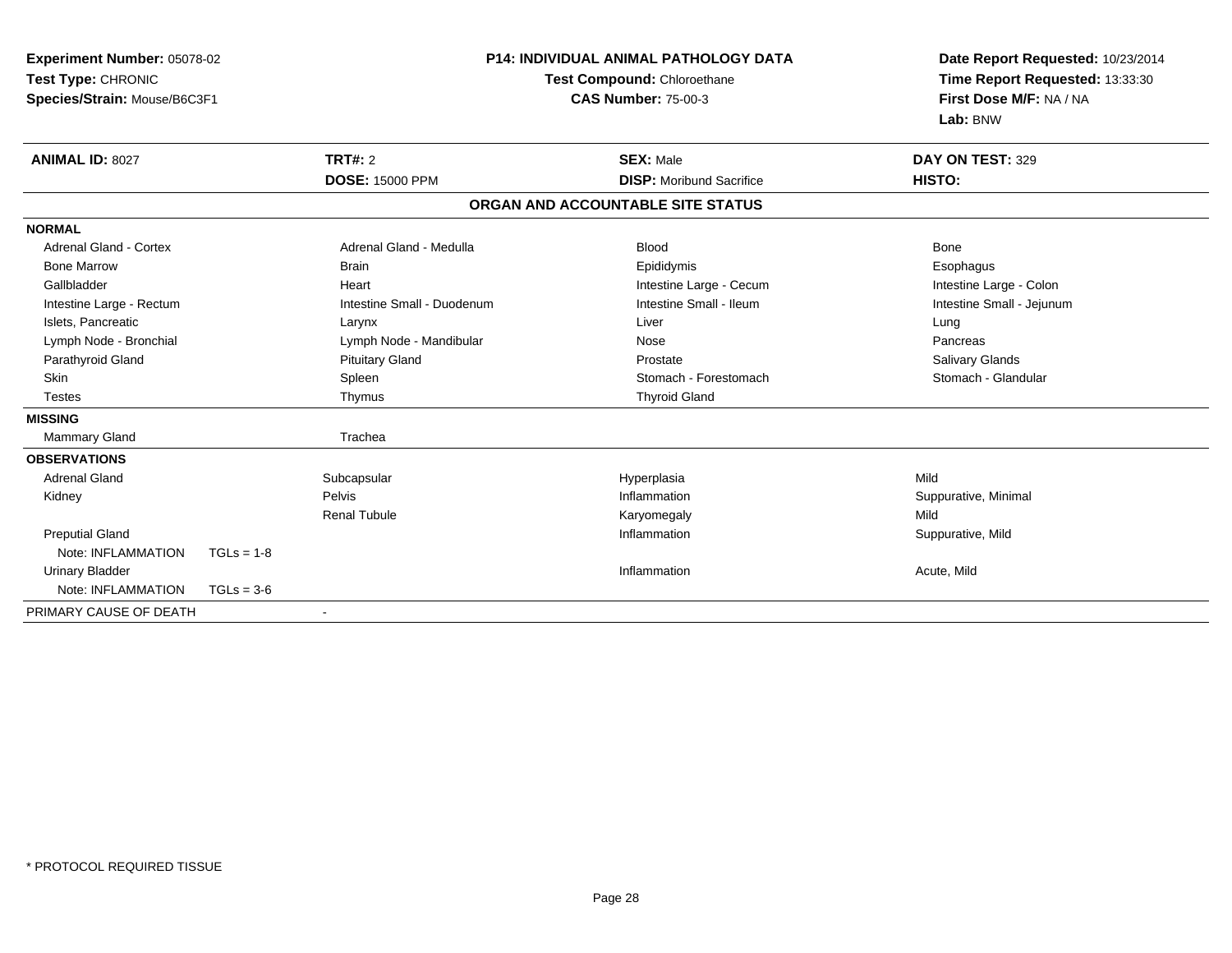**Experiment Number:** 05078-02
**Test Type:** CHRONIC
**Species/Strain:** Mouse/B6C3F1

**P14: INDIVIDUAL ANIMAL PATHOLOGY DATA**
**Test Compound:** Chloroethane
**CAS Number:** 75-00-3

**Date Report Requested:** 10/23/2014
**Time Report Requested:** 13:33:30
**First Dose M/F:** NA / NA
**Lab:** BNW

| **ANIMAL ID:** 8027 | **TRT#:** 2 | **SEX:** Male | **DAY ON TEST:** 329 |
|---|---|---|---|
| | **DOSE:** 15000 PPM | **DISP:** Moribund Sacrifice | **HISTO:** |

## ORGAN AND ACCOUNTABLE SITE STATUS

**NORMAL**

| | | | |
|---|---|---|---|
| Adrenal Gland - Cortex | Adrenal Gland - Medulla | Blood | Bone |
| Bone Marrow | Brain | Epididymis | Esophagus |
| Gallbladder | Heart | Intestine Large - Cecum | Intestine Large - Colon |
| Intestine Large - Rectum | Intestine Small - Duodenum | Intestine Small - Ileum | Intestine Small - Jejunum |
| Islets, Pancreatic | Larynx | Liver | Lung |
| Lymph Node - Bronchial | Lymph Node - Mandibular | Nose | Pancreas |
| Parathyroid Gland | Pituitary Gland | Prostate | Salivary Glands |
| Skin | Spleen | Stomach - Forestomach | Stomach - Glandular |
| Testes | Thymus | Thyroid Gland | |

**MISSING**

| | |
|---|---|
| Mammary Gland | Trachea |

**OBSERVATIONS**

| Organ | Site | Observation | Qualifier |
|---|---|---|---|
| Adrenal Gland | Subcapsular | Hyperplasia | Mild |
| Kidney | Pelvis | Inflammation | Suppurative, Minimal |
| | Renal Tubule | Karyomegaly | Mild |
| Preputial Gland | | Inflammation | Suppurative, Mild |
| Note: INFLAMMATION TGLs = 1-8 | | | |
| Urinary Bladder | | Inflammation | Acute, Mild |
| Note: INFLAMMATION TGLs = 3-6 | | | |

PRIMARY CAUSE OF DEATH -

* PROTOCOL REQUIRED TISSUE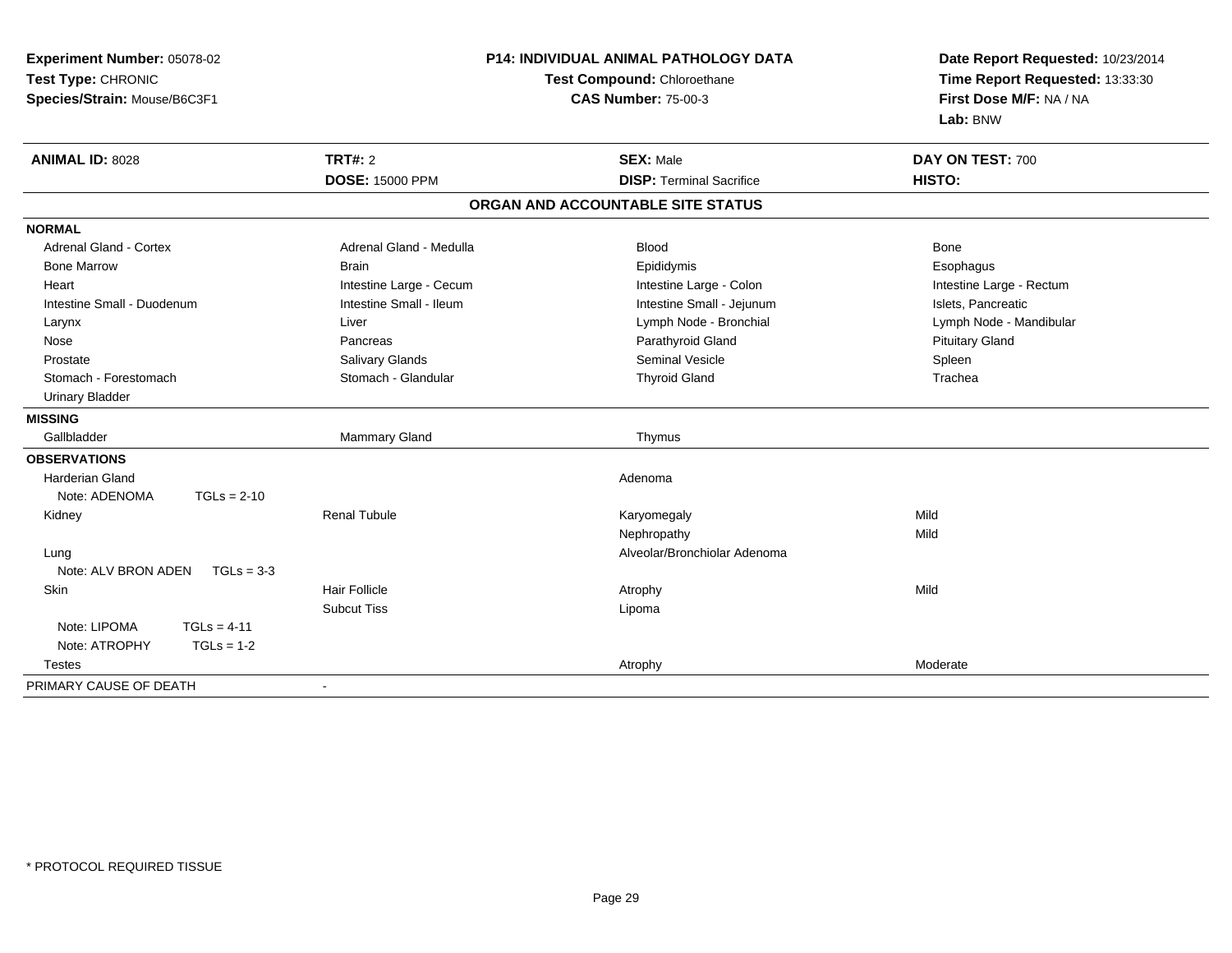**Experiment Number:** 05078-02
**Test Type:** CHRONIC
**Species/Strain:** Mouse/B6C3F1

**P14: INDIVIDUAL ANIMAL PATHOLOGY DATA**
**Test Compound:** Chloroethane
**CAS Number:** 75-00-3

**Date Report Requested:** 10/23/2014
**Time Report Requested:** 13:33:30
**First Dose M/F:** NA / NA
**Lab:** BNW

| **ANIMAL ID:** 8028 | **TRT#:** 2 | **SEX:** Male | **DAY ON TEST:** 700 |
|---|---|---|---|
| | **DOSE:** 15000 PPM | **DISP:** Terminal Sacrifice | **HISTO:** |

## ORGAN AND ACCOUNTABLE SITE STATUS

**NORMAL**

| | | | |
|---|---|---|---|
| Adrenal Gland - Cortex | Adrenal Gland - Medulla | Blood | Bone |
| Bone Marrow | Brain | Epididymis | Esophagus |
| Heart | Intestine Large - Cecum | Intestine Large - Colon | Intestine Large - Rectum |
| Intestine Small - Duodenum | Intestine Small - Ileum | Intestine Small - Jejunum | Islets, Pancreatic |
| Larynx | Liver | Lymph Node - Bronchial | Lymph Node - Mandibular |
| Nose | Pancreas | Parathyroid Gland | Pituitary Gland |
| Prostate | Salivary Glands | Seminal Vesicle | Spleen |
| Stomach - Forestomach | Stomach - Glandular | Thyroid Gland | Trachea |
| Urinary Bladder | | | |

**MISSING**

| | | |
|---|---|---|
| Gallbladder | Mammary Gland | Thymus |

**OBSERVATIONS**

| | | | |
|---|---|---|---|
| Harderian Gland | | Adenoma | |
| Note: ADENOMA TGLs = 2-10 | | | |
| Kidney | Renal Tubule | Karyomegaly | Mild |
| | | Nephropathy | Mild |
| Lung | | Alveolar/Bronchiolar Adenoma | |
| Note: ALV BRON ADEN TGLs = 3-3 | | | |
| Skin | Hair Follicle | Atrophy | Mild |
| | Subcut Tiss | Lipoma | |
| Note: LIPOMA TGLs = 4-11 | | | |
| Note: ATROPHY TGLs = 1-2 | | | |
| Testes | | Atrophy | Moderate |

PRIMARY CAUSE OF DEATH -

\* PROTOCOL REQUIRED TISSUE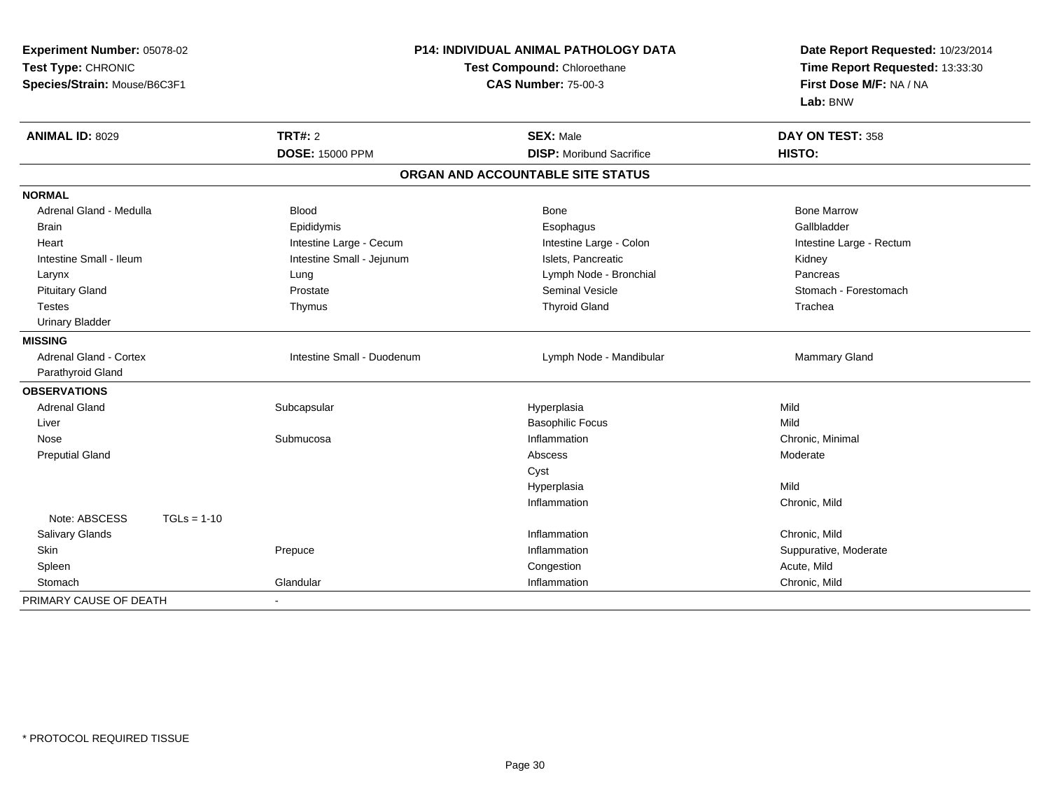**Experiment Number:** 05078-02
**Test Type:** CHRONIC
**Species/Strain:** Mouse/B6C3F1

**P14: INDIVIDUAL ANIMAL PATHOLOGY DATA**
**Test Compound:** Chloroethane
**CAS Number:** 75-00-3

**Date Report Requested:** 10/23/2014
**Time Report Requested:** 13:33:30
**First Dose M/F:** NA / NA
**Lab:** BNW

| **ANIMAL ID:** 8029 | **TRT#:** 2 | **SEX:** Male | **DAY ON TEST:** 358 |
|---|---|---|---|
| | **DOSE:** 15000 PPM | **DISP:** Moribund Sacrifice | **HISTO:** |

## ORGAN AND ACCOUNTABLE SITE STATUS

| | | | |
|---|---|---|---|
| **NORMAL** | | | |
| Adrenal Gland - Medulla | Blood | Bone | Bone Marrow |
| Brain | Epididymis | Esophagus | Gallbladder |
| Heart | Intestine Large - Cecum | Intestine Large - Colon | Intestine Large - Rectum |
| Intestine Small - Ileum | Intestine Small - Jejunum | Islets, Pancreatic | Kidney |
| Larynx | Lung | Lymph Node - Bronchial | Pancreas |
| Pituitary Gland | Prostate | Seminal Vesicle | Stomach - Forestomach |
| Testes | Thymus | Thyroid Gland | Trachea |
| Urinary Bladder | | | |
| **MISSING** | | | |
| Adrenal Gland - Cortex | Intestine Small - Duodenum | Lymph Node - Mandibular | Mammary Gland |
| Parathyroid Gland | | | |
| **OBSERVATIONS** | | | |
| Adrenal Gland | Subcapsular | Hyperplasia | Mild |
| Liver | | Basophilic Focus | Mild |
| Nose | Submucosa | Inflammation | Chronic, Minimal |
| Preputial Gland | | Abscess | Moderate |
| | | Cyst | |
| | | Hyperplasia | Mild |
| | | Inflammation | Chronic, Mild |
| Note: ABSCESS TGLs = 1-10 | | | |
| Salivary Glands | | Inflammation | Chronic, Mild |
| Skin | Prepuce | Inflammation | Suppurative, Moderate |
| Spleen | | Congestion | Acute, Mild |
| Stomach | Glandular | Inflammation | Chronic, Mild |
| PRIMARY CAUSE OF DEATH | - | | |

\* PROTOCOL REQUIRED TISSUE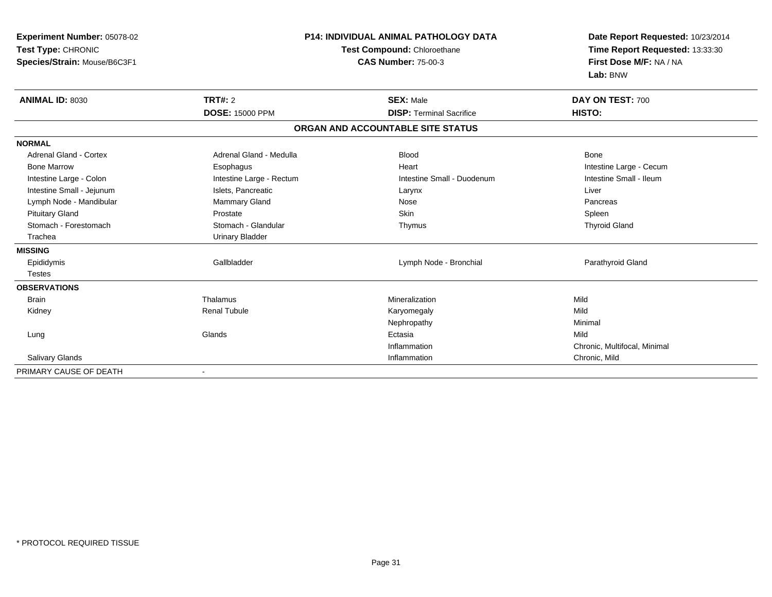**Experiment Number:** 05078-02
**Test Type:** CHRONIC
**Species/Strain:** Mouse/B6C3F1

**P14: INDIVIDUAL ANIMAL PATHOLOGY DATA**
**Test Compound:** Chloroethane
**CAS Number:** 75-00-3

**Date Report Requested:** 10/23/2014
**Time Report Requested:** 13:33:30
**First Dose M/F:** NA / NA
**Lab:** BNW

| **ANIMAL ID:** 8030 | **TRT#:** 2 | **SEX:** Male | **DAY ON TEST:** 700 |
|---|---|---|---|
| | **DOSE:** 15000 PPM | **DISP:** Terminal Sacrifice | **HISTO:** |

## ORGAN AND ACCOUNTABLE SITE STATUS

| | | | |
|---|---|---|---|
| **NORMAL** | | | |
| Adrenal Gland - Cortex | Adrenal Gland - Medulla | Blood | Bone |
| Bone Marrow | Esophagus | Heart | Intestine Large - Cecum |
| Intestine Large - Colon | Intestine Large - Rectum | Intestine Small - Duodenum | Intestine Small - Ileum |
| Intestine Small - Jejunum | Islets, Pancreatic | Larynx | Liver |
| Lymph Node - Mandibular | Mammary Gland | Nose | Pancreas |
| Pituitary Gland | Prostate | Skin | Spleen |
| Stomach - Forestomach | Stomach - Glandular | Thymus | Thyroid Gland |
| Trachea | Urinary Bladder | | |
| **MISSING** | | | |
| Epididymis | Gallbladder | Lymph Node - Bronchial | Parathyroid Gland |
| Testes | | | |
| **OBSERVATIONS** | | | |
| Brain | Thalamus | Mineralization | Mild |
| Kidney | Renal Tubule | Karyomegaly | Mild |
| | | Nephropathy | Minimal |
| Lung | Glands | Ectasia | Mild |
| | | Inflammation | Chronic, Multifocal, Minimal |
| Salivary Glands | | Inflammation | Chronic, Mild |
| PRIMARY CAUSE OF DEATH | - | | |

\* PROTOCOL REQUIRED TISSUE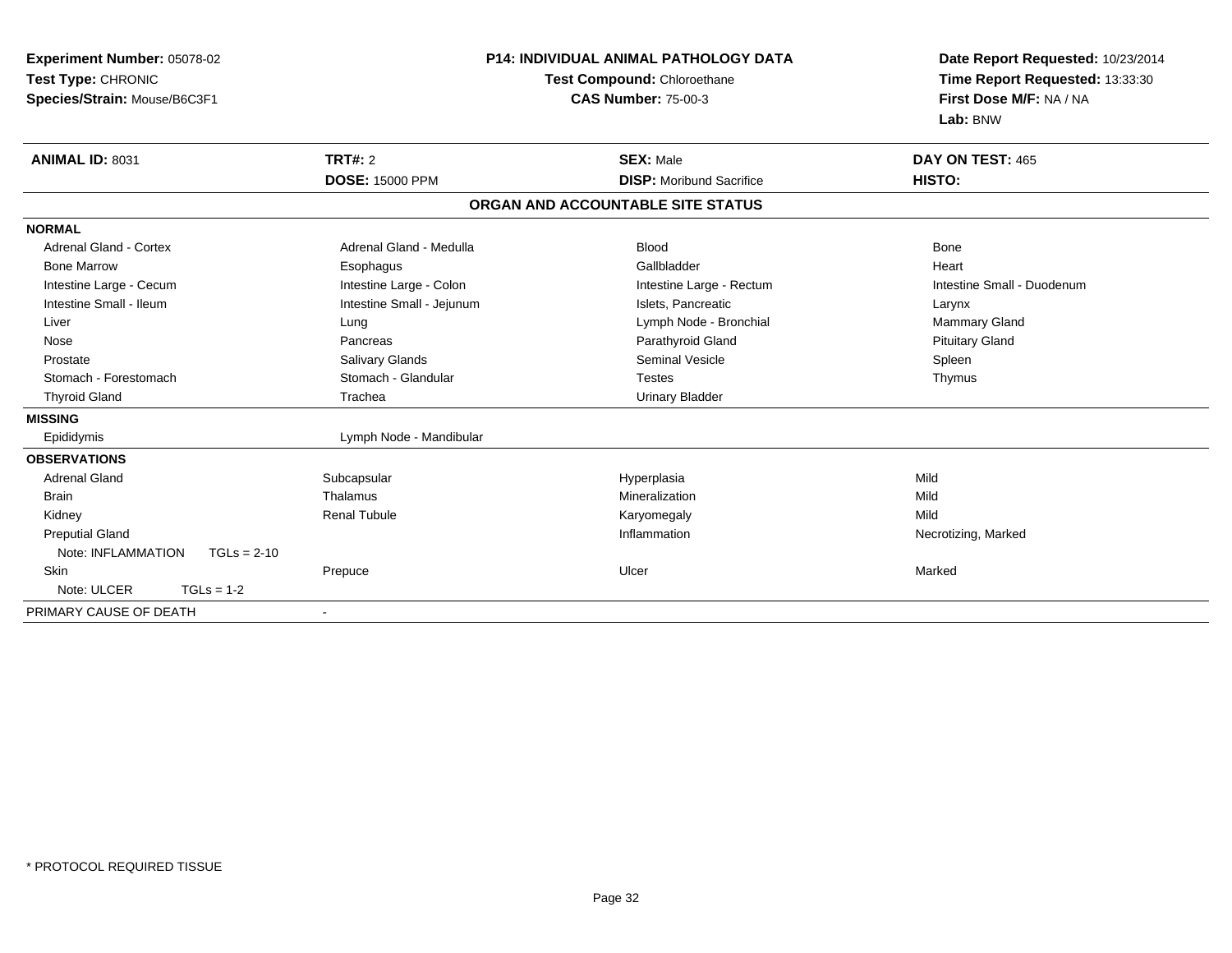**Experiment Number:** 05078-02
**Test Type:** CHRONIC
**Species/Strain:** Mouse/B6C3F1

**P14: INDIVIDUAL ANIMAL PATHOLOGY DATA**
**Test Compound:** Chloroethane
**CAS Number:** 75-00-3

**Date Report Requested:** 10/23/2014
**Time Report Requested:** 13:33:30
**First Dose M/F:** NA / NA
**Lab:** BNW

| **ANIMAL ID:** 8031 | **TRT#:** 2 | **SEX:** Male | **DAY ON TEST:** 465 |
|---|---|---|---|
| | **DOSE:** 15000 PPM | **DISP:** Moribund Sacrifice | **HISTO:** |

**ORGAN AND ACCOUNTABLE SITE STATUS**

| | | | |
|---|---|---|---|
| **NORMAL** | | | |
| Adrenal Gland - Cortex | Adrenal Gland - Medulla | Blood | Bone |
| Bone Marrow | Esophagus | Gallbladder | Heart |
| Intestine Large - Cecum | Intestine Large - Colon | Intestine Large - Rectum | Intestine Small - Duodenum |
| Intestine Small - Ileum | Intestine Small - Jejunum | Islets, Pancreatic | Larynx |
| Liver | Lung | Lymph Node - Bronchial | Mammary Gland |
| Nose | Pancreas | Parathyroid Gland | Pituitary Gland |
| Prostate | Salivary Glands | Seminal Vesicle | Spleen |
| Stomach - Forestomach | Stomach - Glandular | Testes | Thymus |
| Thyroid Gland | Trachea | Urinary Bladder | |
| **MISSING** | | | |
| Epididymis | Lymph Node - Mandibular | | |
| **OBSERVATIONS** | | | |
| Adrenal Gland | Subcapsular | Hyperplasia | Mild |
| Brain | Thalamus | Mineralization | Mild |
| Kidney | Renal Tubule | Karyomegaly | Mild |
| Preputial Gland | | Inflammation | Necrotizing, Marked |
| Note: INFLAMMATION TGLs = 2-10 | | | |
| Skin | Prepuce | Ulcer | Marked |
| Note: ULCER TGLs = 1-2 | | | |
| PRIMARY CAUSE OF DEATH | - | | |

* PROTOCOL REQUIRED TISSUE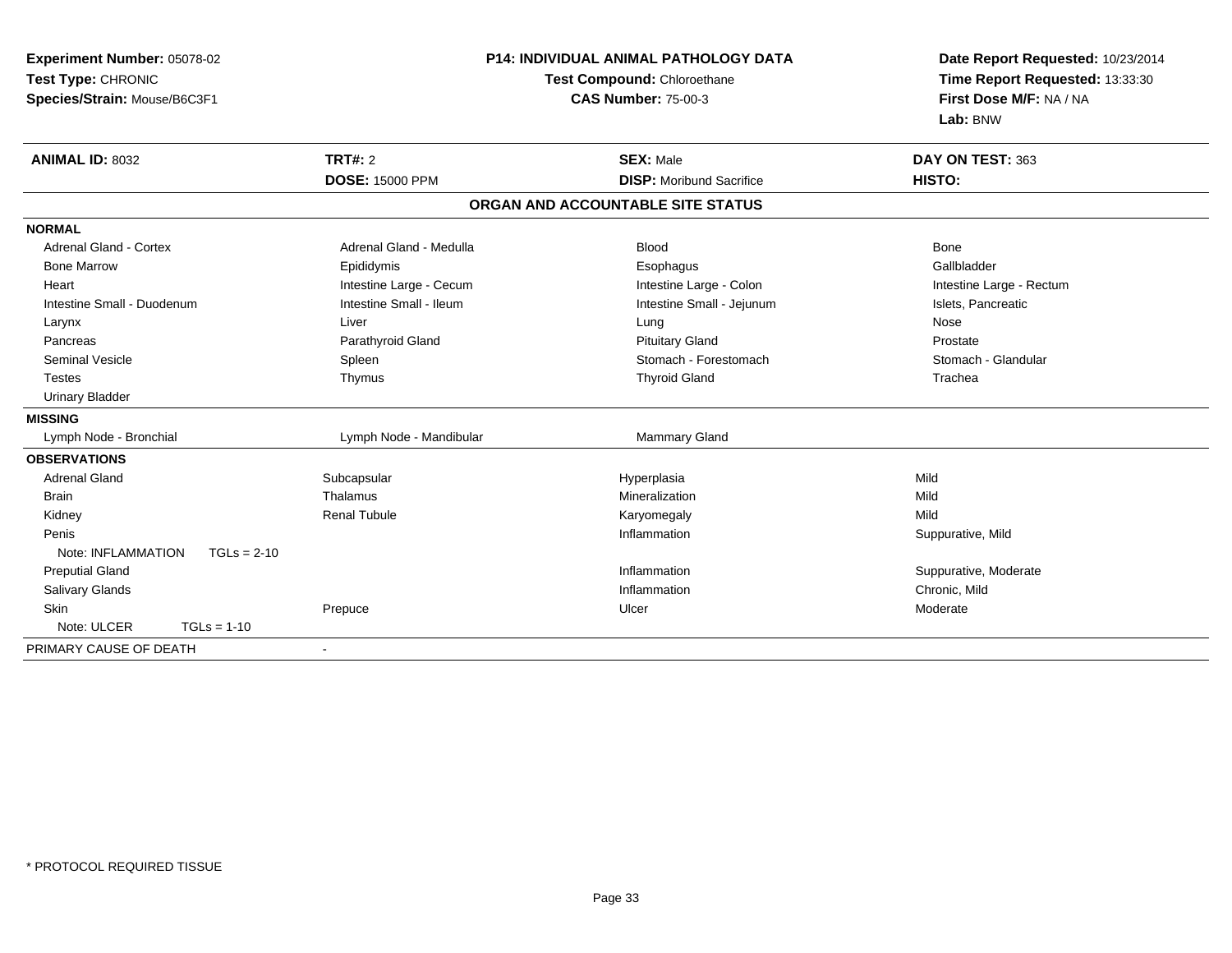**Experiment Number:** 05078-02
**Test Type:** CHRONIC
**Species/Strain:** Mouse/B6C3F1

**P14: INDIVIDUAL ANIMAL PATHOLOGY DATA**
**Test Compound:** Chloroethane
**CAS Number:** 75-00-3

**Date Report Requested:** 10/23/2014
**Time Report Requested:** 13:33:30
**First Dose M/F:** NA / NA
**Lab:** BNW

| **ANIMAL ID:** 8032 | **TRT#:** 2 | **SEX:** Male | **DAY ON TEST:** 363 |
|---|---|---|---|
| | **DOSE:** 15000 PPM | **DISP:** Moribund Sacrifice | **HISTO:** |

## ORGAN AND ACCOUNTABLE SITE STATUS

| | | | |
|---|---|---|---|
| **NORMAL** | | | |
| Adrenal Gland - Cortex | Adrenal Gland - Medulla | Blood | Bone |
| Bone Marrow | Epididymis | Esophagus | Gallbladder |
| Heart | Intestine Large - Cecum | Intestine Large - Colon | Intestine Large - Rectum |
| Intestine Small - Duodenum | Intestine Small - Ileum | Intestine Small - Jejunum | Islets, Pancreatic |
| Larynx | Liver | Lung | Nose |
| Pancreas | Parathyroid Gland | Pituitary Gland | Prostate |
| Seminal Vesicle | Spleen | Stomach - Forestomach | Stomach - Glandular |
| Testes | Thymus | Thyroid Gland | Trachea |
| Urinary Bladder | | | |
| **MISSING** | | | |
| Lymph Node - Bronchial | Lymph Node - Mandibular | Mammary Gland | |
| **OBSERVATIONS** | | | |
| Adrenal Gland | Subcapsular | Hyperplasia | Mild |
| Brain | Thalamus | Mineralization | Mild |
| Kidney | Renal Tubule | Karyomegaly | Mild |
| Penis | | Inflammation | Suppurative, Mild |
| Note: INFLAMMATION TGLs = 2-10 | | | |
| Preputial Gland | | Inflammation | Suppurative, Moderate |
| Salivary Glands | | Inflammation | Chronic, Mild |
| Skin | Prepuce | Ulcer | Moderate |
| Note: ULCER TGLs = 1-10 | | | |
| PRIMARY CAUSE OF DEATH | - | | |

* PROTOCOL REQUIRED TISSUE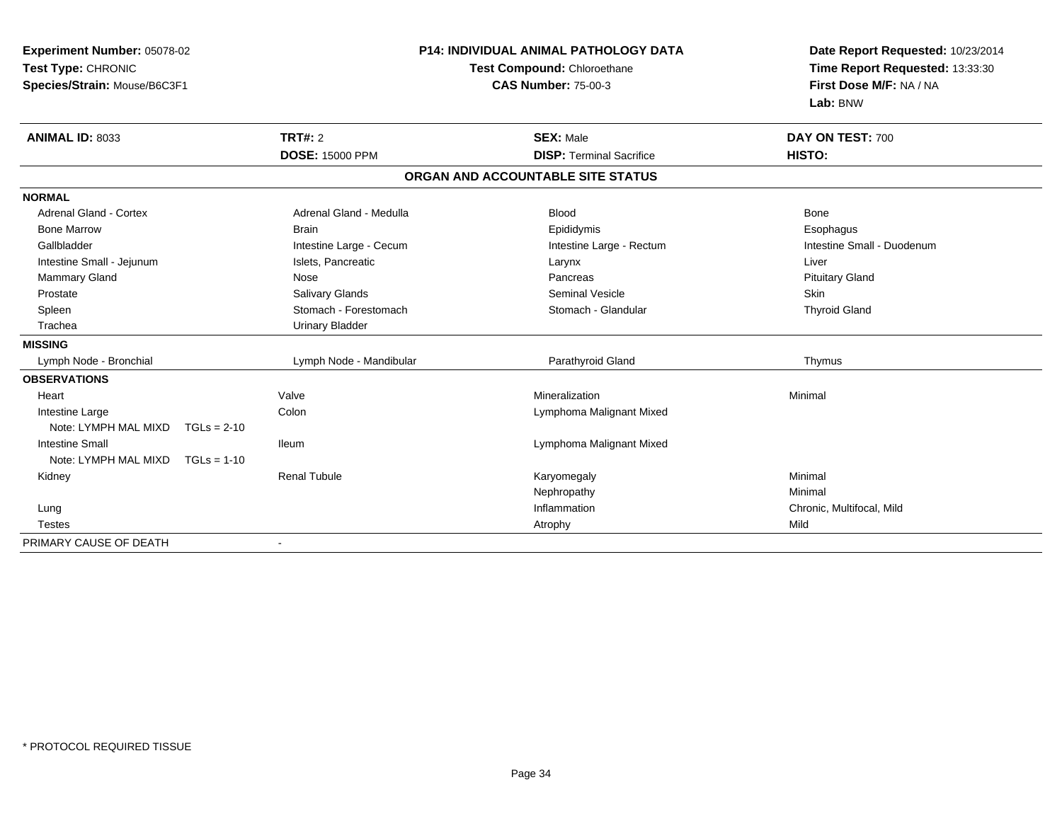**Experiment Number:** 05078-02
**Test Type:** CHRONIC
**Species/Strain:** Mouse/B6C3F1

**P14: INDIVIDUAL ANIMAL PATHOLOGY DATA**
**Test Compound:** Chloroethane
**CAS Number:** 75-00-3

**Date Report Requested:** 10/23/2014
**Time Report Requested:** 13:33:30
**First Dose M/F:** NA / NA
**Lab:** BNW

| **ANIMAL ID:** 8033 | **TRT#:** 2 | **SEX:** Male | **DAY ON TEST:** 700 |
|---|---|---|---|
| | **DOSE:** 15000 PPM | **DISP:** Terminal Sacrifice | **HISTO:** |

**ORGAN AND ACCOUNTABLE SITE STATUS**

**NORMAL**

| | | | |
|---|---|---|---|
| Adrenal Gland - Cortex | Adrenal Gland - Medulla | Blood | Bone |
| Bone Marrow | Brain | Epididymis | Esophagus |
| Gallbladder | Intestine Large - Cecum | Intestine Large - Rectum | Intestine Small - Duodenum |
| Intestine Small - Jejunum | Islets, Pancreatic | Larynx | Liver |
| Mammary Gland | Nose | Pancreas | Pituitary Gland |
| Prostate | Salivary Glands | Seminal Vesicle | Skin |
| Spleen | Stomach - Forestomach | Stomach - Glandular | Thyroid Gland |
| Trachea | Urinary Bladder | | |

**MISSING**

| | | | |
|---|---|---|---|
| Lymph Node - Bronchial | Lymph Node - Mandibular | Parathyroid Gland | Thymus |

**OBSERVATIONS**

| | | | |
|---|---|---|---|
| Heart | Valve | Mineralization | Minimal |
| Intestine Large | Colon | Lymphoma Malignant Mixed | |
| Note: LYMPH MAL MIXD TGLs = 2-10 | | | |
| Intestine Small | Ileum | Lymphoma Malignant Mixed | |
| Note: LYMPH MAL MIXD TGLs = 1-10 | | | |
| Kidney | Renal Tubule | Karyomegaly | Minimal |
| | | Nephropathy | Minimal |
| Lung | | Inflammation | Chronic, Multifocal, Mild |
| Testes | | Atrophy | Mild |

PRIMARY CAUSE OF DEATH -

\* PROTOCOL REQUIRED TISSUE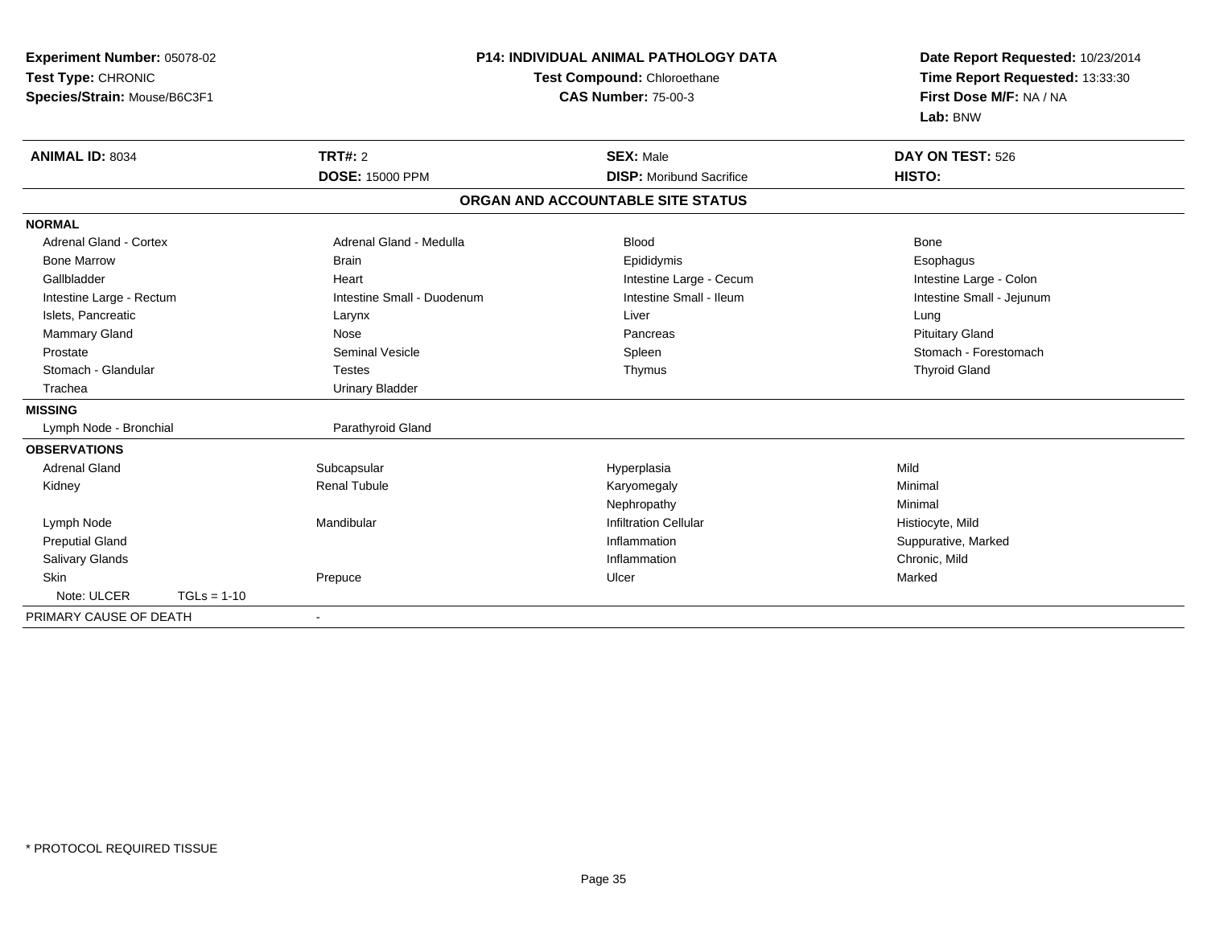**Experiment Number:** 05078-02
**Test Type:** CHRONIC
**Species/Strain:** Mouse/B6C3F1

**P14: INDIVIDUAL ANIMAL PATHOLOGY DATA**
**Test Compound:** Chloroethane
**CAS Number:** 75-00-3

**Date Report Requested:** 10/23/2014
**Time Report Requested:** 13:33:30
**First Dose M/F:** NA / NA
**Lab:** BNW

| **ANIMAL ID:** 8034 | **TRT#:** 2 | **SEX:** Male | **DAY ON TEST:** 526 |
|---|---|---|---|
| | **DOSE:** 15000 PPM | **DISP:** Moribund Sacrifice | **HISTO:** |

## ORGAN AND ACCOUNTABLE SITE STATUS

| | | | |
|---|---|---|---|
| **NORMAL** | | | |
| Adrenal Gland - Cortex | Adrenal Gland - Medulla | Blood | Bone |
| Bone Marrow | Brain | Epididymis | Esophagus |
| Gallbladder | Heart | Intestine Large - Cecum | Intestine Large - Colon |
| Intestine Large - Rectum | Intestine Small - Duodenum | Intestine Small - Ileum | Intestine Small - Jejunum |
| Islets, Pancreatic | Larynx | Liver | Lung |
| Mammary Gland | Nose | Pancreas | Pituitary Gland |
| Prostate | Seminal Vesicle | Spleen | Stomach - Forestomach |
| Stomach - Glandular | Testes | Thymus | Thyroid Gland |
| Trachea | Urinary Bladder | | |
| **MISSING** | | | |
| Lymph Node - Bronchial | Parathyroid Gland | | |
| **OBSERVATIONS** | | | |
| Adrenal Gland | Subcapsular | Hyperplasia | Mild |
| Kidney | Renal Tubule | Karyomegaly | Minimal |
| | | Nephropathy | Minimal |
| Lymph Node | Mandibular | Infiltration Cellular | Histiocyte, Mild |
| Preputial Gland | | Inflammation | Suppurative, Marked |
| Salivary Glands | | Inflammation | Chronic, Mild |
| Skin | Prepuce | Ulcer | Marked |
| Note: ULCER TGLs = 1-10 | | | |
| PRIMARY CAUSE OF DEATH | - | | |

* PROTOCOL REQUIRED TISSUE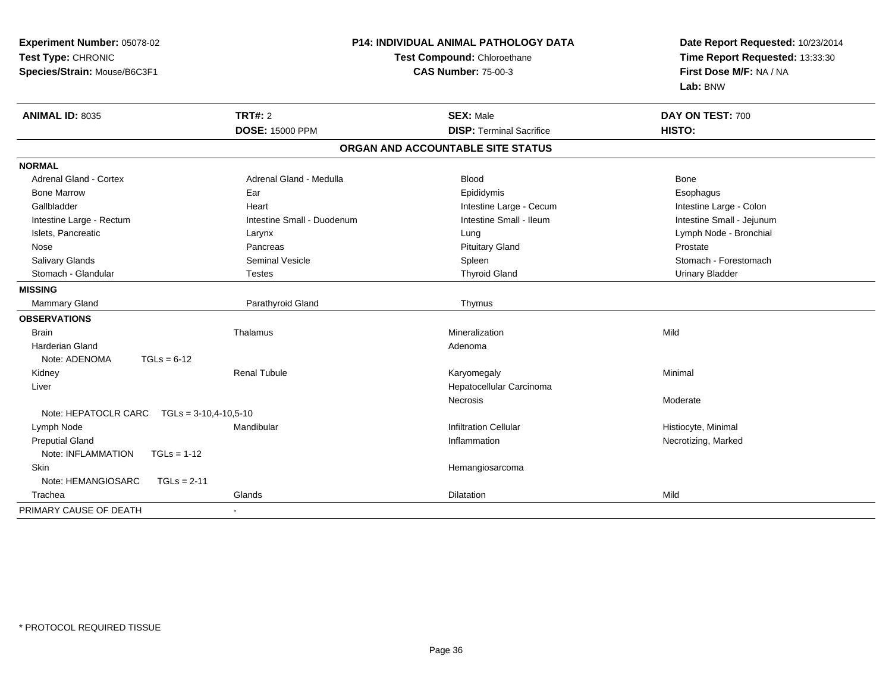**Experiment Number:** 05078-02
**Test Type:** CHRONIC
**Species/Strain:** Mouse/B6C3F1

**P14: INDIVIDUAL ANIMAL PATHOLOGY DATA**
**Test Compound:** Chloroethane
**CAS Number:** 75-00-3

**Date Report Requested:** 10/23/2014
**Time Report Requested:** 13:33:30
**First Dose M/F:** NA / NA
**Lab:** BNW

| **ANIMAL ID:** 8035 | **TRT#:** 2 | **SEX:** Male | **DAY ON TEST:** 700 |
|---|---|---|---|
| | **DOSE:** 15000 PPM | **DISP:** Terminal Sacrifice | **HISTO:** |

**ORGAN AND ACCOUNTABLE SITE STATUS**

| | | | |
|---|---|---|---|
| **NORMAL** | | | |
| Adrenal Gland - Cortex | Adrenal Gland - Medulla | Blood | Bone |
| Bone Marrow | Ear | Epididymis | Esophagus |
| Gallbladder | Heart | Intestine Large - Cecum | Intestine Large - Colon |
| Intestine Large - Rectum | Intestine Small - Duodenum | Intestine Small - Ileum | Intestine Small - Jejunum |
| Islets, Pancreatic | Larynx | Lung | Lymph Node - Bronchial |
| Nose | Pancreas | Pituitary Gland | Prostate |
| Salivary Glands | Seminal Vesicle | Spleen | Stomach - Forestomach |
| Stomach - Glandular | Testes | Thyroid Gland | Urinary Bladder |
| **MISSING** | | | |
| Mammary Gland | Parathyroid Gland | Thymus | |
| **OBSERVATIONS** | | | |
| Brain | Thalamus | Mineralization | Mild |
| Harderian Gland | | Adenoma | |
| Note: ADENOMA TGLs = 6-12 | | | |
| Kidney | Renal Tubule | Karyomegaly | Minimal |
| Liver | | Hepatocellular Carcinoma | |
| | | Necrosis | Moderate |
| Note: HEPATOCLR CARC TGLs = 3-10,4-10,5-10 | | | |
| Lymph Node | Mandibular | Infiltration Cellular | Histiocyte, Minimal |
| Preputial Gland | | Inflammation | Necrotizing, Marked |
| Note: INFLAMMATION TGLs = 1-12 | | | |
| Skin | | Hemangiosarcoma | |
| Note: HEMANGIOSARC TGLs = 2-11 | | | |
| Trachea | Glands | Dilatation | Mild |
| PRIMARY CAUSE OF DEATH | - | | |

* PROTOCOL REQUIRED TISSUE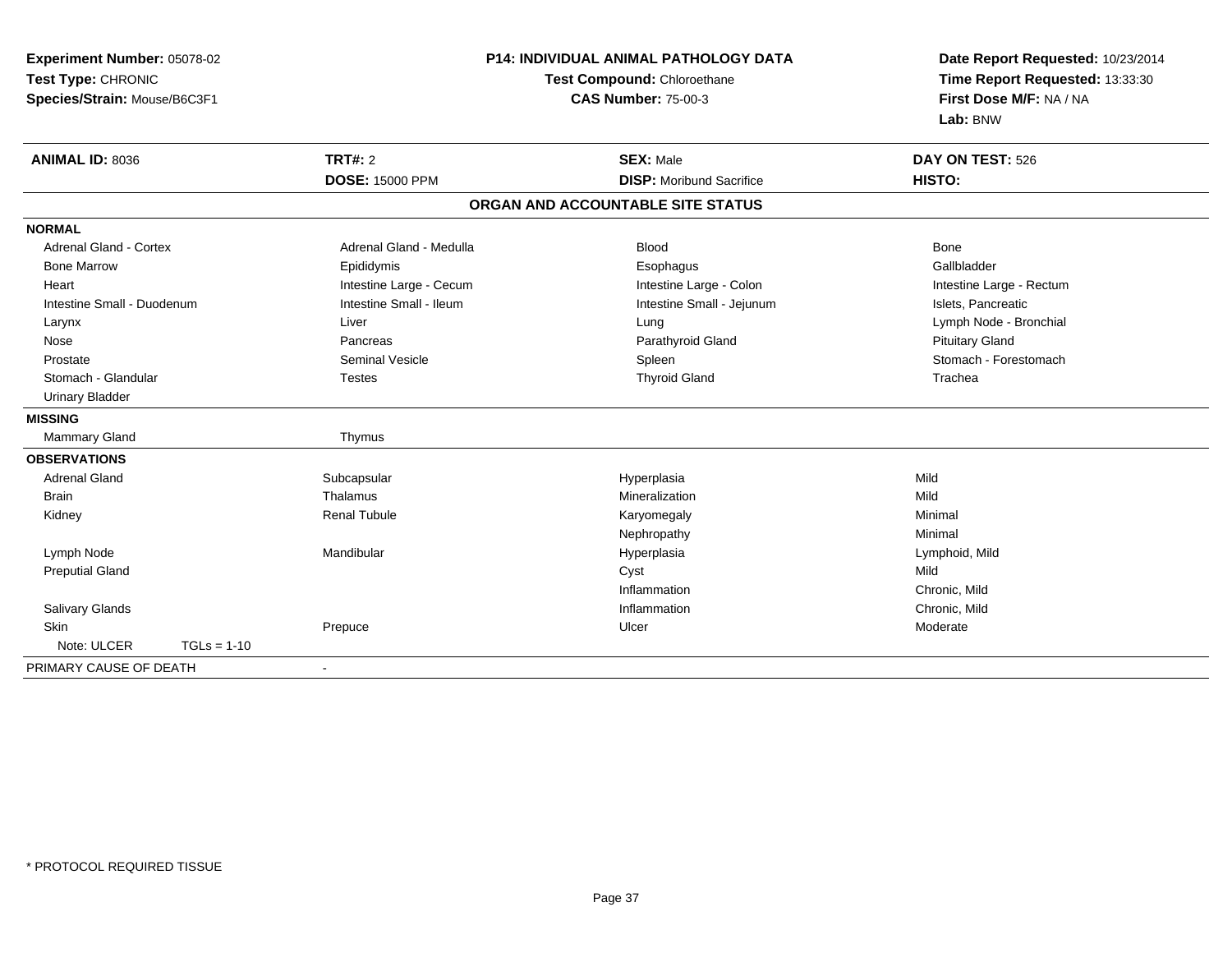**Experiment Number:** 05078-02
**Test Type:** CHRONIC
**Species/Strain:** Mouse/B6C3F1

**P14: INDIVIDUAL ANIMAL PATHOLOGY DATA**
**Test Compound:** Chloroethane
**CAS Number:** 75-00-3

**Date Report Requested:** 10/23/2014
**Time Report Requested:** 13:33:30
**First Dose M/F:** NA / NA
**Lab:** BNW

| **ANIMAL ID:** 8036 | **TRT#:** 2 | **SEX:** Male | **DAY ON TEST:** 526 |
|---|---|---|---|
| | **DOSE:** 15000 PPM | **DISP:** Moribund Sacrifice | **HISTO:** |

## ORGAN AND ACCOUNTABLE SITE STATUS

| | | | |
|---|---|---|---|
| **NORMAL** | | | |
| Adrenal Gland - Cortex | Adrenal Gland - Medulla | Blood | Bone |
| Bone Marrow | Epididymis | Esophagus | Gallbladder |
| Heart | Intestine Large - Cecum | Intestine Large - Colon | Intestine Large - Rectum |
| Intestine Small - Duodenum | Intestine Small - Ileum | Intestine Small - Jejunum | Islets, Pancreatic |
| Larynx | Liver | Lung | Lymph Node - Bronchial |
| Nose | Pancreas | Parathyroid Gland | Pituitary Gland |
| Prostate | Seminal Vesicle | Spleen | Stomach - Forestomach |
| Stomach - Glandular | Testes | Thyroid Gland | Trachea |
| Urinary Bladder | | | |
| **MISSING** | | | |
| Mammary Gland | Thymus | | |
| **OBSERVATIONS** | | | |
| Adrenal Gland | Subcapsular | Hyperplasia | Mild |
| Brain | Thalamus | Mineralization | Mild |
| Kidney | Renal Tubule | Karyomegaly | Minimal |
| | | Nephropathy | Minimal |
| Lymph Node | Mandibular | Hyperplasia | Lymphoid, Mild |
| Preputial Gland | | Cyst | Mild |
| | | Inflammation | Chronic, Mild |
| Salivary Glands | | Inflammation | Chronic, Mild |
| Skin | Prepuce | Ulcer | Moderate |
| Note: ULCER TGLs = 1-10 | | | |
| PRIMARY CAUSE OF DEATH | - | | |

* PROTOCOL REQUIRED TISSUE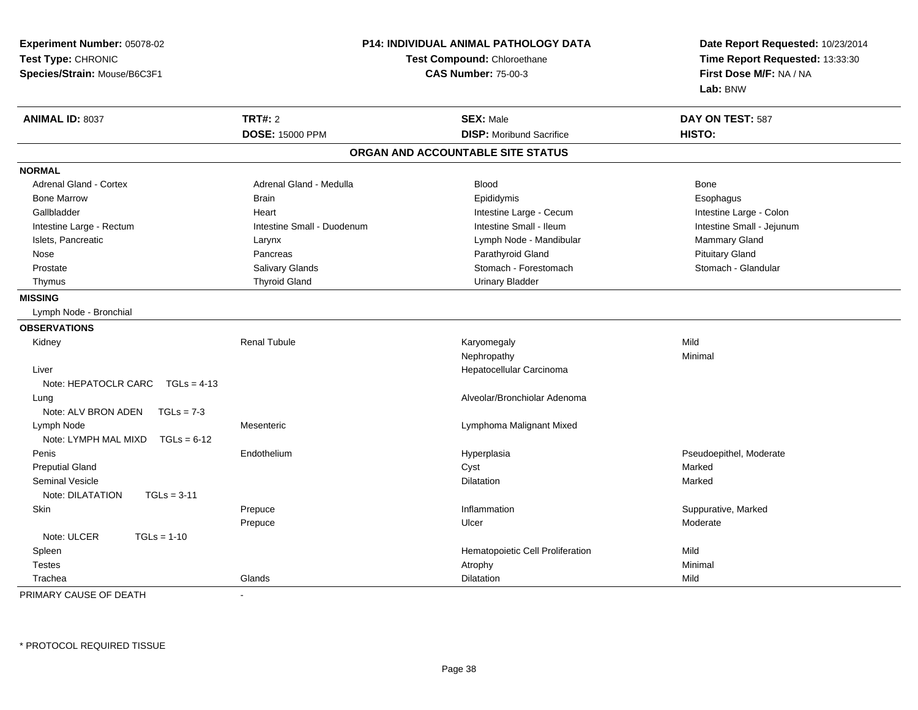**Experiment Number:** 05078-02
**Test Type:** CHRONIC
**Species/Strain:** Mouse/B6C3F1

**P14: INDIVIDUAL ANIMAL PATHOLOGY DATA**
**Test Compound:** Chloroethane
**CAS Number:** 75-00-3

**Date Report Requested:** 10/23/2014
**Time Report Requested:** 13:33:30
**First Dose M/F:** NA / NA
**Lab:** BNW

| **ANIMAL ID:** 8037 | **TRT#:** 2 | **SEX:** Male | **DAY ON TEST:** 587 |
|---|---|---|---|
| | **DOSE:** 15000 PPM | **DISP:** Moribund Sacrifice | **HISTO:** |

## ORGAN AND ACCOUNTABLE SITE STATUS

**NORMAL**

| | | | |
|---|---|---|---|
| Adrenal Gland - Cortex | Adrenal Gland - Medulla | Blood | Bone |
| Bone Marrow | Brain | Epididymis | Esophagus |
| Gallbladder | Heart | Intestine Large - Cecum | Intestine Large - Colon |
| Intestine Large - Rectum | Intestine Small - Duodenum | Intestine Small - Ileum | Intestine Small - Jejunum |
| Islets, Pancreatic | Larynx | Lymph Node - Mandibular | Mammary Gland |
| Nose | Pancreas | Parathyroid Gland | Pituitary Gland |
| Prostate | Salivary Glands | Stomach - Forestomach | Stomach - Glandular |
| Thymus | Thyroid Gland | Urinary Bladder | |

**MISSING**

Lymph Node - Bronchial

**OBSERVATIONS**

| | | | |
|---|---|---|---|
| Kidney | Renal Tubule | Karyomegaly | Mild |
| | | Nephropathy | Minimal |
| Liver | | Hepatocellular Carcinoma | |
| Note: HEPATOCLR CARC TGLs = 4-13 | | | |
| Lung | | Alveolar/Bronchiolar Adenoma | |
| Note: ALV BRON ADEN TGLs = 7-3 | | | |
| Lymph Node | Mesenteric | Lymphoma Malignant Mixed | |
| Note: LYMPH MAL MIXD TGLs = 6-12 | | | |
| Penis | Endothelium | Hyperplasia | Pseudoepithel, Moderate |
| Preputial Gland | | Cyst | Marked |
| Seminal Vesicle | | Dilatation | Marked |
| Note: DILATATION TGLs = 3-11 | | | |
| Skin | Prepuce | Inflammation | Suppurative, Marked |
| | Prepuce | Ulcer | Moderate |
| Note: ULCER TGLs = 1-10 | | | |
| Spleen | | Hematopoietic Cell Proliferation | Mild |
| Testes | | Atrophy | Minimal |
| Trachea | Glands | Dilatation | Mild |

PRIMARY CAUSE OF DEATH -

* PROTOCOL REQUIRED TISSUE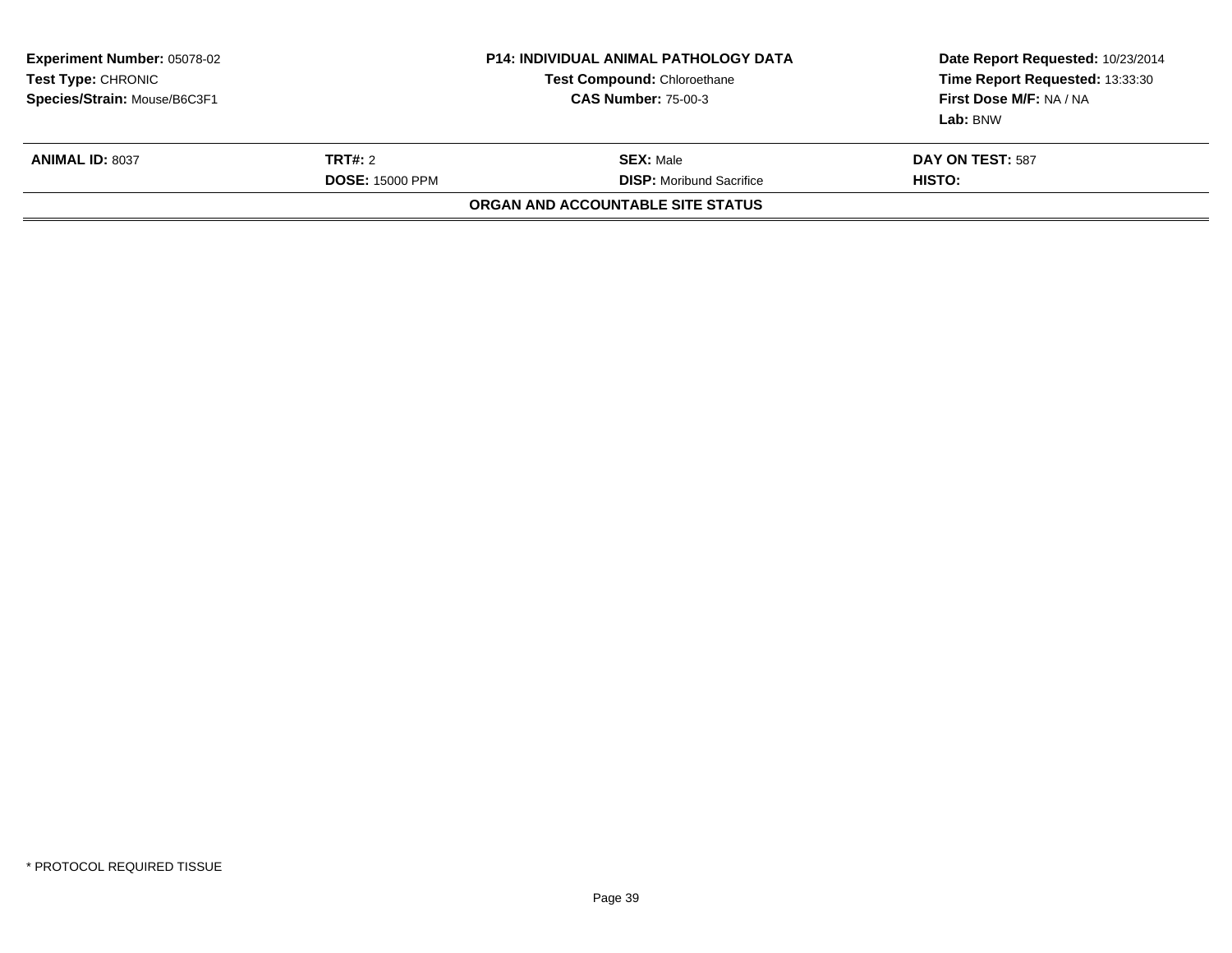**Experiment Number:** 05078-02
**Test Type:** CHRONIC
**Species/Strain:** Mouse/B6C3F1

**P14: INDIVIDUAL ANIMAL PATHOLOGY DATA**
**Test Compound:** Chloroethane
**CAS Number:** 75-00-3

**Date Report Requested:** 10/23/2014
**Time Report Requested:** 13:33:30
**First Dose M/F:** NA / NA
**Lab:** BNW

| **ANIMAL ID:** 8037 | **TRT#:** 2 | **SEX:** Male | **DAY ON TEST:** 587 |
|---|---|---|---|
| | **DOSE:** 15000 PPM | **DISP:** Moribund Sacrifice | **HISTO:** |

**ORGAN AND ACCOUNTABLE SITE STATUS**

* PROTOCOL REQUIRED TISSUE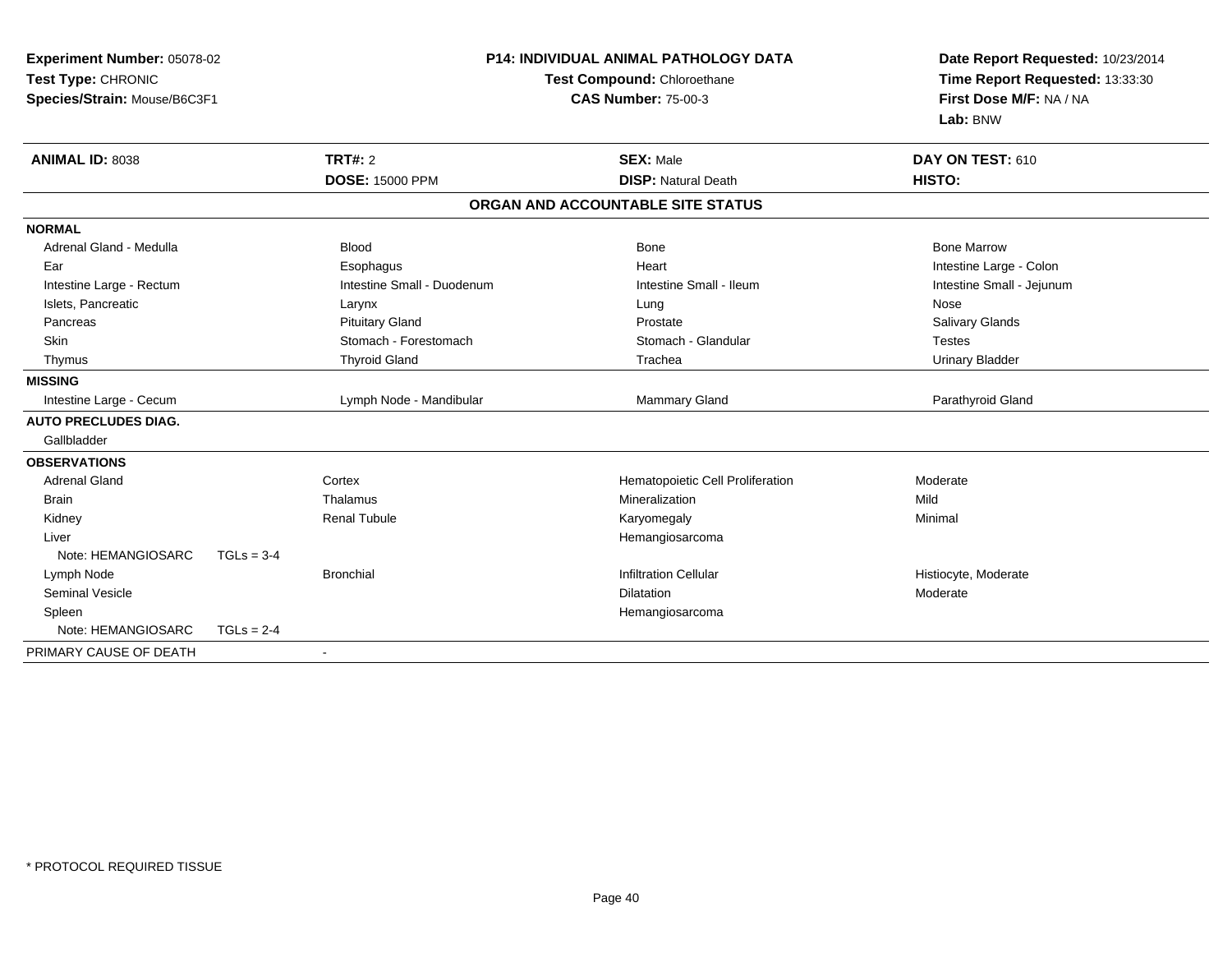**Experiment Number:** 05078-02
**Test Type:** CHRONIC
**Species/Strain:** Mouse/B6C3F1

**P14: INDIVIDUAL ANIMAL PATHOLOGY DATA**
**Test Compound:** Chloroethane
**CAS Number:** 75-00-3

**Date Report Requested:** 10/23/2014
**Time Report Requested:** 13:33:30
**First Dose M/F:** NA / NA
**Lab:** BNW

| **ANIMAL ID:** 8038 | **TRT#:** 2 | **SEX:** Male | **DAY ON TEST:** 610 |
|---|---|---|---|
| | **DOSE:** 15000 PPM | **DISP:** Natural Death | **HISTO:** |

**ORGAN AND ACCOUNTABLE SITE STATUS**

**NORMAL**

| | | | |
|---|---|---|---|
| Adrenal Gland - Medulla | Blood | Bone | Bone Marrow |
| Ear | Esophagus | Heart | Intestine Large - Colon |
| Intestine Large - Rectum | Intestine Small - Duodenum | Intestine Small - Ileum | Intestine Small - Jejunum |
| Islets, Pancreatic | Larynx | Lung | Nose |
| Pancreas | Pituitary Gland | Prostate | Salivary Glands |
| Skin | Stomach - Forestomach | Stomach - Glandular | Testes |
| Thymus | Thyroid Gland | Trachea | Urinary Bladder |

**MISSING**

| | | | |
|---|---|---|---|
| Intestine Large - Cecum | Lymph Node - Mandibular | Mammary Gland | Parathyroid Gland |

**AUTO PRECLUDES DIAG.**

Gallbladder

**OBSERVATIONS**

| | | | |
|---|---|---|---|
| Adrenal Gland | Cortex | Hematopoietic Cell Proliferation | Moderate |
| Brain | Thalamus | Mineralization | Mild |
| Kidney | Renal Tubule | Karyomegaly | Minimal |
| Liver | | Hemangiosarcoma | |
| Note: HEMANGIOSARC TGLs = 3-4 | | | |
| Lymph Node | Bronchial | Infiltration Cellular | Histiocyte, Moderate |
| Seminal Vesicle | | Dilatation | Moderate |
| Spleen | | Hemangiosarcoma | |
| Note: HEMANGIOSARC TGLs = 2-4 | | | |

PRIMARY CAUSE OF DEATH -

\* PROTOCOL REQUIRED TISSUE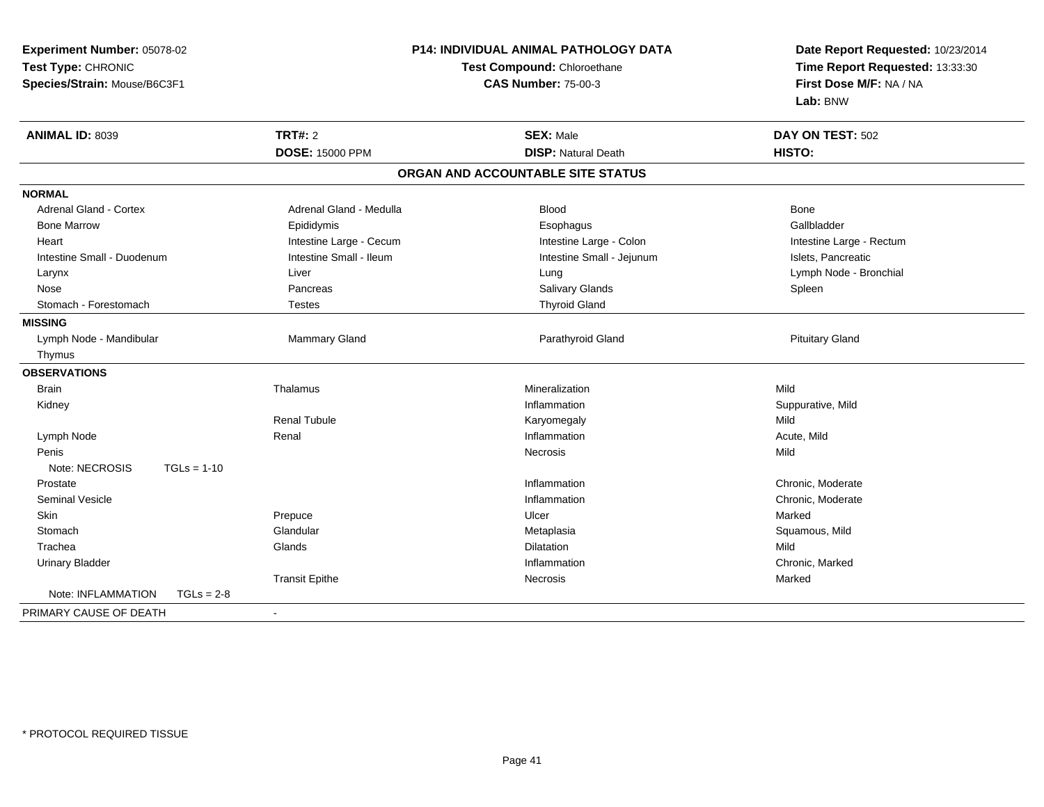**Experiment Number:** 05078-02
**Test Type:** CHRONIC
**Species/Strain:** Mouse/B6C3F1

**P14: INDIVIDUAL ANIMAL PATHOLOGY DATA**
**Test Compound:** Chloroethane
**CAS Number:** 75-00-3

**Date Report Requested:** 10/23/2014
**Time Report Requested:** 13:33:30
**First Dose M/F:** NA / NA
**Lab:** BNW

| **ANIMAL ID:** 8039 | **TRT#:** 2 | **SEX:** Male | **DAY ON TEST:** 502 |
|---|---|---|---|
| | **DOSE:** 15000 PPM | **DISP:** Natural Death | **HISTO:** |

**ORGAN AND ACCOUNTABLE SITE STATUS**

| | | | |
|---|---|---|---|
| **NORMAL** | | | |
| Adrenal Gland - Cortex | Adrenal Gland - Medulla | Blood | Bone |
| Bone Marrow | Epididymis | Esophagus | Gallbladder |
| Heart | Intestine Large - Cecum | Intestine Large - Colon | Intestine Large - Rectum |
| Intestine Small - Duodenum | Intestine Small - Ileum | Intestine Small - Jejunum | Islets, Pancreatic |
| Larynx | Liver | Lung | Lymph Node - Bronchial |
| Nose | Pancreas | Salivary Glands | Spleen |
| Stomach - Forestomach | Testes | Thyroid Gland | |
| **MISSING** | | | |
| Lymph Node - Mandibular | Mammary Gland | Parathyroid Gland | Pituitary Gland |
| Thymus | | | |
| **OBSERVATIONS** | | | |
| Brain | Thalamus | Mineralization | Mild |
| Kidney | | Inflammation | Suppurative, Mild |
| | Renal Tubule | Karyomegaly | Mild |
| Lymph Node | Renal | Inflammation | Acute, Mild |
| Penis | | Necrosis | Mild |
| Note: NECROSIS TGLs = 1-10 | | | |
| Prostate | | Inflammation | Chronic, Moderate |
| Seminal Vesicle | | Inflammation | Chronic, Moderate |
| Skin | Prepuce | Ulcer | Marked |
| Stomach | Glandular | Metaplasia | Squamous, Mild |
| Trachea | Glands | Dilatation | Mild |
| Urinary Bladder | | Inflammation | Chronic, Marked |
| | Transit Epithe | Necrosis | Marked |
| Note: INFLAMMATION TGLs = 2-8 | | | |
| PRIMARY CAUSE OF DEATH | - | | |

\* PROTOCOL REQUIRED TISSUE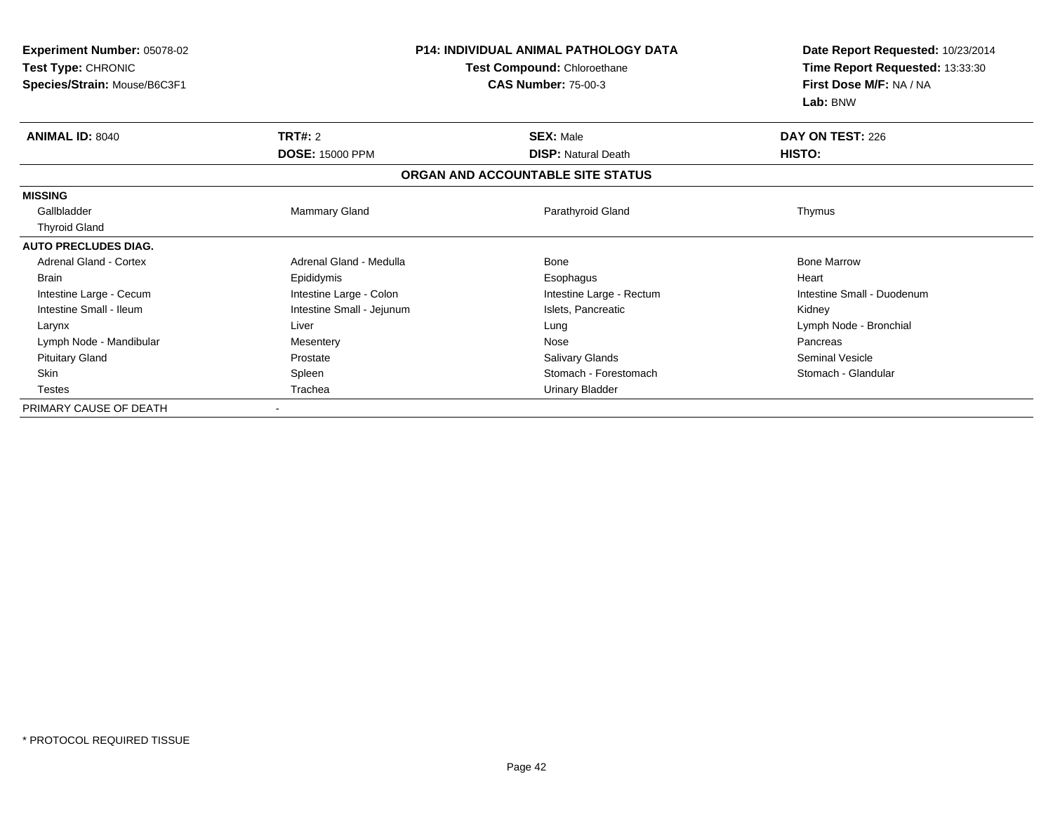**Experiment Number:** 05078-02
**Test Type:** CHRONIC
**Species/Strain:** Mouse/B6C3F1

**P14: INDIVIDUAL ANIMAL PATHOLOGY DATA**
**Test Compound:** Chloroethane
**CAS Number:** 75-00-3

**Date Report Requested:** 10/23/2014
**Time Report Requested:** 13:33:30
**First Dose M/F:** NA / NA
**Lab:** BNW

| **ANIMAL ID:** 8040 | **TRT#:** 2 | **SEX:** Male | **DAY ON TEST:** 226 |
|---|---|---|---|
| | **DOSE:** 15000 PPM | **DISP:** Natural Death | **HISTO:** |

**ORGAN AND ACCOUNTABLE SITE STATUS**

| | | | |
|---|---|---|---|
| **MISSING** | | | |
| Gallbladder | Mammary Gland | Parathyroid Gland | Thymus |
| Thyroid Gland | | | |
| **AUTO PRECLUDES DIAG.** | | | |
| Adrenal Gland - Cortex | Adrenal Gland - Medulla | Bone | Bone Marrow |
| Brain | Epididymis | Esophagus | Heart |
| Intestine Large - Cecum | Intestine Large - Colon | Intestine Large - Rectum | Intestine Small - Duodenum |
| Intestine Small - Ileum | Intestine Small - Jejunum | Islets, Pancreatic | Kidney |
| Larynx | Liver | Lung | Lymph Node - Bronchial |
| Lymph Node - Mandibular | Mesentery | Nose | Pancreas |
| Pituitary Gland | Prostate | Salivary Glands | Seminal Vesicle |
| Skin | Spleen | Stomach - Forestomach | Stomach - Glandular |
| Testes | Trachea | Urinary Bladder | |
| PRIMARY CAUSE OF DEATH | - | | |

* PROTOCOL REQUIRED TISSUE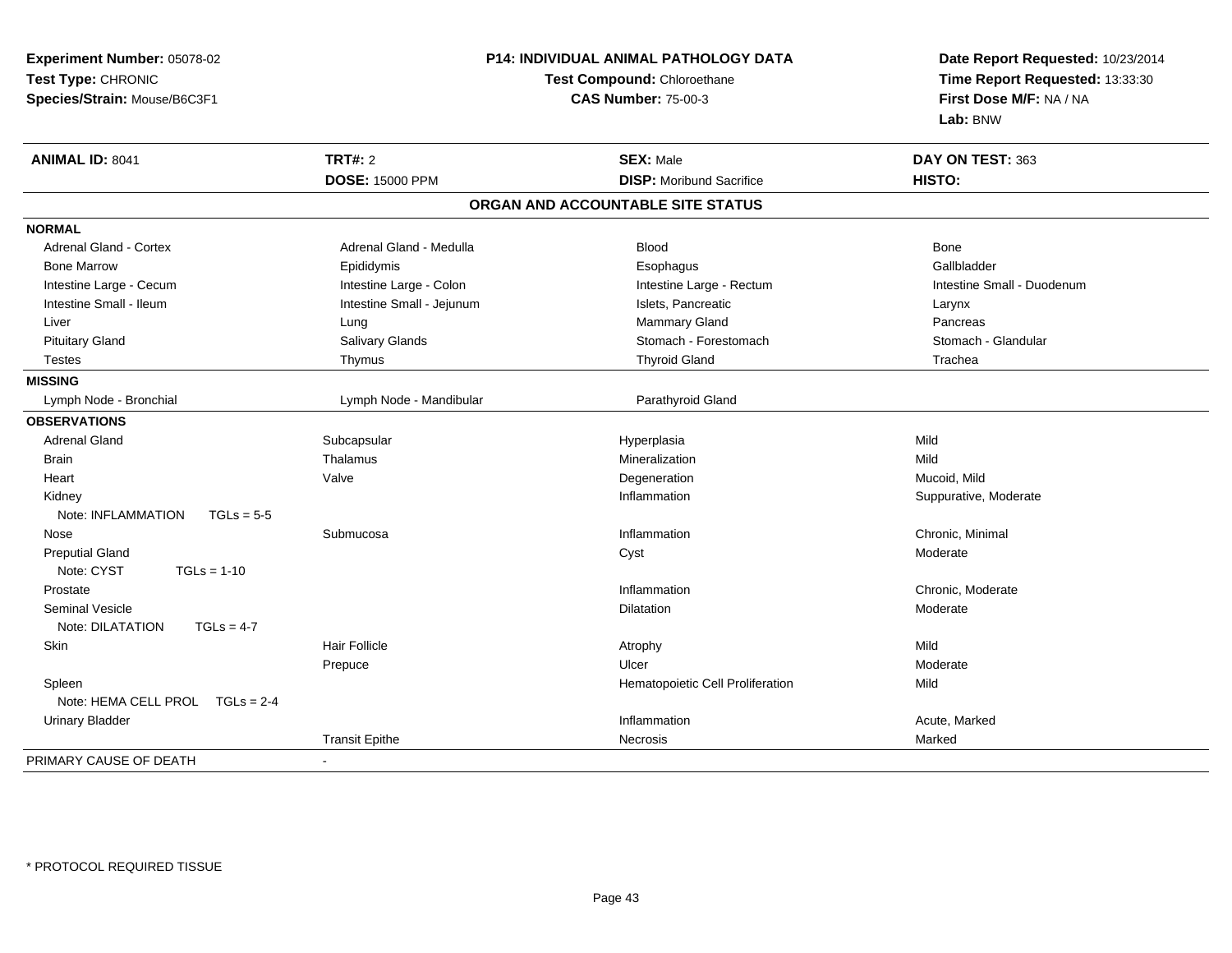**Experiment Number:** 05078-02
**Test Type:** CHRONIC
**Species/Strain:** Mouse/B6C3F1

**P14: INDIVIDUAL ANIMAL PATHOLOGY DATA**
**Test Compound:** Chloroethane
**CAS Number:** 75-00-3

**Date Report Requested:** 10/23/2014
**Time Report Requested:** 13:33:30
**First Dose M/F:** NA / NA
**Lab:** BNW

| **ANIMAL ID:** 8041 | **TRT#:** 2 | **SEX:** Male | **DAY ON TEST:** 363 |
|---|---|---|---|
| | **DOSE:** 15000 PPM | **DISP:** Moribund Sacrifice | **HISTO:** |

**ORGAN AND ACCOUNTABLE SITE STATUS**

| | | | |
|---|---|---|---|
| **NORMAL** | | | |
| Adrenal Gland - Cortex | Adrenal Gland - Medulla | Blood | Bone |
| Bone Marrow | Epididymis | Esophagus | Gallbladder |
| Intestine Large - Cecum | Intestine Large - Colon | Intestine Large - Rectum | Intestine Small - Duodenum |
| Intestine Small - Ileum | Intestine Small - Jejunum | Islets, Pancreatic | Larynx |
| Liver | Lung | Mammary Gland | Pancreas |
| Pituitary Gland | Salivary Glands | Stomach - Forestomach | Stomach - Glandular |
| Testes | Thymus | Thyroid Gland | Trachea |
| **MISSING** | | | |
| Lymph Node - Bronchial | Lymph Node - Mandibular | Parathyroid Gland | |
| **OBSERVATIONS** | | | |
| Adrenal Gland | Subcapsular | Hyperplasia | Mild |
| Brain | Thalamus | Mineralization | Mild |
| Heart | Valve | Degeneration | Mucoid, Mild |
| Kidney | | Inflammation | Suppurative, Moderate |
| Note: INFLAMMATION TGLs = 5-5 | | | |
| Nose | Submucosa | Inflammation | Chronic, Minimal |
| Preputial Gland | | Cyst | Moderate |
| Note: CYST TGLs = 1-10 | | | |
| Prostate | | Inflammation | Chronic, Moderate |
| Seminal Vesicle | | Dilatation | Moderate |
| Note: DILATATION TGLs = 4-7 | | | |
| Skin | Hair Follicle | Atrophy | Mild |
| | Prepuce | Ulcer | Moderate |
| Spleen | | Hematopoietic Cell Proliferation | Mild |
| Note: HEMA CELL PROL TGLs = 2-4 | | | |
| Urinary Bladder | | Inflammation | Acute, Marked |
| | Transit Epithe | Necrosis | Marked |
| PRIMARY CAUSE OF DEATH | - | | |

* PROTOCOL REQUIRED TISSUE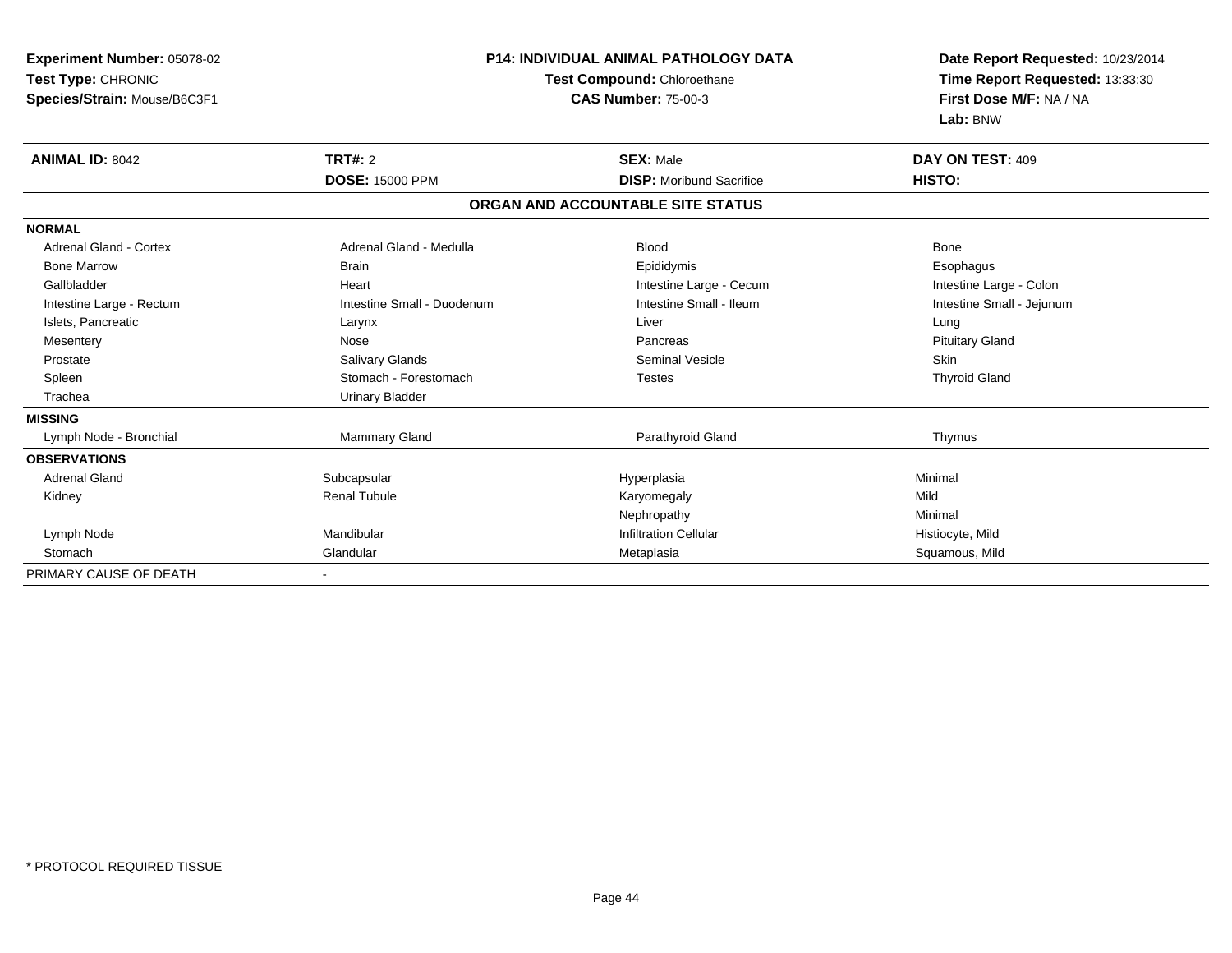**Experiment Number:** 05078-02
**Test Type:** CHRONIC
**Species/Strain:** Mouse/B6C3F1

**P14: INDIVIDUAL ANIMAL PATHOLOGY DATA**
**Test Compound:** Chloroethane
**CAS Number:** 75-00-3

**Date Report Requested:** 10/23/2014
**Time Report Requested:** 13:33:30
**First Dose M/F:** NA / NA
**Lab:** BNW

| **ANIMAL ID:** 8042 | **TRT#:** 2 | **SEX:** Male | **DAY ON TEST:** 409 |
|---|---|---|---|
| | **DOSE:** 15000 PPM | **DISP:** Moribund Sacrifice | **HISTO:** |

## ORGAN AND ACCOUNTABLE SITE STATUS

| | | | |
|---|---|---|---|
| **NORMAL** | | | |
| Adrenal Gland - Cortex | Adrenal Gland - Medulla | Blood | Bone |
| Bone Marrow | Brain | Epididymis | Esophagus |
| Gallbladder | Heart | Intestine Large - Cecum | Intestine Large - Colon |
| Intestine Large - Rectum | Intestine Small - Duodenum | Intestine Small - Ileum | Intestine Small - Jejunum |
| Islets, Pancreatic | Larynx | Liver | Lung |
| Mesentery | Nose | Pancreas | Pituitary Gland |
| Prostate | Salivary Glands | Seminal Vesicle | Skin |
| Spleen | Stomach - Forestomach | Testes | Thyroid Gland |
| Trachea | Urinary Bladder | | |
| **MISSING** | | | |
| Lymph Node - Bronchial | Mammary Gland | Parathyroid Gland | Thymus |
| **OBSERVATIONS** | | | |
| Adrenal Gland | Subcapsular | Hyperplasia | Minimal |
| Kidney | Renal Tubule | Karyomegaly | Mild |
| | | Nephropathy | Minimal |
| Lymph Node | Mandibular | Infiltration Cellular | Histiocyte, Mild |
| Stomach | Glandular | Metaplasia | Squamous, Mild |
| PRIMARY CAUSE OF DEATH | - | | |

\* PROTOCOL REQUIRED TISSUE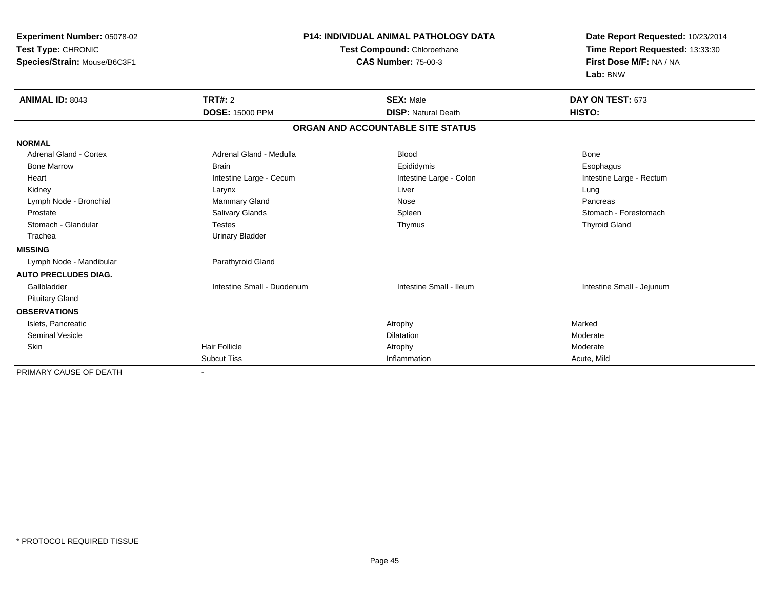**Experiment Number:** 05078-02
**Test Type:** CHRONIC
**Species/Strain:** Mouse/B6C3F1

**P14: INDIVIDUAL ANIMAL PATHOLOGY DATA**
**Test Compound:** Chloroethane
**CAS Number:** 75-00-3

**Date Report Requested:** 10/23/2014
**Time Report Requested:** 13:33:30
**First Dose M/F:** NA / NA
**Lab:** BNW

| **ANIMAL ID:** 8043 | **TRT#:** 2 | **SEX:** Male | **DAY ON TEST:** 673 |
|---|---|---|---|
| | **DOSE:** 15000 PPM | **DISP:** Natural Death | **HISTO:** |

**ORGAN AND ACCOUNTABLE SITE STATUS**

| | | | |
|---|---|---|---|
| **NORMAL** | | | |
| Adrenal Gland - Cortex | Adrenal Gland - Medulla | Blood | Bone |
| Bone Marrow | Brain | Epididymis | Esophagus |
| Heart | Intestine Large - Cecum | Intestine Large - Colon | Intestine Large - Rectum |
| Kidney | Larynx | Liver | Lung |
| Lymph Node - Bronchial | Mammary Gland | Nose | Pancreas |
| Prostate | Salivary Glands | Spleen | Stomach - Forestomach |
| Stomach - Glandular | Testes | Thymus | Thyroid Gland |
| Trachea | Urinary Bladder | | |
| **MISSING** | | | |
| Lymph Node - Mandibular | Parathyroid Gland | | |
| **AUTO PRECLUDES DIAG.** | | | |
| Gallbladder | Intestine Small - Duodenum | Intestine Small - Ileum | Intestine Small - Jejunum |
| Pituitary Gland | | | |
| **OBSERVATIONS** | | | |
| Islets, Pancreatic | | Atrophy | Marked |
| Seminal Vesicle | | Dilatation | Moderate |
| Skin | Hair Follicle | Atrophy | Moderate |
| | Subcut Tiss | Inflammation | Acute, Mild |
| PRIMARY CAUSE OF DEATH | - | | |

\* PROTOCOL REQUIRED TISSUE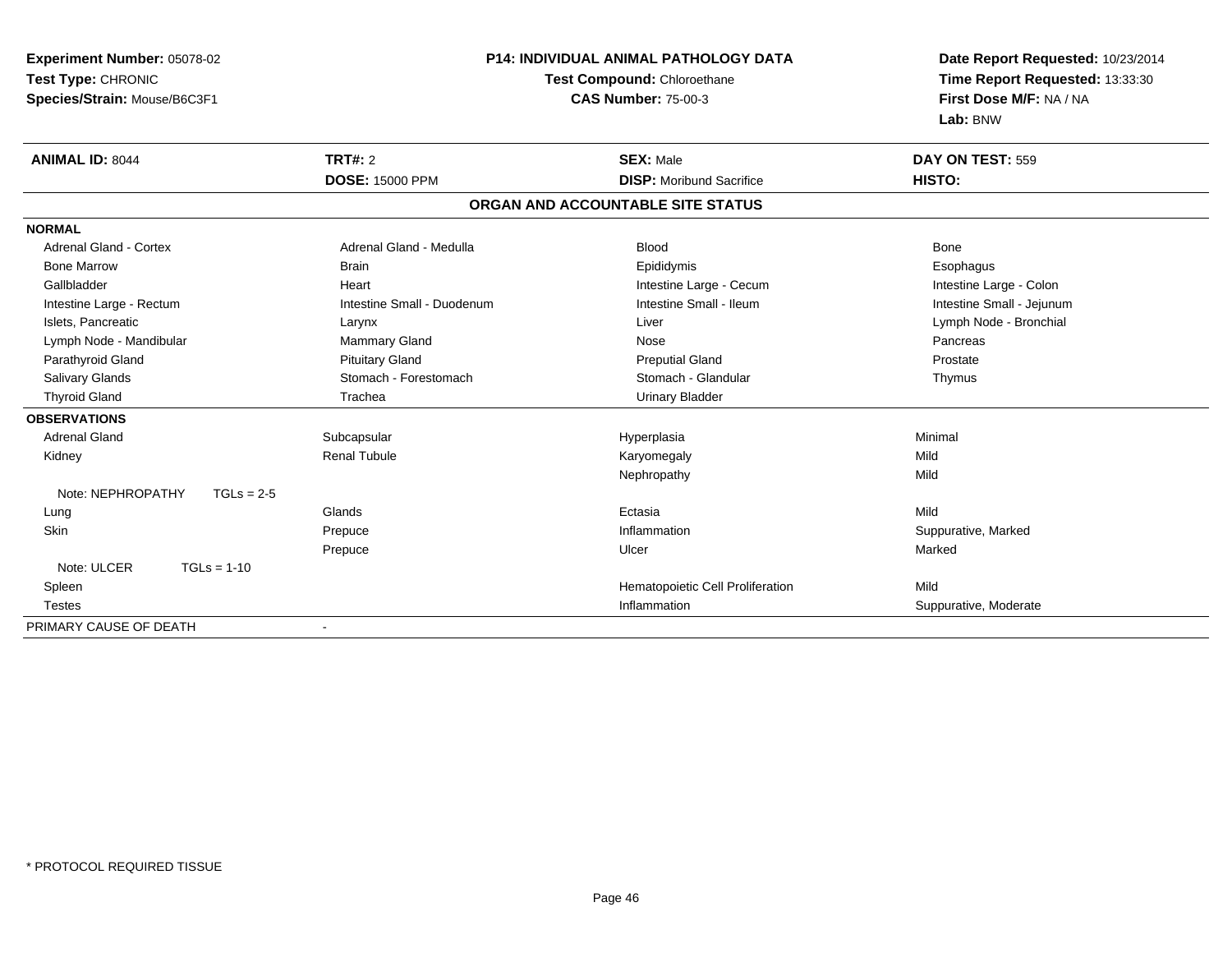**Experiment Number:** 05078-02
**Test Type:** CHRONIC
**Species/Strain:** Mouse/B6C3F1

**P14: INDIVIDUAL ANIMAL PATHOLOGY DATA**
**Test Compound:** Chloroethane
**CAS Number:** 75-00-3

**Date Report Requested:** 10/23/2014
**Time Report Requested:** 13:33:30
**First Dose M/F:** NA / NA
**Lab:** BNW

| **ANIMAL ID:** 8044 | **TRT#:** 2 | **SEX:** Male | **DAY ON TEST:** 559 |
|---|---|---|---|
| | **DOSE:** 15000 PPM | **DISP:** Moribund Sacrifice | **HISTO:** |

## ORGAN AND ACCOUNTABLE SITE STATUS

| | | | |
|---|---|---|---|
| **NORMAL** | | | |
| Adrenal Gland - Cortex | Adrenal Gland - Medulla | Blood | Bone |
| Bone Marrow | Brain | Epididymis | Esophagus |
| Gallbladder | Heart | Intestine Large - Cecum | Intestine Large - Colon |
| Intestine Large - Rectum | Intestine Small - Duodenum | Intestine Small - Ileum | Intestine Small - Jejunum |
| Islets, Pancreatic | Larynx | Liver | Lymph Node - Bronchial |
| Lymph Node - Mandibular | Mammary Gland | Nose | Pancreas |
| Parathyroid Gland | Pituitary Gland | Preputial Gland | Prostate |
| Salivary Glands | Stomach - Forestomach | Stomach - Glandular | Thymus |
| Thyroid Gland | Trachea | Urinary Bladder | |
| **OBSERVATIONS** | | | |
| Adrenal Gland | Subcapsular | Hyperplasia | Minimal |
| Kidney | Renal Tubule | Karyomegaly | Mild |
| | | Nephropathy | Mild |
| Note: NEPHROPATHY TGLs = 2-5 | | | |
| Lung | Glands | Ectasia | Mild |
| Skin | Prepuce | Inflammation | Suppurative, Marked |
| | Prepuce | Ulcer | Marked |
| Note: ULCER TGLs = 1-10 | | | |
| Spleen | | Hematopoietic Cell Proliferation | Mild |
| Testes | | Inflammation | Suppurative, Moderate |
| PRIMARY CAUSE OF DEATH | - | | |

\* PROTOCOL REQUIRED TISSUE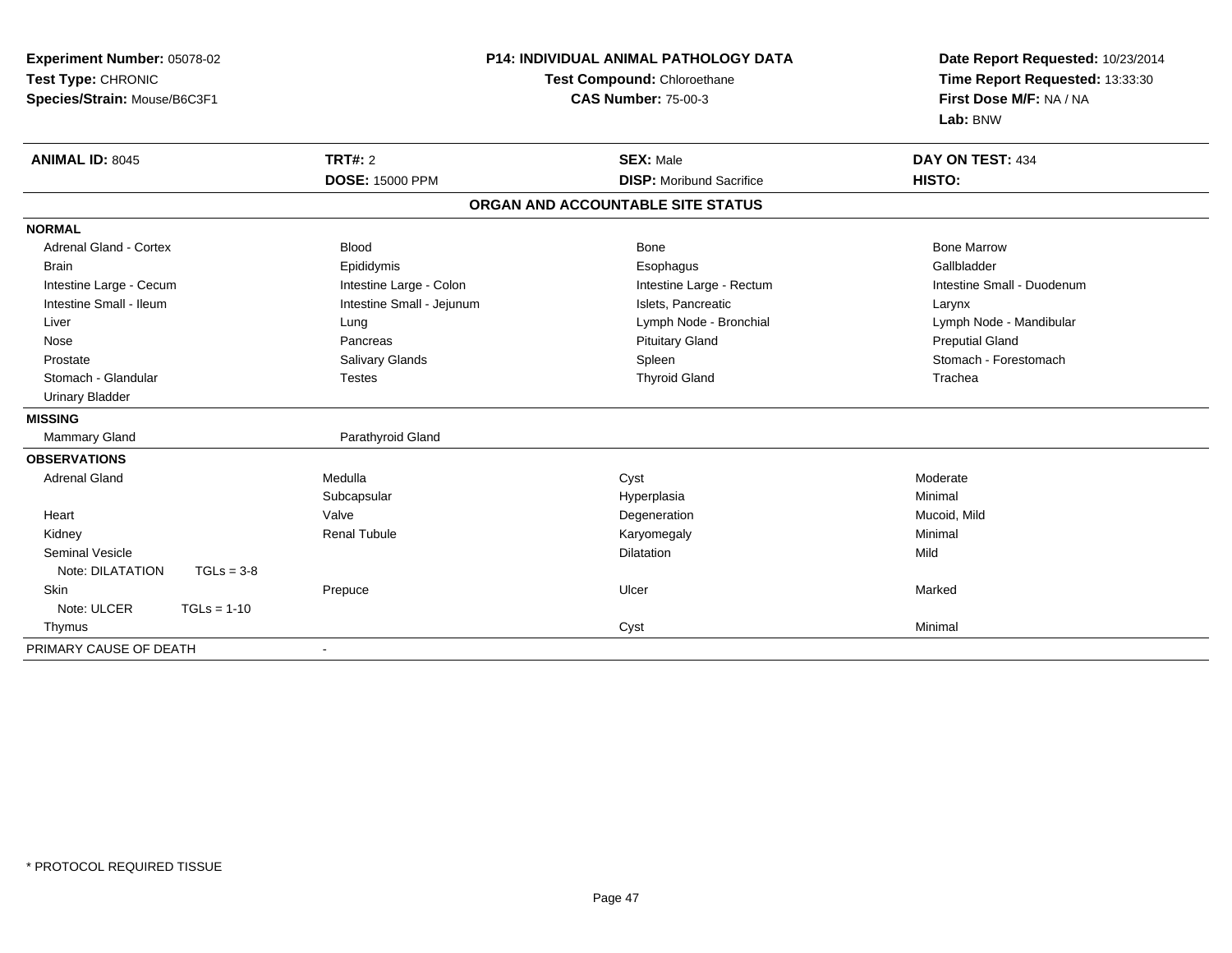**Experiment Number:** 05078-02
**Test Type:** CHRONIC
**Species/Strain:** Mouse/B6C3F1

**P14: INDIVIDUAL ANIMAL PATHOLOGY DATA**
**Test Compound:** Chloroethane
**CAS Number:** 75-00-3

**Date Report Requested:** 10/23/2014
**Time Report Requested:** 13:33:30
**First Dose M/F:** NA / NA
**Lab:** BNW

| **ANIMAL ID:** 8045 | **TRT#:** 2 | **SEX:** Male | **DAY ON TEST:** 434 |
|---|---|---|---|
| | **DOSE:** 15000 PPM | **DISP:** Moribund Sacrifice | **HISTO:** |

## ORGAN AND ACCOUNTABLE SITE STATUS

| | | | |
|---|---|---|---|
| **NORMAL** | | | |
| Adrenal Gland - Cortex | Blood | Bone | Bone Marrow |
| Brain | Epididymis | Esophagus | Gallbladder |
| Intestine Large - Cecum | Intestine Large - Colon | Intestine Large - Rectum | Intestine Small - Duodenum |
| Intestine Small - Ileum | Intestine Small - Jejunum | Islets, Pancreatic | Larynx |
| Liver | Lung | Lymph Node - Bronchial | Lymph Node - Mandibular |
| Nose | Pancreas | Pituitary Gland | Preputial Gland |
| Prostate | Salivary Glands | Spleen | Stomach - Forestomach |
| Stomach - Glandular | Testes | Thyroid Gland | Trachea |
| Urinary Bladder | | | |
| **MISSING** | | | |
| Mammary Gland | Parathyroid Gland | | |
| **OBSERVATIONS** | | | |
| Adrenal Gland | Medulla | Cyst | Moderate |
| | Subcapsular | Hyperplasia | Minimal |
| Heart | Valve | Degeneration | Mucoid, Mild |
| Kidney | Renal Tubule | Karyomegaly | Minimal |
| Seminal Vesicle | | Dilatation | Mild |
| Note: DILATATION TGLs = 3-8 | | | |
| Skin | Prepuce | Ulcer | Marked |
| Note: ULCER TGLs = 1-10 | | | |
| Thymus | | Cyst | Minimal |
| PRIMARY CAUSE OF DEATH | - | | |

\* PROTOCOL REQUIRED TISSUE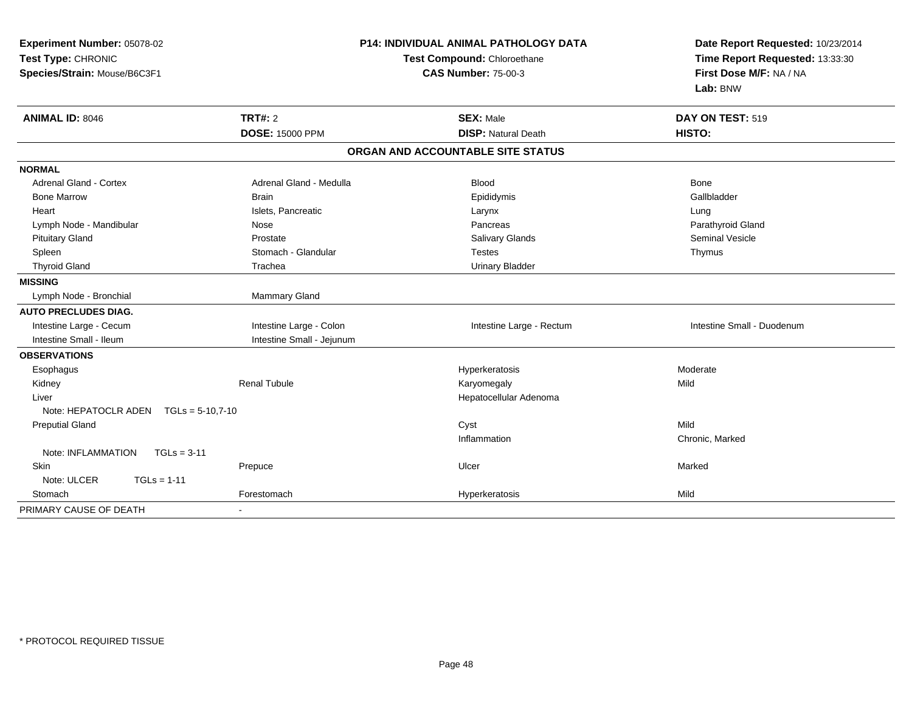**Experiment Number:** 05078-02
**Test Type:** CHRONIC
**Species/Strain:** Mouse/B6C3F1

**P14: INDIVIDUAL ANIMAL PATHOLOGY DATA**
**Test Compound:** Chloroethane
**CAS Number:** 75-00-3

**Date Report Requested:** 10/23/2014
**Time Report Requested:** 13:33:30
**First Dose M/F:** NA / NA
**Lab:** BNW

| **ANIMAL ID:** 8046 | **TRT#:** 2 | **SEX:** Male | **DAY ON TEST:** 519 |
|---|---|---|---|
| | **DOSE:** 15000 PPM | **DISP:** Natural Death | **HISTO:** |

## ORGAN AND ACCOUNTABLE SITE STATUS

| | | | |
|---|---|---|---|
| **NORMAL** | | | |
| Adrenal Gland - Cortex | Adrenal Gland - Medulla | Blood | Bone |
| Bone Marrow | Brain | Epididymis | Gallbladder |
| Heart | Islets, Pancreatic | Larynx | Lung |
| Lymph Node - Mandibular | Nose | Pancreas | Parathyroid Gland |
| Pituitary Gland | Prostate | Salivary Glands | Seminal Vesicle |
| Spleen | Stomach - Glandular | Testes | Thymus |
| Thyroid Gland | Trachea | Urinary Bladder | |
| **MISSING** | | | |
| Lymph Node - Bronchial | Mammary Gland | | |
| **AUTO PRECLUDES DIAG.** | | | |
| Intestine Large - Cecum | Intestine Large - Colon | Intestine Large - Rectum | Intestine Small - Duodenum |
| Intestine Small - Ileum | Intestine Small - Jejunum | | |
| **OBSERVATIONS** | | | |
| Esophagus | | Hyperkeratosis | Moderate |
| Kidney | Renal Tubule | Karyomegaly | Mild |
| Liver | | Hepatocellular Adenoma | |
| Note: HEPATOCLR ADEN TGLs = 5-10,7-10 | | | |
| Preputial Gland | | Cyst | Mild |
| | | Inflammation | Chronic, Marked |
| Note: INFLAMMATION TGLs = 3-11 | | | |
| Skin | Prepuce | Ulcer | Marked |
| Note: ULCER TGLs = 1-11 | | | |
| Stomach | Forestomach | Hyperkeratosis | Mild |
| PRIMARY CAUSE OF DEATH | - | | |

* PROTOCOL REQUIRED TISSUE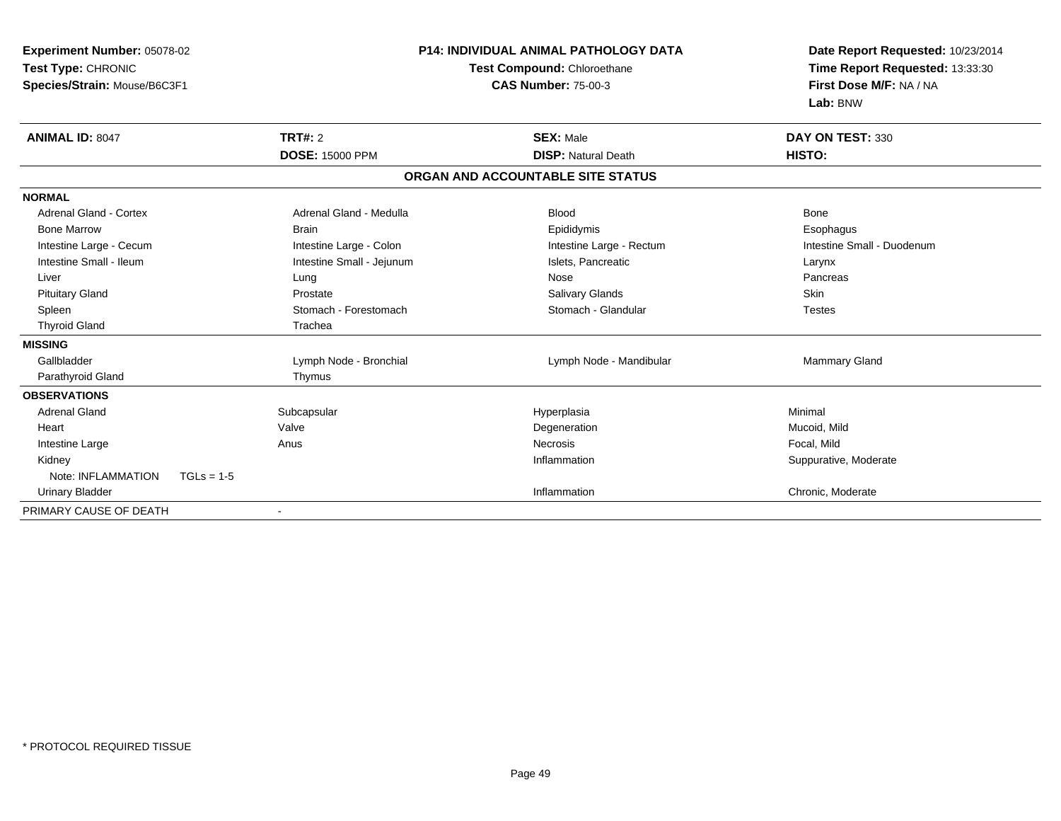**Experiment Number:** 05078-02
**Test Type:** CHRONIC
**Species/Strain:** Mouse/B6C3F1

**P14: INDIVIDUAL ANIMAL PATHOLOGY DATA**
**Test Compound:** Chloroethane
**CAS Number:** 75-00-3

**Date Report Requested:** 10/23/2014
**Time Report Requested:** 13:33:30
**First Dose M/F:** NA / NA
**Lab:** BNW

| **ANIMAL ID:** 8047 | **TRT#:** 2 | **SEX:** Male | **DAY ON TEST:** 330 |
|---|---|---|---|
| | **DOSE:** 15000 PPM | **DISP:** Natural Death | **HISTO:** |

**ORGAN AND ACCOUNTABLE SITE STATUS**

| | | | |
|---|---|---|---|
| **NORMAL** | | | |
| Adrenal Gland - Cortex | Adrenal Gland - Medulla | Blood | Bone |
| Bone Marrow | Brain | Epididymis | Esophagus |
| Intestine Large - Cecum | Intestine Large - Colon | Intestine Large - Rectum | Intestine Small - Duodenum |
| Intestine Small - Ileum | Intestine Small - Jejunum | Islets, Pancreatic | Larynx |
| Liver | Lung | Nose | Pancreas |
| Pituitary Gland | Prostate | Salivary Glands | Skin |
| Spleen | Stomach - Forestomach | Stomach - Glandular | Testes |
| Thyroid Gland | Trachea | | |
| **MISSING** | | | |
| Gallbladder | Lymph Node - Bronchial | Lymph Node - Mandibular | Mammary Gland |
| Parathyroid Gland | Thymus | | |
| **OBSERVATIONS** | | | |
| Adrenal Gland | Subcapsular | Hyperplasia | Minimal |
| Heart | Valve | Degeneration | Mucoid, Mild |
| Intestine Large | Anus | Necrosis | Focal, Mild |
| Kidney | | Inflammation | Suppurative, Moderate |
| Note: INFLAMMATION TGLs = 1-5 | | | |
| Urinary Bladder | | Inflammation | Chronic, Moderate |
| PRIMARY CAUSE OF DEATH | - | | |

* PROTOCOL REQUIRED TISSUE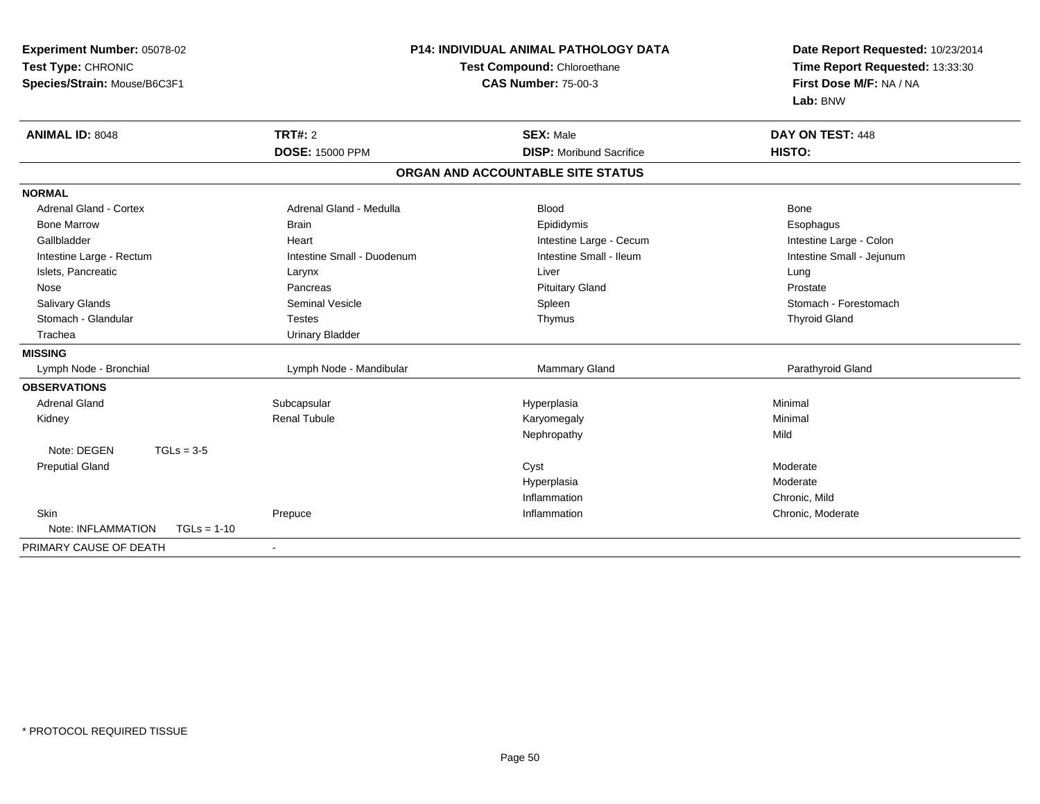**Experiment Number:** 05078-02
**Test Type:** CHRONIC
**Species/Strain:** Mouse/B6C3F1

**P14: INDIVIDUAL ANIMAL PATHOLOGY DATA**
**Test Compound:** Chloroethane
**CAS Number:** 75-00-3

**Date Report Requested:** 10/23/2014
**Time Report Requested:** 13:33:30
**First Dose M/F:** NA / NA
**Lab:** BNW

| **ANIMAL ID:** 8048 | **TRT#:** 2 | **SEX:** Male | **DAY ON TEST:** 448 |
|---|---|---|---|
| | **DOSE:** 15000 PPM | **DISP:** Moribund Sacrifice | **HISTO:** |

**ORGAN AND ACCOUNTABLE SITE STATUS**

| | | | |
|---|---|---|---|
| **NORMAL** | | | |
| Adrenal Gland - Cortex | Adrenal Gland - Medulla | Blood | Bone |
| Bone Marrow | Brain | Epididymis | Esophagus |
| Gallbladder | Heart | Intestine Large - Cecum | Intestine Large - Colon |
| Intestine Large - Rectum | Intestine Small - Duodenum | Intestine Small - Ileum | Intestine Small - Jejunum |
| Islets, Pancreatic | Larynx | Liver | Lung |
| Nose | Pancreas | Pituitary Gland | Prostate |
| Salivary Glands | Seminal Vesicle | Spleen | Stomach - Forestomach |
| Stomach - Glandular | Testes | Thymus | Thyroid Gland |
| Trachea | Urinary Bladder | | |
| **MISSING** | | | |
| Lymph Node - Bronchial | Lymph Node - Mandibular | Mammary Gland | Parathyroid Gland |
| **OBSERVATIONS** | | | |
| Adrenal Gland | Subcapsular | Hyperplasia | Minimal |
| Kidney | Renal Tubule | Karyomegaly | Minimal |
| | | Nephropathy | Mild |
| Note: DEGEN TGLs = 3-5 | | | |
| Preputial Gland | | Cyst | Moderate |
| | | Hyperplasia | Moderate |
| | | Inflammation | Chronic, Mild |
| Skin | Prepuce | Inflammation | Chronic, Moderate |
| Note: INFLAMMATION TGLs = 1-10 | | | |
| PRIMARY CAUSE OF DEATH | - | | |

* PROTOCOL REQUIRED TISSUE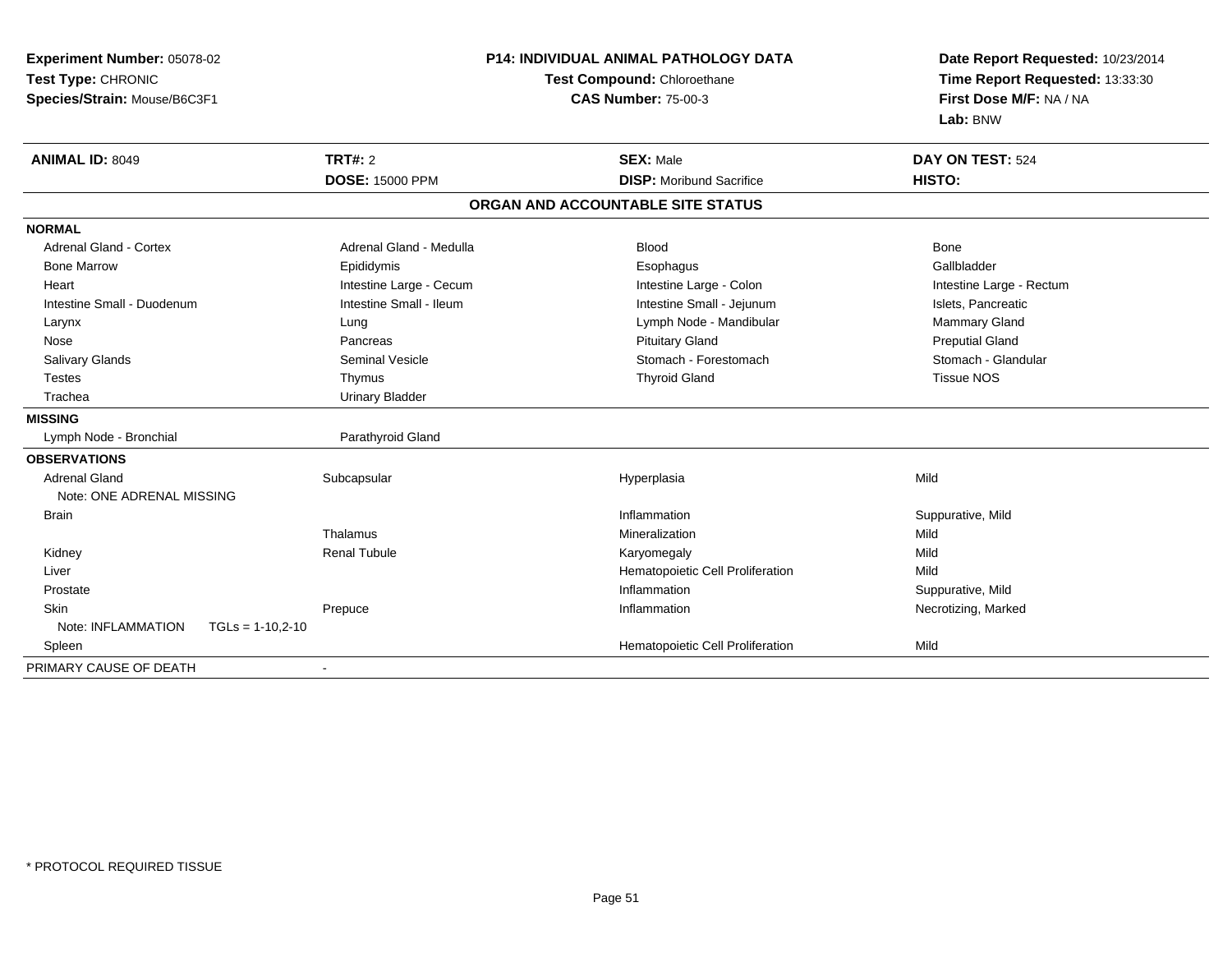**Experiment Number:** 05078-02
**Test Type:** CHRONIC
**Species/Strain:** Mouse/B6C3F1

**P14: INDIVIDUAL ANIMAL PATHOLOGY DATA**
**Test Compound:** Chloroethane
**CAS Number:** 75-00-3

**Date Report Requested:** 10/23/2014
**Time Report Requested:** 13:33:30
**First Dose M/F:** NA / NA
**Lab:** BNW

| **ANIMAL ID:** 8049 | **TRT#:** 2 | **SEX:** Male | **DAY ON TEST:** 524 |
|---|---|---|---|
| | **DOSE:** 15000 PPM | **DISP:** Moribund Sacrifice | **HISTO:** |

## ORGAN AND ACCOUNTABLE SITE STATUS

| | | | |
|---|---|---|---|
| **NORMAL** | | | |
| Adrenal Gland - Cortex | Adrenal Gland - Medulla | Blood | Bone |
| Bone Marrow | Epididymis | Esophagus | Gallbladder |
| Heart | Intestine Large - Cecum | Intestine Large - Colon | Intestine Large - Rectum |
| Intestine Small - Duodenum | Intestine Small - Ileum | Intestine Small - Jejunum | Islets, Pancreatic |
| Larynx | Lung | Lymph Node - Mandibular | Mammary Gland |
| Nose | Pancreas | Pituitary Gland | Preputial Gland |
| Salivary Glands | Seminal Vesicle | Stomach - Forestomach | Stomach - Glandular |
| Testes | Thymus | Thyroid Gland | Tissue NOS |
| Trachea | Urinary Bladder | | |
| **MISSING** | | | |
| Lymph Node - Bronchial | Parathyroid Gland | | |
| **OBSERVATIONS** | | | |
| Adrenal Gland | Subcapsular | Hyperplasia | Mild |
| Note: ONE ADRENAL MISSING | | | |
| Brain | | Inflammation | Suppurative, Mild |
| | Thalamus | Mineralization | Mild |
| Kidney | Renal Tubule | Karyomegaly | Mild |
| Liver | | Hematopoietic Cell Proliferation | Mild |
| Prostate | | Inflammation | Suppurative, Mild |
| Skin | Prepuce | Inflammation | Necrotizing, Marked |
| Note: INFLAMMATION TGLs = 1-10,2-10 | | | |
| Spleen | | Hematopoietic Cell Proliferation | Mild |
| PRIMARY CAUSE OF DEATH | - | | |

* PROTOCOL REQUIRED TISSUE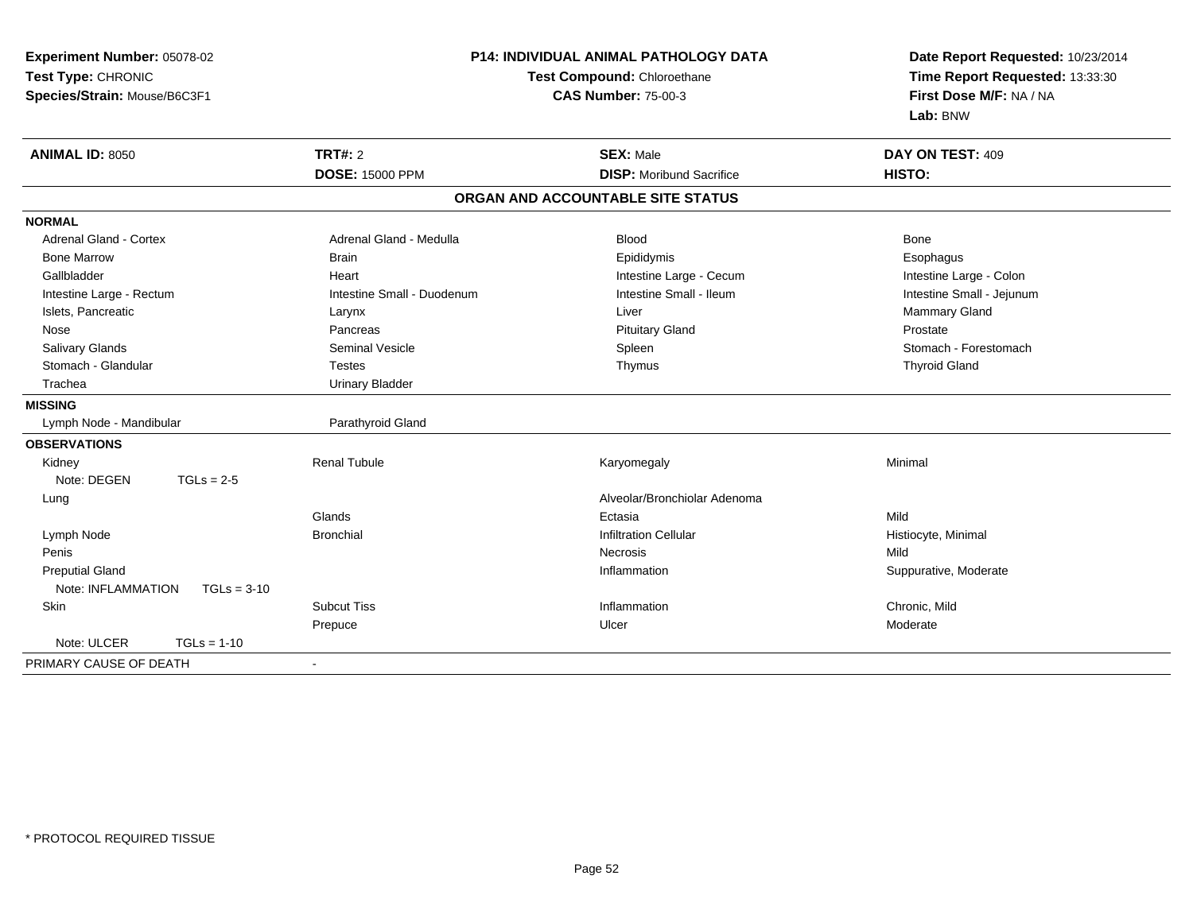**Experiment Number:** 05078-02
**Test Type:** CHRONIC
**Species/Strain:** Mouse/B6C3F1

**P14: INDIVIDUAL ANIMAL PATHOLOGY DATA**
**Test Compound:** Chloroethane
**CAS Number:** 75-00-3

**Date Report Requested:** 10/23/2014
**Time Report Requested:** 13:33:30
**First Dose M/F:** NA / NA
**Lab:** BNW

| **ANIMAL ID:** 8050 | **TRT#:** 2 | **SEX:** Male | **DAY ON TEST:** 409 |
|---|---|---|---|
| | **DOSE:** 15000 PPM | **DISP:** Moribund Sacrifice | **HISTO:** |

## ORGAN AND ACCOUNTABLE SITE STATUS

| | | | |
|---|---|---|---|
| **NORMAL** | | | |
| Adrenal Gland - Cortex | Adrenal Gland - Medulla | Blood | Bone |
| Bone Marrow | Brain | Epididymis | Esophagus |
| Gallbladder | Heart | Intestine Large - Cecum | Intestine Large - Colon |
| Intestine Large - Rectum | Intestine Small - Duodenum | Intestine Small - Ileum | Intestine Small - Jejunum |
| Islets, Pancreatic | Larynx | Liver | Mammary Gland |
| Nose | Pancreas | Pituitary Gland | Prostate |
| Salivary Glands | Seminal Vesicle | Spleen | Stomach - Forestomach |
| Stomach - Glandular | Testes | Thymus | Thyroid Gland |
| Trachea | Urinary Bladder | | |
| **MISSING** | | | |
| Lymph Node - Mandibular | Parathyroid Gland | | |
| **OBSERVATIONS** | | | |
| Kidney | Renal Tubule | Karyomegaly | Minimal |
| Note: DEGEN TGLs = 2-5 | | | |
| Lung | | Alveolar/Bronchiolar Adenoma | |
| | Glands | Ectasia | Mild |
| Lymph Node | Bronchial | Infiltration Cellular | Histiocyte, Minimal |
| Penis | | Necrosis | Mild |
| Preputial Gland | | Inflammation | Suppurative, Moderate |
| Note: INFLAMMATION TGLs = 3-10 | | | |
| Skin | Subcut Tiss | Inflammation | Chronic, Mild |
| | Prepuce | Ulcer | Moderate |
| Note: ULCER TGLs = 1-10 | | | |
| PRIMARY CAUSE OF DEATH | - | | |

\* PROTOCOL REQUIRED TISSUE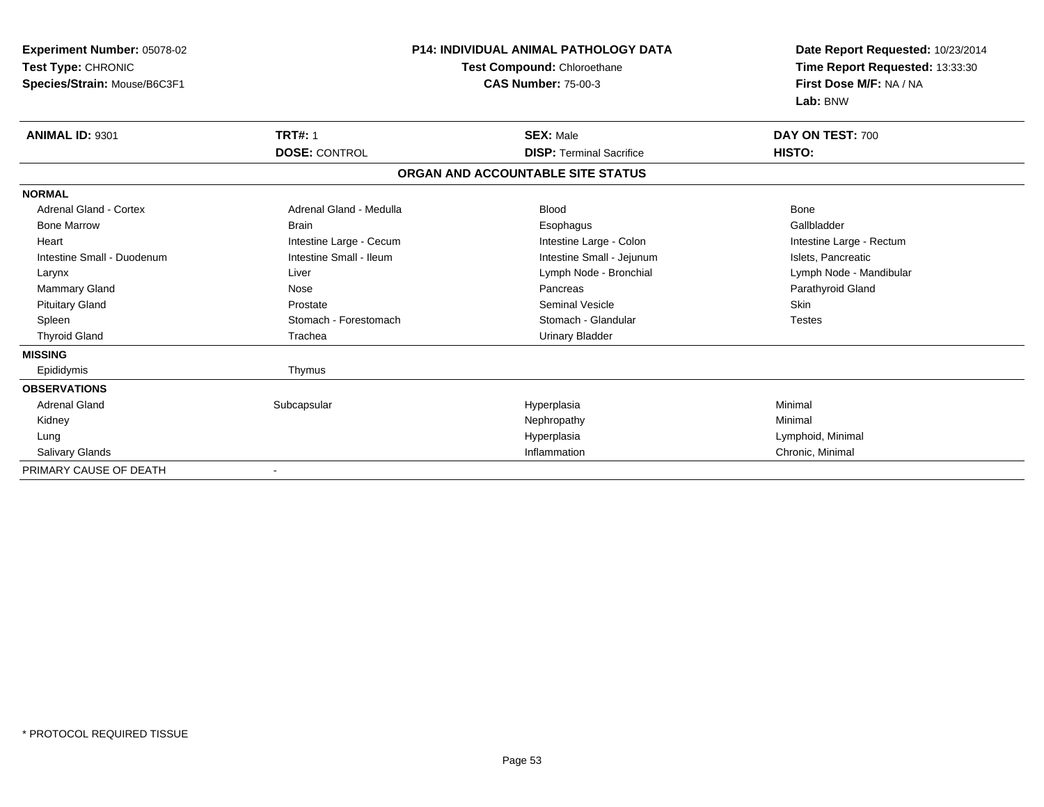**Experiment Number:** 05078-02
**Test Type:** CHRONIC
**Species/Strain:** Mouse/B6C3F1

**P14: INDIVIDUAL ANIMAL PATHOLOGY DATA**
**Test Compound:** Chloroethane
**CAS Number:** 75-00-3

**Date Report Requested:** 10/23/2014
**Time Report Requested:** 13:33:30
**First Dose M/F:** NA / NA
**Lab:** BNW

| **ANIMAL ID:** 9301 | **TRT#:** 1 | **SEX:** Male | **DAY ON TEST:** 700 |
|---|---|---|---|
| | **DOSE:** CONTROL | **DISP:** Terminal Sacrifice | **HISTO:** |

**ORGAN AND ACCOUNTABLE SITE STATUS**

| | | | |
|---|---|---|---|
| **NORMAL** | | | |
| Adrenal Gland - Cortex | Adrenal Gland - Medulla | Blood | Bone |
| Bone Marrow | Brain | Esophagus | Gallbladder |
| Heart | Intestine Large - Cecum | Intestine Large - Colon | Intestine Large - Rectum |
| Intestine Small - Duodenum | Intestine Small - Ileum | Intestine Small - Jejunum | Islets, Pancreatic |
| Larynx | Liver | Lymph Node - Bronchial | Lymph Node - Mandibular |
| Mammary Gland | Nose | Pancreas | Parathyroid Gland |
| Pituitary Gland | Prostate | Seminal Vesicle | Skin |
| Spleen | Stomach - Forestomach | Stomach - Glandular | Testes |
| Thyroid Gland | Trachea | Urinary Bladder | |
| **MISSING** | | | |
| Epididymis | Thymus | | |
| **OBSERVATIONS** | | | |
| Adrenal Gland | Subcapsular | Hyperplasia | Minimal |
| Kidney | | Nephropathy | Minimal |
| Lung | | Hyperplasia | Lymphoid, Minimal |
| Salivary Glands | | Inflammation | Chronic, Minimal |
| PRIMARY CAUSE OF DEATH | - | | |

* PROTOCOL REQUIRED TISSUE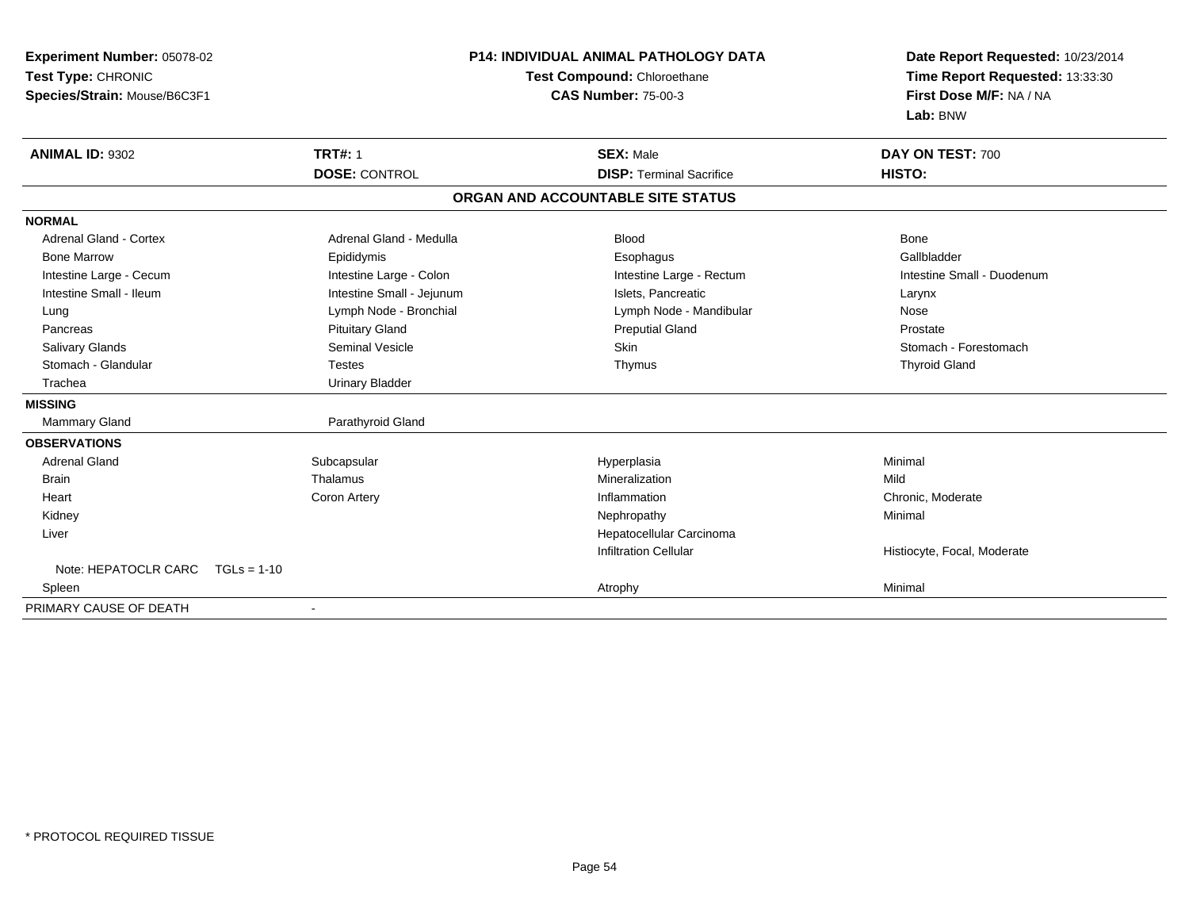**Experiment Number:** 05078-02
**Test Type:** CHRONIC
**Species/Strain:** Mouse/B6C3F1

**P14: INDIVIDUAL ANIMAL PATHOLOGY DATA**
**Test Compound:** Chloroethane
**CAS Number:** 75-00-3

**Date Report Requested:** 10/23/2014
**Time Report Requested:** 13:33:30
**First Dose M/F:** NA / NA
**Lab:** BNW

| **ANIMAL ID:** 9302 | **TRT#:** 1 | **SEX:** Male | **DAY ON TEST:** 700 |
|---|---|---|---|
| | **DOSE:** CONTROL | **DISP:** Terminal Sacrifice | **HISTO:** |

**ORGAN AND ACCOUNTABLE SITE STATUS**

| | | | |
|---|---|---|---|
| **NORMAL** | | | |
| Adrenal Gland - Cortex | Adrenal Gland - Medulla | Blood | Bone |
| Bone Marrow | Epididymis | Esophagus | Gallbladder |
| Intestine Large - Cecum | Intestine Large - Colon | Intestine Large - Rectum | Intestine Small - Duodenum |
| Intestine Small - Ileum | Intestine Small - Jejunum | Islets, Pancreatic | Larynx |
| Lung | Lymph Node - Bronchial | Lymph Node - Mandibular | Nose |
| Pancreas | Pituitary Gland | Preputial Gland | Prostate |
| Salivary Glands | Seminal Vesicle | Skin | Stomach - Forestomach |
| Stomach - Glandular | Testes | Thymus | Thyroid Gland |
| Trachea | Urinary Bladder | | |
| **MISSING** | | | |
| Mammary Gland | Parathyroid Gland | | |
| **OBSERVATIONS** | | | |
| Adrenal Gland | Subcapsular | Hyperplasia | Minimal |
| Brain | Thalamus | Mineralization | Mild |
| Heart | Coron Artery | Inflammation | Chronic, Moderate |
| Kidney | | Nephropathy | Minimal |
| Liver | | Hepatocellular Carcinoma | |
| | | Infiltration Cellular | Histiocyte, Focal, Moderate |
| Note: HEPATOCLR CARC TGLs = 1-10 | | | |
| Spleen | | Atrophy | Minimal |
| PRIMARY CAUSE OF DEATH | - | | |

* PROTOCOL REQUIRED TISSUE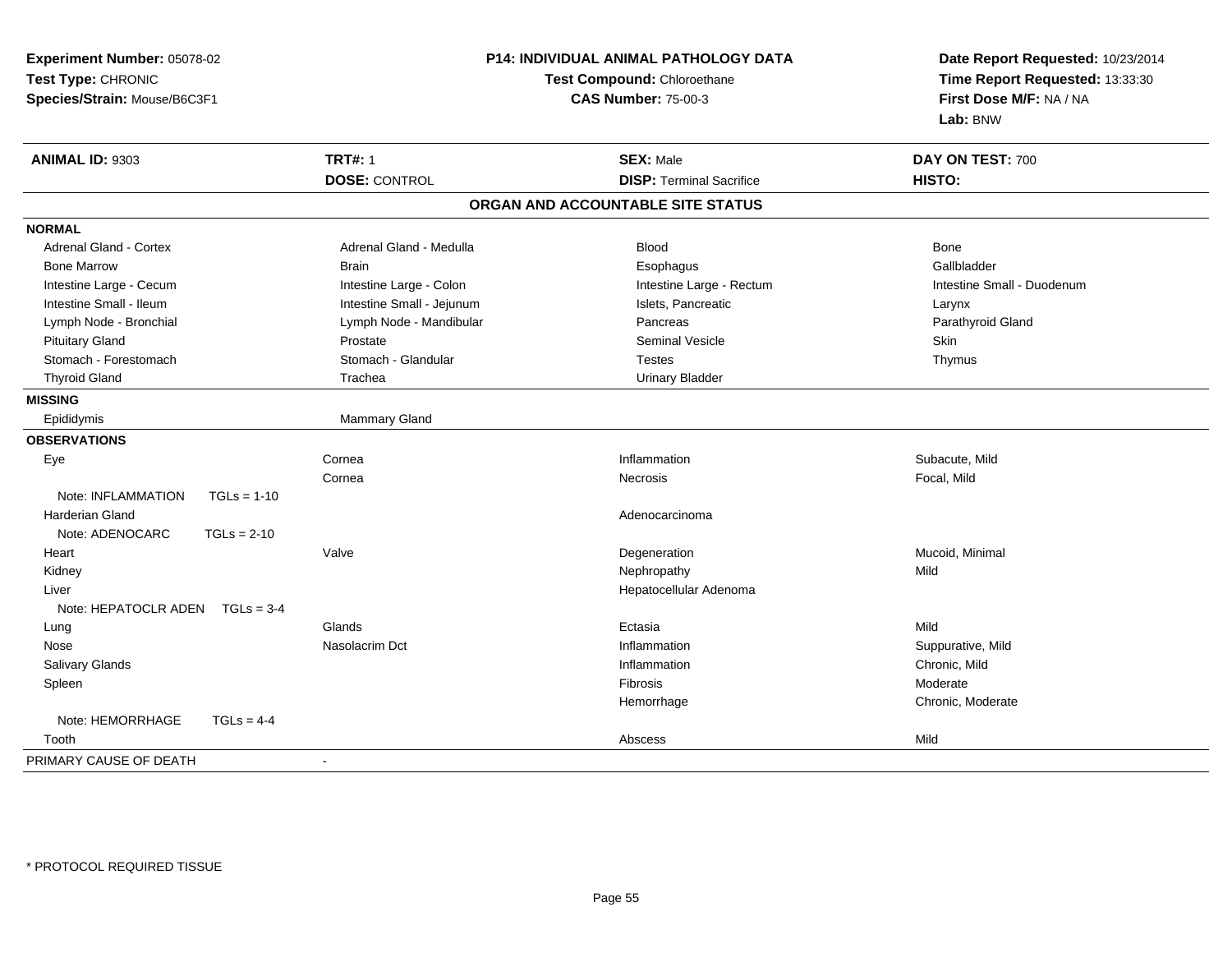**Experiment Number:** 05078-02
**Test Type:** CHRONIC
**Species/Strain:** Mouse/B6C3F1

**P14: INDIVIDUAL ANIMAL PATHOLOGY DATA**
**Test Compound:** Chloroethane
**CAS Number:** 75-00-3

**Date Report Requested:** 10/23/2014
**Time Report Requested:** 13:33:30
**First Dose M/F:** NA / NA
**Lab:** BNW

| **ANIMAL ID:** 9303 | **TRT#:** 1 | **SEX:** Male | **DAY ON TEST:** 700 |
|---|---|---|---|
| | **DOSE:** CONTROL | **DISP:** Terminal Sacrifice | **HISTO:** |

## ORGAN AND ACCOUNTABLE SITE STATUS

**NORMAL**

| | | | |
|---|---|---|---|
| Adrenal Gland - Cortex | Adrenal Gland - Medulla | Blood | Bone |
| Bone Marrow | Brain | Esophagus | Gallbladder |
| Intestine Large - Cecum | Intestine Large - Colon | Intestine Large - Rectum | Intestine Small - Duodenum |
| Intestine Small - Ileum | Intestine Small - Jejunum | Islets, Pancreatic | Larynx |
| Lymph Node - Bronchial | Lymph Node - Mandibular | Pancreas | Parathyroid Gland |
| Pituitary Gland | Prostate | Seminal Vesicle | Skin |
| Stomach - Forestomach | Stomach - Glandular | Testes | Thymus |
| Thyroid Gland | Trachea | Urinary Bladder | |

**MISSING**

| | |
|---|---|
| Epididymis | Mammary Gland |

**OBSERVATIONS**

| | | | |
|---|---|---|---|
| Eye | Cornea | Inflammation | Subacute, Mild |
| | Cornea | Necrosis | Focal, Mild |
| Note: INFLAMMATION TGLs = 1-10 | | | |
| Harderian Gland | | Adenocarcinoma | |
| Note: ADENOCARC TGLs = 2-10 | | | |
| Heart | Valve | Degeneration | Mucoid, Minimal |
| Kidney | | Nephropathy | Mild |
| Liver | | Hepatocellular Adenoma | |
| Note: HEPATOCLR ADEN TGLs = 3-4 | | | |
| Lung | Glands | Ectasia | Mild |
| Nose | Nasolacrim Dct | Inflammation | Suppurative, Mild |
| Salivary Glands | | Inflammation | Chronic, Mild |
| Spleen | | Fibrosis | Moderate |
| | | Hemorrhage | Chronic, Moderate |
| Note: HEMORRHAGE TGLs = 4-4 | | | |
| Tooth | | Abscess | Mild |

PRIMARY CAUSE OF DEATH -

* PROTOCOL REQUIRED TISSUE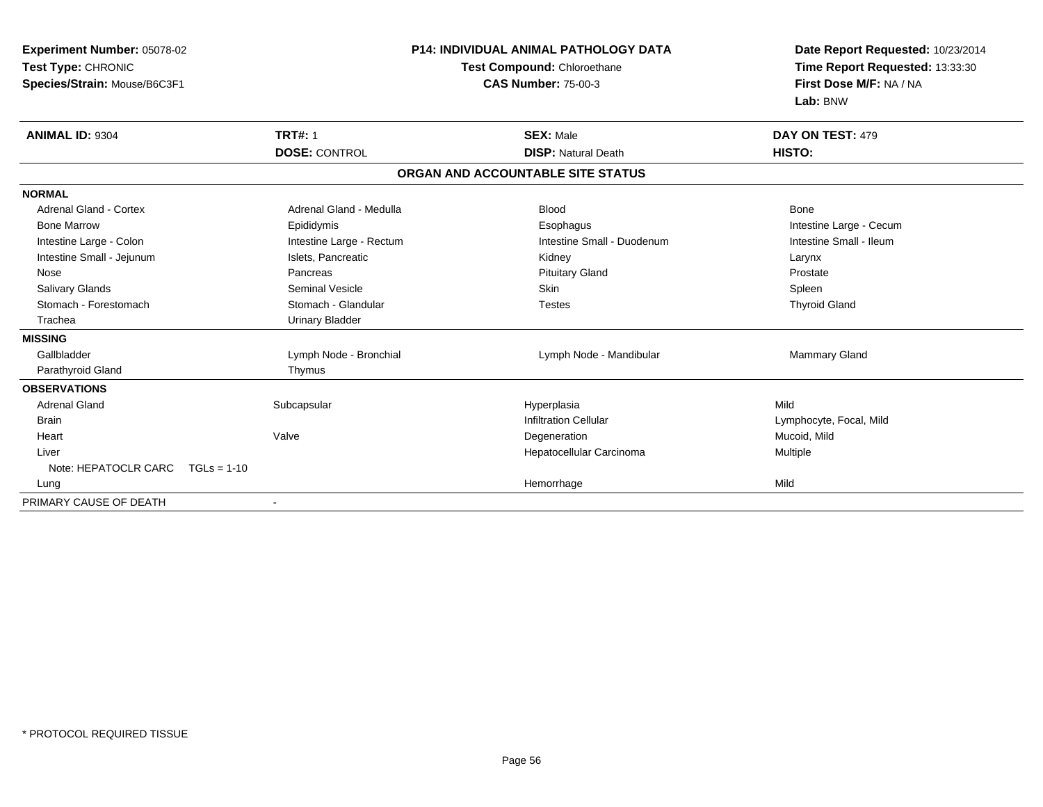**Experiment Number:** 05078-02
**Test Type:** CHRONIC
**Species/Strain:** Mouse/B6C3F1

**P14: INDIVIDUAL ANIMAL PATHOLOGY DATA**
**Test Compound:** Chloroethane
**CAS Number:** 75-00-3

**Date Report Requested:** 10/23/2014
**Time Report Requested:** 13:33:30
**First Dose M/F:** NA / NA
**Lab:** BNW

| **ANIMAL ID:** 9304 | **TRT#:** 1 | **SEX:** Male | **DAY ON TEST:** 479 |
|---|---|---|---|
| | **DOSE:** CONTROL | **DISP:** Natural Death | **HISTO:** |

**ORGAN AND ACCOUNTABLE SITE STATUS**

| | | | |
|---|---|---|---|
| **NORMAL** | | | |
| Adrenal Gland - Cortex | Adrenal Gland - Medulla | Blood | Bone |
| Bone Marrow | Epididymis | Esophagus | Intestine Large - Cecum |
| Intestine Large - Colon | Intestine Large - Rectum | Intestine Small - Duodenum | Intestine Small - Ileum |
| Intestine Small - Jejunum | Islets, Pancreatic | Kidney | Larynx |
| Nose | Pancreas | Pituitary Gland | Prostate |
| Salivary Glands | Seminal Vesicle | Skin | Spleen |
| Stomach - Forestomach | Stomach - Glandular | Testes | Thyroid Gland |
| Trachea | Urinary Bladder | | |
| **MISSING** | | | |
| Gallbladder | Lymph Node - Bronchial | Lymph Node - Mandibular | Mammary Gland |
| Parathyroid Gland | Thymus | | |
| **OBSERVATIONS** | | | |
| Adrenal Gland | Subcapsular | Hyperplasia | Mild |
| Brain | | Infiltration Cellular | Lymphocyte, Focal, Mild |
| Heart | Valve | Degeneration | Mucoid, Mild |
| Liver | | Hepatocellular Carcinoma | Multiple |
| Note: HEPATOCLR CARC TGLs = 1-10 | | | |
| Lung | | Hemorrhage | Mild |
| PRIMARY CAUSE OF DEATH | - | | |

\* PROTOCOL REQUIRED TISSUE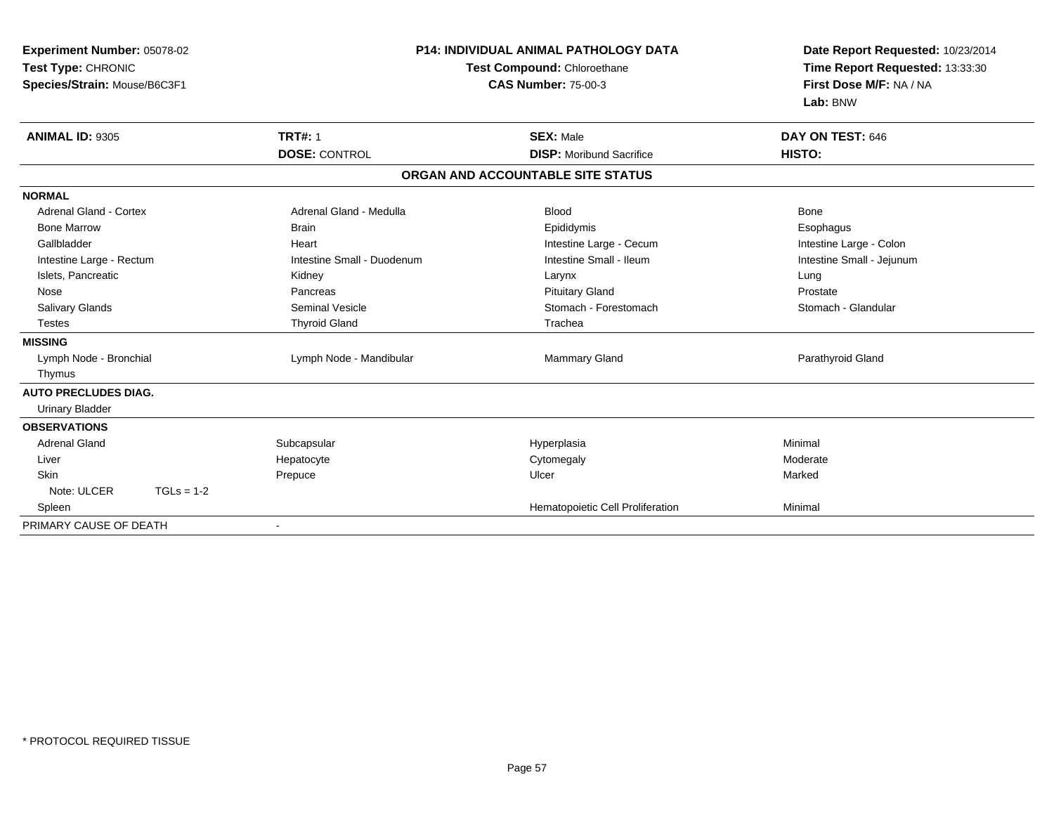**Experiment Number:** 05078-02
**Test Type:** CHRONIC
**Species/Strain:** Mouse/B6C3F1

**P14: INDIVIDUAL ANIMAL PATHOLOGY DATA**
**Test Compound:** Chloroethane
**CAS Number:** 75-00-3

**Date Report Requested:** 10/23/2014
**Time Report Requested:** 13:33:30
**First Dose M/F:** NA / NA
**Lab:** BNW

| **ANIMAL ID:** 9305 | **TRT#:** 1 | **SEX:** Male | **DAY ON TEST:** 646 |
|---|---|---|---|
| | **DOSE:** CONTROL | **DISP:** Moribund Sacrifice | **HISTO:** |

**ORGAN AND ACCOUNTABLE SITE STATUS**

| | | | |
|---|---|---|---|
| **NORMAL** | | | |
| Adrenal Gland - Cortex | Adrenal Gland - Medulla | Blood | Bone |
| Bone Marrow | Brain | Epididymis | Esophagus |
| Gallbladder | Heart | Intestine Large - Cecum | Intestine Large - Colon |
| Intestine Large - Rectum | Intestine Small - Duodenum | Intestine Small - Ileum | Intestine Small - Jejunum |
| Islets, Pancreatic | Kidney | Larynx | Lung |
| Nose | Pancreas | Pituitary Gland | Prostate |
| Salivary Glands | Seminal Vesicle | Stomach - Forestomach | Stomach - Glandular |
| Testes | Thyroid Gland | Trachea | |
| **MISSING** | | | |
| Lymph Node - Bronchial | Lymph Node - Mandibular | Mammary Gland | Parathyroid Gland |
| Thymus | | | |
| **AUTO PRECLUDES DIAG.** | | | |
| Urinary Bladder | | | |
| **OBSERVATIONS** | | | |
| Adrenal Gland | Subcapsular | Hyperplasia | Minimal |
| Liver | Hepatocyte | Cytomegaly | Moderate |
| Skin | Prepuce | Ulcer | Marked |
| Note: ULCER TGLs = 1-2 | | | |
| Spleen | | Hematopoietic Cell Proliferation | Minimal |
| PRIMARY CAUSE OF DEATH | - | | |

\* PROTOCOL REQUIRED TISSUE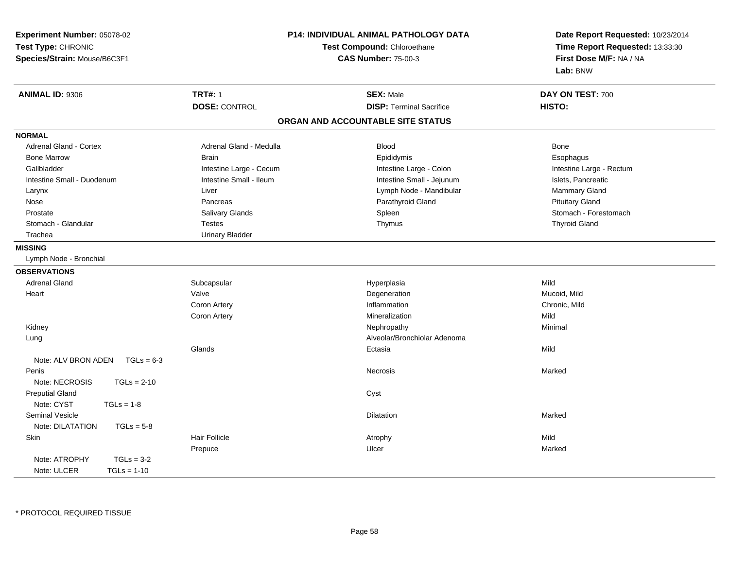**Experiment Number:** 05078-02
**Test Type:** CHRONIC
**Species/Strain:** Mouse/B6C3F1

**P14: INDIVIDUAL ANIMAL PATHOLOGY DATA**
**Test Compound:** Chloroethane
**CAS Number:** 75-00-3

**Date Report Requested:** 10/23/2014
**Time Report Requested:** 13:33:30
**First Dose M/F:** NA / NA
**Lab:** BNW

| **ANIMAL ID:** 9306 | **TRT#:** 1 | **SEX:** Male | **DAY ON TEST:** 700 |
|---|---|---|---|
| | **DOSE:** CONTROL | **DISP:** Terminal Sacrifice | **HISTO:** |

## ORGAN AND ACCOUNTABLE SITE STATUS

**NORMAL**

| | | | |
|---|---|---|---|
| Adrenal Gland - Cortex | Adrenal Gland - Medulla | Blood | Bone |
| Bone Marrow | Brain | Epididymis | Esophagus |
| Gallbladder | Intestine Large - Cecum | Intestine Large - Colon | Intestine Large - Rectum |
| Intestine Small - Duodenum | Intestine Small - Ileum | Intestine Small - Jejunum | Islets, Pancreatic |
| Larynx | Liver | Lymph Node - Mandibular | Mammary Gland |
| Nose | Pancreas | Parathyroid Gland | Pituitary Gland |
| Prostate | Salivary Glands | Spleen | Stomach - Forestomach |
| Stomach - Glandular | Testes | Thymus | Thyroid Gland |
| Trachea | Urinary Bladder | | |

**MISSING**

Lymph Node - Bronchial

**OBSERVATIONS**

| | | | |
|---|---|---|---|
| Adrenal Gland | Subcapsular | Hyperplasia | Mild |
| Heart | Valve | Degeneration | Mucoid, Mild |
| | Coron Artery | Inflammation | Chronic, Mild |
| | Coron Artery | Mineralization | Mild |
| Kidney | | Nephropathy | Minimal |
| Lung | | Alveolar/Bronchiolar Adenoma | |
| | Glands | Ectasia | Mild |
| Note: ALV BRON ADEN TGLs = 6-3 | | | |
| Penis | | Necrosis | Marked |
| Note: NECROSIS TGLs = 2-10 | | | |
| Preputial Gland | | Cyst | |
| Note: CYST TGLs = 1-8 | | | |
| Seminal Vesicle | | Dilatation | Marked |
| Note: DILATATION TGLs = 5-8 | | | |
| Skin | Hair Follicle | Atrophy | Mild |
| | Prepuce | Ulcer | Marked |
| Note: ATROPHY TGLs = 3-2 | | | |
| Note: ULCER TGLs = 1-10 | | | |

* PROTOCOL REQUIRED TISSUE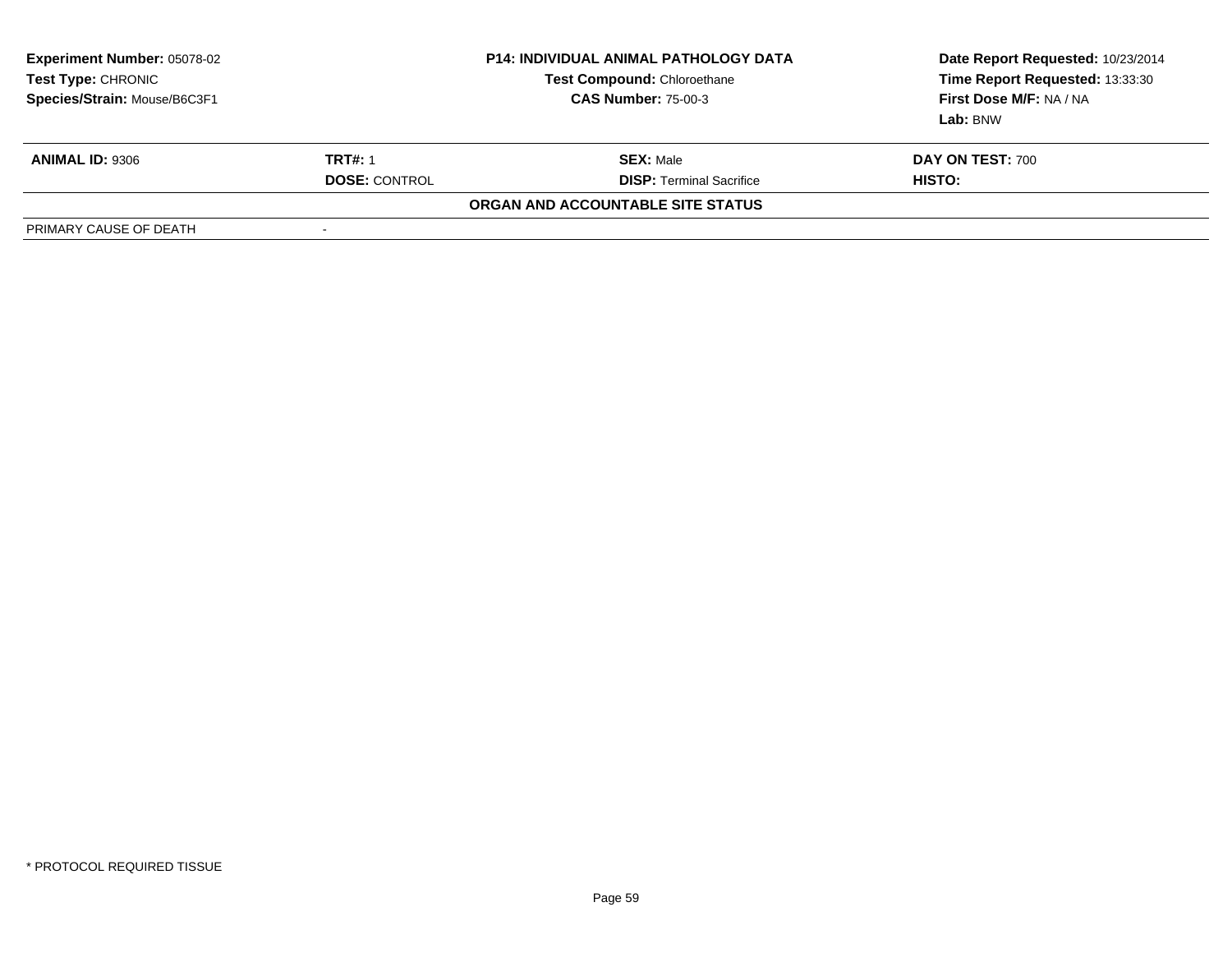| **Experiment Number:** 05078-02 | **P14: INDIVIDUAL ANIMAL PATHOLOGY DATA** | **Date Report Requested:** 10/23/2014 |
|---|---|---|
| **Test Type:** CHRONIC | **Test Compound:** Chloroethane | **Time Report Requested:** 13:33:30 |
| **Species/Strain:** Mouse/B6C3F1 | **CAS Number:** 75-00-3 | **First Dose M/F:** NA / NA |
| | | **Lab:** BNW |

| **ANIMAL ID:** 9306 | **TRT#:** 1 | **SEX:** Male | **DAY ON TEST:** 700 |
|---|---|---|---|
| | **DOSE:** CONTROL | **DISP:** Terminal Sacrifice | **HISTO:** |

**ORGAN AND ACCOUNTABLE SITE STATUS**

| PRIMARY CAUSE OF DEATH | - |
|---|---|

\* PROTOCOL REQUIRED TISSUE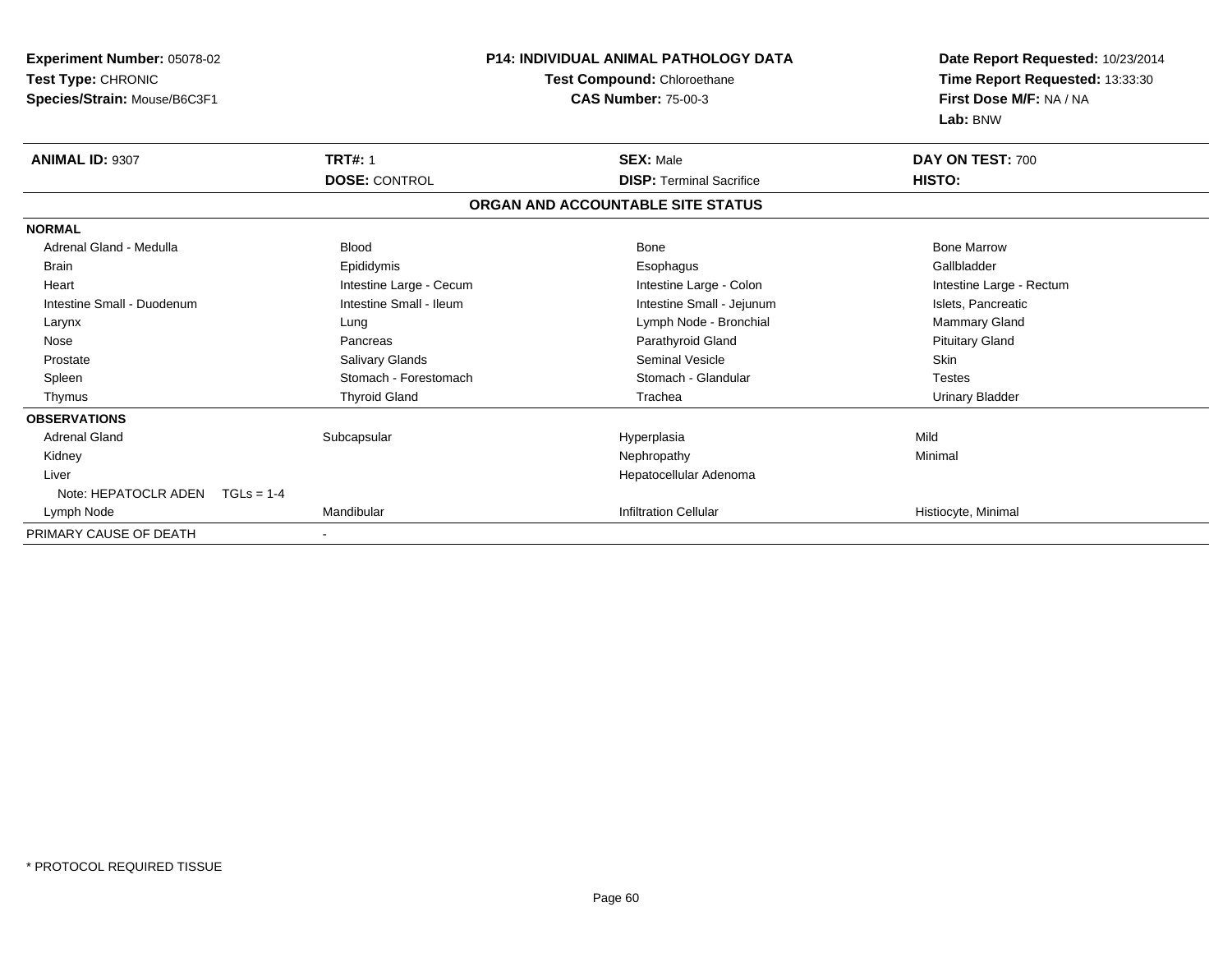**Experiment Number:** 05078-02
**Test Type:** CHRONIC
**Species/Strain:** Mouse/B6C3F1

**P14: INDIVIDUAL ANIMAL PATHOLOGY DATA**
**Test Compound:** Chloroethane
**CAS Number:** 75-00-3

**Date Report Requested:** 10/23/2014
**Time Report Requested:** 13:33:30
**First Dose M/F:** NA / NA
**Lab:** BNW

| **ANIMAL ID:** 9307 | **TRT#:** 1 | **SEX:** Male | **DAY ON TEST:** 700 |
|---|---|---|---|
| | **DOSE:** CONTROL | **DISP:** Terminal Sacrifice | **HISTO:** |

**ORGAN AND ACCOUNTABLE SITE STATUS**

| | | | |
|---|---|---|---|
| **NORMAL** | | | |
| Adrenal Gland - Medulla | Blood | Bone | Bone Marrow |
| Brain | Epididymis | Esophagus | Gallbladder |
| Heart | Intestine Large - Cecum | Intestine Large - Colon | Intestine Large - Rectum |
| Intestine Small - Duodenum | Intestine Small - Ileum | Intestine Small - Jejunum | Islets, Pancreatic |
| Larynx | Lung | Lymph Node - Bronchial | Mammary Gland |
| Nose | Pancreas | Parathyroid Gland | Pituitary Gland |
| Prostate | Salivary Glands | Seminal Vesicle | Skin |
| Spleen | Stomach - Forestomach | Stomach - Glandular | Testes |
| Thymus | Thyroid Gland | Trachea | Urinary Bladder |
| **OBSERVATIONS** | | | |
| Adrenal Gland | Subcapsular | Hyperplasia | Mild |
| Kidney | | Nephropathy | Minimal |
| Liver | | Hepatocellular Adenoma | |
| Note: HEPATOCLR ADEN TGLs = 1-4 | | | |
| Lymph Node | Mandibular | Infiltration Cellular | Histiocyte, Minimal |
| PRIMARY CAUSE OF DEATH | - | | |

\* PROTOCOL REQUIRED TISSUE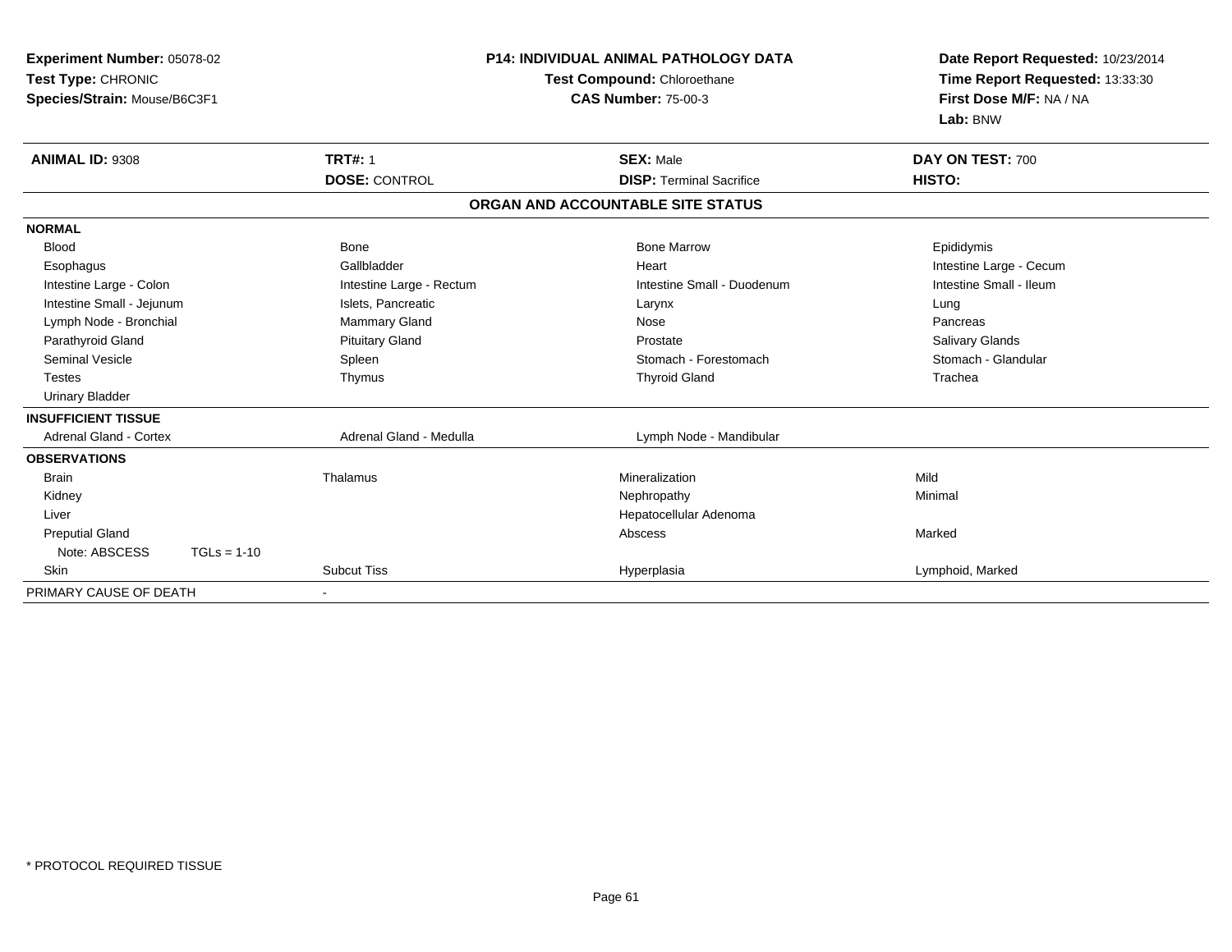**Experiment Number:** 05078-02
**Test Type:** CHRONIC
**Species/Strain:** Mouse/B6C3F1

**P14: INDIVIDUAL ANIMAL PATHOLOGY DATA**
**Test Compound:** Chloroethane
**CAS Number:** 75-00-3

**Date Report Requested:** 10/23/2014
**Time Report Requested:** 13:33:30
**First Dose M/F:** NA / NA
**Lab:** BNW

| **ANIMAL ID:** 9308 | **TRT#:** 1 | **SEX:** Male | **DAY ON TEST:** 700 |
|---|---|---|---|
| | **DOSE:** CONTROL | **DISP:** Terminal Sacrifice | **HISTO:** |

**ORGAN AND ACCOUNTABLE SITE STATUS**

| | | | |
|---|---|---|---|
| **NORMAL** | | | |
| Blood | Bone | Bone Marrow | Epididymis |
| Esophagus | Gallbladder | Heart | Intestine Large - Cecum |
| Intestine Large - Colon | Intestine Large - Rectum | Intestine Small - Duodenum | Intestine Small - Ileum |
| Intestine Small - Jejunum | Islets, Pancreatic | Larynx | Lung |
| Lymph Node - Bronchial | Mammary Gland | Nose | Pancreas |
| Parathyroid Gland | Pituitary Gland | Prostate | Salivary Glands |
| Seminal Vesicle | Spleen | Stomach - Forestomach | Stomach - Glandular |
| Testes | Thymus | Thyroid Gland | Trachea |
| Urinary Bladder | | | |
| **INSUFFICIENT TISSUE** | | | |
| Adrenal Gland - Cortex | Adrenal Gland - Medulla | Lymph Node - Mandibular | |
| **OBSERVATIONS** | | | |
| Brain | Thalamus | Mineralization | Mild |
| Kidney | | Nephropathy | Minimal |
| Liver | | Hepatocellular Adenoma | |
| Preputial Gland | | Abscess | Marked |
| Note: ABSCESS TGLs = 1-10 | | | |
| Skin | Subcut Tiss | Hyperplasia | Lymphoid, Marked |
| PRIMARY CAUSE OF DEATH | - | | |

* PROTOCOL REQUIRED TISSUE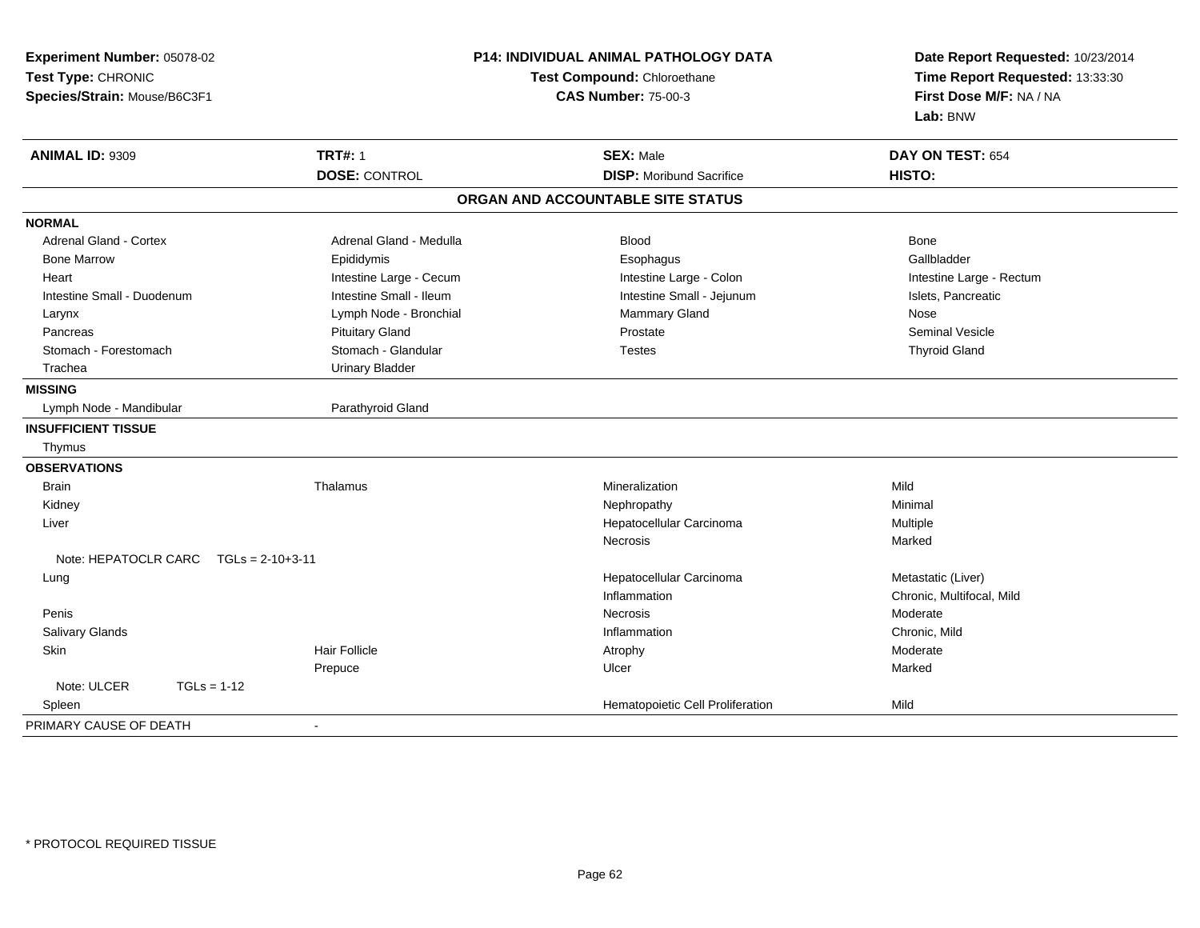**Experiment Number:** 05078-02
**Test Type:** CHRONIC
**Species/Strain:** Mouse/B6C3F1

**P14: INDIVIDUAL ANIMAL PATHOLOGY DATA**
**Test Compound:** Chloroethane
**CAS Number:** 75-00-3

**Date Report Requested:** 10/23/2014
**Time Report Requested:** 13:33:30
**First Dose M/F:** NA / NA
**Lab:** BNW

| **ANIMAL ID:** 9309 | **TRT#:** 1 | **SEX:** Male | **DAY ON TEST:** 654 |
|---|---|---|---|
| | **DOSE:** CONTROL | **DISP:** Moribund Sacrifice | **HISTO:** |

## ORGAN AND ACCOUNTABLE SITE STATUS

**NORMAL**

| | | | |
|---|---|---|---|
| Adrenal Gland - Cortex | Adrenal Gland - Medulla | Blood | Bone |
| Bone Marrow | Epididymis | Esophagus | Gallbladder |
| Heart | Intestine Large - Cecum | Intestine Large - Colon | Intestine Large - Rectum |
| Intestine Small - Duodenum | Intestine Small - Ileum | Intestine Small - Jejunum | Islets, Pancreatic |
| Larynx | Lymph Node - Bronchial | Mammary Gland | Nose |
| Pancreas | Pituitary Gland | Prostate | Seminal Vesicle |
| Stomach - Forestomach | Stomach - Glandular | Testes | Thyroid Gland |
| Trachea | Urinary Bladder | | |

**MISSING**

Lymph Node - Mandibular, Parathyroid Gland

**INSUFFICIENT TISSUE**

Thymus

**OBSERVATIONS**

| Organ | Site | Observation | Qualifier |
|---|---|---|---|
| Brain | Thalamus | Mineralization | Mild |
| Kidney | | Nephropathy | Minimal |
| Liver | | Hepatocellular Carcinoma | Multiple |
| | | Necrosis | Marked |
| Note: HEPATOCLR CARC TGLs = 2-10+3-11 | | | |
| Lung | | Hepatocellular Carcinoma | Metastatic (Liver) |
| | | Inflammation | Chronic, Multifocal, Mild |
| Penis | | Necrosis | Moderate |
| Salivary Glands | | Inflammation | Chronic, Mild |
| Skin | Hair Follicle | Atrophy | Moderate |
| | Prepuce | Ulcer | Marked |
| Note: ULCER TGLs = 1-12 | | | |
| Spleen | | Hematopoietic Cell Proliferation | Mild |

PRIMARY CAUSE OF DEATH -

* PROTOCOL REQUIRED TISSUE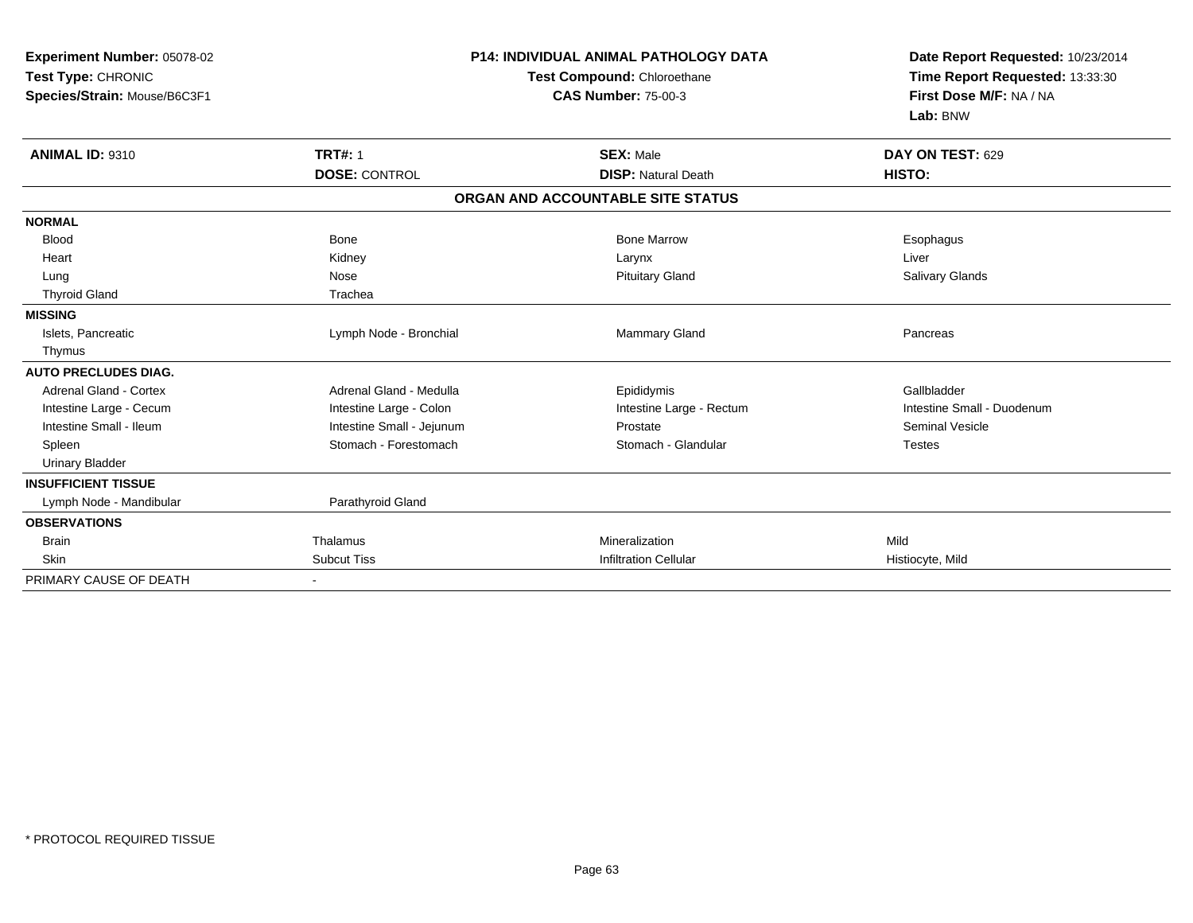**Experiment Number:** 05078-02
**Test Type:** CHRONIC
**Species/Strain:** Mouse/B6C3F1

**P14: INDIVIDUAL ANIMAL PATHOLOGY DATA**
**Test Compound:** Chloroethane
**CAS Number:** 75-00-3

**Date Report Requested:** 10/23/2014
**Time Report Requested:** 13:33:30
**First Dose M/F:** NA / NA
**Lab:** BNW

| **ANIMAL ID:** 9310 | **TRT#:** 1 | **SEX:** Male | **DAY ON TEST:** 629 |
|---|---|---|---|
| | **DOSE:** CONTROL | **DISP:** Natural Death | **HISTO:** |

**ORGAN AND ACCOUNTABLE SITE STATUS**

| | | | |
|---|---|---|---|
| **NORMAL** | | | |
| Blood | Bone | Bone Marrow | Esophagus |
| Heart | Kidney | Larynx | Liver |
| Lung | Nose | Pituitary Gland | Salivary Glands |
| Thyroid Gland | Trachea | | |
| **MISSING** | | | |
| Islets, Pancreatic | Lymph Node - Bronchial | Mammary Gland | Pancreas |
| Thymus | | | |
| **AUTO PRECLUDES DIAG.** | | | |
| Adrenal Gland - Cortex | Adrenal Gland - Medulla | Epididymis | Gallbladder |
| Intestine Large - Cecum | Intestine Large - Colon | Intestine Large - Rectum | Intestine Small - Duodenum |
| Intestine Small - Ileum | Intestine Small - Jejunum | Prostate | Seminal Vesicle |
| Spleen | Stomach - Forestomach | Stomach - Glandular | Testes |
| Urinary Bladder | | | |
| **INSUFFICIENT TISSUE** | | | |
| Lymph Node - Mandibular | Parathyroid Gland | | |
| **OBSERVATIONS** | | | |
| Brain | Thalamus | Mineralization | Mild |
| Skin | Subcut Tiss | Infiltration Cellular | Histiocyte, Mild |
| PRIMARY CAUSE OF DEATH | - | | |

* PROTOCOL REQUIRED TISSUE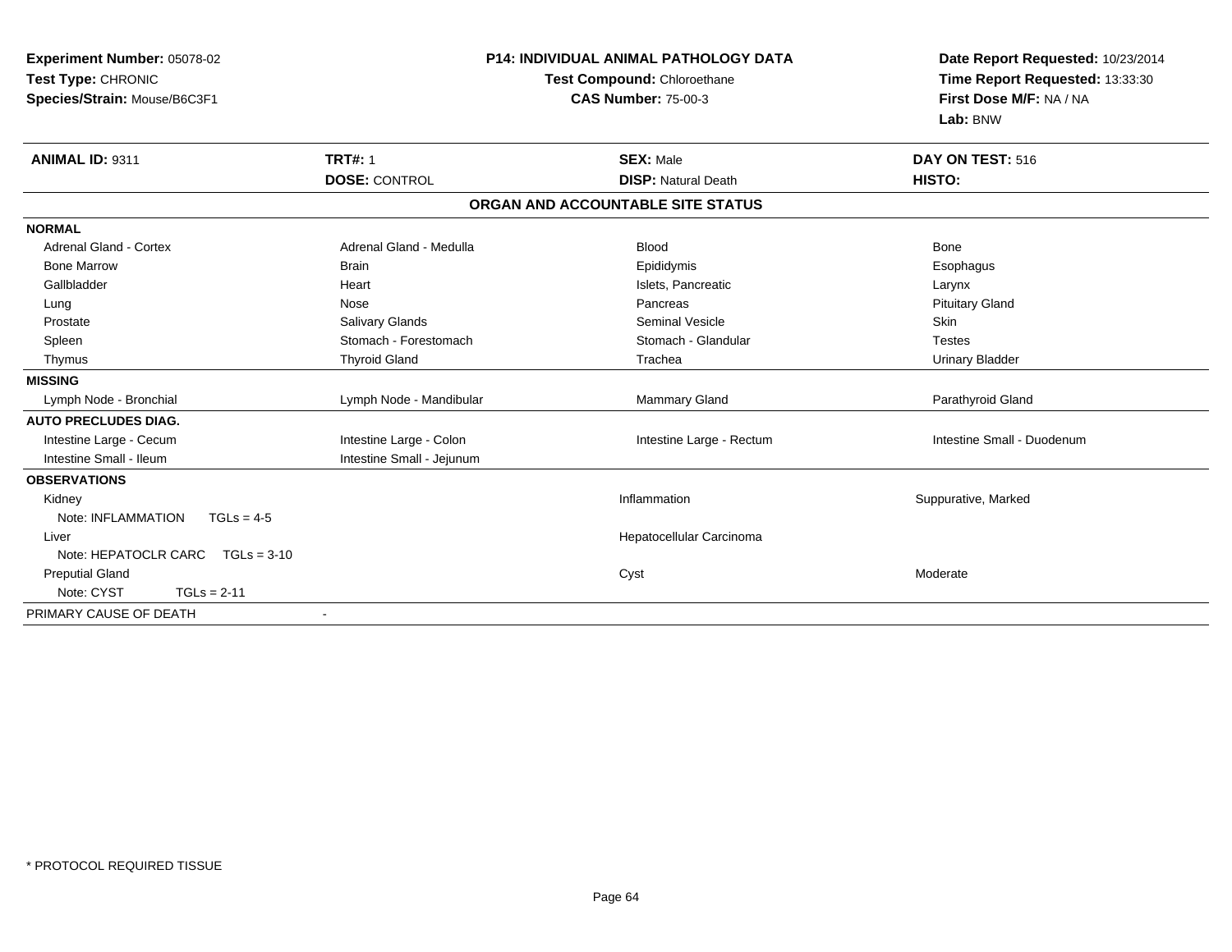**Experiment Number:** 05078-02
**Test Type:** CHRONIC
**Species/Strain:** Mouse/B6C3F1

**P14: INDIVIDUAL ANIMAL PATHOLOGY DATA**
**Test Compound:** Chloroethane
**CAS Number:** 75-00-3

**Date Report Requested:** 10/23/2014
**Time Report Requested:** 13:33:30
**First Dose M/F:** NA / NA
**Lab:** BNW

| **ANIMAL ID:** 9311 | **TRT#:** 1 | **SEX:** Male | **DAY ON TEST:** 516 |
|---|---|---|---|
| | **DOSE:** CONTROL | **DISP:** Natural Death | **HISTO:** |

**ORGAN AND ACCOUNTABLE SITE STATUS**

| | | | |
|---|---|---|---|
| **NORMAL** | | | |
| Adrenal Gland - Cortex | Adrenal Gland - Medulla | Blood | Bone |
| Bone Marrow | Brain | Epididymis | Esophagus |
| Gallbladder | Heart | Islets, Pancreatic | Larynx |
| Lung | Nose | Pancreas | Pituitary Gland |
| Prostate | Salivary Glands | Seminal Vesicle | Skin |
| Spleen | Stomach - Forestomach | Stomach - Glandular | Testes |
| Thymus | Thyroid Gland | Trachea | Urinary Bladder |
| **MISSING** | | | |
| Lymph Node - Bronchial | Lymph Node - Mandibular | Mammary Gland | Parathyroid Gland |
| **AUTO PRECLUDES DIAG.** | | | |
| Intestine Large - Cecum | Intestine Large - Colon | Intestine Large - Rectum | Intestine Small - Duodenum |
| Intestine Small - Ileum | Intestine Small - Jejunum | | |
| **OBSERVATIONS** | | | |
| Kidney | | Inflammation | Suppurative, Marked |
| Note: INFLAMMATION TGLs = 4-5 | | | |
| Liver | | Hepatocellular Carcinoma | |
| Note: HEPATOCLR CARC TGLs = 3-10 | | | |
| Preputial Gland | | Cyst | Moderate |
| Note: CYST TGLs = 2-11 | | | |
| PRIMARY CAUSE OF DEATH | - | | |

* PROTOCOL REQUIRED TISSUE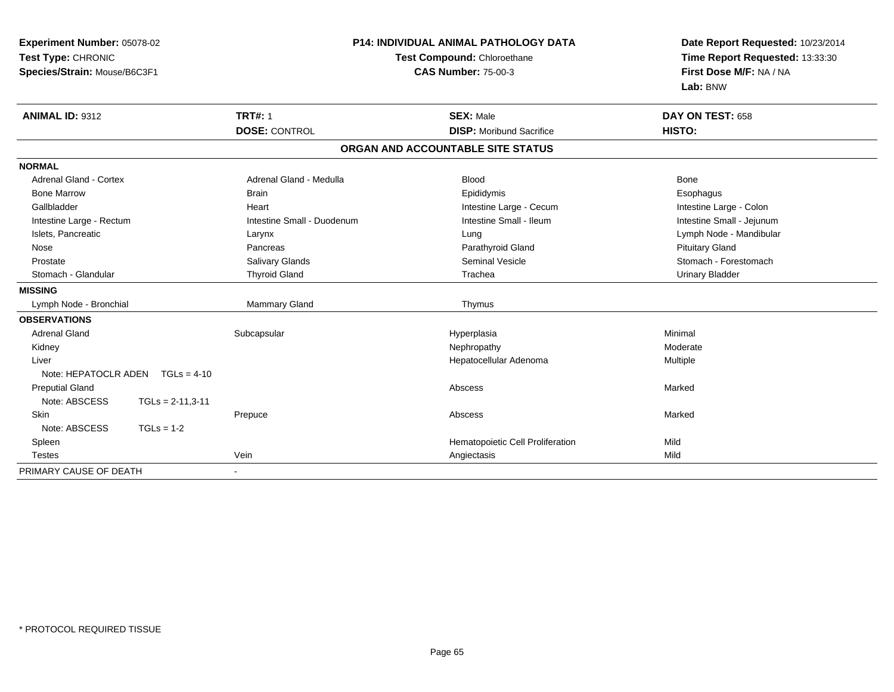**Experiment Number:** 05078-02
**Test Type:** CHRONIC
**Species/Strain:** Mouse/B6C3F1

**P14: INDIVIDUAL ANIMAL PATHOLOGY DATA**
**Test Compound:** Chloroethane
**CAS Number:** 75-00-3

**Date Report Requested:** 10/23/2014
**Time Report Requested:** 13:33:30
**First Dose M/F:** NA / NA
**Lab:** BNW

| **ANIMAL ID:** 9312 | **TRT#:** 1 | **SEX:** Male | **DAY ON TEST:** 658 |
|---|---|---|---|
| | **DOSE:** CONTROL | **DISP:** Moribund Sacrifice | **HISTO:** |

**ORGAN AND ACCOUNTABLE SITE STATUS**

| | | | |
|---|---|---|---|
| **NORMAL** | | | |
| Adrenal Gland - Cortex | Adrenal Gland - Medulla | Blood | Bone |
| Bone Marrow | Brain | Epididymis | Esophagus |
| Gallbladder | Heart | Intestine Large - Cecum | Intestine Large - Colon |
| Intestine Large - Rectum | Intestine Small - Duodenum | Intestine Small - Ileum | Intestine Small - Jejunum |
| Islets, Pancreatic | Larynx | Lung | Lymph Node - Mandibular |
| Nose | Pancreas | Parathyroid Gland | Pituitary Gland |
| Prostate | Salivary Glands | Seminal Vesicle | Stomach - Forestomach |
| Stomach - Glandular | Thyroid Gland | Trachea | Urinary Bladder |
| **MISSING** | | | |
| Lymph Node - Bronchial | Mammary Gland | Thymus | |
| **OBSERVATIONS** | | | |
| Adrenal Gland | Subcapsular | Hyperplasia | Minimal |
| Kidney | | Nephropathy | Moderate |
| Liver | | Hepatocellular Adenoma | Multiple |
| Note: HEPATOCLR ADEN TGLs = 4-10 | | | |
| Preputial Gland | | Abscess | Marked |
| Note: ABSCESS TGLs = 2-11,3-11 | | | |
| Skin | Prepuce | Abscess | Marked |
| Note: ABSCESS TGLs = 1-2 | | | |
| Spleen | | Hematopoietic Cell Proliferation | Mild |
| Testes | Vein | Angiectasis | Mild |
| PRIMARY CAUSE OF DEATH | - | | |

* PROTOCOL REQUIRED TISSUE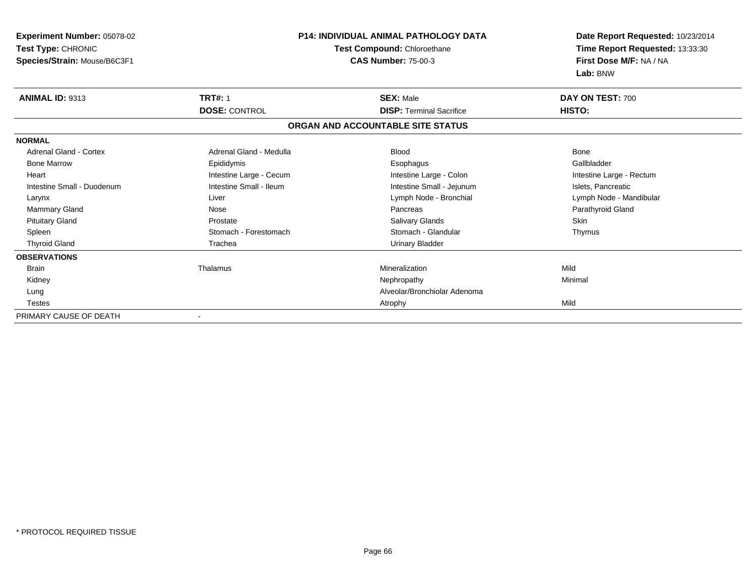**Experiment Number:** 05078-02
**Test Type:** CHRONIC
**Species/Strain:** Mouse/B6C3F1

**P14: INDIVIDUAL ANIMAL PATHOLOGY DATA**
**Test Compound:** Chloroethane
**CAS Number:** 75-00-3

**Date Report Requested:** 10/23/2014
**Time Report Requested:** 13:33:30
**First Dose M/F:** NA / NA
**Lab:** BNW

| **ANIMAL ID:** 9313 | **TRT#:** 1 | **SEX:** Male | **DAY ON TEST:** 700 |
|---|---|---|---|
| | **DOSE:** CONTROL | **DISP:** Terminal Sacrifice | **HISTO:** |

**ORGAN AND ACCOUNTABLE SITE STATUS**

**NORMAL**

| | | | |
|---|---|---|---|
| Adrenal Gland - Cortex | Adrenal Gland - Medulla | Blood | Bone |
| Bone Marrow | Epididymis | Esophagus | Gallbladder |
| Heart | Intestine Large - Cecum | Intestine Large - Colon | Intestine Large - Rectum |
| Intestine Small - Duodenum | Intestine Small - Ileum | Intestine Small - Jejunum | Islets, Pancreatic |
| Larynx | Liver | Lymph Node - Bronchial | Lymph Node - Mandibular |
| Mammary Gland | Nose | Pancreas | Parathyroid Gland |
| Pituitary Gland | Prostate | Salivary Glands | Skin |
| Spleen | Stomach - Forestomach | Stomach - Glandular | Thymus |
| Thyroid Gland | Trachea | Urinary Bladder | |

**OBSERVATIONS**

| | | | |
|---|---|---|---|
| Brain | Thalamus | Mineralization | Mild |
| Kidney | | Nephropathy | Minimal |
| Lung | | Alveolar/Bronchiolar Adenoma | |
| Testes | | Atrophy | Mild |

PRIMARY CAUSE OF DEATH -

* PROTOCOL REQUIRED TISSUE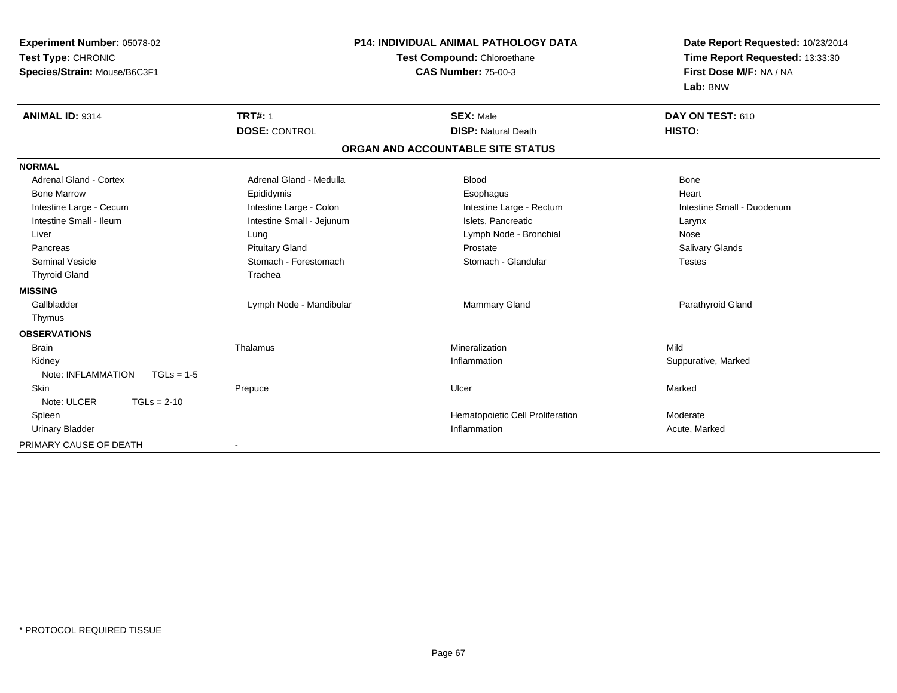**Experiment Number:** 05078-02
**Test Type:** CHRONIC
**Species/Strain:** Mouse/B6C3F1

**P14: INDIVIDUAL ANIMAL PATHOLOGY DATA**
**Test Compound:** Chloroethane
**CAS Number:** 75-00-3

**Date Report Requested:** 10/23/2014
**Time Report Requested:** 13:33:30
**First Dose M/F:** NA / NA
**Lab:** BNW

| **ANIMAL ID:** 9314 | **TRT#:** 1 | **SEX:** Male | **DAY ON TEST:** 610 |
|---|---|---|---|
| | **DOSE:** CONTROL | **DISP:** Natural Death | **HISTO:** |

## ORGAN AND ACCOUNTABLE SITE STATUS

| | | | |
|---|---|---|---|
| **NORMAL** | | | |
| Adrenal Gland - Cortex | Adrenal Gland - Medulla | Blood | Bone |
| Bone Marrow | Epididymis | Esophagus | Heart |
| Intestine Large - Cecum | Intestine Large - Colon | Intestine Large - Rectum | Intestine Small - Duodenum |
| Intestine Small - Ileum | Intestine Small - Jejunum | Islets, Pancreatic | Larynx |
| Liver | Lung | Lymph Node - Bronchial | Nose |
| Pancreas | Pituitary Gland | Prostate | Salivary Glands |
| Seminal Vesicle | Stomach - Forestomach | Stomach - Glandular | Testes |
| Thyroid Gland | Trachea | | |
| **MISSING** | | | |
| Gallbladder | Lymph Node - Mandibular | Mammary Gland | Parathyroid Gland |
| Thymus | | | |
| **OBSERVATIONS** | | | |
| Brain | Thalamus | Mineralization | Mild |
| Kidney | | Inflammation | Suppurative, Marked |
| Note: INFLAMMATION TGLs = 1-5 | | | |
| Skin | Prepuce | Ulcer | Marked |
| Note: ULCER TGLs = 2-10 | | | |
| Spleen | | Hematopoietic Cell Proliferation | Moderate |
| Urinary Bladder | | Inflammation | Acute, Marked |
| PRIMARY CAUSE OF DEATH | - | | |

\* PROTOCOL REQUIRED TISSUE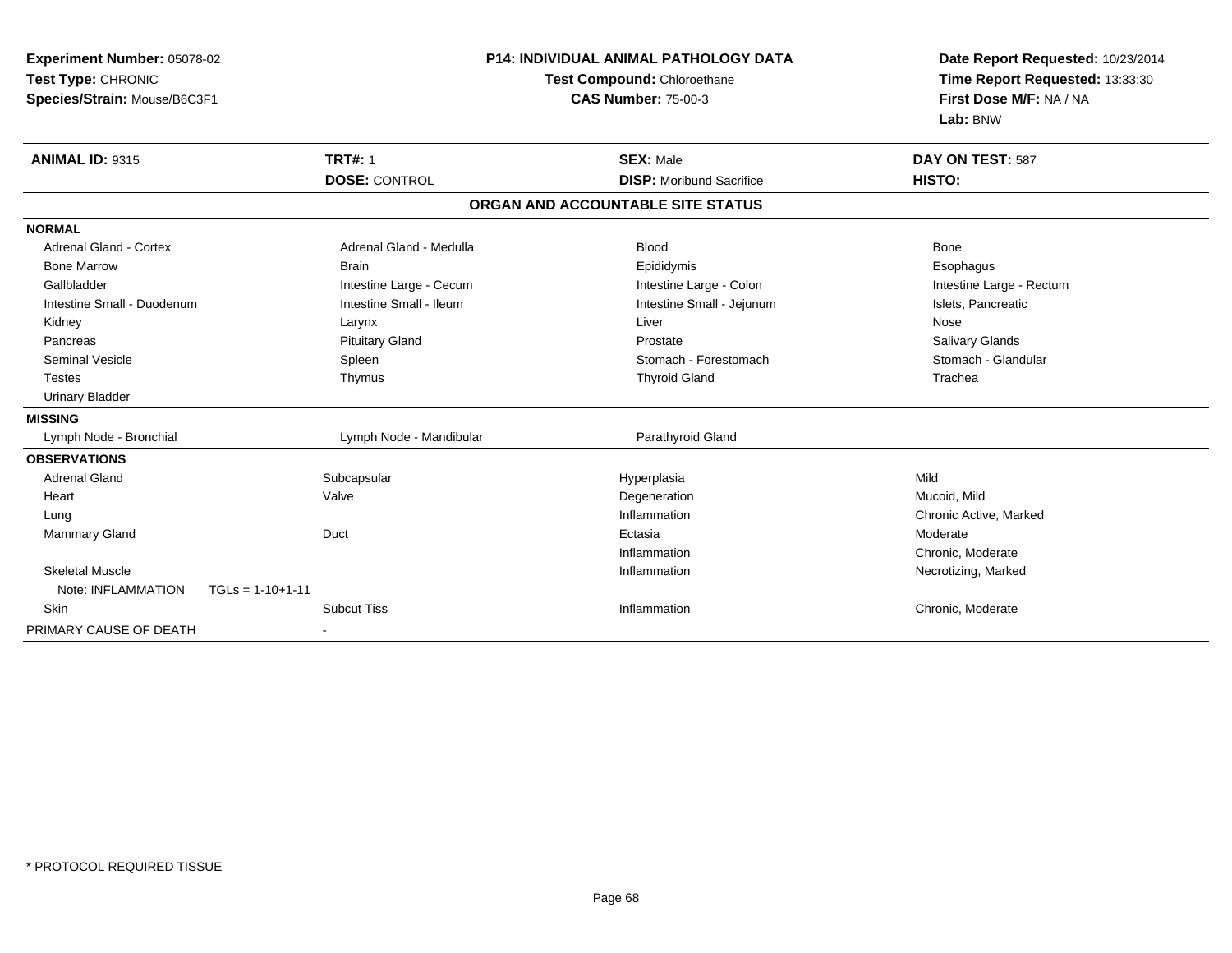**Experiment Number:** 05078-02
**Test Type:** CHRONIC
**Species/Strain:** Mouse/B6C3F1

**P14: INDIVIDUAL ANIMAL PATHOLOGY DATA**
**Test Compound:** Chloroethane
**CAS Number:** 75-00-3

**Date Report Requested:** 10/23/2014
**Time Report Requested:** 13:33:30
**First Dose M/F:** NA / NA
**Lab:** BNW

| **ANIMAL ID:** 9315 | **TRT#:** 1 | **SEX:** Male | **DAY ON TEST:** 587 |
|---|---|---|---|
| | **DOSE:** CONTROL | **DISP:** Moribund Sacrifice | **HISTO:** |

**ORGAN AND ACCOUNTABLE SITE STATUS**

| | | | |
|---|---|---|---|
| **NORMAL** | | | |
| Adrenal Gland - Cortex | Adrenal Gland - Medulla | Blood | Bone |
| Bone Marrow | Brain | Epididymis | Esophagus |
| Gallbladder | Intestine Large - Cecum | Intestine Large - Colon | Intestine Large - Rectum |
| Intestine Small - Duodenum | Intestine Small - Ileum | Intestine Small - Jejunum | Islets, Pancreatic |
| Kidney | Larynx | Liver | Nose |
| Pancreas | Pituitary Gland | Prostate | Salivary Glands |
| Seminal Vesicle | Spleen | Stomach - Forestomach | Stomach - Glandular |
| Testes | Thymus | Thyroid Gland | Trachea |
| Urinary Bladder | | | |
| **MISSING** | | | |
| Lymph Node - Bronchial | Lymph Node - Mandibular | Parathyroid Gland | |
| **OBSERVATIONS** | | | |
| Adrenal Gland | Subcapsular | Hyperplasia | Mild |
| Heart | Valve | Degeneration | Mucoid, Mild |
| Lung | | Inflammation | Chronic Active, Marked |
| Mammary Gland | Duct | Ectasia | Moderate |
| | | Inflammation | Chronic, Moderate |
| Skeletal Muscle | | Inflammation | Necrotizing, Marked |
| Note: INFLAMMATION TGLs = 1-10+1-11 | | | |
| Skin | Subcut Tiss | Inflammation | Chronic, Moderate |
| PRIMARY CAUSE OF DEATH | - | | |

\* PROTOCOL REQUIRED TISSUE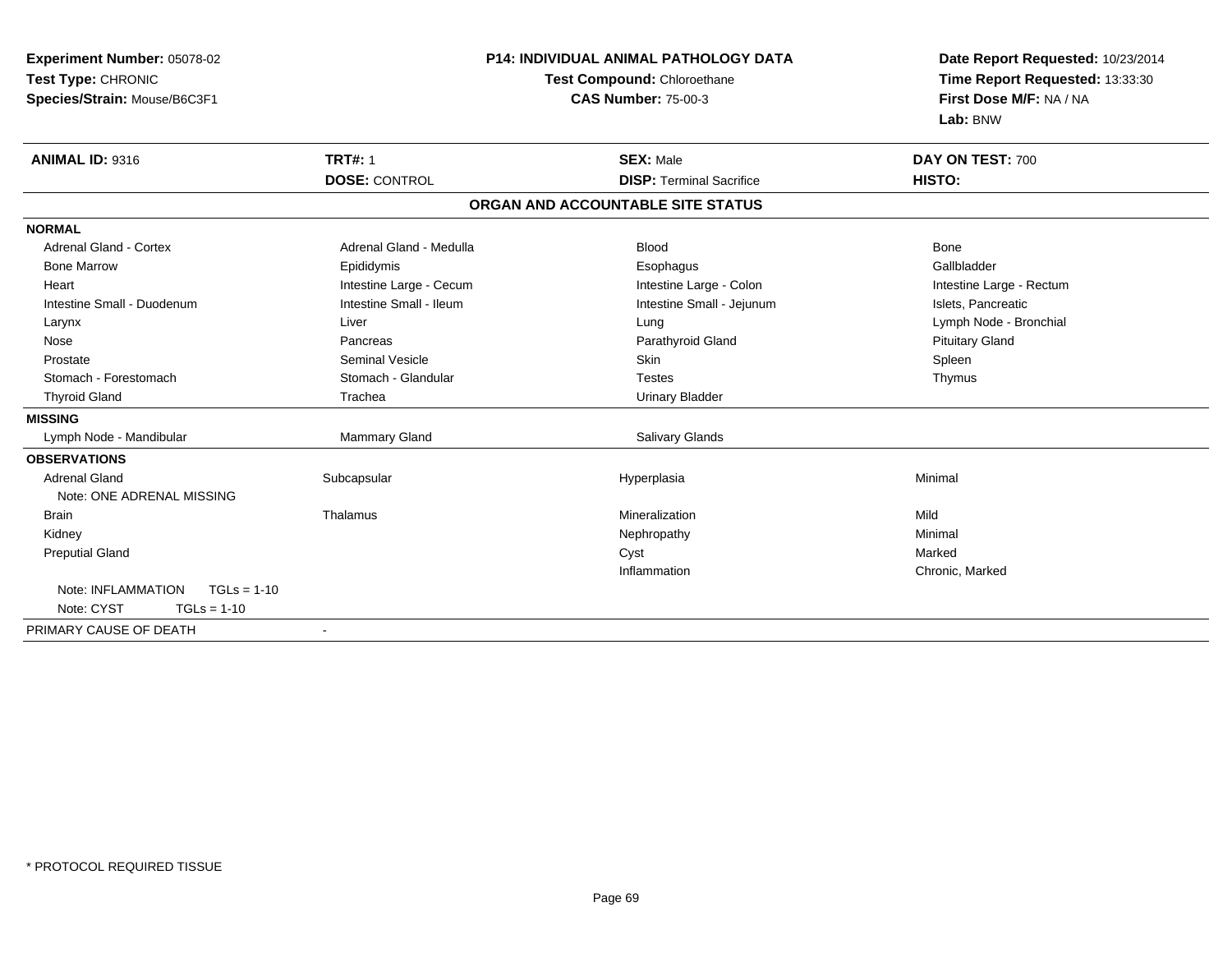**Experiment Number:** 05078-02
**Test Type:** CHRONIC
**Species/Strain:** Mouse/B6C3F1

**P14: INDIVIDUAL ANIMAL PATHOLOGY DATA**
**Test Compound:** Chloroethane
**CAS Number:** 75-00-3

**Date Report Requested:** 10/23/2014
**Time Report Requested:** 13:33:30
**First Dose M/F:** NA / NA
**Lab:** BNW

| **ANIMAL ID:** 9316 | **TRT#:** 1 | **SEX:** Male | **DAY ON TEST:** 700 |
|---|---|---|---|
| | **DOSE:** CONTROL | **DISP:** Terminal Sacrifice | **HISTO:** |

## ORGAN AND ACCOUNTABLE SITE STATUS

| | | | |
|---|---|---|---|
| **NORMAL** | | | |
| Adrenal Gland - Cortex | Adrenal Gland - Medulla | Blood | Bone |
| Bone Marrow | Epididymis | Esophagus | Gallbladder |
| Heart | Intestine Large - Cecum | Intestine Large - Colon | Intestine Large - Rectum |
| Intestine Small - Duodenum | Intestine Small - Ileum | Intestine Small - Jejunum | Islets, Pancreatic |
| Larynx | Liver | Lung | Lymph Node - Bronchial |
| Nose | Pancreas | Parathyroid Gland | Pituitary Gland |
| Prostate | Seminal Vesicle | Skin | Spleen |
| Stomach - Forestomach | Stomach - Glandular | Testes | Thymus |
| Thyroid Gland | Trachea | Urinary Bladder | |
| **MISSING** | | | |
| Lymph Node - Mandibular | Mammary Gland | Salivary Glands | |
| **OBSERVATIONS** | | | |
| Adrenal Gland | Subcapsular | Hyperplasia | Minimal |
| Note: ONE ADRENAL MISSING | | | |
| Brain | Thalamus | Mineralization | Mild |
| Kidney | | Nephropathy | Minimal |
| Preputial Gland | | Cyst | Marked |
| | | Inflammation | Chronic, Marked |
| Note: INFLAMMATION TGLs = 1-10 | | | |
| Note: CYST TGLs = 1-10 | | | |
| PRIMARY CAUSE OF DEATH | - | | |

* PROTOCOL REQUIRED TISSUE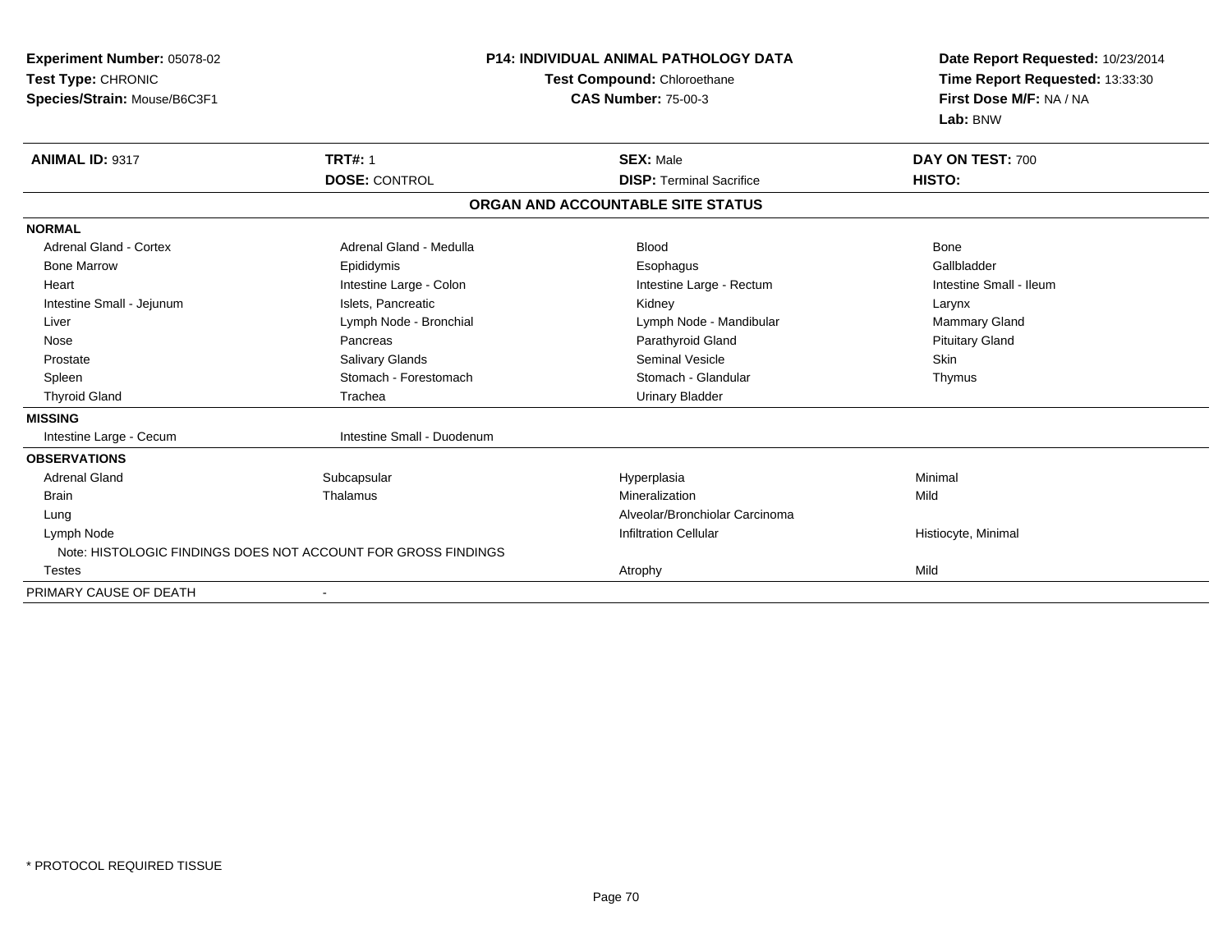**Experiment Number:** 05078-02
**Test Type:** CHRONIC
**Species/Strain:** Mouse/B6C3F1

**P14: INDIVIDUAL ANIMAL PATHOLOGY DATA**
**Test Compound:** Chloroethane
**CAS Number:** 75-00-3

**Date Report Requested:** 10/23/2014
**Time Report Requested:** 13:33:30
**First Dose M/F:** NA / NA
**Lab:** BNW

| **ANIMAL ID:** 9317 | **TRT#:** 1 | **SEX:** Male | **DAY ON TEST:** 700 |
|---|---|---|---|
| | **DOSE:** CONTROL | **DISP:** Terminal Sacrifice | **HISTO:** |

**ORGAN AND ACCOUNTABLE SITE STATUS**

| | | | |
|---|---|---|---|
| **NORMAL** | | | |
| Adrenal Gland - Cortex | Adrenal Gland - Medulla | Blood | Bone |
| Bone Marrow | Epididymis | Esophagus | Gallbladder |
| Heart | Intestine Large - Colon | Intestine Large - Rectum | Intestine Small - Ileum |
| Intestine Small - Jejunum | Islets, Pancreatic | Kidney | Larynx |
| Liver | Lymph Node - Bronchial | Lymph Node - Mandibular | Mammary Gland |
| Nose | Pancreas | Parathyroid Gland | Pituitary Gland |
| Prostate | Salivary Glands | Seminal Vesicle | Skin |
| Spleen | Stomach - Forestomach | Stomach - Glandular | Thymus |
| Thyroid Gland | Trachea | Urinary Bladder | |
| **MISSING** | | | |
| Intestine Large - Cecum | Intestine Small - Duodenum | | |
| **OBSERVATIONS** | | | |
| Adrenal Gland | Subcapsular | Hyperplasia | Minimal |
| Brain | Thalamus | Mineralization | Mild |
| Lung | | Alveolar/Bronchiolar Carcinoma | |
| Lymph Node | | Infiltration Cellular | Histiocyte, Minimal |
| Note: HISTOLOGIC FINDINGS DOES NOT ACCOUNT FOR GROSS FINDINGS | | | |
| Testes | | Atrophy | Mild |
| PRIMARY CAUSE OF DEATH | - | | |

* PROTOCOL REQUIRED TISSUE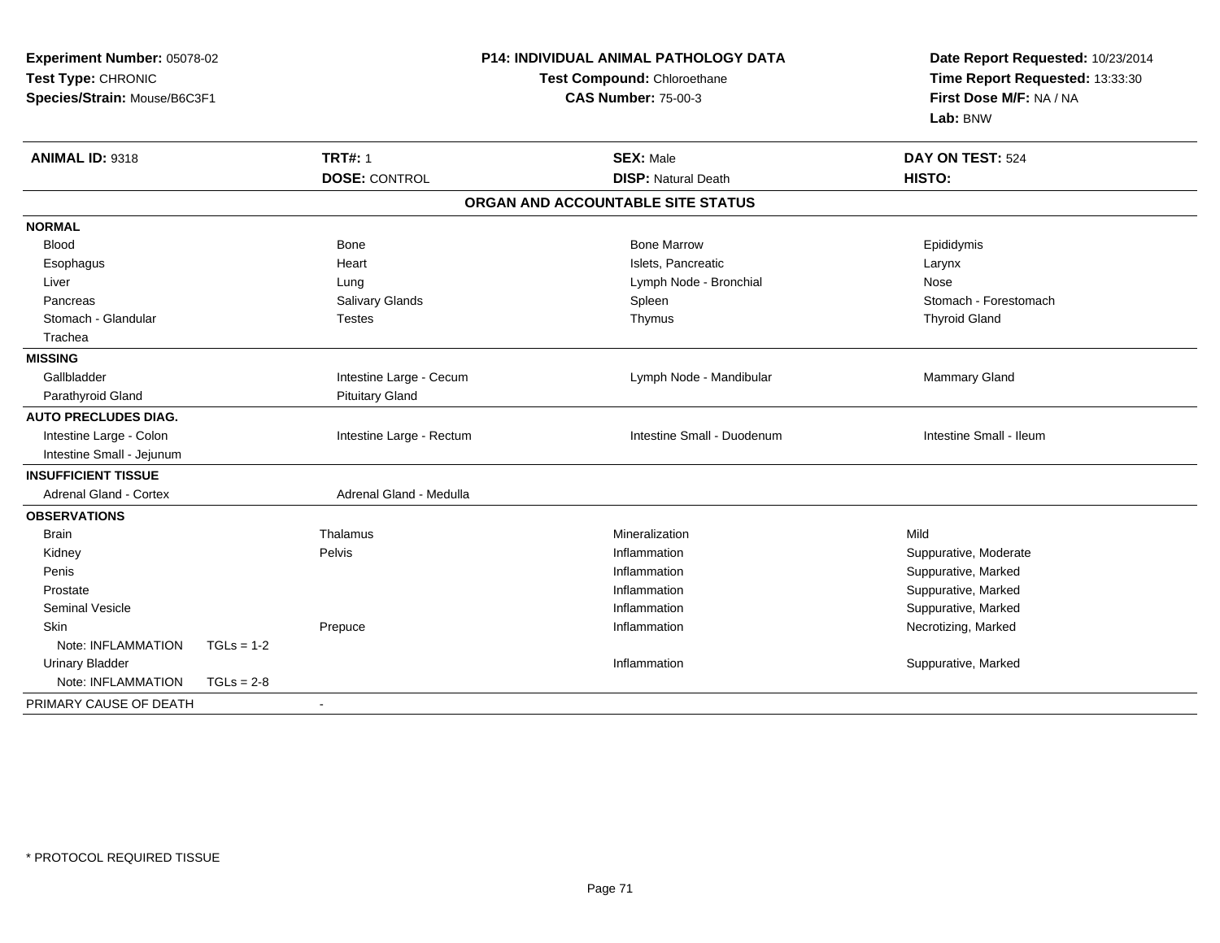**Experiment Number:** 05078-02
**Test Type:** CHRONIC
**Species/Strain:** Mouse/B6C3F1

**P14: INDIVIDUAL ANIMAL PATHOLOGY DATA**
**Test Compound:** Chloroethane
**CAS Number:** 75-00-3

**Date Report Requested:** 10/23/2014
**Time Report Requested:** 13:33:30
**First Dose M/F:** NA / NA
**Lab:** BNW

| **ANIMAL ID:** 9318 | **TRT#:** 1 | **SEX:** Male | **DAY ON TEST:** 524 |
|---|---|---|---|
| | **DOSE:** CONTROL | **DISP:** Natural Death | **HISTO:** |

**ORGAN AND ACCOUNTABLE SITE STATUS**

| | | | |
|---|---|---|---|
| **NORMAL** | | | |
| Blood | Bone | Bone Marrow | Epididymis |
| Esophagus | Heart | Islets, Pancreatic | Larynx |
| Liver | Lung | Lymph Node - Bronchial | Nose |
| Pancreas | Salivary Glands | Spleen | Stomach - Forestomach |
| Stomach - Glandular | Testes | Thymus | Thyroid Gland |
| Trachea | | | |
| **MISSING** | | | |
| Gallbladder | Intestine Large - Cecum | Lymph Node - Mandibular | Mammary Gland |
| Parathyroid Gland | Pituitary Gland | | |
| **AUTO PRECLUDES DIAG.** | | | |
| Intestine Large - Colon | Intestine Large - Rectum | Intestine Small - Duodenum | Intestine Small - Ileum |
| Intestine Small - Jejunum | | | |
| **INSUFFICIENT TISSUE** | | | |
| Adrenal Gland - Cortex | Adrenal Gland - Medulla | | |
| **OBSERVATIONS** | | | |
| Brain | Thalamus | Mineralization | Mild |
| Kidney | Pelvis | Inflammation | Suppurative, Moderate |
| Penis | | Inflammation | Suppurative, Marked |
| Prostate | | Inflammation | Suppurative, Marked |
| Seminal Vesicle | | Inflammation | Suppurative, Marked |
| Skin | Prepuce | Inflammation | Necrotizing, Marked |
| Note: INFLAMMATION TGLs = 1-2 | | | |
| Urinary Bladder | | Inflammation | Suppurative, Marked |
| Note: INFLAMMATION TGLs = 2-8 | | | |
| PRIMARY CAUSE OF DEATH | - | | |

* PROTOCOL REQUIRED TISSUE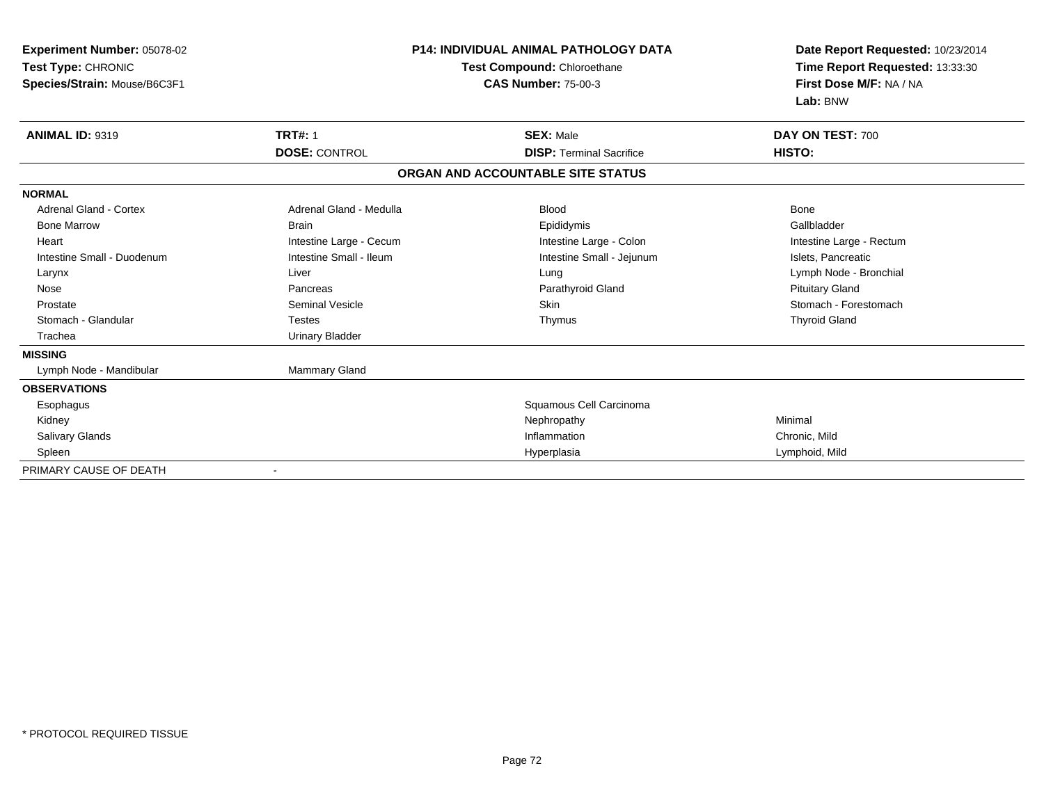**Experiment Number:** 05078-02
**Test Type:** CHRONIC
**Species/Strain:** Mouse/B6C3F1

**P14: INDIVIDUAL ANIMAL PATHOLOGY DATA**
**Test Compound:** Chloroethane
**CAS Number:** 75-00-3

**Date Report Requested:** 10/23/2014
**Time Report Requested:** 13:33:30
**First Dose M/F:** NA / NA
**Lab:** BNW

| **ANIMAL ID:** 9319 | **TRT#:** 1 | **SEX:** Male | **DAY ON TEST:** 700 |
|---|---|---|---|
| | **DOSE:** CONTROL | **DISP:** Terminal Sacrifice | **HISTO:** |

**ORGAN AND ACCOUNTABLE SITE STATUS**

| | | | |
|---|---|---|---|
| **NORMAL** | | | |
| Adrenal Gland - Cortex | Adrenal Gland - Medulla | Blood | Bone |
| Bone Marrow | Brain | Epididymis | Gallbladder |
| Heart | Intestine Large - Cecum | Intestine Large - Colon | Intestine Large - Rectum |
| Intestine Small - Duodenum | Intestine Small - Ileum | Intestine Small - Jejunum | Islets, Pancreatic |
| Larynx | Liver | Lung | Lymph Node - Bronchial |
| Nose | Pancreas | Parathyroid Gland | Pituitary Gland |
| Prostate | Seminal Vesicle | Skin | Stomach - Forestomach |
| Stomach - Glandular | Testes | Thymus | Thyroid Gland |
| Trachea | Urinary Bladder | | |
| **MISSING** | | | |
| Lymph Node - Mandibular | Mammary Gland | | |
| **OBSERVATIONS** | | | |
| Esophagus | | Squamous Cell Carcinoma | |
| Kidney | | Nephropathy | Minimal |
| Salivary Glands | | Inflammation | Chronic, Mild |
| Spleen | | Hyperplasia | Lymphoid, Mild |
| PRIMARY CAUSE OF DEATH | - | | |

* PROTOCOL REQUIRED TISSUE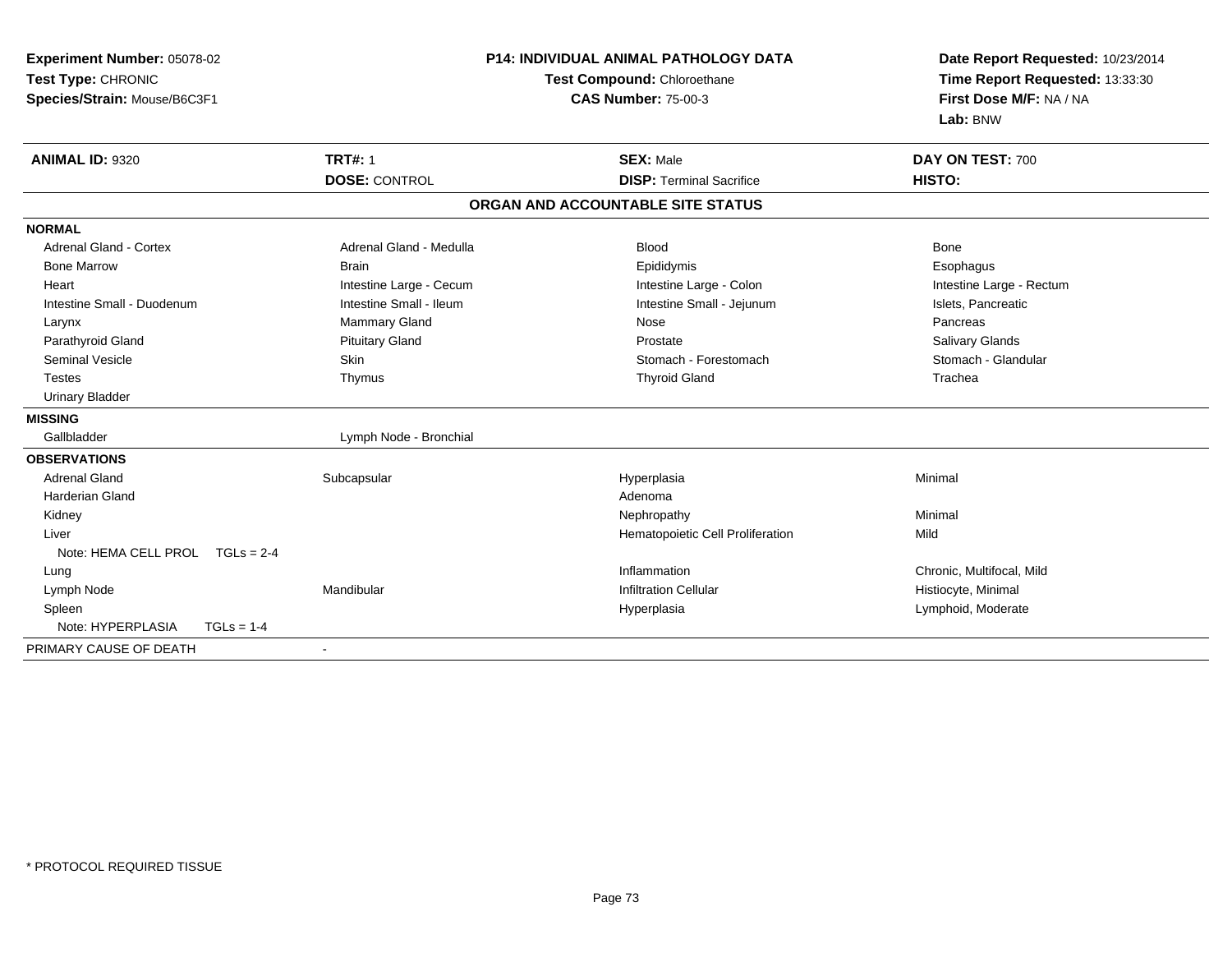**Experiment Number:** 05078-02
**Test Type:** CHRONIC
**Species/Strain:** Mouse/B6C3F1

**P14: INDIVIDUAL ANIMAL PATHOLOGY DATA**
**Test Compound:** Chloroethane
**CAS Number:** 75-00-3

**Date Report Requested:** 10/23/2014
**Time Report Requested:** 13:33:30
**First Dose M/F:** NA / NA
**Lab:** BNW

| **ANIMAL ID:** 9320 | **TRT#:** 1 | **SEX:** Male | **DAY ON TEST:** 700 |
|---|---|---|---|
| | **DOSE:** CONTROL | **DISP:** Terminal Sacrifice | **HISTO:** |

## ORGAN AND ACCOUNTABLE SITE STATUS

**NORMAL**

| | | | |
|---|---|---|---|
| Adrenal Gland - Cortex | Adrenal Gland - Medulla | Blood | Bone |
| Bone Marrow | Brain | Epididymis | Esophagus |
| Heart | Intestine Large - Cecum | Intestine Large - Colon | Intestine Large - Rectum |
| Intestine Small - Duodenum | Intestine Small - Ileum | Intestine Small - Jejunum | Islets, Pancreatic |
| Larynx | Mammary Gland | Nose | Pancreas |
| Parathyroid Gland | Pituitary Gland | Prostate | Salivary Glands |
| Seminal Vesicle | Skin | Stomach - Forestomach | Stomach - Glandular |
| Testes | Thymus | Thyroid Gland | Trachea |
| Urinary Bladder | | | |

**MISSING**

| | |
|---|---|
| Gallbladder | Lymph Node - Bronchial |

**OBSERVATIONS**

| | | | |
|---|---|---|---|
| Adrenal Gland | Subcapsular | Hyperplasia | Minimal |
| Harderian Gland | | Adenoma | |
| Kidney | | Nephropathy | Minimal |
| Liver | | Hematopoietic Cell Proliferation | Mild |
| Note: HEMA CELL PROL TGLs = 2-4 | | | |
| Lung | | Inflammation | Chronic, Multifocal, Mild |
| Lymph Node | Mandibular | Infiltration Cellular | Histiocyte, Minimal |
| Spleen | | Hyperplasia | Lymphoid, Moderate |
| Note: HYPERPLASIA TGLs = 1-4 | | | |

PRIMARY CAUSE OF DEATH -

\* PROTOCOL REQUIRED TISSUE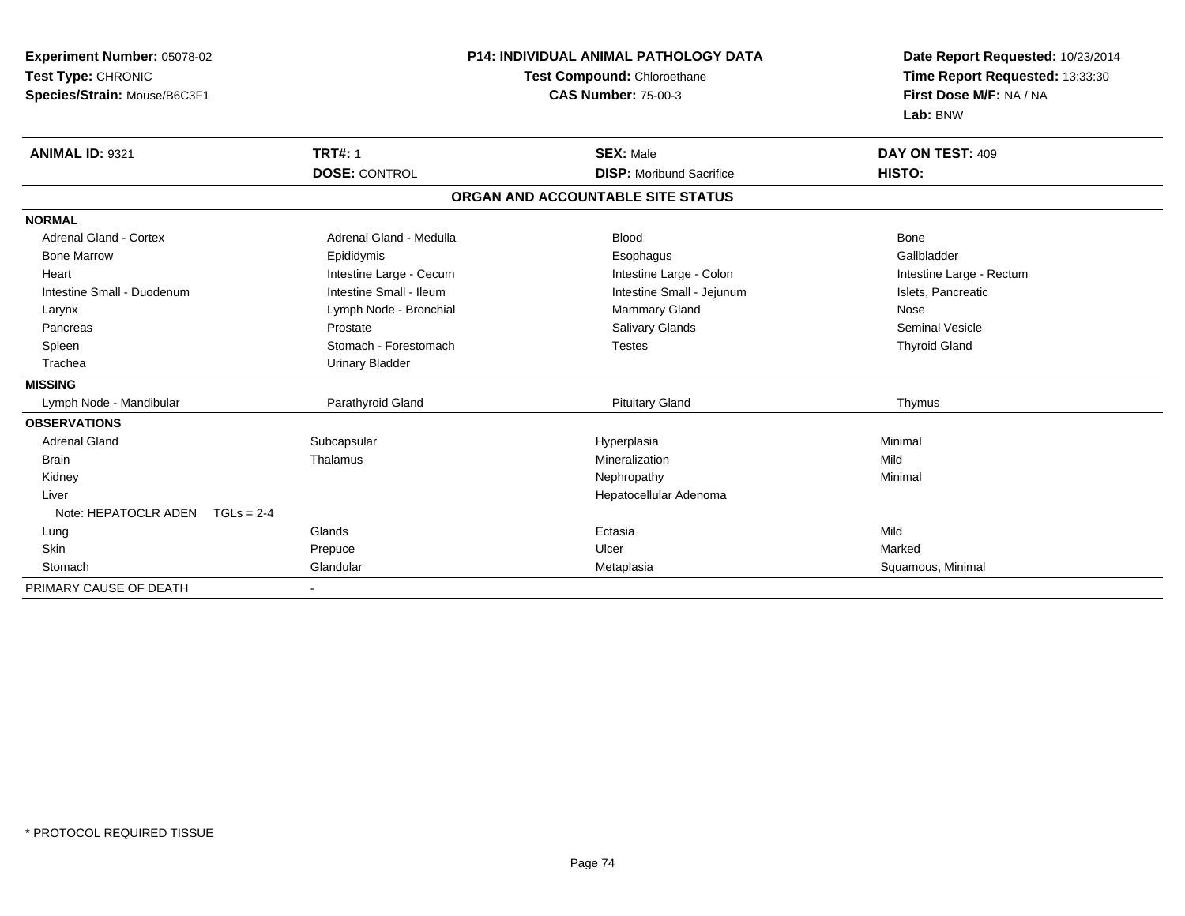**Experiment Number:** 05078-02
**Test Type:** CHRONIC
**Species/Strain:** Mouse/B6C3F1

**P14: INDIVIDUAL ANIMAL PATHOLOGY DATA**
**Test Compound:** Chloroethane
**CAS Number:** 75-00-3

**Date Report Requested:** 10/23/2014
**Time Report Requested:** 13:33:30
**First Dose M/F:** NA / NA
**Lab:** BNW

| **ANIMAL ID:** 9321 | **TRT#:** 1 | **SEX:** Male | **DAY ON TEST:** 409 |
|---|---|---|---|
| | **DOSE:** CONTROL | **DISP:** Moribund Sacrifice | **HISTO:** |

**ORGAN AND ACCOUNTABLE SITE STATUS**

| | | | |
|---|---|---|---|
| **NORMAL** | | | |
| Adrenal Gland - Cortex | Adrenal Gland - Medulla | Blood | Bone |
| Bone Marrow | Epididymis | Esophagus | Gallbladder |
| Heart | Intestine Large - Cecum | Intestine Large - Colon | Intestine Large - Rectum |
| Intestine Small - Duodenum | Intestine Small - Ileum | Intestine Small - Jejunum | Islets, Pancreatic |
| Larynx | Lymph Node - Bronchial | Mammary Gland | Nose |
| Pancreas | Prostate | Salivary Glands | Seminal Vesicle |
| Spleen | Stomach - Forestomach | Testes | Thyroid Gland |
| Trachea | Urinary Bladder | | |
| **MISSING** | | | |
| Lymph Node - Mandibular | Parathyroid Gland | Pituitary Gland | Thymus |
| **OBSERVATIONS** | | | |
| Adrenal Gland | Subcapsular | Hyperplasia | Minimal |
| Brain | Thalamus | Mineralization | Mild |
| Kidney | | Nephropathy | Minimal |
| Liver | | Hepatocellular Adenoma | |
| Note: HEPATOCLR ADEN TGLs = 2-4 | | | |
| Lung | Glands | Ectasia | Mild |
| Skin | Prepuce | Ulcer | Marked |
| Stomach | Glandular | Metaplasia | Squamous, Minimal |
| PRIMARY CAUSE OF DEATH | - | | |

* PROTOCOL REQUIRED TISSUE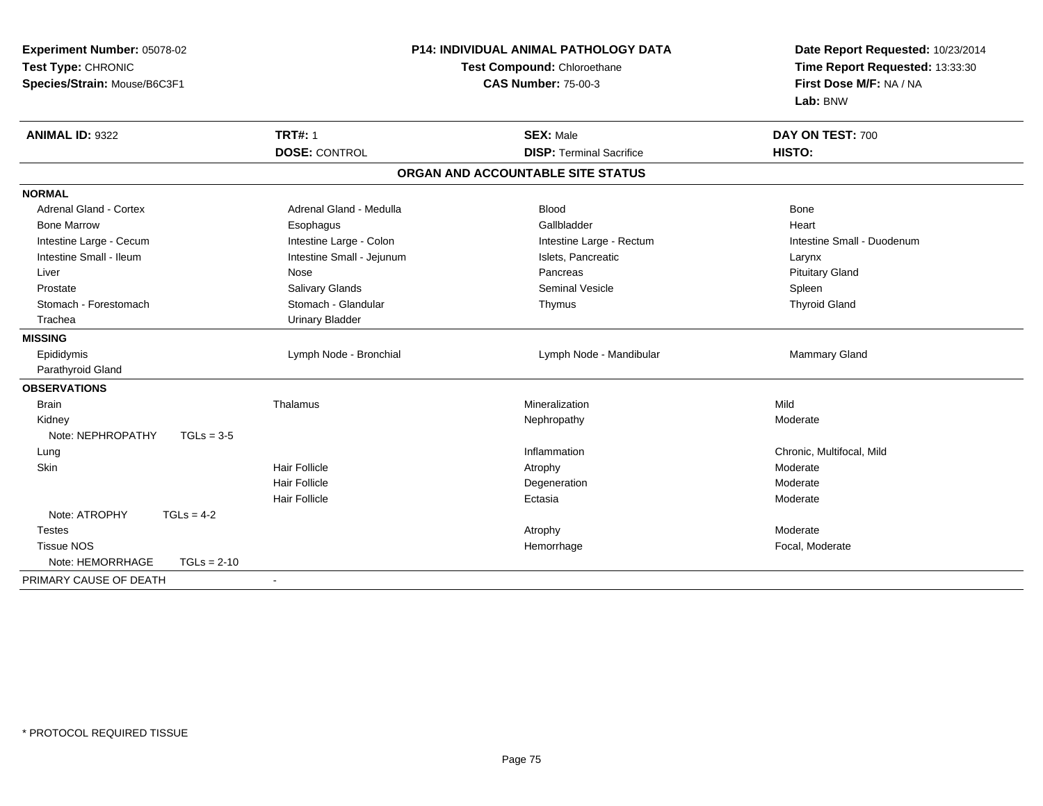**Experiment Number:** 05078-02
**Test Type:** CHRONIC
**Species/Strain:** Mouse/B6C3F1

**P14: INDIVIDUAL ANIMAL PATHOLOGY DATA**
**Test Compound:** Chloroethane
**CAS Number:** 75-00-3

**Date Report Requested:** 10/23/2014
**Time Report Requested:** 13:33:30
**First Dose M/F:** NA / NA
**Lab:** BNW

| **ANIMAL ID:** 9322 | **TRT#:** 1 | **SEX:** Male | **DAY ON TEST:** 700 |
|---|---|---|---|
| | **DOSE:** CONTROL | **DISP:** Terminal Sacrifice | **HISTO:** |

**ORGAN AND ACCOUNTABLE SITE STATUS**

| | | | |
|---|---|---|---|
| **NORMAL** | | | |
| Adrenal Gland - Cortex | Adrenal Gland - Medulla | Blood | Bone |
| Bone Marrow | Esophagus | Gallbladder | Heart |
| Intestine Large - Cecum | Intestine Large - Colon | Intestine Large - Rectum | Intestine Small - Duodenum |
| Intestine Small - Ileum | Intestine Small - Jejunum | Islets, Pancreatic | Larynx |
| Liver | Nose | Pancreas | Pituitary Gland |
| Prostate | Salivary Glands | Seminal Vesicle | Spleen |
| Stomach - Forestomach | Stomach - Glandular | Thymus | Thyroid Gland |
| Trachea | Urinary Bladder | | |
| **MISSING** | | | |
| Epididymis | Lymph Node - Bronchial | Lymph Node - Mandibular | Mammary Gland |
| Parathyroid Gland | | | |
| **OBSERVATIONS** | | | |
| Brain | Thalamus | Mineralization | Mild |
| Kidney | | Nephropathy | Moderate |
| Note: NEPHROPATHY TGLs = 3-5 | | | |
| Lung | | Inflammation | Chronic, Multifocal, Mild |
| Skin | Hair Follicle | Atrophy | Moderate |
| | Hair Follicle | Degeneration | Moderate |
| | Hair Follicle | Ectasia | Moderate |
| Note: ATROPHY TGLs = 4-2 | | | |
| Testes | | Atrophy | Moderate |
| Tissue NOS | | Hemorrhage | Focal, Moderate |
| Note: HEMORRHAGE TGLs = 2-10 | | | |
| PRIMARY CAUSE OF DEATH | - | | |

* PROTOCOL REQUIRED TISSUE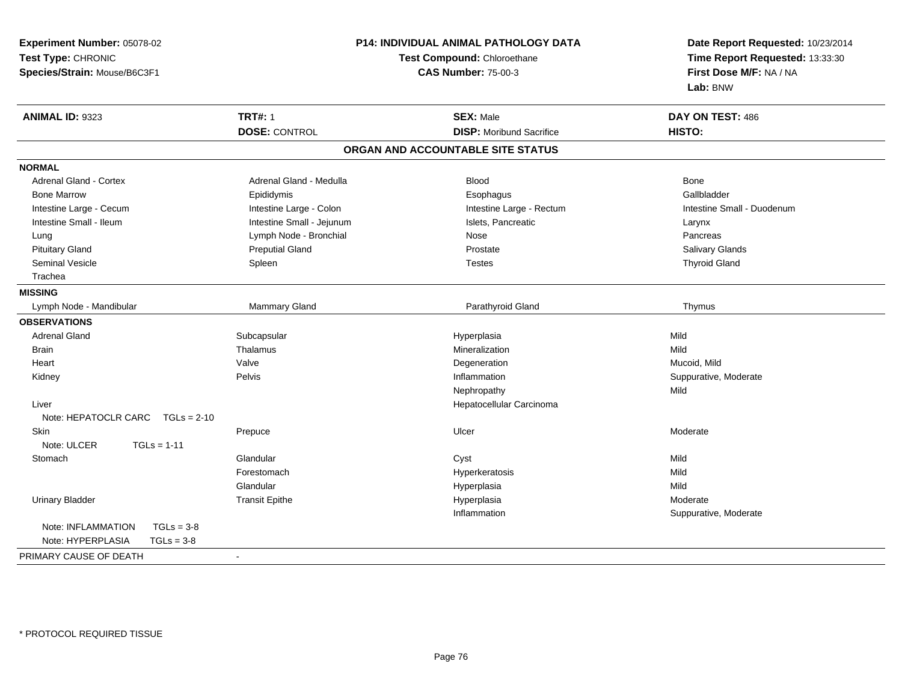**Experiment Number:** 05078-02
**Test Type:** CHRONIC
**Species/Strain:** Mouse/B6C3F1

**P14: INDIVIDUAL ANIMAL PATHOLOGY DATA**
**Test Compound:** Chloroethane
**CAS Number:** 75-00-3

**Date Report Requested:** 10/23/2014
**Time Report Requested:** 13:33:30
**First Dose M/F:** NA / NA
**Lab:** BNW

| **ANIMAL ID:** 9323 | **TRT#:** 1 | **SEX:** Male | **DAY ON TEST:** 486 |
|---|---|---|---|
| | **DOSE:** CONTROL | **DISP:** Moribund Sacrifice | **HISTO:** |

## ORGAN AND ACCOUNTABLE SITE STATUS

**NORMAL**

| | | | |
|---|---|---|---|
| Adrenal Gland - Cortex | Adrenal Gland - Medulla | Blood | Bone |
| Bone Marrow | Epididymis | Esophagus | Gallbladder |
| Intestine Large - Cecum | Intestine Large - Colon | Intestine Large - Rectum | Intestine Small - Duodenum |
| Intestine Small - Ileum | Intestine Small - Jejunum | Islets, Pancreatic | Larynx |
| Lung | Lymph Node - Bronchial | Nose | Pancreas |
| Pituitary Gland | Preputial Gland | Prostate | Salivary Glands |
| Seminal Vesicle | Spleen | Testes | Thyroid Gland |
| Trachea | | | |

**MISSING**

| | | | |
|---|---|---|---|
| Lymph Node - Mandibular | Mammary Gland | Parathyroid Gland | Thymus |

**OBSERVATIONS**

| | | | |
|---|---|---|---|
| Adrenal Gland | Subcapsular | Hyperplasia | Mild |
| Brain | Thalamus | Mineralization | Mild |
| Heart | Valve | Degeneration | Mucoid, Mild |
| Kidney | Pelvis | Inflammation | Suppurative, Moderate |
| | | Nephropathy | Mild |
| Liver | | Hepatocellular Carcinoma | |
| Note: HEPATOCLR CARC TGLs = 2-10 | | | |
| Skin | Prepuce | Ulcer | Moderate |
| Note: ULCER TGLs = 1-11 | | | |
| Stomach | Glandular | Cyst | Mild |
| | Forestomach | Hyperkeratosis | Mild |
| | Glandular | Hyperplasia | Mild |
| Urinary Bladder | Transit Epithe | Hyperplasia | Moderate |
| | | Inflammation | Suppurative, Moderate |
| Note: INFLAMMATION TGLs = 3-8 | | | |
| Note: HYPERPLASIA TGLs = 3-8 | | | |

PRIMARY CAUSE OF DEATH -

\* PROTOCOL REQUIRED TISSUE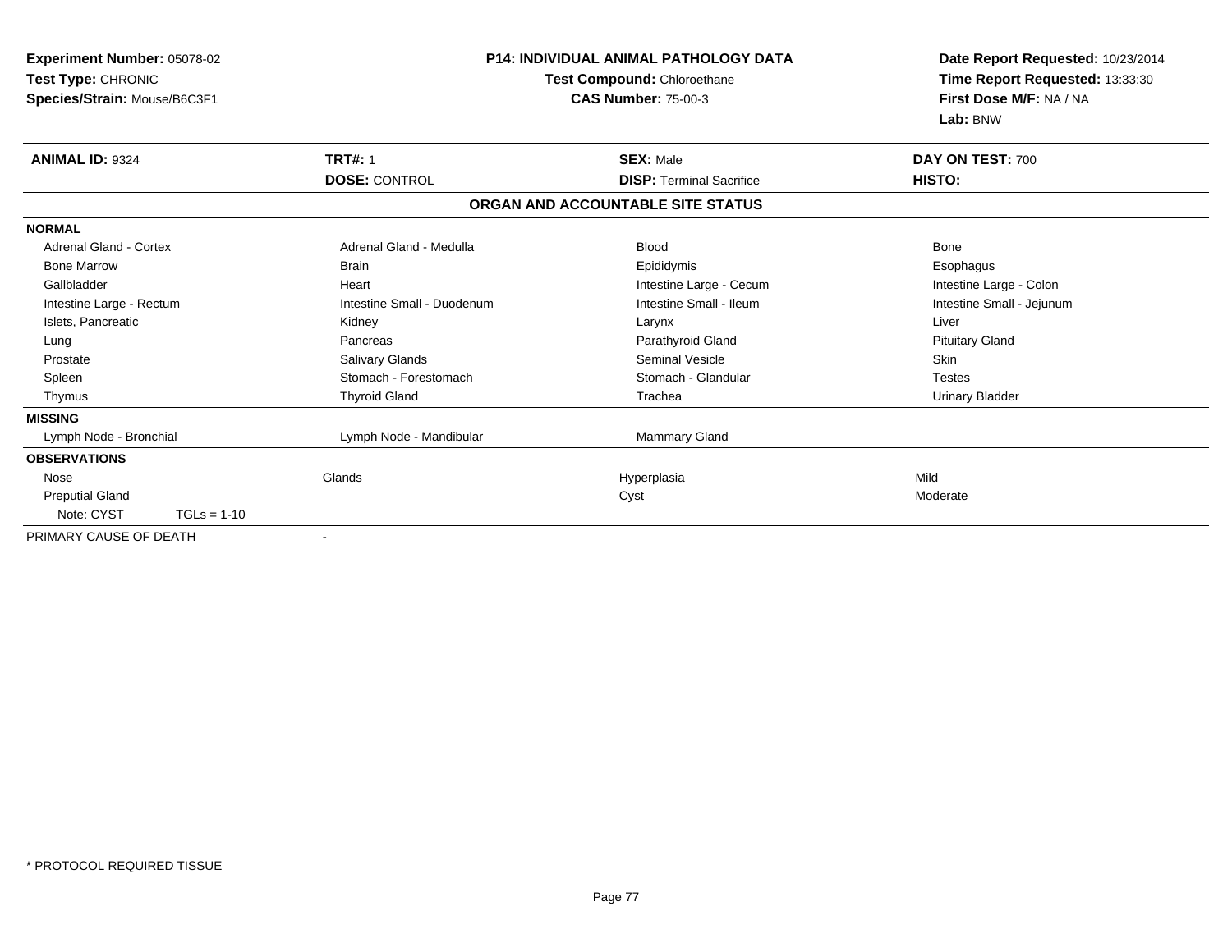**Experiment Number:** 05078-02
**Test Type:** CHRONIC
**Species/Strain:** Mouse/B6C3F1

**P14: INDIVIDUAL ANIMAL PATHOLOGY DATA**
**Test Compound:** Chloroethane
**CAS Number:** 75-00-3

**Date Report Requested:** 10/23/2014
**Time Report Requested:** 13:33:30
**First Dose M/F:** NA / NA
**Lab:** BNW

| **ANIMAL ID:** 9324 | **TRT#:** 1 | **SEX:** Male | **DAY ON TEST:** 700 |
|---|---|---|---|
| | **DOSE:** CONTROL | **DISP:** Terminal Sacrifice | **HISTO:** |

**ORGAN AND ACCOUNTABLE SITE STATUS**

| | | | |
|---|---|---|---|
| **NORMAL** | | | |
| Adrenal Gland - Cortex | Adrenal Gland - Medulla | Blood | Bone |
| Bone Marrow | Brain | Epididymis | Esophagus |
| Gallbladder | Heart | Intestine Large - Cecum | Intestine Large - Colon |
| Intestine Large - Rectum | Intestine Small - Duodenum | Intestine Small - Ileum | Intestine Small - Jejunum |
| Islets, Pancreatic | Kidney | Larynx | Liver |
| Lung | Pancreas | Parathyroid Gland | Pituitary Gland |
| Prostate | Salivary Glands | Seminal Vesicle | Skin |
| Spleen | Stomach - Forestomach | Stomach - Glandular | Testes |
| Thymus | Thyroid Gland | Trachea | Urinary Bladder |
| **MISSING** | | | |
| Lymph Node - Bronchial | Lymph Node - Mandibular | Mammary Gland | |
| **OBSERVATIONS** | | | |
| Nose | Glands | Hyperplasia | Mild |
| Preputial Gland | | Cyst | Moderate |
| Note: CYST TGLs = 1-10 | | | |
| PRIMARY CAUSE OF DEATH | - | | |

\* PROTOCOL REQUIRED TISSUE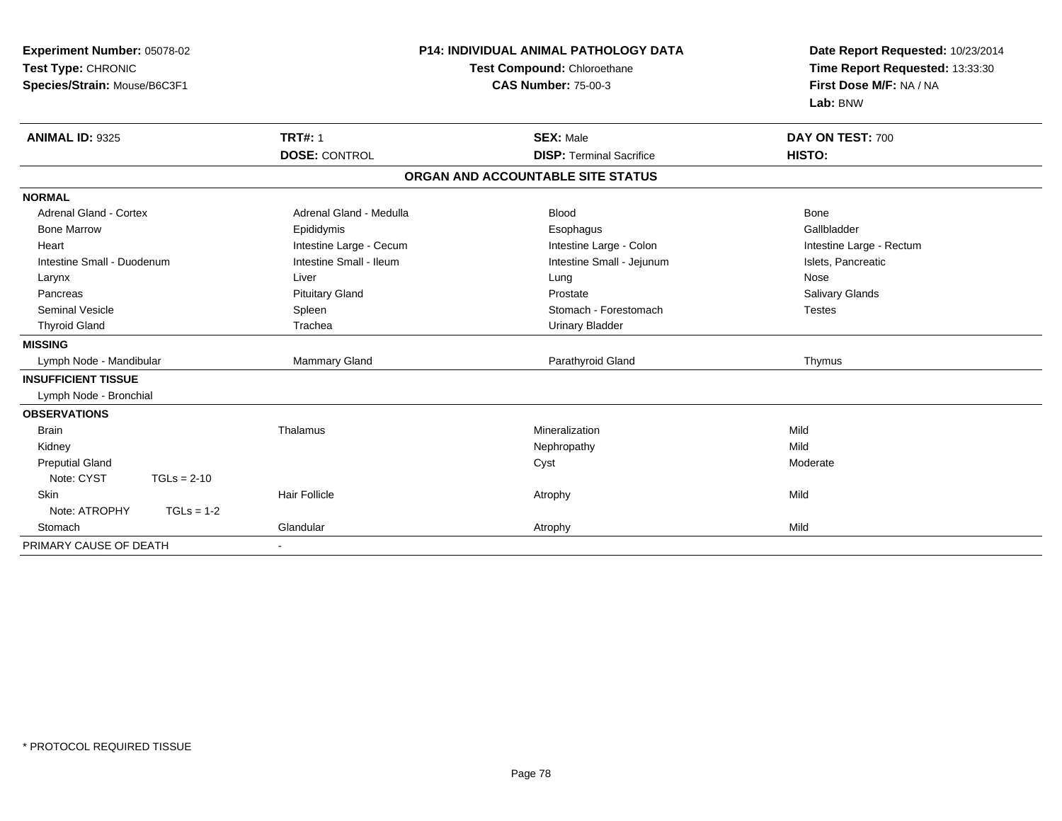**Experiment Number:** 05078-02
**Test Type:** CHRONIC
**Species/Strain:** Mouse/B6C3F1

**P14: INDIVIDUAL ANIMAL PATHOLOGY DATA**
**Test Compound:** Chloroethane
**CAS Number:** 75-00-3

**Date Report Requested:** 10/23/2014
**Time Report Requested:** 13:33:30
**First Dose M/F:** NA / NA
**Lab:** BNW

| **ANIMAL ID:** 9325 | **TRT#:** 1 | **SEX:** Male | **DAY ON TEST:** 700 |
|---|---|---|---|
| | **DOSE:** CONTROL | **DISP:** Terminal Sacrifice | **HISTO:** |

**ORGAN AND ACCOUNTABLE SITE STATUS**

| | | | |
|---|---|---|---|
| **NORMAL** | | | |
| Adrenal Gland - Cortex | Adrenal Gland - Medulla | Blood | Bone |
| Bone Marrow | Epididymis | Esophagus | Gallbladder |
| Heart | Intestine Large - Cecum | Intestine Large - Colon | Intestine Large - Rectum |
| Intestine Small - Duodenum | Intestine Small - Ileum | Intestine Small - Jejunum | Islets, Pancreatic |
| Larynx | Liver | Lung | Nose |
| Pancreas | Pituitary Gland | Prostate | Salivary Glands |
| Seminal Vesicle | Spleen | Stomach - Forestomach | Testes |
| Thyroid Gland | Trachea | Urinary Bladder | |
| **MISSING** | | | |
| Lymph Node - Mandibular | Mammary Gland | Parathyroid Gland | Thymus |
| **INSUFFICIENT TISSUE** | | | |
| Lymph Node - Bronchial | | | |
| **OBSERVATIONS** | | | |
| Brain | Thalamus | Mineralization | Mild |
| Kidney | | Nephropathy | Mild |
| Preputial Gland | | Cyst | Moderate |
| Note: CYST TGLs = 2-10 | | | |
| Skin | Hair Follicle | Atrophy | Mild |
| Note: ATROPHY TGLs = 1-2 | | | |
| Stomach | Glandular | Atrophy | Mild |
| PRIMARY CAUSE OF DEATH | - | | |

\* PROTOCOL REQUIRED TISSUE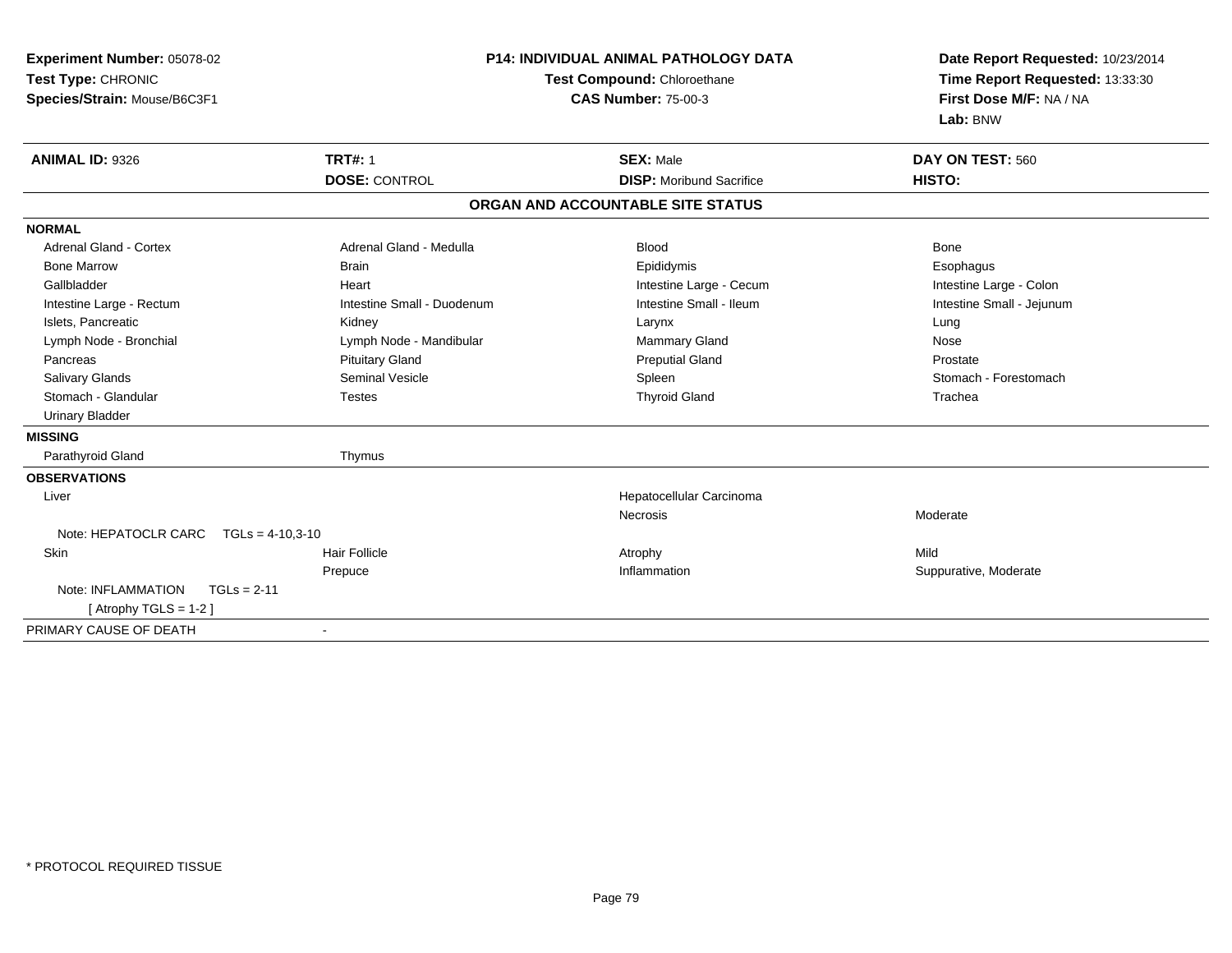**Experiment Number:** 05078-02
**Test Type:** CHRONIC
**Species/Strain:** Mouse/B6C3F1

**P14: INDIVIDUAL ANIMAL PATHOLOGY DATA**
**Test Compound:** Chloroethane
**CAS Number:** 75-00-3

**Date Report Requested:** 10/23/2014
**Time Report Requested:** 13:33:30
**First Dose M/F:** NA / NA
**Lab:** BNW

| **ANIMAL ID:** 9326 | **TRT#:** 1 | **SEX:** Male | **DAY ON TEST:** 560 |
|---|---|---|---|
| | **DOSE:** CONTROL | **DISP:** Moribund Sacrifice | **HISTO:** |

**ORGAN AND ACCOUNTABLE SITE STATUS**

**NORMAL**

| | | | |
|---|---|---|---|
| Adrenal Gland - Cortex | Adrenal Gland - Medulla | Blood | Bone |
| Bone Marrow | Brain | Epididymis | Esophagus |
| Gallbladder | Heart | Intestine Large - Cecum | Intestine Large - Colon |
| Intestine Large - Rectum | Intestine Small - Duodenum | Intestine Small - Ileum | Intestine Small - Jejunum |
| Islets, Pancreatic | Kidney | Larynx | Lung |
| Lymph Node - Bronchial | Lymph Node - Mandibular | Mammary Gland | Nose |
| Pancreas | Pituitary Gland | Preputial Gland | Prostate |
| Salivary Glands | Seminal Vesicle | Spleen | Stomach - Forestomach |
| Stomach - Glandular | Testes | Thyroid Gland | Trachea |
| Urinary Bladder | | | |

**MISSING**

| | |
|---|---|
| Parathyroid Gland | Thymus |

**OBSERVATIONS**

| | | | |
|---|---|---|---|
| Liver | | Hepatocellular Carcinoma | |
| | | Necrosis | Moderate |
| Note: HEPATOCLR CARC TGLs = 4-10,3-10 | | | |
| Skin | Hair Follicle | Atrophy | Mild |
| | Prepuce | Inflammation | Suppurative, Moderate |
| Note: INFLAMMATION TGLs = 2-11 | | | |
| [ Atrophy TGLS = 1-2 ] | | | |

PRIMARY CAUSE OF DEATH -

* PROTOCOL REQUIRED TISSUE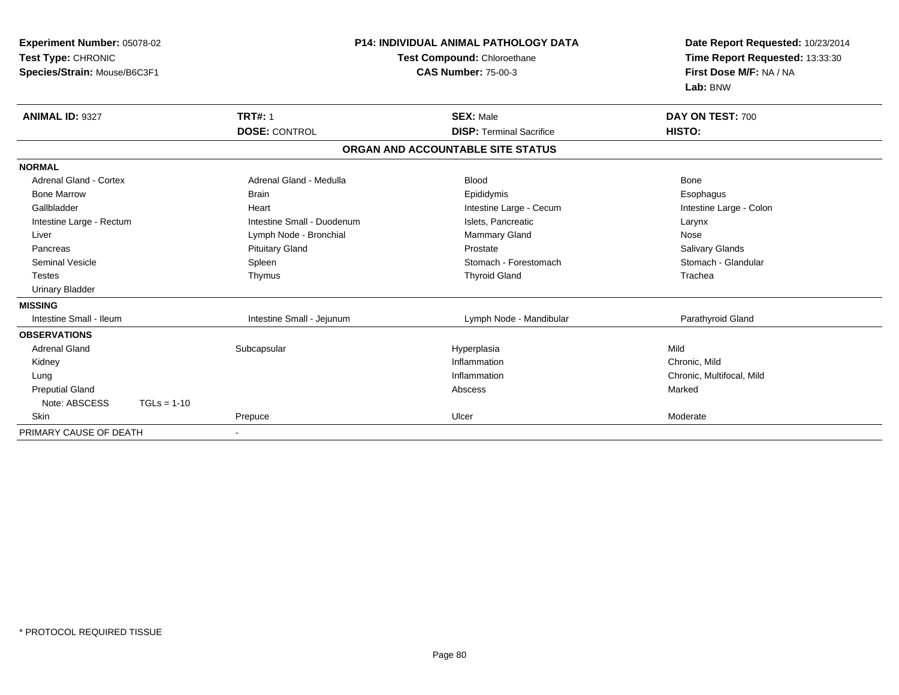**Experiment Number:** 05078-02
**Test Type:** CHRONIC
**Species/Strain:** Mouse/B6C3F1

**P14: INDIVIDUAL ANIMAL PATHOLOGY DATA**
**Test Compound:** Chloroethane
**CAS Number:** 75-00-3

**Date Report Requested:** 10/23/2014
**Time Report Requested:** 13:33:30
**First Dose M/F:** NA / NA
**Lab:** BNW

| **ANIMAL ID:** 9327 | **TRT#:** 1 | **SEX:** Male | **DAY ON TEST:** 700 |
|---|---|---|---|
| | **DOSE:** CONTROL | **DISP:** Terminal Sacrifice | **HISTO:** |

**ORGAN AND ACCOUNTABLE SITE STATUS**

| | | | |
|---|---|---|---|
| **NORMAL** | | | |
| Adrenal Gland - Cortex | Adrenal Gland - Medulla | Blood | Bone |
| Bone Marrow | Brain | Epididymis | Esophagus |
| Gallbladder | Heart | Intestine Large - Cecum | Intestine Large - Colon |
| Intestine Large - Rectum | Intestine Small - Duodenum | Islets, Pancreatic | Larynx |
| Liver | Lymph Node - Bronchial | Mammary Gland | Nose |
| Pancreas | Pituitary Gland | Prostate | Salivary Glands |
| Seminal Vesicle | Spleen | Stomach - Forestomach | Stomach - Glandular |
| Testes | Thymus | Thyroid Gland | Trachea |
| Urinary Bladder | | | |
| **MISSING** | | | |
| Intestine Small - Ileum | Intestine Small - Jejunum | Lymph Node - Mandibular | Parathyroid Gland |
| **OBSERVATIONS** | | | |
| Adrenal Gland | Subcapsular | Hyperplasia | Mild |
| Kidney | | Inflammation | Chronic, Mild |
| Lung | | Inflammation | Chronic, Multifocal, Mild |
| Preputial Gland | | Abscess | Marked |
| Note: ABSCESS TGLs = 1-10 | | | |
| Skin | Prepuce | Ulcer | Moderate |
| PRIMARY CAUSE OF DEATH | - | | |

\* PROTOCOL REQUIRED TISSUE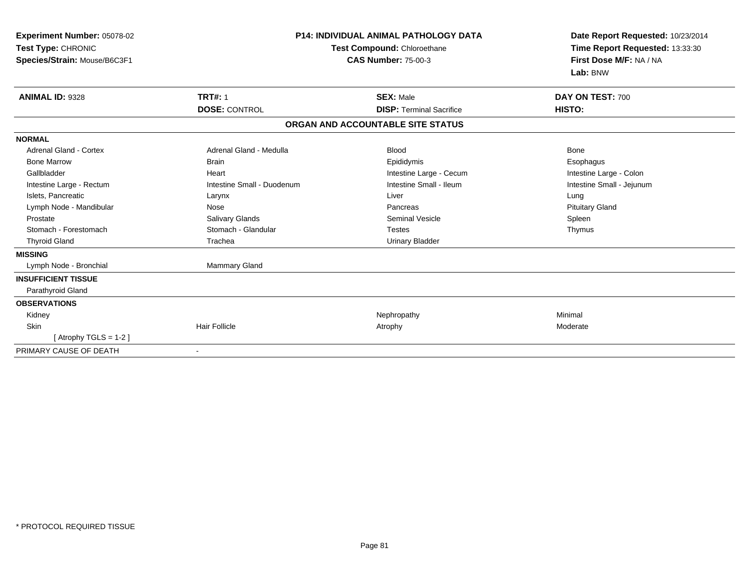**Experiment Number:** 05078-02
**Test Type:** CHRONIC
**Species/Strain:** Mouse/B6C3F1

## P14: INDIVIDUAL ANIMAL PATHOLOGY DATA

**Test Compound:** Chloroethane
**CAS Number:** 75-00-3

**Date Report Requested:** 10/23/2014
**Time Report Requested:** 13:33:30
**First Dose M/F:** NA / NA
**Lab:** BNW

| **ANIMAL ID:** 9328 | **TRT#:** 1 | **SEX:** Male | **DAY ON TEST:** 700 |
|---|---|---|---|
| | **DOSE:** CONTROL | **DISP:** Terminal Sacrifice | **HISTO:** |

### ORGAN AND ACCOUNTABLE SITE STATUS

| | | | |
|---|---|---|---|
| **NORMAL** | | | |
| Adrenal Gland - Cortex | Adrenal Gland - Medulla | Blood | Bone |
| Bone Marrow | Brain | Epididymis | Esophagus |
| Gallbladder | Heart | Intestine Large - Cecum | Intestine Large - Colon |
| Intestine Large - Rectum | Intestine Small - Duodenum | Intestine Small - Ileum | Intestine Small - Jejunum |
| Islets, Pancreatic | Larynx | Liver | Lung |
| Lymph Node - Mandibular | Nose | Pancreas | Pituitary Gland |
| Prostate | Salivary Glands | Seminal Vesicle | Spleen |
| Stomach - Forestomach | Stomach - Glandular | Testes | Thymus |
| Thyroid Gland | Trachea | Urinary Bladder | |
| **MISSING** | | | |
| Lymph Node - Bronchial | Mammary Gland | | |
| **INSUFFICIENT TISSUE** | | | |
| Parathyroid Gland | | | |
| **OBSERVATIONS** | | | |
| Kidney | | Nephropathy | Minimal |
| Skin | Hair Follicle | Atrophy | Moderate |
| [ Atrophy TGLS = 1-2 ] | | | |
| PRIMARY CAUSE OF DEATH | - | | |

\* PROTOCOL REQUIRED TISSUE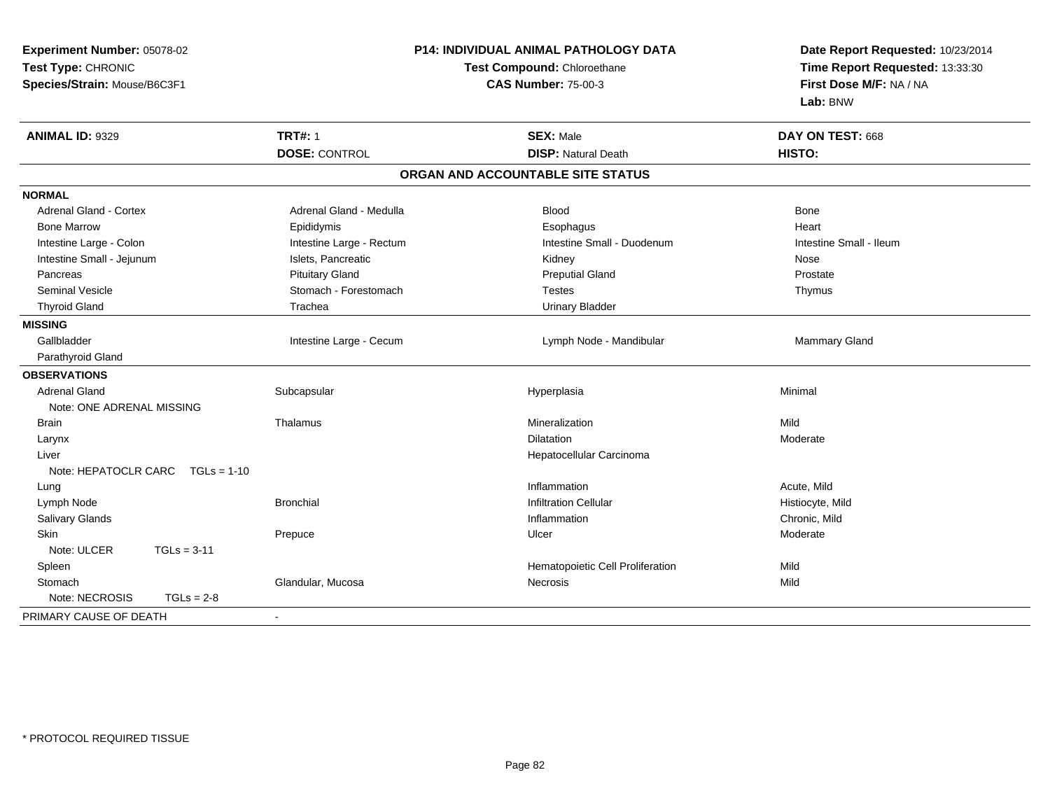**Experiment Number:** 05078-02
**Test Type:** CHRONIC
**Species/Strain:** Mouse/B6C3F1

**P14: INDIVIDUAL ANIMAL PATHOLOGY DATA**
**Test Compound:** Chloroethane
**CAS Number:** 75-00-3

**Date Report Requested:** 10/23/2014
**Time Report Requested:** 13:33:30
**First Dose M/F:** NA / NA
**Lab:** BNW

| **ANIMAL ID:** 9329 | **TRT#:** 1 | **SEX:** Male | **DAY ON TEST:** 668 |
|---|---|---|---|
| | **DOSE:** CONTROL | **DISP:** Natural Death | **HISTO:** |

## ORGAN AND ACCOUNTABLE SITE STATUS

| | | | |
|---|---|---|---|
| **NORMAL** | | | |
| Adrenal Gland - Cortex | Adrenal Gland - Medulla | Blood | Bone |
| Bone Marrow | Epididymis | Esophagus | Heart |
| Intestine Large - Colon | Intestine Large - Rectum | Intestine Small - Duodenum | Intestine Small - Ileum |
| Intestine Small - Jejunum | Islets, Pancreatic | Kidney | Nose |
| Pancreas | Pituitary Gland | Preputial Gland | Prostate |
| Seminal Vesicle | Stomach - Forestomach | Testes | Thymus |
| Thyroid Gland | Trachea | Urinary Bladder | |
| **MISSING** | | | |
| Gallbladder | Intestine Large - Cecum | Lymph Node - Mandibular | Mammary Gland |
| Parathyroid Gland | | | |
| **OBSERVATIONS** | | | |
| Adrenal Gland | Subcapsular | Hyperplasia | Minimal |
| Note: ONE ADRENAL MISSING | | | |
| Brain | Thalamus | Mineralization | Mild |
| Larynx | | Dilatation | Moderate |
| Liver | | Hepatocellular Carcinoma | |
| Note: HEPATOCLR CARC TGLs = 1-10 | | | |
| Lung | | Inflammation | Acute, Mild |
| Lymph Node | Bronchial | Infiltration Cellular | Histiocyte, Mild |
| Salivary Glands | | Inflammation | Chronic, Mild |
| Skin | Prepuce | Ulcer | Moderate |
| Note: ULCER TGLs = 3-11 | | | |
| Spleen | | Hematopoietic Cell Proliferation | Mild |
| Stomach | Glandular, Mucosa | Necrosis | Mild |
| Note: NECROSIS TGLs = 2-8 | | | |
| PRIMARY CAUSE OF DEATH | - | | |

* PROTOCOL REQUIRED TISSUE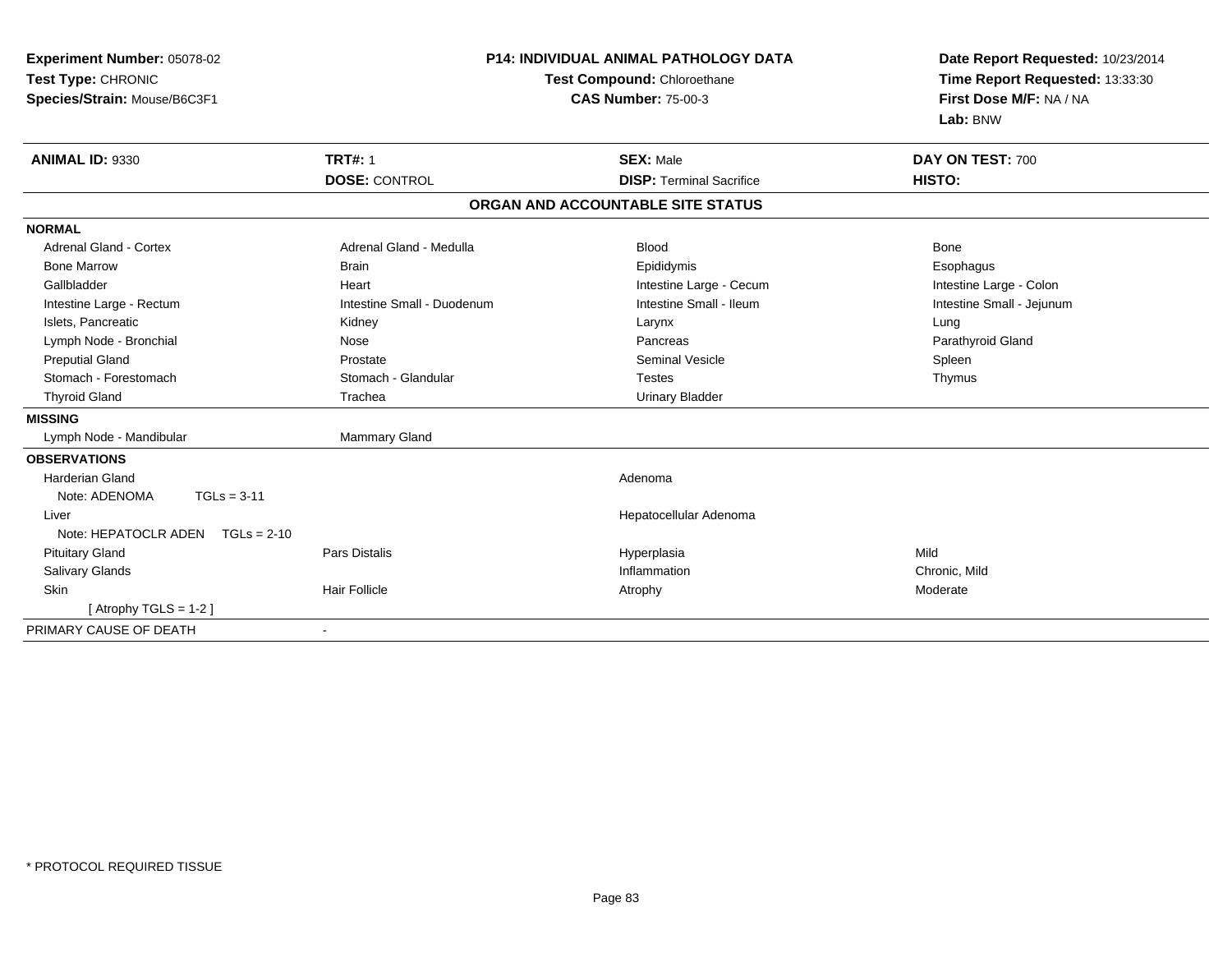**Experiment Number:** 05078-02
**Test Type:** CHRONIC
**Species/Strain:** Mouse/B6C3F1

**P14: INDIVIDUAL ANIMAL PATHOLOGY DATA**
**Test Compound:** Chloroethane
**CAS Number:** 75-00-3

**Date Report Requested:** 10/23/2014
**Time Report Requested:** 13:33:30
**First Dose M/F:** NA / NA
**Lab:** BNW

| **ANIMAL ID:** 9330 | **TRT#:** 1 | **SEX:** Male | **DAY ON TEST:** 700 |
|---|---|---|---|
| | **DOSE:** CONTROL | **DISP:** Terminal Sacrifice | **HISTO:** |

**ORGAN AND ACCOUNTABLE SITE STATUS**

| | | | |
|---|---|---|---|
| **NORMAL** | | | |
| Adrenal Gland - Cortex | Adrenal Gland - Medulla | Blood | Bone |
| Bone Marrow | Brain | Epididymis | Esophagus |
| Gallbladder | Heart | Intestine Large - Cecum | Intestine Large - Colon |
| Intestine Large - Rectum | Intestine Small - Duodenum | Intestine Small - Ileum | Intestine Small - Jejunum |
| Islets, Pancreatic | Kidney | Larynx | Lung |
| Lymph Node - Bronchial | Nose | Pancreas | Parathyroid Gland |
| Preputial Gland | Prostate | Seminal Vesicle | Spleen |
| Stomach - Forestomach | Stomach - Glandular | Testes | Thymus |
| Thyroid Gland | Trachea | Urinary Bladder | |
| **MISSING** | | | |
| Lymph Node - Mandibular | Mammary Gland | | |
| **OBSERVATIONS** | | | |
| Harderian Gland | | Adenoma | |
| Note: ADENOMA TGLs = 3-11 | | | |
| Liver | | Hepatocellular Adenoma | |
| Note: HEPATOCLR ADEN TGLs = 2-10 | | | |
| Pituitary Gland | Pars Distalis | Hyperplasia | Mild |
| Salivary Glands | | Inflammation | Chronic, Mild |
| Skin | Hair Follicle | Atrophy | Moderate |
| [ Atrophy TGLS = 1-2 ] | | | |
| PRIMARY CAUSE OF DEATH | - | | |

\* PROTOCOL REQUIRED TISSUE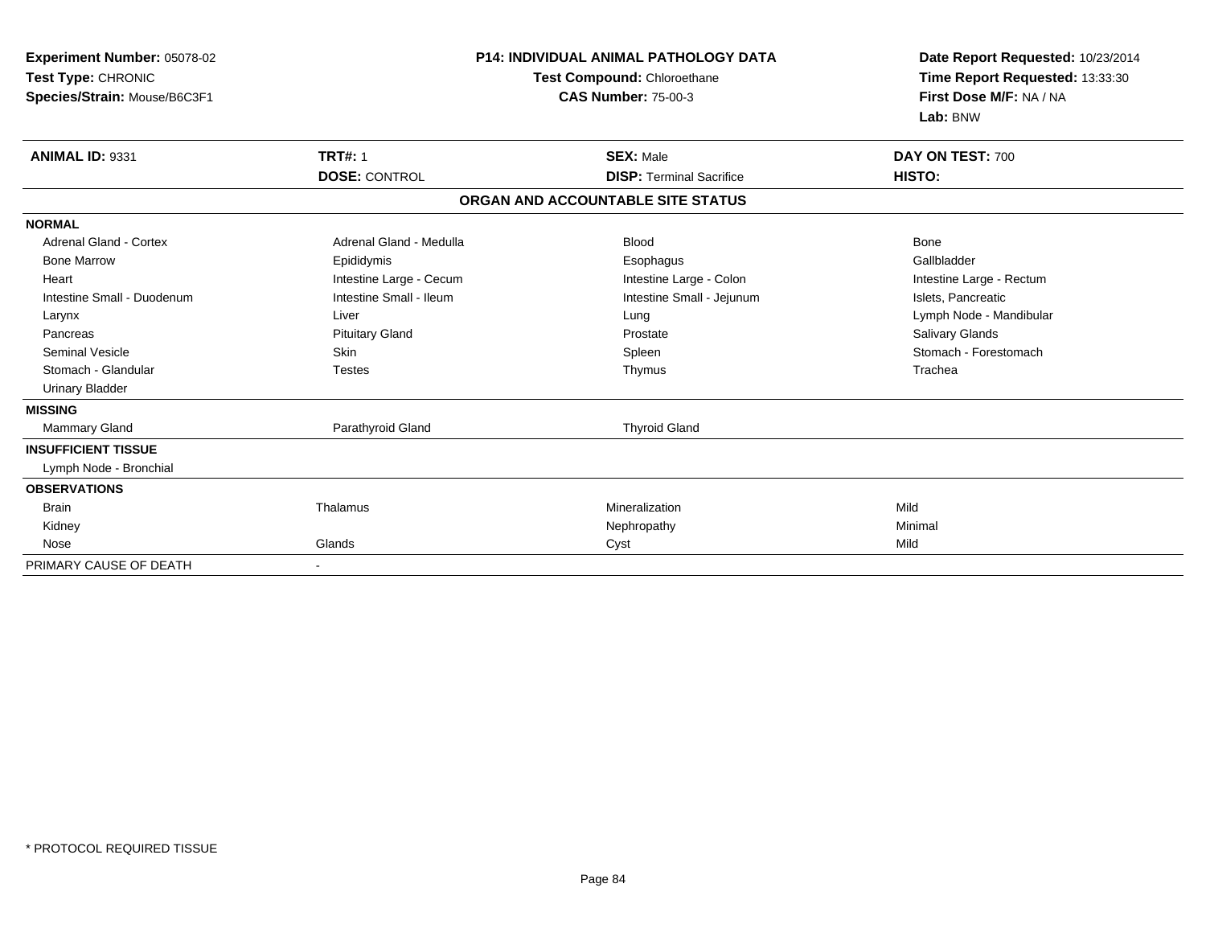**Experiment Number:** 05078-02
**Test Type:** CHRONIC
**Species/Strain:** Mouse/B6C3F1

**P14: INDIVIDUAL ANIMAL PATHOLOGY DATA**
**Test Compound:** Chloroethane
**CAS Number:** 75-00-3

**Date Report Requested:** 10/23/2014
**Time Report Requested:** 13:33:30
**First Dose M/F:** NA / NA
**Lab:** BNW

| **ANIMAL ID:** 9331 | **TRT#:** 1 | **SEX:** Male | **DAY ON TEST:** 700 |
|---|---|---|---|
| | **DOSE:** CONTROL | **DISP:** Terminal Sacrifice | **HISTO:** |

**ORGAN AND ACCOUNTABLE SITE STATUS**

| | | | |
|---|---|---|---|
| **NORMAL** | | | |
| Adrenal Gland - Cortex | Adrenal Gland - Medulla | Blood | Bone |
| Bone Marrow | Epididymis | Esophagus | Gallbladder |
| Heart | Intestine Large - Cecum | Intestine Large - Colon | Intestine Large - Rectum |
| Intestine Small - Duodenum | Intestine Small - Ileum | Intestine Small - Jejunum | Islets, Pancreatic |
| Larynx | Liver | Lung | Lymph Node - Mandibular |
| Pancreas | Pituitary Gland | Prostate | Salivary Glands |
| Seminal Vesicle | Skin | Spleen | Stomach - Forestomach |
| Stomach - Glandular | Testes | Thymus | Trachea |
| Urinary Bladder | | | |
| **MISSING** | | | |
| Mammary Gland | Parathyroid Gland | Thyroid Gland | |
| **INSUFFICIENT TISSUE** | | | |
| Lymph Node - Bronchial | | | |
| **OBSERVATIONS** | | | |
| Brain | Thalamus | Mineralization | Mild |
| Kidney | | Nephropathy | Minimal |
| Nose | Glands | Cyst | Mild |
| PRIMARY CAUSE OF DEATH | - | | |

\* PROTOCOL REQUIRED TISSUE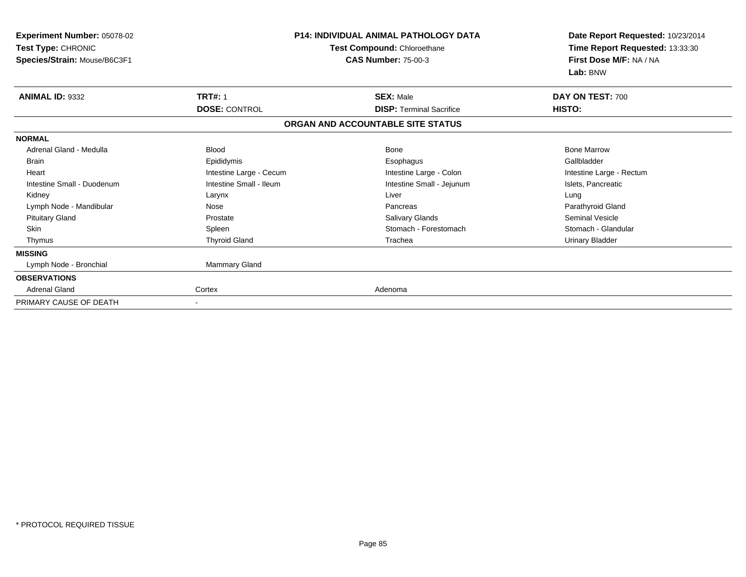**Experiment Number:** 05078-02
**Test Type:** CHRONIC
**Species/Strain:** Mouse/B6C3F1

**P14: INDIVIDUAL ANIMAL PATHOLOGY DATA**
**Test Compound:** Chloroethane
**CAS Number:** 75-00-3

**Date Report Requested:** 10/23/2014
**Time Report Requested:** 13:33:30
**First Dose M/F:** NA / NA
**Lab:** BNW

| **ANIMAL ID:** 9332 | **TRT#:** 1 | **SEX:** Male | **DAY ON TEST:** 700 |
|---|---|---|---|
| | **DOSE:** CONTROL | **DISP:** Terminal Sacrifice | **HISTO:** |

**ORGAN AND ACCOUNTABLE SITE STATUS**

| | | | |
|---|---|---|---|
| **NORMAL** | | | |
| Adrenal Gland - Medulla | Blood | Bone | Bone Marrow |
| Brain | Epididymis | Esophagus | Gallbladder |
| Heart | Intestine Large - Cecum | Intestine Large - Colon | Intestine Large - Rectum |
| Intestine Small - Duodenum | Intestine Small - Ileum | Intestine Small - Jejunum | Islets, Pancreatic |
| Kidney | Larynx | Liver | Lung |
| Lymph Node - Mandibular | Nose | Pancreas | Parathyroid Gland |
| Pituitary Gland | Prostate | Salivary Glands | Seminal Vesicle |
| Skin | Spleen | Stomach - Forestomach | Stomach - Glandular |
| Thymus | Thyroid Gland | Trachea | Urinary Bladder |
| **MISSING** | | | |
| Lymph Node - Bronchial | Mammary Gland | | |
| **OBSERVATIONS** | | | |
| Adrenal Gland | Cortex | Adenoma | |
| PRIMARY CAUSE OF DEATH | - | | |

* PROTOCOL REQUIRED TISSUE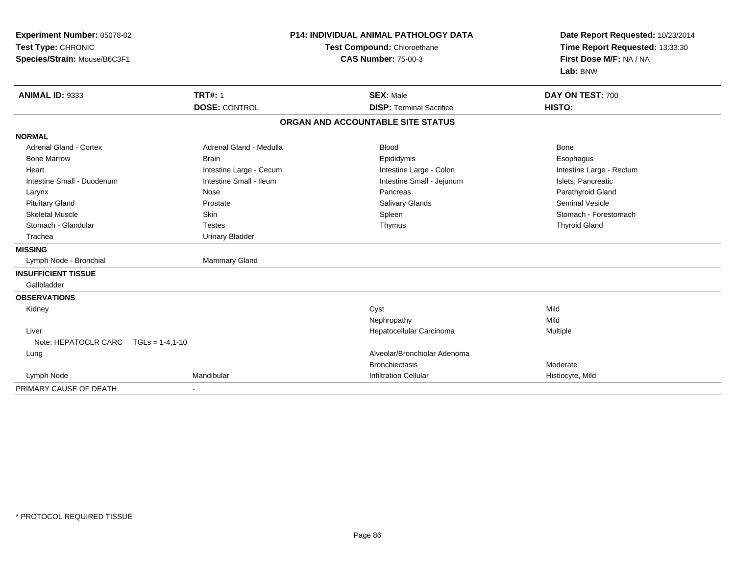**Experiment Number:** 05078-02
**Test Type:** CHRONIC
**Species/Strain:** Mouse/B6C3F1

**P14: INDIVIDUAL ANIMAL PATHOLOGY DATA**
**Test Compound:** Chloroethane
**CAS Number:** 75-00-3

**Date Report Requested:** 10/23/2014
**Time Report Requested:** 13:33:30
**First Dose M/F:** NA / NA
**Lab:** BNW

| **ANIMAL ID:** 9333 | **TRT#:** 1 | **SEX:** Male | **DAY ON TEST:** 700 |
|---|---|---|---|
| | **DOSE:** CONTROL | **DISP:** Terminal Sacrifice | **HISTO:** |

## ORGAN AND ACCOUNTABLE SITE STATUS

| | | | |
|---|---|---|---|
| **NORMAL** | | | |
| Adrenal Gland - Cortex | Adrenal Gland - Medulla | Blood | Bone |
| Bone Marrow | Brain | Epididymis | Esophagus |
| Heart | Intestine Large - Cecum | Intestine Large - Colon | Intestine Large - Rectum |
| Intestine Small - Duodenum | Intestine Small - Ileum | Intestine Small - Jejunum | Islets, Pancreatic |
| Larynx | Nose | Pancreas | Parathyroid Gland |
| Pituitary Gland | Prostate | Salivary Glands | Seminal Vesicle |
| Skeletal Muscle | Skin | Spleen | Stomach - Forestomach |
| Stomach - Glandular | Testes | Thymus | Thyroid Gland |
| Trachea | Urinary Bladder | | |
| **MISSING** | | | |
| Lymph Node - Bronchial | Mammary Gland | | |
| **INSUFFICIENT TISSUE** | | | |
| Gallbladder | | | |
| **OBSERVATIONS** | | | |
| Kidney | | Cyst | Mild |
| | | Nephropathy | Mild |
| Liver | | Hepatocellular Carcinoma | Multiple |
| Note: HEPATOCLR CARC TGLs = 1-4,1-10 | | | |
| Lung | | Alveolar/Bronchiolar Adenoma | |
| | | Bronchiectasis | Moderate |
| Lymph Node | Mandibular | Infiltration Cellular | Histiocyte, Mild |
| PRIMARY CAUSE OF DEATH | - | | |

* PROTOCOL REQUIRED TISSUE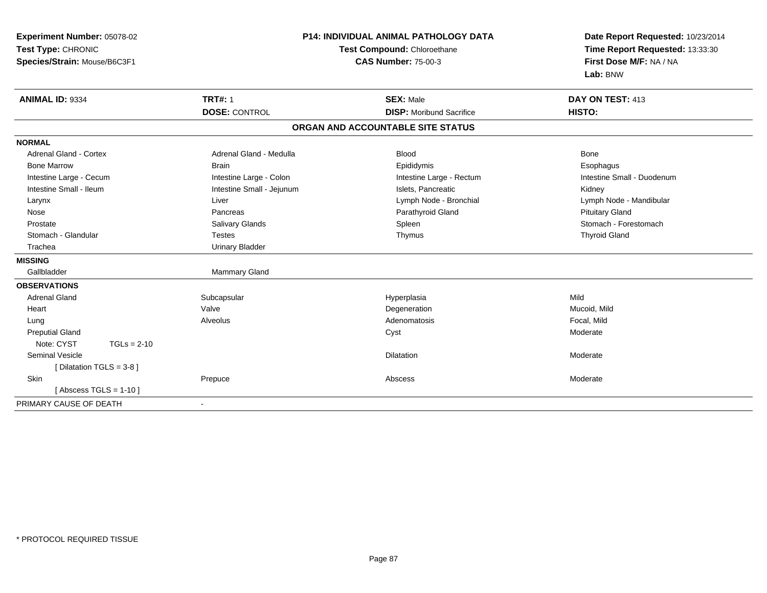**Experiment Number:** 05078-02
**Test Type:** CHRONIC
**Species/Strain:** Mouse/B6C3F1

**P14: INDIVIDUAL ANIMAL PATHOLOGY DATA**
**Test Compound:** Chloroethane
**CAS Number:** 75-00-3

**Date Report Requested:** 10/23/2014
**Time Report Requested:** 13:33:30
**First Dose M/F:** NA / NA
**Lab:** BNW

| **ANIMAL ID:** 9334 | **TRT#:** 1 | **SEX:** Male | **DAY ON TEST:** 413 |
|---|---|---|---|
| | **DOSE:** CONTROL | **DISP:** Moribund Sacrifice | **HISTO:** |

**ORGAN AND ACCOUNTABLE SITE STATUS**

**NORMAL**

| | | | |
|---|---|---|---|
| Adrenal Gland - Cortex | Adrenal Gland - Medulla | Blood | Bone |
| Bone Marrow | Brain | Epididymis | Esophagus |
| Intestine Large - Cecum | Intestine Large - Colon | Intestine Large - Rectum | Intestine Small - Duodenum |
| Intestine Small - Ileum | Intestine Small - Jejunum | Islets, Pancreatic | Kidney |
| Larynx | Liver | Lymph Node - Bronchial | Lymph Node - Mandibular |
| Nose | Pancreas | Parathyroid Gland | Pituitary Gland |
| Prostate | Salivary Glands | Spleen | Stomach - Forestomach |
| Stomach - Glandular | Testes | Thymus | Thyroid Gland |
| Trachea | Urinary Bladder | | |

**MISSING**

| | |
|---|---|
| Gallbladder | Mammary Gland |

**OBSERVATIONS**

| | | | |
|---|---|---|---|
| Adrenal Gland | Subcapsular | Hyperplasia | Mild |
| Heart | Valve | Degeneration | Mucoid, Mild |
| Lung | Alveolus | Adenomatosis | Focal, Mild |
| Preputial Gland | | Cyst | Moderate |
| Note: CYST TGLs = 2-10 | | | |
| Seminal Vesicle | | Dilatation | Moderate |
| [ Dilatation TGLS = 3-8 ] | | | |
| Skin | Prepuce | Abscess | Moderate |
| [ Abscess TGLS = 1-10 ] | | | |

PRIMARY CAUSE OF DEATH -

* PROTOCOL REQUIRED TISSUE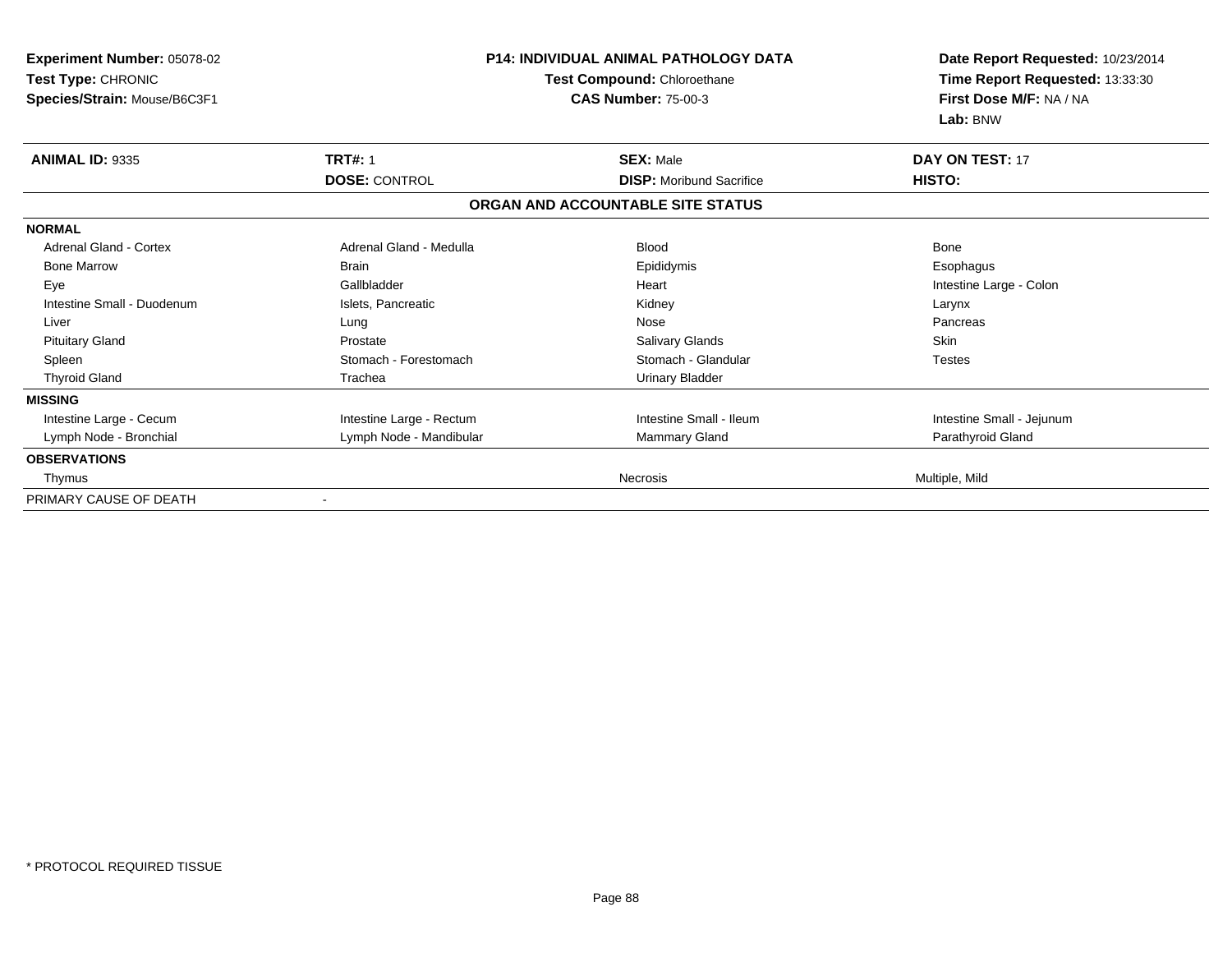**Experiment Number:** 05078-02
**Test Type:** CHRONIC
**Species/Strain:** Mouse/B6C3F1

**P14: INDIVIDUAL ANIMAL PATHOLOGY DATA**
**Test Compound:** Chloroethane
**CAS Number:** 75-00-3

**Date Report Requested:** 10/23/2014
**Time Report Requested:** 13:33:30
**First Dose M/F:** NA / NA
**Lab:** BNW

| **ANIMAL ID:** 9335 | **TRT#:** 1 | **SEX:** Male | **DAY ON TEST:** 17 |
|---|---|---|---|
| | **DOSE:** CONTROL | **DISP:** Moribund Sacrifice | **HISTO:** |

**ORGAN AND ACCOUNTABLE SITE STATUS**

| | | | |
|---|---|---|---|
| **NORMAL** | | | |
| Adrenal Gland - Cortex | Adrenal Gland - Medulla | Blood | Bone |
| Bone Marrow | Brain | Epididymis | Esophagus |
| Eye | Gallbladder | Heart | Intestine Large - Colon |
| Intestine Small - Duodenum | Islets, Pancreatic | Kidney | Larynx |
| Liver | Lung | Nose | Pancreas |
| Pituitary Gland | Prostate | Salivary Glands | Skin |
| Spleen | Stomach - Forestomach | Stomach - Glandular | Testes |
| Thyroid Gland | Trachea | Urinary Bladder | |
| **MISSING** | | | |
| Intestine Large - Cecum | Intestine Large - Rectum | Intestine Small - Ileum | Intestine Small - Jejunum |
| Lymph Node - Bronchial | Lymph Node - Mandibular | Mammary Gland | Parathyroid Gland |
| **OBSERVATIONS** | | | |
| Thymus | | Necrosis | Multiple, Mild |
| PRIMARY CAUSE OF DEATH | - | | |

\* PROTOCOL REQUIRED TISSUE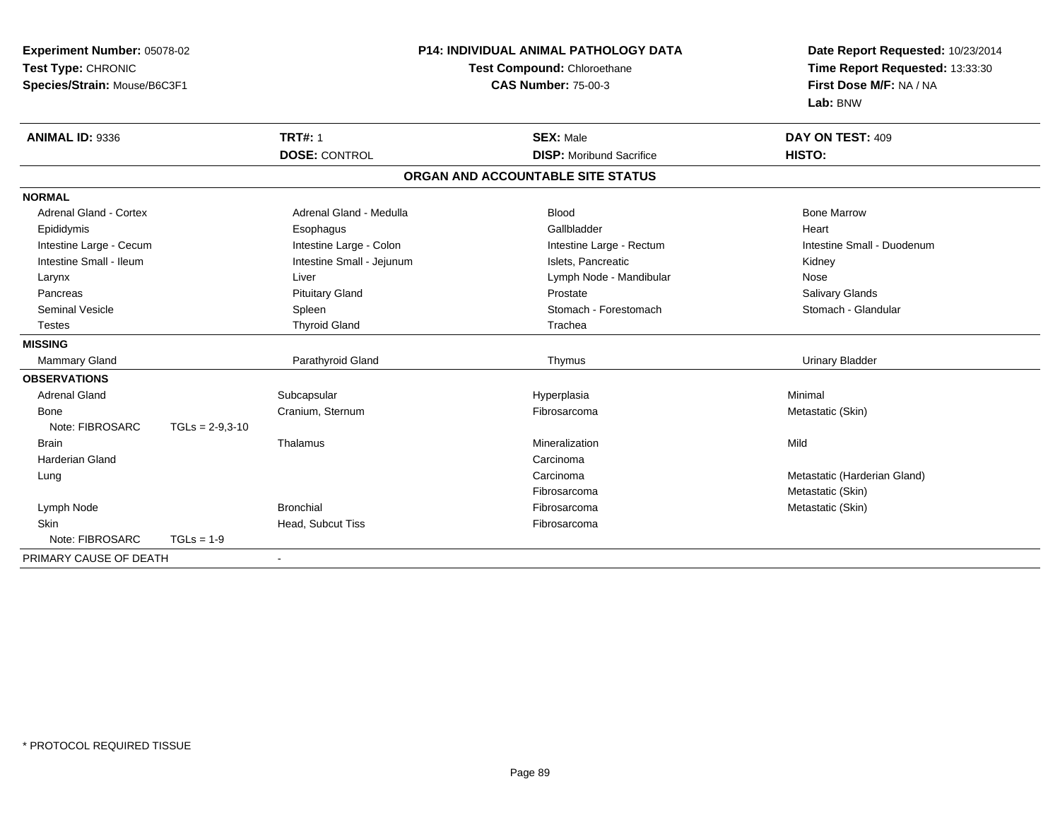**Experiment Number:** 05078-02
**Test Type:** CHRONIC
**Species/Strain:** Mouse/B6C3F1

**P14: INDIVIDUAL ANIMAL PATHOLOGY DATA**
**Test Compound:** Chloroethane
**CAS Number:** 75-00-3

**Date Report Requested:** 10/23/2014
**Time Report Requested:** 13:33:30
**First Dose M/F:** NA / NA
**Lab:** BNW

| **ANIMAL ID:** 9336 | **TRT#:** 1 | **SEX:** Male | **DAY ON TEST:** 409 |
|---|---|---|---|
| | **DOSE:** CONTROL | **DISP:** Moribund Sacrifice | **HISTO:** |

**ORGAN AND ACCOUNTABLE SITE STATUS**

**NORMAL**

| | | | |
|---|---|---|---|
| Adrenal Gland - Cortex | Adrenal Gland - Medulla | Blood | Bone Marrow |
| Epididymis | Esophagus | Gallbladder | Heart |
| Intestine Large - Cecum | Intestine Large - Colon | Intestine Large - Rectum | Intestine Small - Duodenum |
| Intestine Small - Ileum | Intestine Small - Jejunum | Islets, Pancreatic | Kidney |
| Larynx | Liver | Lymph Node - Mandibular | Nose |
| Pancreas | Pituitary Gland | Prostate | Salivary Glands |
| Seminal Vesicle | Spleen | Stomach - Forestomach | Stomach - Glandular |
| Testes | Thyroid Gland | Trachea | |

**MISSING**

| | | | |
|---|---|---|---|
| Mammary Gland | Parathyroid Gland | Thymus | Urinary Bladder |

**OBSERVATIONS**

| | | | |
|---|---|---|---|
| Adrenal Gland | Subcapsular | Hyperplasia | Minimal |
| Bone | Cranium, Sternum | Fibrosarcoma | Metastatic (Skin) |
| Note: FIBROSARC TGLs = 2-9,3-10 | | | |
| Brain | Thalamus | Mineralization | Mild |
| Harderian Gland | | Carcinoma | |
| Lung | | Carcinoma | Metastatic (Harderian Gland) |
| | | Fibrosarcoma | Metastatic (Skin) |
| Lymph Node | Bronchial | Fibrosarcoma | Metastatic (Skin) |
| Skin | Head, Subcut Tiss | Fibrosarcoma | |
| Note: FIBROSARC TGLs = 1-9 | | | |

PRIMARY CAUSE OF DEATH -

* PROTOCOL REQUIRED TISSUE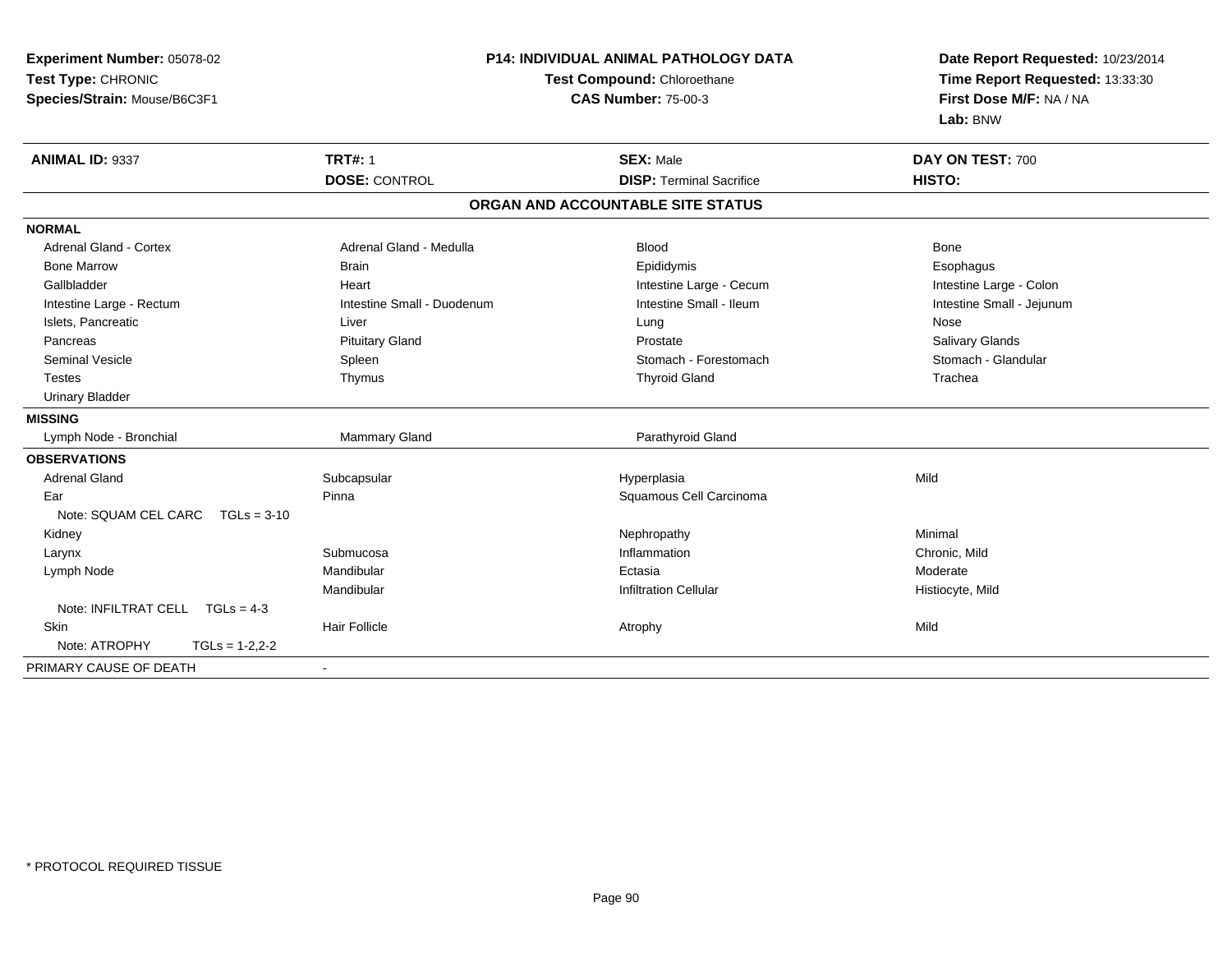**Experiment Number:** 05078-02
**Test Type:** CHRONIC
**Species/Strain:** Mouse/B6C3F1

**P14: INDIVIDUAL ANIMAL PATHOLOGY DATA**
**Test Compound:** Chloroethane
**CAS Number:** 75-00-3

**Date Report Requested:** 10/23/2014
**Time Report Requested:** 13:33:30
**First Dose M/F:** NA / NA
**Lab:** BNW

| **ANIMAL ID:** 9337 | **TRT#:** 1 | **SEX:** Male | **DAY ON TEST:** 700 |
|---|---|---|---|
| | **DOSE:** CONTROL | **DISP:** Terminal Sacrifice | **HISTO:** |

## ORGAN AND ACCOUNTABLE SITE STATUS

**NORMAL**

| | | | |
|---|---|---|---|
| Adrenal Gland - Cortex | Adrenal Gland - Medulla | Blood | Bone |
| Bone Marrow | Brain | Epididymis | Esophagus |
| Gallbladder | Heart | Intestine Large - Cecum | Intestine Large - Colon |
| Intestine Large - Rectum | Intestine Small - Duodenum | Intestine Small - Ileum | Intestine Small - Jejunum |
| Islets, Pancreatic | Liver | Lung | Nose |
| Pancreas | Pituitary Gland | Prostate | Salivary Glands |
| Seminal Vesicle | Spleen | Stomach - Forestomach | Stomach - Glandular |
| Testes | Thymus | Thyroid Gland | Trachea |
| Urinary Bladder | | | |

**MISSING**

| | | |
|---|---|---|
| Lymph Node - Bronchial | Mammary Gland | Parathyroid Gland |

**OBSERVATIONS**

| | | | |
|---|---|---|---|
| Adrenal Gland | Subcapsular | Hyperplasia | Mild |
| Ear | Pinna | Squamous Cell Carcinoma | |
| Note: SQUAM CEL CARC TGLs = 3-10 | | | |
| Kidney | | Nephropathy | Minimal |
| Larynx | Submucosa | Inflammation | Chronic, Mild |
| Lymph Node | Mandibular | Ectasia | Moderate |
| | Mandibular | Infiltration Cellular | Histiocyte, Mild |
| Note: INFILTRAT CELL TGLs = 4-3 | | | |
| Skin | Hair Follicle | Atrophy | Mild |
| Note: ATROPHY TGLs = 1-2,2-2 | | | |

PRIMARY CAUSE OF DEATH -

\* PROTOCOL REQUIRED TISSUE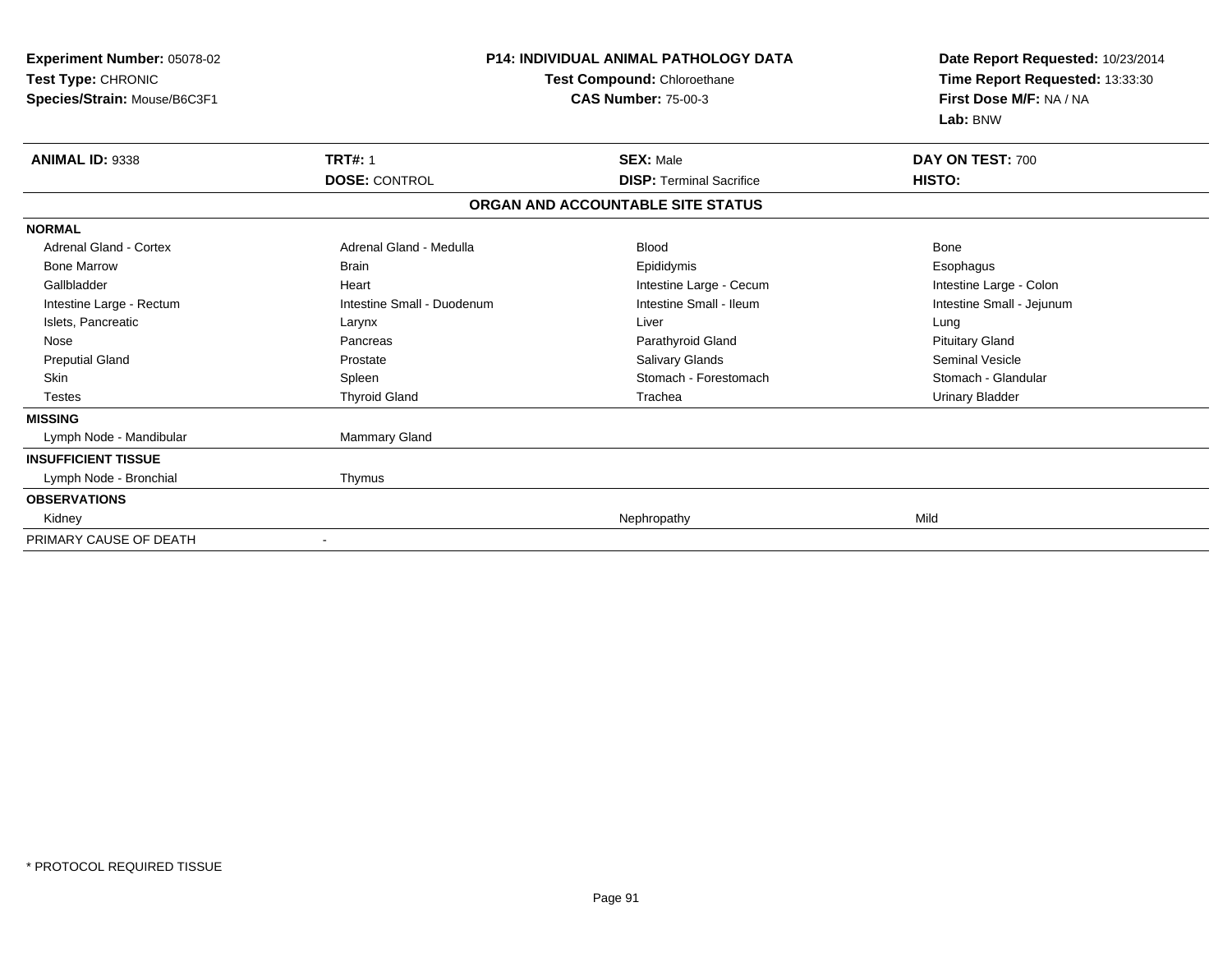**Experiment Number:** 05078-02
**Test Type:** CHRONIC
**Species/Strain:** Mouse/B6C3F1

**P14: INDIVIDUAL ANIMAL PATHOLOGY DATA**
**Test Compound:** Chloroethane
**CAS Number:** 75-00-3

**Date Report Requested:** 10/23/2014
**Time Report Requested:** 13:33:30
**First Dose M/F:** NA / NA
**Lab:** BNW

| **ANIMAL ID:** 9338 | **TRT#:** 1 | **SEX:** Male | **DAY ON TEST:** 700 |
|---|---|---|---|
| | **DOSE:** CONTROL | **DISP:** Terminal Sacrifice | **HISTO:** |

**ORGAN AND ACCOUNTABLE SITE STATUS**

| | | | |
|---|---|---|---|
| **NORMAL** | | | |
| Adrenal Gland - Cortex | Adrenal Gland - Medulla | Blood | Bone |
| Bone Marrow | Brain | Epididymis | Esophagus |
| Gallbladder | Heart | Intestine Large - Cecum | Intestine Large - Colon |
| Intestine Large - Rectum | Intestine Small - Duodenum | Intestine Small - Ileum | Intestine Small - Jejunum |
| Islets, Pancreatic | Larynx | Liver | Lung |
| Nose | Pancreas | Parathyroid Gland | Pituitary Gland |
| Preputial Gland | Prostate | Salivary Glands | Seminal Vesicle |
| Skin | Spleen | Stomach - Forestomach | Stomach - Glandular |
| Testes | Thyroid Gland | Trachea | Urinary Bladder |
| **MISSING** | | | |
| Lymph Node - Mandibular | Mammary Gland | | |
| **INSUFFICIENT TISSUE** | | | |
| Lymph Node - Bronchial | Thymus | | |
| **OBSERVATIONS** | | | |
| Kidney | | Nephropathy | Mild |
| PRIMARY CAUSE OF DEATH | - | | |

\* PROTOCOL REQUIRED TISSUE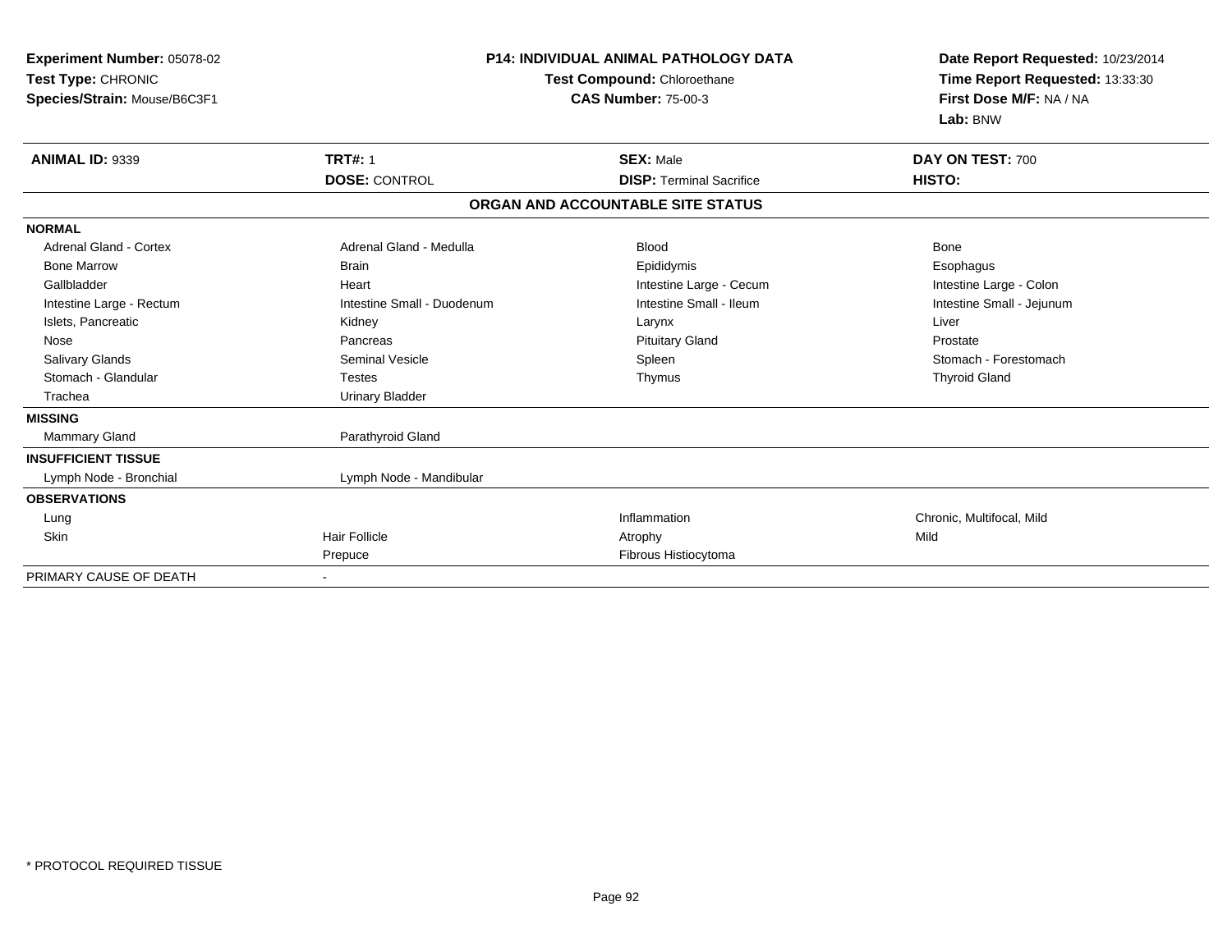**Experiment Number:** 05078-02
**Test Type:** CHRONIC
**Species/Strain:** Mouse/B6C3F1

**P14: INDIVIDUAL ANIMAL PATHOLOGY DATA**
**Test Compound:** Chloroethane
**CAS Number:** 75-00-3

**Date Report Requested:** 10/23/2014
**Time Report Requested:** 13:33:30
**First Dose M/F:** NA / NA
**Lab:** BNW

| **ANIMAL ID:** 9339 | **TRT#:** 1 | **SEX:** Male | **DAY ON TEST:** 700 |
|---|---|---|---|
| | **DOSE:** CONTROL | **DISP:** Terminal Sacrifice | **HISTO:** |

**ORGAN AND ACCOUNTABLE SITE STATUS**

| | | | |
|---|---|---|---|
| **NORMAL** | | | |
| Adrenal Gland - Cortex | Adrenal Gland - Medulla | Blood | Bone |
| Bone Marrow | Brain | Epididymis | Esophagus |
| Gallbladder | Heart | Intestine Large - Cecum | Intestine Large - Colon |
| Intestine Large - Rectum | Intestine Small - Duodenum | Intestine Small - Ileum | Intestine Small - Jejunum |
| Islets, Pancreatic | Kidney | Larynx | Liver |
| Nose | Pancreas | Pituitary Gland | Prostate |
| Salivary Glands | Seminal Vesicle | Spleen | Stomach - Forestomach |
| Stomach - Glandular | Testes | Thymus | Thyroid Gland |
| Trachea | Urinary Bladder | | |
| **MISSING** | | | |
| Mammary Gland | Parathyroid Gland | | |
| **INSUFFICIENT TISSUE** | | | |
| Lymph Node - Bronchial | Lymph Node - Mandibular | | |
| **OBSERVATIONS** | | | |
| Lung | | Inflammation | Chronic, Multifocal, Mild |
| Skin | Hair Follicle | Atrophy | Mild |
| | Prepuce | Fibrous Histiocytoma | |
| PRIMARY CAUSE OF DEATH | - | | |

\* PROTOCOL REQUIRED TISSUE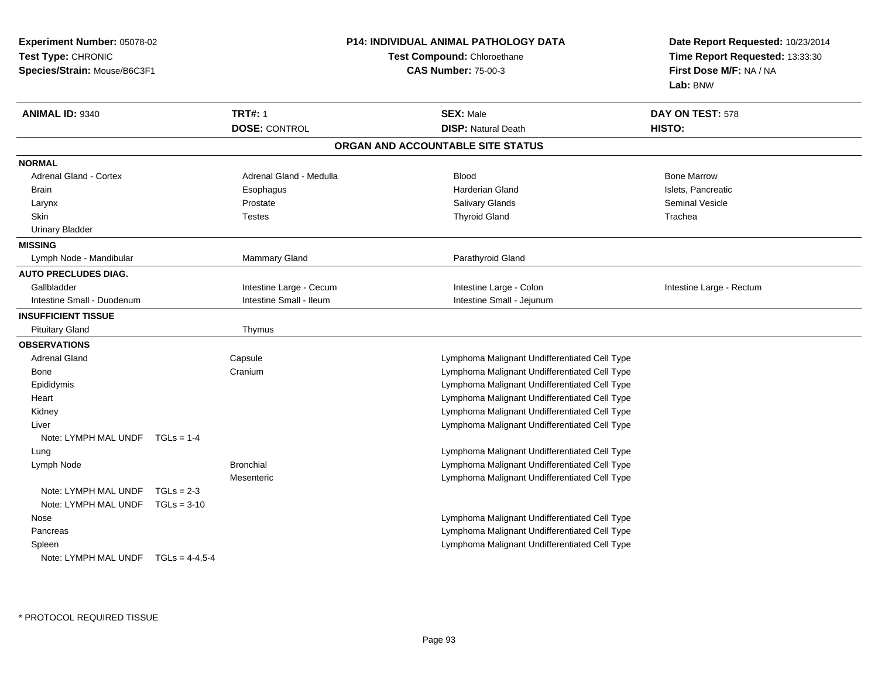**Experiment Number:** 05078-02
**Test Type:** CHRONIC
**Species/Strain:** Mouse/B6C3F1

**P14: INDIVIDUAL ANIMAL PATHOLOGY DATA**
**Test Compound:** Chloroethane
**CAS Number:** 75-00-3

**Date Report Requested:** 10/23/2014
**Time Report Requested:** 13:33:30
**First Dose M/F:** NA / NA
**Lab:** BNW

| **ANIMAL ID:** 9340 | **TRT#:** 1 | **SEX:** Male | **DAY ON TEST:** 578 |
|---|---|---|---|
| | **DOSE:** CONTROL | **DISP:** Natural Death | **HISTO:** |

## ORGAN AND ACCOUNTABLE SITE STATUS

**NORMAL**

| | | | |
|---|---|---|---|
| Adrenal Gland - Cortex | Adrenal Gland - Medulla | Blood | Bone Marrow |
| Brain | Esophagus | Harderian Gland | Islets, Pancreatic |
| Larynx | Prostate | Salivary Glands | Seminal Vesicle |
| Skin | Testes | Thyroid Gland | Trachea |
| Urinary Bladder | | | |

**MISSING**

| | | |
|---|---|---|
| Lymph Node - Mandibular | Mammary Gland | Parathyroid Gland |

**AUTO PRECLUDES DIAG.**

| | | | |
|---|---|---|---|
| Gallbladder | Intestine Large - Cecum | Intestine Large - Colon | Intestine Large - Rectum |
| Intestine Small - Duodenum | Intestine Small - Ileum | Intestine Small - Jejunum | |

**INSUFFICIENT TISSUE**

| | |
|---|---|
| Pituitary Gland | Thymus |

**OBSERVATIONS**

| Organ | Site | Observation |
|---|---|---|
| Adrenal Gland | Capsule | Lymphoma Malignant Undifferentiated Cell Type |
| Bone | Cranium | Lymphoma Malignant Undifferentiated Cell Type |
| Epididymis | | Lymphoma Malignant Undifferentiated Cell Type |
| Heart | | Lymphoma Malignant Undifferentiated Cell Type |
| Kidney | | Lymphoma Malignant Undifferentiated Cell Type |
| Liver | | Lymphoma Malignant Undifferentiated Cell Type |
| Note: LYMPH MAL UNDF TGLs = 1-4 | | |
| Lung | | Lymphoma Malignant Undifferentiated Cell Type |
| Lymph Node | Bronchial | Lymphoma Malignant Undifferentiated Cell Type |
| | Mesenteric | Lymphoma Malignant Undifferentiated Cell Type |
| Note: LYMPH MAL UNDF TGLs = 2-3 | | |
| Note: LYMPH MAL UNDF TGLs = 3-10 | | |
| Nose | | Lymphoma Malignant Undifferentiated Cell Type |
| Pancreas | | Lymphoma Malignant Undifferentiated Cell Type |
| Spleen | | Lymphoma Malignant Undifferentiated Cell Type |
| Note: LYMPH MAL UNDF TGLs = 4-4,5-4 | | |

* PROTOCOL REQUIRED TISSUE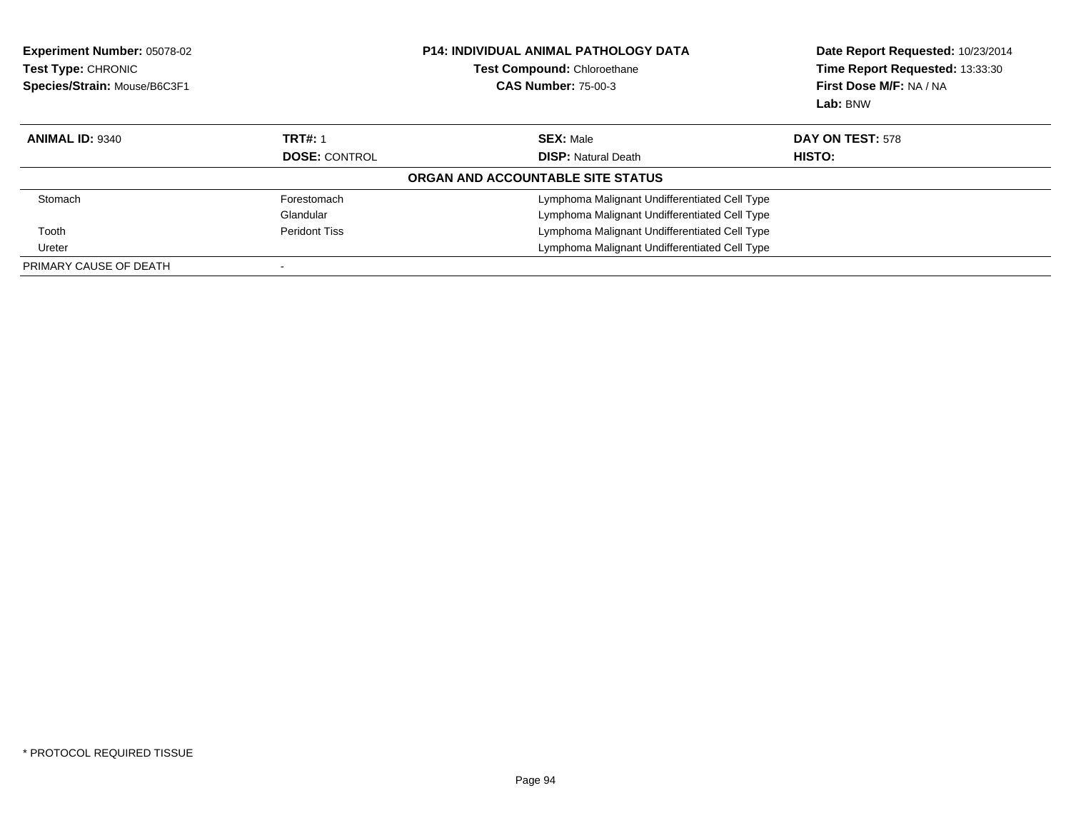**Experiment Number:** 05078-02
**Test Type:** CHRONIC
**Species/Strain:** Mouse/B6C3F1

**P14: INDIVIDUAL ANIMAL PATHOLOGY DATA**
**Test Compound:** Chloroethane
**CAS Number:** 75-00-3

**Date Report Requested:** 10/23/2014
**Time Report Requested:** 13:33:30
**First Dose M/F:** NA / NA
**Lab:** BNW

| **ANIMAL ID:** 9340 | **TRT#:** 1 | **SEX:** Male | **DAY ON TEST:** 578 |
|---|---|---|---|
| | **DOSE:** CONTROL | **DISP:** Natural Death | **HISTO:** |

**ORGAN AND ACCOUNTABLE SITE STATUS**

| | | |
|---|---|---|
| Stomach | Forestomach | Lymphoma Malignant Undifferentiated Cell Type |
| | Glandular | Lymphoma Malignant Undifferentiated Cell Type |
| Tooth | Peridont Tiss | Lymphoma Malignant Undifferentiated Cell Type |
| Ureter | | Lymphoma Malignant Undifferentiated Cell Type |
| PRIMARY CAUSE OF DEATH | - | |

* PROTOCOL REQUIRED TISSUE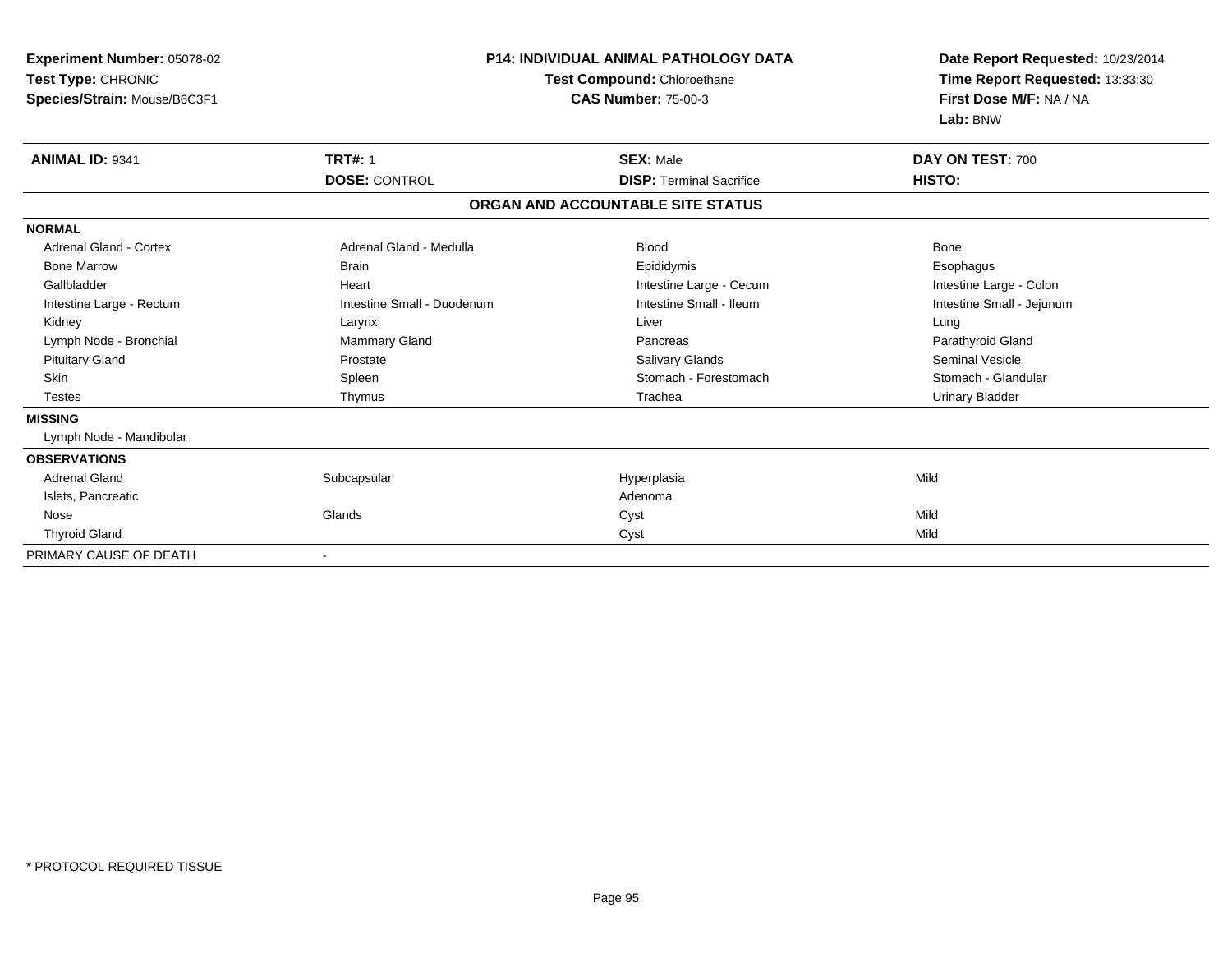**Experiment Number:** 05078-02
**Test Type:** CHRONIC
**Species/Strain:** Mouse/B6C3F1

**P14: INDIVIDUAL ANIMAL PATHOLOGY DATA**
**Test Compound:** Chloroethane
**CAS Number:** 75-00-3

**Date Report Requested:** 10/23/2014
**Time Report Requested:** 13:33:30
**First Dose M/F:** NA / NA
**Lab:** BNW

| **ANIMAL ID:** 9341 | **TRT#:** 1 | **SEX:** Male | **DAY ON TEST:** 700 |
|---|---|---|---|
| | **DOSE:** CONTROL | **DISP:** Terminal Sacrifice | **HISTO:** |

## ORGAN AND ACCOUNTABLE SITE STATUS

| | | | |
|---|---|---|---|
| **NORMAL** | | | |
| Adrenal Gland - Cortex | Adrenal Gland - Medulla | Blood | Bone |
| Bone Marrow | Brain | Epididymis | Esophagus |
| Gallbladder | Heart | Intestine Large - Cecum | Intestine Large - Colon |
| Intestine Large - Rectum | Intestine Small - Duodenum | Intestine Small - Ileum | Intestine Small - Jejunum |
| Kidney | Larynx | Liver | Lung |
| Lymph Node - Bronchial | Mammary Gland | Pancreas | Parathyroid Gland |
| Pituitary Gland | Prostate | Salivary Glands | Seminal Vesicle |
| Skin | Spleen | Stomach - Forestomach | Stomach - Glandular |
| Testes | Thymus | Trachea | Urinary Bladder |
| **MISSING** | | | |
| Lymph Node - Mandibular | | | |
| **OBSERVATIONS** | | | |
| Adrenal Gland | Subcapsular | Hyperplasia | Mild |
| Islets, Pancreatic | | Adenoma | |
| Nose | Glands | Cyst | Mild |
| Thyroid Gland | | Cyst | Mild |
| PRIMARY CAUSE OF DEATH | - | | |

\* PROTOCOL REQUIRED TISSUE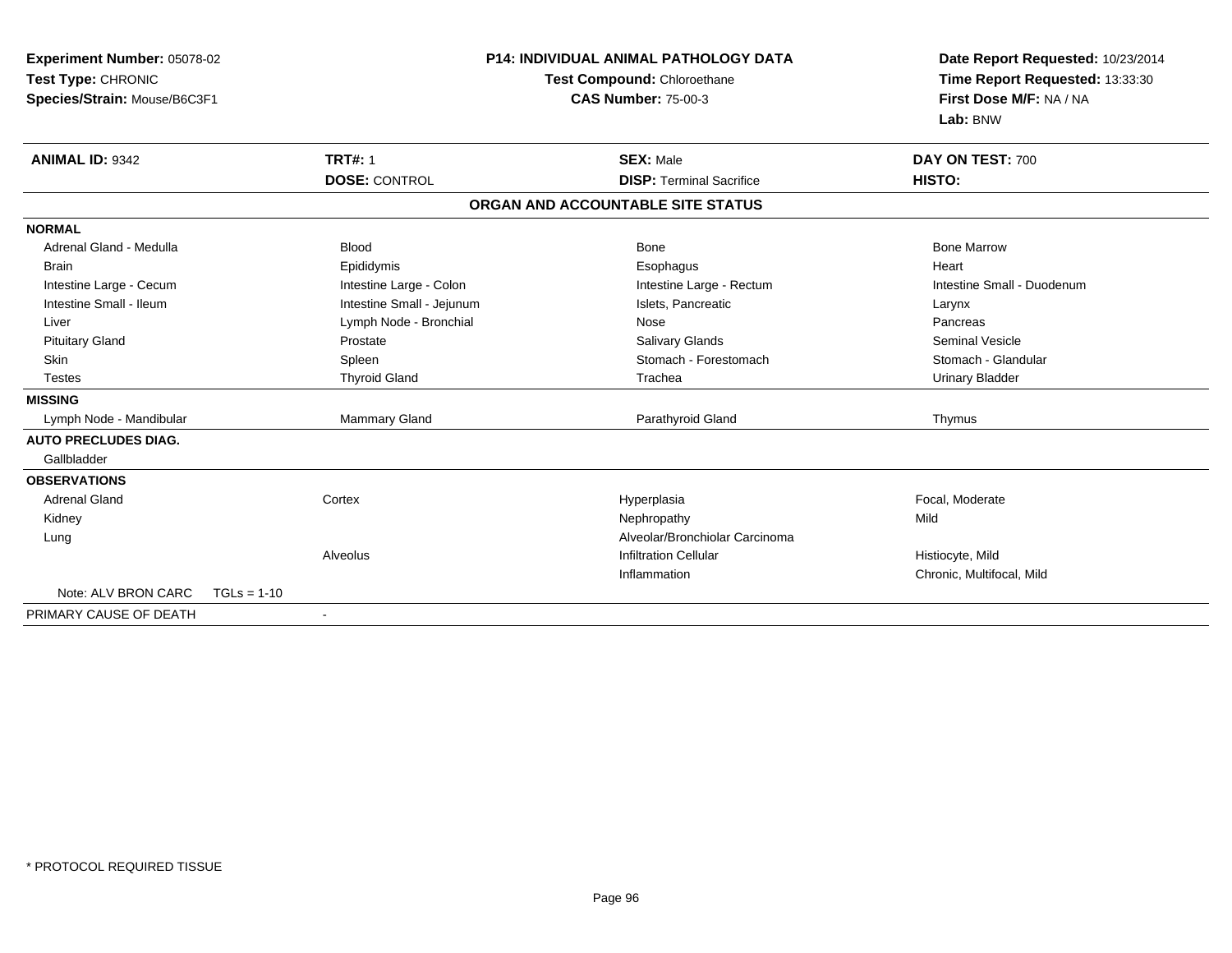**Experiment Number:** 05078-02
**Test Type:** CHRONIC
**Species/Strain:** Mouse/B6C3F1

**P14: INDIVIDUAL ANIMAL PATHOLOGY DATA**
**Test Compound:** Chloroethane
**CAS Number:** 75-00-3

**Date Report Requested:** 10/23/2014
**Time Report Requested:** 13:33:30
**First Dose M/F:** NA / NA
**Lab:** BNW

| **ANIMAL ID:** 9342 | **TRT#:** 1 | **SEX:** Male | **DAY ON TEST:** 700 |
|---|---|---|---|
| | **DOSE:** CONTROL | **DISP:** Terminal Sacrifice | **HISTO:** |

**ORGAN AND ACCOUNTABLE SITE STATUS**

| | | | |
|---|---|---|---|
| **NORMAL** | | | |
| Adrenal Gland - Medulla | Blood | Bone | Bone Marrow |
| Brain | Epididymis | Esophagus | Heart |
| Intestine Large - Cecum | Intestine Large - Colon | Intestine Large - Rectum | Intestine Small - Duodenum |
| Intestine Small - Ileum | Intestine Small - Jejunum | Islets, Pancreatic | Larynx |
| Liver | Lymph Node - Bronchial | Nose | Pancreas |
| Pituitary Gland | Prostate | Salivary Glands | Seminal Vesicle |
| Skin | Spleen | Stomach - Forestomach | Stomach - Glandular |
| Testes | Thyroid Gland | Trachea | Urinary Bladder |
| **MISSING** | | | |
| Lymph Node - Mandibular | Mammary Gland | Parathyroid Gland | Thymus |
| **AUTO PRECLUDES DIAG.** | | | |
| Gallbladder | | | |
| **OBSERVATIONS** | | | |
| Adrenal Gland | Cortex | Hyperplasia | Focal, Moderate |
| Kidney | | Nephropathy | Mild |
| Lung | | Alveolar/Bronchiolar Carcinoma | |
| | Alveolus | Infiltration Cellular | Histiocyte, Mild |
| | | Inflammation | Chronic, Multifocal, Mild |
| Note: ALV BRON CARC TGLs = 1-10 | | | |
| PRIMARY CAUSE OF DEATH | - | | |

* PROTOCOL REQUIRED TISSUE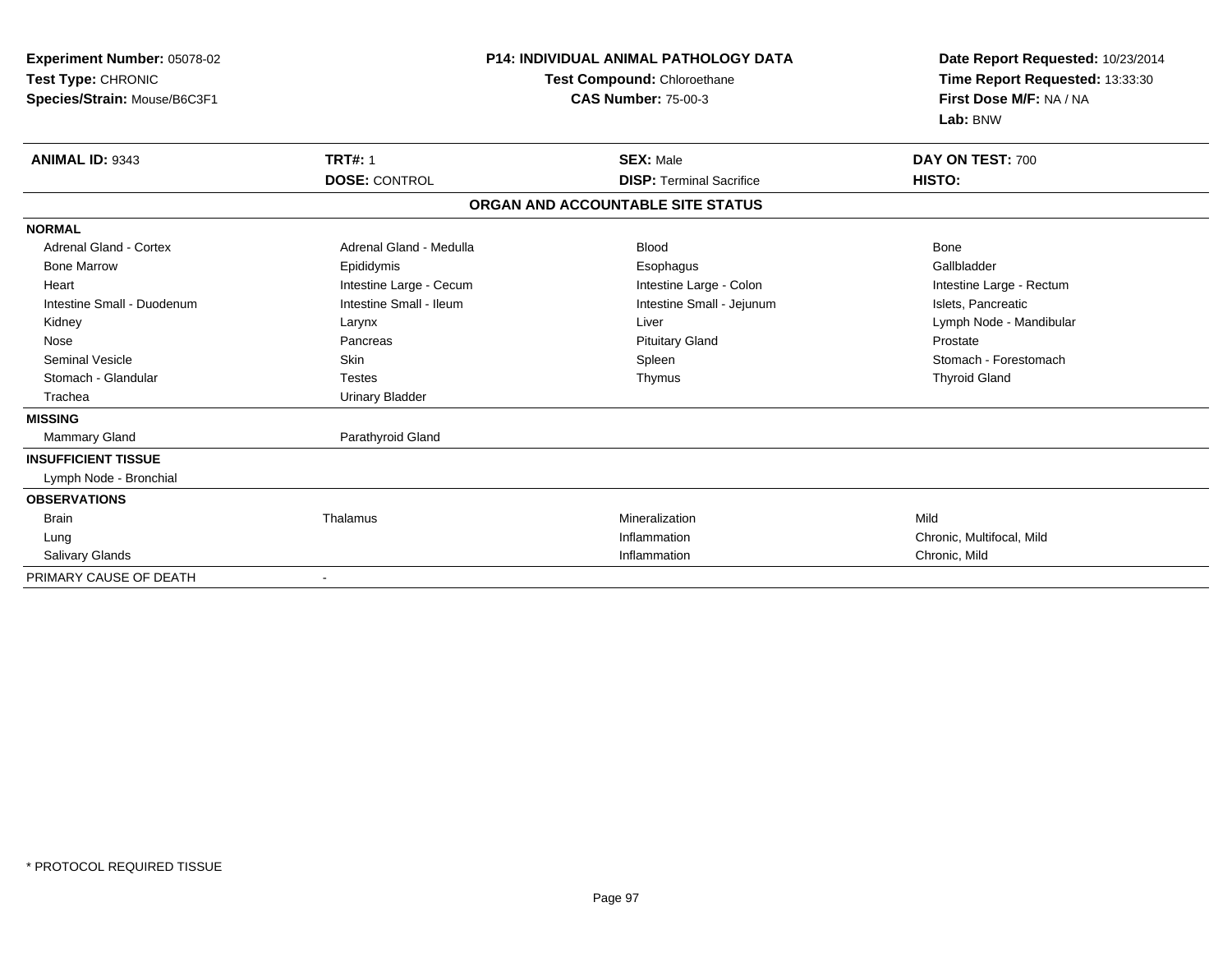**Experiment Number:** 05078-02
**Test Type:** CHRONIC
**Species/Strain:** Mouse/B6C3F1

**P14: INDIVIDUAL ANIMAL PATHOLOGY DATA**
**Test Compound:** Chloroethane
**CAS Number:** 75-00-3

**Date Report Requested:** 10/23/2014
**Time Report Requested:** 13:33:30
**First Dose M/F:** NA / NA
**Lab:** BNW

| **ANIMAL ID:** 9343 | **TRT#:** 1 | **SEX:** Male | **DAY ON TEST:** 700 |
|---|---|---|---|
| | **DOSE:** CONTROL | **DISP:** Terminal Sacrifice | **HISTO:** |

## ORGAN AND ACCOUNTABLE SITE STATUS

| | | | |
|---|---|---|---|
| **NORMAL** | | | |
| Adrenal Gland - Cortex | Adrenal Gland - Medulla | Blood | Bone |
| Bone Marrow | Epididymis | Esophagus | Gallbladder |
| Heart | Intestine Large - Cecum | Intestine Large - Colon | Intestine Large - Rectum |
| Intestine Small - Duodenum | Intestine Small - Ileum | Intestine Small - Jejunum | Islets, Pancreatic |
| Kidney | Larynx | Liver | Lymph Node - Mandibular |
| Nose | Pancreas | Pituitary Gland | Prostate |
| Seminal Vesicle | Skin | Spleen | Stomach - Forestomach |
| Stomach - Glandular | Testes | Thymus | Thyroid Gland |
| Trachea | Urinary Bladder | | |
| **MISSING** | | | |
| Mammary Gland | Parathyroid Gland | | |
| **INSUFFICIENT TISSUE** | | | |
| Lymph Node - Bronchial | | | |
| **OBSERVATIONS** | | | |
| Brain | Thalamus | Mineralization | Mild |
| Lung | | Inflammation | Chronic, Multifocal, Mild |
| Salivary Glands | | Inflammation | Chronic, Mild |
| PRIMARY CAUSE OF DEATH | - | | |

\* PROTOCOL REQUIRED TISSUE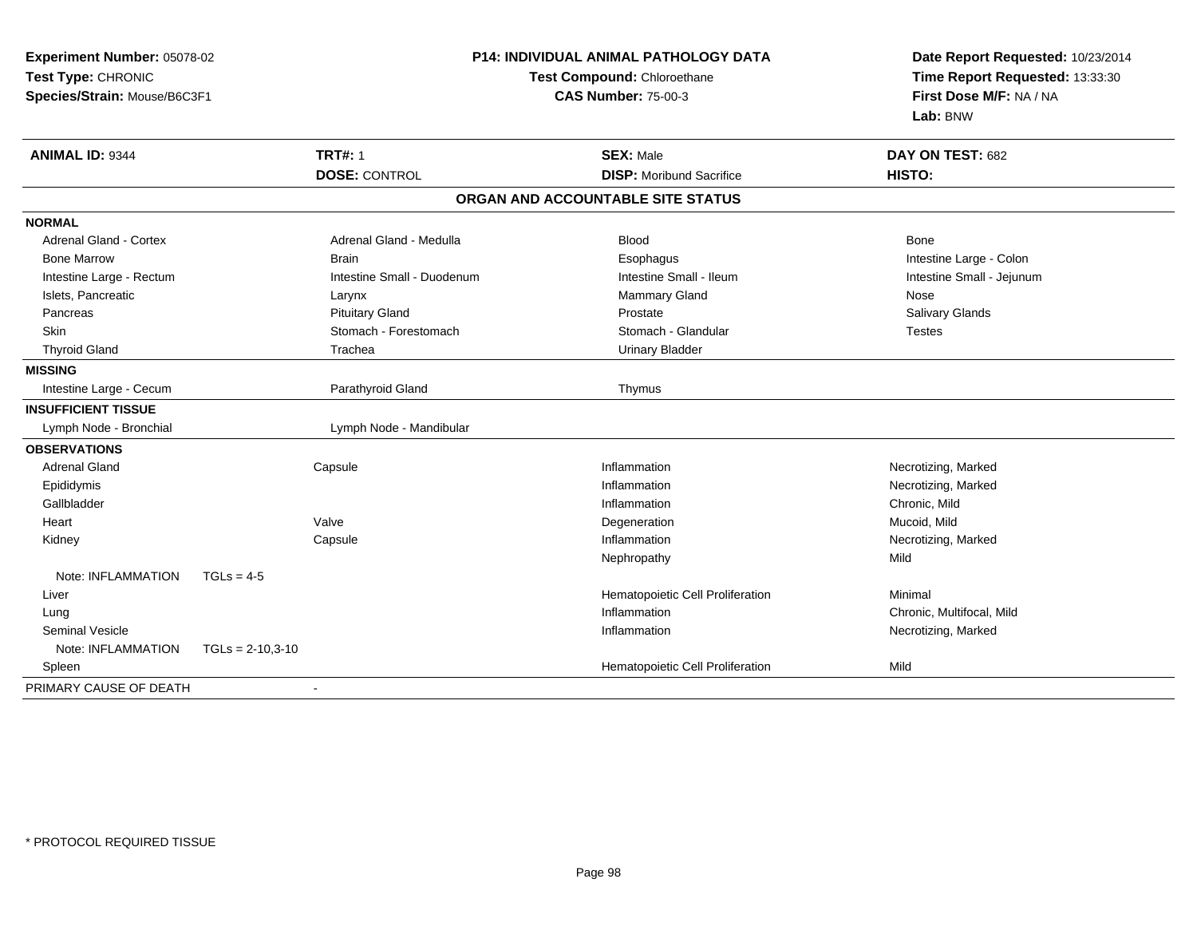**Experiment Number:** 05078-02
**Test Type:** CHRONIC
**Species/Strain:** Mouse/B6C3F1

**P14: INDIVIDUAL ANIMAL PATHOLOGY DATA**
**Test Compound:** Chloroethane
**CAS Number:** 75-00-3

**Date Report Requested:** 10/23/2014
**Time Report Requested:** 13:33:30
**First Dose M/F:** NA / NA
**Lab:** BNW

| **ANIMAL ID:** 9344 | **TRT#:** 1 | **SEX:** Male | **DAY ON TEST:** 682 |
|---|---|---|---|
| | **DOSE:** CONTROL | **DISP:** Moribund Sacrifice | **HISTO:** |

**ORGAN AND ACCOUNTABLE SITE STATUS**

| | | | |
|---|---|---|---|
| **NORMAL** | | | |
| Adrenal Gland - Cortex | Adrenal Gland - Medulla | Blood | Bone |
| Bone Marrow | Brain | Esophagus | Intestine Large - Colon |
| Intestine Large - Rectum | Intestine Small - Duodenum | Intestine Small - Ileum | Intestine Small - Jejunum |
| Islets, Pancreatic | Larynx | Mammary Gland | Nose |
| Pancreas | Pituitary Gland | Prostate | Salivary Glands |
| Skin | Stomach - Forestomach | Stomach - Glandular | Testes |
| Thyroid Gland | Trachea | Urinary Bladder | |
| **MISSING** | | | |
| Intestine Large - Cecum | Parathyroid Gland | Thymus | |
| **INSUFFICIENT TISSUE** | | | |
| Lymph Node - Bronchial | Lymph Node - Mandibular | | |
| **OBSERVATIONS** | | | |
| Adrenal Gland | Capsule | Inflammation | Necrotizing, Marked |
| Epididymis | | Inflammation | Necrotizing, Marked |
| Gallbladder | | Inflammation | Chronic, Mild |
| Heart | Valve | Degeneration | Mucoid, Mild |
| Kidney | Capsule | Inflammation | Necrotizing, Marked |
| | | Nephropathy | Mild |
| Note: INFLAMMATION TGLs = 4-5 | | | |
| Liver | | Hematopoietic Cell Proliferation | Minimal |
| Lung | | Inflammation | Chronic, Multifocal, Mild |
| Seminal Vesicle | | Inflammation | Necrotizing, Marked |
| Note: INFLAMMATION TGLs = 2-10,3-10 | | | |
| Spleen | | Hematopoietic Cell Proliferation | Mild |
| PRIMARY CAUSE OF DEATH | - | | |

* PROTOCOL REQUIRED TISSUE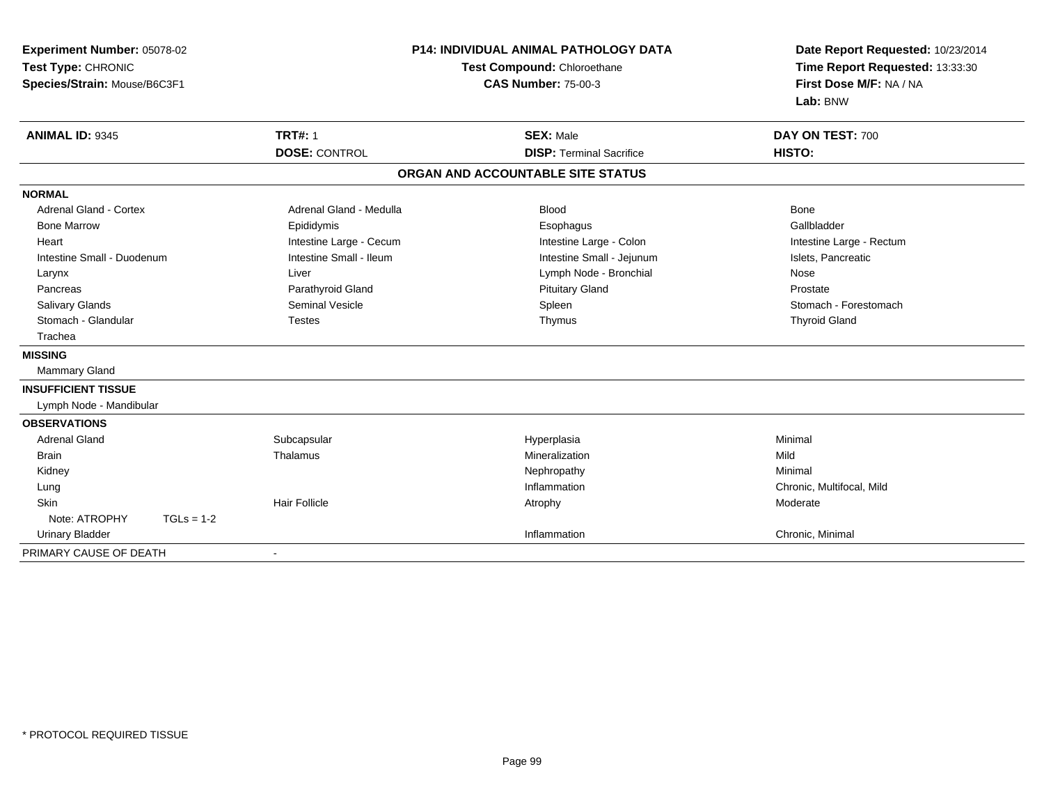**Experiment Number:** 05078-02
**Test Type:** CHRONIC
**Species/Strain:** Mouse/B6C3F1

**P14: INDIVIDUAL ANIMAL PATHOLOGY DATA**
**Test Compound:** Chloroethane
**CAS Number:** 75-00-3

**Date Report Requested:** 10/23/2014
**Time Report Requested:** 13:33:30
**First Dose M/F:** NA / NA
**Lab:** BNW

| **ANIMAL ID:** 9345 | **TRT#:** 1 | **SEX:** Male | **DAY ON TEST:** 700 |
|---|---|---|---|
| | **DOSE:** CONTROL | **DISP:** Terminal Sacrifice | **HISTO:** |

## ORGAN AND ACCOUNTABLE SITE STATUS

| | | | |
|---|---|---|---|
| **NORMAL** | | | |
| Adrenal Gland - Cortex | Adrenal Gland - Medulla | Blood | Bone |
| Bone Marrow | Epididymis | Esophagus | Gallbladder |
| Heart | Intestine Large - Cecum | Intestine Large - Colon | Intestine Large - Rectum |
| Intestine Small - Duodenum | Intestine Small - Ileum | Intestine Small - Jejunum | Islets, Pancreatic |
| Larynx | Liver | Lymph Node - Bronchial | Nose |
| Pancreas | Parathyroid Gland | Pituitary Gland | Prostate |
| Salivary Glands | Seminal Vesicle | Spleen | Stomach - Forestomach |
| Stomach - Glandular | Testes | Thymus | Thyroid Gland |
| Trachea | | | |
| **MISSING** | | | |
| Mammary Gland | | | |
| **INSUFFICIENT TISSUE** | | | |
| Lymph Node - Mandibular | | | |
| **OBSERVATIONS** | | | |
| Adrenal Gland | Subcapsular | Hyperplasia | Minimal |
| Brain | Thalamus | Mineralization | Mild |
| Kidney | | Nephropathy | Minimal |
| Lung | | Inflammation | Chronic, Multifocal, Mild |
| Skin | Hair Follicle | Atrophy | Moderate |
| Note: ATROPHY TGLs = 1-2 | | | |
| Urinary Bladder | | Inflammation | Chronic, Minimal |
| PRIMARY CAUSE OF DEATH | - | | |

\* PROTOCOL REQUIRED TISSUE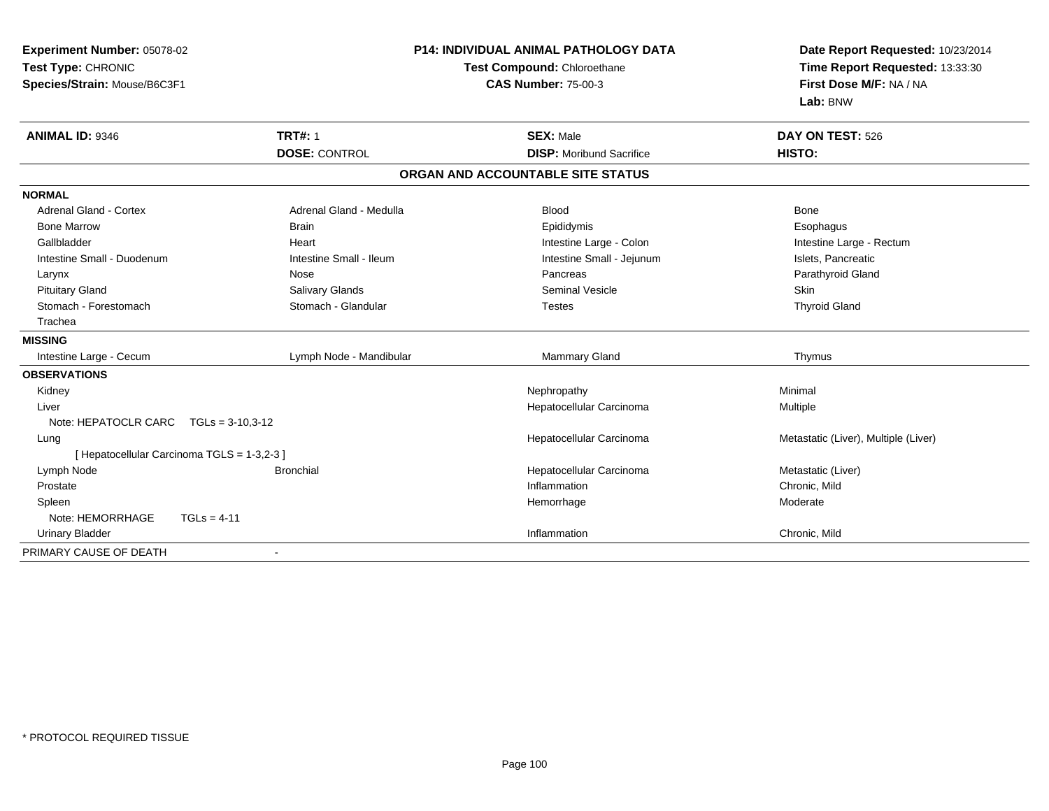**Experiment Number:** 05078-02
**Test Type:** CHRONIC
**Species/Strain:** Mouse/B6C3F1

**P14: INDIVIDUAL ANIMAL PATHOLOGY DATA**
**Test Compound:** Chloroethane
**CAS Number:** 75-00-3

**Date Report Requested:** 10/23/2014
**Time Report Requested:** 13:33:30
**First Dose M/F:** NA / NA
**Lab:** BNW

| **ANIMAL ID:** 9346 | **TRT#:** 1 | **SEX:** Male | **DAY ON TEST:** 526 |
|---|---|---|---|
| | **DOSE:** CONTROL | **DISP:** Moribund Sacrifice | **HISTO:** |

**ORGAN AND ACCOUNTABLE SITE STATUS**

**NORMAL**

| | | | |
|---|---|---|---|
| Adrenal Gland - Cortex | Adrenal Gland - Medulla | Blood | Bone |
| Bone Marrow | Brain | Epididymis | Esophagus |
| Gallbladder | Heart | Intestine Large - Colon | Intestine Large - Rectum |
| Intestine Small - Duodenum | Intestine Small - Ileum | Intestine Small - Jejunum | Islets, Pancreatic |
| Larynx | Nose | Pancreas | Parathyroid Gland |
| Pituitary Gland | Salivary Glands | Seminal Vesicle | Skin |
| Stomach - Forestomach | Stomach - Glandular | Testes | Thyroid Gland |
| Trachea | | | |

**MISSING**

| | | | |
|---|---|---|---|
| Intestine Large - Cecum | Lymph Node - Mandibular | Mammary Gland | Thymus |

**OBSERVATIONS**

| | | | |
|---|---|---|---|
| Kidney | | Nephropathy | Minimal |
| Liver | | Hepatocellular Carcinoma | Multiple |
| Note: HEPATOCLR CARC TGLs = 3-10,3-12 | | | |
| Lung | | Hepatocellular Carcinoma | Metastatic (Liver), Multiple (Liver) |
| [ Hepatocellular Carcinoma TGLS = 1-3,2-3 ] | | | |
| Lymph Node | Bronchial | Hepatocellular Carcinoma | Metastatic (Liver) |
| Prostate | | Inflammation | Chronic, Mild |
| Spleen | | Hemorrhage | Moderate |
| Note: HEMORRHAGE TGLs = 4-11 | | | |
| Urinary Bladder | | Inflammation | Chronic, Mild |

PRIMARY CAUSE OF DEATH -

* PROTOCOL REQUIRED TISSUE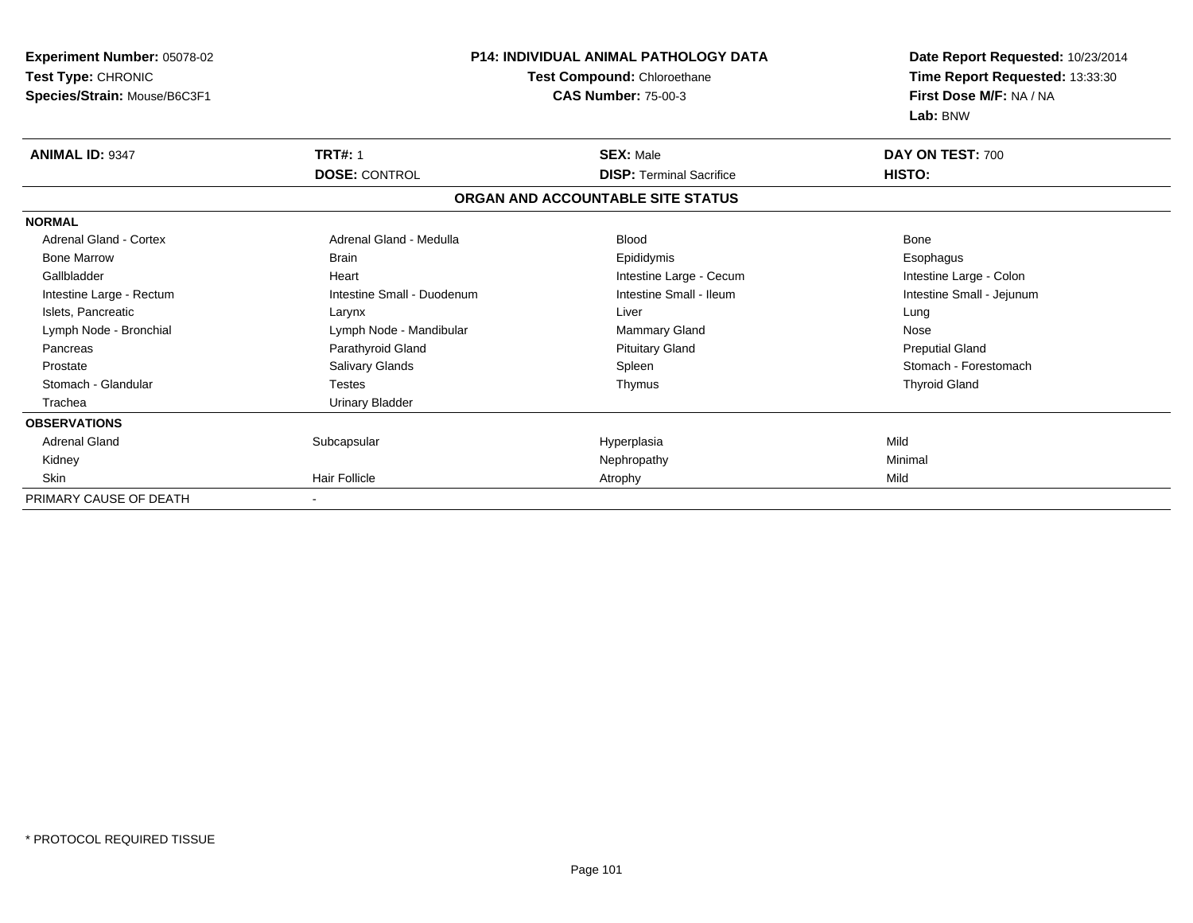**Experiment Number:** 05078-02
**Test Type:** CHRONIC
**Species/Strain:** Mouse/B6C3F1

**P14: INDIVIDUAL ANIMAL PATHOLOGY DATA**
**Test Compound:** Chloroethane
**CAS Number:** 75-00-3

**Date Report Requested:** 10/23/2014
**Time Report Requested:** 13:33:30
**First Dose M/F:** NA / NA
**Lab:** BNW

| **ANIMAL ID:** 9347 | **TRT#:** 1 | **SEX:** Male | **DAY ON TEST:** 700 |
|---|---|---|---|
| | **DOSE:** CONTROL | **DISP:** Terminal Sacrifice | **HISTO:** |

**ORGAN AND ACCOUNTABLE SITE STATUS**

| | | | |
|---|---|---|---|
| **NORMAL** | | | |
| Adrenal Gland - Cortex | Adrenal Gland - Medulla | Blood | Bone |
| Bone Marrow | Brain | Epididymis | Esophagus |
| Gallbladder | Heart | Intestine Large - Cecum | Intestine Large - Colon |
| Intestine Large - Rectum | Intestine Small - Duodenum | Intestine Small - Ileum | Intestine Small - Jejunum |
| Islets, Pancreatic | Larynx | Liver | Lung |
| Lymph Node - Bronchial | Lymph Node - Mandibular | Mammary Gland | Nose |
| Pancreas | Parathyroid Gland | Pituitary Gland | Preputial Gland |
| Prostate | Salivary Glands | Spleen | Stomach - Forestomach |
| Stomach - Glandular | Testes | Thymus | Thyroid Gland |
| Trachea | Urinary Bladder | | |
| **OBSERVATIONS** | | | |
| Adrenal Gland | Subcapsular | Hyperplasia | Mild |
| Kidney | | Nephropathy | Minimal |
| Skin | Hair Follicle | Atrophy | Mild |
| PRIMARY CAUSE OF DEATH | - | | |

* PROTOCOL REQUIRED TISSUE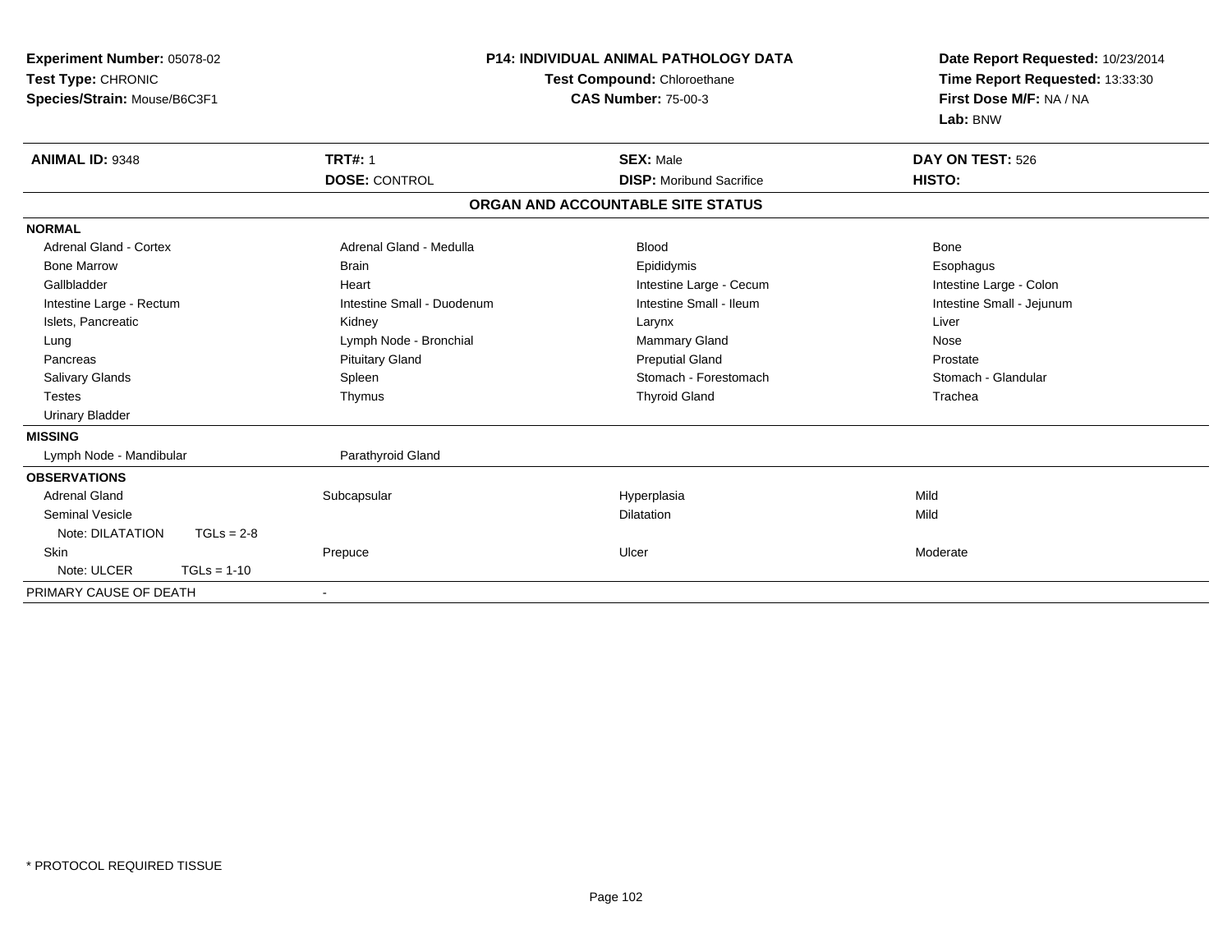**Experiment Number:** 05078-02
**Test Type:** CHRONIC
**Species/Strain:** Mouse/B6C3F1

**P14: INDIVIDUAL ANIMAL PATHOLOGY DATA**
**Test Compound:** Chloroethane
**CAS Number:** 75-00-3

**Date Report Requested:** 10/23/2014
**Time Report Requested:** 13:33:30
**First Dose M/F:** NA / NA
**Lab:** BNW

| **ANIMAL ID:** 9348 | **TRT#:** 1 | **SEX:** Male | **DAY ON TEST:** 526 |
|---|---|---|---|
| | **DOSE:** CONTROL | **DISP:** Moribund Sacrifice | **HISTO:** |

**ORGAN AND ACCOUNTABLE SITE STATUS**

| | | | |
|---|---|---|---|
| **NORMAL** | | | |
| Adrenal Gland - Cortex | Adrenal Gland - Medulla | Blood | Bone |
| Bone Marrow | Brain | Epididymis | Esophagus |
| Gallbladder | Heart | Intestine Large - Cecum | Intestine Large - Colon |
| Intestine Large - Rectum | Intestine Small - Duodenum | Intestine Small - Ileum | Intestine Small - Jejunum |
| Islets, Pancreatic | Kidney | Larynx | Liver |
| Lung | Lymph Node - Bronchial | Mammary Gland | Nose |
| Pancreas | Pituitary Gland | Preputial Gland | Prostate |
| Salivary Glands | Spleen | Stomach - Forestomach | Stomach - Glandular |
| Testes | Thymus | Thyroid Gland | Trachea |
| Urinary Bladder | | | |
| **MISSING** | | | |
| Lymph Node - Mandibular | Parathyroid Gland | | |
| **OBSERVATIONS** | | | |
| Adrenal Gland | Subcapsular | Hyperplasia | Mild |
| Seminal Vesicle | | Dilatation | Mild |
| Note: DILATATION TGLs = 2-8 | | | |
| Skin | Prepuce | Ulcer | Moderate |
| Note: ULCER TGLs = 1-10 | | | |
| PRIMARY CAUSE OF DEATH | - | | |

\* PROTOCOL REQUIRED TISSUE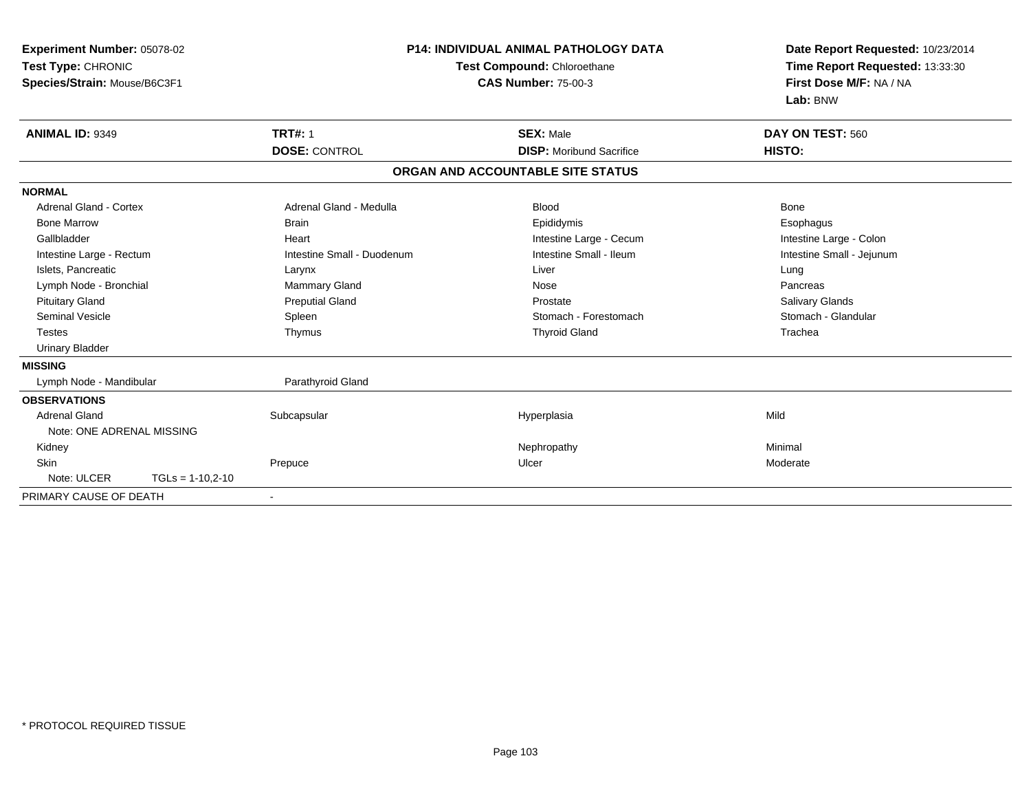**Experiment Number:** 05078-02
**Test Type:** CHRONIC
**Species/Strain:** Mouse/B6C3F1

**P14: INDIVIDUAL ANIMAL PATHOLOGY DATA**
**Test Compound:** Chloroethane
**CAS Number:** 75-00-3

**Date Report Requested:** 10/23/2014
**Time Report Requested:** 13:33:30
**First Dose M/F:** NA / NA
**Lab:** BNW

| **ANIMAL ID:** 9349 | **TRT#:** 1 | **SEX:** Male | **DAY ON TEST:** 560 |
|---|---|---|---|
| | **DOSE:** CONTROL | **DISP:** Moribund Sacrifice | **HISTO:** |

**ORGAN AND ACCOUNTABLE SITE STATUS**

| | | | |
|---|---|---|---|
| **NORMAL** | | | |
| Adrenal Gland - Cortex | Adrenal Gland - Medulla | Blood | Bone |
| Bone Marrow | Brain | Epididymis | Esophagus |
| Gallbladder | Heart | Intestine Large - Cecum | Intestine Large - Colon |
| Intestine Large - Rectum | Intestine Small - Duodenum | Intestine Small - Ileum | Intestine Small - Jejunum |
| Islets, Pancreatic | Larynx | Liver | Lung |
| Lymph Node - Bronchial | Mammary Gland | Nose | Pancreas |
| Pituitary Gland | Preputial Gland | Prostate | Salivary Glands |
| Seminal Vesicle | Spleen | Stomach - Forestomach | Stomach - Glandular |
| Testes | Thymus | Thyroid Gland | Trachea |
| Urinary Bladder | | | |
| **MISSING** | | | |
| Lymph Node - Mandibular | Parathyroid Gland | | |
| **OBSERVATIONS** | | | |
| Adrenal Gland | Subcapsular | Hyperplasia | Mild |
| Note: ONE ADRENAL MISSING | | | |
| Kidney | | Nephropathy | Minimal |
| Skin | Prepuce | Ulcer | Moderate |
| Note: ULCER TGLs = 1-10,2-10 | | | |
| PRIMARY CAUSE OF DEATH | - | | |

* PROTOCOL REQUIRED TISSUE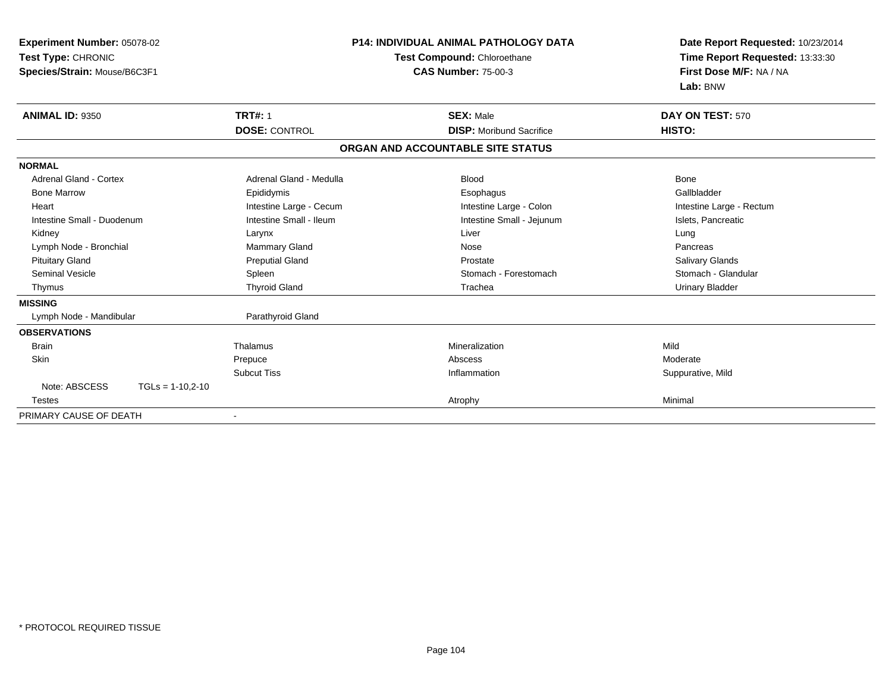**Experiment Number:** 05078-02
**Test Type:** CHRONIC
**Species/Strain:** Mouse/B6C3F1

**P14: INDIVIDUAL ANIMAL PATHOLOGY DATA**
**Test Compound:** Chloroethane
**CAS Number:** 75-00-3

**Date Report Requested:** 10/23/2014
**Time Report Requested:** 13:33:30
**First Dose M/F:** NA / NA
**Lab:** BNW

| **ANIMAL ID:** 9350 | **TRT#:** 1 | **SEX:** Male | **DAY ON TEST:** 570 |
|---|---|---|---|
| | **DOSE:** CONTROL | **DISP:** Moribund Sacrifice | **HISTO:** |

**ORGAN AND ACCOUNTABLE SITE STATUS**

| | | | |
|---|---|---|---|
| **NORMAL** | | | |
| Adrenal Gland - Cortex | Adrenal Gland - Medulla | Blood | Bone |
| Bone Marrow | Epididymis | Esophagus | Gallbladder |
| Heart | Intestine Large - Cecum | Intestine Large - Colon | Intestine Large - Rectum |
| Intestine Small - Duodenum | Intestine Small - Ileum | Intestine Small - Jejunum | Islets, Pancreatic |
| Kidney | Larynx | Liver | Lung |
| Lymph Node - Bronchial | Mammary Gland | Nose | Pancreas |
| Pituitary Gland | Preputial Gland | Prostate | Salivary Glands |
| Seminal Vesicle | Spleen | Stomach - Forestomach | Stomach - Glandular |
| Thymus | Thyroid Gland | Trachea | Urinary Bladder |
| **MISSING** | | | |
| Lymph Node - Mandibular | Parathyroid Gland | | |
| **OBSERVATIONS** | | | |
| Brain | Thalamus | Mineralization | Mild |
| Skin | Prepuce | Abscess | Moderate |
| | Subcut Tiss | Inflammation | Suppurative, Mild |
| Note: ABSCESS TGLs = 1-10,2-10 | | | |
| Testes | | Atrophy | Minimal |
| PRIMARY CAUSE OF DEATH | - | | |

\* PROTOCOL REQUIRED TISSUE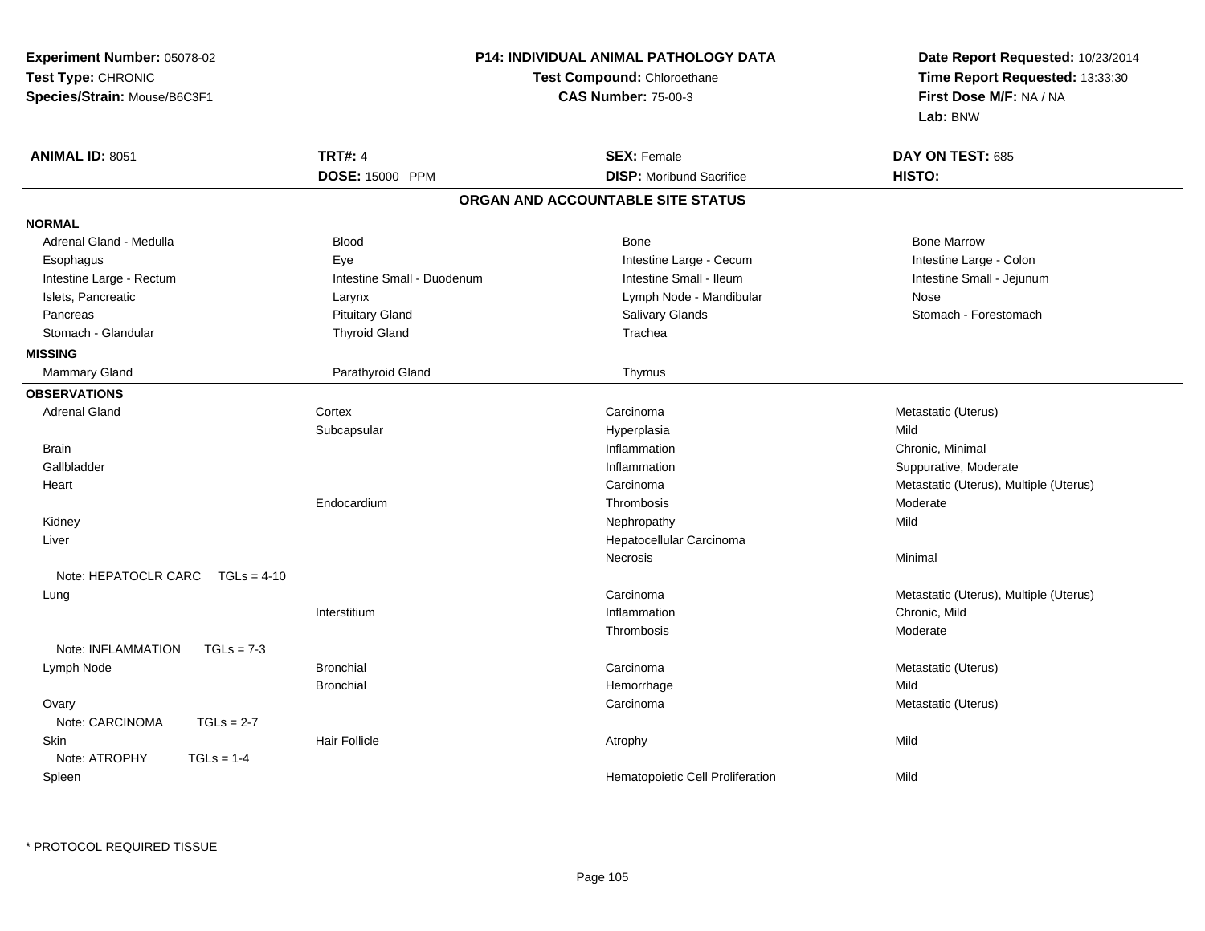**Experiment Number:** 05078-02
**Test Type:** CHRONIC
**Species/Strain:** Mouse/B6C3F1

**P14: INDIVIDUAL ANIMAL PATHOLOGY DATA**
**Test Compound:** Chloroethane
**CAS Number:** 75-00-3

**Date Report Requested:** 10/23/2014
**Time Report Requested:** 13:33:30
**First Dose M/F:** NA / NA
**Lab:** BNW

| **ANIMAL ID:** 8051 | **TRT#:** 4 | **SEX:** Female | **DAY ON TEST:** 685 |
|---|---|---|---|
| | **DOSE:** 15000 PPM | **DISP:** Moribund Sacrifice | **HISTO:** |

## ORGAN AND ACCOUNTABLE SITE STATUS

**NORMAL**

| | | | |
|---|---|---|---|
| Adrenal Gland - Medulla | Blood | Bone | Bone Marrow |
| Esophagus | Eye | Intestine Large - Cecum | Intestine Large - Colon |
| Intestine Large - Rectum | Intestine Small - Duodenum | Intestine Small - Ileum | Intestine Small - Jejunum |
| Islets, Pancreatic | Larynx | Lymph Node - Mandibular | Nose |
| Pancreas | Pituitary Gland | Salivary Glands | Stomach - Forestomach |
| Stomach - Glandular | Thyroid Gland | Trachea | |

**MISSING**

| | | |
|---|---|---|
| Mammary Gland | Parathyroid Gland | Thymus |

**OBSERVATIONS**

| | | | |
|---|---|---|---|
| Adrenal Gland | Cortex | Carcinoma | Metastatic (Uterus) |
| | Subcapsular | Hyperplasia | Mild |
| Brain | | Inflammation | Chronic, Minimal |
| Gallbladder | | Inflammation | Suppurative, Moderate |
| Heart | | Carcinoma | Metastatic (Uterus), Multiple (Uterus) |
| | Endocardium | Thrombosis | Moderate |
| Kidney | | Nephropathy | Mild |
| Liver | | Hepatocellular Carcinoma | |
| | | Necrosis | Minimal |
| Note: HEPATOCLR CARC TGLs = 4-10 | | | |
| Lung | | Carcinoma | Metastatic (Uterus), Multiple (Uterus) |
| | Interstitium | Inflammation | Chronic, Mild |
| | | Thrombosis | Moderate |
| Note: INFLAMMATION TGLs = 7-3 | | | |
| Lymph Node | Bronchial | Carcinoma | Metastatic (Uterus) |
| | Bronchial | Hemorrhage | Mild |
| Ovary | | Carcinoma | Metastatic (Uterus) |
| Note: CARCINOMA TGLs = 2-7 | | | |
| Skin | Hair Follicle | Atrophy | Mild |
| Note: ATROPHY TGLs = 1-4 | | | |
| Spleen | | Hematopoietic Cell Proliferation | Mild |

* PROTOCOL REQUIRED TISSUE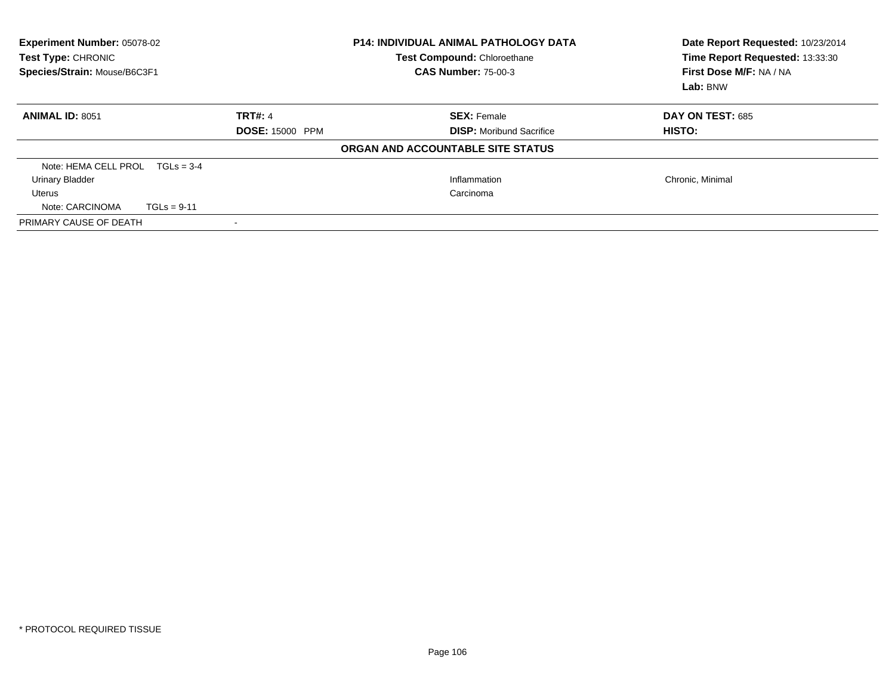**Experiment Number:** 05078-02
**Test Type:** CHRONIC
**Species/Strain:** Mouse/B6C3F1

**P14: INDIVIDUAL ANIMAL PATHOLOGY DATA**
**Test Compound:** Chloroethane
**CAS Number:** 75-00-3

**Date Report Requested:** 10/23/2014
**Time Report Requested:** 13:33:30
**First Dose M/F:** NA / NA
**Lab:** BNW

| **ANIMAL ID:** 8051 | **TRT#:** 4 | **SEX:** Female | **DAY ON TEST:** 685 |
|---|---|---|---|
| | **DOSE:** 15000 PPM | **DISP:** Moribund Sacrifice | **HISTO:** |

**ORGAN AND ACCOUNTABLE SITE STATUS**

| | | |
|---|---|---|
| Note: HEMA CELL PROL TGLs = 3-4 | | |
| Urinary Bladder | Inflammation | Chronic, Minimal |
| Uterus | Carcinoma | |
| Note: CARCINOMA TGLs = 9-11 | | |

PRIMARY CAUSE OF DEATH -

* PROTOCOL REQUIRED TISSUE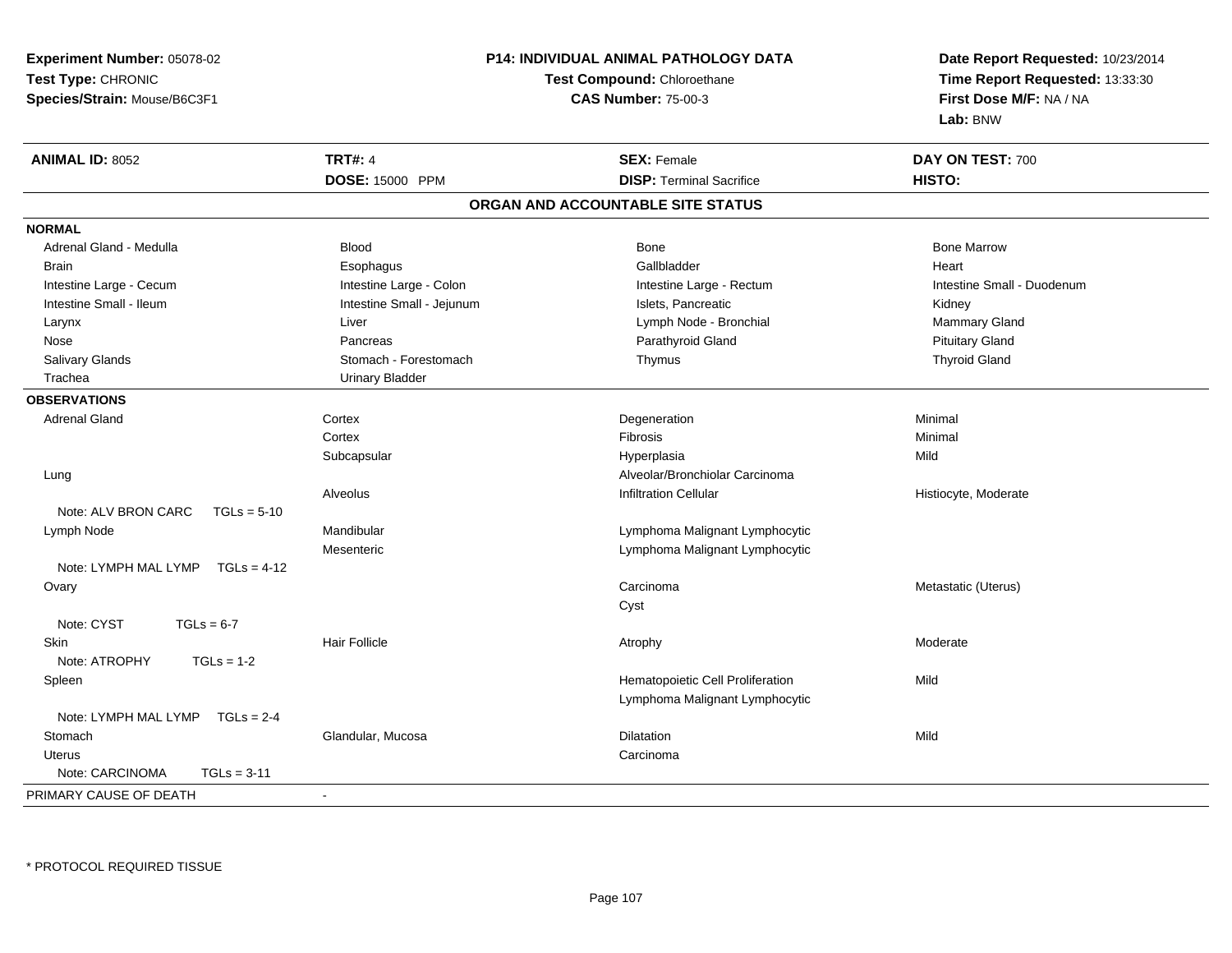**Experiment Number:** 05078-02
**Test Type:** CHRONIC
**Species/Strain:** Mouse/B6C3F1

**P14: INDIVIDUAL ANIMAL PATHOLOGY DATA**
**Test Compound:** Chloroethane
**CAS Number:** 75-00-3

**Date Report Requested:** 10/23/2014
**Time Report Requested:** 13:33:30
**First Dose M/F:** NA / NA
**Lab:** BNW

| **ANIMAL ID:** 8052 | **TRT#:** 4 | **SEX:** Female | **DAY ON TEST:** 700 |
|---|---|---|---|
| | **DOSE:** 15000 PPM | **DISP:** Terminal Sacrifice | **HISTO:** |

## ORGAN AND ACCOUNTABLE SITE STATUS

**NORMAL**

| | | | |
|---|---|---|---|
| Adrenal Gland - Medulla | Blood | Bone | Bone Marrow |
| Brain | Esophagus | Gallbladder | Heart |
| Intestine Large - Cecum | Intestine Large - Colon | Intestine Large - Rectum | Intestine Small - Duodenum |
| Intestine Small - Ileum | Intestine Small - Jejunum | Islets, Pancreatic | Kidney |
| Larynx | Liver | Lymph Node - Bronchial | Mammary Gland |
| Nose | Pancreas | Parathyroid Gland | Pituitary Gland |
| Salivary Glands | Stomach - Forestomach | Thymus | Thyroid Gland |
| Trachea | Urinary Bladder | | |

**OBSERVATIONS**

| | | | |
|---|---|---|---|
| Adrenal Gland | Cortex | Degeneration | Minimal |
| | Cortex | Fibrosis | Minimal |
| | Subcapsular | Hyperplasia | Mild |
| Lung | | Alveolar/Bronchiolar Carcinoma | |
| | Alveolus | Infiltration Cellular | Histiocyte, Moderate |
| Note: ALV BRON CARC TGLs = 5-10 | | | |
| Lymph Node | Mandibular | Lymphoma Malignant Lymphocytic | |
| | Mesenteric | Lymphoma Malignant Lymphocytic | |
| Note: LYMPH MAL LYMP TGLs = 4-12 | | | |
| Ovary | | Carcinoma | Metastatic (Uterus) |
| | | Cyst | |
| Note: CYST TGLs = 6-7 | | | |
| Skin | Hair Follicle | Atrophy | Moderate |
| Note: ATROPHY TGLs = 1-2 | | | |
| Spleen | | Hematopoietic Cell Proliferation | Mild |
| | | Lymphoma Malignant Lymphocytic | |
| Note: LYMPH MAL LYMP TGLs = 2-4 | | | |
| Stomach | Glandular, Mucosa | Dilatation | Mild |
| Uterus | | Carcinoma | |
| Note: CARCINOMA TGLs = 3-11 | | | |

PRIMARY CAUSE OF DEATH -

\* PROTOCOL REQUIRED TISSUE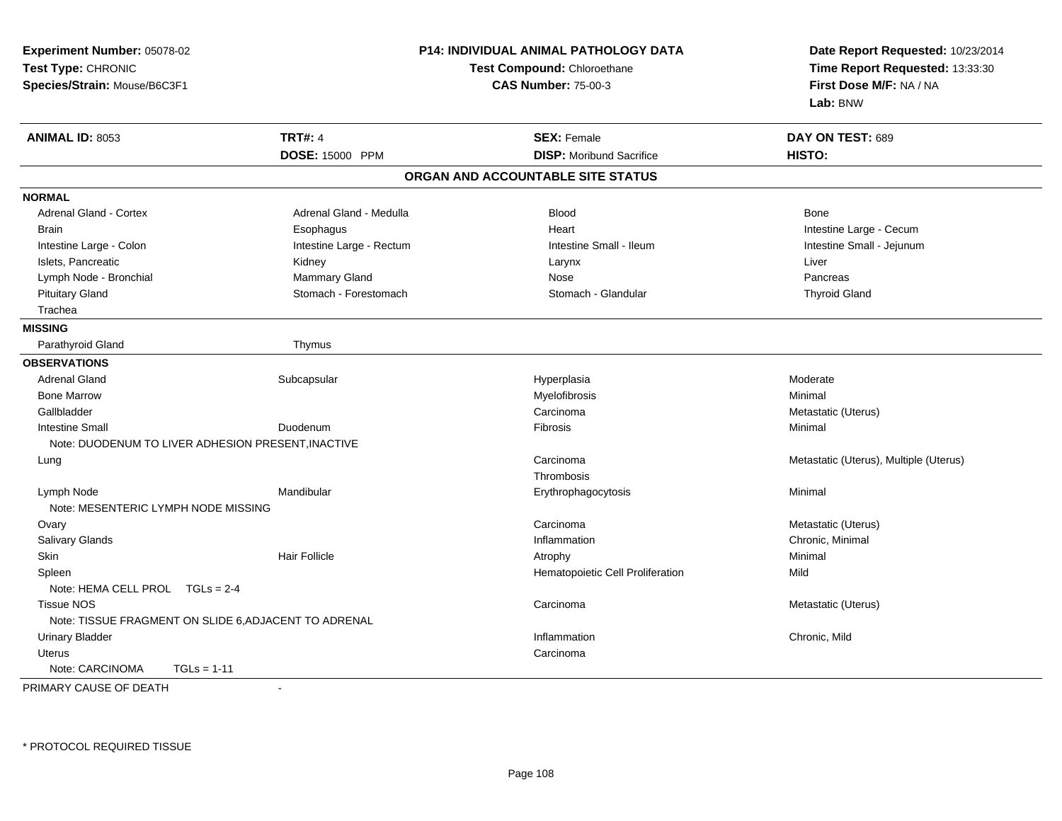**Experiment Number:** 05078-02
**Test Type:** CHRONIC
**Species/Strain:** Mouse/B6C3F1

**P14: INDIVIDUAL ANIMAL PATHOLOGY DATA**
**Test Compound:** Chloroethane
**CAS Number:** 75-00-3

**Date Report Requested:** 10/23/2014
**Time Report Requested:** 13:33:30
**First Dose M/F:** NA / NA
**Lab:** BNW

| **ANIMAL ID:** 8053 | **TRT#:** 4 | **SEX:** Female | **DAY ON TEST:** 689 |
|---|---|---|---|
| | **DOSE:** 15000 PPM | **DISP:** Moribund Sacrifice | **HISTO:** |

## ORGAN AND ACCOUNTABLE SITE STATUS

**NORMAL**

| | | | |
|---|---|---|---|
| Adrenal Gland - Cortex | Adrenal Gland - Medulla | Blood | Bone |
| Brain | Esophagus | Heart | Intestine Large - Cecum |
| Intestine Large - Colon | Intestine Large - Rectum | Intestine Small - Ileum | Intestine Small - Jejunum |
| Islets, Pancreatic | Kidney | Larynx | Liver |
| Lymph Node - Bronchial | Mammary Gland | Nose | Pancreas |
| Pituitary Gland | Stomach - Forestomach | Stomach - Glandular | Thyroid Gland |
| Trachea | | | |

**MISSING**

| | |
|---|---|
| Parathyroid Gland | Thymus |

**OBSERVATIONS**

| | | | |
|---|---|---|---|
| Adrenal Gland | Subcapsular | Hyperplasia | Moderate |
| Bone Marrow | | Myelofibrosis | Minimal |
| Gallbladder | | Carcinoma | Metastatic (Uterus) |
| Intestine Small | Duodenum | Fibrosis | Minimal |
| Note: DUODENUM TO LIVER ADHESION PRESENT,INACTIVE | | | |
| Lung | | Carcinoma | Metastatic (Uterus), Multiple (Uterus) |
| | | Thrombosis | |
| Lymph Node | Mandibular | Erythrophagocytosis | Minimal |
| Note: MESENTERIC LYMPH NODE MISSING | | | |
| Ovary | | Carcinoma | Metastatic (Uterus) |
| Salivary Glands | | Inflammation | Chronic, Minimal |
| Skin | Hair Follicle | Atrophy | Minimal |
| Spleen | | Hematopoietic Cell Proliferation | Mild |
| Note: HEMA CELL PROL TGLs = 2-4 | | | |
| Tissue NOS | | Carcinoma | Metastatic (Uterus) |
| Note: TISSUE FRAGMENT ON SLIDE 6,ADJACENT TO ADRENAL | | | |
| Urinary Bladder | | Inflammation | Chronic, Mild |
| Uterus | | Carcinoma | |
| Note: CARCINOMA TGLs = 1-11 | | | |

PRIMARY CAUSE OF DEATH -

* PROTOCOL REQUIRED TISSUE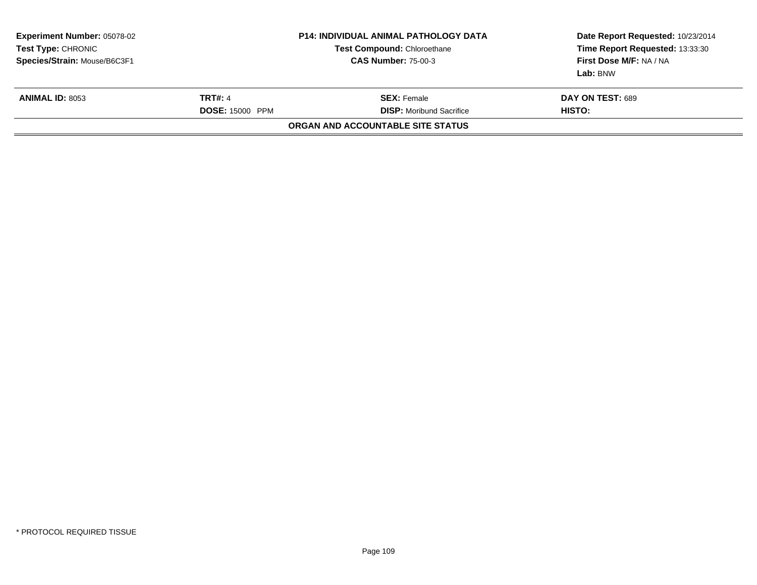**Experiment Number:** 05078-02
**Test Type:** CHRONIC
**Species/Strain:** Mouse/B6C3F1

**P14: INDIVIDUAL ANIMAL PATHOLOGY DATA**
**Test Compound:** Chloroethane
**CAS Number:** 75-00-3

**Date Report Requested:** 10/23/2014
**Time Report Requested:** 13:33:30
**First Dose M/F:** NA / NA
**Lab:** BNW

| **ANIMAL ID:** 8053 | **TRT#:** 4 | **SEX:** Female | **DAY ON TEST:** 689 |
|---|---|---|---|
| | **DOSE:** 15000 PPM | **DISP:** Moribund Sacrifice | **HISTO:** |

**ORGAN AND ACCOUNTABLE SITE STATUS**

* PROTOCOL REQUIRED TISSUE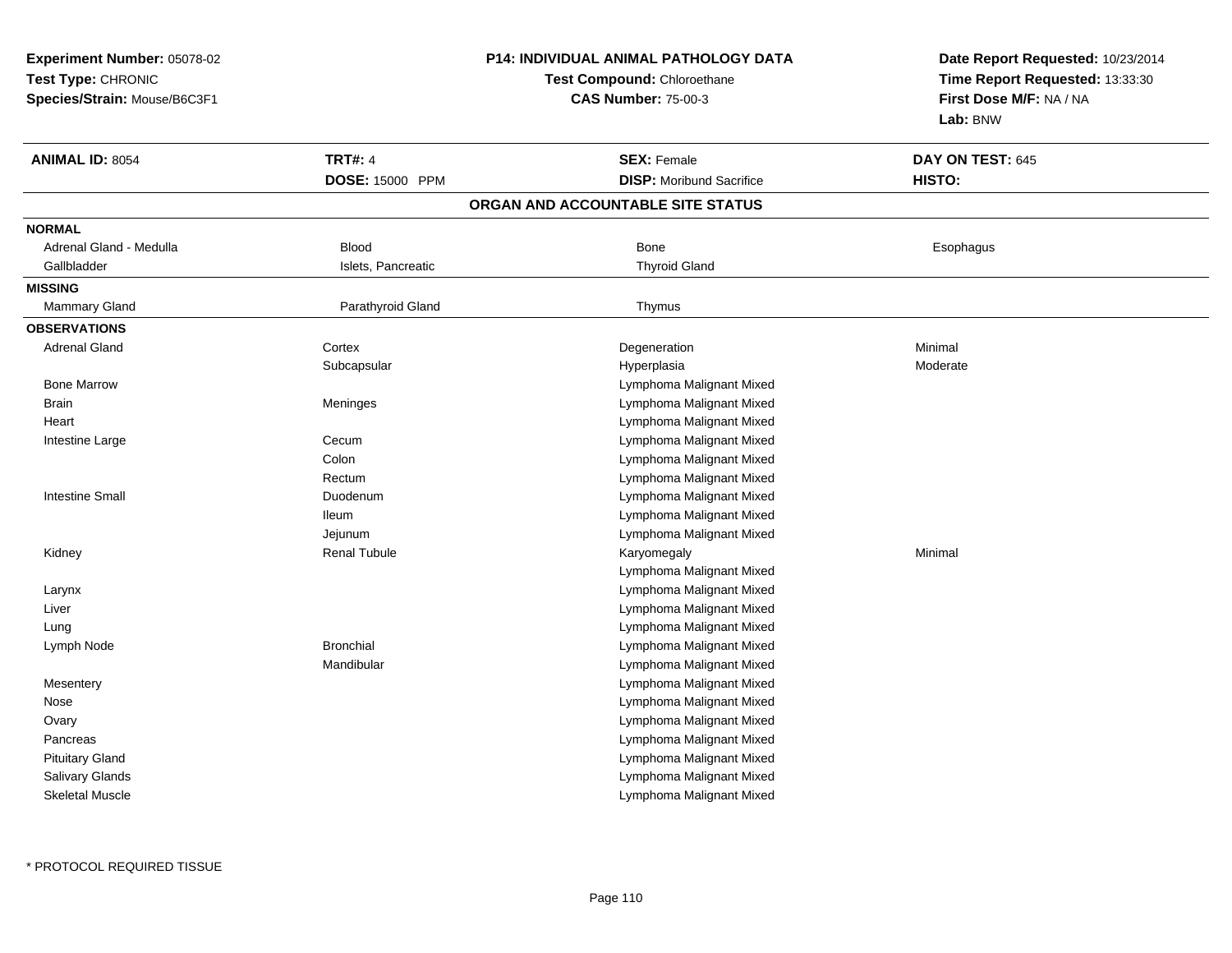**Experiment Number:** 05078-02
**Test Type:** CHRONIC
**Species/Strain:** Mouse/B6C3F1

**P14: INDIVIDUAL ANIMAL PATHOLOGY DATA**
**Test Compound:** Chloroethane
**CAS Number:** 75-00-3

**Date Report Requested:** 10/23/2014
**Time Report Requested:** 13:33:30
**First Dose M/F:** NA / NA
**Lab:** BNW

| **ANIMAL ID:** 8054 | **TRT#:** 4 | **SEX:** Female | **DAY ON TEST:** 645 |
|---|---|---|---|
| | **DOSE:** 15000 PPM | **DISP:** Moribund Sacrifice | **HISTO:** |

**ORGAN AND ACCOUNTABLE SITE STATUS**

| | | | |
|---|---|---|---|
| **NORMAL** | | | |
| Adrenal Gland - Medulla | Blood | Bone | Esophagus |
| Gallbladder | Islets, Pancreatic | Thyroid Gland | |
| **MISSING** | | | |
| Mammary Gland | Parathyroid Gland | Thymus | |
| **OBSERVATIONS** | | | |
| Adrenal Gland | Cortex | Degeneration | Minimal |
| | Subcapsular | Hyperplasia | Moderate |
| Bone Marrow | | Lymphoma Malignant Mixed | |
| Brain | Meninges | Lymphoma Malignant Mixed | |
| Heart | | Lymphoma Malignant Mixed | |
| Intestine Large | Cecum | Lymphoma Malignant Mixed | |
| | Colon | Lymphoma Malignant Mixed | |
| | Rectum | Lymphoma Malignant Mixed | |
| Intestine Small | Duodenum | Lymphoma Malignant Mixed | |
| | Ileum | Lymphoma Malignant Mixed | |
| | Jejunum | Lymphoma Malignant Mixed | |
| Kidney | Renal Tubule | Karyomegaly | Minimal |
| | | Lymphoma Malignant Mixed | |
| Larynx | | Lymphoma Malignant Mixed | |
| Liver | | Lymphoma Malignant Mixed | |
| Lung | | Lymphoma Malignant Mixed | |
| Lymph Node | Bronchial | Lymphoma Malignant Mixed | |
| | Mandibular | Lymphoma Malignant Mixed | |
| Mesentery | | Lymphoma Malignant Mixed | |
| Nose | | Lymphoma Malignant Mixed | |
| Ovary | | Lymphoma Malignant Mixed | |
| Pancreas | | Lymphoma Malignant Mixed | |
| Pituitary Gland | | Lymphoma Malignant Mixed | |
| Salivary Glands | | Lymphoma Malignant Mixed | |
| Skeletal Muscle | | Lymphoma Malignant Mixed | |

\* PROTOCOL REQUIRED TISSUE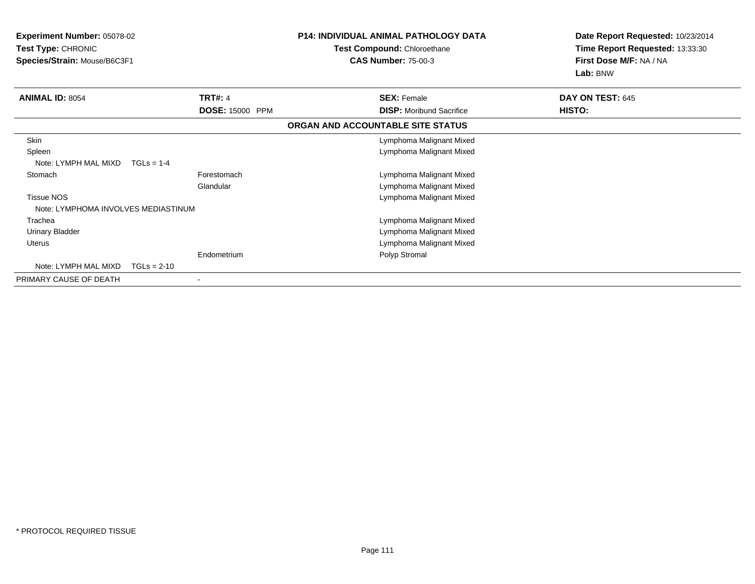**Experiment Number:** 05078-02
**Test Type:** CHRONIC
**Species/Strain:** Mouse/B6C3F1

**P14: INDIVIDUAL ANIMAL PATHOLOGY DATA**
**Test Compound:** Chloroethane
**CAS Number:** 75-00-3

**Date Report Requested:** 10/23/2014
**Time Report Requested:** 13:33:30
**First Dose M/F:** NA / NA
**Lab:** BNW

| **ANIMAL ID:** 8054 | **TRT#:** 4 | **SEX:** Female | **DAY ON TEST:** 645 |
|---|---|---|---|
| | **DOSE:** 15000 PPM | **DISP:** Moribund Sacrifice | **HISTO:** |

**ORGAN AND ACCOUNTABLE SITE STATUS**

| Organ | Site | Status |
|---|---|---|
| Skin | | Lymphoma Malignant Mixed |
| Spleen | | Lymphoma Malignant Mixed |
| Note: LYMPH MAL MIXD TGLs = 1-4 | | |
| Stomach | Forestomach | Lymphoma Malignant Mixed |
| | Glandular | Lymphoma Malignant Mixed |
| Tissue NOS | | Lymphoma Malignant Mixed |
| Note: LYMPHOMA INVOLVES MEDIASTINUM | | |
| Trachea | | Lymphoma Malignant Mixed |
| Urinary Bladder | | Lymphoma Malignant Mixed |
| Uterus | | Lymphoma Malignant Mixed |
| | Endometrium | Polyp Stromal |
| Note: LYMPH MAL MIXD TGLs = 2-10 | | |
| PRIMARY CAUSE OF DEATH | - | |

\* PROTOCOL REQUIRED TISSUE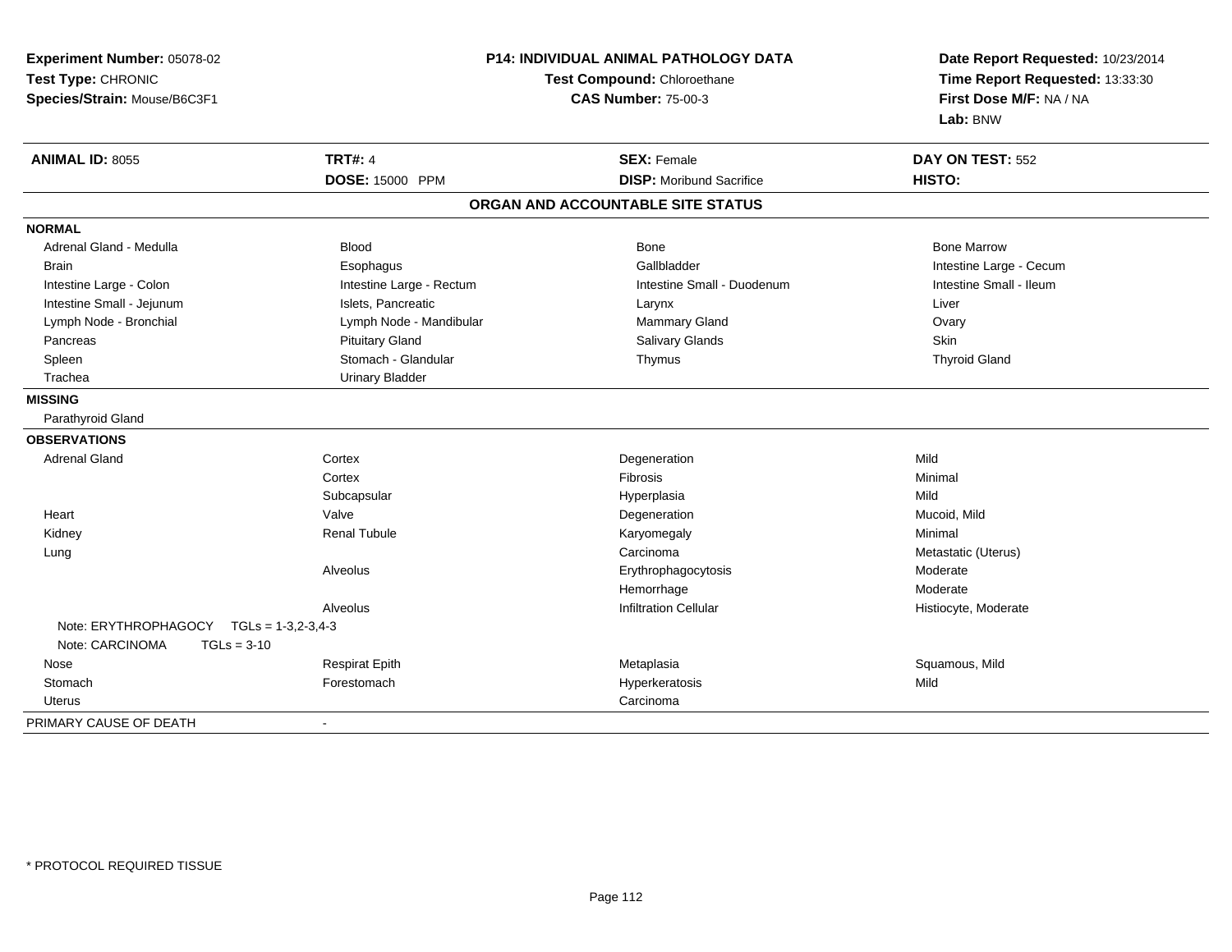**Experiment Number:** 05078-02
**Test Type:** CHRONIC
**Species/Strain:** Mouse/B6C3F1

**P14: INDIVIDUAL ANIMAL PATHOLOGY DATA**
**Test Compound:** Chloroethane
**CAS Number:** 75-00-3

**Date Report Requested:** 10/23/2014
**Time Report Requested:** 13:33:30
**First Dose M/F:** NA / NA
**Lab:** BNW

| **ANIMAL ID:** 8055 | **TRT#:** 4 | **SEX:** Female | **DAY ON TEST:** 552 |
|---|---|---|---|
| | **DOSE:** 15000 PPM | **DISP:** Moribund Sacrifice | **HISTO:** |

## ORGAN AND ACCOUNTABLE SITE STATUS

**NORMAL**

| | | | |
|---|---|---|---|
| Adrenal Gland - Medulla | Blood | Bone | Bone Marrow |
| Brain | Esophagus | Gallbladder | Intestine Large - Cecum |
| Intestine Large - Colon | Intestine Large - Rectum | Intestine Small - Duodenum | Intestine Small - Ileum |
| Intestine Small - Jejunum | Islets, Pancreatic | Larynx | Liver |
| Lymph Node - Bronchial | Lymph Node - Mandibular | Mammary Gland | Ovary |
| Pancreas | Pituitary Gland | Salivary Glands | Skin |
| Spleen | Stomach - Glandular | Thymus | Thyroid Gland |
| Trachea | Urinary Bladder | | |

**MISSING**

Parathyroid Gland

**OBSERVATIONS**

| | | | |
|---|---|---|---|
| Adrenal Gland | Cortex | Degeneration | Mild |
| | Cortex | Fibrosis | Minimal |
| | Subcapsular | Hyperplasia | Mild |
| Heart | Valve | Degeneration | Mucoid, Mild |
| Kidney | Renal Tubule | Karyomegaly | Minimal |
| Lung | | Carcinoma | Metastatic (Uterus) |
| | Alveolus | Erythrophagocytosis | Moderate |
| | | Hemorrhage | Moderate |
| | Alveolus | Infiltration Cellular | Histiocyte, Moderate |
| Note: ERYTHROPHAGOCY TGLs = 1-3,2-3,4-3 | | | |
| Note: CARCINOMA TGLs = 3-10 | | | |
| Nose | Respirat Epith | Metaplasia | Squamous, Mild |
| Stomach | Forestomach | Hyperkeratosis | Mild |
| Uterus | | Carcinoma | |

PRIMARY CAUSE OF DEATH -

* PROTOCOL REQUIRED TISSUE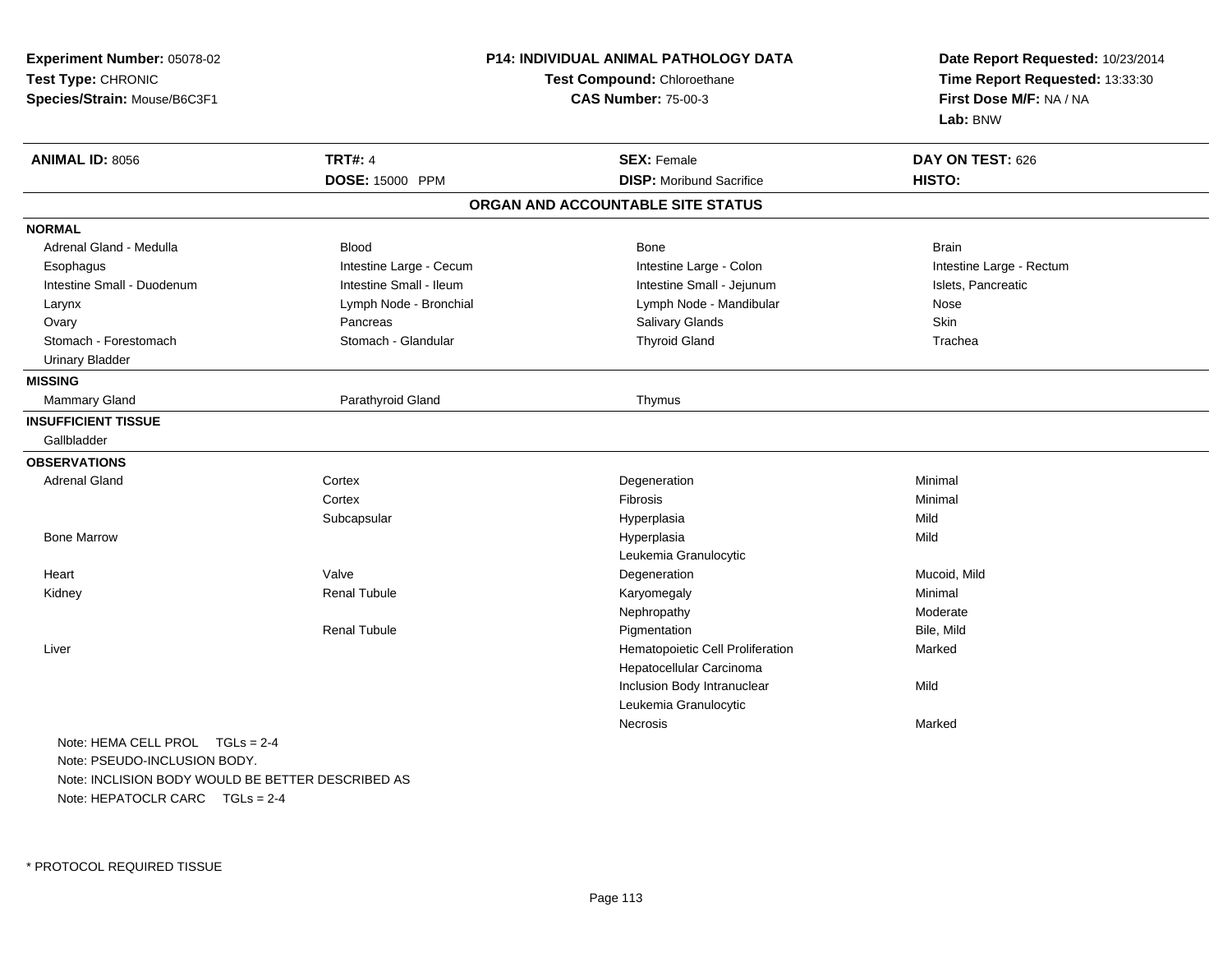**Experiment Number:** 05078-02
**Test Type:** CHRONIC
**Species/Strain:** Mouse/B6C3F1

**P14: INDIVIDUAL ANIMAL PATHOLOGY DATA**
**Test Compound:** Chloroethane
**CAS Number:** 75-00-3

**Date Report Requested:** 10/23/2014
**Time Report Requested:** 13:33:30
**First Dose M/F:** NA / NA
**Lab:** BNW

| **ANIMAL ID:** 8056 | **TRT#:** 4 | **SEX:** Female | **DAY ON TEST:** 626 |
|---|---|---|---|
| | **DOSE:** 15000 PPM | **DISP:** Moribund Sacrifice | **HISTO:** |

## ORGAN AND ACCOUNTABLE SITE STATUS

**NORMAL**

| | | | |
|---|---|---|---|
| Adrenal Gland - Medulla | Blood | Bone | Brain |
| Esophagus | Intestine Large - Cecum | Intestine Large - Colon | Intestine Large - Rectum |
| Intestine Small - Duodenum | Intestine Small - Ileum | Intestine Small - Jejunum | Islets, Pancreatic |
| Larynx | Lymph Node - Bronchial | Lymph Node - Mandibular | Nose |
| Ovary | Pancreas | Salivary Glands | Skin |
| Stomach - Forestomach | Stomach - Glandular | Thyroid Gland | Trachea |
| Urinary Bladder | | | |

**MISSING**

| | | |
|---|---|---|
| Mammary Gland | Parathyroid Gland | Thymus |

**INSUFFICIENT TISSUE**

Gallbladder

**OBSERVATIONS**

| Organ | Site | Observation | Severity |
|---|---|---|---|
| Adrenal Gland | Cortex | Degeneration | Minimal |
| | Cortex | Fibrosis | Minimal |
| | Subcapsular | Hyperplasia | Mild |
| Bone Marrow | | Hyperplasia | Mild |
| | | Leukemia Granulocytic | |
| Heart | Valve | Degeneration | Mucoid, Mild |
| Kidney | Renal Tubule | Karyomegaly | Minimal |
| | | Nephropathy | Moderate |
| | Renal Tubule | Pigmentation | Bile, Mild |
| Liver | | Hematopoietic Cell Proliferation | Marked |
| | | Hepatocellular Carcinoma | |
| | | Inclusion Body Intranuclear | Mild |
| | | Leukemia Granulocytic | |
| | | Necrosis | Marked |

Note: HEMA CELL PROL TGLs = 2-4
Note: PSEUDO-INCLUSION BODY.
Note: INCLISION BODY WOULD BE BETTER DESCRIBED AS
Note: HEPATOCLR CARC TGLs = 2-4

* PROTOCOL REQUIRED TISSUE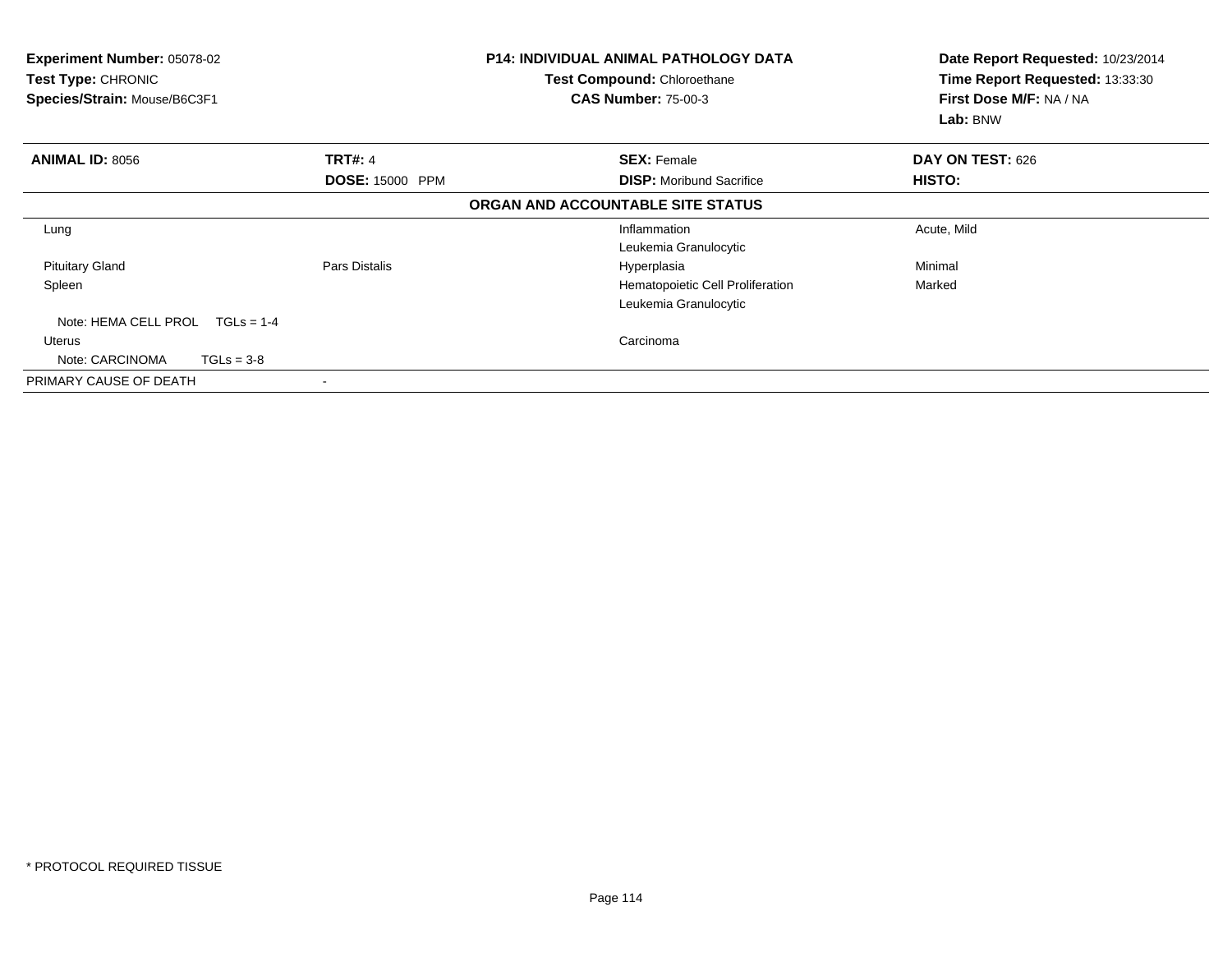**Experiment Number:** 05078-02
**Test Type:** CHRONIC
**Species/Strain:** Mouse/B6C3F1

**P14: INDIVIDUAL ANIMAL PATHOLOGY DATA**
**Test Compound:** Chloroethane
**CAS Number:** 75-00-3

**Date Report Requested:** 10/23/2014
**Time Report Requested:** 13:33:30
**First Dose M/F:** NA / NA
**Lab:** BNW

| **ANIMAL ID:** 8056 | **TRT#:** 4 | **SEX:** Female | **DAY ON TEST:** 626 |
|---|---|---|---|
| | **DOSE:** 15000 PPM | **DISP:** Moribund Sacrifice | **HISTO:** |

**ORGAN AND ACCOUNTABLE SITE STATUS**

| | | | |
|---|---|---|---|
| Lung | | Inflammation | Acute, Mild |
| | | Leukemia Granulocytic | |
| Pituitary Gland | Pars Distalis | Hyperplasia | Minimal |
| Spleen | | Hematopoietic Cell Proliferation | Marked |
| | | Leukemia Granulocytic | |
| Note: HEMA CELL PROL TGLs = 1-4 | | | |
| Uterus | | Carcinoma | |
| Note: CARCINOMA TGLs = 3-8 | | | |
| PRIMARY CAUSE OF DEATH | - | | |

* PROTOCOL REQUIRED TISSUE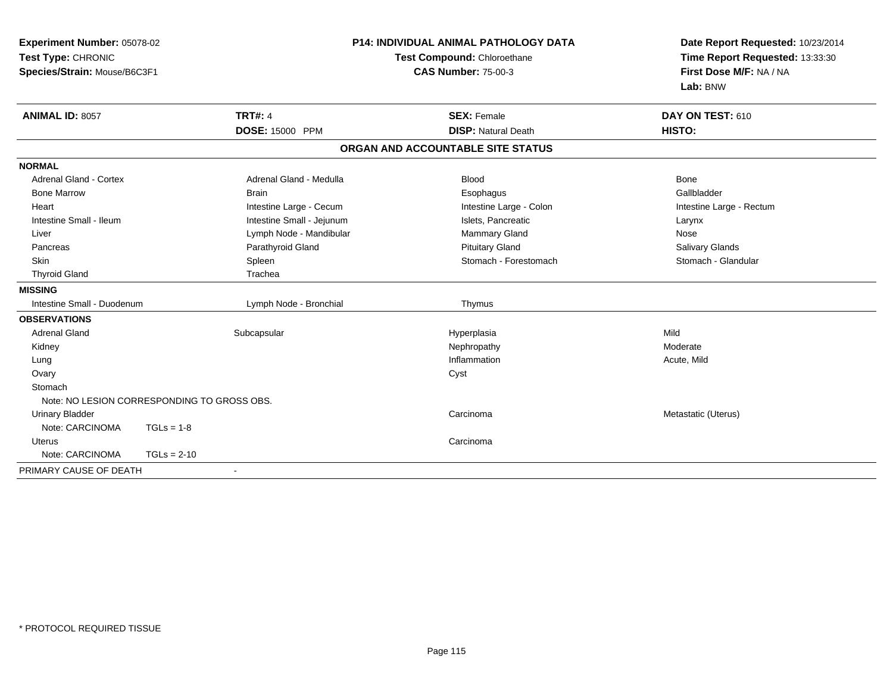**Experiment Number:** 05078-02
**Test Type:** CHRONIC
**Species/Strain:** Mouse/B6C3F1

**P14: INDIVIDUAL ANIMAL PATHOLOGY DATA**
**Test Compound:** Chloroethane
**CAS Number:** 75-00-3

**Date Report Requested:** 10/23/2014
**Time Report Requested:** 13:33:30
**First Dose M/F:** NA / NA
**Lab:** BNW

| **ANIMAL ID:** 8057 | **TRT#:** 4 | **SEX:** Female | **DAY ON TEST:** 610 |
|---|---|---|---|
| | **DOSE:** 15000 PPM | **DISP:** Natural Death | **HISTO:** |

**ORGAN AND ACCOUNTABLE SITE STATUS**

**NORMAL**

| | | | |
|---|---|---|---|
| Adrenal Gland - Cortex | Adrenal Gland - Medulla | Blood | Bone |
| Bone Marrow | Brain | Esophagus | Gallbladder |
| Heart | Intestine Large - Cecum | Intestine Large - Colon | Intestine Large - Rectum |
| Intestine Small - Ileum | Intestine Small - Jejunum | Islets, Pancreatic | Larynx |
| Liver | Lymph Node - Mandibular | Mammary Gland | Nose |
| Pancreas | Parathyroid Gland | Pituitary Gland | Salivary Glands |
| Skin | Spleen | Stomach - Forestomach | Stomach - Glandular |
| Thyroid Gland | Trachea | | |

**MISSING**

| | | |
|---|---|---|
| Intestine Small - Duodenum | Lymph Node - Bronchial | Thymus |

**OBSERVATIONS**

| | | | |
|---|---|---|---|
| Adrenal Gland | Subcapsular | Hyperplasia | Mild |
| Kidney | | Nephropathy | Moderate |
| Lung | | Inflammation | Acute, Mild |
| Ovary | | Cyst | |
| Stomach | | | |
| Note: NO LESION CORRESPONDING TO GROSS OBS. | | | |
| Urinary Bladder | | Carcinoma | Metastatic (Uterus) |
| Note: CARCINOMA TGLs = 1-8 | | | |
| Uterus | | Carcinoma | |
| Note: CARCINOMA TGLs = 2-10 | | | |

PRIMARY CAUSE OF DEATH -

\* PROTOCOL REQUIRED TISSUE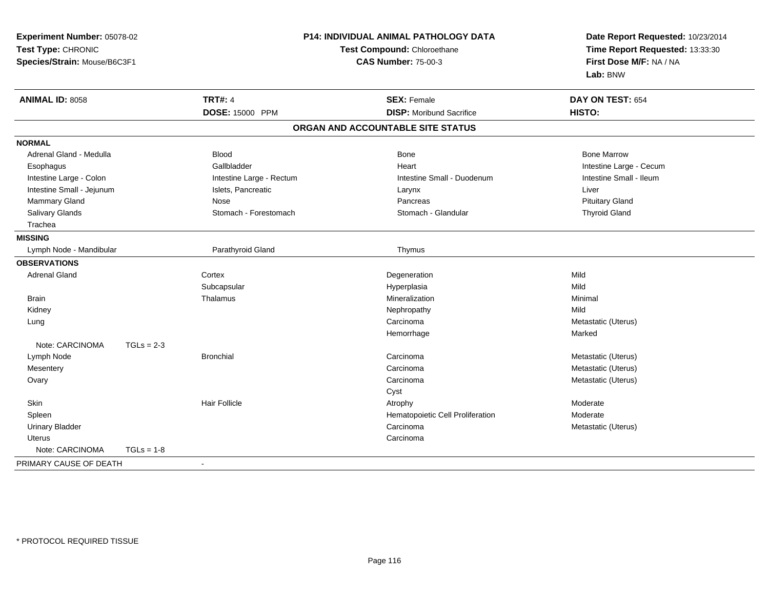**Experiment Number:** 05078-02
**Test Type:** CHRONIC
**Species/Strain:** Mouse/B6C3F1

**P14: INDIVIDUAL ANIMAL PATHOLOGY DATA**
**Test Compound:** Chloroethane
**CAS Number:** 75-00-3

**Date Report Requested:** 10/23/2014
**Time Report Requested:** 13:33:30
**First Dose M/F:** NA / NA
**Lab:** BNW

| **ANIMAL ID:** 8058 | **TRT#:** 4 | **SEX:** Female | **DAY ON TEST:** 654 |
|---|---|---|---|
| | **DOSE:** 15000 PPM | **DISP:** Moribund Sacrifice | **HISTO:** |

## ORGAN AND ACCOUNTABLE SITE STATUS

**NORMAL**

| | | | |
|---|---|---|---|
| Adrenal Gland - Medulla | Blood | Bone | Bone Marrow |
| Esophagus | Gallbladder | Heart | Intestine Large - Cecum |
| Intestine Large - Colon | Intestine Large - Rectum | Intestine Small - Duodenum | Intestine Small - Ileum |
| Intestine Small - Jejunum | Islets, Pancreatic | Larynx | Liver |
| Mammary Gland | Nose | Pancreas | Pituitary Gland |
| Salivary Glands | Stomach - Forestomach | Stomach - Glandular | Thyroid Gland |
| Trachea | | | |

**MISSING**

| | | |
|---|---|---|
| Lymph Node - Mandibular | Parathyroid Gland | Thymus |

**OBSERVATIONS**

| Organ | Site | Observation | Severity |
|---|---|---|---|
| Adrenal Gland | Cortex | Degeneration | Mild |
| | Subcapsular | Hyperplasia | Mild |
| Brain | Thalamus | Mineralization | Minimal |
| Kidney | | Nephropathy | Mild |
| Lung | | Carcinoma | Metastatic (Uterus) |
| | | Hemorrhage | Marked |
| Note: CARCINOMA TGLs = 2-3 | | | |
| Lymph Node | Bronchial | Carcinoma | Metastatic (Uterus) |
| Mesentery | | Carcinoma | Metastatic (Uterus) |
| Ovary | | Carcinoma | Metastatic (Uterus) |
| | | Cyst | |
| Skin | Hair Follicle | Atrophy | Moderate |
| Spleen | | Hematopoietic Cell Proliferation | Moderate |
| Urinary Bladder | | Carcinoma | Metastatic (Uterus) |
| Uterus | | Carcinoma | |
| Note: CARCINOMA TGLs = 1-8 | | | |

PRIMARY CAUSE OF DEATH -

* PROTOCOL REQUIRED TISSUE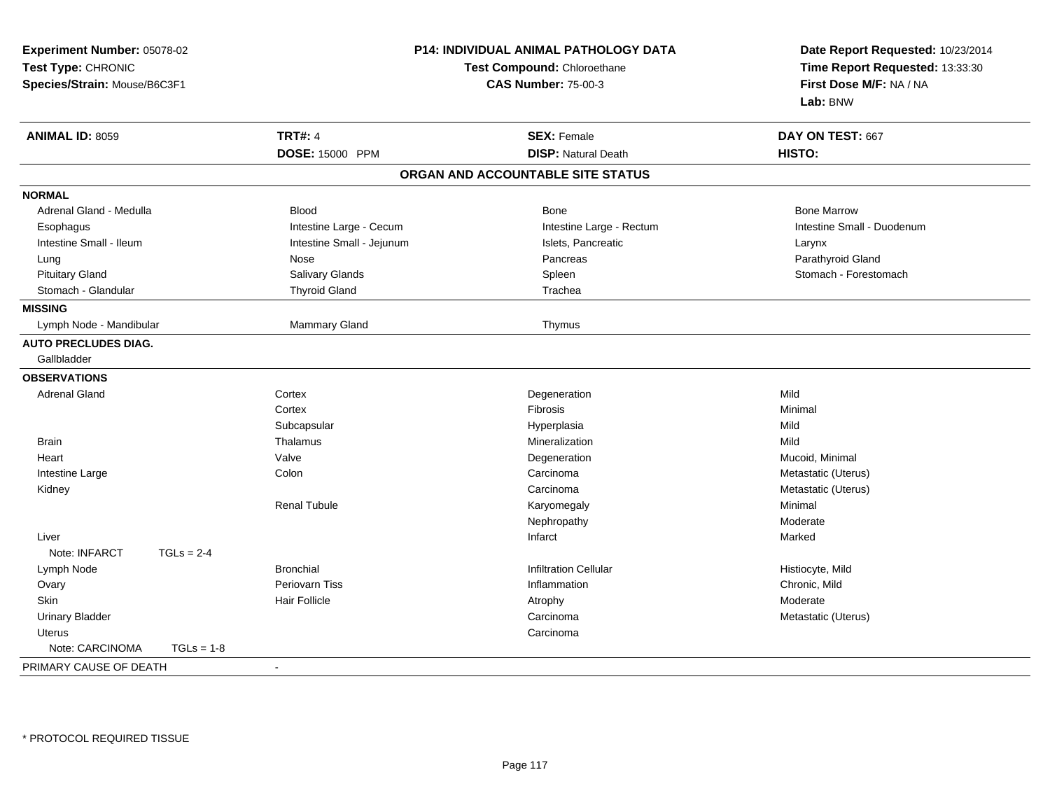**Experiment Number:** 05078-02
**Test Type:** CHRONIC
**Species/Strain:** Mouse/B6C3F1

**P14: INDIVIDUAL ANIMAL PATHOLOGY DATA**
**Test Compound:** Chloroethane
**CAS Number:** 75-00-3

**Date Report Requested:** 10/23/2014
**Time Report Requested:** 13:33:30
**First Dose M/F:** NA / NA
**Lab:** BNW

| **ANIMAL ID:** 8059 | **TRT#:** 4 | **SEX:** Female | **DAY ON TEST:** 667 |
|---|---|---|---|
| | **DOSE:** 15000 PPM | **DISP:** Natural Death | **HISTO:** |

**ORGAN AND ACCOUNTABLE SITE STATUS**

**NORMAL**

| | | | |
|---|---|---|---|
| Adrenal Gland - Medulla | Blood | Bone | Bone Marrow |
| Esophagus | Intestine Large - Cecum | Intestine Large - Rectum | Intestine Small - Duodenum |
| Intestine Small - Ileum | Intestine Small - Jejunum | Islets, Pancreatic | Larynx |
| Lung | Nose | Pancreas | Parathyroid Gland |
| Pituitary Gland | Salivary Glands | Spleen | Stomach - Forestomach |
| Stomach - Glandular | Thyroid Gland | Trachea | |

**MISSING**

| | | |
|---|---|---|
| Lymph Node - Mandibular | Mammary Gland | Thymus |

**AUTO PRECLUDES DIAG.**

Gallbladder

**OBSERVATIONS**

| | | | |
|---|---|---|---|
| Adrenal Gland | Cortex | Degeneration | Mild |
| | Cortex | Fibrosis | Minimal |
| | Subcapsular | Hyperplasia | Mild |
| Brain | Thalamus | Mineralization | Mild |
| Heart | Valve | Degeneration | Mucoid, Minimal |
| Intestine Large | Colon | Carcinoma | Metastatic (Uterus) |
| Kidney | | Carcinoma | Metastatic (Uterus) |
| | Renal Tubule | Karyomegaly | Minimal |
| | | Nephropathy | Moderate |
| Liver | | Infarct | Marked |
| Note: INFARCT TGLs = 2-4 | | | |
| Lymph Node | Bronchial | Infiltration Cellular | Histiocyte, Mild |
| Ovary | Periovarn Tiss | Inflammation | Chronic, Mild |
| Skin | Hair Follicle | Atrophy | Moderate |
| Urinary Bladder | | Carcinoma | Metastatic (Uterus) |
| Uterus | | Carcinoma | |
| Note: CARCINOMA TGLs = 1-8 | | | |

PRIMARY CAUSE OF DEATH -

* PROTOCOL REQUIRED TISSUE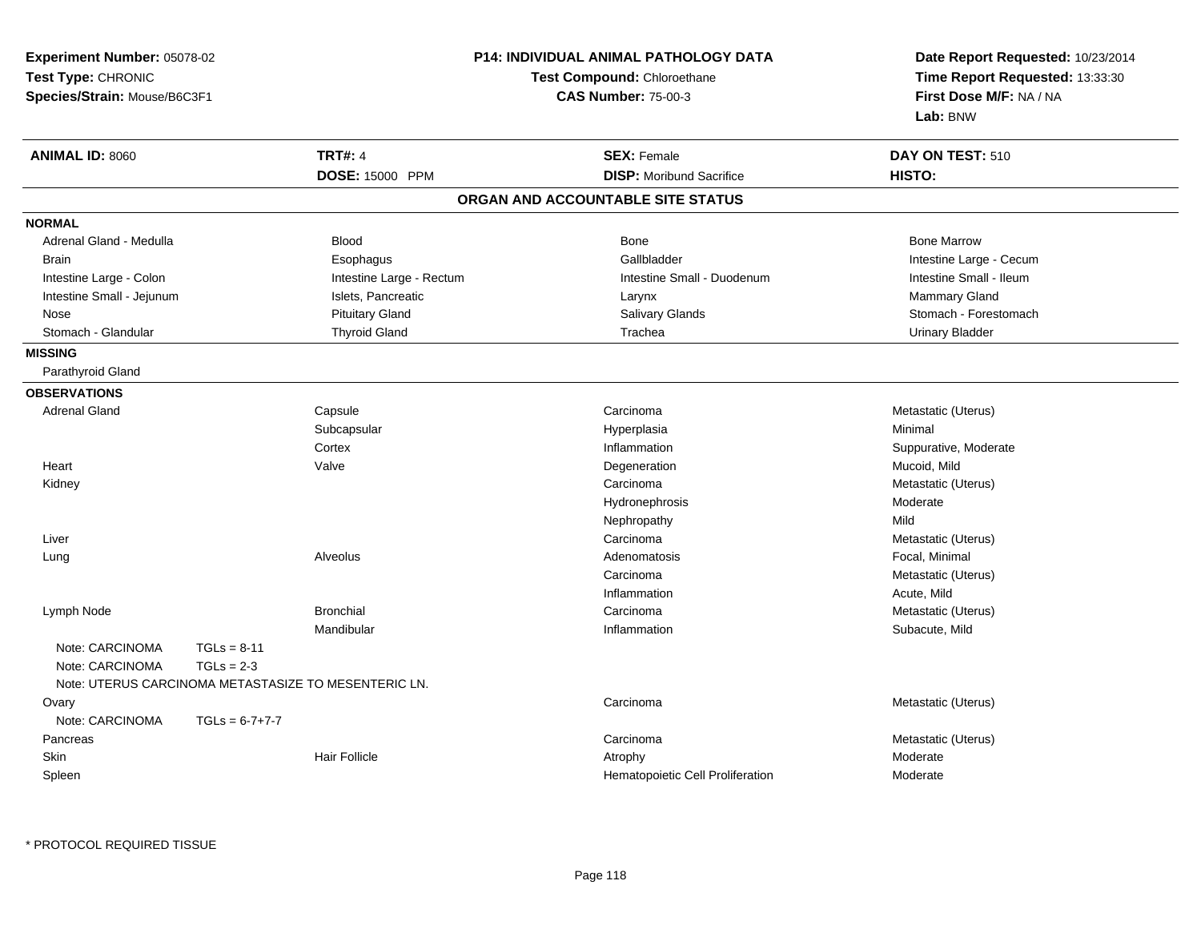**Experiment Number:** 05078-02
**Test Type:** CHRONIC
**Species/Strain:** Mouse/B6C3F1

**P14: INDIVIDUAL ANIMAL PATHOLOGY DATA**
**Test Compound:** Chloroethane
**CAS Number:** 75-00-3

**Date Report Requested:** 10/23/2014
**Time Report Requested:** 13:33:30
**First Dose M/F:** NA / NA
**Lab:** BNW

| **ANIMAL ID:** 8060 | **TRT#:** 4 | **SEX:** Female | **DAY ON TEST:** 510 |
|---|---|---|---|
| | **DOSE:** 15000 PPM | **DISP:** Moribund Sacrifice | **HISTO:** |

## ORGAN AND ACCOUNTABLE SITE STATUS

**NORMAL**

| | | | |
|---|---|---|---|
| Adrenal Gland - Medulla | Blood | Bone | Bone Marrow |
| Brain | Esophagus | Gallbladder | Intestine Large - Cecum |
| Intestine Large - Colon | Intestine Large - Rectum | Intestine Small - Duodenum | Intestine Small - Ileum |
| Intestine Small - Jejunum | Islets, Pancreatic | Larynx | Mammary Gland |
| Nose | Pituitary Gland | Salivary Glands | Stomach - Forestomach |
| Stomach - Glandular | Thyroid Gland | Trachea | Urinary Bladder |

**MISSING**

Parathyroid Gland

**OBSERVATIONS**

| Organ | Site | Observation | Qualifier |
|---|---|---|---|
| Adrenal Gland | Capsule | Carcinoma | Metastatic (Uterus) |
| | Subcapsular | Hyperplasia | Minimal |
| | Cortex | Inflammation | Suppurative, Moderate |
| Heart | Valve | Degeneration | Mucoid, Mild |
| Kidney | | Carcinoma | Metastatic (Uterus) |
| | | Hydronephrosis | Moderate |
| | | Nephropathy | Mild |
| Liver | | Carcinoma | Metastatic (Uterus) |
| Lung | Alveolus | Adenomatosis | Focal, Minimal |
| | | Carcinoma | Metastatic (Uterus) |
| | | Inflammation | Acute, Mild |
| Lymph Node | Bronchial | Carcinoma | Metastatic (Uterus) |
| | Mandibular | Inflammation | Subacute, Mild |
| Note: CARCINOMA TGLs = 8-11 | | | |
| Note: CARCINOMA TGLs = 2-3 | | | |
| Note: UTERUS CARCINOMA METASTASIZE TO MESENTERIC LN. | | | |
| Ovary | | Carcinoma | Metastatic (Uterus) |
| Note: CARCINOMA TGLs = 6-7+7-7 | | | |
| Pancreas | | Carcinoma | Metastatic (Uterus) |
| Skin | Hair Follicle | Atrophy | Moderate |
| Spleen | | Hematopoietic Cell Proliferation | Moderate |

\* PROTOCOL REQUIRED TISSUE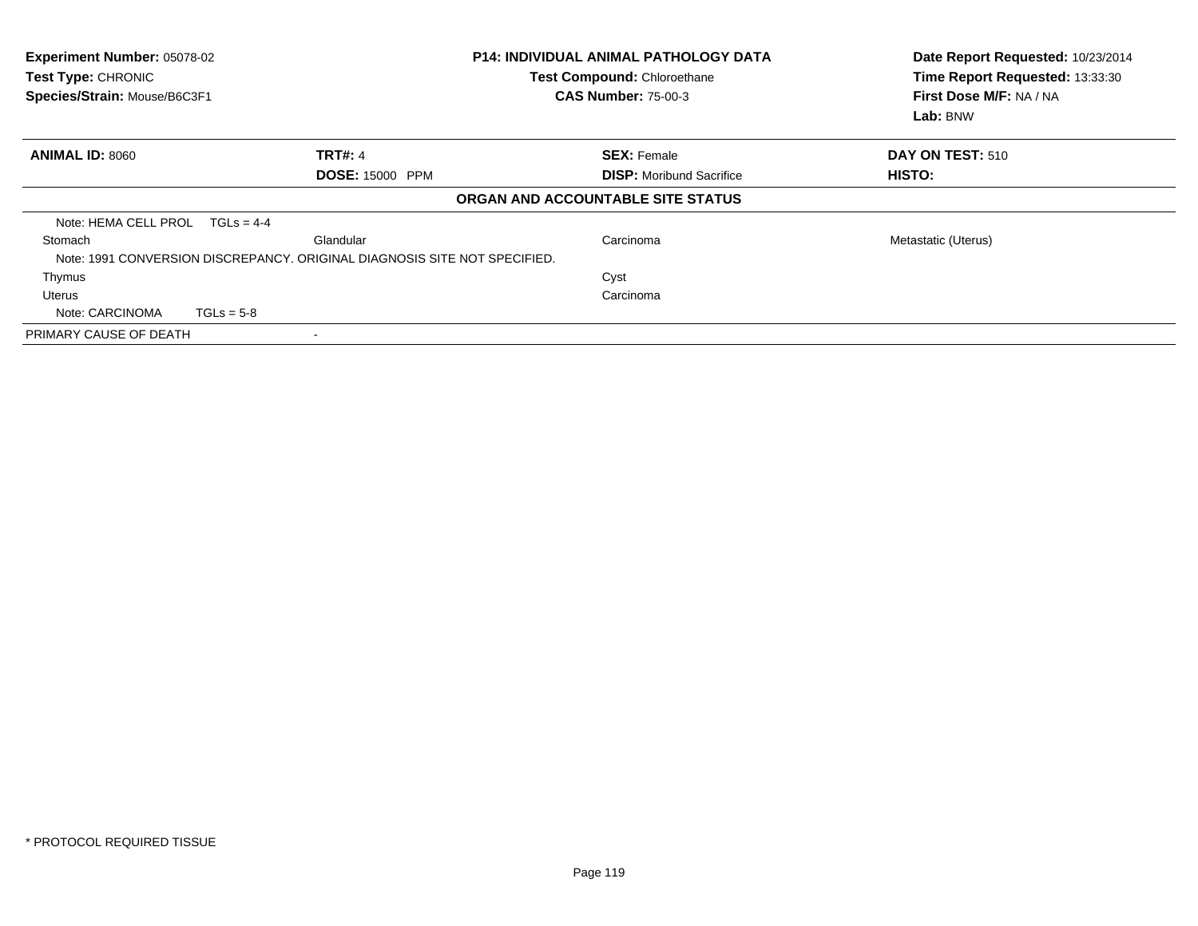**Experiment Number:** 05078-02
**Test Type:** CHRONIC
**Species/Strain:** Mouse/B6C3F1

**P14: INDIVIDUAL ANIMAL PATHOLOGY DATA**
**Test Compound:** Chloroethane
**CAS Number:** 75-00-3

**Date Report Requested:** 10/23/2014
**Time Report Requested:** 13:33:30
**First Dose M/F:** NA / NA
**Lab:** BNW

| **ANIMAL ID:** 8060 | **TRT#:** 4 | **SEX:** Female | **DAY ON TEST:** 510 |
|---|---|---|---|
| | **DOSE:** 15000 PPM | **DISP:** Moribund Sacrifice | **HISTO:** |

**ORGAN AND ACCOUNTABLE SITE STATUS**

| | | | |
|---|---|---|---|
| Note: HEMA CELL PROL TGLs = 4-4 | | | |
| Stomach | Glandular | Carcinoma | Metastatic (Uterus) |
| Note: 1991 CONVERSION DISCREPANCY. ORIGINAL DIAGNOSIS SITE NOT SPECIFIED. | | | |
| Thymus | | Cyst | |
| Uterus | | Carcinoma | |
| Note: CARCINOMA TGLs = 5-8 | | | |
| PRIMARY CAUSE OF DEATH | - | | |

* PROTOCOL REQUIRED TISSUE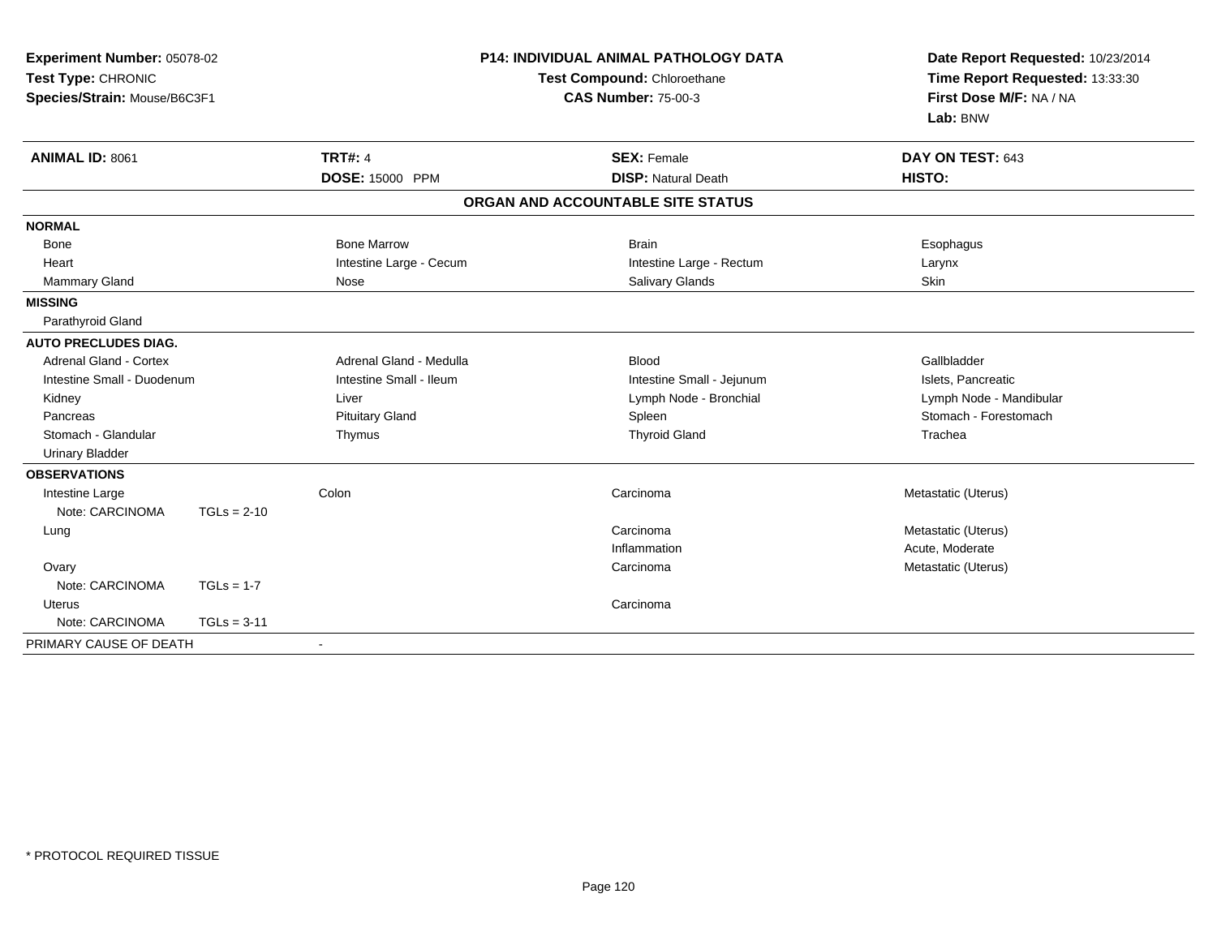**Experiment Number:** 05078-02
**Test Type:** CHRONIC
**Species/Strain:** Mouse/B6C3F1

**P14: INDIVIDUAL ANIMAL PATHOLOGY DATA**
**Test Compound:** Chloroethane
**CAS Number:** 75-00-3

**Date Report Requested:** 10/23/2014
**Time Report Requested:** 13:33:30
**First Dose M/F:** NA / NA
**Lab:** BNW

| **ANIMAL ID:** 8061 | **TRT#:** 4 | **SEX:** Female | **DAY ON TEST:** 643 |
|---|---|---|---|
| | **DOSE:** 15000 PPM | **DISP:** Natural Death | **HISTO:** |

## ORGAN AND ACCOUNTABLE SITE STATUS

| | | | |
|---|---|---|---|
| **NORMAL** | | | |
| Bone | Bone Marrow | Brain | Esophagus |
| Heart | Intestine Large - Cecum | Intestine Large - Rectum | Larynx |
| Mammary Gland | Nose | Salivary Glands | Skin |
| **MISSING** | | | |
| Parathyroid Gland | | | |
| **AUTO PRECLUDES DIAG.** | | | |
| Adrenal Gland - Cortex | Adrenal Gland - Medulla | Blood | Gallbladder |
| Intestine Small - Duodenum | Intestine Small - Ileum | Intestine Small - Jejunum | Islets, Pancreatic |
| Kidney | Liver | Lymph Node - Bronchial | Lymph Node - Mandibular |
| Pancreas | Pituitary Gland | Spleen | Stomach - Forestomach |
| Stomach - Glandular | Thymus | Thyroid Gland | Trachea |
| Urinary Bladder | | | |
| **OBSERVATIONS** | | | |
| Intestine Large | Colon | Carcinoma | Metastatic (Uterus) |
| Note: CARCINOMA TGLs = 2-10 | | | |
| Lung | | Carcinoma | Metastatic (Uterus) |
| | | Inflammation | Acute, Moderate |
| Ovary | | Carcinoma | Metastatic (Uterus) |
| Note: CARCINOMA TGLs = 1-7 | | | |
| Uterus | | Carcinoma | |
| Note: CARCINOMA TGLs = 3-11 | | | |
| PRIMARY CAUSE OF DEATH | - | | |

* PROTOCOL REQUIRED TISSUE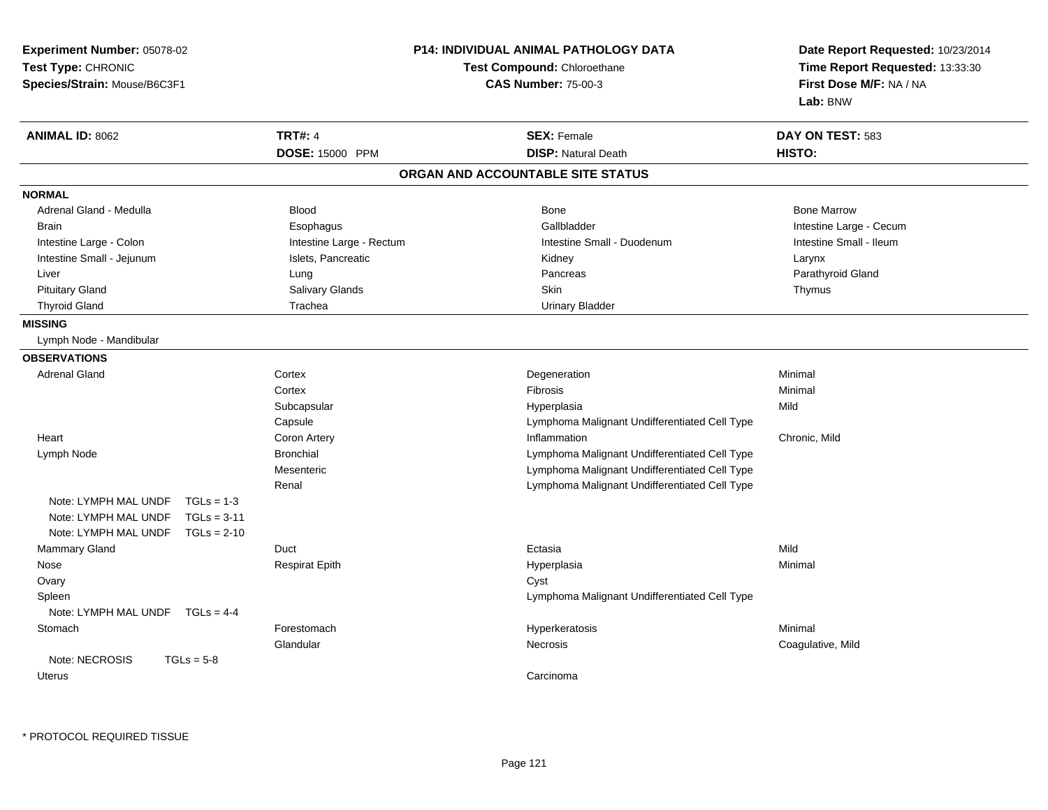**Experiment Number:** 05078-02
**Test Type:** CHRONIC
**Species/Strain:** Mouse/B6C3F1

**P14: INDIVIDUAL ANIMAL PATHOLOGY DATA**
**Test Compound:** Chloroethane
**CAS Number:** 75-00-3

**Date Report Requested:** 10/23/2014
**Time Report Requested:** 13:33:30
**First Dose M/F:** NA / NA
**Lab:** BNW

| **ANIMAL ID:** 8062 | **TRT#:** 4 | **SEX:** Female | **DAY ON TEST:** 583 |
|---|---|---|---|
| | **DOSE:** 15000 PPM | **DISP:** Natural Death | **HISTO:** |

## ORGAN AND ACCOUNTABLE SITE STATUS

**NORMAL**

| | | | |
|---|---|---|---|
| Adrenal Gland - Medulla | Blood | Bone | Bone Marrow |
| Brain | Esophagus | Gallbladder | Intestine Large - Cecum |
| Intestine Large - Colon | Intestine Large - Rectum | Intestine Small - Duodenum | Intestine Small - Ileum |
| Intestine Small - Jejunum | Islets, Pancreatic | Kidney | Larynx |
| Liver | Lung | Pancreas | Parathyroid Gland |
| Pituitary Gland | Salivary Glands | Skin | Thymus |
| Thyroid Gland | Trachea | Urinary Bladder | |

**MISSING**

Lymph Node - Mandibular

**OBSERVATIONS**

| | | | |
|---|---|---|---|
| Adrenal Gland | Cortex | Degeneration | Minimal |
| | Cortex | Fibrosis | Minimal |
| | Subcapsular | Hyperplasia | Mild |
| | Capsule | Lymphoma Malignant Undifferentiated Cell Type | |
| Heart | Coron Artery | Inflammation | Chronic, Mild |
| Lymph Node | Bronchial | Lymphoma Malignant Undifferentiated Cell Type | |
| | Mesenteric | Lymphoma Malignant Undifferentiated Cell Type | |
| | Renal | Lymphoma Malignant Undifferentiated Cell Type | |
| Note: LYMPH MAL UNDF TGLs = 1-3 | | | |
| Note: LYMPH MAL UNDF TGLs = 3-11 | | | |
| Note: LYMPH MAL UNDF TGLs = 2-10 | | | |
| Mammary Gland | Duct | Ectasia | Mild |
| Nose | Respirat Epith | Hyperplasia | Minimal |
| Ovary | | Cyst | |
| Spleen | | Lymphoma Malignant Undifferentiated Cell Type | |
| Note: LYMPH MAL UNDF TGLs = 4-4 | | | |
| Stomach | Forestomach | Hyperkeratosis | Minimal |
| | Glandular | Necrosis | Coagulative, Mild |
| Note: NECROSIS TGLs = 5-8 | | | |
| Uterus | | Carcinoma | |

* PROTOCOL REQUIRED TISSUE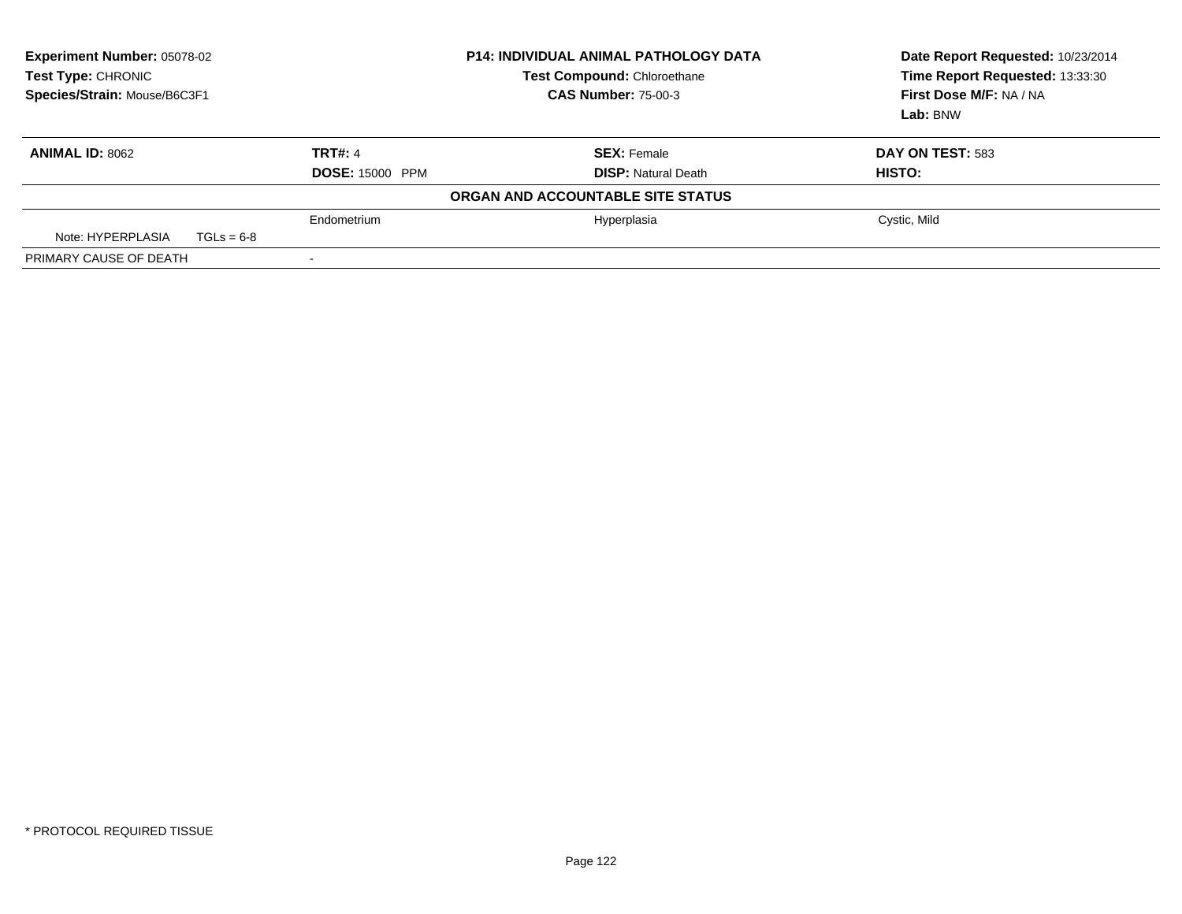**Experiment Number:** 05078-02
**Test Type:** CHRONIC
**Species/Strain:** Mouse/B6C3F1

**P14: INDIVIDUAL ANIMAL PATHOLOGY DATA**
**Test Compound:** Chloroethane
**CAS Number:** 75-00-3

**Date Report Requested:** 10/23/2014
**Time Report Requested:** 13:33:30
**First Dose M/F:** NA / NA
**Lab:** BNW

| **ANIMAL ID:** 8062 | **TRT#:** 4 | **SEX:** Female | **DAY ON TEST:** 583 |
|---|---|---|---|
| | **DOSE:** 15000 PPM | **DISP:** Natural Death | **HISTO:** |

**ORGAN AND ACCOUNTABLE SITE STATUS**

| | | | |
|---|---|---|---|
| | Endometrium | Hyperplasia | Cystic, Mild |
| Note: HYPERPLASIA TGLs = 6-8 | | | |
| PRIMARY CAUSE OF DEATH | - | | |

* PROTOCOL REQUIRED TISSUE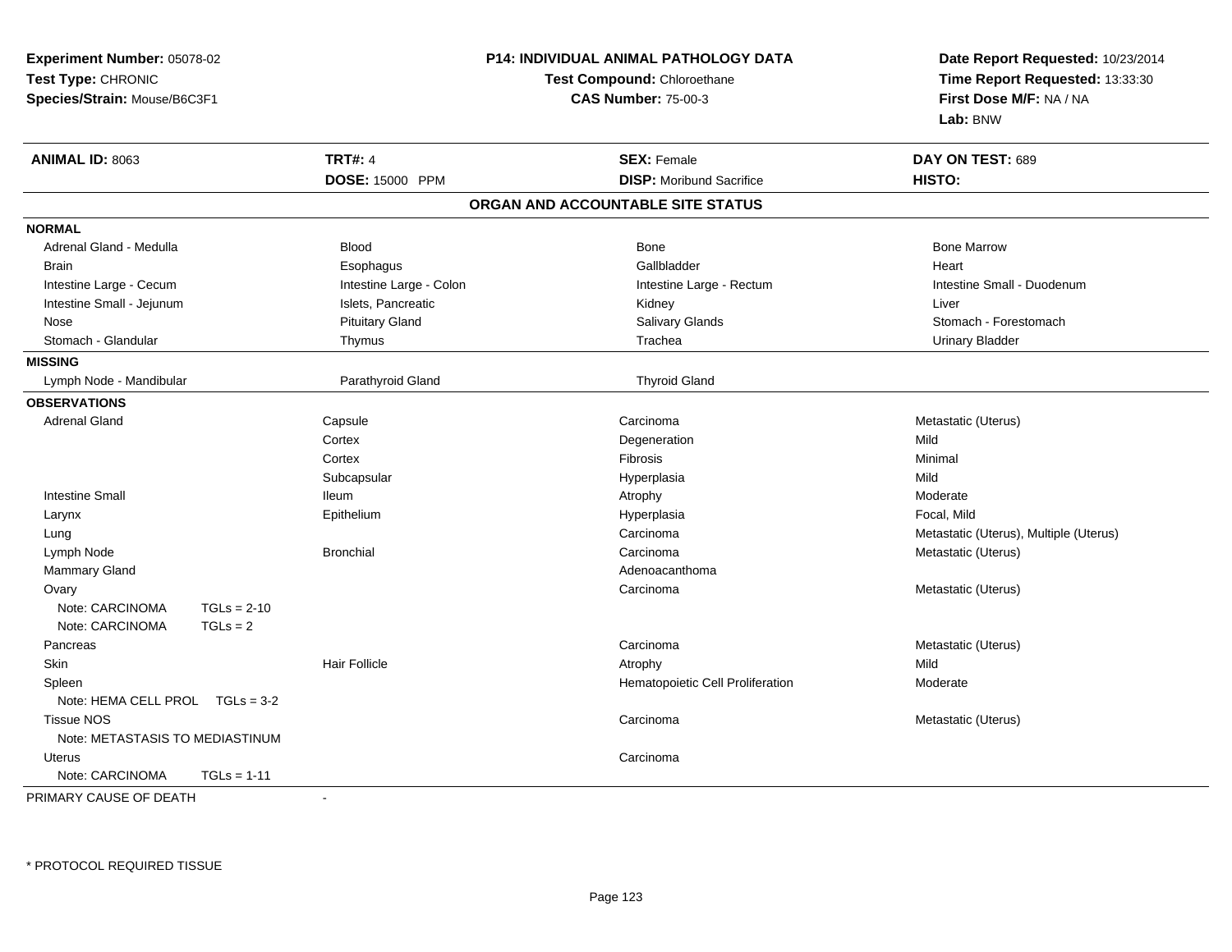**Experiment Number:** 05078-02
**Test Type:** CHRONIC
**Species/Strain:** Mouse/B6C3F1

**P14: INDIVIDUAL ANIMAL PATHOLOGY DATA**
**Test Compound:** Chloroethane
**CAS Number:** 75-00-3

**Date Report Requested:** 10/23/2014
**Time Report Requested:** 13:33:30
**First Dose M/F:** NA / NA
**Lab:** BNW

| **ANIMAL ID:** 8063 | **TRT#:** 4 | **SEX:** Female | **DAY ON TEST:** 689 |
|---|---|---|---|
| | **DOSE:** 15000 PPM | **DISP:** Moribund Sacrifice | **HISTO:** |

## ORGAN AND ACCOUNTABLE SITE STATUS

| | | | |
|---|---|---|---|
| **NORMAL** | | | |
| Adrenal Gland - Medulla | Blood | Bone | Bone Marrow |
| Brain | Esophagus | Gallbladder | Heart |
| Intestine Large - Cecum | Intestine Large - Colon | Intestine Large - Rectum | Intestine Small - Duodenum |
| Intestine Small - Jejunum | Islets, Pancreatic | Kidney | Liver |
| Nose | Pituitary Gland | Salivary Glands | Stomach - Forestomach |
| Stomach - Glandular | Thymus | Trachea | Urinary Bladder |
| **MISSING** | | | |
| Lymph Node - Mandibular | Parathyroid Gland | Thyroid Gland | |
| **OBSERVATIONS** | | | |
| Adrenal Gland | Capsule | Carcinoma | Metastatic (Uterus) |
| | Cortex | Degeneration | Mild |
| | Cortex | Fibrosis | Minimal |
| | Subcapsular | Hyperplasia | Mild |
| Intestine Small | Ileum | Atrophy | Moderate |
| Larynx | Epithelium | Hyperplasia | Focal, Mild |
| Lung | | Carcinoma | Metastatic (Uterus), Multiple (Uterus) |
| Lymph Node | Bronchial | Carcinoma | Metastatic (Uterus) |
| Mammary Gland | | Adenoacanthoma | |
| Ovary | | Carcinoma | Metastatic (Uterus) |
| Note: CARCINOMA TGLs = 2-10 | | | |
| Note: CARCINOMA TGLs = 2 | | | |
| Pancreas | | Carcinoma | Metastatic (Uterus) |
| Skin | Hair Follicle | Atrophy | Mild |
| Spleen | | Hematopoietic Cell Proliferation | Moderate |
| Note: HEMA CELL PROL TGLs = 3-2 | | | |
| Tissue NOS | | Carcinoma | Metastatic (Uterus) |
| Note: METASTASIS TO MEDIASTINUM | | | |
| Uterus | | Carcinoma | |
| Note: CARCINOMA TGLs = 1-11 | | | |

PRIMARY CAUSE OF DEATH -

* PROTOCOL REQUIRED TISSUE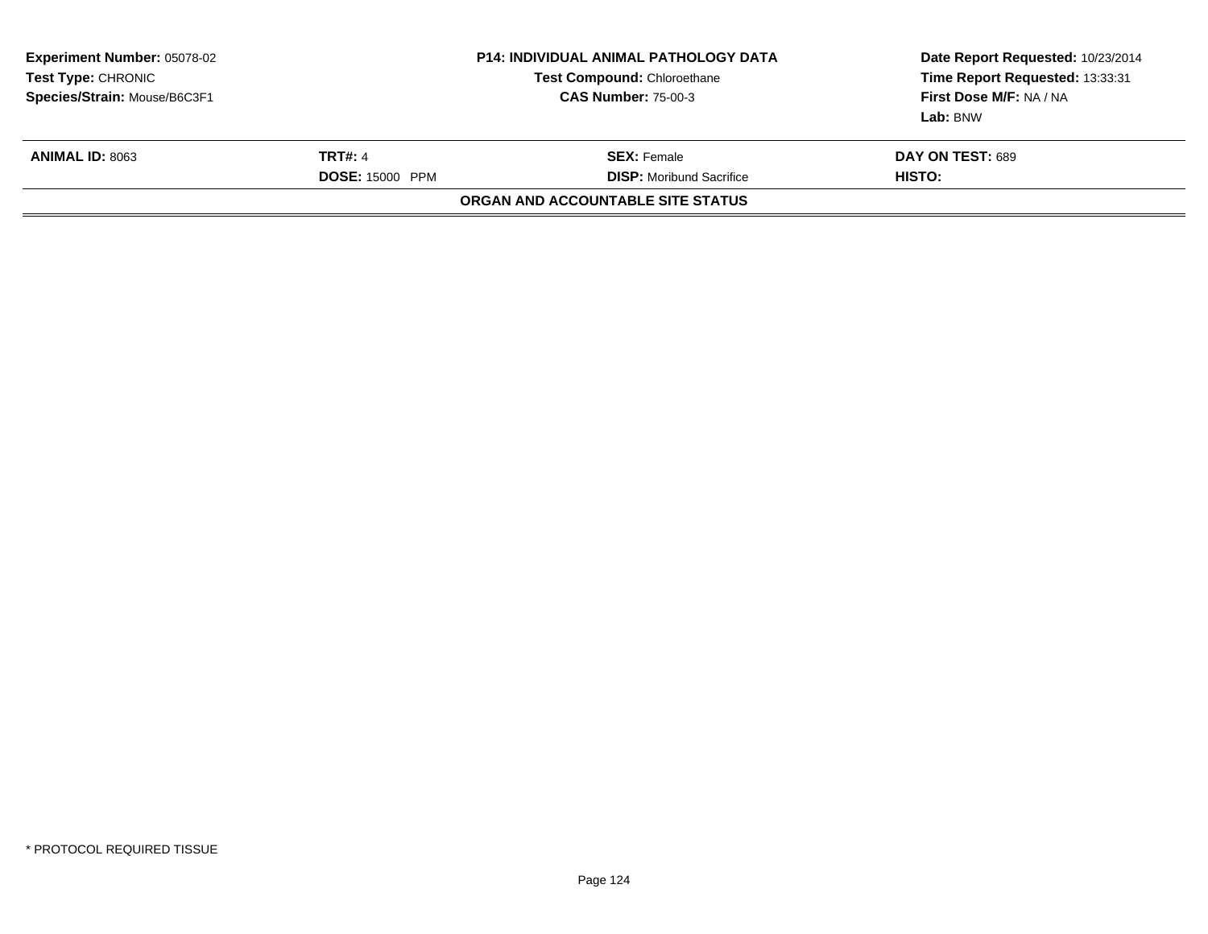**Experiment Number:** 05078-02
**Test Type:** CHRONIC
**Species/Strain:** Mouse/B6C3F1

**P14: INDIVIDUAL ANIMAL PATHOLOGY DATA**
**Test Compound:** Chloroethane
**CAS Number:** 75-00-3

**Date Report Requested:** 10/23/2014
**Time Report Requested:** 13:33:31
**First Dose M/F:** NA / NA
**Lab:** BNW

| **ANIMAL ID:** 8063 | **TRT#:** 4 | **SEX:** Female | **DAY ON TEST:** 689 |
|---|---|---|---|
| | **DOSE:** 15000 PPM | **DISP:** Moribund Sacrifice | **HISTO:** |

**ORGAN AND ACCOUNTABLE SITE STATUS**

* PROTOCOL REQUIRED TISSUE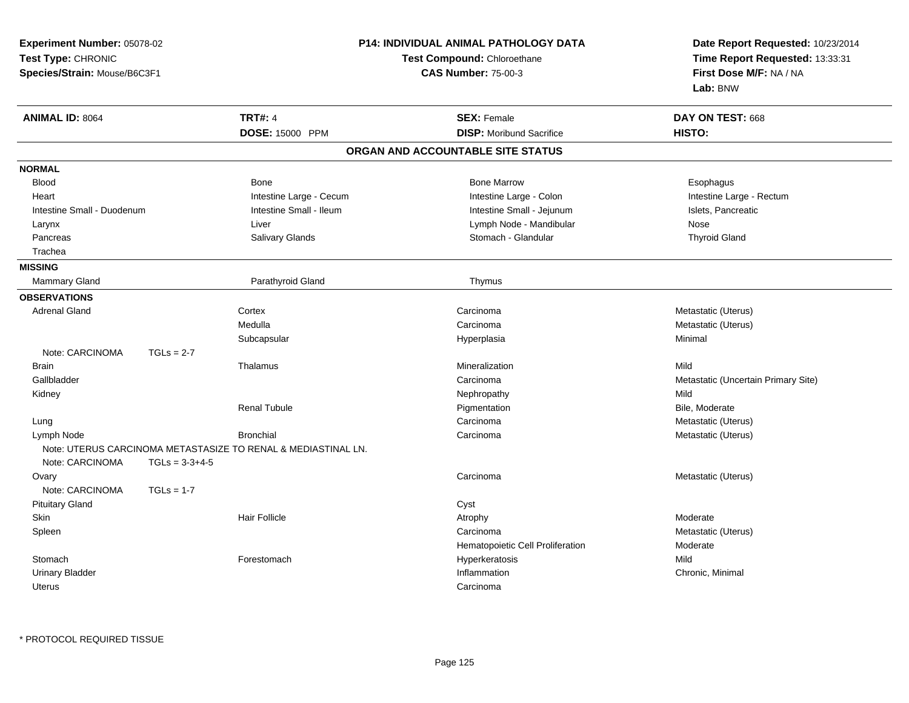**Experiment Number:** 05078-02
**Test Type:** CHRONIC
**Species/Strain:** Mouse/B6C3F1

**P14: INDIVIDUAL ANIMAL PATHOLOGY DATA**
**Test Compound:** Chloroethane
**CAS Number:** 75-00-3

**Date Report Requested:** 10/23/2014
**Time Report Requested:** 13:33:31
**First Dose M/F:** NA / NA
**Lab:** BNW

| **ANIMAL ID:** 8064 | **TRT#:** 4 | **SEX:** Female | **DAY ON TEST:** 668 |
|---|---|---|---|
| | **DOSE:** 15000 PPM | **DISP:** Moribund Sacrifice | **HISTO:** |

## ORGAN AND ACCOUNTABLE SITE STATUS

**NORMAL**

| | | | |
|---|---|---|---|
| Blood | Bone | Bone Marrow | Esophagus |
| Heart | Intestine Large - Cecum | Intestine Large - Colon | Intestine Large - Rectum |
| Intestine Small - Duodenum | Intestine Small - Ileum | Intestine Small - Jejunum | Islets, Pancreatic |
| Larynx | Liver | Lymph Node - Mandibular | Nose |
| Pancreas | Salivary Glands | Stomach - Glandular | Thyroid Gland |
| Trachea | | | |

**MISSING**

| | | |
|---|---|---|
| Mammary Gland | Parathyroid Gland | Thymus |

**OBSERVATIONS**

| Organ | Site | Observation | Qualifier |
|---|---|---|---|
| Adrenal Gland | Cortex | Carcinoma | Metastatic (Uterus) |
| | Medulla | Carcinoma | Metastatic (Uterus) |
| | Subcapsular | Hyperplasia | Minimal |
| Note: CARCINOMA TGLs = 2-7 | | | |
| Brain | Thalamus | Mineralization | Mild |
| Gallbladder | | Carcinoma | Metastatic (Uncertain Primary Site) |
| Kidney | | Nephropathy | Mild |
| | Renal Tubule | Pigmentation | Bile, Moderate |
| Lung | | Carcinoma | Metastatic (Uterus) |
| Lymph Node | Bronchial | Carcinoma | Metastatic (Uterus) |
| Note: UTERUS CARCINOMA METASTASIZE TO RENAL & MEDIASTINAL LN. | | | |
| Note: CARCINOMA TGLs = 3-3+4-5 | | | |
| Ovary | | Carcinoma | Metastatic (Uterus) |
| Note: CARCINOMA TGLs = 1-7 | | | |
| Pituitary Gland | | Cyst | |
| Skin | Hair Follicle | Atrophy | Moderate |
| Spleen | | Carcinoma | Metastatic (Uterus) |
| | | Hematopoietic Cell Proliferation | Moderate |
| Stomach | Forestomach | Hyperkeratosis | Mild |
| Urinary Bladder | | Inflammation | Chronic, Minimal |
| Uterus | | Carcinoma | |

* PROTOCOL REQUIRED TISSUE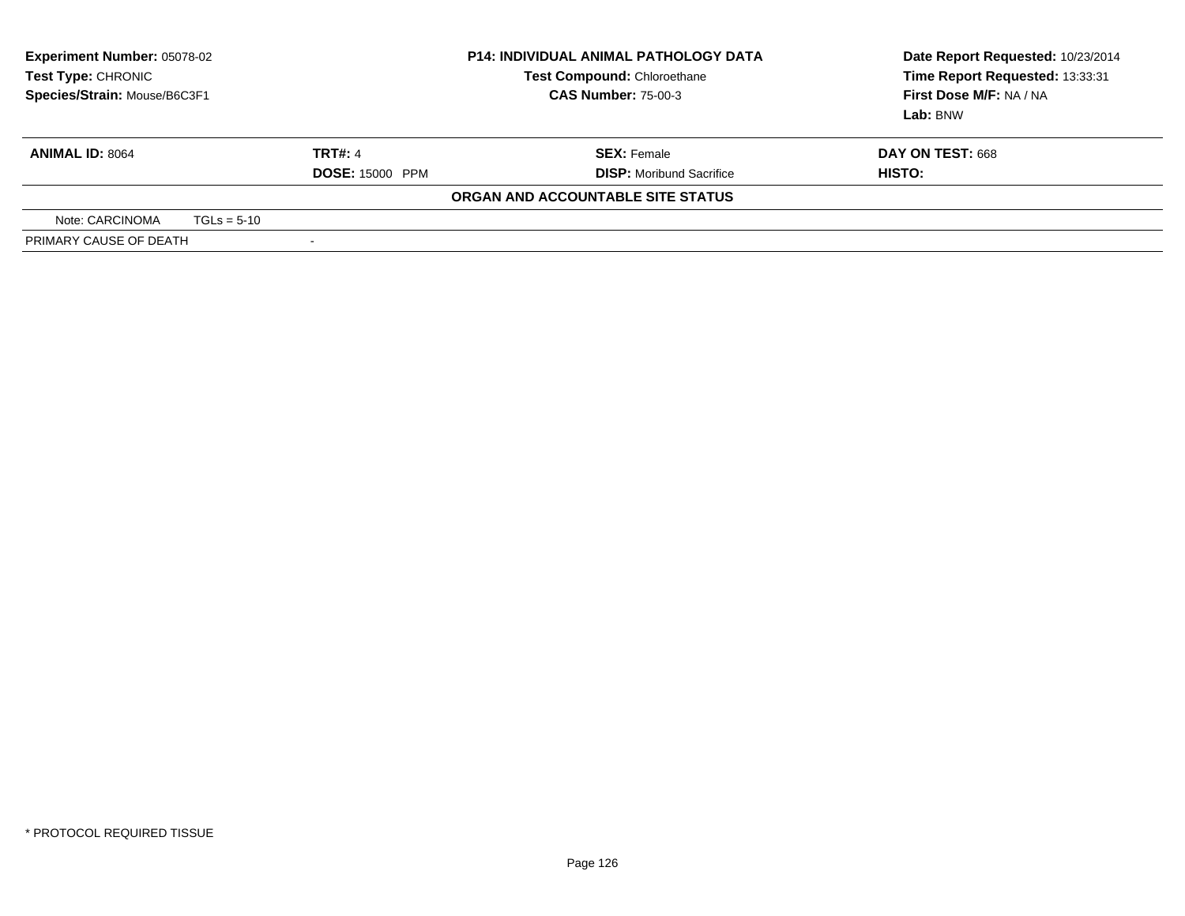**Experiment Number:** 05078-02
**Test Type:** CHRONIC
**Species/Strain:** Mouse/B6C3F1

**P14: INDIVIDUAL ANIMAL PATHOLOGY DATA**
**Test Compound:** Chloroethane
**CAS Number:** 75-00-3

**Date Report Requested:** 10/23/2014
**Time Report Requested:** 13:33:31
**First Dose M/F:** NA / NA
**Lab:** BNW

| **ANIMAL ID:** 8064 | **TRT#:** 4 | **SEX:** Female | **DAY ON TEST:** 668 |
|---|---|---|---|
| | **DOSE:** 15000 PPM | **DISP:** Moribund Sacrifice | **HISTO:** |

**ORGAN AND ACCOUNTABLE SITE STATUS**

| Note: CARCINOMA | TGLs = 5-10 |
|---|---|
| PRIMARY CAUSE OF DEATH | - |

* PROTOCOL REQUIRED TISSUE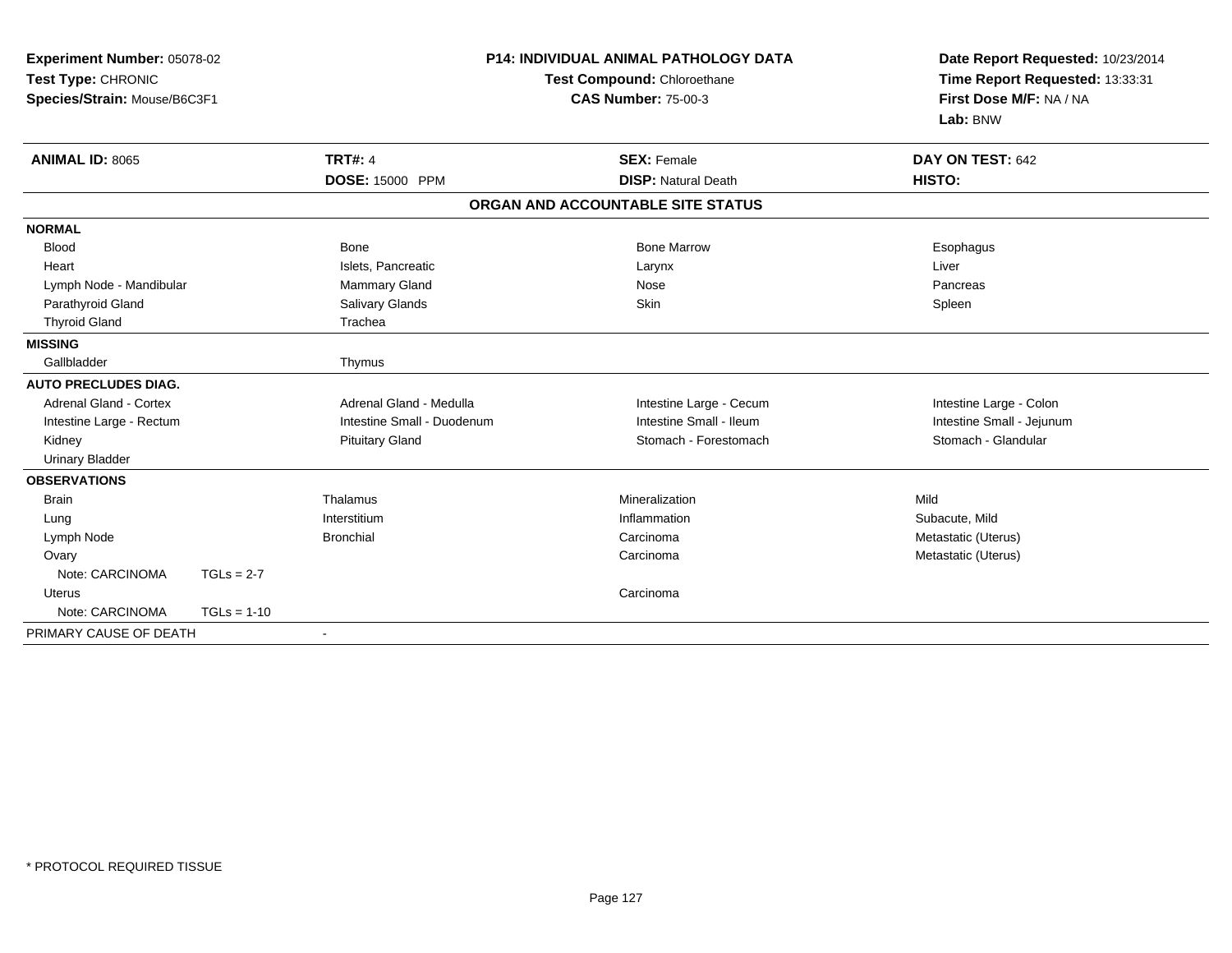**Experiment Number:** 05078-02
**Test Type:** CHRONIC
**Species/Strain:** Mouse/B6C3F1

**P14: INDIVIDUAL ANIMAL PATHOLOGY DATA**
**Test Compound:** Chloroethane
**CAS Number:** 75-00-3

**Date Report Requested:** 10/23/2014
**Time Report Requested:** 13:33:31
**First Dose M/F:** NA / NA
**Lab:** BNW

| **ANIMAL ID:** 8065 | **TRT#:** 4 | **SEX:** Female | **DAY ON TEST:** 642 |
|---|---|---|---|
| | **DOSE:** 15000 PPM | **DISP:** Natural Death | **HISTO:** |

**ORGAN AND ACCOUNTABLE SITE STATUS**

| | | | |
|---|---|---|---|
| **NORMAL** | | | |
| Blood | Bone | Bone Marrow | Esophagus |
| Heart | Islets, Pancreatic | Larynx | Liver |
| Lymph Node - Mandibular | Mammary Gland | Nose | Pancreas |
| Parathyroid Gland | Salivary Glands | Skin | Spleen |
| Thyroid Gland | Trachea | | |
| **MISSING** | | | |
| Gallbladder | Thymus | | |
| **AUTO PRECLUDES DIAG.** | | | |
| Adrenal Gland - Cortex | Adrenal Gland - Medulla | Intestine Large - Cecum | Intestine Large - Colon |
| Intestine Large - Rectum | Intestine Small - Duodenum | Intestine Small - Ileum | Intestine Small - Jejunum |
| Kidney | Pituitary Gland | Stomach - Forestomach | Stomach - Glandular |
| Urinary Bladder | | | |
| **OBSERVATIONS** | | | |
| Brain | Thalamus | Mineralization | Mild |
| Lung | Interstitium | Inflammation | Subacute, Mild |
| Lymph Node | Bronchial | Carcinoma | Metastatic (Uterus) |
| Ovary | | Carcinoma | Metastatic (Uterus) |
| Note: CARCINOMA TGLs = 2-7 | | | |
| Uterus | | Carcinoma | |
| Note: CARCINOMA TGLs = 1-10 | | | |
| PRIMARY CAUSE OF DEATH | - | | |

* PROTOCOL REQUIRED TISSUE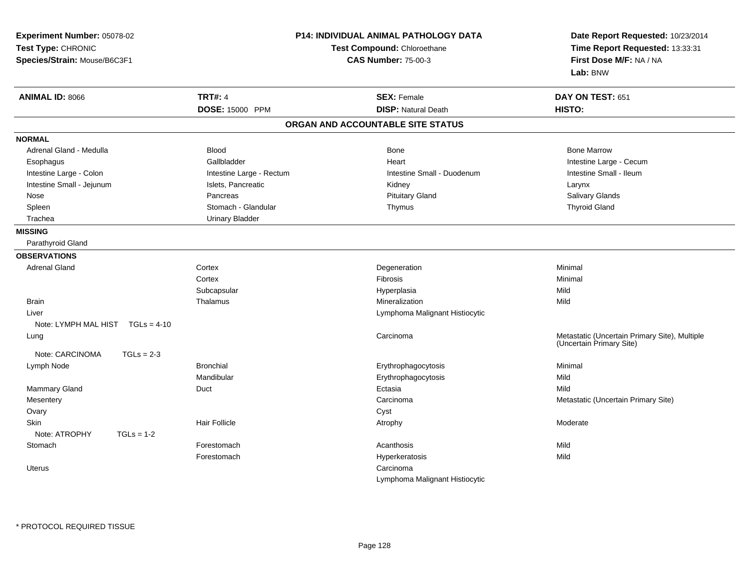**Experiment Number:** 05078-02
**Test Type:** CHRONIC
**Species/Strain:** Mouse/B6C3F1

**P14: INDIVIDUAL ANIMAL PATHOLOGY DATA**
**Test Compound:** Chloroethane
**CAS Number:** 75-00-3

**Date Report Requested:** 10/23/2014
**Time Report Requested:** 13:33:31
**First Dose M/F:** NA / NA
**Lab:** BNW

| **ANIMAL ID:** 8066 | **TRT#:** 4 | **SEX:** Female | **DAY ON TEST:** 651 |
|---|---|---|---|
| | **DOSE:** 15000 PPM | **DISP:** Natural Death | **HISTO:** |

## ORGAN AND ACCOUNTABLE SITE STATUS

**NORMAL**

| | | | |
|---|---|---|---|
| Adrenal Gland - Medulla | Blood | Bone | Bone Marrow |
| Esophagus | Gallbladder | Heart | Intestine Large - Cecum |
| Intestine Large - Colon | Intestine Large - Rectum | Intestine Small - Duodenum | Intestine Small - Ileum |
| Intestine Small - Jejunum | Islets, Pancreatic | Kidney | Larynx |
| Nose | Pancreas | Pituitary Gland | Salivary Glands |
| Spleen | Stomach - Glandular | Thymus | Thyroid Gland |
| Trachea | Urinary Bladder | | |

**MISSING**

Parathyroid Gland

**OBSERVATIONS**

| | | | |
|---|---|---|---|
| Adrenal Gland | Cortex | Degeneration | Minimal |
| | Cortex | Fibrosis | Minimal |
| | Subcapsular | Hyperplasia | Mild |
| Brain | Thalamus | Mineralization | Mild |
| Liver | | Lymphoma Malignant Histiocytic | |
| Note: LYMPH MAL HIST TGLs = 4-10 | | | |
| Lung | | Carcinoma | Metastatic (Uncertain Primary Site), Multiple (Uncertain Primary Site) |
| Note: CARCINOMA TGLs = 2-3 | | | |
| Lymph Node | Bronchial | Erythrophagocytosis | Minimal |
| | Mandibular | Erythrophagocytosis | Mild |
| Mammary Gland | Duct | Ectasia | Mild |
| Mesentery | | Carcinoma | Metastatic (Uncertain Primary Site) |
| Ovary | | Cyst | |
| Skin | Hair Follicle | Atrophy | Moderate |
| Note: ATROPHY TGLs = 1-2 | | | |
| Stomach | Forestomach | Acanthosis | Mild |
| | Forestomach | Hyperkeratosis | Mild |
| Uterus | | Carcinoma | |
| | | Lymphoma Malignant Histiocytic | |

\* PROTOCOL REQUIRED TISSUE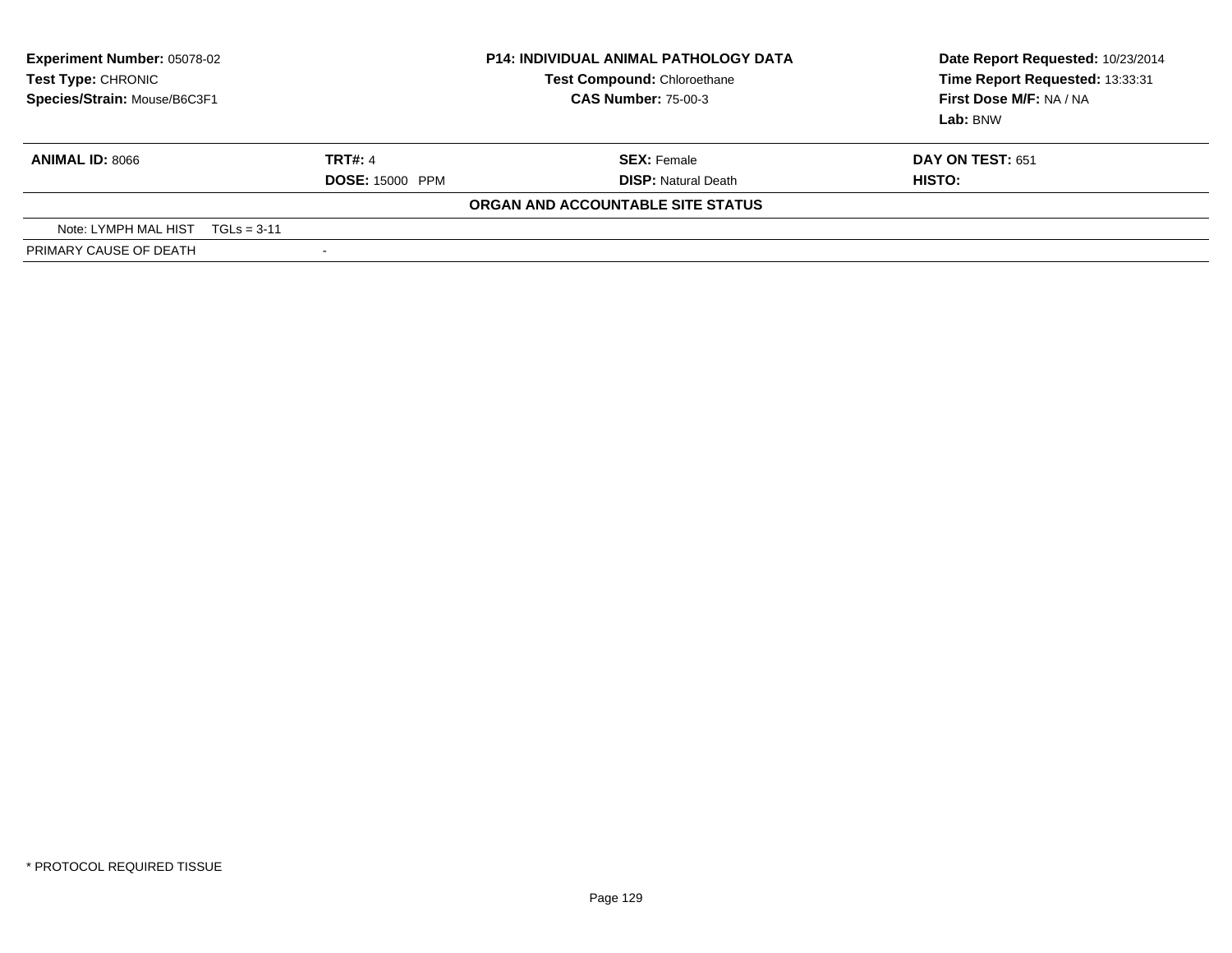**Experiment Number:** 05078-02
**Test Type:** CHRONIC
**Species/Strain:** Mouse/B6C3F1

**P14: INDIVIDUAL ANIMAL PATHOLOGY DATA**
**Test Compound:** Chloroethane
**CAS Number:** 75-00-3

**Date Report Requested:** 10/23/2014
**Time Report Requested:** 13:33:31
**First Dose M/F:** NA / NA
**Lab:** BNW

| **ANIMAL ID:** 8066 | **TRT#:** 4 | **SEX:** Female | **DAY ON TEST:** 651 |
|---|---|---|---|
| | **DOSE:** 15000 PPM | **DISP:** Natural Death | **HISTO:** |

**ORGAN AND ACCOUNTABLE SITE STATUS**

| | |
|---|---|
| Note: LYMPH MAL HIST TGLs = 3-11 | |
| PRIMARY CAUSE OF DEATH | - |

* PROTOCOL REQUIRED TISSUE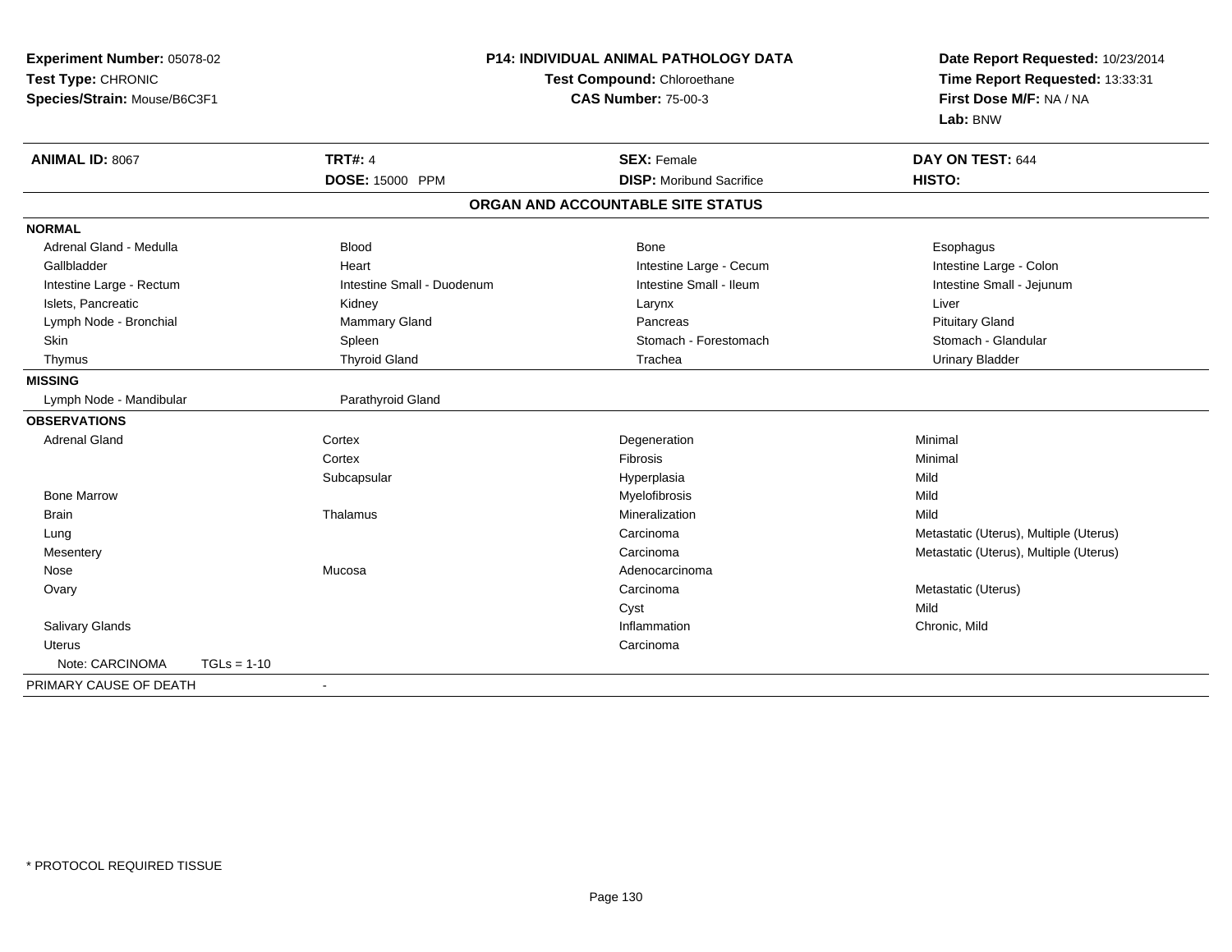**Experiment Number:** 05078-02
**Test Type:** CHRONIC
**Species/Strain:** Mouse/B6C3F1

**P14: INDIVIDUAL ANIMAL PATHOLOGY DATA**
**Test Compound:** Chloroethane
**CAS Number:** 75-00-3

**Date Report Requested:** 10/23/2014
**Time Report Requested:** 13:33:31
**First Dose M/F:** NA / NA
**Lab:** BNW

| **ANIMAL ID:** 8067 | **TRT#:** 4 | **SEX:** Female | **DAY ON TEST:** 644 |
|---|---|---|---|
| | **DOSE:** 15000 PPM | **DISP:** Moribund Sacrifice | **HISTO:** |

## ORGAN AND ACCOUNTABLE SITE STATUS

**NORMAL**

| | | | |
|---|---|---|---|
| Adrenal Gland - Medulla | Blood | Bone | Esophagus |
| Gallbladder | Heart | Intestine Large - Cecum | Intestine Large - Colon |
| Intestine Large - Rectum | Intestine Small - Duodenum | Intestine Small - Ileum | Intestine Small - Jejunum |
| Islets, Pancreatic | Kidney | Larynx | Liver |
| Lymph Node - Bronchial | Mammary Gland | Pancreas | Pituitary Gland |
| Skin | Spleen | Stomach - Forestomach | Stomach - Glandular |
| Thymus | Thyroid Gland | Trachea | Urinary Bladder |

**MISSING**

| | |
|---|---|
| Lymph Node - Mandibular | Parathyroid Gland |

**OBSERVATIONS**

| | | | |
|---|---|---|---|
| Adrenal Gland | Cortex | Degeneration | Minimal |
| | Cortex | Fibrosis | Minimal |
| | Subcapsular | Hyperplasia | Mild |
| Bone Marrow | | Myelofibrosis | Mild |
| Brain | Thalamus | Mineralization | Mild |
| Lung | | Carcinoma | Metastatic (Uterus), Multiple (Uterus) |
| Mesentery | | Carcinoma | Metastatic (Uterus), Multiple (Uterus) |
| Nose | Mucosa | Adenocarcinoma | |
| Ovary | | Carcinoma | Metastatic (Uterus) |
| | | Cyst | Mild |
| Salivary Glands | | Inflammation | Chronic, Mild |
| Uterus | | Carcinoma | |

Note: CARCINOMA TGLs = 1-10

PRIMARY CAUSE OF DEATH -

* PROTOCOL REQUIRED TISSUE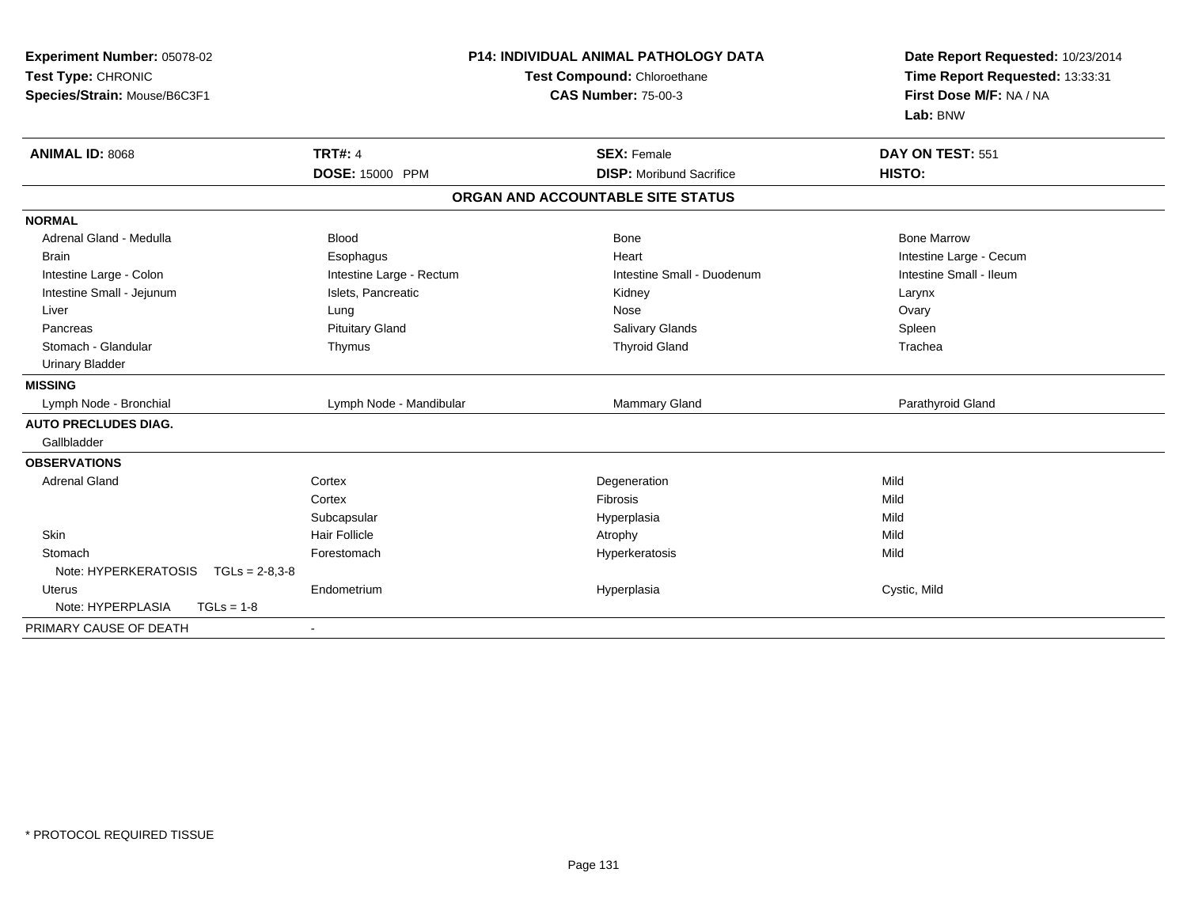**Experiment Number:** 05078-02
**Test Type:** CHRONIC
**Species/Strain:** Mouse/B6C3F1

**P14: INDIVIDUAL ANIMAL PATHOLOGY DATA**
**Test Compound:** Chloroethane
**CAS Number:** 75-00-3

**Date Report Requested:** 10/23/2014
**Time Report Requested:** 13:33:31
**First Dose M/F:** NA / NA
**Lab:** BNW

| **ANIMAL ID:** 8068 | **TRT#:** 4 | **SEX:** Female | **DAY ON TEST:** 551 |
|---|---|---|---|
| | **DOSE:** 15000 PPM | **DISP:** Moribund Sacrifice | **HISTO:** |

## ORGAN AND ACCOUNTABLE SITE STATUS

| | | | |
|---|---|---|---|
| **NORMAL** | | | |
| Adrenal Gland - Medulla | Blood | Bone | Bone Marrow |
| Brain | Esophagus | Heart | Intestine Large - Cecum |
| Intestine Large - Colon | Intestine Large - Rectum | Intestine Small - Duodenum | Intestine Small - Ileum |
| Intestine Small - Jejunum | Islets, Pancreatic | Kidney | Larynx |
| Liver | Lung | Nose | Ovary |
| Pancreas | Pituitary Gland | Salivary Glands | Spleen |
| Stomach - Glandular | Thymus | Thyroid Gland | Trachea |
| Urinary Bladder | | | |
| **MISSING** | | | |
| Lymph Node - Bronchial | Lymph Node - Mandibular | Mammary Gland | Parathyroid Gland |
| **AUTO PRECLUDES DIAG.** | | | |
| Gallbladder | | | |
| **OBSERVATIONS** | | | |
| Adrenal Gland | Cortex | Degeneration | Mild |
| | Cortex | Fibrosis | Mild |
| | Subcapsular | Hyperplasia | Mild |
| Skin | Hair Follicle | Atrophy | Mild |
| Stomach | Forestomach | Hyperkeratosis | Mild |
| Note: HYPERKERATOSIS TGLs = 2-8,3-8 | | | |
| Uterus | Endometrium | Hyperplasia | Cystic, Mild |
| Note: HYPERPLASIA TGLs = 1-8 | | | |
| PRIMARY CAUSE OF DEATH | - | | |

* PROTOCOL REQUIRED TISSUE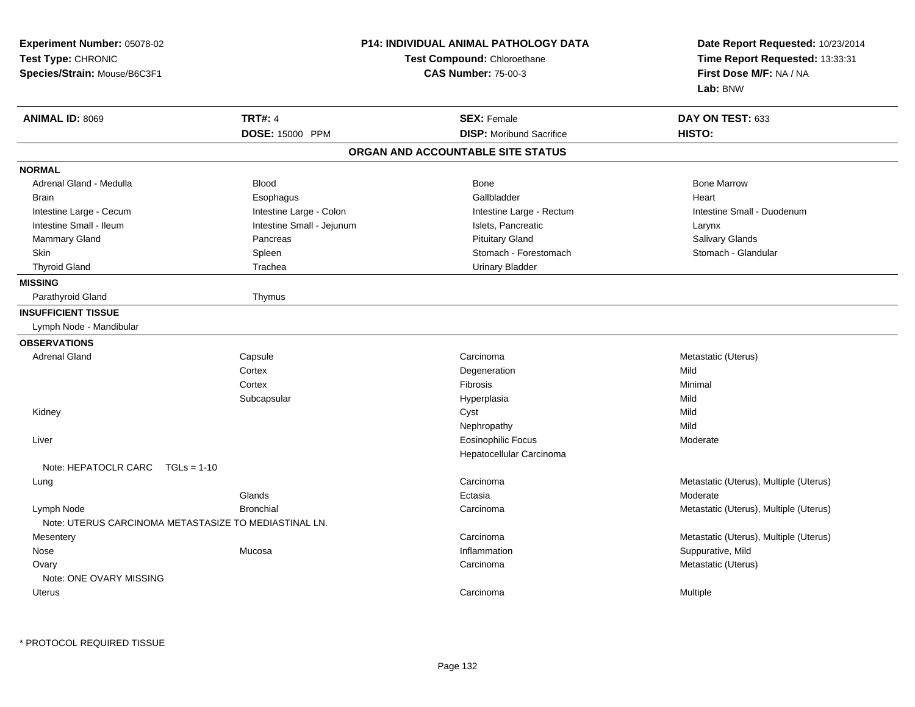**Experiment Number:** 05078-02
**Test Type:** CHRONIC
**Species/Strain:** Mouse/B6C3F1

**P14: INDIVIDUAL ANIMAL PATHOLOGY DATA**
**Test Compound:** Chloroethane
**CAS Number:** 75-00-3

**Date Report Requested:** 10/23/2014
**Time Report Requested:** 13:33:31
**First Dose M/F:** NA / NA
**Lab:** BNW

| **ANIMAL ID:** 8069 | **TRT#:** 4 | **SEX:** Female | **DAY ON TEST:** 633 |
|---|---|---|---|
| | **DOSE:** 15000 PPM | **DISP:** Moribund Sacrifice | **HISTO:** |

## ORGAN AND ACCOUNTABLE SITE STATUS

| | | | |
|---|---|---|---|
| **NORMAL** | | | |
| Adrenal Gland - Medulla | Blood | Bone | Bone Marrow |
| Brain | Esophagus | Gallbladder | Heart |
| Intestine Large - Cecum | Intestine Large - Colon | Intestine Large - Rectum | Intestine Small - Duodenum |
| Intestine Small - Ileum | Intestine Small - Jejunum | Islets, Pancreatic | Larynx |
| Mammary Gland | Pancreas | Pituitary Gland | Salivary Glands |
| Skin | Spleen | Stomach - Forestomach | Stomach - Glandular |
| Thyroid Gland | Trachea | Urinary Bladder | |
| **MISSING** | | | |
| Parathyroid Gland | Thymus | | |
| **INSUFFICIENT TISSUE** | | | |
| Lymph Node - Mandibular | | | |
| **OBSERVATIONS** | | | |
| Adrenal Gland | Capsule | Carcinoma | Metastatic (Uterus) |
| | Cortex | Degeneration | Mild |
| | Cortex | Fibrosis | Minimal |
| | Subcapsular | Hyperplasia | Mild |
| Kidney | | Cyst | Mild |
| | | Nephropathy | Mild |
| Liver | | Eosinophilic Focus | Moderate |
| | | Hepatocellular Carcinoma | |
| Note: HEPATOCLR CARC TGLs = 1-10 | | | |
| Lung | | Carcinoma | Metastatic (Uterus), Multiple (Uterus) |
| | Glands | Ectasia | Moderate |
| Lymph Node | Bronchial | Carcinoma | Metastatic (Uterus), Multiple (Uterus) |
| Note: UTERUS CARCINOMA METASTASIZE TO MEDIASTINAL LN. | | | |
| Mesentery | | Carcinoma | Metastatic (Uterus), Multiple (Uterus) |
| Nose | Mucosa | Inflammation | Suppurative, Mild |
| Ovary | | Carcinoma | Metastatic (Uterus) |
| Note: ONE OVARY MISSING | | | |
| Uterus | | Carcinoma | Multiple |

* PROTOCOL REQUIRED TISSUE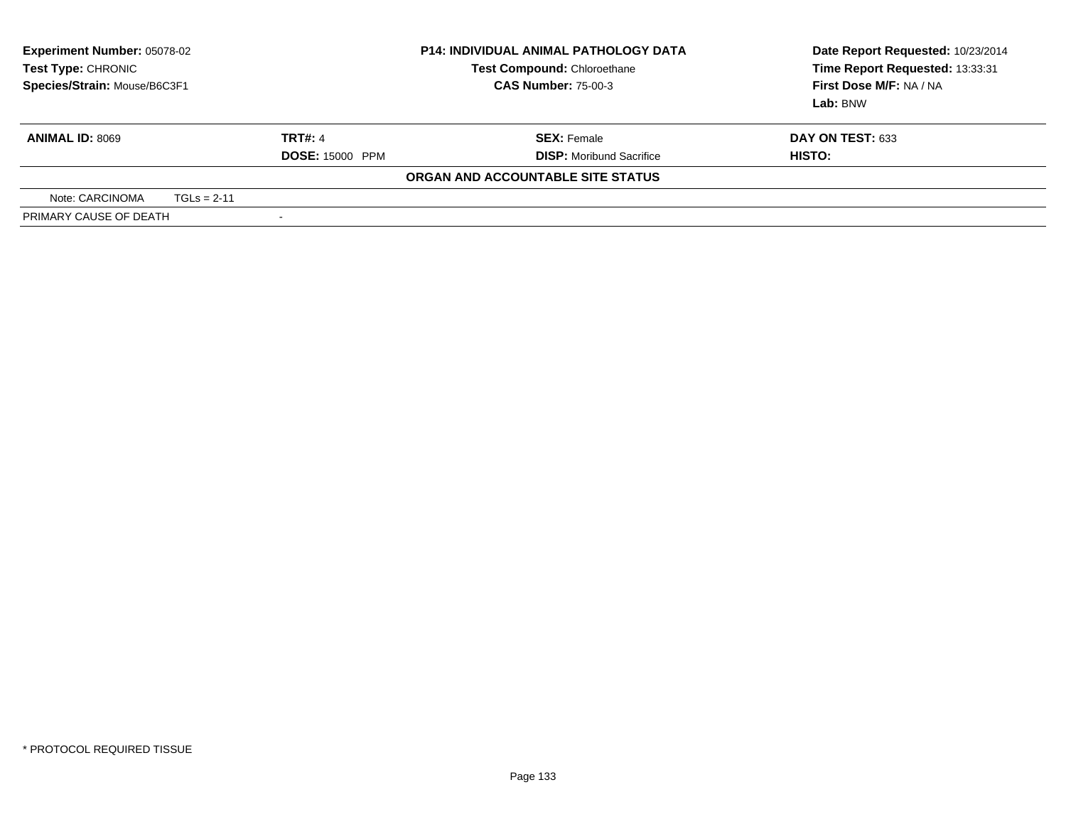**Experiment Number:** 05078-02
**Test Type:** CHRONIC
**Species/Strain:** Mouse/B6C3F1

**P14: INDIVIDUAL ANIMAL PATHOLOGY DATA**
**Test Compound:** Chloroethane
**CAS Number:** 75-00-3

**Date Report Requested:** 10/23/2014
**Time Report Requested:** 13:33:31
**First Dose M/F:** NA / NA
**Lab:** BNW

| **ANIMAL ID:** 8069 | **TRT#:** 4 | **SEX:** Female | **DAY ON TEST:** 633 |
|---|---|---|---|
| | **DOSE:** 15000 PPM | **DISP:** Moribund Sacrifice | **HISTO:** |

**ORGAN AND ACCOUNTABLE SITE STATUS**

| Note: CARCINOMA | TGLs = 2-11 |
|---|---|
| PRIMARY CAUSE OF DEATH | - |

\* PROTOCOL REQUIRED TISSUE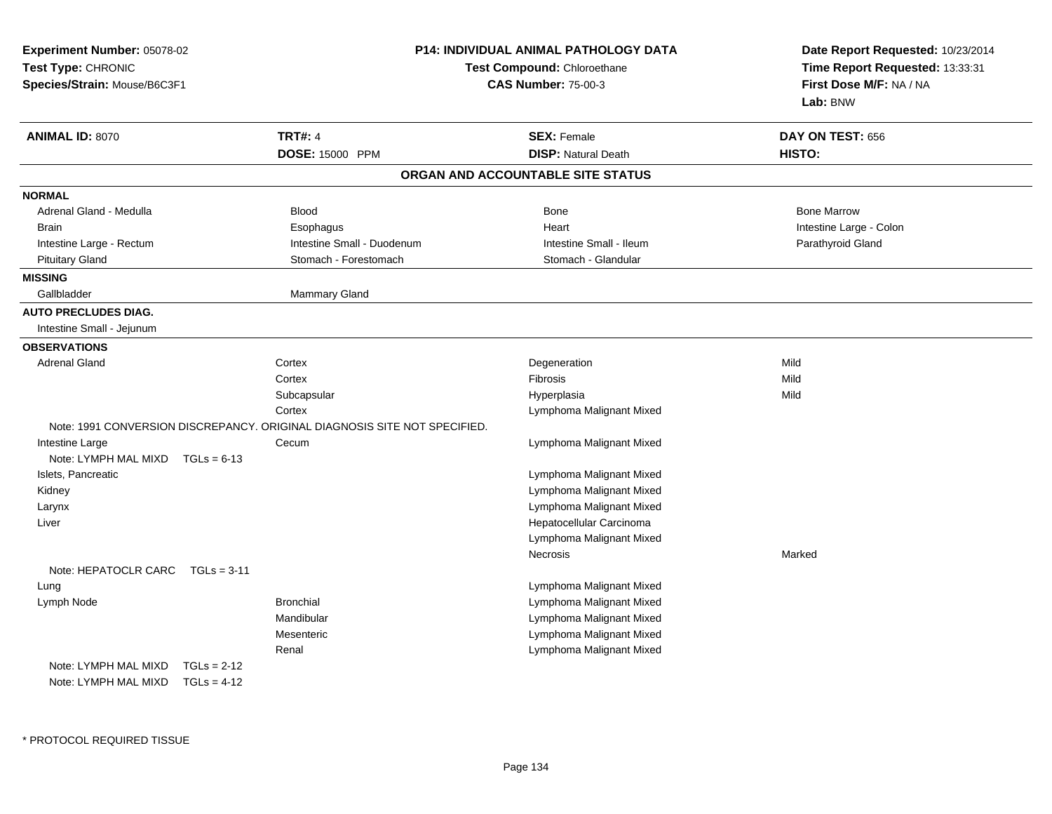**Experiment Number:** 05078-02
**Test Type:** CHRONIC
**Species/Strain:** Mouse/B6C3F1

**P14: INDIVIDUAL ANIMAL PATHOLOGY DATA**
**Test Compound:** Chloroethane
**CAS Number:** 75-00-3

**Date Report Requested:** 10/23/2014
**Time Report Requested:** 13:33:31
**First Dose M/F:** NA / NA
**Lab:** BNW

| **ANIMAL ID:** 8070 | **TRT#:** 4 | **SEX:** Female | **DAY ON TEST:** 656 |
|---|---|---|---|
| | **DOSE:** 15000 PPM | **DISP:** Natural Death | **HISTO:** |

## ORGAN AND ACCOUNTABLE SITE STATUS

**NORMAL**

| | | | |
|---|---|---|---|
| Adrenal Gland - Medulla | Blood | Bone | Bone Marrow |
| Brain | Esophagus | Heart | Intestine Large - Colon |
| Intestine Large - Rectum | Intestine Small - Duodenum | Intestine Small - Ileum | Parathyroid Gland |
| Pituitary Gland | Stomach - Forestomach | Stomach - Glandular | |

**MISSING**

| | |
|---|---|
| Gallbladder | Mammary Gland |

**AUTO PRECLUDES DIAG.**

Intestine Small - Jejunum

**OBSERVATIONS**

| | | | |
|---|---|---|---|
| Adrenal Gland | Cortex | Degeneration | Mild |
| | Cortex | Fibrosis | Mild |
| | Subcapsular | Hyperplasia | Mild |
| | Cortex | Lymphoma Malignant Mixed | |
| Note: 1991 CONVERSION DISCREPANCY. ORIGINAL DIAGNOSIS SITE NOT SPECIFIED. | | | |
| Intestine Large | Cecum | Lymphoma Malignant Mixed | |
| Note: LYMPH MAL MIXD TGLs = 6-13 | | | |
| Islets, Pancreatic | | Lymphoma Malignant Mixed | |
| Kidney | | Lymphoma Malignant Mixed | |
| Larynx | | Lymphoma Malignant Mixed | |
| Liver | | Hepatocellular Carcinoma | |
| | | Lymphoma Malignant Mixed | |
| | | Necrosis | Marked |
| Note: HEPATOCLR CARC TGLs = 3-11 | | | |
| Lung | | Lymphoma Malignant Mixed | |
| Lymph Node | Bronchial | Lymphoma Malignant Mixed | |
| | Mandibular | Lymphoma Malignant Mixed | |
| | Mesenteric | Lymphoma Malignant Mixed | |
| | Renal | Lymphoma Malignant Mixed | |
| Note: LYMPH MAL MIXD TGLs = 2-12 | | | |
| Note: LYMPH MAL MIXD TGLs = 4-12 | | | |

* PROTOCOL REQUIRED TISSUE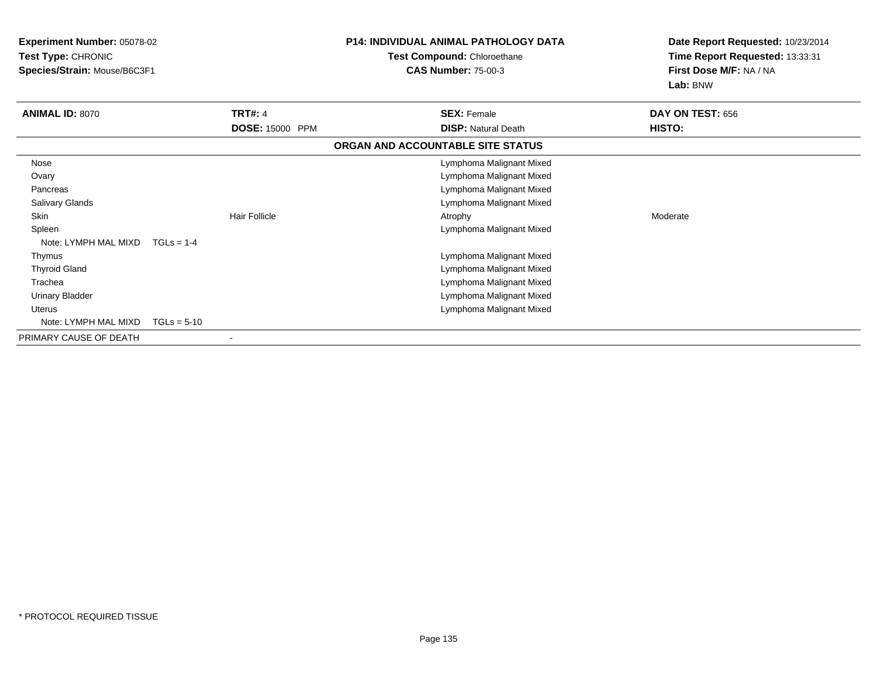**Experiment Number:** 05078-02
**Test Type:** CHRONIC
**Species/Strain:** Mouse/B6C3F1

**P14: INDIVIDUAL ANIMAL PATHOLOGY DATA**
**Test Compound:** Chloroethane
**CAS Number:** 75-00-3

**Date Report Requested:** 10/23/2014
**Time Report Requested:** 13:33:31
**First Dose M/F:** NA / NA
**Lab:** BNW

| **ANIMAL ID:** 8070 | **TRT#:** 4 | **SEX:** Female | **DAY ON TEST:** 656 |
|---|---|---|---|
| | **DOSE:** 15000 PPM | **DISP:** Natural Death | **HISTO:** |

**ORGAN AND ACCOUNTABLE SITE STATUS**

| Organ | Site | Finding | Severity |
|---|---|---|---|
| Nose | | Lymphoma Malignant Mixed | |
| Ovary | | Lymphoma Malignant Mixed | |
| Pancreas | | Lymphoma Malignant Mixed | |
| Salivary Glands | | Lymphoma Malignant Mixed | |
| Skin | Hair Follicle | Atrophy | Moderate |
| Spleen | | Lymphoma Malignant Mixed | |
| Note: LYMPH MAL MIXD TGLs = 1-4 | | | |
| Thymus | | Lymphoma Malignant Mixed | |
| Thyroid Gland | | Lymphoma Malignant Mixed | |
| Trachea | | Lymphoma Malignant Mixed | |
| Urinary Bladder | | Lymphoma Malignant Mixed | |
| Uterus | | Lymphoma Malignant Mixed | |
| Note: LYMPH MAL MIXD TGLs = 5-10 | | | |
| PRIMARY CAUSE OF DEATH | - | | |

\* PROTOCOL REQUIRED TISSUE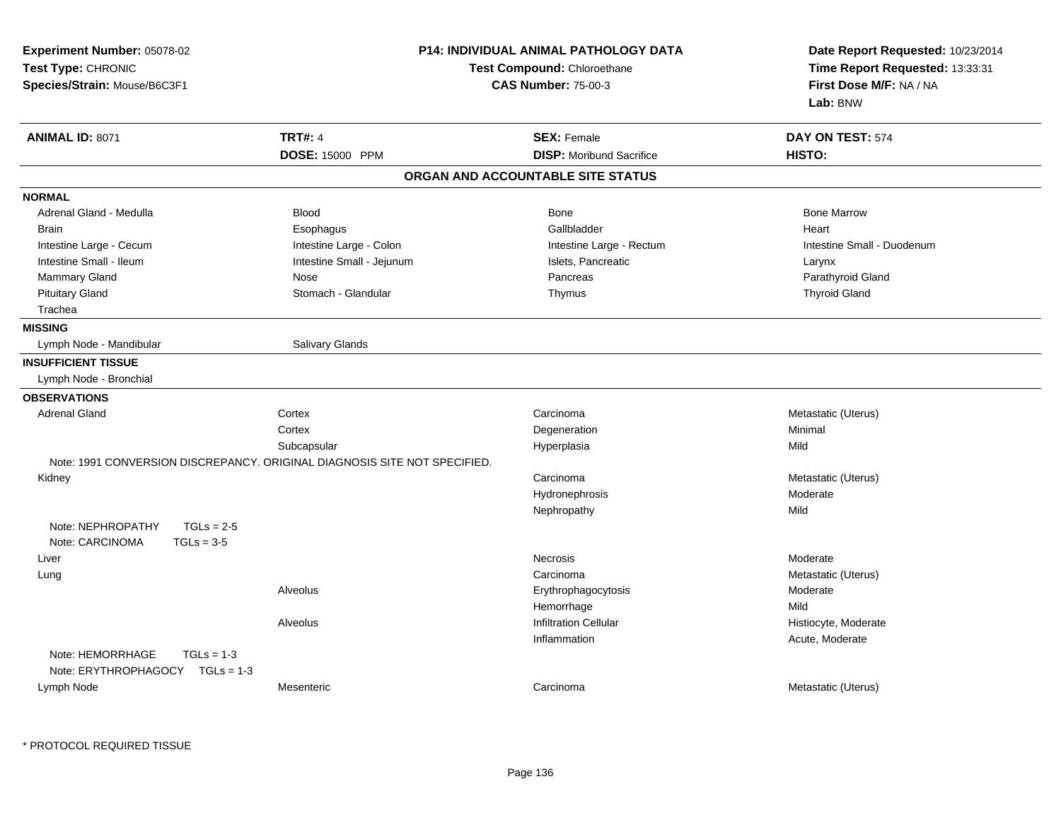**Experiment Number:** 05078-02
**Test Type:** CHRONIC
**Species/Strain:** Mouse/B6C3F1

**P14: INDIVIDUAL ANIMAL PATHOLOGY DATA**
**Test Compound:** Chloroethane
**CAS Number:** 75-00-3

**Date Report Requested:** 10/23/2014
**Time Report Requested:** 13:33:31
**First Dose M/F:** NA / NA
**Lab:** BNW

| **ANIMAL ID:** 8071 | **TRT#:** 4 | **SEX:** Female | **DAY ON TEST:** 574 |
|---|---|---|---|
| | **DOSE:** 15000 PPM | **DISP:** Moribund Sacrifice | **HISTO:** |

## ORGAN AND ACCOUNTABLE SITE STATUS

**NORMAL**

| | | | |
|---|---|---|---|
| Adrenal Gland - Medulla | Blood | Bone | Bone Marrow |
| Brain | Esophagus | Gallbladder | Heart |
| Intestine Large - Cecum | Intestine Large - Colon | Intestine Large - Rectum | Intestine Small - Duodenum |
| Intestine Small - Ileum | Intestine Small - Jejunum | Islets, Pancreatic | Larynx |
| Mammary Gland | Nose | Pancreas | Parathyroid Gland |
| Pituitary Gland | Stomach - Glandular | Thymus | Thyroid Gland |
| Trachea | | | |

**MISSING**

| | |
|---|---|
| Lymph Node - Mandibular | Salivary Glands |

**INSUFFICIENT TISSUE**

Lymph Node - Bronchial

**OBSERVATIONS**

| | | | |
|---|---|---|---|
| Adrenal Gland | Cortex | Carcinoma | Metastatic (Uterus) |
| | Cortex | Degeneration | Minimal |
| | Subcapsular | Hyperplasia | Mild |
| Note: 1991 CONVERSION DISCREPANCY. ORIGINAL DIAGNOSIS SITE NOT SPECIFIED. | | | |
| Kidney | | Carcinoma | Metastatic (Uterus) |
| | | Hydronephrosis | Moderate |
| | | Nephropathy | Mild |
| Note: NEPHROPATHY TGLs = 2-5 | | | |
| Note: CARCINOMA TGLs = 3-5 | | | |
| Liver | | Necrosis | Moderate |
| Lung | | Carcinoma | Metastatic (Uterus) |
| | Alveolus | Erythrophagocytosis | Moderate |
| | | Hemorrhage | Mild |
| | Alveolus | Infiltration Cellular | Histiocyte, Moderate |
| | | Inflammation | Acute, Moderate |
| Note: HEMORRHAGE TGLs = 1-3 | | | |
| Note: ERYTHROPHAGOCY TGLs = 1-3 | | | |
| Lymph Node | Mesenteric | Carcinoma | Metastatic (Uterus) |

* PROTOCOL REQUIRED TISSUE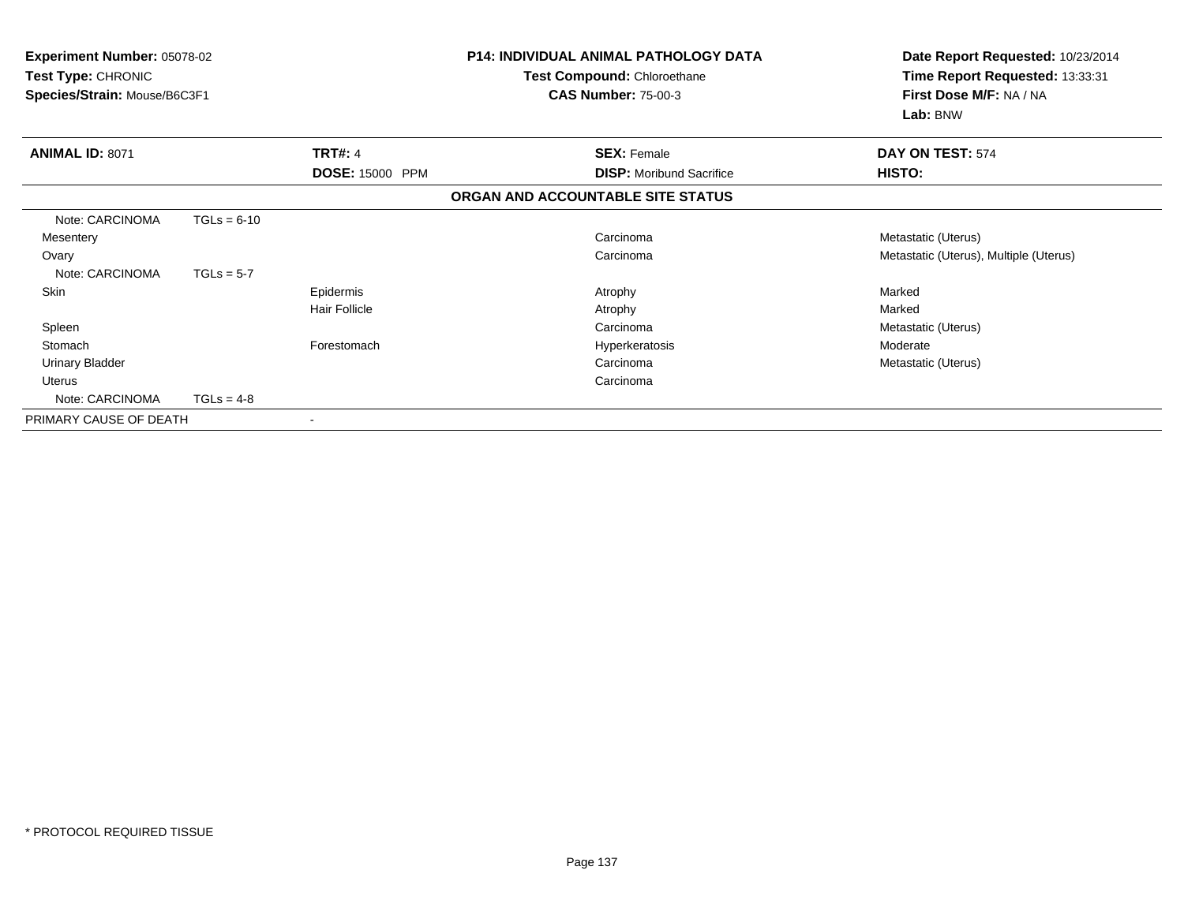**Experiment Number:** 05078-02
**Test Type:** CHRONIC
**Species/Strain:** Mouse/B6C3F1

**P14: INDIVIDUAL ANIMAL PATHOLOGY DATA**
**Test Compound:** Chloroethane
**CAS Number:** 75-00-3

**Date Report Requested:** 10/23/2014
**Time Report Requested:** 13:33:31
**First Dose M/F:** NA / NA
**Lab:** BNW

| **ANIMAL ID:** 8071 | | **TRT#:** 4 | **SEX:** Female | **DAY ON TEST:** 574 |
|---|---|---|---|---|
| | | **DOSE:** 15000 PPM | **DISP:** Moribund Sacrifice | **HISTO:** |

**ORGAN AND ACCOUNTABLE SITE STATUS**

| | | | | |
|---|---|---|---|---|
| Note: CARCINOMA | TGLs = 6-10 | | | |
| Mesentery | | | Carcinoma | Metastatic (Uterus) |
| Ovary | | | Carcinoma | Metastatic (Uterus), Multiple (Uterus) |
| Note: CARCINOMA | TGLs = 5-7 | | | |
| Skin | | Epidermis | Atrophy | Marked |
| | | Hair Follicle | Atrophy | Marked |
| Spleen | | | Carcinoma | Metastatic (Uterus) |
| Stomach | | Forestomach | Hyperkeratosis | Moderate |
| Urinary Bladder | | | Carcinoma | Metastatic (Uterus) |
| Uterus | | | Carcinoma | |
| Note: CARCINOMA | TGLs = 4-8 | | | |
| PRIMARY CAUSE OF DEATH | | - | | |

* PROTOCOL REQUIRED TISSUE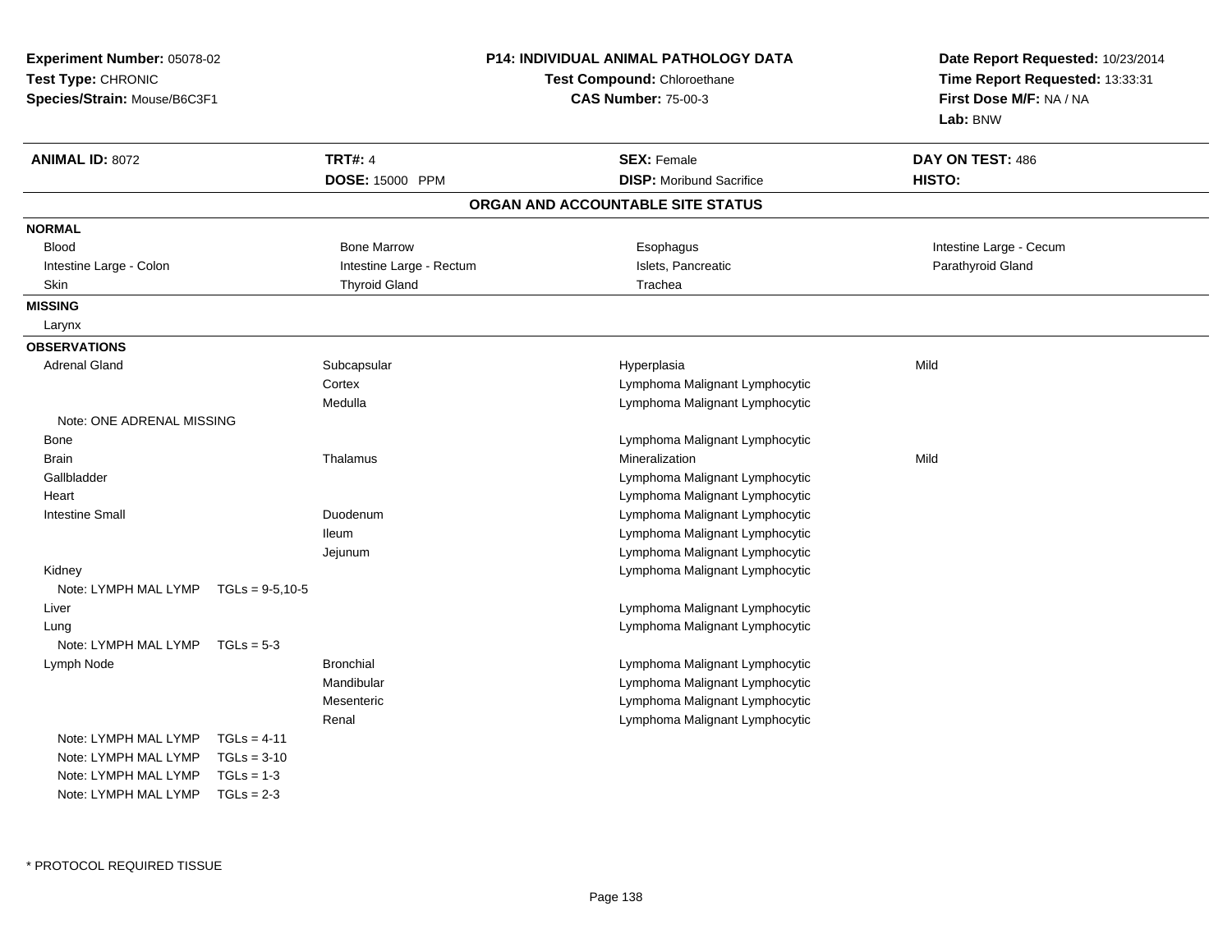**Experiment Number:** 05078-02
**Test Type:** CHRONIC
**Species/Strain:** Mouse/B6C3F1

**P14: INDIVIDUAL ANIMAL PATHOLOGY DATA**
**Test Compound:** Chloroethane
**CAS Number:** 75-00-3

**Date Report Requested:** 10/23/2014
**Time Report Requested:** 13:33:31
**First Dose M/F:** NA / NA
**Lab:** BNW

| **ANIMAL ID:** 8072 | **TRT#:** 4 | **SEX:** Female | **DAY ON TEST:** 486 |
|---|---|---|---|
| | **DOSE:** 15000 PPM | **DISP:** Moribund Sacrifice | **HISTO:** |

## ORGAN AND ACCOUNTABLE SITE STATUS

**NORMAL**

| | | | |
|---|---|---|---|
| Blood | Bone Marrow | Esophagus | Intestine Large - Cecum |
| Intestine Large - Colon | Intestine Large - Rectum | Islets, Pancreatic | Parathyroid Gland |
| Skin | Thyroid Gland | Trachea | |

**MISSING**

Larynx

**OBSERVATIONS**

| | | | |
|---|---|---|---|
| Adrenal Gland | Subcapsular | Hyperplasia | Mild |
| | Cortex | Lymphoma Malignant Lymphocytic | |
| | Medulla | Lymphoma Malignant Lymphocytic | |
| Note: ONE ADRENAL MISSING | | | |
| Bone | | Lymphoma Malignant Lymphocytic | |
| Brain | Thalamus | Mineralization | Mild |
| Gallbladder | | Lymphoma Malignant Lymphocytic | |
| Heart | | Lymphoma Malignant Lymphocytic | |
| Intestine Small | Duodenum | Lymphoma Malignant Lymphocytic | |
| | Ileum | Lymphoma Malignant Lymphocytic | |
| | Jejunum | Lymphoma Malignant Lymphocytic | |
| Kidney | | Lymphoma Malignant Lymphocytic | |
| Note: LYMPH MAL LYMP TGLs = 9-5,10-5 | | | |
| Liver | | Lymphoma Malignant Lymphocytic | |
| Lung | | Lymphoma Malignant Lymphocytic | |
| Note: LYMPH MAL LYMP TGLs = 5-3 | | | |
| Lymph Node | Bronchial | Lymphoma Malignant Lymphocytic | |
| | Mandibular | Lymphoma Malignant Lymphocytic | |
| | Mesenteric | Lymphoma Malignant Lymphocytic | |
| | Renal | Lymphoma Malignant Lymphocytic | |
| Note: LYMPH MAL LYMP TGLs = 4-11 | | | |
| Note: LYMPH MAL LYMP TGLs = 3-10 | | | |
| Note: LYMPH MAL LYMP TGLs = 1-3 | | | |
| Note: LYMPH MAL LYMP TGLs = 2-3 | | | |

* PROTOCOL REQUIRED TISSUE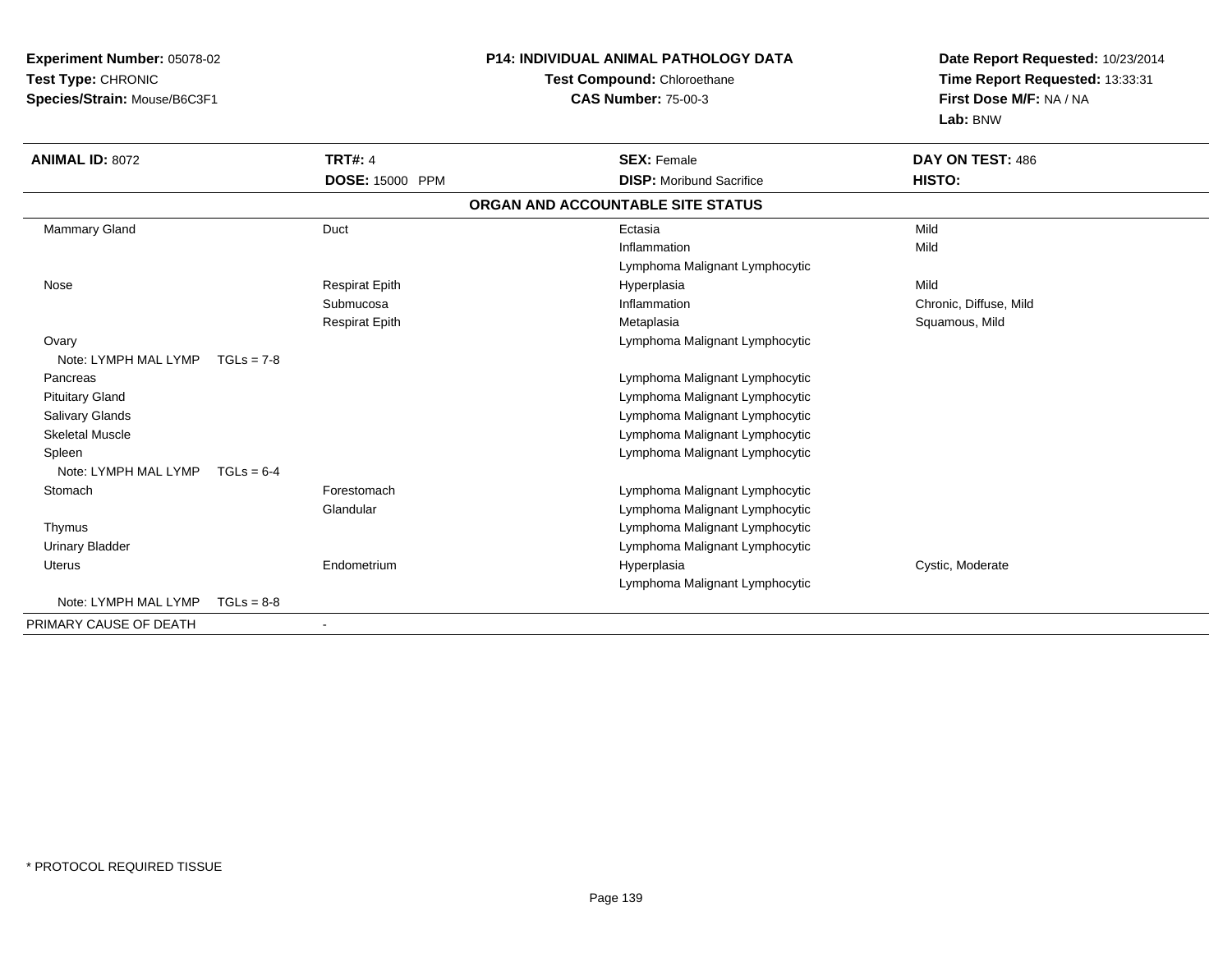**Experiment Number:** 05078-02
**Test Type:** CHRONIC
**Species/Strain:** Mouse/B6C3F1

**P14: INDIVIDUAL ANIMAL PATHOLOGY DATA**
**Test Compound:** Chloroethane
**CAS Number:** 75-00-3

**Date Report Requested:** 10/23/2014
**Time Report Requested:** 13:33:31
**First Dose M/F:** NA / NA
**Lab:** BNW

| **ANIMAL ID:** 8072 | **TRT#:** 4 | **SEX:** Female | **DAY ON TEST:** 486 |
|---|---|---|---|
| | **DOSE:** 15000 PPM | **DISP:** Moribund Sacrifice | **HISTO:** |

**ORGAN AND ACCOUNTABLE SITE STATUS**

| | | | |
|---|---|---|---|
| Mammary Gland | Duct | Ectasia | Mild |
| | | Inflammation | Mild |
| | | Lymphoma Malignant Lymphocytic | |
| Nose | Respirat Epith | Hyperplasia | Mild |
| | Submucosa | Inflammation | Chronic, Diffuse, Mild |
| | Respirat Epith | Metaplasia | Squamous, Mild |
| Ovary | | Lymphoma Malignant Lymphocytic | |
| Note: LYMPH MAL LYMP TGLs = 7-8 | | | |
| Pancreas | | Lymphoma Malignant Lymphocytic | |
| Pituitary Gland | | Lymphoma Malignant Lymphocytic | |
| Salivary Glands | | Lymphoma Malignant Lymphocytic | |
| Skeletal Muscle | | Lymphoma Malignant Lymphocytic | |
| Spleen | | Lymphoma Malignant Lymphocytic | |
| Note: LYMPH MAL LYMP TGLs = 6-4 | | | |
| Stomach | Forestomach | Lymphoma Malignant Lymphocytic | |
| | Glandular | Lymphoma Malignant Lymphocytic | |
| Thymus | | Lymphoma Malignant Lymphocytic | |
| Urinary Bladder | | Lymphoma Malignant Lymphocytic | |
| Uterus | Endometrium | Hyperplasia | Cystic, Moderate |
| | | Lymphoma Malignant Lymphocytic | |
| Note: LYMPH MAL LYMP TGLs = 8-8 | | | |
| PRIMARY CAUSE OF DEATH | - | | |

* PROTOCOL REQUIRED TISSUE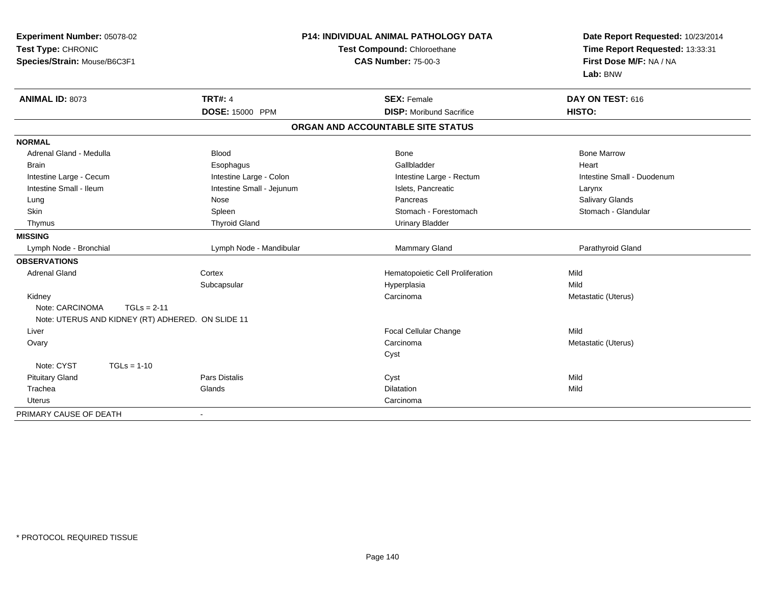**Experiment Number:** 05078-02
**Test Type:** CHRONIC
**Species/Strain:** Mouse/B6C3F1

**P14: INDIVIDUAL ANIMAL PATHOLOGY DATA**
**Test Compound:** Chloroethane
**CAS Number:** 75-00-3

**Date Report Requested:** 10/23/2014
**Time Report Requested:** 13:33:31
**First Dose M/F:** NA / NA
**Lab:** BNW

| **ANIMAL ID:** 8073 | **TRT#:** 4 | **SEX:** Female | **DAY ON TEST:** 616 |
|---|---|---|---|
| | **DOSE:** 15000 PPM | **DISP:** Moribund Sacrifice | **HISTO:** |

**ORGAN AND ACCOUNTABLE SITE STATUS**

| | | | |
|---|---|---|---|
| **NORMAL** | | | |
| Adrenal Gland - Medulla | Blood | Bone | Bone Marrow |
| Brain | Esophagus | Gallbladder | Heart |
| Intestine Large - Cecum | Intestine Large - Colon | Intestine Large - Rectum | Intestine Small - Duodenum |
| Intestine Small - Ileum | Intestine Small - Jejunum | Islets, Pancreatic | Larynx |
| Lung | Nose | Pancreas | Salivary Glands |
| Skin | Spleen | Stomach - Forestomach | Stomach - Glandular |
| Thymus | Thyroid Gland | Urinary Bladder | |
| **MISSING** | | | |
| Lymph Node - Bronchial | Lymph Node - Mandibular | Mammary Gland | Parathyroid Gland |
| **OBSERVATIONS** | | | |
| Adrenal Gland | Cortex | Hematopoietic Cell Proliferation | Mild |
| | Subcapsular | Hyperplasia | Mild |
| Kidney | | Carcinoma | Metastatic (Uterus) |
| Note: CARCINOMA TGLs = 2-11 | | | |
| Note: UTERUS AND KIDNEY (RT) ADHERED. ON SLIDE 11 | | | |
| Liver | | Focal Cellular Change | Mild |
| Ovary | | Carcinoma | Metastatic (Uterus) |
| | | Cyst | |
| Note: CYST TGLs = 1-10 | | | |
| Pituitary Gland | Pars Distalis | Cyst | Mild |
| Trachea | Glands | Dilatation | Mild |
| Uterus | | Carcinoma | |
| PRIMARY CAUSE OF DEATH | - | | |

* PROTOCOL REQUIRED TISSUE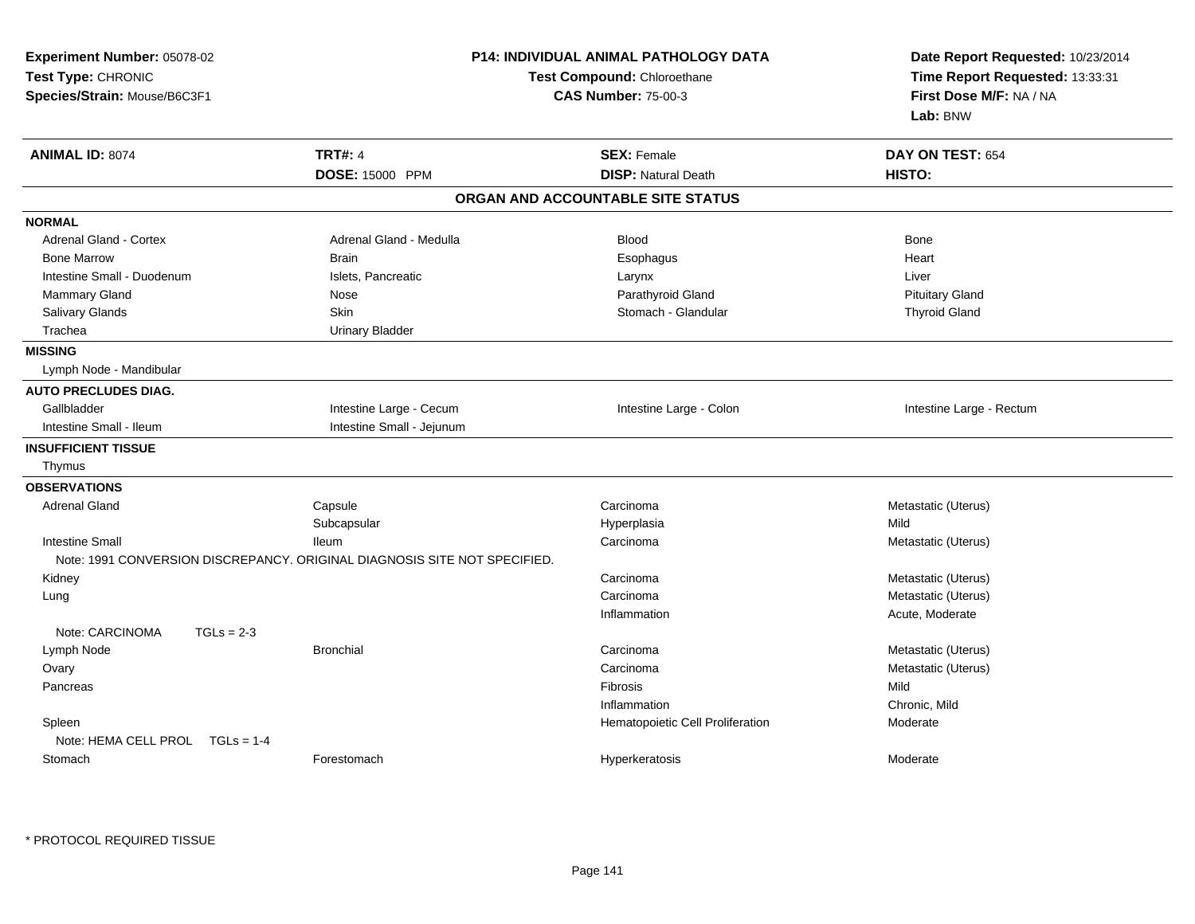**Experiment Number:** 05078-02
**Test Type:** CHRONIC
**Species/Strain:** Mouse/B6C3F1

**P14: INDIVIDUAL ANIMAL PATHOLOGY DATA**
**Test Compound:** Chloroethane
**CAS Number:** 75-00-3

**Date Report Requested:** 10/23/2014
**Time Report Requested:** 13:33:31
**First Dose M/F:** NA / NA
**Lab:** BNW

| **ANIMAL ID:** 8074 | **TRT#:** 4 | **SEX:** Female | **DAY ON TEST:** 654 |
|---|---|---|---|
| | **DOSE:** 15000 PPM | **DISP:** Natural Death | **HISTO:** |

## ORGAN AND ACCOUNTABLE SITE STATUS

| | | | |
|---|---|---|---|
| **NORMAL** | | | |
| Adrenal Gland - Cortex | Adrenal Gland - Medulla | Blood | Bone |
| Bone Marrow | Brain | Esophagus | Heart |
| Intestine Small - Duodenum | Islets, Pancreatic | Larynx | Liver |
| Mammary Gland | Nose | Parathyroid Gland | Pituitary Gland |
| Salivary Glands | Skin | Stomach - Glandular | Thyroid Gland |
| Trachea | Urinary Bladder | | |
| **MISSING** | | | |
| Lymph Node - Mandibular | | | |
| **AUTO PRECLUDES DIAG.** | | | |
| Gallbladder | Intestine Large - Cecum | Intestine Large - Colon | Intestine Large - Rectum |
| Intestine Small - Ileum | Intestine Small - Jejunum | | |
| **INSUFFICIENT TISSUE** | | | |
| Thymus | | | |
| **OBSERVATIONS** | | | |
| Adrenal Gland | Capsule | Carcinoma | Metastatic (Uterus) |
| | Subcapsular | Hyperplasia | Mild |
| Intestine Small | Ileum | Carcinoma | Metastatic (Uterus) |
| Note: 1991 CONVERSION DISCREPANCY. ORIGINAL DIAGNOSIS SITE NOT SPECIFIED. | | | |
| Kidney | | Carcinoma | Metastatic (Uterus) |
| Lung | | Carcinoma | Metastatic (Uterus) |
| | | Inflammation | Acute, Moderate |
| Note: CARCINOMA TGLs = 2-3 | | | |
| Lymph Node | Bronchial | Carcinoma | Metastatic (Uterus) |
| Ovary | | Carcinoma | Metastatic (Uterus) |
| Pancreas | | Fibrosis | Mild |
| | | Inflammation | Chronic, Mild |
| Spleen | | Hematopoietic Cell Proliferation | Moderate |
| Note: HEMA CELL PROL TGLs = 1-4 | | | |
| Stomach | Forestomach | Hyperkeratosis | Moderate |

* PROTOCOL REQUIRED TISSUE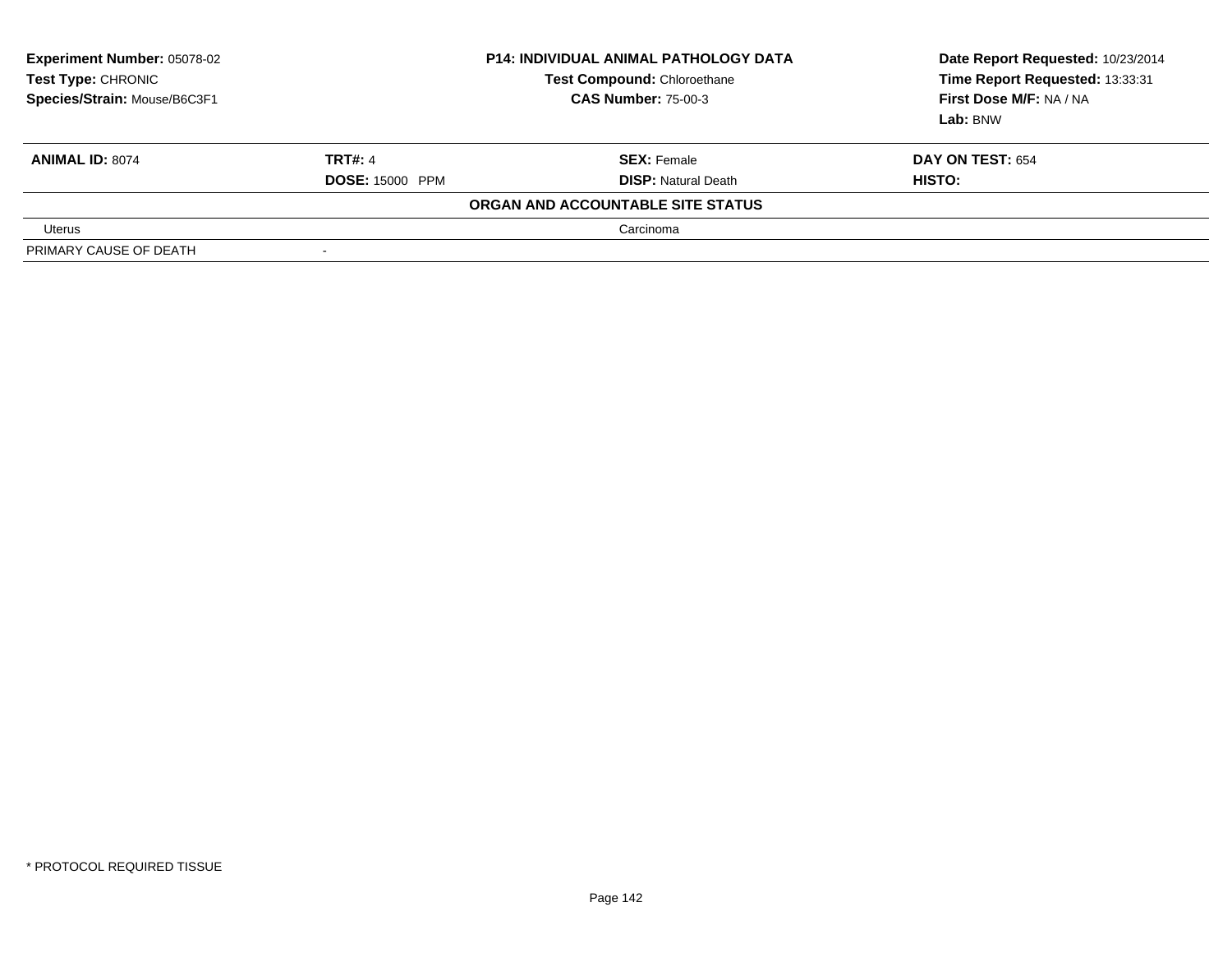**Experiment Number:** 05078-02
**Test Type:** CHRONIC
**Species/Strain:** Mouse/B6C3F1

**P14: INDIVIDUAL ANIMAL PATHOLOGY DATA**
**Test Compound:** Chloroethane
**CAS Number:** 75-00-3

**Date Report Requested:** 10/23/2014
**Time Report Requested:** 13:33:31
**First Dose M/F:** NA / NA
**Lab:** BNW

| **ANIMAL ID:** 8074 | **TRT#:** 4 | **SEX:** Female | **DAY ON TEST:** 654 |
|---|---|---|---|
| | **DOSE:** 15000 PPM | **DISP:** Natural Death | **HISTO:** |

**ORGAN AND ACCOUNTABLE SITE STATUS**

| | | |
|---|---|---|
| Uterus | | Carcinoma |
| PRIMARY CAUSE OF DEATH | - | |

* PROTOCOL REQUIRED TISSUE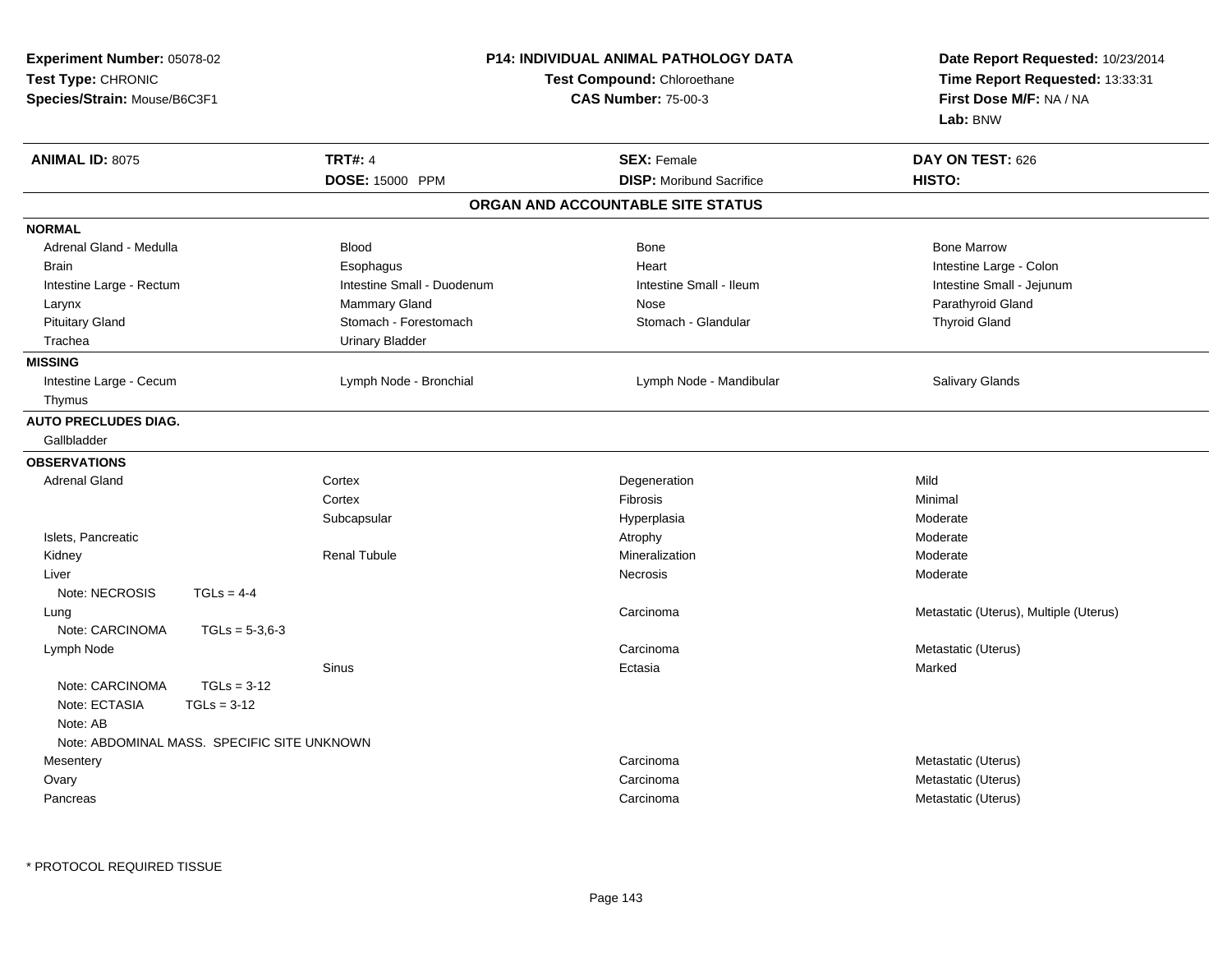**Experiment Number:** 05078-02
**Test Type:** CHRONIC
**Species/Strain:** Mouse/B6C3F1

**P14: INDIVIDUAL ANIMAL PATHOLOGY DATA**
**Test Compound:** Chloroethane
**CAS Number:** 75-00-3

**Date Report Requested:** 10/23/2014
**Time Report Requested:** 13:33:31
**First Dose M/F:** NA / NA
**Lab:** BNW

| **ANIMAL ID:** 8075 | **TRT#:** 4 | **SEX:** Female | **DAY ON TEST:** 626 |
|---|---|---|---|
| | **DOSE:** 15000 PPM | **DISP:** Moribund Sacrifice | **HISTO:** |

## ORGAN AND ACCOUNTABLE SITE STATUS

**NORMAL**

| | | | |
|---|---|---|---|
| Adrenal Gland - Medulla | Blood | Bone | Bone Marrow |
| Brain | Esophagus | Heart | Intestine Large - Colon |
| Intestine Large - Rectum | Intestine Small - Duodenum | Intestine Small - Ileum | Intestine Small - Jejunum |
| Larynx | Mammary Gland | Nose | Parathyroid Gland |
| Pituitary Gland | Stomach - Forestomach | Stomach - Glandular | Thyroid Gland |
| Trachea | Urinary Bladder | | |

**MISSING**

| | | | |
|---|---|---|---|
| Intestine Large - Cecum | Lymph Node - Bronchial | Lymph Node - Mandibular | Salivary Glands |
| Thymus | | | |

**AUTO PRECLUDES DIAG.**

Gallbladder

**OBSERVATIONS**

| Organ | Site | Finding | Severity |
|---|---|---|---|
| Adrenal Gland | Cortex | Degeneration | Mild |
| | Cortex | Fibrosis | Minimal |
| | Subcapsular | Hyperplasia | Moderate |
| Islets, Pancreatic | | Atrophy | Moderate |
| Kidney | Renal Tubule | Mineralization | Moderate |
| Liver | | Necrosis | Moderate |
| Note: NECROSIS TGLs = 4-4 | | | |
| Lung | | Carcinoma | Metastatic (Uterus), Multiple (Uterus) |
| Note: CARCINOMA TGLs = 5-3,6-3 | | | |
| Lymph Node | | Carcinoma | Metastatic (Uterus) |
| | Sinus | Ectasia | Marked |
| Note: CARCINOMA TGLs = 3-12 | | | |
| Note: ECTASIA TGLs = 3-12 | | | |
| Note: AB | | | |
| Note: ABDOMINAL MASS. SPECIFIC SITE UNKNOWN | | | |
| Mesentery | | Carcinoma | Metastatic (Uterus) |
| Ovary | | Carcinoma | Metastatic (Uterus) |
| Pancreas | | Carcinoma | Metastatic (Uterus) |

\* PROTOCOL REQUIRED TISSUE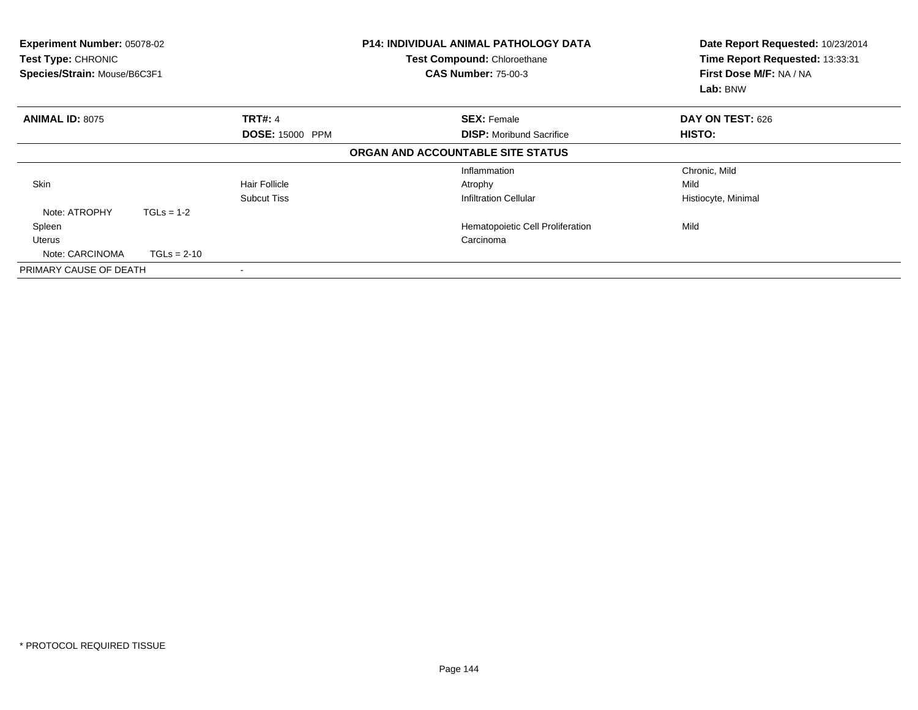**Experiment Number:** 05078-02
**Test Type:** CHRONIC
**Species/Strain:** Mouse/B6C3F1

**P14: INDIVIDUAL ANIMAL PATHOLOGY DATA**
**Test Compound:** Chloroethane
**CAS Number:** 75-00-3

**Date Report Requested:** 10/23/2014
**Time Report Requested:** 13:33:31
**First Dose M/F:** NA / NA
**Lab:** BNW

| **ANIMAL ID:** 8075 | **TRT#:** 4 | **SEX:** Female | **DAY ON TEST:** 626 |
|---|---|---|---|
| | **DOSE:** 15000 PPM | **DISP:** Moribund Sacrifice | **HISTO:** |

**ORGAN AND ACCOUNTABLE SITE STATUS**

| | | | |
|---|---|---|---|
| | | Inflammation | Chronic, Mild |
| Skin | Hair Follicle | Atrophy | Mild |
| | Subcut Tiss | Infiltration Cellular | Histiocyte, Minimal |
| Note: ATROPHY TGLs = 1-2 | | | |
| Spleen | | Hematopoietic Cell Proliferation | Mild |
| Uterus | | Carcinoma | |
| Note: CARCINOMA TGLs = 2-10 | | | |
| PRIMARY CAUSE OF DEATH | - | | |

* PROTOCOL REQUIRED TISSUE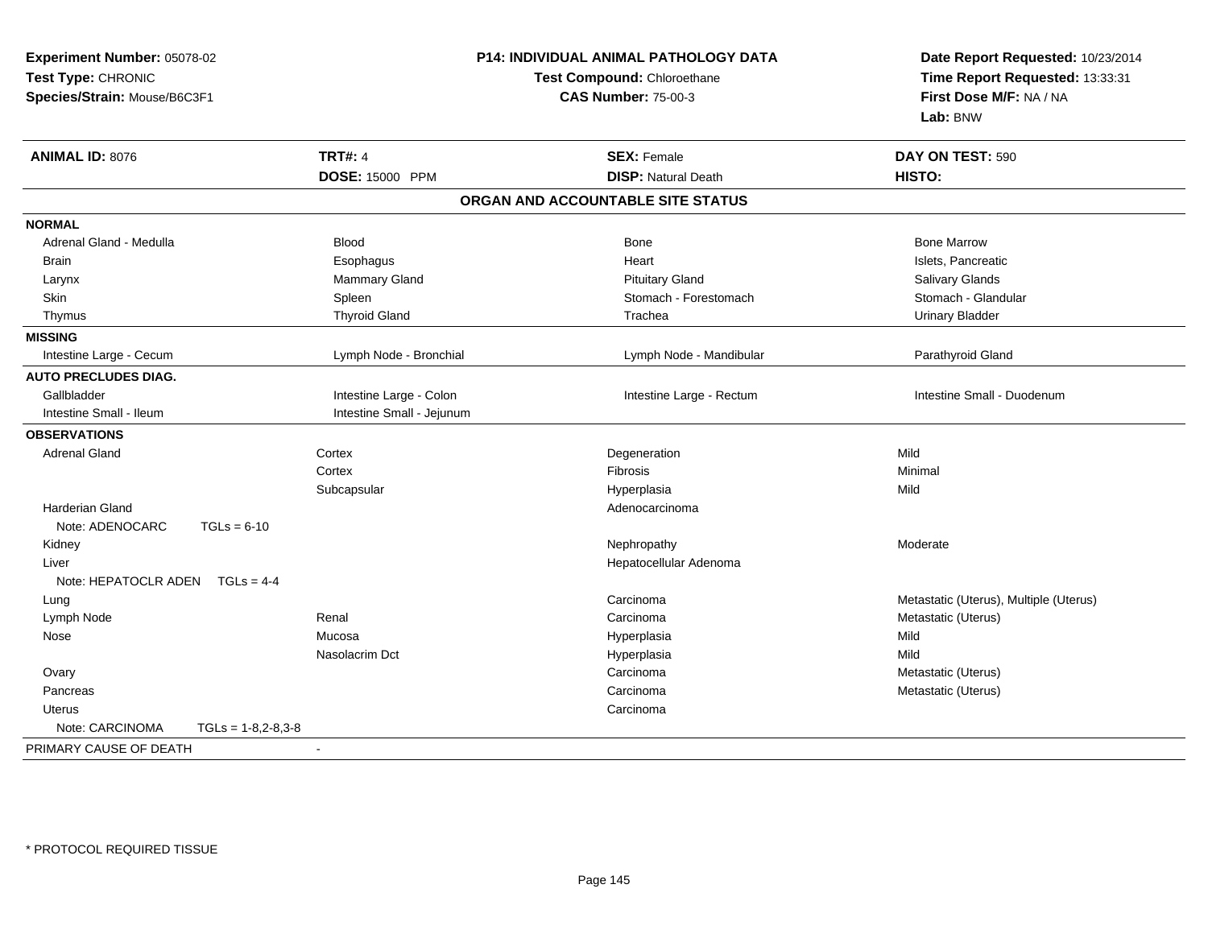**Experiment Number:** 05078-02
**Test Type:** CHRONIC
**Species/Strain:** Mouse/B6C3F1

**P14: INDIVIDUAL ANIMAL PATHOLOGY DATA**
**Test Compound:** Chloroethane
**CAS Number:** 75-00-3

**Date Report Requested:** 10/23/2014
**Time Report Requested:** 13:33:31
**First Dose M/F:** NA / NA
**Lab:** BNW

| **ANIMAL ID:** 8076 | **TRT#:** 4 | **SEX:** Female | **DAY ON TEST:** 590 |
|---|---|---|---|
| | **DOSE:** 15000 PPM | **DISP:** Natural Death | **HISTO:** |

**ORGAN AND ACCOUNTABLE SITE STATUS**

| | | | |
|---|---|---|---|
| **NORMAL** | | | |
| Adrenal Gland - Medulla | Blood | Bone | Bone Marrow |
| Brain | Esophagus | Heart | Islets, Pancreatic |
| Larynx | Mammary Gland | Pituitary Gland | Salivary Glands |
| Skin | Spleen | Stomach - Forestomach | Stomach - Glandular |
| Thymus | Thyroid Gland | Trachea | Urinary Bladder |
| **MISSING** | | | |
| Intestine Large - Cecum | Lymph Node - Bronchial | Lymph Node - Mandibular | Parathyroid Gland |
| **AUTO PRECLUDES DIAG.** | | | |
| Gallbladder | Intestine Large - Colon | Intestine Large - Rectum | Intestine Small - Duodenum |
| Intestine Small - Ileum | Intestine Small - Jejunum | | |
| **OBSERVATIONS** | | | |
| Adrenal Gland | Cortex | Degeneration | Mild |
| | Cortex | Fibrosis | Minimal |
| | Subcapsular | Hyperplasia | Mild |
| Harderian Gland | | Adenocarcinoma | |
| Note: ADENOCARC TGLs = 6-10 | | | |
| Kidney | | Nephropathy | Moderate |
| Liver | | Hepatocellular Adenoma | |
| Note: HEPATOCLR ADEN TGLs = 4-4 | | | |
| Lung | | Carcinoma | Metastatic (Uterus), Multiple (Uterus) |
| Lymph Node | Renal | Carcinoma | Metastatic (Uterus) |
| Nose | Mucosa | Hyperplasia | Mild |
| | Nasolacrim Dct | Hyperplasia | Mild |
| Ovary | | Carcinoma | Metastatic (Uterus) |
| Pancreas | | Carcinoma | Metastatic (Uterus) |
| Uterus | | Carcinoma | |
| Note: CARCINOMA TGLs = 1-8,2-8,3-8 | | | |
| PRIMARY CAUSE OF DEATH | - | | |

\* PROTOCOL REQUIRED TISSUE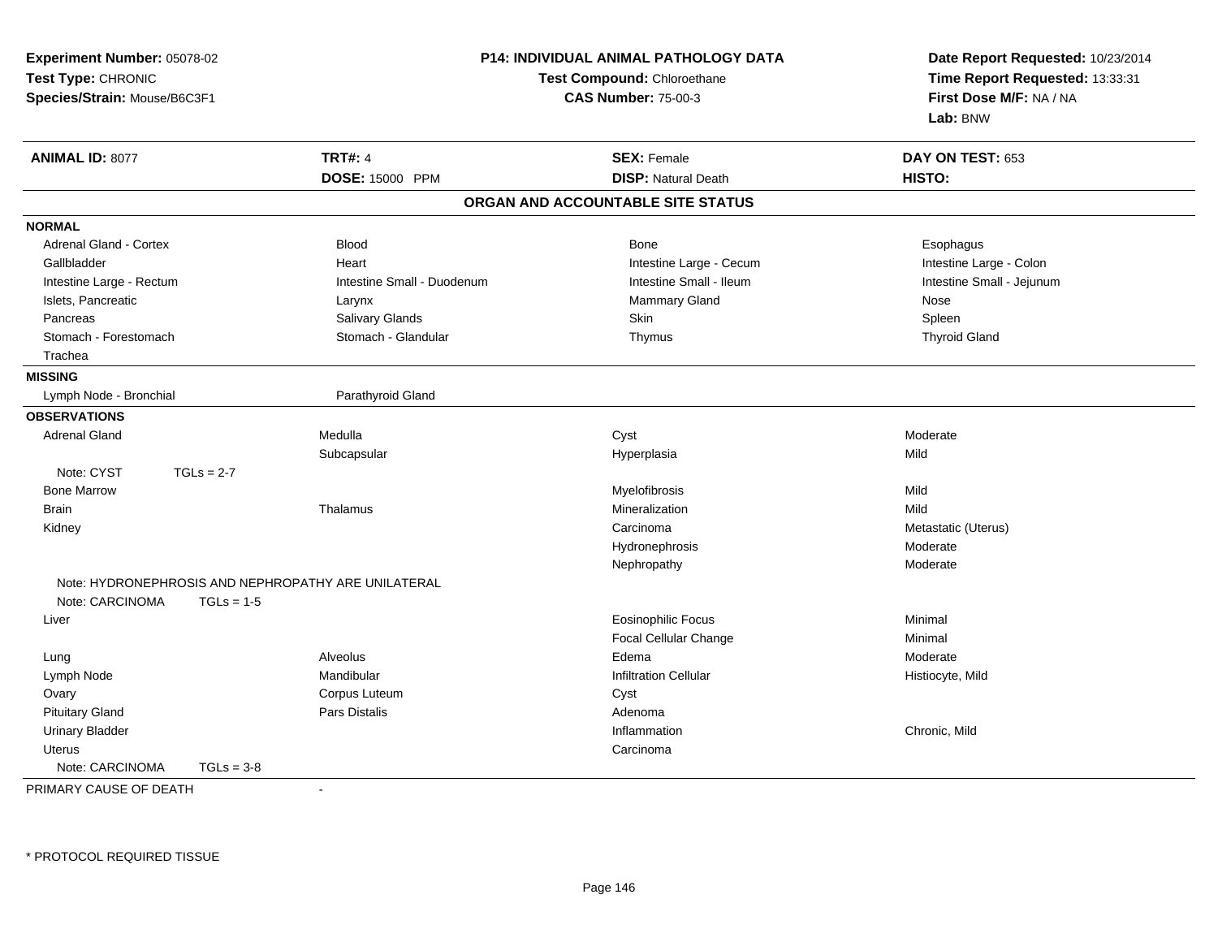**Experiment Number:** 05078-02
**Test Type:** CHRONIC
**Species/Strain:** Mouse/B6C3F1

**P14: INDIVIDUAL ANIMAL PATHOLOGY DATA**
**Test Compound:** Chloroethane
**CAS Number:** 75-00-3

**Date Report Requested:** 10/23/2014
**Time Report Requested:** 13:33:31
**First Dose M/F:** NA / NA
**Lab:** BNW

| **ANIMAL ID:** 8077 | **TRT#:** 4 | **SEX:** Female | **DAY ON TEST:** 653 |
|---|---|---|---|
| | **DOSE:** 15000 PPM | **DISP:** Natural Death | **HISTO:** |

## ORGAN AND ACCOUNTABLE SITE STATUS

**NORMAL**

| | | | |
|---|---|---|---|
| Adrenal Gland - Cortex | Blood | Bone | Esophagus |
| Gallbladder | Heart | Intestine Large - Cecum | Intestine Large - Colon |
| Intestine Large - Rectum | Intestine Small - Duodenum | Intestine Small - Ileum | Intestine Small - Jejunum |
| Islets, Pancreatic | Larynx | Mammary Gland | Nose |
| Pancreas | Salivary Glands | Skin | Spleen |
| Stomach - Forestomach | Stomach - Glandular | Thymus | Thyroid Gland |
| Trachea | | | |

**MISSING**

| | |
|---|---|
| Lymph Node - Bronchial | Parathyroid Gland |

**OBSERVATIONS**

| | | | |
|---|---|---|---|
| Adrenal Gland | Medulla | Cyst | Moderate |
| | Subcapsular | Hyperplasia | Mild |
| Note: CYST TGLs = 2-7 | | | |
| Bone Marrow | | Myelofibrosis | Mild |
| Brain | Thalamus | Mineralization | Mild |
| Kidney | | Carcinoma | Metastatic (Uterus) |
| | | Hydronephrosis | Moderate |
| | | Nephropathy | Moderate |
| Note: HYDRONEPHROSIS AND NEPHROPATHY ARE UNILATERAL | | | |
| Note: CARCINOMA TGLs = 1-5 | | | |
| Liver | | Eosinophilic Focus | Minimal |
| | | Focal Cellular Change | Minimal |
| Lung | Alveolus | Edema | Moderate |
| Lymph Node | Mandibular | Infiltration Cellular | Histiocyte, Mild |
| Ovary | Corpus Luteum | Cyst | |
| Pituitary Gland | Pars Distalis | Adenoma | |
| Urinary Bladder | | Inflammation | Chronic, Mild |
| Uterus | | Carcinoma | |
| Note: CARCINOMA TGLs = 3-8 | | | |

PRIMARY CAUSE OF DEATH -

* PROTOCOL REQUIRED TISSUE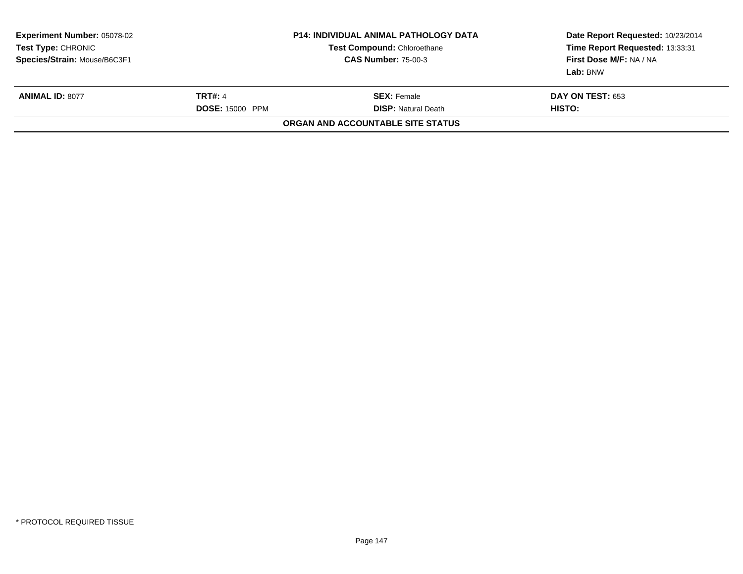**Experiment Number:** 05078-02
**Test Type:** CHRONIC
**Species/Strain:** Mouse/B6C3F1

**P14: INDIVIDUAL ANIMAL PATHOLOGY DATA**
**Test Compound:** Chloroethane
**CAS Number:** 75-00-3

**Date Report Requested:** 10/23/2014
**Time Report Requested:** 13:33:31
**First Dose M/F:** NA / NA
**Lab:** BNW

| **ANIMAL ID:** 8077 | **TRT#:** 4 | **SEX:** Female | **DAY ON TEST:** 653 |
|---|---|---|---|
| | **DOSE:** 15000 PPM | **DISP:** Natural Death | **HISTO:** |

**ORGAN AND ACCOUNTABLE SITE STATUS**

* PROTOCOL REQUIRED TISSUE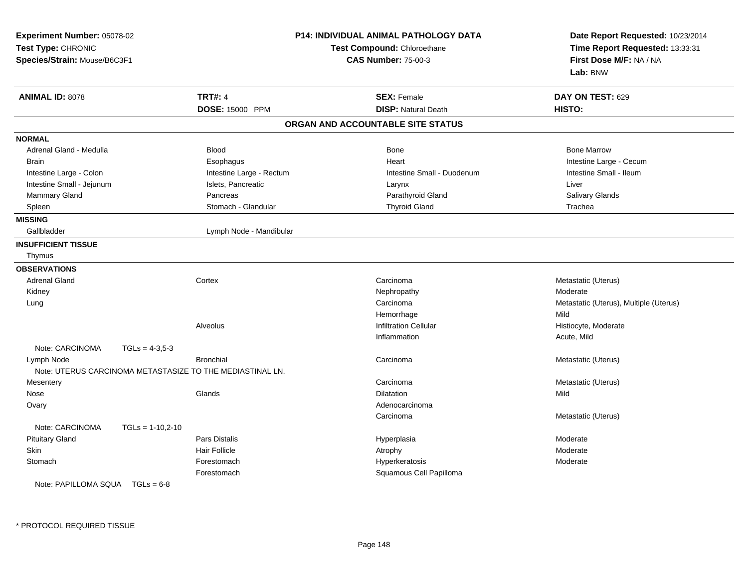**Experiment Number:** 05078-02
**Test Type:** CHRONIC
**Species/Strain:** Mouse/B6C3F1

**P14: INDIVIDUAL ANIMAL PATHOLOGY DATA**
**Test Compound:** Chloroethane
**CAS Number:** 75-00-3

**Date Report Requested:** 10/23/2014
**Time Report Requested:** 13:33:31
**First Dose M/F:** NA / NA
**Lab:** BNW

| **ANIMAL ID:** 8078 | **TRT#:** 4 | **SEX:** Female | **DAY ON TEST:** 629 |
|---|---|---|---|
| | **DOSE:** 15000 PPM | **DISP:** Natural Death | **HISTO:** |

## ORGAN AND ACCOUNTABLE SITE STATUS

**NORMAL**

| | | | |
|---|---|---|---|
| Adrenal Gland - Medulla | Blood | Bone | Bone Marrow |
| Brain | Esophagus | Heart | Intestine Large - Cecum |
| Intestine Large - Colon | Intestine Large - Rectum | Intestine Small - Duodenum | Intestine Small - Ileum |
| Intestine Small - Jejunum | Islets, Pancreatic | Larynx | Liver |
| Mammary Gland | Pancreas | Parathyroid Gland | Salivary Glands |
| Spleen | Stomach - Glandular | Thyroid Gland | Trachea |

**MISSING**

Gallbladder, Lymph Node - Mandibular

**INSUFFICIENT TISSUE**

Thymus

**OBSERVATIONS**

| Organ | Site | Observation | Qualifier |
|---|---|---|---|
| Adrenal Gland | Cortex | Carcinoma | Metastatic (Uterus) |
| Kidney | | Nephropathy | Moderate |
| Lung | | Carcinoma | Metastatic (Uterus), Multiple (Uterus) |
| | | Hemorrhage | Mild |
| | Alveolus | Infiltration Cellular | Histiocyte, Moderate |
| | | Inflammation | Acute, Mild |
| Note: CARCINOMA TGLs = 4-3,5-3 | | | |
| Lymph Node | Bronchial | Carcinoma | Metastatic (Uterus) |
| Note: UTERUS CARCINOMA METASTASIZE TO THE MEDIASTINAL LN. | | | |
| Mesentery | | Carcinoma | Metastatic (Uterus) |
| Nose | Glands | Dilatation | Mild |
| Ovary | | Adenocarcinoma | |
| | | Carcinoma | Metastatic (Uterus) |
| Note: CARCINOMA TGLs = 1-10,2-10 | | | |
| Pituitary Gland | Pars Distalis | Hyperplasia | Moderate |
| Skin | Hair Follicle | Atrophy | Moderate |
| Stomach | Forestomach | Hyperkeratosis | Moderate |
| | Forestomach | Squamous Cell Papilloma | |
| Note: PAPILLOMA SQUA TGLs = 6-8 | | | |

\* PROTOCOL REQUIRED TISSUE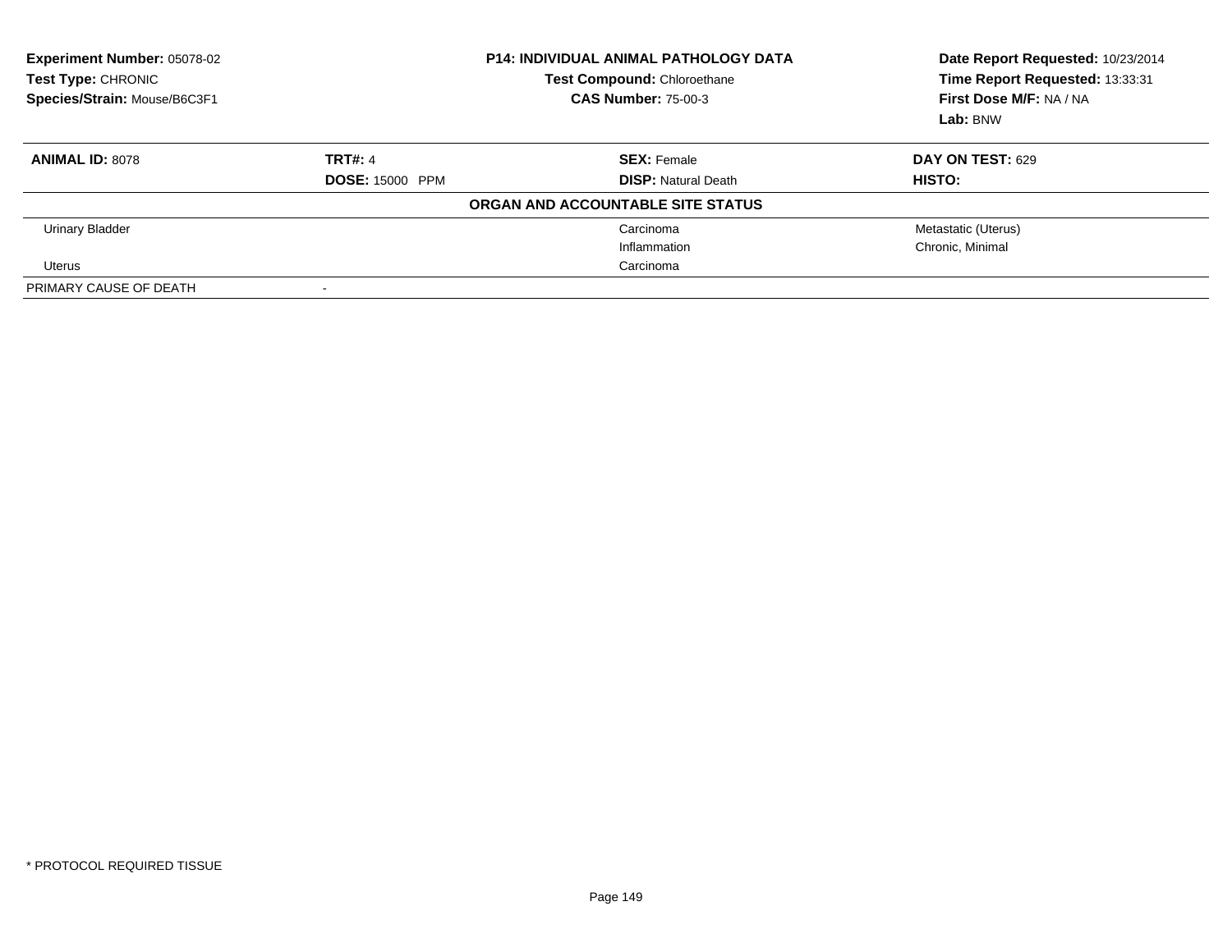**Experiment Number:** 05078-02
**Test Type:** CHRONIC
**Species/Strain:** Mouse/B6C3F1

**P14: INDIVIDUAL ANIMAL PATHOLOGY DATA**
**Test Compound:** Chloroethane
**CAS Number:** 75-00-3

**Date Report Requested:** 10/23/2014
**Time Report Requested:** 13:33:31
**First Dose M/F:** NA / NA
**Lab:** BNW

| **ANIMAL ID:** 8078 | **TRT#:** 4 | **SEX:** Female | **DAY ON TEST:** 629 |
|---|---|---|---|
| | **DOSE:** 15000 PPM | **DISP:** Natural Death | **HISTO:** |
| | | **ORGAN AND ACCOUNTABLE SITE STATUS** | |
| Urinary Bladder | | Carcinoma | Metastatic (Uterus) |
| | | Inflammation | Chronic, Minimal |
| Uterus | | Carcinoma | |
| PRIMARY CAUSE OF DEATH | - | | |

* PROTOCOL REQUIRED TISSUE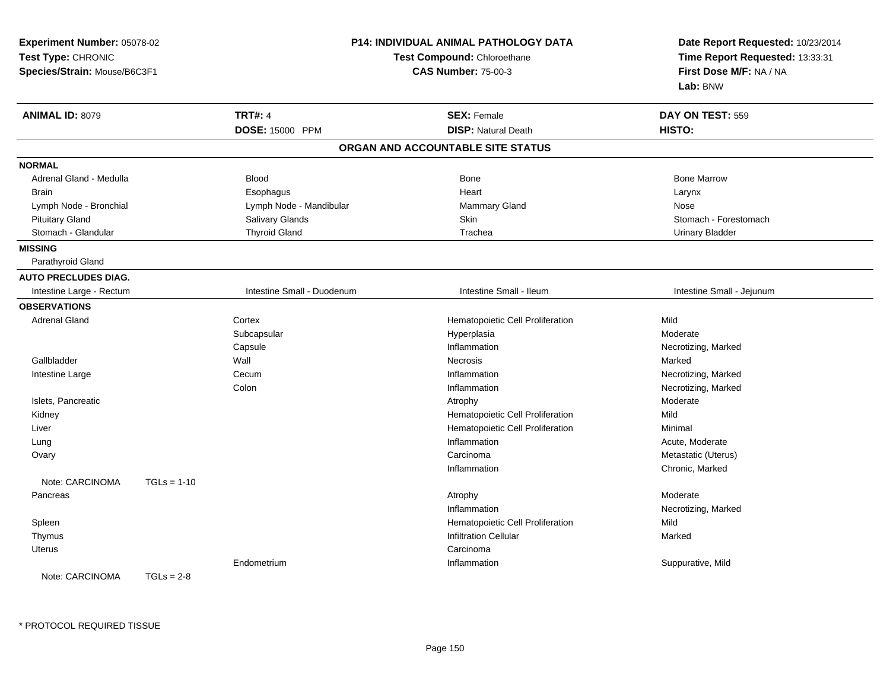**Experiment Number:** 05078-02
**Test Type:** CHRONIC
**Species/Strain:** Mouse/B6C3F1

**P14: INDIVIDUAL ANIMAL PATHOLOGY DATA**
**Test Compound:** Chloroethane
**CAS Number:** 75-00-3

**Date Report Requested:** 10/23/2014
**Time Report Requested:** 13:33:31
**First Dose M/F:** NA / NA
**Lab:** BNW

| **ANIMAL ID:** 8079 | **TRT#:** 4 | **SEX:** Female | **DAY ON TEST:** 559 |
|---|---|---|---|
| | **DOSE:** 15000 PPM | **DISP:** Natural Death | **HISTO:** |

## ORGAN AND ACCOUNTABLE SITE STATUS

**NORMAL**

| | | | |
|---|---|---|---|
| Adrenal Gland - Medulla | Blood | Bone | Bone Marrow |
| Brain | Esophagus | Heart | Larynx |
| Lymph Node - Bronchial | Lymph Node - Mandibular | Mammary Gland | Nose |
| Pituitary Gland | Salivary Glands | Skin | Stomach - Forestomach |
| Stomach - Glandular | Thyroid Gland | Trachea | Urinary Bladder |

**MISSING**

Parathyroid Gland

**AUTO PRECLUDES DIAG.**

| | | | |
|---|---|---|---|
| Intestine Large - Rectum | Intestine Small - Duodenum | Intestine Small - Ileum | Intestine Small - Jejunum |

**OBSERVATIONS**

| Organ | Site | Observation | Qualifier |
|---|---|---|---|
| Adrenal Gland | Cortex | Hematopoietic Cell Proliferation | Mild |
| | Subcapsular | Hyperplasia | Moderate |
| | Capsule | Inflammation | Necrotizing, Marked |
| Gallbladder | Wall | Necrosis | Marked |
| Intestine Large | Cecum | Inflammation | Necrotizing, Marked |
| | Colon | Inflammation | Necrotizing, Marked |
| Islets, Pancreatic | | Atrophy | Moderate |
| Kidney | | Hematopoietic Cell Proliferation | Mild |
| Liver | | Hematopoietic Cell Proliferation | Minimal |
| Lung | | Inflammation | Acute, Moderate |
| Ovary | | Carcinoma | Metastatic (Uterus) |
| | | Inflammation | Chronic, Marked |
| Note: CARCINOMA TGLs = 1-10 | | | |
| Pancreas | | Atrophy | Moderate |
| | | Inflammation | Necrotizing, Marked |
| Spleen | | Hematopoietic Cell Proliferation | Mild |
| Thymus | | Infiltration Cellular | Marked |
| Uterus | | Carcinoma | |
| | Endometrium | Inflammation | Suppurative, Mild |
| Note: CARCINOMA TGLs = 2-8 | | | |

* PROTOCOL REQUIRED TISSUE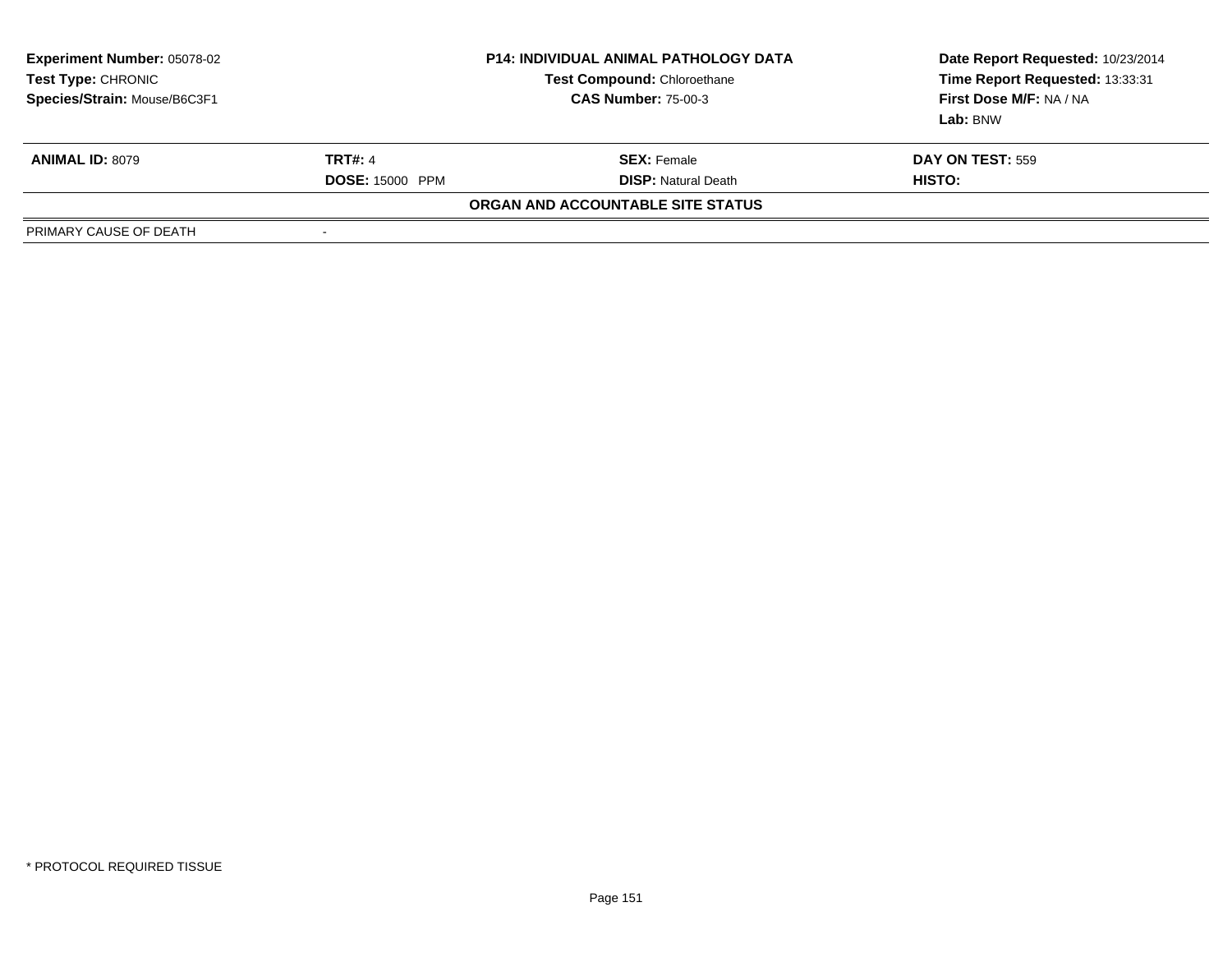**Experiment Number:** 05078-02
**Test Type:** CHRONIC
**Species/Strain:** Mouse/B6C3F1

**P14: INDIVIDUAL ANIMAL PATHOLOGY DATA**
**Test Compound:** Chloroethane
**CAS Number:** 75-00-3

**Date Report Requested:** 10/23/2014
**Time Report Requested:** 13:33:31
**First Dose M/F:** NA / NA
**Lab:** BNW

| **ANIMAL ID:** 8079 | **TRT#:** 4 | **SEX:** Female | **DAY ON TEST:** 559 |
|---|---|---|---|
| | **DOSE:** 15000 PPM | **DISP:** Natural Death | **HISTO:** |

**ORGAN AND ACCOUNTABLE SITE STATUS**

| PRIMARY CAUSE OF DEATH | - |
|---|---|

* PROTOCOL REQUIRED TISSUE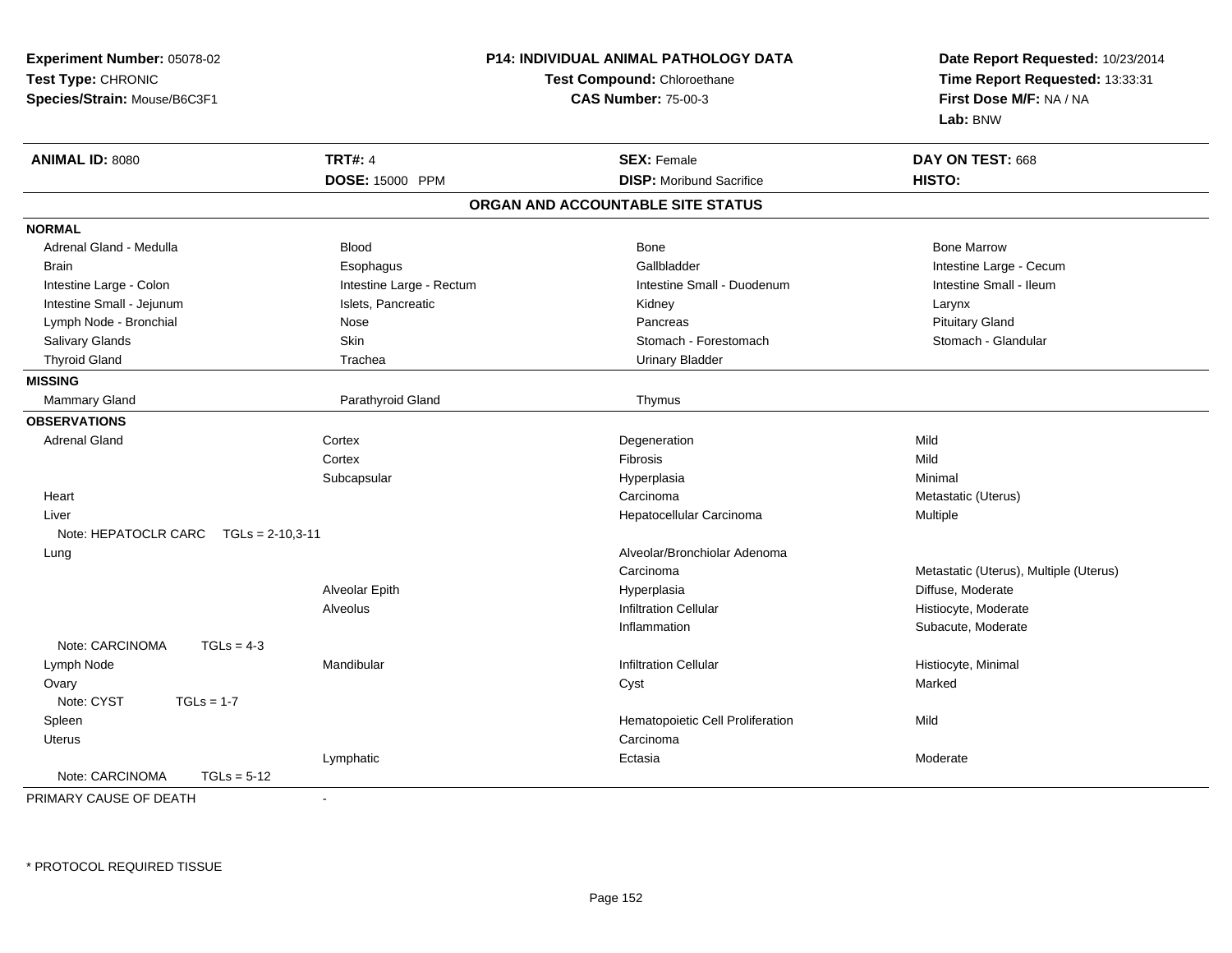**Experiment Number:** 05078-02
**Test Type:** CHRONIC
**Species/Strain:** Mouse/B6C3F1

**P14: INDIVIDUAL ANIMAL PATHOLOGY DATA**
**Test Compound:** Chloroethane
**CAS Number:** 75-00-3

**Date Report Requested:** 10/23/2014
**Time Report Requested:** 13:33:31
**First Dose M/F:** NA / NA
**Lab:** BNW

| **ANIMAL ID:** 8080 | **TRT#:** 4 | **SEX:** Female | **DAY ON TEST:** 668 |
|---|---|---|---|
| | **DOSE:** 15000 PPM | **DISP:** Moribund Sacrifice | **HISTO:** |

## ORGAN AND ACCOUNTABLE SITE STATUS

**NORMAL**

| | | | |
|---|---|---|---|
| Adrenal Gland - Medulla | Blood | Bone | Bone Marrow |
| Brain | Esophagus | Gallbladder | Intestine Large - Cecum |
| Intestine Large - Colon | Intestine Large - Rectum | Intestine Small - Duodenum | Intestine Small - Ileum |
| Intestine Small - Jejunum | Islets, Pancreatic | Kidney | Larynx |
| Lymph Node - Bronchial | Nose | Pancreas | Pituitary Gland |
| Salivary Glands | Skin | Stomach - Forestomach | Stomach - Glandular |
| Thyroid Gland | Trachea | Urinary Bladder | |

**MISSING**

| | | | |
|---|---|---|---|
| Mammary Gland | Parathyroid Gland | Thymus | |

**OBSERVATIONS**

| | | | |
|---|---|---|---|
| Adrenal Gland | Cortex | Degeneration | Mild |
| | Cortex | Fibrosis | Mild |
| | Subcapsular | Hyperplasia | Minimal |
| Heart | | Carcinoma | Metastatic (Uterus) |
| Liver | | Hepatocellular Carcinoma | Multiple |
| Note: HEPATOCLR CARC TGLs = 2-10,3-11 | | | |
| Lung | | Alveolar/Bronchiolar Adenoma | |
| | | Carcinoma | Metastatic (Uterus), Multiple (Uterus) |
| | Alveolar Epith | Hyperplasia | Diffuse, Moderate |
| | Alveolus | Infiltration Cellular | Histiocyte, Moderate |
| | | Inflammation | Subacute, Moderate |
| Note: CARCINOMA TGLs = 4-3 | | | |
| Lymph Node | Mandibular | Infiltration Cellular | Histiocyte, Minimal |
| Ovary | | Cyst | Marked |
| Note: CYST TGLs = 1-7 | | | |
| Spleen | | Hematopoietic Cell Proliferation | Mild |
| Uterus | | Carcinoma | |
| | Lymphatic | Ectasia | Moderate |
| Note: CARCINOMA TGLs = 5-12 | | | |

PRIMARY CAUSE OF DEATH -

\* PROTOCOL REQUIRED TISSUE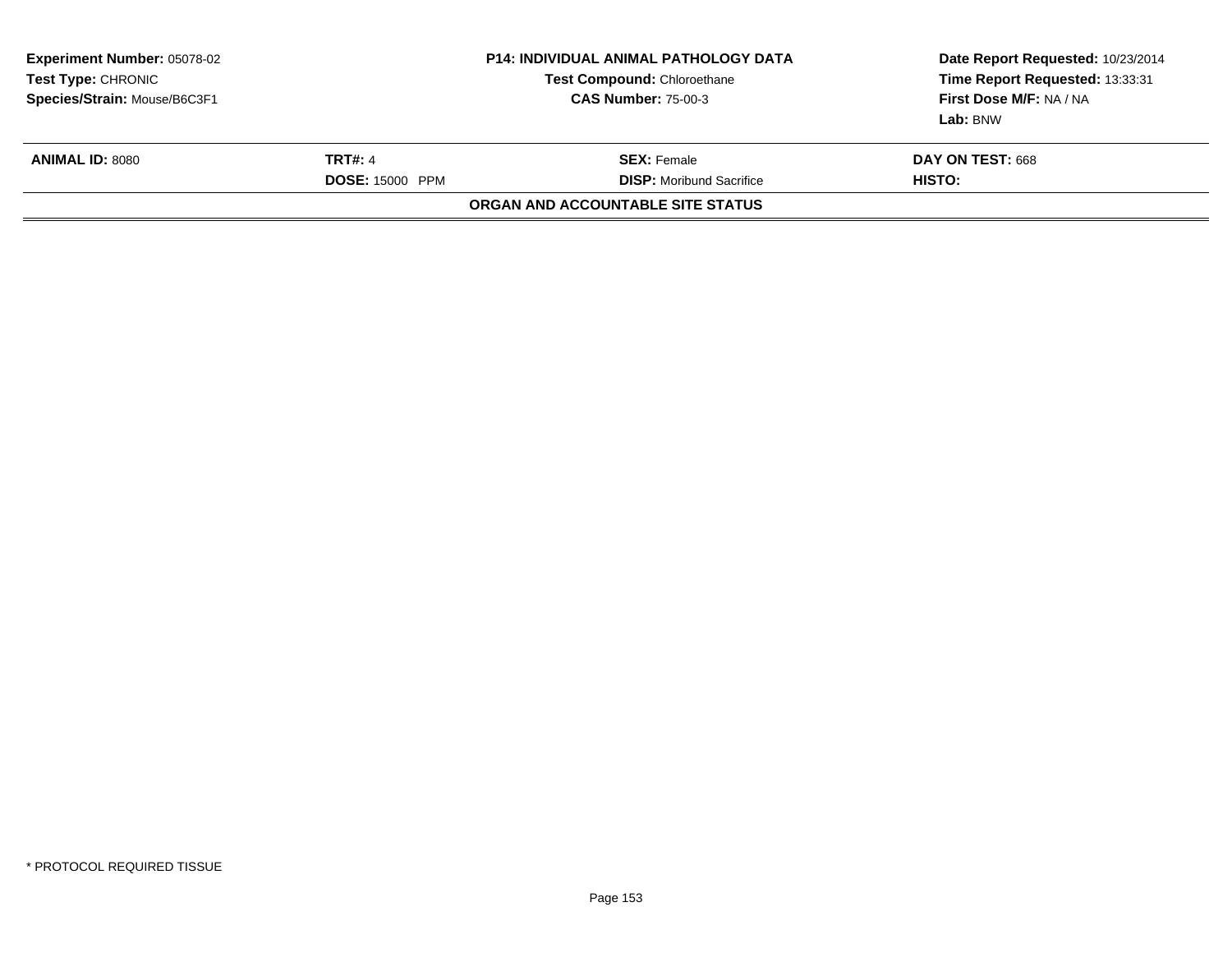**Experiment Number:** 05078-02
**Test Type:** CHRONIC
**Species/Strain:** Mouse/B6C3F1

**P14: INDIVIDUAL ANIMAL PATHOLOGY DATA**
**Test Compound:** Chloroethane
**CAS Number:** 75-00-3

**Date Report Requested:** 10/23/2014
**Time Report Requested:** 13:33:31
**First Dose M/F:** NA / NA
**Lab:** BNW

| **ANIMAL ID:** 8080 | **TRT#:** 4 | **SEX:** Female | **DAY ON TEST:** 668 |
|---|---|---|---|
| | **DOSE:** 15000 PPM | **DISP:** Moribund Sacrifice | **HISTO:** |

**ORGAN AND ACCOUNTABLE SITE STATUS**

* PROTOCOL REQUIRED TISSUE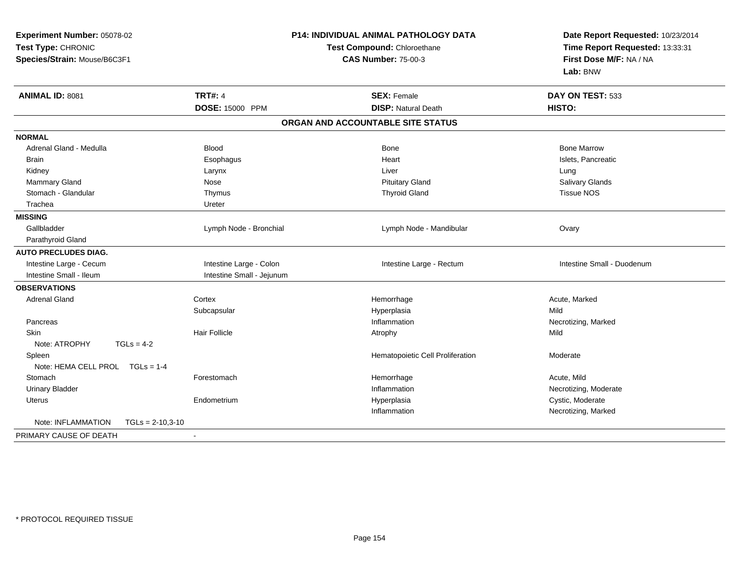**Experiment Number:** 05078-02
**Test Type:** CHRONIC
**Species/Strain:** Mouse/B6C3F1

**P14: INDIVIDUAL ANIMAL PATHOLOGY DATA**
**Test Compound:** Chloroethane
**CAS Number:** 75-00-3

**Date Report Requested:** 10/23/2014
**Time Report Requested:** 13:33:31
**First Dose M/F:** NA / NA
**Lab:** BNW

| **ANIMAL ID:** 8081 | **TRT#:** 4 | **SEX:** Female | **DAY ON TEST:** 533 |
|---|---|---|---|
| | **DOSE:** 15000 PPM | **DISP:** Natural Death | **HISTO:** |

## ORGAN AND ACCOUNTABLE SITE STATUS

| | | | |
|---|---|---|---|
| **NORMAL** | | | |
| Adrenal Gland - Medulla | Blood | Bone | Bone Marrow |
| Brain | Esophagus | Heart | Islets, Pancreatic |
| Kidney | Larynx | Liver | Lung |
| Mammary Gland | Nose | Pituitary Gland | Salivary Glands |
| Stomach - Glandular | Thymus | Thyroid Gland | Tissue NOS |
| Trachea | Ureter | | |
| **MISSING** | | | |
| Gallbladder | Lymph Node - Bronchial | Lymph Node - Mandibular | Ovary |
| Parathyroid Gland | | | |
| **AUTO PRECLUDES DIAG.** | | | |
| Intestine Large - Cecum | Intestine Large - Colon | Intestine Large - Rectum | Intestine Small - Duodenum |
| Intestine Small - Ileum | Intestine Small - Jejunum | | |
| **OBSERVATIONS** | | | |
| Adrenal Gland | Cortex | Hemorrhage | Acute, Marked |
| | Subcapsular | Hyperplasia | Mild |
| Pancreas | | Inflammation | Necrotizing, Marked |
| Skin | Hair Follicle | Atrophy | Mild |
| Note: ATROPHY TGLs = 4-2 | | | |
| Spleen | | Hematopoietic Cell Proliferation | Moderate |
| Note: HEMA CELL PROL TGLs = 1-4 | | | |
| Stomach | Forestomach | Hemorrhage | Acute, Mild |
| Urinary Bladder | | Inflammation | Necrotizing, Moderate |
| Uterus | Endometrium | Hyperplasia | Cystic, Moderate |
| | | Inflammation | Necrotizing, Marked |
| Note: INFLAMMATION TGLs = 2-10,3-10 | | | |
| PRIMARY CAUSE OF DEATH | - | | |

* PROTOCOL REQUIRED TISSUE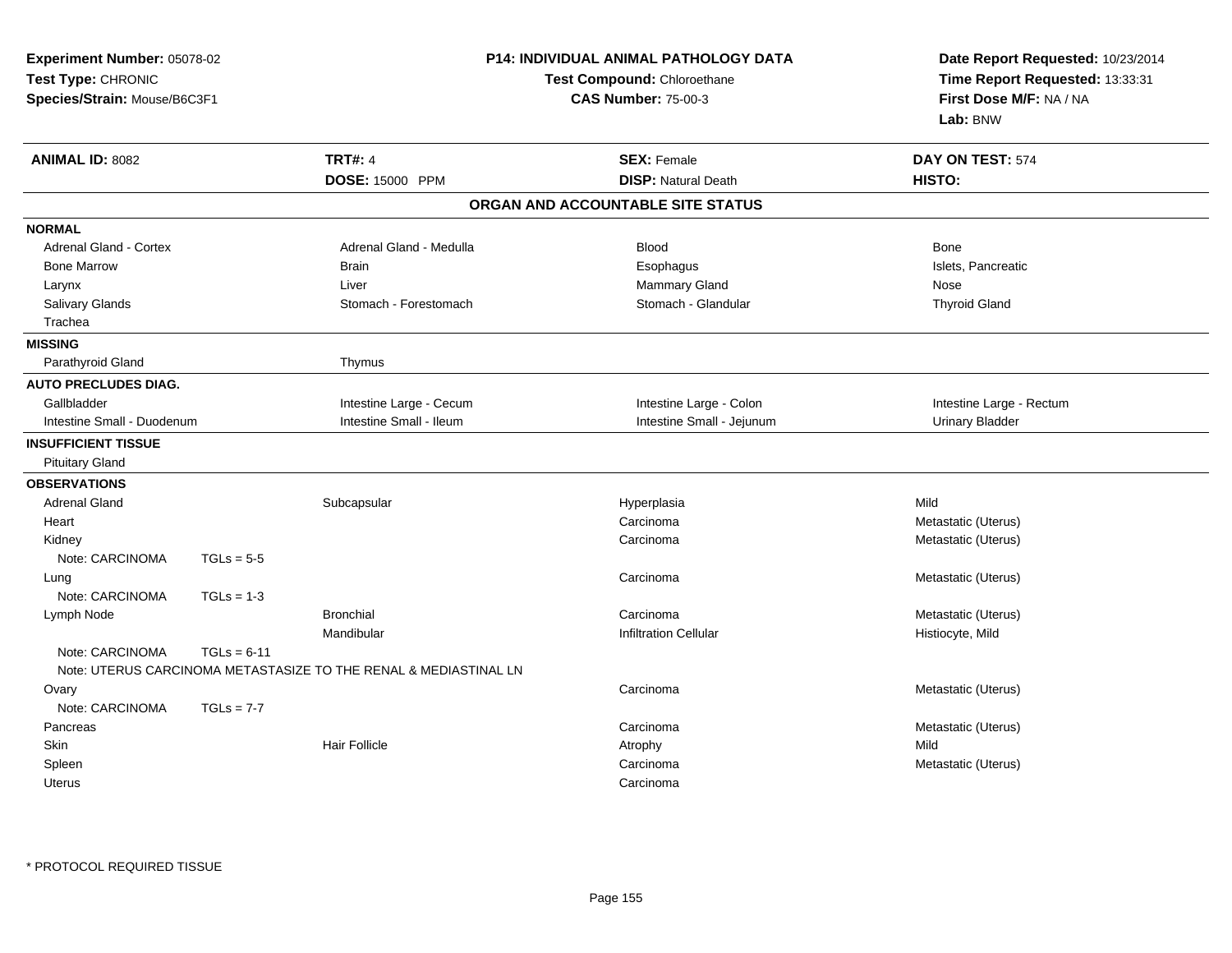**Experiment Number:** 05078-02
**Test Type:** CHRONIC
**Species/Strain:** Mouse/B6C3F1

**P14: INDIVIDUAL ANIMAL PATHOLOGY DATA**
**Test Compound:** Chloroethane
**CAS Number:** 75-00-3

**Date Report Requested:** 10/23/2014
**Time Report Requested:** 13:33:31
**First Dose M/F:** NA / NA
**Lab:** BNW

| **ANIMAL ID:** 8082 | **TRT#:** 4 | **SEX:** Female | **DAY ON TEST:** 574 |
|---|---|---|---|
| | **DOSE:** 15000 PPM | **DISP:** Natural Death | **HISTO:** |

## ORGAN AND ACCOUNTABLE SITE STATUS

**NORMAL**

| | | | |
|---|---|---|---|
| Adrenal Gland - Cortex | Adrenal Gland - Medulla | Blood | Bone |
| Bone Marrow | Brain | Esophagus | Islets, Pancreatic |
| Larynx | Liver | Mammary Gland | Nose |
| Salivary Glands | Stomach - Forestomach | Stomach - Glandular | Thyroid Gland |
| Trachea | | | |

**MISSING**

| | |
|---|---|
| Parathyroid Gland | Thymus |

**AUTO PRECLUDES DIAG.**

| | | | |
|---|---|---|---|
| Gallbladder | Intestine Large - Cecum | Intestine Large - Colon | Intestine Large - Rectum |
| Intestine Small - Duodenum | Intestine Small - Ileum | Intestine Small - Jejunum | Urinary Bladder |

**INSUFFICIENT TISSUE**

Pituitary Gland

**OBSERVATIONS**

| Organ | Site | Observation | Qualifier |
|---|---|---|---|
| Adrenal Gland | Subcapsular | Hyperplasia | Mild |
| Heart | | Carcinoma | Metastatic (Uterus) |
| Kidney | | Carcinoma | Metastatic (Uterus) |
| Note: CARCINOMA TGLs = 5-5 | | | |
| Lung | | Carcinoma | Metastatic (Uterus) |
| Note: CARCINOMA TGLs = 1-3 | | | |
| Lymph Node | Bronchial | Carcinoma | Metastatic (Uterus) |
| | Mandibular | Infiltration Cellular | Histiocyte, Mild |
| Note: CARCINOMA TGLs = 6-11 | | | |
| Note: UTERUS CARCINOMA METASTASIZE TO THE RENAL & MEDIASTINAL LN | | | |
| Ovary | | Carcinoma | Metastatic (Uterus) |
| Note: CARCINOMA TGLs = 7-7 | | | |
| Pancreas | | Carcinoma | Metastatic (Uterus) |
| Skin | Hair Follicle | Atrophy | Mild |
| Spleen | | Carcinoma | Metastatic (Uterus) |
| Uterus | | Carcinoma | |

* PROTOCOL REQUIRED TISSUE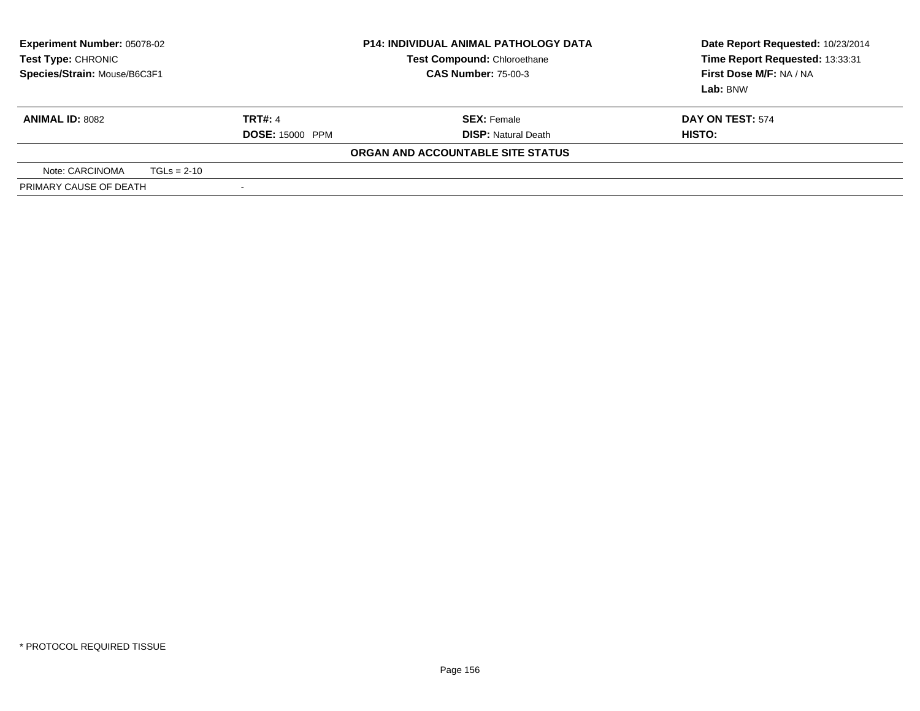**Experiment Number:** 05078-02
**Test Type:** CHRONIC
**Species/Strain:** Mouse/B6C3F1

**P14: INDIVIDUAL ANIMAL PATHOLOGY DATA**
**Test Compound:** Chloroethane
**CAS Number:** 75-00-3

**Date Report Requested:** 10/23/2014
**Time Report Requested:** 13:33:31
**First Dose M/F:** NA / NA
**Lab:** BNW

| **ANIMAL ID:** 8082 | **TRT#:** 4 | **SEX:** Female | **DAY ON TEST:** 574 |
|---|---|---|---|
| | **DOSE:** 15000 PPM | **DISP:** Natural Death | **HISTO:** |

**ORGAN AND ACCOUNTABLE SITE STATUS**

| Note: CARCINOMA TGLs = 2-10 | |
|---|---|
| PRIMARY CAUSE OF DEATH | - |

* PROTOCOL REQUIRED TISSUE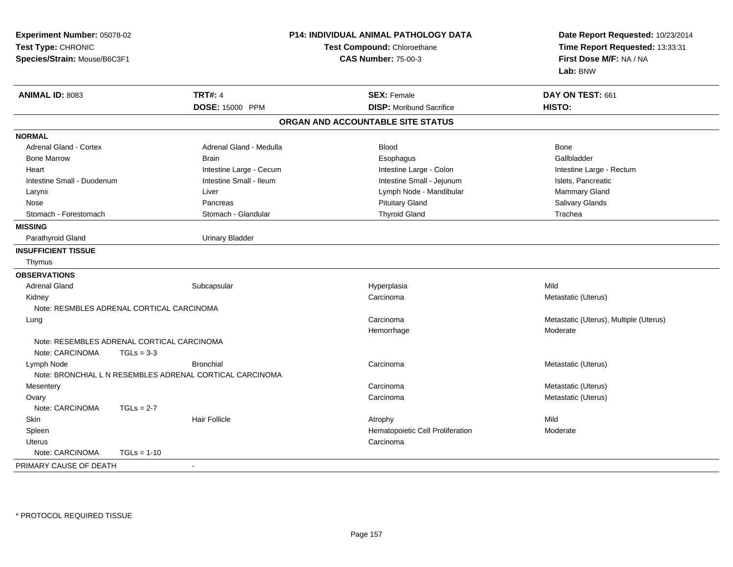**Experiment Number:** 05078-02
**Test Type:** CHRONIC
**Species/Strain:** Mouse/B6C3F1

**P14: INDIVIDUAL ANIMAL PATHOLOGY DATA**
**Test Compound:** Chloroethane
**CAS Number:** 75-00-3

**Date Report Requested:** 10/23/2014
**Time Report Requested:** 13:33:31
**First Dose M/F:** NA / NA
**Lab:** BNW

| **ANIMAL ID:** 8083 | **TRT#:** 4 | **SEX:** Female | **DAY ON TEST:** 661 |
|---|---|---|---|
| | **DOSE:** 15000 PPM | **DISP:** Moribund Sacrifice | **HISTO:** |

## ORGAN AND ACCOUNTABLE SITE STATUS

| | | | |
|---|---|---|---|
| **NORMAL** | | | |
| Adrenal Gland - Cortex | Adrenal Gland - Medulla | Blood | Bone |
| Bone Marrow | Brain | Esophagus | Gallbladder |
| Heart | Intestine Large - Cecum | Intestine Large - Colon | Intestine Large - Rectum |
| Intestine Small - Duodenum | Intestine Small - Ileum | Intestine Small - Jejunum | Islets, Pancreatic |
| Larynx | Liver | Lymph Node - Mandibular | Mammary Gland |
| Nose | Pancreas | Pituitary Gland | Salivary Glands |
| Stomach - Forestomach | Stomach - Glandular | Thyroid Gland | Trachea |
| **MISSING** | | | |
| Parathyroid Gland | Urinary Bladder | | |
| **INSUFFICIENT TISSUE** | | | |
| Thymus | | | |
| **OBSERVATIONS** | | | |
| Adrenal Gland | Subcapsular | Hyperplasia | Mild |
| Kidney | | Carcinoma | Metastatic (Uterus) |
| Note: RESMBLES ADRENAL CORTICAL CARCINOMA | | | |
| Lung | | Carcinoma | Metastatic (Uterus), Multiple (Uterus) |
| | | Hemorrhage | Moderate |
| Note: RESEMBLES ADRENAL CORTICAL CARCINOMA | | | |
| Note: CARCINOMA TGLs = 3-3 | | | |
| Lymph Node | Bronchial | Carcinoma | Metastatic (Uterus) |
| Note: BRONCHIAL L N RESEMBLES ADRENAL CORTICAL CARCINOMA | | | |
| Mesentery | | Carcinoma | Metastatic (Uterus) |
| Ovary | | Carcinoma | Metastatic (Uterus) |
| Note: CARCINOMA TGLs = 2-7 | | | |
| Skin | Hair Follicle | Atrophy | Mild |
| Spleen | | Hematopoietic Cell Proliferation | Moderate |
| Uterus | | Carcinoma | |
| Note: CARCINOMA TGLs = 1-10 | | | |
| PRIMARY CAUSE OF DEATH | - | | |

\* PROTOCOL REQUIRED TISSUE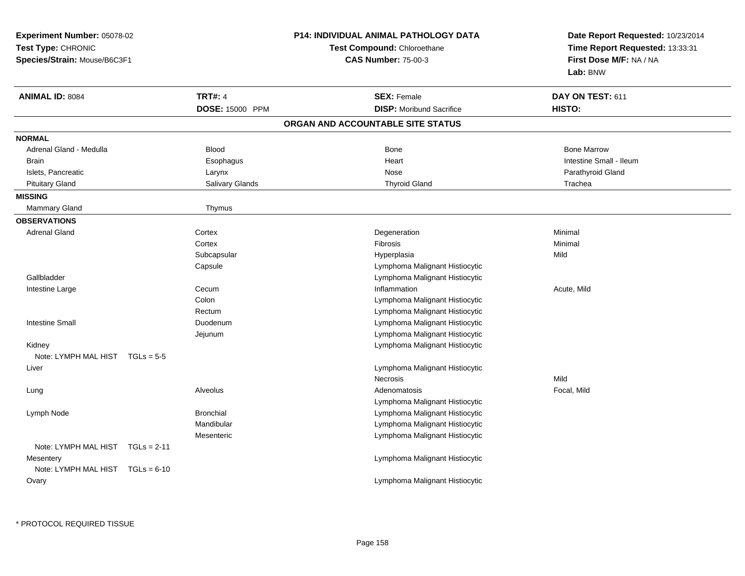**Experiment Number:** 05078-02
**Test Type:** CHRONIC
**Species/Strain:** Mouse/B6C3F1

**P14: INDIVIDUAL ANIMAL PATHOLOGY DATA**
**Test Compound:** Chloroethane
**CAS Number:** 75-00-3

**Date Report Requested:** 10/23/2014
**Time Report Requested:** 13:33:31
**First Dose M/F:** NA / NA
**Lab:** BNW

| **ANIMAL ID:** 8084 | **TRT#:** 4 | **SEX:** Female | **DAY ON TEST:** 611 |
|---|---|---|---|
| | **DOSE:** 15000 PPM | **DISP:** Moribund Sacrifice | **HISTO:** |

## ORGAN AND ACCOUNTABLE SITE STATUS

**NORMAL**

| | | | |
|---|---|---|---|
| Adrenal Gland - Medulla | Blood | Bone | Bone Marrow |
| Brain | Esophagus | Heart | Intestine Small - Ileum |
| Islets, Pancreatic | Larynx | Nose | Parathyroid Gland |
| Pituitary Gland | Salivary Glands | Thyroid Gland | Trachea |

**MISSING**

| | |
|---|---|
| Mammary Gland | Thymus |

**OBSERVATIONS**

| Organ | Site | Observation | Severity |
|---|---|---|---|
| Adrenal Gland | Cortex | Degeneration | Minimal |
| | Cortex | Fibrosis | Minimal |
| | Subcapsular | Hyperplasia | Mild |
| | Capsule | Lymphoma Malignant Histiocytic | |
| Gallbladder | | Lymphoma Malignant Histiocytic | |
| Intestine Large | Cecum | Inflammation | Acute, Mild |
| | Colon | Lymphoma Malignant Histiocytic | |
| | Rectum | Lymphoma Malignant Histiocytic | |
| Intestine Small | Duodenum | Lymphoma Malignant Histiocytic | |
| | Jejunum | Lymphoma Malignant Histiocytic | |
| Kidney | | Lymphoma Malignant Histiocytic | |
| Note: LYMPH MAL HIST TGLs = 5-5 | | | |
| Liver | | Lymphoma Malignant Histiocytic | |
| | | Necrosis | Mild |
| Lung | Alveolus | Adenomatosis | Focal, Mild |
| | | Lymphoma Malignant Histiocytic | |
| Lymph Node | Bronchial | Lymphoma Malignant Histiocytic | |
| | Mandibular | Lymphoma Malignant Histiocytic | |
| | Mesenteric | Lymphoma Malignant Histiocytic | |
| Note: LYMPH MAL HIST TGLs = 2-11 | | | |
| Mesentery | | Lymphoma Malignant Histiocytic | |
| Note: LYMPH MAL HIST TGLs = 6-10 | | | |
| Ovary | | Lymphoma Malignant Histiocytic | |

\* PROTOCOL REQUIRED TISSUE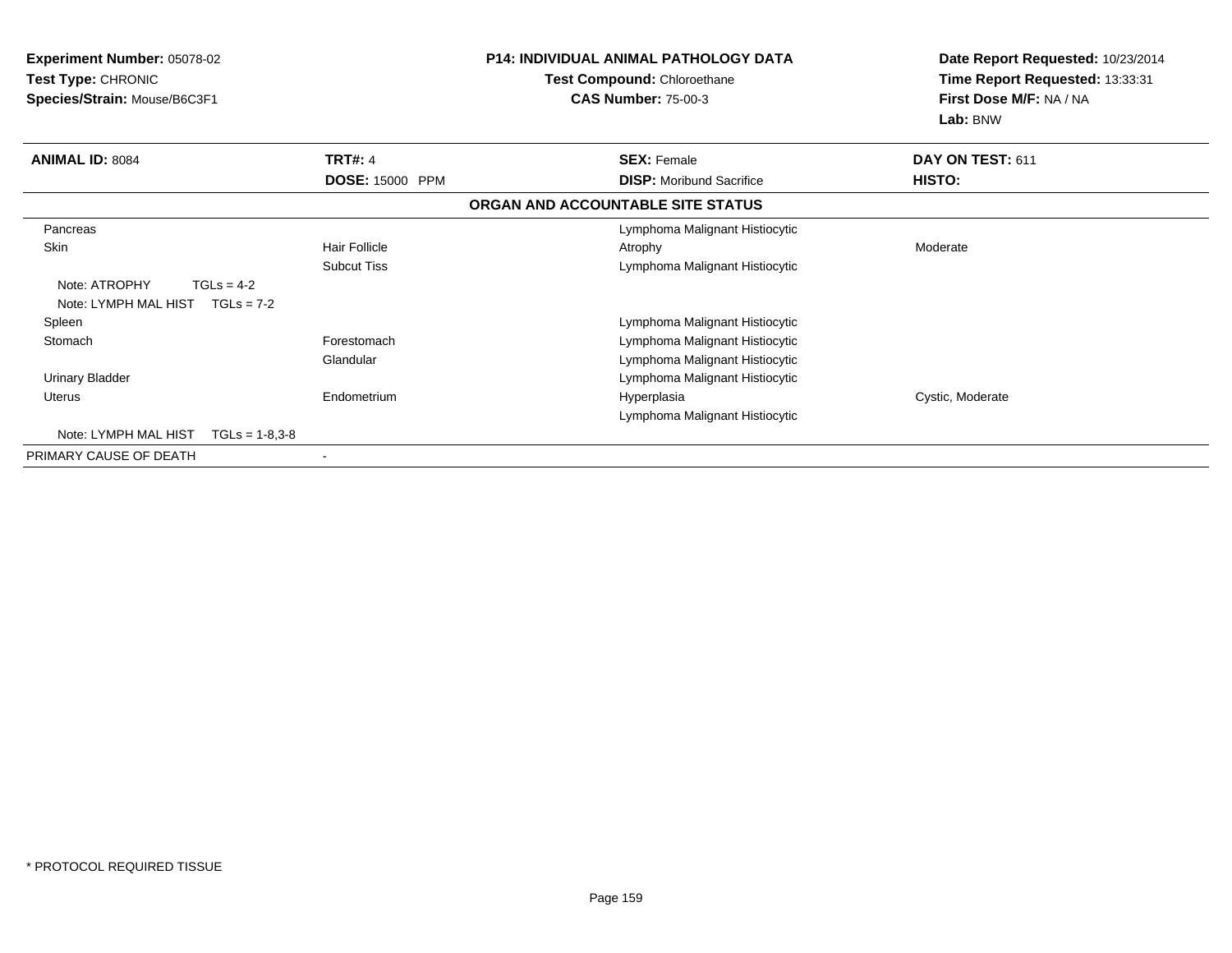**Experiment Number:** 05078-02
**Test Type:** CHRONIC
**Species/Strain:** Mouse/B6C3F1

**P14: INDIVIDUAL ANIMAL PATHOLOGY DATA**
**Test Compound:** Chloroethane
**CAS Number:** 75-00-3

**Date Report Requested:** 10/23/2014
**Time Report Requested:** 13:33:31
**First Dose M/F:** NA / NA
**Lab:** BNW

| **ANIMAL ID:** 8084 | **TRT#:** 4 | **SEX:** Female | **DAY ON TEST:** 611 |
|---|---|---|---|
| | **DOSE:** 15000 PPM | **DISP:** Moribund Sacrifice | **HISTO:** |
| | | **ORGAN AND ACCOUNTABLE SITE STATUS** | |
| Pancreas | | Lymphoma Malignant Histiocytic | |
| Skin | Hair Follicle | Atrophy | Moderate |
| | Subcut Tiss | Lymphoma Malignant Histiocytic | |
| Note: ATROPHY TGLs = 4-2 | | | |
| Note: LYMPH MAL HIST TGLs = 7-2 | | | |
| Spleen | | Lymphoma Malignant Histiocytic | |
| Stomach | Forestomach | Lymphoma Malignant Histiocytic | |
| | Glandular | Lymphoma Malignant Histiocytic | |
| Urinary Bladder | | Lymphoma Malignant Histiocytic | |
| Uterus | Endometrium | Hyperplasia | Cystic, Moderate |
| | | Lymphoma Malignant Histiocytic | |
| Note: LYMPH MAL HIST TGLs = 1-8,3-8 | | | |
| PRIMARY CAUSE OF DEATH | - | | |

* PROTOCOL REQUIRED TISSUE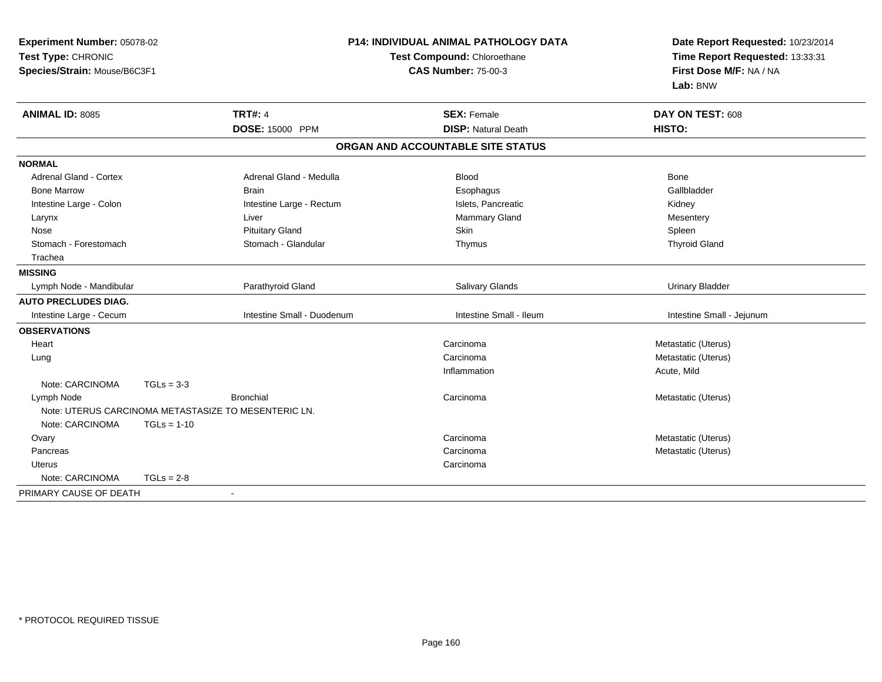**Experiment Number:** 05078-02
**Test Type:** CHRONIC
**Species/Strain:** Mouse/B6C3F1

**P14: INDIVIDUAL ANIMAL PATHOLOGY DATA**
**Test Compound:** Chloroethane
**CAS Number:** 75-00-3

**Date Report Requested:** 10/23/2014
**Time Report Requested:** 13:33:31
**First Dose M/F:** NA / NA
**Lab:** BNW

| **ANIMAL ID:** 8085 | **TRT#:** 4 | **SEX:** Female | **DAY ON TEST:** 608 |
|---|---|---|---|
| | **DOSE:** 15000 PPM | **DISP:** Natural Death | **HISTO:** |

## ORGAN AND ACCOUNTABLE SITE STATUS

| | | | |
|---|---|---|---|
| **NORMAL** | | | |
| Adrenal Gland - Cortex | Adrenal Gland - Medulla | Blood | Bone |
| Bone Marrow | Brain | Esophagus | Gallbladder |
| Intestine Large - Colon | Intestine Large - Rectum | Islets, Pancreatic | Kidney |
| Larynx | Liver | Mammary Gland | Mesentery |
| Nose | Pituitary Gland | Skin | Spleen |
| Stomach - Forestomach | Stomach - Glandular | Thymus | Thyroid Gland |
| Trachea | | | |
| **MISSING** | | | |
| Lymph Node - Mandibular | Parathyroid Gland | Salivary Glands | Urinary Bladder |
| **AUTO PRECLUDES DIAG.** | | | |
| Intestine Large - Cecum | Intestine Small - Duodenum | Intestine Small - Ileum | Intestine Small - Jejunum |
| **OBSERVATIONS** | | | |
| Heart | | Carcinoma | Metastatic (Uterus) |
| Lung | | Carcinoma | Metastatic (Uterus) |
| | | Inflammation | Acute, Mild |
| Note: CARCINOMA TGLs = 3-3 | | | |
| Lymph Node | Bronchial | Carcinoma | Metastatic (Uterus) |
| Note: UTERUS CARCINOMA METASTASIZE TO MESENTERIC LN. | | | |
| Note: CARCINOMA TGLs = 1-10 | | | |
| Ovary | | Carcinoma | Metastatic (Uterus) |
| Pancreas | | Carcinoma | Metastatic (Uterus) |
| Uterus | | Carcinoma | |
| Note: CARCINOMA TGLs = 2-8 | | | |
| PRIMARY CAUSE OF DEATH | - | | |

\* PROTOCOL REQUIRED TISSUE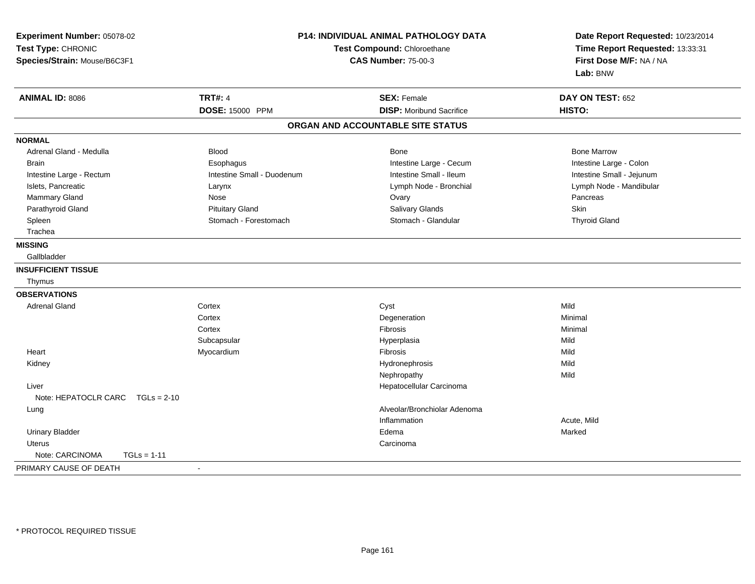**Experiment Number:** 05078-02
**Test Type:** CHRONIC
**Species/Strain:** Mouse/B6C3F1

**P14: INDIVIDUAL ANIMAL PATHOLOGY DATA**
**Test Compound:** Chloroethane
**CAS Number:** 75-00-3

**Date Report Requested:** 10/23/2014
**Time Report Requested:** 13:33:31
**First Dose M/F:** NA / NA
**Lab:** BNW

| **ANIMAL ID:** 8086 | **TRT#:** 4 | **SEX:** Female | **DAY ON TEST:** 652 |
|---|---|---|---|
| | **DOSE:** 15000 PPM | **DISP:** Moribund Sacrifice | **HISTO:** |

## ORGAN AND ACCOUNTABLE SITE STATUS

**NORMAL**

| | | | |
|---|---|---|---|
| Adrenal Gland - Medulla | Blood | Bone | Bone Marrow |
| Brain | Esophagus | Intestine Large - Cecum | Intestine Large - Colon |
| Intestine Large - Rectum | Intestine Small - Duodenum | Intestine Small - Ileum | Intestine Small - Jejunum |
| Islets, Pancreatic | Larynx | Lymph Node - Bronchial | Lymph Node - Mandibular |
| Mammary Gland | Nose | Ovary | Pancreas |
| Parathyroid Gland | Pituitary Gland | Salivary Glands | Skin |
| Spleen | Stomach - Forestomach | Stomach - Glandular | Thyroid Gland |
| Trachea | | | |

**MISSING**

Gallbladder

**INSUFFICIENT TISSUE**

Thymus

**OBSERVATIONS**

| Organ | Site | Observation | Severity |
|---|---|---|---|
| Adrenal Gland | Cortex | Cyst | Mild |
| | Cortex | Degeneration | Minimal |
| | Cortex | Fibrosis | Minimal |
| | Subcapsular | Hyperplasia | Mild |
| Heart | Myocardium | Fibrosis | Mild |
| Kidney | | Hydronephrosis | Mild |
| | | Nephropathy | Mild |
| Liver | | Hepatocellular Carcinoma | |
| Note: HEPATOCLR CARC TGLs = 2-10 | | | |
| Lung | | Alveolar/Bronchiolar Adenoma | |
| | | Inflammation | Acute, Mild |
| Urinary Bladder | | Edema | Marked |
| Uterus | | Carcinoma | |
| Note: CARCINOMA TGLs = 1-11 | | | |

PRIMARY CAUSE OF DEATH -

\* PROTOCOL REQUIRED TISSUE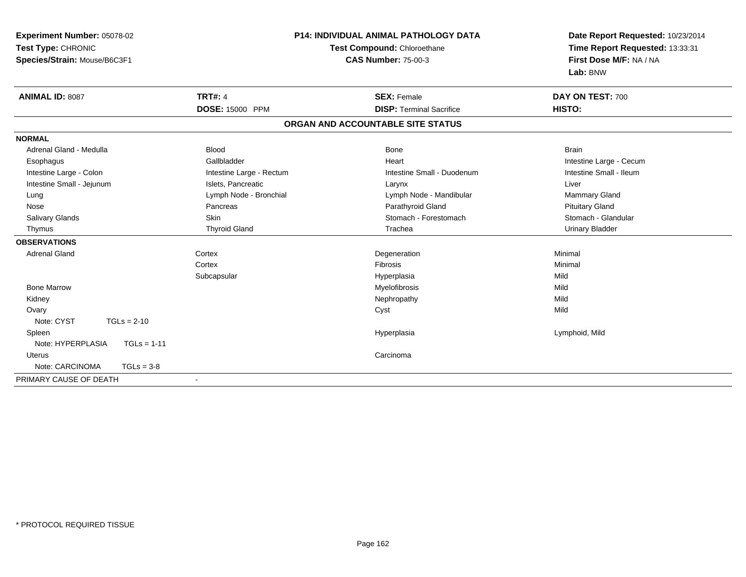**Experiment Number:** 05078-02
**Test Type:** CHRONIC
**Species/Strain:** Mouse/B6C3F1

**P14: INDIVIDUAL ANIMAL PATHOLOGY DATA**
**Test Compound:** Chloroethane
**CAS Number:** 75-00-3

**Date Report Requested:** 10/23/2014
**Time Report Requested:** 13:33:31
**First Dose M/F:** NA / NA
**Lab:** BNW

| **ANIMAL ID:** 8087 | **TRT#:** 4 | **SEX:** Female | **DAY ON TEST:** 700 |
|---|---|---|---|
| | **DOSE:** 15000 PPM | **DISP:** Terminal Sacrifice | **HISTO:** |

**ORGAN AND ACCOUNTABLE SITE STATUS**

**NORMAL**

| | | | |
|---|---|---|---|
| Adrenal Gland - Medulla | Blood | Bone | Brain |
| Esophagus | Gallbladder | Heart | Intestine Large - Cecum |
| Intestine Large - Colon | Intestine Large - Rectum | Intestine Small - Duodenum | Intestine Small - Ileum |
| Intestine Small - Jejunum | Islets, Pancreatic | Larynx | Liver |
| Lung | Lymph Node - Bronchial | Lymph Node - Mandibular | Mammary Gland |
| Nose | Pancreas | Parathyroid Gland | Pituitary Gland |
| Salivary Glands | Skin | Stomach - Forestomach | Stomach - Glandular |
| Thymus | Thyroid Gland | Trachea | Urinary Bladder |

**OBSERVATIONS**

| | | | |
|---|---|---|---|
| Adrenal Gland | Cortex | Degeneration | Minimal |
| | Cortex | Fibrosis | Minimal |
| | Subcapsular | Hyperplasia | Mild |
| Bone Marrow | | Myelofibrosis | Mild |
| Kidney | | Nephropathy | Mild |
| Ovary | | Cyst | Mild |
| Note: CYST TGLs = 2-10 | | | |
| Spleen | | Hyperplasia | Lymphoid, Mild |
| Note: HYPERPLASIA TGLs = 1-11 | | | |
| Uterus | | Carcinoma | |
| Note: CARCINOMA TGLs = 3-8 | | | |

PRIMARY CAUSE OF DEATH -

\* PROTOCOL REQUIRED TISSUE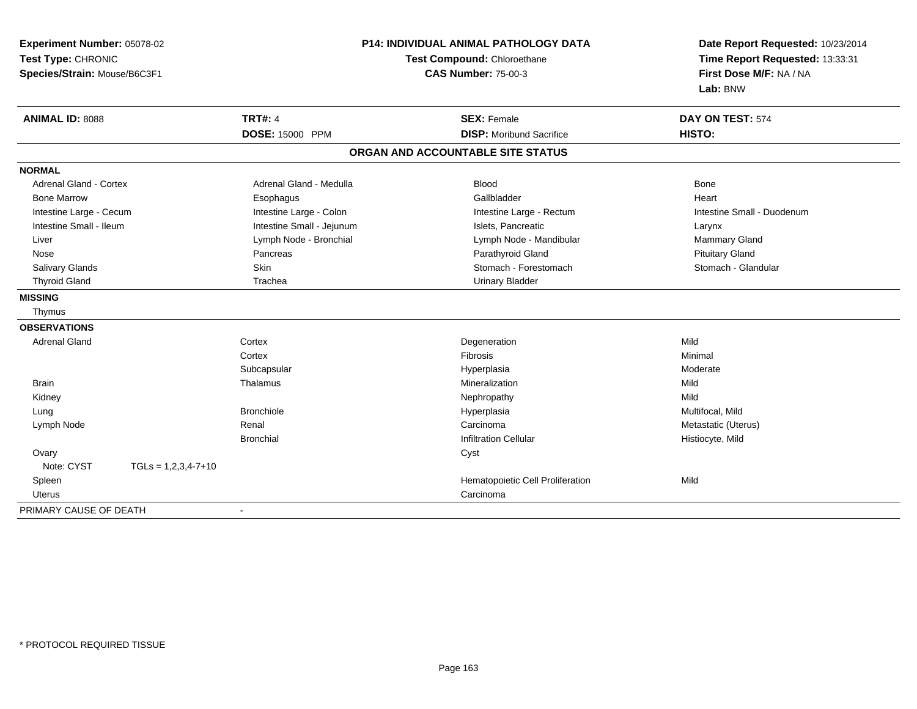**Experiment Number:** 05078-02
**Test Type:** CHRONIC
**Species/Strain:** Mouse/B6C3F1

**P14: INDIVIDUAL ANIMAL PATHOLOGY DATA**
**Test Compound:** Chloroethane
**CAS Number:** 75-00-3

**Date Report Requested:** 10/23/2014
**Time Report Requested:** 13:33:31
**First Dose M/F:** NA / NA
**Lab:** BNW

| **ANIMAL ID:** 8088 | **TRT#:** 4 | **SEX:** Female | **DAY ON TEST:** 574 |
|---|---|---|---|
| | **DOSE:** 15000 PPM | **DISP:** Moribund Sacrifice | **HISTO:** |

## ORGAN AND ACCOUNTABLE SITE STATUS

**NORMAL**

| | | | |
|---|---|---|---|
| Adrenal Gland - Cortex | Adrenal Gland - Medulla | Blood | Bone |
| Bone Marrow | Esophagus | Gallbladder | Heart |
| Intestine Large - Cecum | Intestine Large - Colon | Intestine Large - Rectum | Intestine Small - Duodenum |
| Intestine Small - Ileum | Intestine Small - Jejunum | Islets, Pancreatic | Larynx |
| Liver | Lymph Node - Bronchial | Lymph Node - Mandibular | Mammary Gland |
| Nose | Pancreas | Parathyroid Gland | Pituitary Gland |
| Salivary Glands | Skin | Stomach - Forestomach | Stomach - Glandular |
| Thyroid Gland | Trachea | Urinary Bladder | |

**MISSING**

Thymus

**OBSERVATIONS**

| | | | |
|---|---|---|---|
| Adrenal Gland | Cortex | Degeneration | Mild |
| | Cortex | Fibrosis | Minimal |
| | Subcapsular | Hyperplasia | Moderate |
| Brain | Thalamus | Mineralization | Mild |
| Kidney | | Nephropathy | Mild |
| Lung | Bronchiole | Hyperplasia | Multifocal, Mild |
| Lymph Node | Renal | Carcinoma | Metastatic (Uterus) |
| | Bronchial | Infiltration Cellular | Histiocyte, Mild |
| Ovary | | Cyst | |
| Note: CYST TGLs = 1,2,3,4-7+10 | | | |
| Spleen | | Hematopoietic Cell Proliferation | Mild |
| Uterus | | Carcinoma | |

PRIMARY CAUSE OF DEATH -

* PROTOCOL REQUIRED TISSUE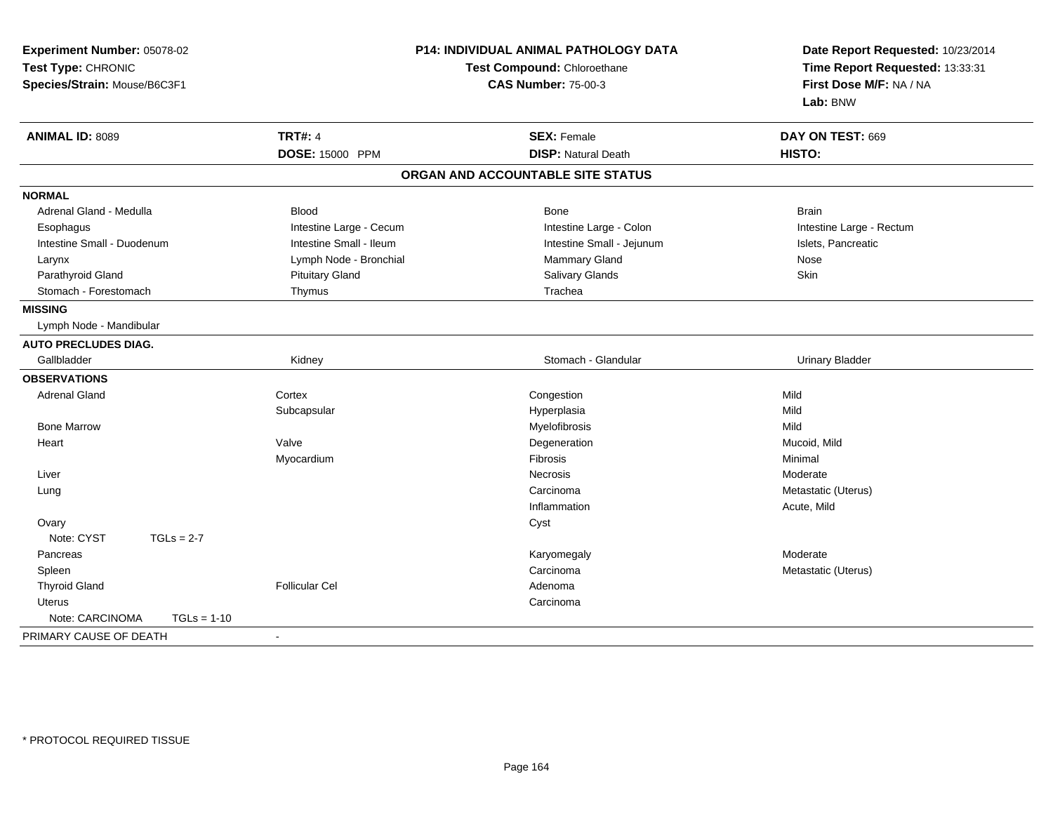**Experiment Number:** 05078-02
**Test Type:** CHRONIC
**Species/Strain:** Mouse/B6C3F1

**P14: INDIVIDUAL ANIMAL PATHOLOGY DATA**
**Test Compound:** Chloroethane
**CAS Number:** 75-00-3

**Date Report Requested:** 10/23/2014
**Time Report Requested:** 13:33:31
**First Dose M/F:** NA / NA
**Lab:** BNW

| **ANIMAL ID:** 8089 | **TRT#:** 4 | **SEX:** Female | **DAY ON TEST:** 669 |
|---|---|---|---|
| | **DOSE:** 15000 PPM | **DISP:** Natural Death | **HISTO:** |

## ORGAN AND ACCOUNTABLE SITE STATUS

**NORMAL**

| | | | |
|---|---|---|---|
| Adrenal Gland - Medulla | Blood | Bone | Brain |
| Esophagus | Intestine Large - Cecum | Intestine Large - Colon | Intestine Large - Rectum |
| Intestine Small - Duodenum | Intestine Small - Ileum | Intestine Small - Jejunum | Islets, Pancreatic |
| Larynx | Lymph Node - Bronchial | Mammary Gland | Nose |
| Parathyroid Gland | Pituitary Gland | Salivary Glands | Skin |
| Stomach - Forestomach | Thymus | Trachea | |

**MISSING**

Lymph Node - Mandibular

**AUTO PRECLUDES DIAG.**

| | | | |
|---|---|---|---|
| Gallbladder | Kidney | Stomach - Glandular | Urinary Bladder |

**OBSERVATIONS**

| Organ | Site | Observation | Qualifier |
|---|---|---|---|
| Adrenal Gland | Cortex | Congestion | Mild |
| | Subcapsular | Hyperplasia | Mild |
| Bone Marrow | | Myelofibrosis | Mild |
| Heart | Valve | Degeneration | Mucoid, Mild |
| | Myocardium | Fibrosis | Minimal |
| Liver | | Necrosis | Moderate |
| Lung | | Carcinoma | Metastatic (Uterus) |
| | | Inflammation | Acute, Mild |
| Ovary | | Cyst | |
| Note: CYST TGLs = 2-7 | | | |
| Pancreas | | Karyomegaly | Moderate |
| Spleen | | Carcinoma | Metastatic (Uterus) |
| Thyroid Gland | Follicular Cel | Adenoma | |
| Uterus | | Carcinoma | |
| Note: CARCINOMA TGLs = 1-10 | | | |

PRIMARY CAUSE OF DEATH -

* PROTOCOL REQUIRED TISSUE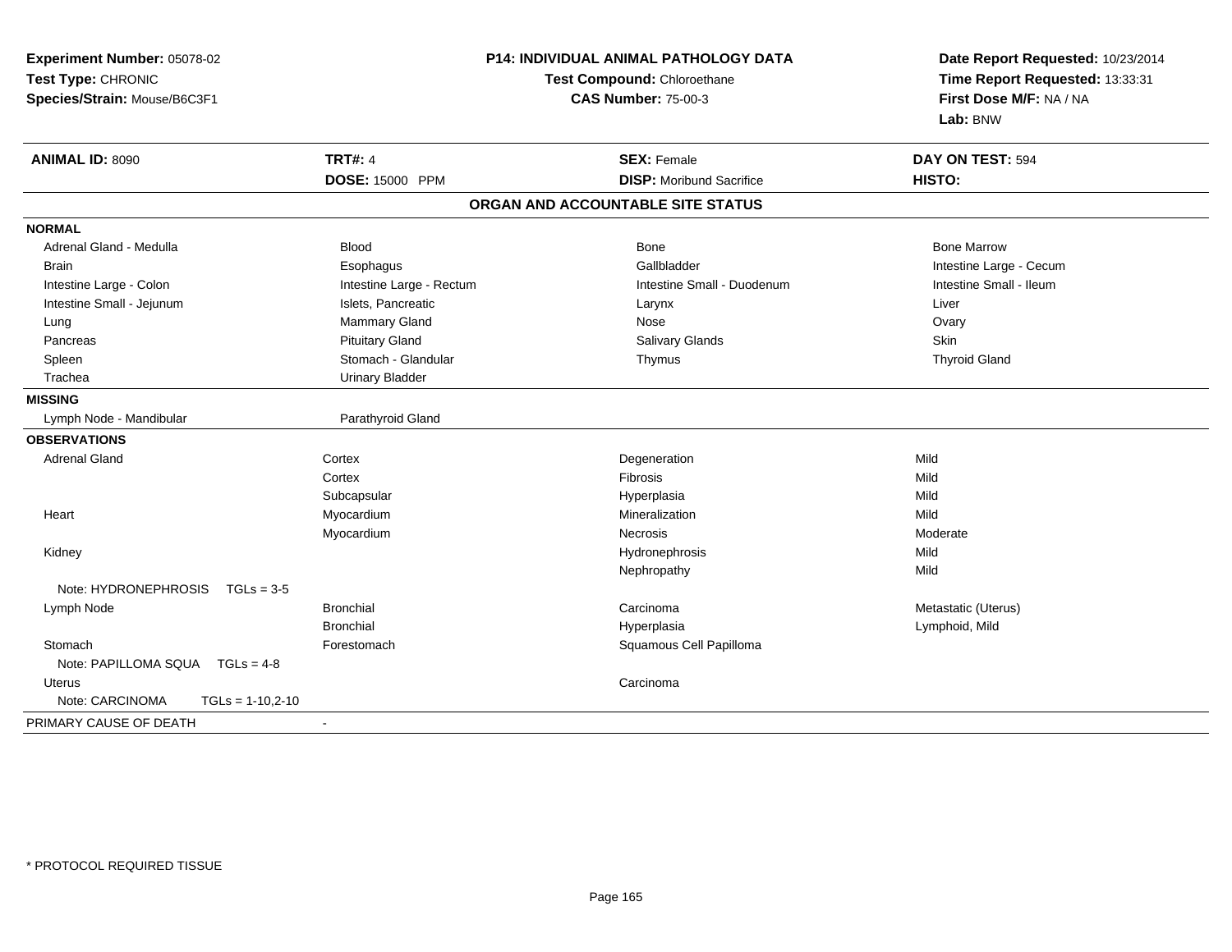**Experiment Number:** 05078-02
**Test Type:** CHRONIC
**Species/Strain:** Mouse/B6C3F1

**P14: INDIVIDUAL ANIMAL PATHOLOGY DATA**
**Test Compound:** Chloroethane
**CAS Number:** 75-00-3

**Date Report Requested:** 10/23/2014
**Time Report Requested:** 13:33:31
**First Dose M/F:** NA / NA
**Lab:** BNW

| **ANIMAL ID:** 8090 | **TRT#:** 4 | **SEX:** Female | **DAY ON TEST:** 594 |
|---|---|---|---|
| | **DOSE:** 15000 PPM | **DISP:** Moribund Sacrifice | **HISTO:** |

**ORGAN AND ACCOUNTABLE SITE STATUS**

**NORMAL**

| | | | |
|---|---|---|---|
| Adrenal Gland - Medulla | Blood | Bone | Bone Marrow |
| Brain | Esophagus | Gallbladder | Intestine Large - Cecum |
| Intestine Large - Colon | Intestine Large - Rectum | Intestine Small - Duodenum | Intestine Small - Ileum |
| Intestine Small - Jejunum | Islets, Pancreatic | Larynx | Liver |
| Lung | Mammary Gland | Nose | Ovary |
| Pancreas | Pituitary Gland | Salivary Glands | Skin |
| Spleen | Stomach - Glandular | Thymus | Thyroid Gland |
| Trachea | Urinary Bladder | | |

**MISSING**

| | |
|---|---|
| Lymph Node - Mandibular | Parathyroid Gland |

**OBSERVATIONS**

| | | | |
|---|---|---|---|
| Adrenal Gland | Cortex | Degeneration | Mild |
| | Cortex | Fibrosis | Mild |
| | Subcapsular | Hyperplasia | Mild |
| Heart | Myocardium | Mineralization | Mild |
| | Myocardium | Necrosis | Moderate |
| Kidney | | Hydronephrosis | Mild |
| | | Nephropathy | Mild |
| Note: HYDRONEPHROSIS TGLs = 3-5 | | | |
| Lymph Node | Bronchial | Carcinoma | Metastatic (Uterus) |
| | Bronchial | Hyperplasia | Lymphoid, Mild |
| Stomach | Forestomach | Squamous Cell Papilloma | |
| Note: PAPILLOMA SQUA TGLs = 4-8 | | | |
| Uterus | | Carcinoma | |
| Note: CARCINOMA TGLs = 1-10,2-10 | | | |

PRIMARY CAUSE OF DEATH -

\* PROTOCOL REQUIRED TISSUE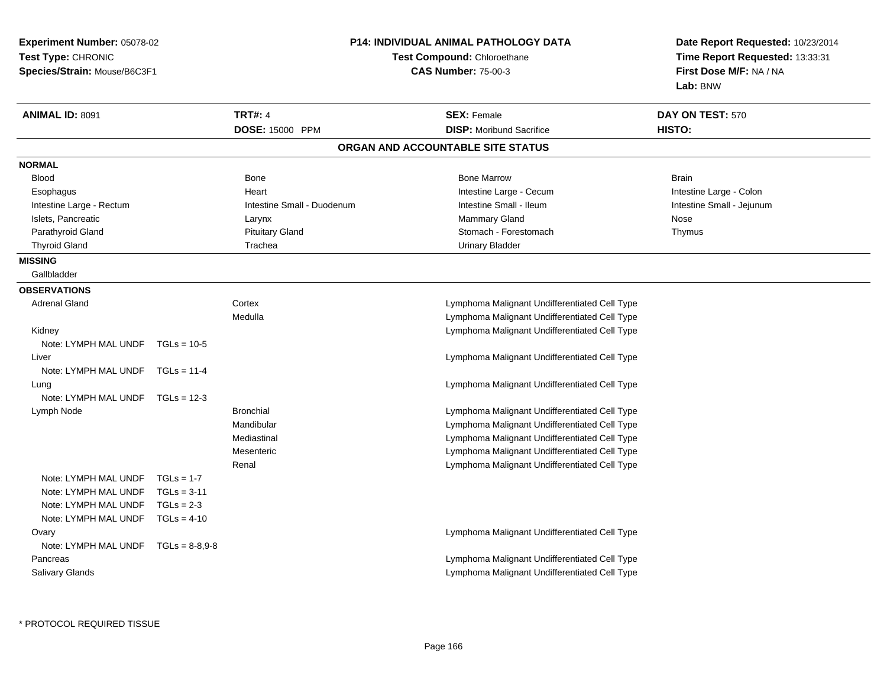**Experiment Number:** 05078-02
**Test Type:** CHRONIC
**Species/Strain:** Mouse/B6C3F1

**P14: INDIVIDUAL ANIMAL PATHOLOGY DATA**
**Test Compound:** Chloroethane
**CAS Number:** 75-00-3

**Date Report Requested:** 10/23/2014
**Time Report Requested:** 13:33:31
**First Dose M/F:** NA / NA
**Lab:** BNW

| **ANIMAL ID:** 8091 | **TRT#:** 4 | **SEX:** Female | **DAY ON TEST:** 570 |
|---|---|---|---|
| | **DOSE:** 15000 PPM | **DISP:** Moribund Sacrifice | **HISTO:** |

## ORGAN AND ACCOUNTABLE SITE STATUS

**NORMAL**

| | | | |
|---|---|---|---|
| Blood | Bone | Bone Marrow | Brain |
| Esophagus | Heart | Intestine Large - Cecum | Intestine Large - Colon |
| Intestine Large - Rectum | Intestine Small - Duodenum | Intestine Small - Ileum | Intestine Small - Jejunum |
| Islets, Pancreatic | Larynx | Mammary Gland | Nose |
| Parathyroid Gland | Pituitary Gland | Stomach - Forestomach | Thymus |
| Thyroid Gland | Trachea | Urinary Bladder | |

**MISSING**

Gallbladder

**OBSERVATIONS**

| Organ | Site | Observation |
|---|---|---|
| Adrenal Gland | Cortex | Lymphoma Malignant Undifferentiated Cell Type |
| | Medulla | Lymphoma Malignant Undifferentiated Cell Type |
| Kidney | | Lymphoma Malignant Undifferentiated Cell Type |
| Note: LYMPH MAL UNDF TGLs = 10-5 | | |
| Liver | | Lymphoma Malignant Undifferentiated Cell Type |
| Note: LYMPH MAL UNDF TGLs = 11-4 | | |
| Lung | | Lymphoma Malignant Undifferentiated Cell Type |
| Note: LYMPH MAL UNDF TGLs = 12-3 | | |
| Lymph Node | Bronchial | Lymphoma Malignant Undifferentiated Cell Type |
| | Mandibular | Lymphoma Malignant Undifferentiated Cell Type |
| | Mediastinal | Lymphoma Malignant Undifferentiated Cell Type |
| | Mesenteric | Lymphoma Malignant Undifferentiated Cell Type |
| | Renal | Lymphoma Malignant Undifferentiated Cell Type |
| Note: LYMPH MAL UNDF TGLs = 1-7 | | |
| Note: LYMPH MAL UNDF TGLs = 3-11 | | |
| Note: LYMPH MAL UNDF TGLs = 2-3 | | |
| Note: LYMPH MAL UNDF TGLs = 4-10 | | |
| Ovary | | Lymphoma Malignant Undifferentiated Cell Type |
| Note: LYMPH MAL UNDF TGLs = 8-8,9-8 | | |
| Pancreas | | Lymphoma Malignant Undifferentiated Cell Type |
| Salivary Glands | | Lymphoma Malignant Undifferentiated Cell Type |

* PROTOCOL REQUIRED TISSUE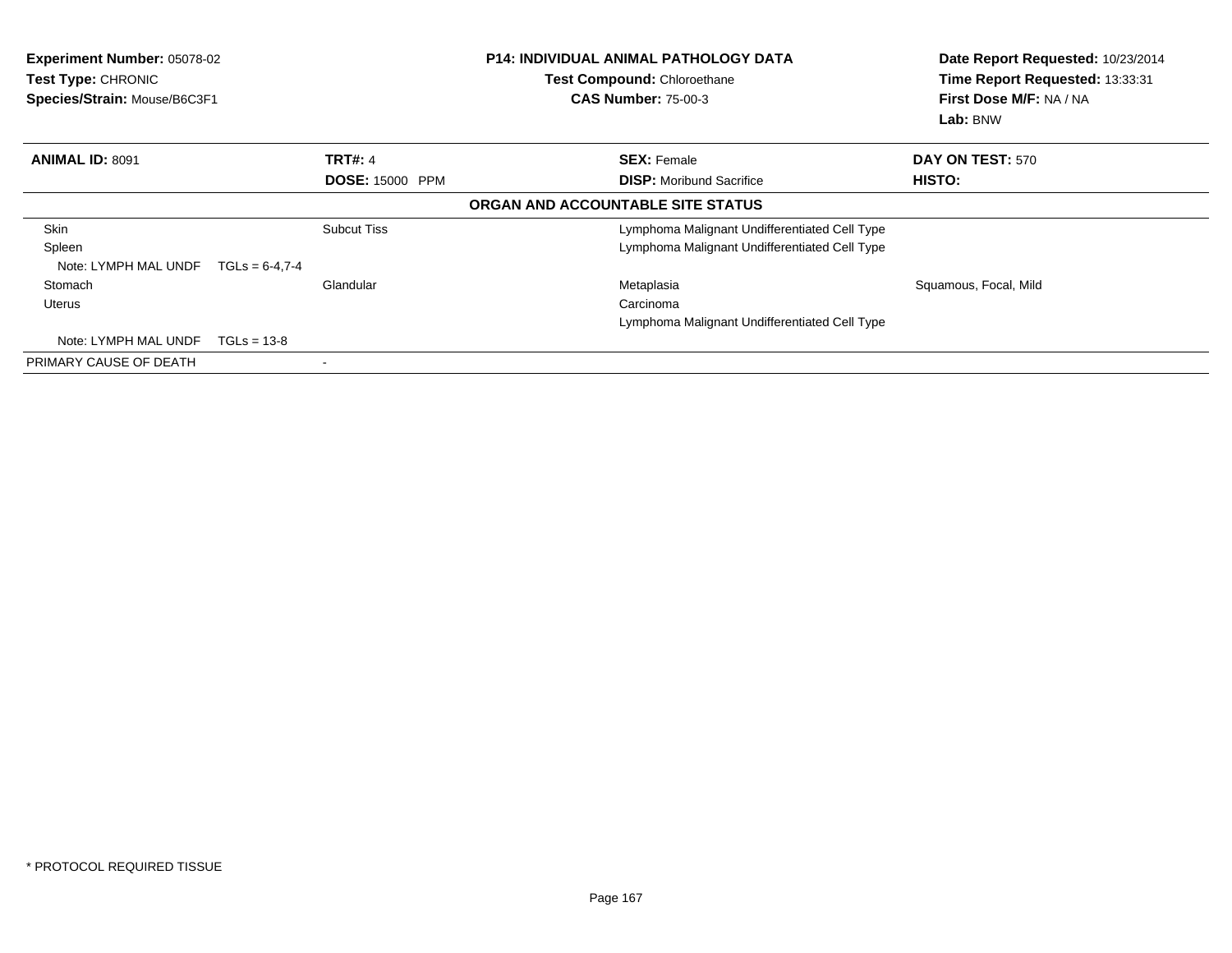**Experiment Number:** 05078-02
**Test Type:** CHRONIC
**Species/Strain:** Mouse/B6C3F1

**P14: INDIVIDUAL ANIMAL PATHOLOGY DATA**
**Test Compound:** Chloroethane
**CAS Number:** 75-00-3

**Date Report Requested:** 10/23/2014
**Time Report Requested:** 13:33:31
**First Dose M/F:** NA / NA
**Lab:** BNW

| **ANIMAL ID:** 8091 | **TRT#:** 4 | **SEX:** Female | **DAY ON TEST:** 570 |
|---|---|---|---|
| | **DOSE:** 15000 PPM | **DISP:** Moribund Sacrifice | **HISTO:** |

**ORGAN AND ACCOUNTABLE SITE STATUS**

| | | | |
|---|---|---|---|
| Skin | Subcut Tiss | Lymphoma Malignant Undifferentiated Cell Type | |
| Spleen | | Lymphoma Malignant Undifferentiated Cell Type | |
| Note: LYMPH MAL UNDF TGLs = 6-4,7-4 | | | |
| Stomach | Glandular | Metaplasia | Squamous, Focal, Mild |
| Uterus | | Carcinoma | |
| | | Lymphoma Malignant Undifferentiated Cell Type | |
| Note: LYMPH MAL UNDF TGLs = 13-8 | | | |
| PRIMARY CAUSE OF DEATH | - | | |

* PROTOCOL REQUIRED TISSUE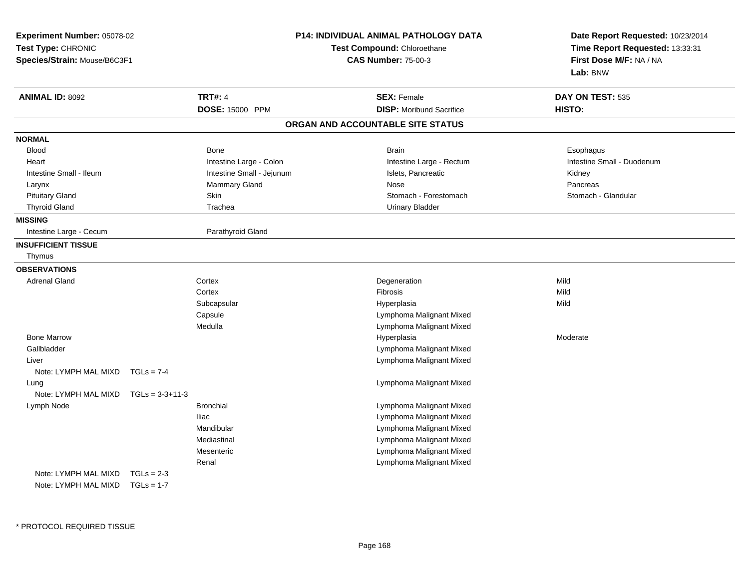**Experiment Number:** 05078-02
**Test Type:** CHRONIC
**Species/Strain:** Mouse/B6C3F1

**P14: INDIVIDUAL ANIMAL PATHOLOGY DATA**
**Test Compound:** Chloroethane
**CAS Number:** 75-00-3

**Date Report Requested:** 10/23/2014
**Time Report Requested:** 13:33:31
**First Dose M/F:** NA / NA
**Lab:** BNW

| **ANIMAL ID:** 8092 | **TRT#:** 4 | **SEX:** Female | **DAY ON TEST:** 535 |
|---|---|---|---|
| | **DOSE:** 15000 PPM | **DISP:** Moribund Sacrifice | **HISTO:** |

## ORGAN AND ACCOUNTABLE SITE STATUS

**NORMAL**

| | | | |
|---|---|---|---|
| Blood | Bone | Brain | Esophagus |
| Heart | Intestine Large - Colon | Intestine Large - Rectum | Intestine Small - Duodenum |
| Intestine Small - Ileum | Intestine Small - Jejunum | Islets, Pancreatic | Kidney |
| Larynx | Mammary Gland | Nose | Pancreas |
| Pituitary Gland | Skin | Stomach - Forestomach | Stomach - Glandular |
| Thyroid Gland | Trachea | Urinary Bladder | |

**MISSING**

| | |
|---|---|
| Intestine Large - Cecum | Parathyroid Gland |

**INSUFFICIENT TISSUE**

Thymus

**OBSERVATIONS**

| Organ | Site | Observation | Severity |
|---|---|---|---|
| Adrenal Gland | Cortex | Degeneration | Mild |
| | Cortex | Fibrosis | Mild |
| | Subcapsular | Hyperplasia | Mild |
| | Capsule | Lymphoma Malignant Mixed | |
| | Medulla | Lymphoma Malignant Mixed | |
| Bone Marrow | | Hyperplasia | Moderate |
| Gallbladder | | Lymphoma Malignant Mixed | |
| Liver | | Lymphoma Malignant Mixed | |
| Note: LYMPH MAL MIXD TGLs = 7-4 | | | |
| Lung | | Lymphoma Malignant Mixed | |
| Note: LYMPH MAL MIXD TGLs = 3-3+11-3 | | | |
| Lymph Node | Bronchial | Lymphoma Malignant Mixed | |
| | Iliac | Lymphoma Malignant Mixed | |
| | Mandibular | Lymphoma Malignant Mixed | |
| | Mediastinal | Lymphoma Malignant Mixed | |
| | Mesenteric | Lymphoma Malignant Mixed | |
| | Renal | Lymphoma Malignant Mixed | |
| Note: LYMPH MAL MIXD TGLs = 2-3 | | | |
| Note: LYMPH MAL MIXD TGLs = 1-7 | | | |

* PROTOCOL REQUIRED TISSUE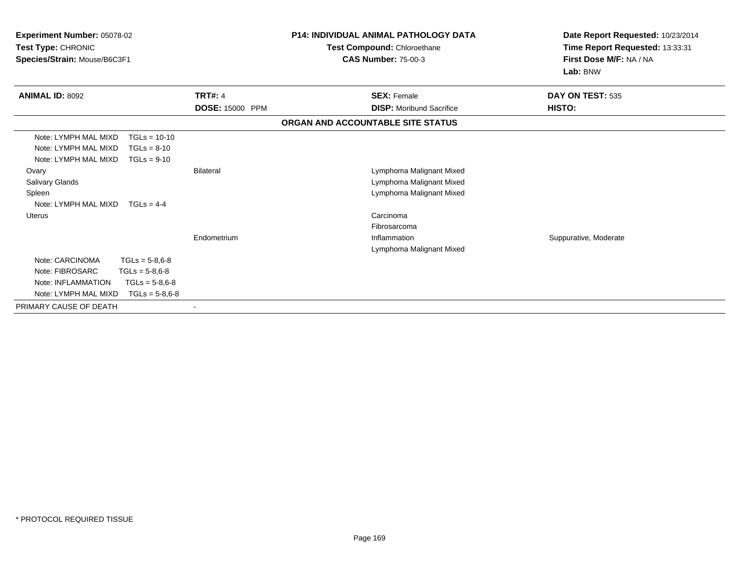**Experiment Number:** 05078-02
**Test Type:** CHRONIC
**Species/Strain:** Mouse/B6C3F1

**P14: INDIVIDUAL ANIMAL PATHOLOGY DATA**
**Test Compound:** Chloroethane
**CAS Number:** 75-00-3

**Date Report Requested:** 10/23/2014
**Time Report Requested:** 13:33:31
**First Dose M/F:** NA / NA
**Lab:** BNW

| **ANIMAL ID:** 8092 | **TRT#:** 4 | **SEX:** Female | **DAY ON TEST:** 535 |
|---|---|---|---|
| | **DOSE:** 15000 PPM | **DISP:** Moribund Sacrifice | **HISTO:** |

**ORGAN AND ACCOUNTABLE SITE STATUS**

| | | | |
|---|---|---|---|
| Note: LYMPH MAL MIXD TGLs = 10-10 | | | |
| Note: LYMPH MAL MIXD TGLs = 8-10 | | | |
| Note: LYMPH MAL MIXD TGLs = 9-10 | | | |
| Ovary | Bilateral | Lymphoma Malignant Mixed | |
| Salivary Glands | | Lymphoma Malignant Mixed | |
| Spleen | | Lymphoma Malignant Mixed | |
| Note: LYMPH MAL MIXD TGLs = 4-4 | | | |
| Uterus | | Carcinoma | |
| | | Fibrosarcoma | |
| | Endometrium | Inflammation | Suppurative, Moderate |
| | | Lymphoma Malignant Mixed | |
| Note: CARCINOMA TGLs = 5-8,6-8 | | | |
| Note: FIBROSARC TGLs = 5-8,6-8 | | | |
| Note: INFLAMMATION TGLs = 5-8,6-8 | | | |
| Note: LYMPH MAL MIXD TGLs = 5-8,6-8 | | | |
| PRIMARY CAUSE OF DEATH | - | | |

* PROTOCOL REQUIRED TISSUE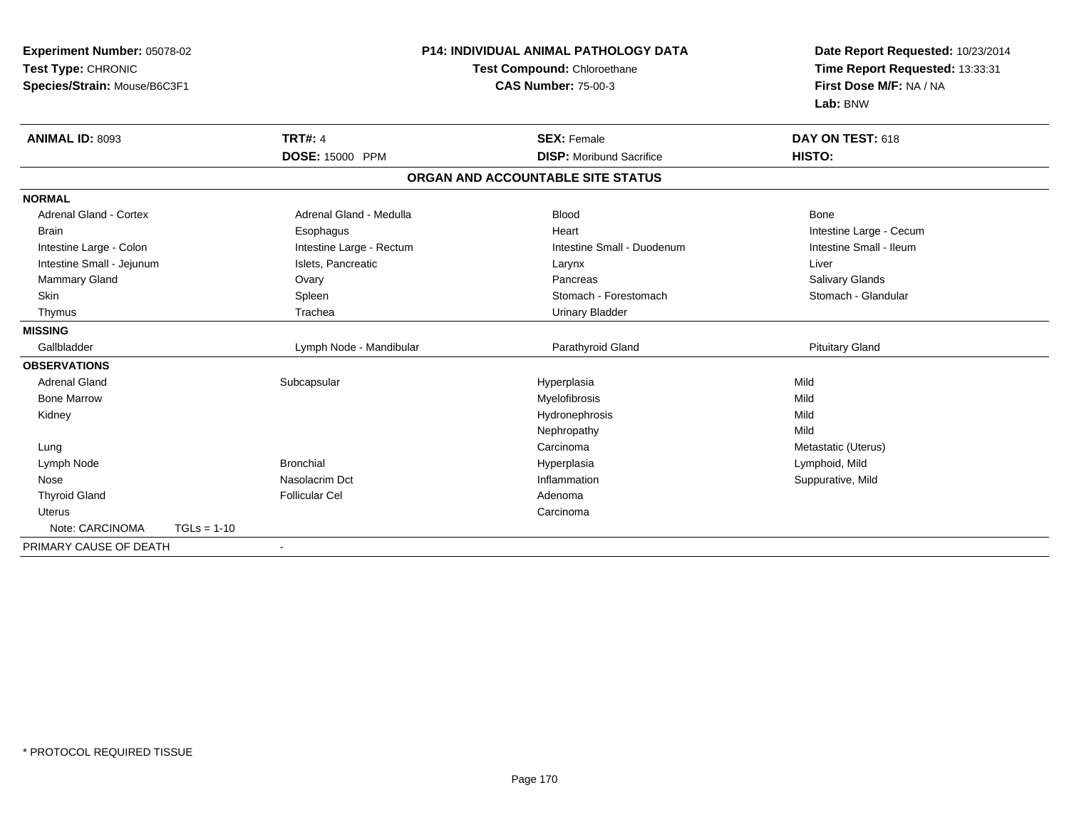**Experiment Number:** 05078-02
**Test Type:** CHRONIC
**Species/Strain:** Mouse/B6C3F1

**P14: INDIVIDUAL ANIMAL PATHOLOGY DATA**
**Test Compound:** Chloroethane
**CAS Number:** 75-00-3

**Date Report Requested:** 10/23/2014
**Time Report Requested:** 13:33:31
**First Dose M/F:** NA / NA
**Lab:** BNW

| **ANIMAL ID:** 8093 | **TRT#:** 4 | **SEX:** Female | **DAY ON TEST:** 618 |
|---|---|---|---|
| | **DOSE:** 15000 PPM | **DISP:** Moribund Sacrifice | **HISTO:** |

## ORGAN AND ACCOUNTABLE SITE STATUS

| | | | |
|---|---|---|---|
| **NORMAL** | | | |
| Adrenal Gland - Cortex | Adrenal Gland - Medulla | Blood | Bone |
| Brain | Esophagus | Heart | Intestine Large - Cecum |
| Intestine Large - Colon | Intestine Large - Rectum | Intestine Small - Duodenum | Intestine Small - Ileum |
| Intestine Small - Jejunum | Islets, Pancreatic | Larynx | Liver |
| Mammary Gland | Ovary | Pancreas | Salivary Glands |
| Skin | Spleen | Stomach - Forestomach | Stomach - Glandular |
| Thymus | Trachea | Urinary Bladder | |
| **MISSING** | | | |
| Gallbladder | Lymph Node - Mandibular | Parathyroid Gland | Pituitary Gland |
| **OBSERVATIONS** | | | |
| Adrenal Gland | Subcapsular | Hyperplasia | Mild |
| Bone Marrow | | Myelofibrosis | Mild |
| Kidney | | Hydronephrosis | Mild |
| | | Nephropathy | Mild |
| Lung | | Carcinoma | Metastatic (Uterus) |
| Lymph Node | Bronchial | Hyperplasia | Lymphoid, Mild |
| Nose | Nasolacrim Dct | Inflammation | Suppurative, Mild |
| Thyroid Gland | Follicular Cel | Adenoma | |
| Uterus | | Carcinoma | |
| Note: CARCINOMA TGLs = 1-10 | | | |
| PRIMARY CAUSE OF DEATH | - | | |

\* PROTOCOL REQUIRED TISSUE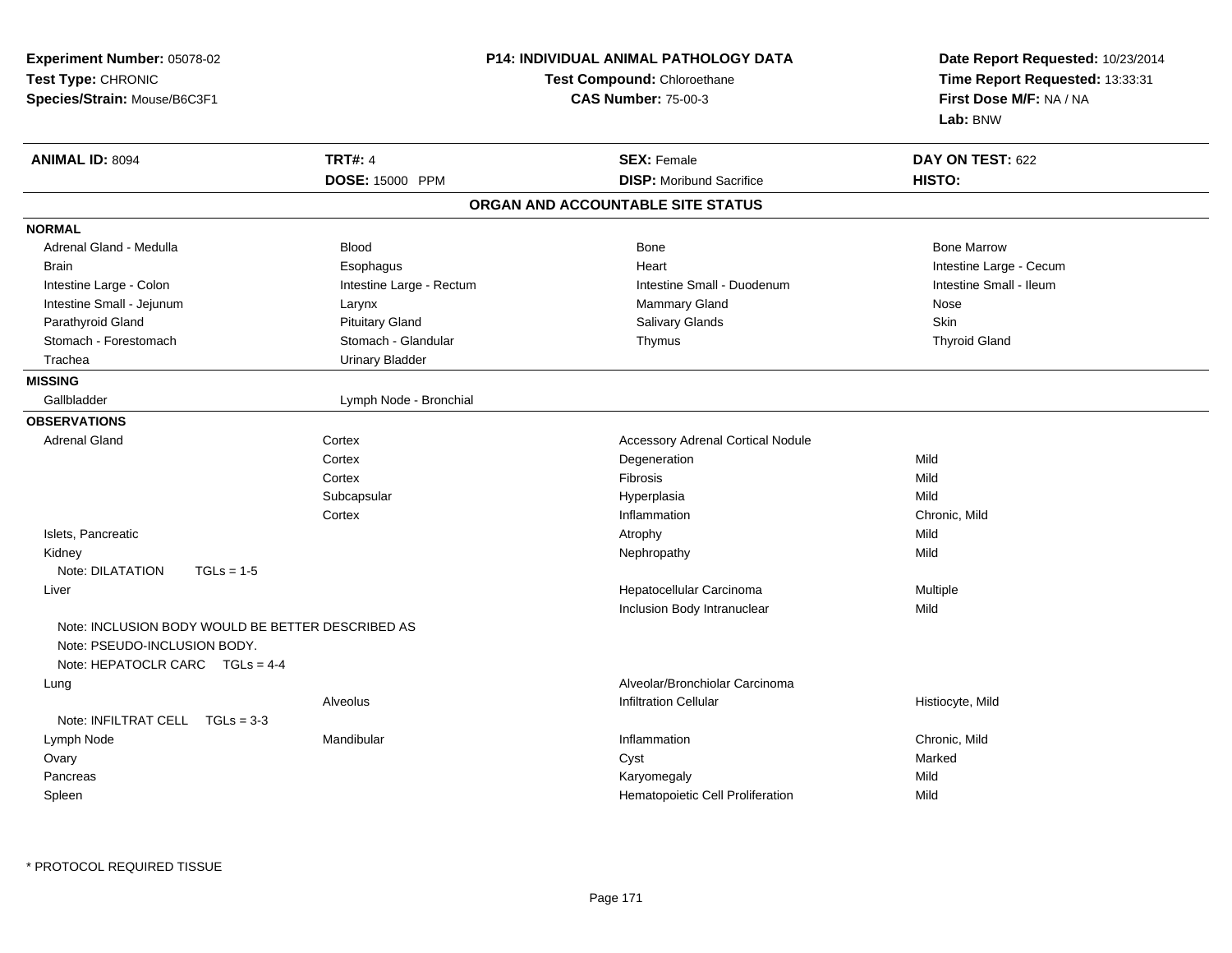**Experiment Number:** 05078-02
**Test Type:** CHRONIC
**Species/Strain:** Mouse/B6C3F1

**P14: INDIVIDUAL ANIMAL PATHOLOGY DATA**
**Test Compound:** Chloroethane
**CAS Number:** 75-00-3

**Date Report Requested:** 10/23/2014
**Time Report Requested:** 13:33:31
**First Dose M/F:** NA / NA
**Lab:** BNW

| **ANIMAL ID:** 8094 | **TRT#:** 4 | **SEX:** Female | **DAY ON TEST:** 622 |
|---|---|---|---|
| | **DOSE:** 15000 PPM | **DISP:** Moribund Sacrifice | **HISTO:** |

## ORGAN AND ACCOUNTABLE SITE STATUS

**NORMAL**

| | | | |
|---|---|---|---|
| Adrenal Gland - Medulla | Blood | Bone | Bone Marrow |
| Brain | Esophagus | Heart | Intestine Large - Cecum |
| Intestine Large - Colon | Intestine Large - Rectum | Intestine Small - Duodenum | Intestine Small - Ileum |
| Intestine Small - Jejunum | Larynx | Mammary Gland | Nose |
| Parathyroid Gland | Pituitary Gland | Salivary Glands | Skin |
| Stomach - Forestomach | Stomach - Glandular | Thymus | Thyroid Gland |
| Trachea | Urinary Bladder | | |

**MISSING**

| | |
|---|---|
| Gallbladder | Lymph Node - Bronchial |

**OBSERVATIONS**

| Organ | Site | Finding | Severity |
|---|---|---|---|
| Adrenal Gland | Cortex | Accessory Adrenal Cortical Nodule | |
| | Cortex | Degeneration | Mild |
| | Cortex | Fibrosis | Mild |
| | Subcapsular | Hyperplasia | Mild |
| | Cortex | Inflammation | Chronic, Mild |
| Islets, Pancreatic | | Atrophy | Mild |
| Kidney | | Nephropathy | Mild |
| Note: DILATATION TGLs = 1-5 | | | |
| Liver | | Hepatocellular Carcinoma | Multiple |
| | | Inclusion Body Intranuclear | Mild |
| Note: INCLUSION BODY WOULD BE BETTER DESCRIBED AS | | | |
| Note: PSEUDO-INCLUSION BODY. | | | |
| Note: HEPATOCLR CARC TGLs = 4-4 | | | |
| Lung | | Alveolar/Bronchiolar Carcinoma | |
| | Alveolus | Infiltration Cellular | Histiocyte, Mild |
| Note: INFILTRAT CELL TGLs = 3-3 | | | |
| Lymph Node | Mandibular | Inflammation | Chronic, Mild |
| Ovary | | Cyst | Marked |
| Pancreas | | Karyomegaly | Mild |
| Spleen | | Hematopoietic Cell Proliferation | Mild |

\* PROTOCOL REQUIRED TISSUE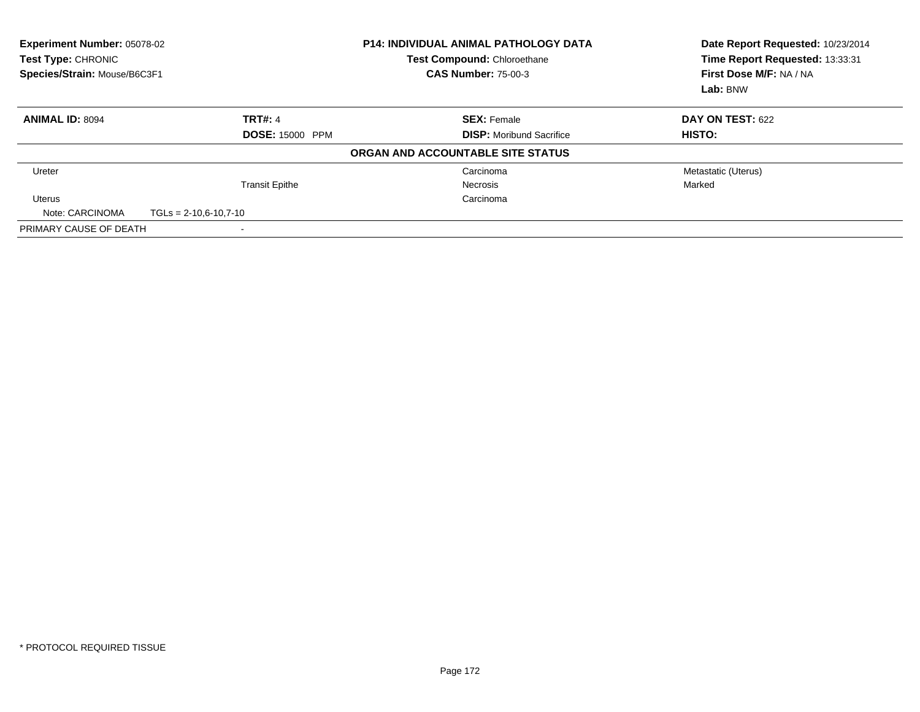**Experiment Number:** 05078-02
**Test Type:** CHRONIC
**Species/Strain:** Mouse/B6C3F1

**P14: INDIVIDUAL ANIMAL PATHOLOGY DATA**
**Test Compound:** Chloroethane
**CAS Number:** 75-00-3

**Date Report Requested:** 10/23/2014
**Time Report Requested:** 13:33:31
**First Dose M/F:** NA / NA
**Lab:** BNW

| **ANIMAL ID:** 8094 | **TRT#:** 4 | **SEX:** Female | **DAY ON TEST:** 622 |
|---|---|---|---|
| | **DOSE:** 15000 PPM | **DISP:** Moribund Sacrifice | **HISTO:** |

**ORGAN AND ACCOUNTABLE SITE STATUS**

| | | | |
|---|---|---|---|
| Ureter | | Carcinoma | Metastatic (Uterus) |
| | Transit Epithe | Necrosis | Marked |
| Uterus | | Carcinoma | |
| Note: CARCINOMA TGLs = 2-10,6-10,7-10 | | | |
| PRIMARY CAUSE OF DEATH | - | | |

* PROTOCOL REQUIRED TISSUE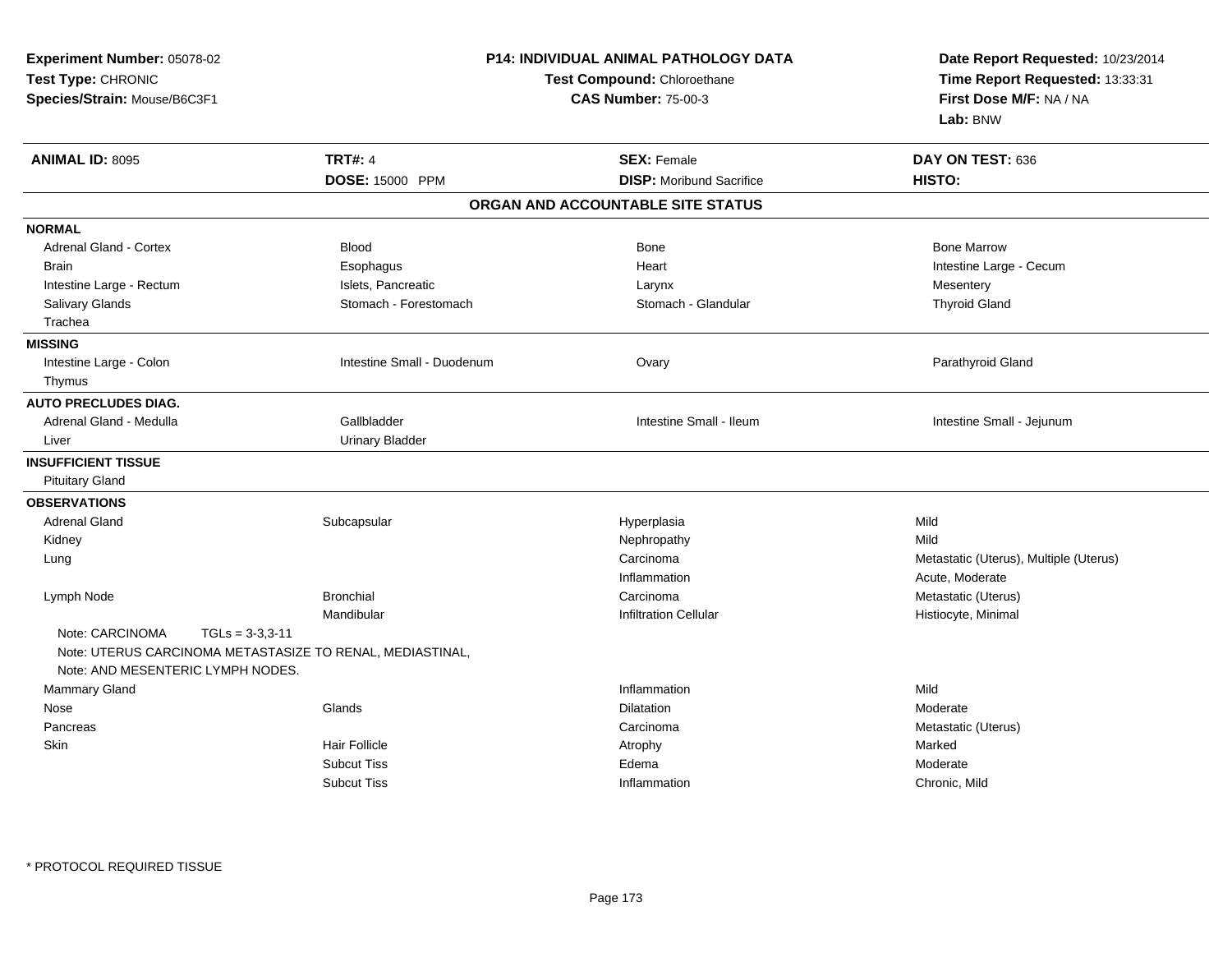**Experiment Number:** 05078-02
**Test Type:** CHRONIC
**Species/Strain:** Mouse/B6C3F1

**P14: INDIVIDUAL ANIMAL PATHOLOGY DATA**
**Test Compound:** Chloroethane
**CAS Number:** 75-00-3

**Date Report Requested:** 10/23/2014
**Time Report Requested:** 13:33:31
**First Dose M/F:** NA / NA
**Lab:** BNW

| **ANIMAL ID:** 8095 | **TRT#:** 4 | **SEX:** Female | **DAY ON TEST:** 636 |
|---|---|---|---|
| | **DOSE:** 15000 PPM | **DISP:** Moribund Sacrifice | **HISTO:** |

## ORGAN AND ACCOUNTABLE SITE STATUS

**NORMAL**

| | | | |
|---|---|---|---|
| Adrenal Gland - Cortex | Blood | Bone | Bone Marrow |
| Brain | Esophagus | Heart | Intestine Large - Cecum |
| Intestine Large - Rectum | Islets, Pancreatic | Larynx | Mesentery |
| Salivary Glands | Stomach - Forestomach | Stomach - Glandular | Thyroid Gland |
| Trachea | | | |

**MISSING**

| | | | |
|---|---|---|---|
| Intestine Large - Colon | Intestine Small - Duodenum | Ovary | Parathyroid Gland |
| Thymus | | | |

**AUTO PRECLUDES DIAG.**

| | | | |
|---|---|---|---|
| Adrenal Gland - Medulla | Gallbladder | Intestine Small - Ileum | Intestine Small - Jejunum |
| Liver | Urinary Bladder | | |

**INSUFFICIENT TISSUE**

Pituitary Gland

**OBSERVATIONS**

| | | | |
|---|---|---|---|
| Adrenal Gland | Subcapsular | Hyperplasia | Mild |
| Kidney | | Nephropathy | Mild |
| Lung | | Carcinoma | Metastatic (Uterus), Multiple (Uterus) |
| | | Inflammation | Acute, Moderate |
| Lymph Node | Bronchial | Carcinoma | Metastatic (Uterus) |
| | Mandibular | Infiltration Cellular | Histiocyte, Minimal |

Note: CARCINOMA TGLs = 3-3,3-11
Note: UTERUS CARCINOMA METASTASIZE TO RENAL, MEDIASTINAL,
Note: AND MESENTERIC LYMPH NODES.

| | | | |
|---|---|---|---|
| Mammary Gland | | Inflammation | Mild |
| Nose | Glands | Dilatation | Moderate |
| Pancreas | | Carcinoma | Metastatic (Uterus) |
| Skin | Hair Follicle | Atrophy | Marked |
| | Subcut Tiss | Edema | Moderate |
| | Subcut Tiss | Inflammation | Chronic, Mild |

* PROTOCOL REQUIRED TISSUE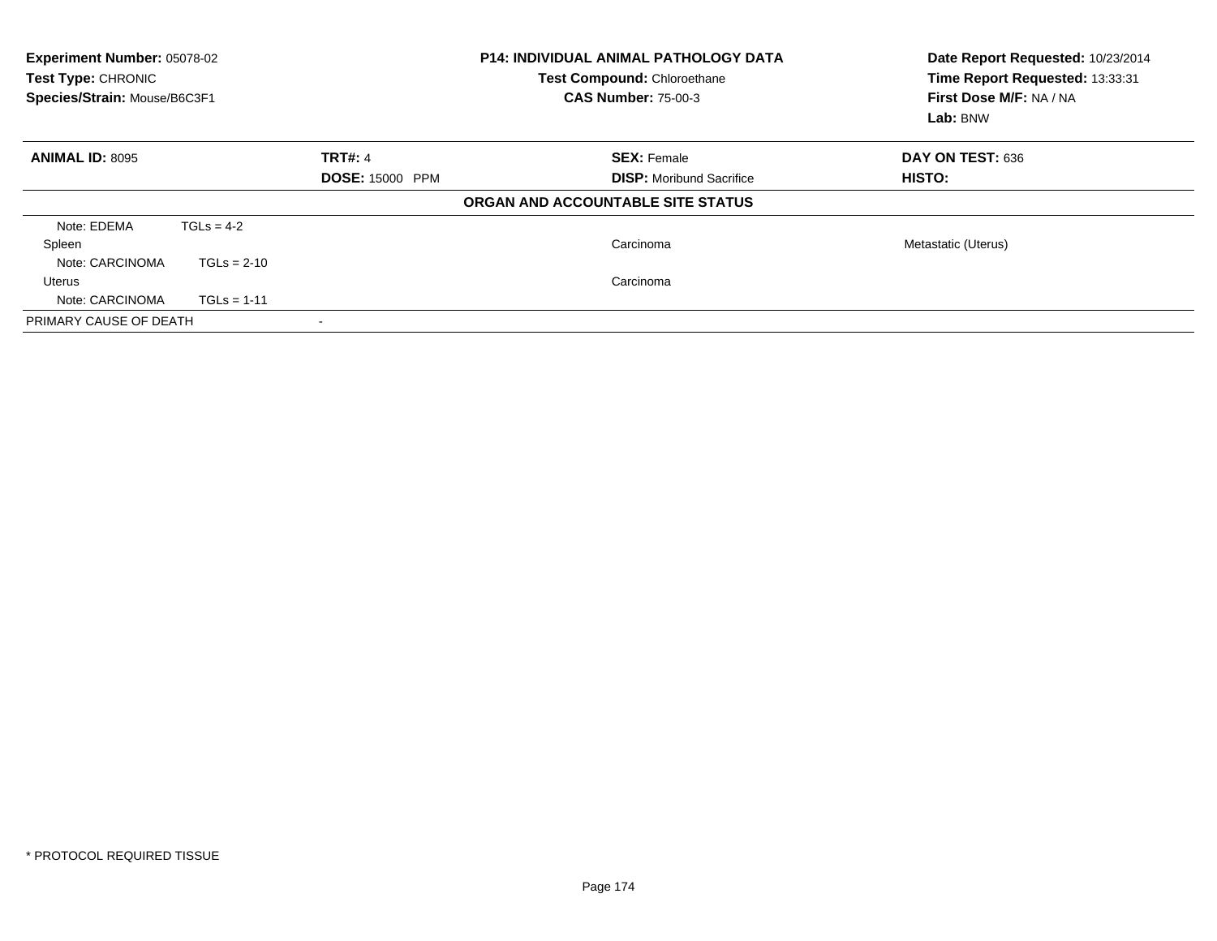**Experiment Number:** 05078-02
**Test Type:** CHRONIC
**Species/Strain:** Mouse/B6C3F1

**P14: INDIVIDUAL ANIMAL PATHOLOGY DATA**
**Test Compound:** Chloroethane
**CAS Number:** 75-00-3

**Date Report Requested:** 10/23/2014
**Time Report Requested:** 13:33:31
**First Dose M/F:** NA / NA
**Lab:** BNW

| **ANIMAL ID:** 8095 | **TRT#:** 4 | **SEX:** Female | **DAY ON TEST:** 636 |
|---|---|---|---|
| | **DOSE:** 15000 PPM | **DISP:** Moribund Sacrifice | **HISTO:** |

**ORGAN AND ACCOUNTABLE SITE STATUS**

| | | | |
|---|---|---|---|
| Note: EDEMA TGLs = 4-2 | | | |
| Spleen | | Carcinoma | Metastatic (Uterus) |
| Note: CARCINOMA TGLs = 2-10 | | | |
| Uterus | | Carcinoma | |
| Note: CARCINOMA TGLs = 1-11 | | | |
| PRIMARY CAUSE OF DEATH | - | | |

* PROTOCOL REQUIRED TISSUE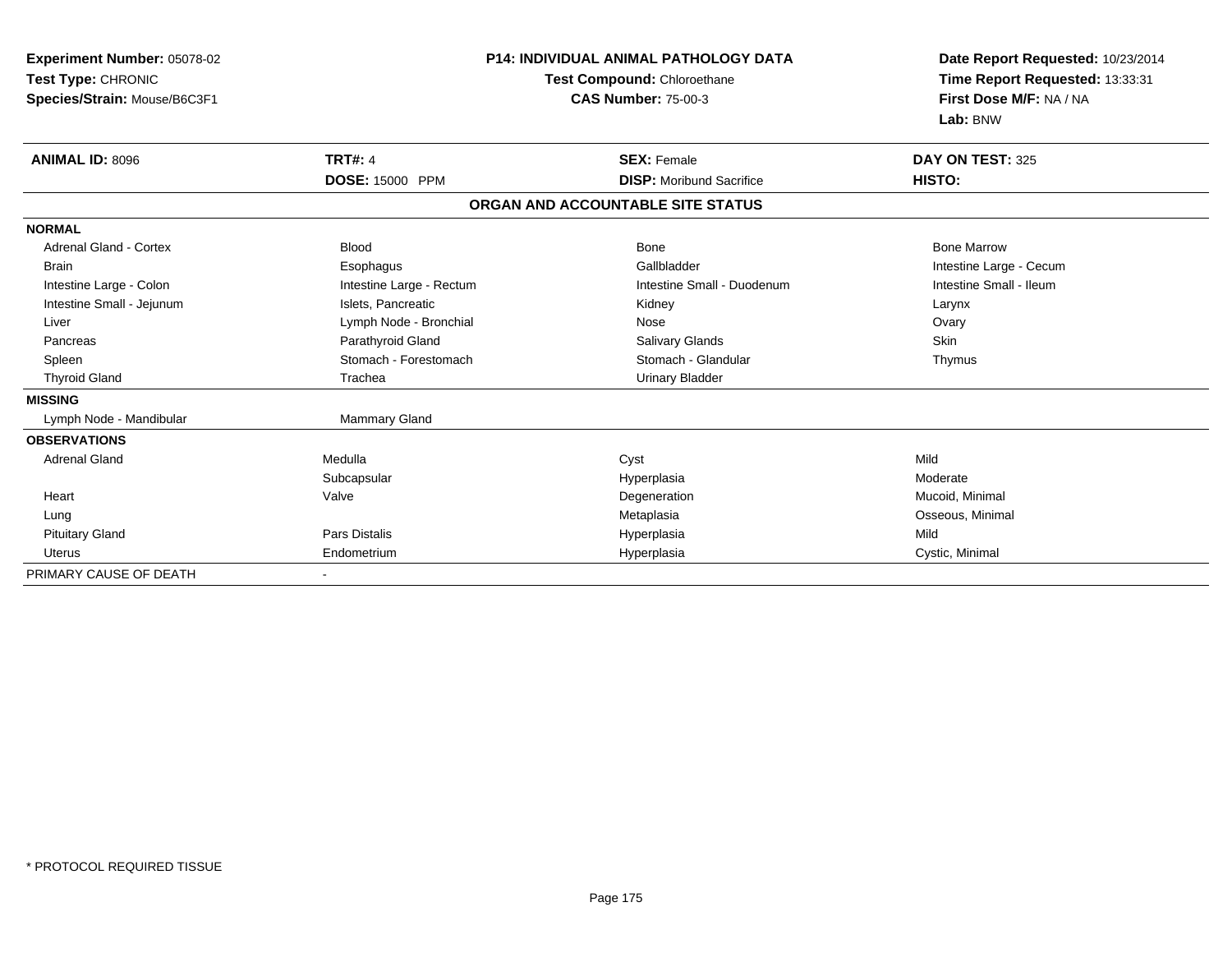**Experiment Number:** 05078-02
**Test Type:** CHRONIC
**Species/Strain:** Mouse/B6C3F1

**P14: INDIVIDUAL ANIMAL PATHOLOGY DATA**
**Test Compound:** Chloroethane
**CAS Number:** 75-00-3

**Date Report Requested:** 10/23/2014
**Time Report Requested:** 13:33:31
**First Dose M/F:** NA / NA
**Lab:** BNW

| **ANIMAL ID:** 8096 | **TRT#:** 4 | **SEX:** Female | **DAY ON TEST:** 325 |
|---|---|---|---|
| | **DOSE:** 15000 PPM | **DISP:** Moribund Sacrifice | **HISTO:** |

**ORGAN AND ACCOUNTABLE SITE STATUS**

| | | | |
|---|---|---|---|
| **NORMAL** | | | |
| Adrenal Gland - Cortex | Blood | Bone | Bone Marrow |
| Brain | Esophagus | Gallbladder | Intestine Large - Cecum |
| Intestine Large - Colon | Intestine Large - Rectum | Intestine Small - Duodenum | Intestine Small - Ileum |
| Intestine Small - Jejunum | Islets, Pancreatic | Kidney | Larynx |
| Liver | Lymph Node - Bronchial | Nose | Ovary |
| Pancreas | Parathyroid Gland | Salivary Glands | Skin |
| Spleen | Stomach - Forestomach | Stomach - Glandular | Thymus |
| Thyroid Gland | Trachea | Urinary Bladder | |
| **MISSING** | | | |
| Lymph Node - Mandibular | Mammary Gland | | |
| **OBSERVATIONS** | | | |
| Adrenal Gland | Medulla | Cyst | Mild |
| | Subcapsular | Hyperplasia | Moderate |
| Heart | Valve | Degeneration | Mucoid, Minimal |
| Lung | | Metaplasia | Osseous, Minimal |
| Pituitary Gland | Pars Distalis | Hyperplasia | Mild |
| Uterus | Endometrium | Hyperplasia | Cystic, Minimal |
| PRIMARY CAUSE OF DEATH | - | | |

* PROTOCOL REQUIRED TISSUE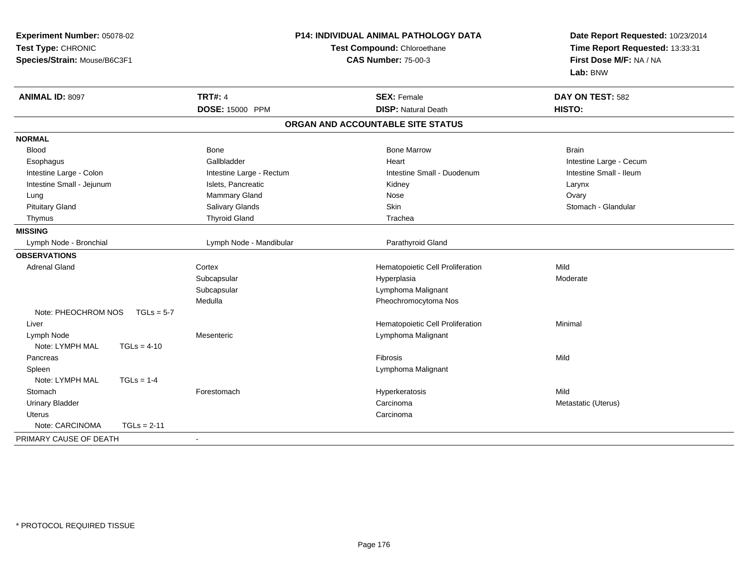**Experiment Number:** 05078-02
**Test Type:** CHRONIC
**Species/Strain:** Mouse/B6C3F1

**P14: INDIVIDUAL ANIMAL PATHOLOGY DATA**
**Test Compound:** Chloroethane
**CAS Number:** 75-00-3

**Date Report Requested:** 10/23/2014
**Time Report Requested:** 13:33:31
**First Dose M/F:** NA / NA
**Lab:** BNW

| **ANIMAL ID:** 8097 | **TRT#:** 4 | **SEX:** Female | **DAY ON TEST:** 582 |
|---|---|---|---|
| | **DOSE:** 15000 PPM | **DISP:** Natural Death | **HISTO:** |

## ORGAN AND ACCOUNTABLE SITE STATUS

| | | | |
|---|---|---|---|
| **NORMAL** | | | |
| Blood | Bone | Bone Marrow | Brain |
| Esophagus | Gallbladder | Heart | Intestine Large - Cecum |
| Intestine Large - Colon | Intestine Large - Rectum | Intestine Small - Duodenum | Intestine Small - Ileum |
| Intestine Small - Jejunum | Islets, Pancreatic | Kidney | Larynx |
| Lung | Mammary Gland | Nose | Ovary |
| Pituitary Gland | Salivary Glands | Skin | Stomach - Glandular |
| Thymus | Thyroid Gland | Trachea | |
| **MISSING** | | | |
| Lymph Node - Bronchial | Lymph Node - Mandibular | Parathyroid Gland | |
| **OBSERVATIONS** | | | |
| Adrenal Gland | Cortex | Hematopoietic Cell Proliferation | Mild |
| | Subcapsular | Hyperplasia | Moderate |
| | Subcapsular | Lymphoma Malignant | |
| | Medulla | Pheochromocytoma Nos | |
| Note: PHEOCHROM NOS TGLs = 5-7 | | | |
| Liver | | Hematopoietic Cell Proliferation | Minimal |
| Lymph Node | Mesenteric | Lymphoma Malignant | |
| Note: LYMPH MAL TGLs = 4-10 | | | |
| Pancreas | | Fibrosis | Mild |
| Spleen | | Lymphoma Malignant | |
| Note: LYMPH MAL TGLs = 1-4 | | | |
| Stomach | Forestomach | Hyperkeratosis | Mild |
| Urinary Bladder | | Carcinoma | Metastatic (Uterus) |
| Uterus | | Carcinoma | |
| Note: CARCINOMA TGLs = 2-11 | | | |
| PRIMARY CAUSE OF DEATH | - | | |

* PROTOCOL REQUIRED TISSUE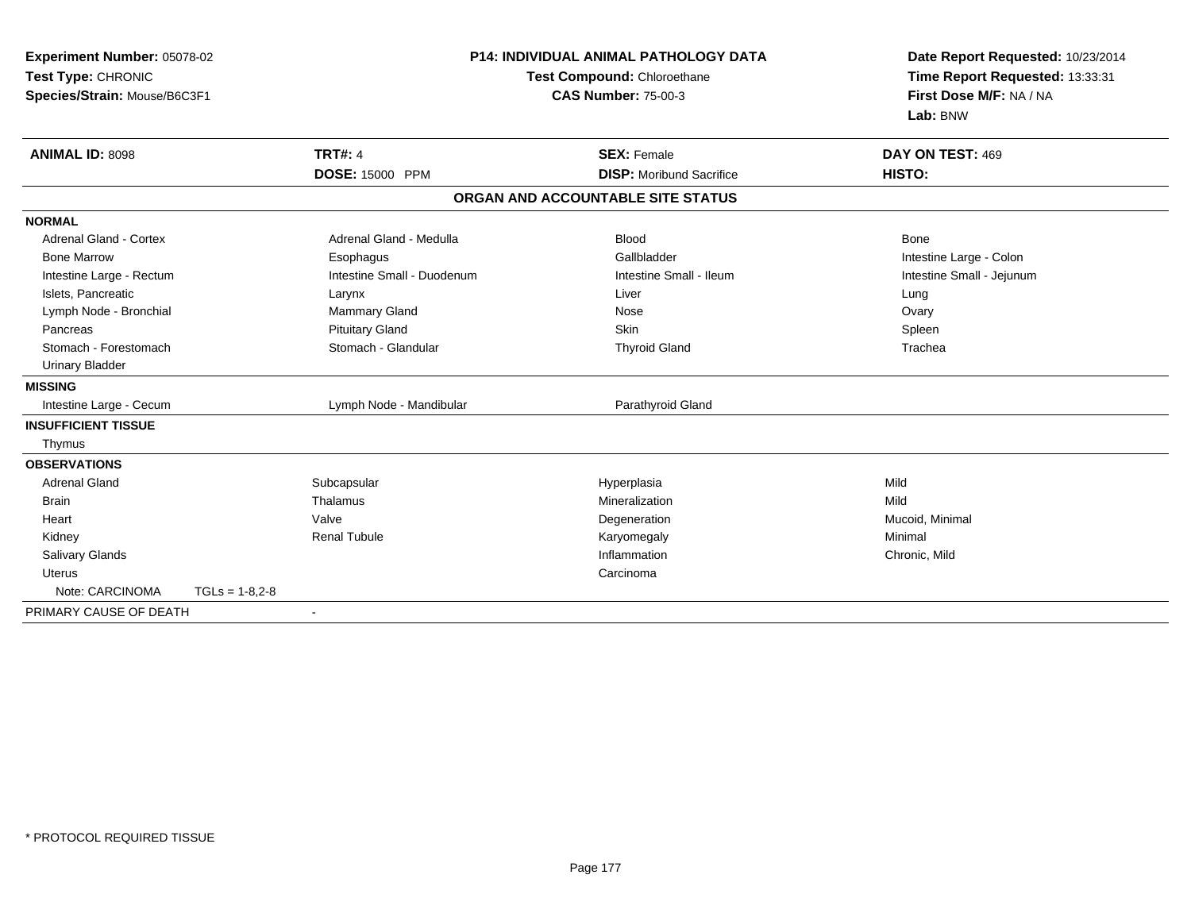**Experiment Number:** 05078-02
**Test Type:** CHRONIC
**Species/Strain:** Mouse/B6C3F1

**P14: INDIVIDUAL ANIMAL PATHOLOGY DATA**
**Test Compound:** Chloroethane
**CAS Number:** 75-00-3

**Date Report Requested:** 10/23/2014
**Time Report Requested:** 13:33:31
**First Dose M/F:** NA / NA
**Lab:** BNW

| **ANIMAL ID:** 8098 | **TRT#:** 4 | **SEX:** Female | **DAY ON TEST:** 469 |
|---|---|---|---|
| | **DOSE:** 15000 PPM | **DISP:** Moribund Sacrifice | **HISTO:** |

## ORGAN AND ACCOUNTABLE SITE STATUS

| | | | |
|---|---|---|---|
| **NORMAL** | | | |
| Adrenal Gland - Cortex | Adrenal Gland - Medulla | Blood | Bone |
| Bone Marrow | Esophagus | Gallbladder | Intestine Large - Colon |
| Intestine Large - Rectum | Intestine Small - Duodenum | Intestine Small - Ileum | Intestine Small - Jejunum |
| Islets, Pancreatic | Larynx | Liver | Lung |
| Lymph Node - Bronchial | Mammary Gland | Nose | Ovary |
| Pancreas | Pituitary Gland | Skin | Spleen |
| Stomach - Forestomach | Stomach - Glandular | Thyroid Gland | Trachea |
| Urinary Bladder | | | |
| **MISSING** | | | |
| Intestine Large - Cecum | Lymph Node - Mandibular | Parathyroid Gland | |
| **INSUFFICIENT TISSUE** | | | |
| Thymus | | | |
| **OBSERVATIONS** | | | |
| Adrenal Gland | Subcapsular | Hyperplasia | Mild |
| Brain | Thalamus | Mineralization | Mild |
| Heart | Valve | Degeneration | Mucoid, Minimal |
| Kidney | Renal Tubule | Karyomegaly | Minimal |
| Salivary Glands | | Inflammation | Chronic, Mild |
| Uterus | | Carcinoma | |
| Note: CARCINOMA TGLs = 1-8,2-8 | | | |
| PRIMARY CAUSE OF DEATH | - | | |

\* PROTOCOL REQUIRED TISSUE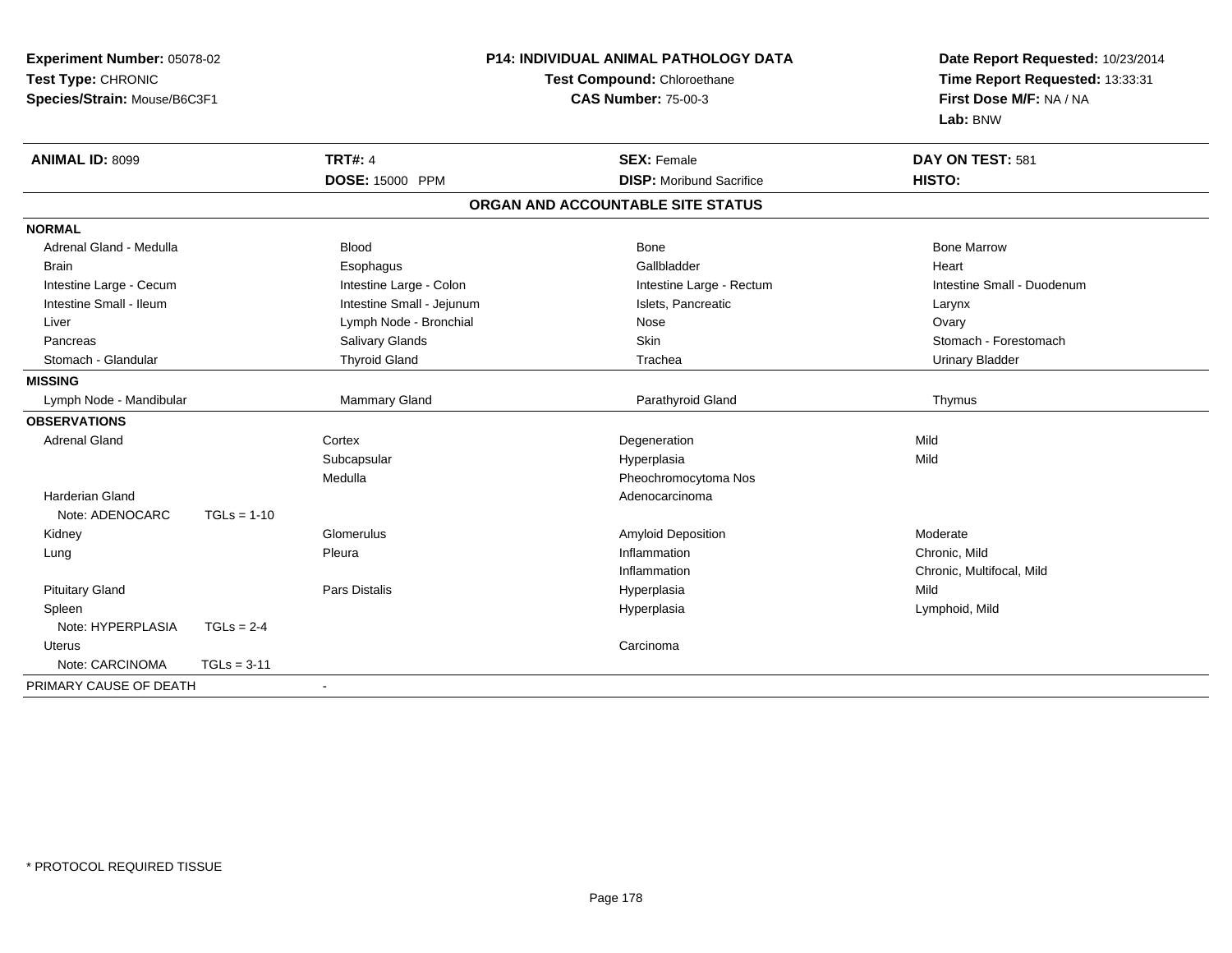**Experiment Number:** 05078-02
**Test Type:** CHRONIC
**Species/Strain:** Mouse/B6C3F1

**P14: INDIVIDUAL ANIMAL PATHOLOGY DATA**
**Test Compound:** Chloroethane
**CAS Number:** 75-00-3

**Date Report Requested:** 10/23/2014
**Time Report Requested:** 13:33:31
**First Dose M/F:** NA / NA
**Lab:** BNW

| **ANIMAL ID:** 8099 | **TRT#:** 4 | **SEX:** Female | **DAY ON TEST:** 581 |
|---|---|---|---|
| | **DOSE:** 15000 PPM | **DISP:** Moribund Sacrifice | **HISTO:** |

## ORGAN AND ACCOUNTABLE SITE STATUS

| | | | |
|---|---|---|---|
| **NORMAL** | | | |
| Adrenal Gland - Medulla | Blood | Bone | Bone Marrow |
| Brain | Esophagus | Gallbladder | Heart |
| Intestine Large - Cecum | Intestine Large - Colon | Intestine Large - Rectum | Intestine Small - Duodenum |
| Intestine Small - Ileum | Intestine Small - Jejunum | Islets, Pancreatic | Larynx |
| Liver | Lymph Node - Bronchial | Nose | Ovary |
| Pancreas | Salivary Glands | Skin | Stomach - Forestomach |
| Stomach - Glandular | Thyroid Gland | Trachea | Urinary Bladder |
| **MISSING** | | | |
| Lymph Node - Mandibular | Mammary Gland | Parathyroid Gland | Thymus |
| **OBSERVATIONS** | | | |
| Adrenal Gland | Cortex | Degeneration | Mild |
| | Subcapsular | Hyperplasia | Mild |
| | Medulla | Pheochromocytoma Nos | |
| Harderian Gland | | Adenocarcinoma | |
| Note: ADENOCARC TGLs = 1-10 | | | |
| Kidney | Glomerulus | Amyloid Deposition | Moderate |
| Lung | Pleura | Inflammation | Chronic, Mild |
| | | Inflammation | Chronic, Multifocal, Mild |
| Pituitary Gland | Pars Distalis | Hyperplasia | Mild |
| Spleen | | Hyperplasia | Lymphoid, Mild |
| Note: HYPERPLASIA TGLs = 2-4 | | | |
| Uterus | | Carcinoma | |
| Note: CARCINOMA TGLs = 3-11 | | | |
| PRIMARY CAUSE OF DEATH | - | | |

* PROTOCOL REQUIRED TISSUE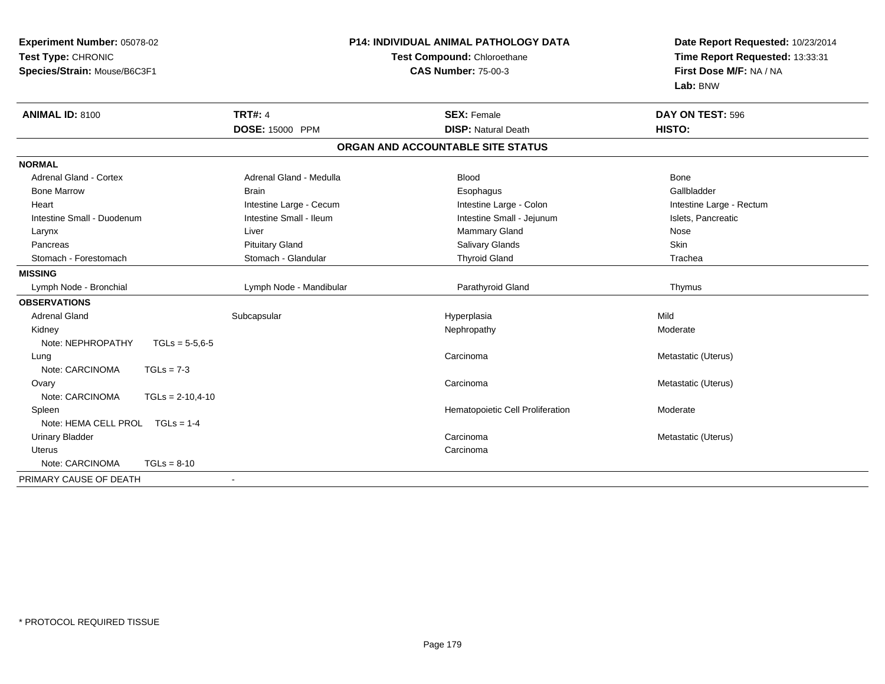**Experiment Number:** 05078-02
**Test Type:** CHRONIC
**Species/Strain:** Mouse/B6C3F1

**P14: INDIVIDUAL ANIMAL PATHOLOGY DATA**
**Test Compound:** Chloroethane
**CAS Number:** 75-00-3

**Date Report Requested:** 10/23/2014
**Time Report Requested:** 13:33:31
**First Dose M/F:** NA / NA
**Lab:** BNW

| **ANIMAL ID:** 8100 | **TRT#:** 4 | **SEX:** Female | **DAY ON TEST:** 596 |
|---|---|---|---|
| | **DOSE:** 15000 PPM | **DISP:** Natural Death | **HISTO:** |

**ORGAN AND ACCOUNTABLE SITE STATUS**

| | | | |
|---|---|---|---|
| **NORMAL** | | | |
| Adrenal Gland - Cortex | Adrenal Gland - Medulla | Blood | Bone |
| Bone Marrow | Brain | Esophagus | Gallbladder |
| Heart | Intestine Large - Cecum | Intestine Large - Colon | Intestine Large - Rectum |
| Intestine Small - Duodenum | Intestine Small - Ileum | Intestine Small - Jejunum | Islets, Pancreatic |
| Larynx | Liver | Mammary Gland | Nose |
| Pancreas | Pituitary Gland | Salivary Glands | Skin |
| Stomach - Forestomach | Stomach - Glandular | Thyroid Gland | Trachea |
| **MISSING** | | | |
| Lymph Node - Bronchial | Lymph Node - Mandibular | Parathyroid Gland | Thymus |
| **OBSERVATIONS** | | | |
| Adrenal Gland | Subcapsular | Hyperplasia | Mild |
| Kidney | | Nephropathy | Moderate |
| Note: NEPHROPATHY TGLs = 5-5,6-5 | | | |
| Lung | | Carcinoma | Metastatic (Uterus) |
| Note: CARCINOMA TGLs = 7-3 | | | |
| Ovary | | Carcinoma | Metastatic (Uterus) |
| Note: CARCINOMA TGLs = 2-10,4-10 | | | |
| Spleen | | Hematopoietic Cell Proliferation | Moderate |
| Note: HEMA CELL PROL TGLs = 1-4 | | | |
| Urinary Bladder | | Carcinoma | Metastatic (Uterus) |
| Uterus | | Carcinoma | |
| Note: CARCINOMA TGLs = 8-10 | | | |
| PRIMARY CAUSE OF DEATH | - | | |

\* PROTOCOL REQUIRED TISSUE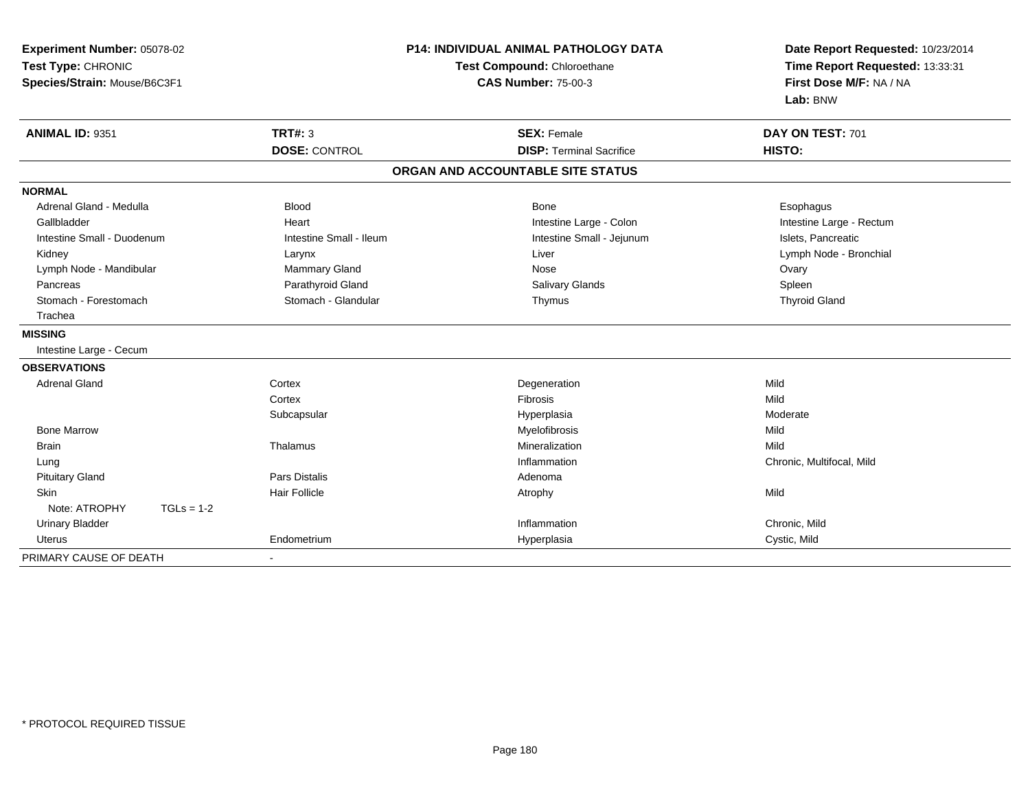**Experiment Number:** 05078-02
**Test Type:** CHRONIC
**Species/Strain:** Mouse/B6C3F1

**P14: INDIVIDUAL ANIMAL PATHOLOGY DATA**
**Test Compound:** Chloroethane
**CAS Number:** 75-00-3

**Date Report Requested:** 10/23/2014
**Time Report Requested:** 13:33:31
**First Dose M/F:** NA / NA
**Lab:** BNW

| **ANIMAL ID:** 9351 | **TRT#:** 3 | **SEX:** Female | **DAY ON TEST:** 701 |
|---|---|---|---|
| | **DOSE:** CONTROL | **DISP:** Terminal Sacrifice | **HISTO:** |

**ORGAN AND ACCOUNTABLE SITE STATUS**

**NORMAL**

| | | | |
|---|---|---|---|
| Adrenal Gland - Medulla | Blood | Bone | Esophagus |
| Gallbladder | Heart | Intestine Large - Colon | Intestine Large - Rectum |
| Intestine Small - Duodenum | Intestine Small - Ileum | Intestine Small - Jejunum | Islets, Pancreatic |
| Kidney | Larynx | Liver | Lymph Node - Bronchial |
| Lymph Node - Mandibular | Mammary Gland | Nose | Ovary |
| Pancreas | Parathyroid Gland | Salivary Glands | Spleen |
| Stomach - Forestomach | Stomach - Glandular | Thymus | Thyroid Gland |
| Trachea | | | |

**MISSING**

Intestine Large - Cecum

**OBSERVATIONS**

| | | | |
|---|---|---|---|
| Adrenal Gland | Cortex | Degeneration | Mild |
| | Cortex | Fibrosis | Mild |
| | Subcapsular | Hyperplasia | Moderate |
| Bone Marrow | | Myelofibrosis | Mild |
| Brain | Thalamus | Mineralization | Mild |
| Lung | | Inflammation | Chronic, Multifocal, Mild |
| Pituitary Gland | Pars Distalis | Adenoma | |
| Skin | Hair Follicle | Atrophy | Mild |
| Note: ATROPHY TGLs = 1-2 | | | |
| Urinary Bladder | | Inflammation | Chronic, Mild |
| Uterus | Endometrium | Hyperplasia | Cystic, Mild |

PRIMARY CAUSE OF DEATH -

\* PROTOCOL REQUIRED TISSUE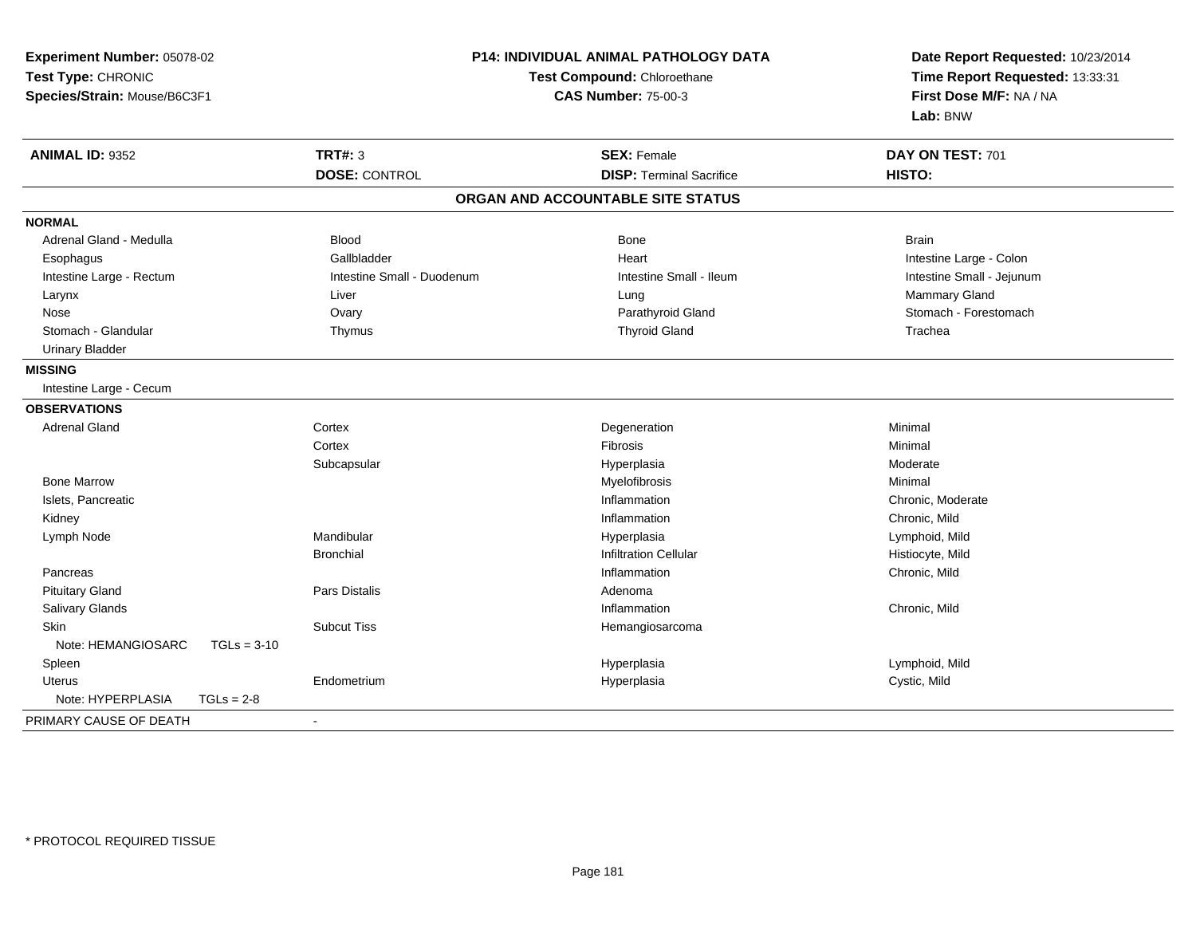**Experiment Number:** 05078-02
**Test Type:** CHRONIC
**Species/Strain:** Mouse/B6C3F1

**P14: INDIVIDUAL ANIMAL PATHOLOGY DATA**
**Test Compound:** Chloroethane
**CAS Number:** 75-00-3

**Date Report Requested:** 10/23/2014
**Time Report Requested:** 13:33:31
**First Dose M/F:** NA / NA
**Lab:** BNW

| **ANIMAL ID:** 9352 | **TRT#:** 3 | **SEX:** Female | **DAY ON TEST:** 701 |
|---|---|---|---|
| | **DOSE:** CONTROL | **DISP:** Terminal Sacrifice | **HISTO:** |

## ORGAN AND ACCOUNTABLE SITE STATUS

**NORMAL**

| | | | |
|---|---|---|---|
| Adrenal Gland - Medulla | Blood | Bone | Brain |
| Esophagus | Gallbladder | Heart | Intestine Large - Colon |
| Intestine Large - Rectum | Intestine Small - Duodenum | Intestine Small - Ileum | Intestine Small - Jejunum |
| Larynx | Liver | Lung | Mammary Gland |
| Nose | Ovary | Parathyroid Gland | Stomach - Forestomach |
| Stomach - Glandular | Thymus | Thyroid Gland | Trachea |
| Urinary Bladder | | | |

**MISSING**

Intestine Large - Cecum

**OBSERVATIONS**

| | | | |
|---|---|---|---|
| Adrenal Gland | Cortex | Degeneration | Minimal |
| | Cortex | Fibrosis | Minimal |
| | Subcapsular | Hyperplasia | Moderate |
| Bone Marrow | | Myelofibrosis | Minimal |
| Islets, Pancreatic | | Inflammation | Chronic, Moderate |
| Kidney | | Inflammation | Chronic, Mild |
| Lymph Node | Mandibular | Hyperplasia | Lymphoid, Mild |
| | Bronchial | Infiltration Cellular | Histiocyte, Mild |
| Pancreas | | Inflammation | Chronic, Mild |
| Pituitary Gland | Pars Distalis | Adenoma | |
| Salivary Glands | | Inflammation | Chronic, Mild |
| Skin | Subcut Tiss | Hemangiosarcoma | |
| Note: HEMANGIOSARC TGLs = 3-10 | | | |
| Spleen | | Hyperplasia | Lymphoid, Mild |
| Uterus | Endometrium | Hyperplasia | Cystic, Mild |
| Note: HYPERPLASIA TGLs = 2-8 | | | |

PRIMARY CAUSE OF DEATH -

* PROTOCOL REQUIRED TISSUE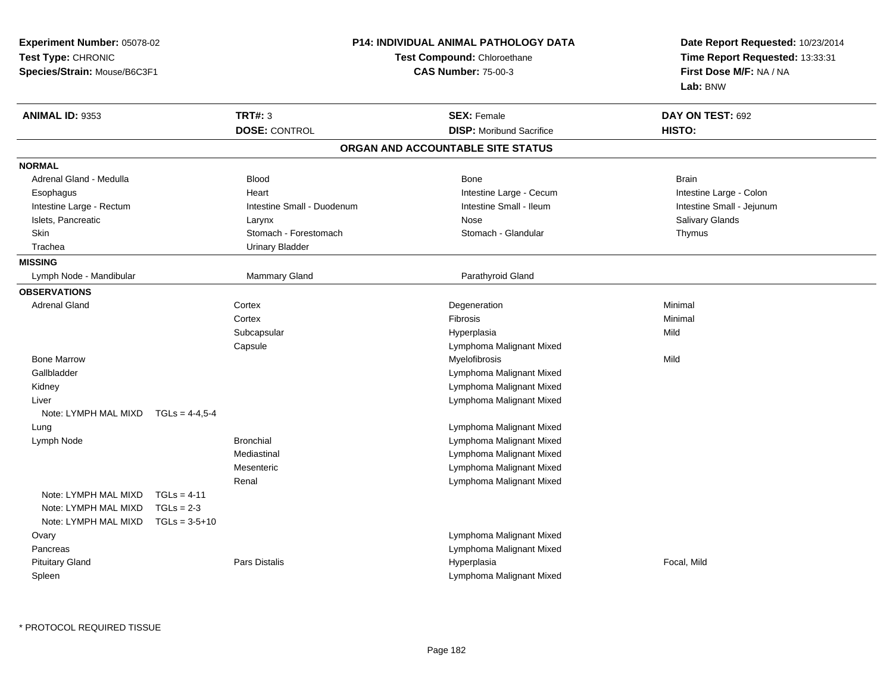**Experiment Number:** 05078-02
**Test Type:** CHRONIC
**Species/Strain:** Mouse/B6C3F1

**P14: INDIVIDUAL ANIMAL PATHOLOGY DATA**
**Test Compound:** Chloroethane
**CAS Number:** 75-00-3

**Date Report Requested:** 10/23/2014
**Time Report Requested:** 13:33:31
**First Dose M/F:** NA / NA
**Lab:** BNW

| **ANIMAL ID:** 9353 | **TRT#:** 3 | **SEX:** Female | **DAY ON TEST:** 692 |
|---|---|---|---|
| | **DOSE:** CONTROL | **DISP:** Moribund Sacrifice | **HISTO:** |

## ORGAN AND ACCOUNTABLE SITE STATUS

**NORMAL**

| | | | |
|---|---|---|---|
| Adrenal Gland - Medulla | Blood | Bone | Brain |
| Esophagus | Heart | Intestine Large - Cecum | Intestine Large - Colon |
| Intestine Large - Rectum | Intestine Small - Duodenum | Intestine Small - Ileum | Intestine Small - Jejunum |
| Islets, Pancreatic | Larynx | Nose | Salivary Glands |
| Skin | Stomach - Forestomach | Stomach - Glandular | Thymus |
| Trachea | Urinary Bladder | | |

**MISSING**

| | | |
|---|---|---|
| Lymph Node - Mandibular | Mammary Gland | Parathyroid Gland |

**OBSERVATIONS**

| Organ | Site | Observation | Severity |
|---|---|---|---|
| Adrenal Gland | Cortex | Degeneration | Minimal |
| | Cortex | Fibrosis | Minimal |
| | Subcapsular | Hyperplasia | Mild |
| | Capsule | Lymphoma Malignant Mixed | |
| Bone Marrow | | Myelofibrosis | Mild |
| Gallbladder | | Lymphoma Malignant Mixed | |
| Kidney | | Lymphoma Malignant Mixed | |
| Liver | | Lymphoma Malignant Mixed | |
| Note: LYMPH MAL MIXD TGLs = 4-4,5-4 | | | |
| Lung | | Lymphoma Malignant Mixed | |
| Lymph Node | Bronchial | Lymphoma Malignant Mixed | |
| | Mediastinal | Lymphoma Malignant Mixed | |
| | Mesenteric | Lymphoma Malignant Mixed | |
| | Renal | Lymphoma Malignant Mixed | |
| Note: LYMPH MAL MIXD TGLs = 4-11 | | | |
| Note: LYMPH MAL MIXD TGLs = 2-3 | | | |
| Note: LYMPH MAL MIXD TGLs = 3-5+10 | | | |
| Ovary | | Lymphoma Malignant Mixed | |
| Pancreas | | Lymphoma Malignant Mixed | |
| Pituitary Gland | Pars Distalis | Hyperplasia | Focal, Mild |
| Spleen | | Lymphoma Malignant Mixed | |

* PROTOCOL REQUIRED TISSUE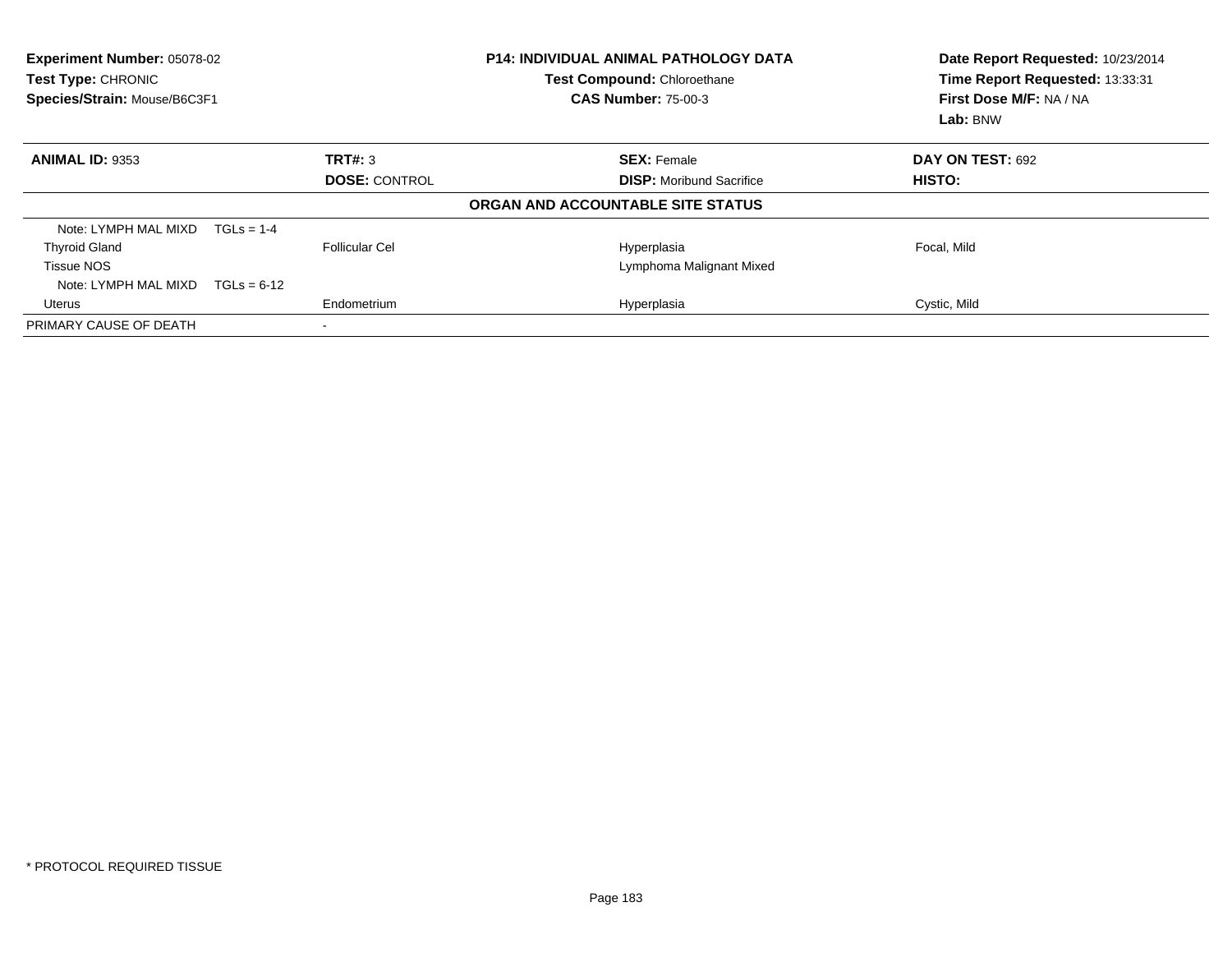**Experiment Number:** 05078-02
**Test Type:** CHRONIC
**Species/Strain:** Mouse/B6C3F1

**P14: INDIVIDUAL ANIMAL PATHOLOGY DATA**
**Test Compound:** Chloroethane
**CAS Number:** 75-00-3

**Date Report Requested:** 10/23/2014
**Time Report Requested:** 13:33:31
**First Dose M/F:** NA / NA
**Lab:** BNW

| **ANIMAL ID:** 9353 | **TRT#:** 3 | **SEX:** Female | **DAY ON TEST:** 692 |
|---|---|---|---|
| | **DOSE:** CONTROL | **DISP:** Moribund Sacrifice | **HISTO:** |

**ORGAN AND ACCOUNTABLE SITE STATUS**

| | | | |
|---|---|---|---|
| Note: LYMPH MAL MIXD TGLs = 1-4 | | | |
| Thyroid Gland | Follicular Cel | Hyperplasia | Focal, Mild |
| Tissue NOS | | Lymphoma Malignant Mixed | |
| Note: LYMPH MAL MIXD TGLs = 6-12 | | | |
| Uterus | Endometrium | Hyperplasia | Cystic, Mild |
| PRIMARY CAUSE OF DEATH | - | | |

* PROTOCOL REQUIRED TISSUE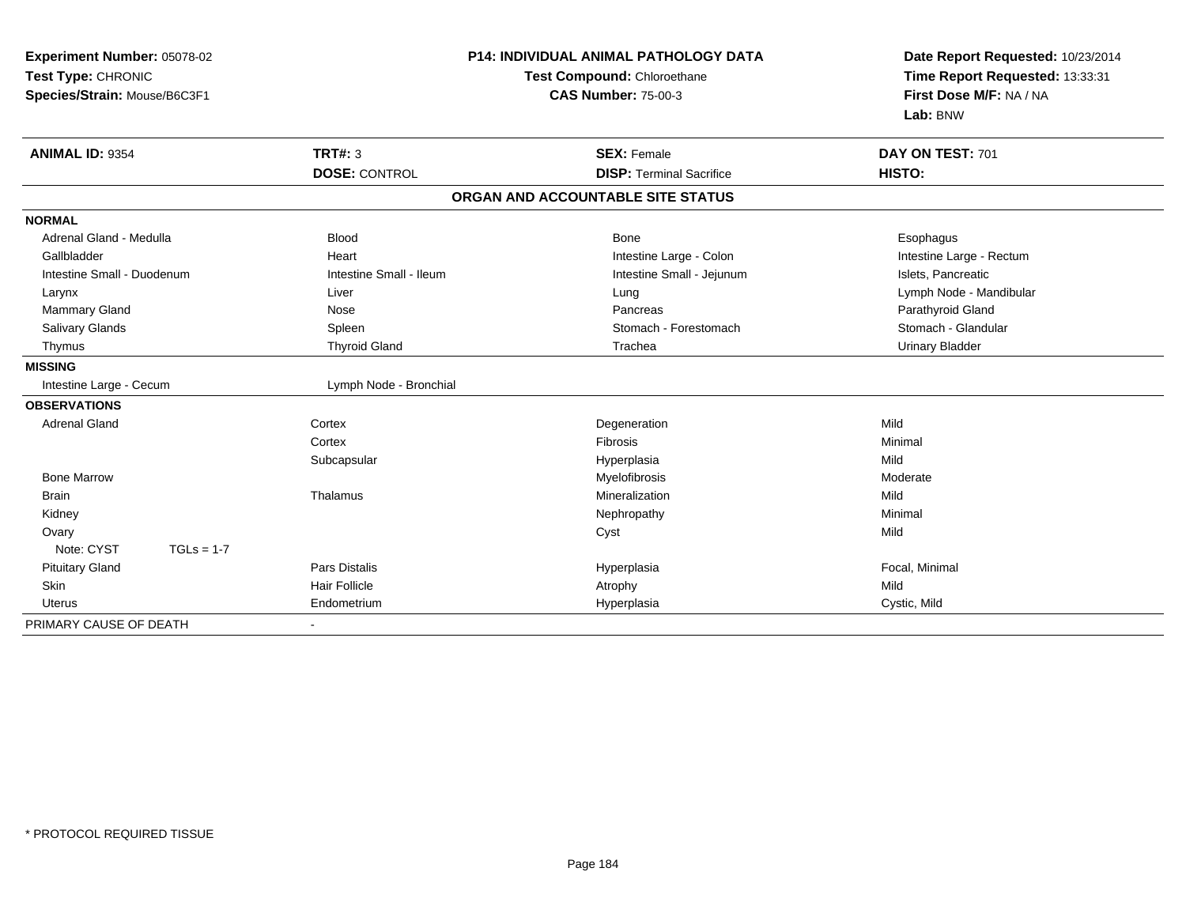**Experiment Number:** 05078-02
**Test Type:** CHRONIC
**Species/Strain:** Mouse/B6C3F1

**P14: INDIVIDUAL ANIMAL PATHOLOGY DATA**
**Test Compound:** Chloroethane
**CAS Number:** 75-00-3

**Date Report Requested:** 10/23/2014
**Time Report Requested:** 13:33:31
**First Dose M/F:** NA / NA
**Lab:** BNW

| **ANIMAL ID:** 9354 | **TRT#:** 3 | **SEX:** Female | **DAY ON TEST:** 701 |
|---|---|---|---|
| | **DOSE:** CONTROL | **DISP:** Terminal Sacrifice | **HISTO:** |

**ORGAN AND ACCOUNTABLE SITE STATUS**

**NORMAL**

| | | | |
|---|---|---|---|
| Adrenal Gland - Medulla | Blood | Bone | Esophagus |
| Gallbladder | Heart | Intestine Large - Colon | Intestine Large - Rectum |
| Intestine Small - Duodenum | Intestine Small - Ileum | Intestine Small - Jejunum | Islets, Pancreatic |
| Larynx | Liver | Lung | Lymph Node - Mandibular |
| Mammary Gland | Nose | Pancreas | Parathyroid Gland |
| Salivary Glands | Spleen | Stomach - Forestomach | Stomach - Glandular |
| Thymus | Thyroid Gland | Trachea | Urinary Bladder |

**MISSING**

| | |
|---|---|
| Intestine Large - Cecum | Lymph Node - Bronchial |

**OBSERVATIONS**

| | | | |
|---|---|---|---|
| Adrenal Gland | Cortex | Degeneration | Mild |
| | Cortex | Fibrosis | Minimal |
| | Subcapsular | Hyperplasia | Mild |
| Bone Marrow | | Myelofibrosis | Moderate |
| Brain | Thalamus | Mineralization | Mild |
| Kidney | | Nephropathy | Minimal |
| Ovary | | Cyst | Mild |
| Note: CYST TGLs = 1-7 | | | |
| Pituitary Gland | Pars Distalis | Hyperplasia | Focal, Minimal |
| Skin | Hair Follicle | Atrophy | Mild |
| Uterus | Endometrium | Hyperplasia | Cystic, Mild |

PRIMARY CAUSE OF DEATH -

* PROTOCOL REQUIRED TISSUE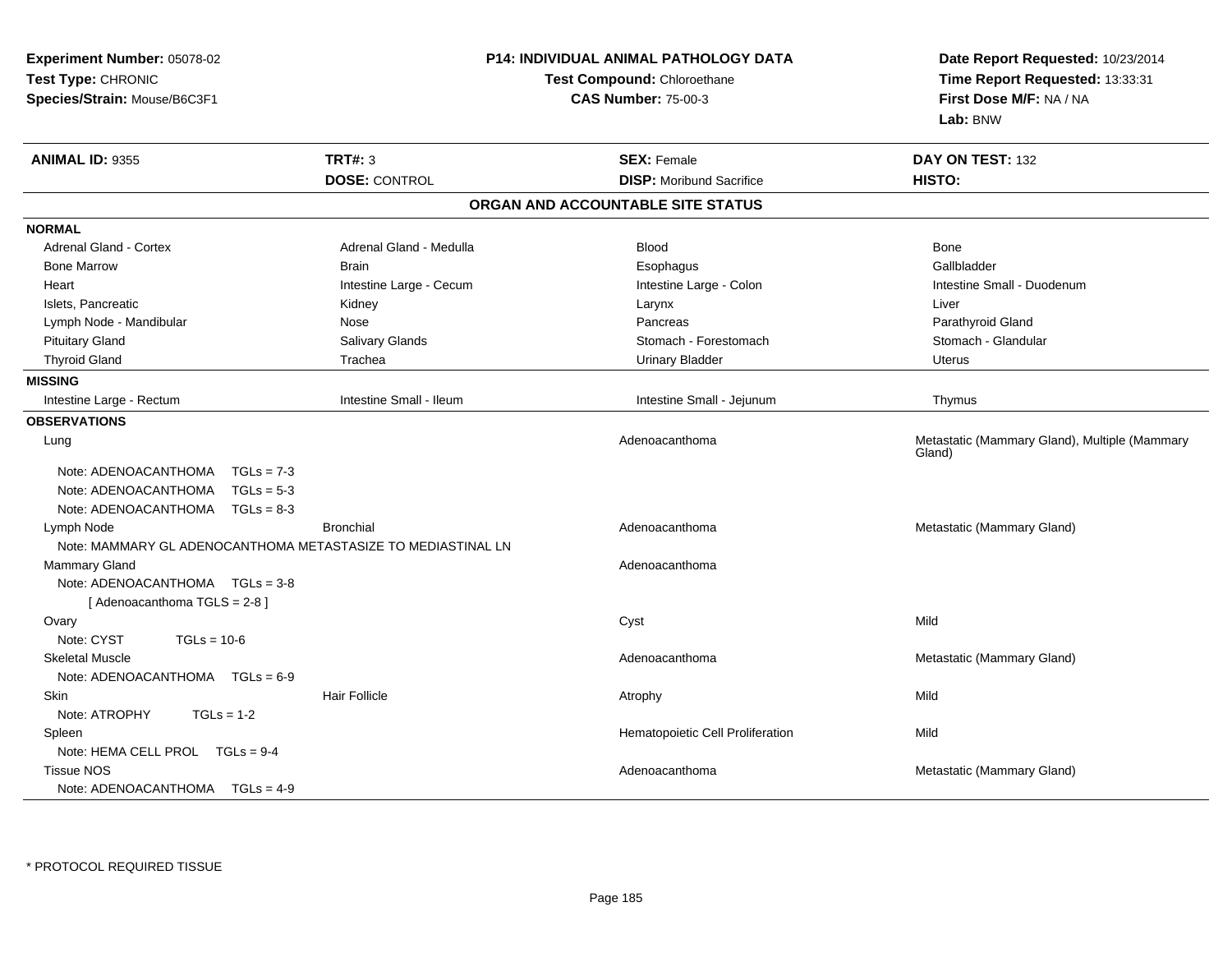**Experiment Number:** 05078-02
**Test Type:** CHRONIC
**Species/Strain:** Mouse/B6C3F1

**P14: INDIVIDUAL ANIMAL PATHOLOGY DATA**
**Test Compound:** Chloroethane
**CAS Number:** 75-00-3

**Date Report Requested:** 10/23/2014
**Time Report Requested:** 13:33:31
**First Dose M/F:** NA / NA
**Lab:** BNW

| **ANIMAL ID:** 9355 | **TRT#:** 3 | **SEX:** Female | **DAY ON TEST:** 132 |
|---|---|---|---|
| | **DOSE:** CONTROL | **DISP:** Moribund Sacrifice | **HISTO:** |

## ORGAN AND ACCOUNTABLE SITE STATUS

**NORMAL**

| | | | |
|---|---|---|---|
| Adrenal Gland - Cortex | Adrenal Gland - Medulla | Blood | Bone |
| Bone Marrow | Brain | Esophagus | Gallbladder |
| Heart | Intestine Large - Cecum | Intestine Large - Colon | Intestine Small - Duodenum |
| Islets, Pancreatic | Kidney | Larynx | Liver |
| Lymph Node - Mandibular | Nose | Pancreas | Parathyroid Gland |
| Pituitary Gland | Salivary Glands | Stomach - Forestomach | Stomach - Glandular |
| Thyroid Gland | Trachea | Urinary Bladder | Uterus |

**MISSING**

| | | | |
|---|---|---|---|
| Intestine Large - Rectum | Intestine Small - Ileum | Intestine Small - Jejunum | Thymus |

**OBSERVATIONS**

| | | | |
|---|---|---|---|
| Lung | | Adenoacanthoma | Metastatic (Mammary Gland), Multiple (Mammary Gland) |
| Note: ADENOACANTHOMA TGLs = 7-3 | | | |
| Note: ADENOACANTHOMA TGLs = 5-3 | | | |
| Note: ADENOACANTHOMA TGLs = 8-3 | | | |
| Lymph Node | Bronchial | Adenoacanthoma | Metastatic (Mammary Gland) |
| Note: MAMMARY GL ADENOCANTHOMA METASTASIZE TO MEDIASTINAL LN | | | |
| Mammary Gland | | Adenoacanthoma | |
| Note: ADENOACANTHOMA TGLs = 3-8 | | | |
| [ Adenoacanthoma TGLS = 2-8 ] | | | |
| Ovary | | Cyst | Mild |
| Note: CYST TGLs = 10-6 | | | |
| Skeletal Muscle | | Adenoacanthoma | Metastatic (Mammary Gland) |
| Note: ADENOACANTHOMA TGLs = 6-9 | | | |
| Skin | Hair Follicle | Atrophy | Mild |
| Note: ATROPHY TGLs = 1-2 | | | |
| Spleen | | Hematopoietic Cell Proliferation | Mild |
| Note: HEMA CELL PROL TGLs = 9-4 | | | |
| Tissue NOS | | Adenoacanthoma | Metastatic (Mammary Gland) |
| Note: ADENOACANTHOMA TGLs = 4-9 | | | |

* PROTOCOL REQUIRED TISSUE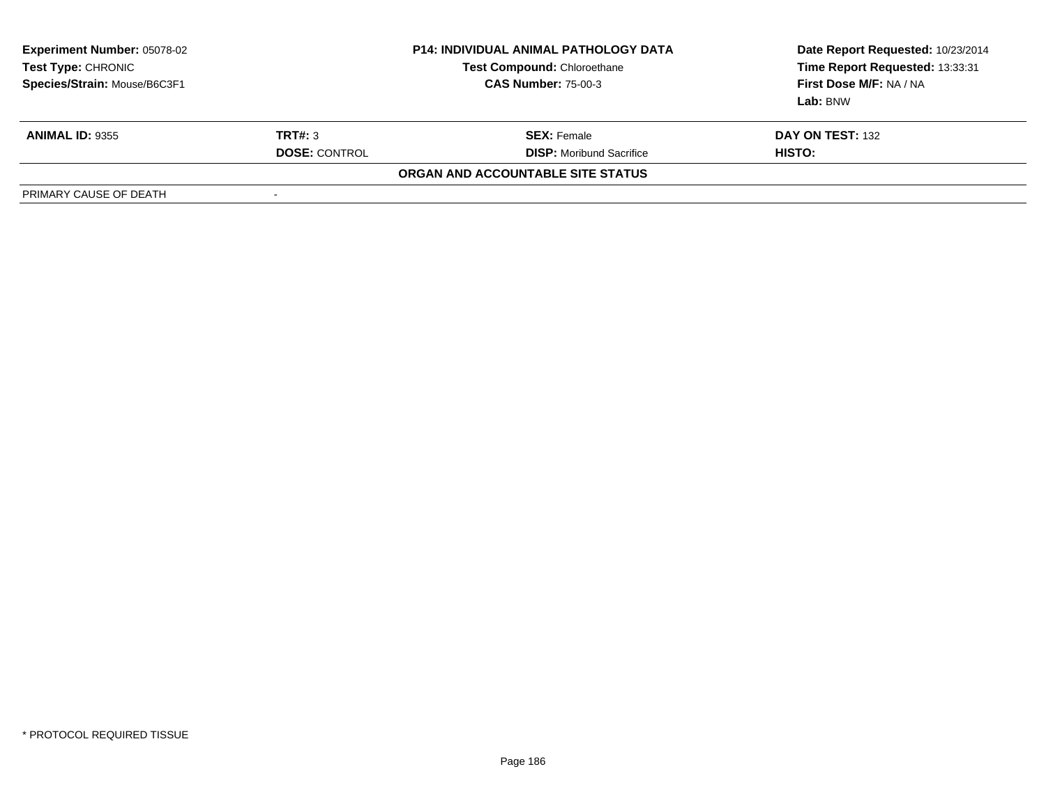**Experiment Number:** 05078-02
**Test Type:** CHRONIC
**Species/Strain:** Mouse/B6C3F1

**P14: INDIVIDUAL ANIMAL PATHOLOGY DATA**
**Test Compound:** Chloroethane
**CAS Number:** 75-00-3

**Date Report Requested:** 10/23/2014
**Time Report Requested:** 13:33:31
**First Dose M/F:** NA / NA
**Lab:** BNW

| **ANIMAL ID:** 9355 | **TRT#:** 3 | **SEX:** Female | **DAY ON TEST:** 132 |
|---|---|---|---|
| | **DOSE:** CONTROL | **DISP:** Moribund Sacrifice | **HISTO:** |

**ORGAN AND ACCOUNTABLE SITE STATUS**

| PRIMARY CAUSE OF DEATH | - |
|---|---|

* PROTOCOL REQUIRED TISSUE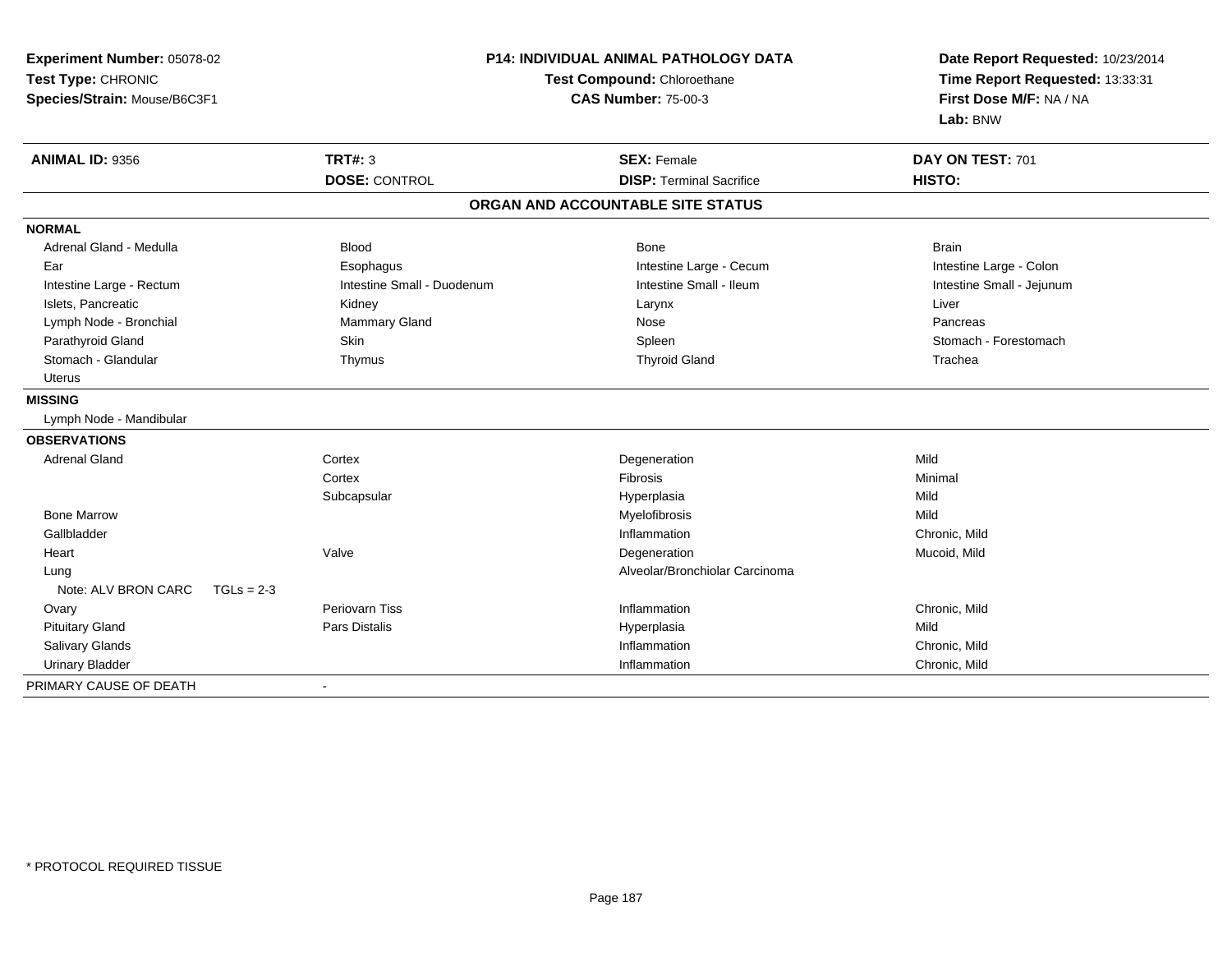**Experiment Number:** 05078-02
**Test Type:** CHRONIC
**Species/Strain:** Mouse/B6C3F1

**P14: INDIVIDUAL ANIMAL PATHOLOGY DATA**
**Test Compound:** Chloroethane
**CAS Number:** 75-00-3

**Date Report Requested:** 10/23/2014
**Time Report Requested:** 13:33:31
**First Dose M/F:** NA / NA
**Lab:** BNW

| **ANIMAL ID:** 9356 | **TRT#:** 3 | **SEX:** Female | **DAY ON TEST:** 701 |
|---|---|---|---|
| | **DOSE:** CONTROL | **DISP:** Terminal Sacrifice | **HISTO:** |

**ORGAN AND ACCOUNTABLE SITE STATUS**

**NORMAL**

| | | | |
|---|---|---|---|
| Adrenal Gland - Medulla | Blood | Bone | Brain |
| Ear | Esophagus | Intestine Large - Cecum | Intestine Large - Colon |
| Intestine Large - Rectum | Intestine Small - Duodenum | Intestine Small - Ileum | Intestine Small - Jejunum |
| Islets, Pancreatic | Kidney | Larynx | Liver |
| Lymph Node - Bronchial | Mammary Gland | Nose | Pancreas |
| Parathyroid Gland | Skin | Spleen | Stomach - Forestomach |
| Stomach - Glandular | Thymus | Thyroid Gland | Trachea |
| Uterus | | | |

**MISSING**

Lymph Node - Mandibular

**OBSERVATIONS**

| | | | |
|---|---|---|---|
| Adrenal Gland | Cortex | Degeneration | Mild |
| | Cortex | Fibrosis | Minimal |
| | Subcapsular | Hyperplasia | Mild |
| Bone Marrow | | Myelofibrosis | Mild |
| Gallbladder | | Inflammation | Chronic, Mild |
| Heart | Valve | Degeneration | Mucoid, Mild |
| Lung | | Alveolar/Bronchiolar Carcinoma | |
| Note: ALV BRON CARC TGLs = 2-3 | | | |
| Ovary | Periovarn Tiss | Inflammation | Chronic, Mild |
| Pituitary Gland | Pars Distalis | Hyperplasia | Mild |
| Salivary Glands | | Inflammation | Chronic, Mild |
| Urinary Bladder | | Inflammation | Chronic, Mild |

PRIMARY CAUSE OF DEATH -

* PROTOCOL REQUIRED TISSUE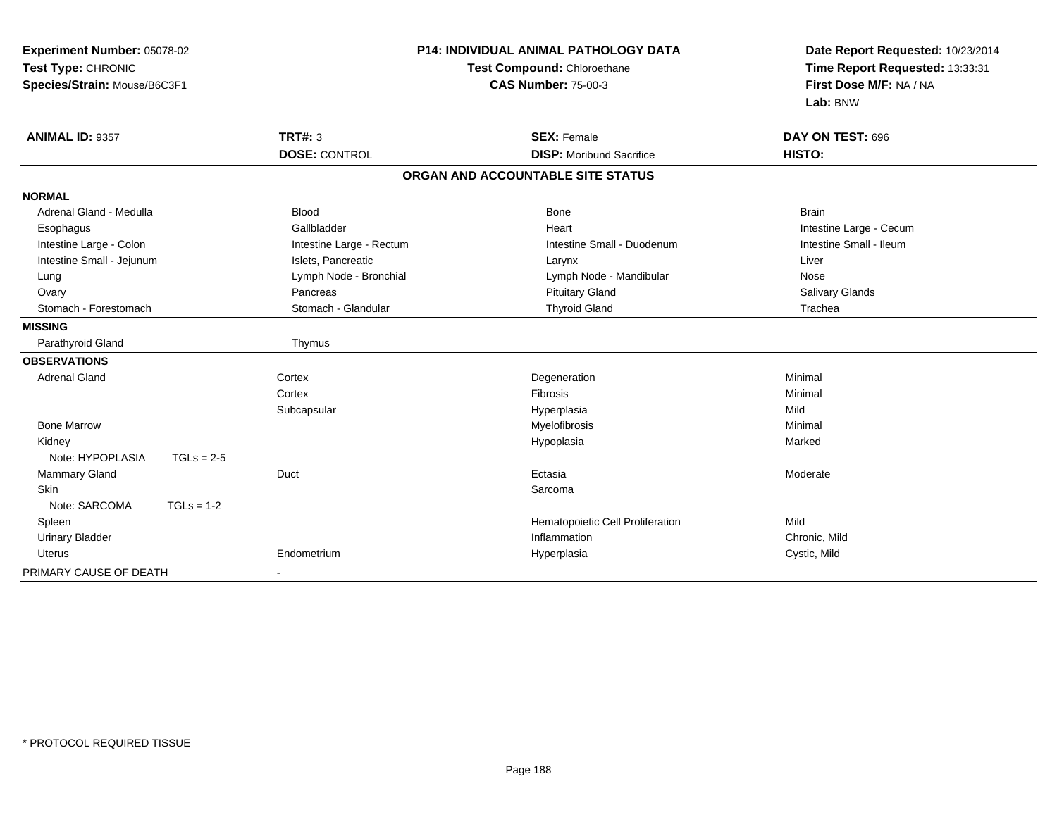**Experiment Number:** 05078-02
**Test Type:** CHRONIC
**Species/Strain:** Mouse/B6C3F1

**P14: INDIVIDUAL ANIMAL PATHOLOGY DATA**
**Test Compound:** Chloroethane
**CAS Number:** 75-00-3

**Date Report Requested:** 10/23/2014
**Time Report Requested:** 13:33:31
**First Dose M/F:** NA / NA
**Lab:** BNW

| **ANIMAL ID:** 9357 | **TRT#:** 3 | **SEX:** Female | **DAY ON TEST:** 696 |
|---|---|---|---|
| | **DOSE:** CONTROL | **DISP:** Moribund Sacrifice | **HISTO:** |

## ORGAN AND ACCOUNTABLE SITE STATUS

| | | | |
|---|---|---|---|
| **NORMAL** | | | |
| Adrenal Gland - Medulla | Blood | Bone | Brain |
| Esophagus | Gallbladder | Heart | Intestine Large - Cecum |
| Intestine Large - Colon | Intestine Large - Rectum | Intestine Small - Duodenum | Intestine Small - Ileum |
| Intestine Small - Jejunum | Islets, Pancreatic | Larynx | Liver |
| Lung | Lymph Node - Bronchial | Lymph Node - Mandibular | Nose |
| Ovary | Pancreas | Pituitary Gland | Salivary Glands |
| Stomach - Forestomach | Stomach - Glandular | Thyroid Gland | Trachea |
| **MISSING** | | | |
| Parathyroid Gland | Thymus | | |
| **OBSERVATIONS** | | | |
| Adrenal Gland | Cortex | Degeneration | Minimal |
| | Cortex | Fibrosis | Minimal |
| | Subcapsular | Hyperplasia | Mild |
| Bone Marrow | | Myelofibrosis | Minimal |
| Kidney | | Hypoplasia | Marked |
| Note: HYPOPLASIA TGLs = 2-5 | | | |
| Mammary Gland | Duct | Ectasia | Moderate |
| Skin | | Sarcoma | |
| Note: SARCOMA TGLs = 1-2 | | | |
| Spleen | | Hematopoietic Cell Proliferation | Mild |
| Urinary Bladder | | Inflammation | Chronic, Mild |
| Uterus | Endometrium | Hyperplasia | Cystic, Mild |
| PRIMARY CAUSE OF DEATH | - | | |

\* PROTOCOL REQUIRED TISSUE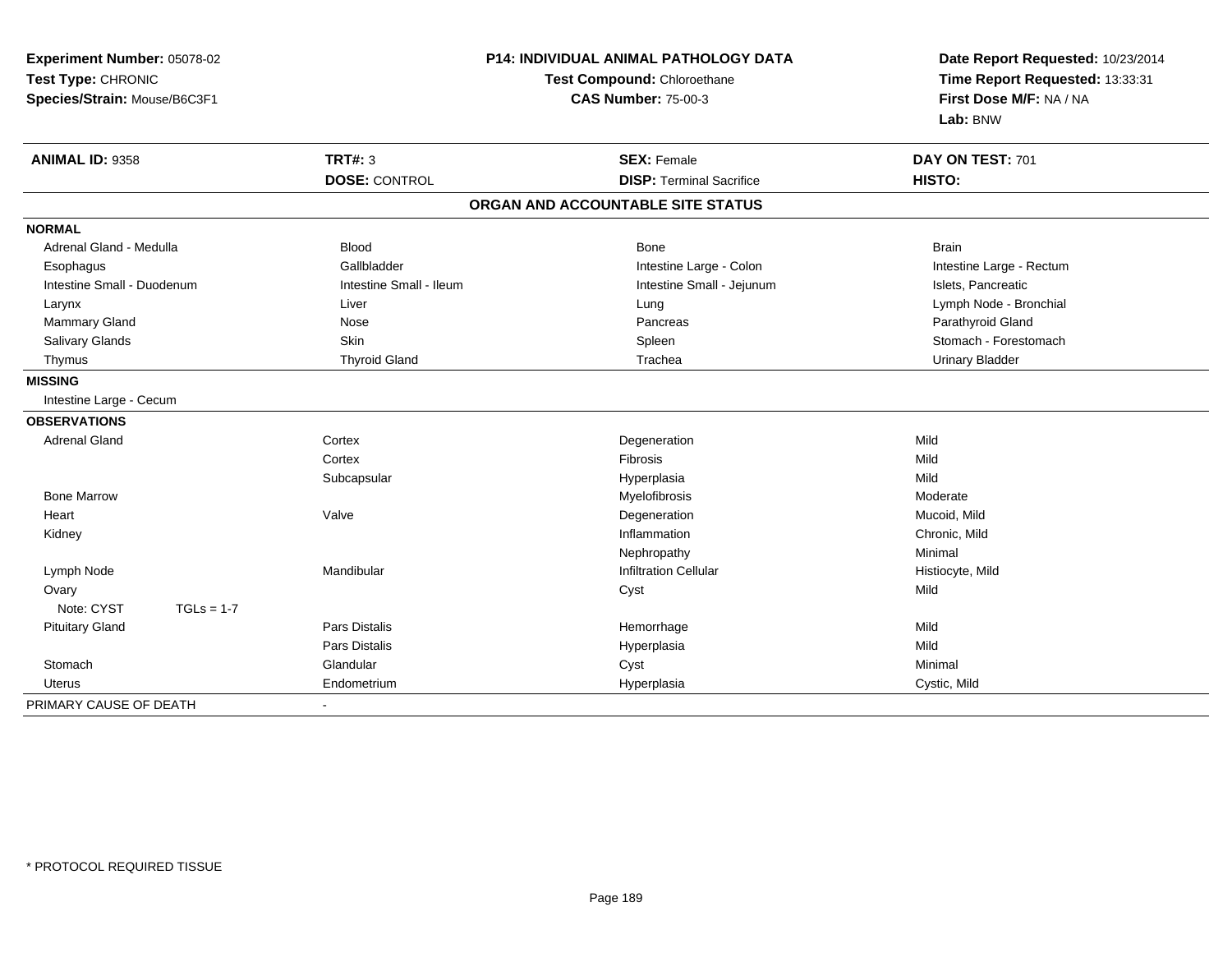**Experiment Number:** 05078-02
**Test Type:** CHRONIC
**Species/Strain:** Mouse/B6C3F1

**P14: INDIVIDUAL ANIMAL PATHOLOGY DATA**
**Test Compound:** Chloroethane
**CAS Number:** 75-00-3

**Date Report Requested:** 10/23/2014
**Time Report Requested:** 13:33:31
**First Dose M/F:** NA / NA
**Lab:** BNW

| **ANIMAL ID:** 9358 | **TRT#:** 3 | **SEX:** Female | **DAY ON TEST:** 701 |
|---|---|---|---|
| | **DOSE:** CONTROL | **DISP:** Terminal Sacrifice | **HISTO:** |

## ORGAN AND ACCOUNTABLE SITE STATUS

**NORMAL**

| | | | |
|---|---|---|---|
| Adrenal Gland - Medulla | Blood | Bone | Brain |
| Esophagus | Gallbladder | Intestine Large - Colon | Intestine Large - Rectum |
| Intestine Small - Duodenum | Intestine Small - Ileum | Intestine Small - Jejunum | Islets, Pancreatic |
| Larynx | Liver | Lung | Lymph Node - Bronchial |
| Mammary Gland | Nose | Pancreas | Parathyroid Gland |
| Salivary Glands | Skin | Spleen | Stomach - Forestomach |
| Thymus | Thyroid Gland | Trachea | Urinary Bladder |

**MISSING**

Intestine Large - Cecum

**OBSERVATIONS**

| | | | |
|---|---|---|---|
| Adrenal Gland | Cortex | Degeneration | Mild |
| | Cortex | Fibrosis | Mild |
| | Subcapsular | Hyperplasia | Mild |
| Bone Marrow | | Myelofibrosis | Moderate |
| Heart | Valve | Degeneration | Mucoid, Mild |
| Kidney | | Inflammation | Chronic, Mild |
| | | Nephropathy | Minimal |
| Lymph Node | Mandibular | Infiltration Cellular | Histiocyte, Mild |
| Ovary | | Cyst | Mild |
| Note: CYST TGLs = 1-7 | | | |
| Pituitary Gland | Pars Distalis | Hemorrhage | Mild |
| | Pars Distalis | Hyperplasia | Mild |
| Stomach | Glandular | Cyst | Minimal |
| Uterus | Endometrium | Hyperplasia | Cystic, Mild |

PRIMARY CAUSE OF DEATH -

\* PROTOCOL REQUIRED TISSUE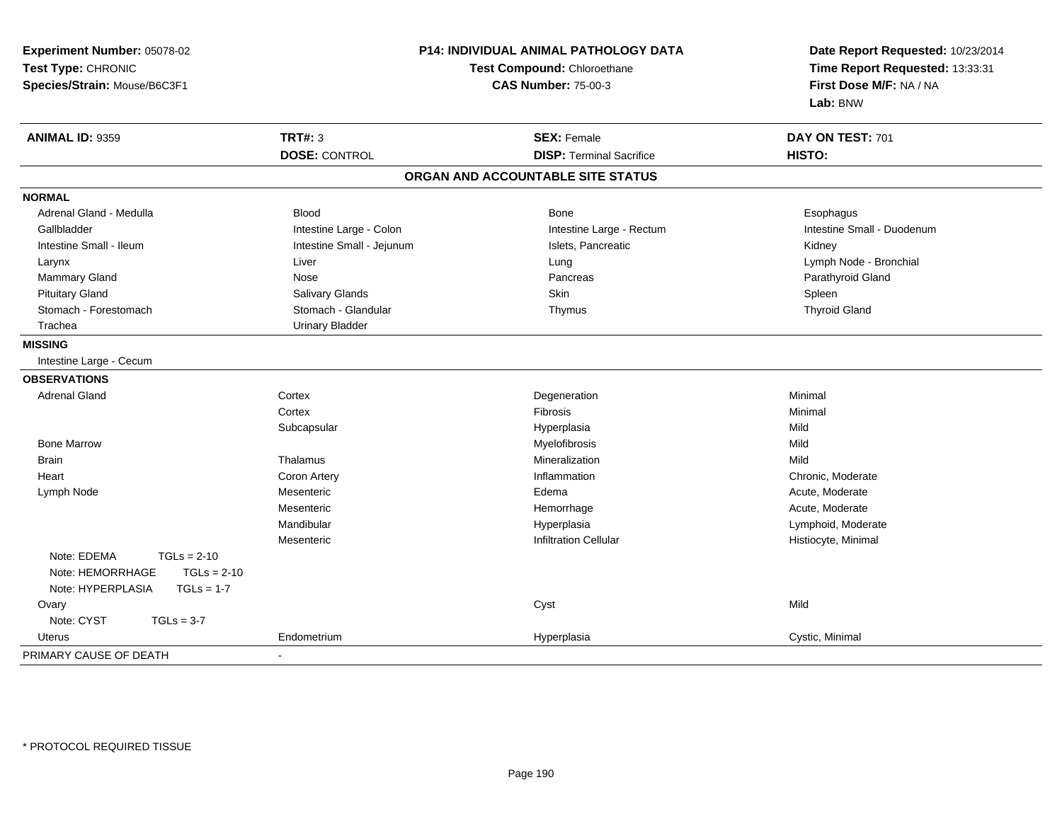**Experiment Number:** 05078-02
**Test Type:** CHRONIC
**Species/Strain:** Mouse/B6C3F1

**P14: INDIVIDUAL ANIMAL PATHOLOGY DATA**
**Test Compound:** Chloroethane
**CAS Number:** 75-00-3

**Date Report Requested:** 10/23/2014
**Time Report Requested:** 13:33:31
**First Dose M/F:** NA / NA
**Lab:** BNW

| **ANIMAL ID:** 9359 | **TRT#:** 3 | **SEX:** Female | **DAY ON TEST:** 701 |
|---|---|---|---|
| | **DOSE:** CONTROL | **DISP:** Terminal Sacrifice | **HISTO:** |

## ORGAN AND ACCOUNTABLE SITE STATUS

**NORMAL**

| | | | |
|---|---|---|---|
| Adrenal Gland - Medulla | Blood | Bone | Esophagus |
| Gallbladder | Intestine Large - Colon | Intestine Large - Rectum | Intestine Small - Duodenum |
| Intestine Small - Ileum | Intestine Small - Jejunum | Islets, Pancreatic | Kidney |
| Larynx | Liver | Lung | Lymph Node - Bronchial |
| Mammary Gland | Nose | Pancreas | Parathyroid Gland |
| Pituitary Gland | Salivary Glands | Skin | Spleen |
| Stomach - Forestomach | Stomach - Glandular | Thymus | Thyroid Gland |
| Trachea | Urinary Bladder | | |

**MISSING**

Intestine Large - Cecum

**OBSERVATIONS**

| | | | |
|---|---|---|---|
| Adrenal Gland | Cortex | Degeneration | Minimal |
| | Cortex | Fibrosis | Minimal |
| | Subcapsular | Hyperplasia | Mild |
| Bone Marrow | | Myelofibrosis | Mild |
| Brain | Thalamus | Mineralization | Mild |
| Heart | Coron Artery | Inflammation | Chronic, Moderate |
| Lymph Node | Mesenteric | Edema | Acute, Moderate |
| | Mesenteric | Hemorrhage | Acute, Moderate |
| | Mandibular | Hyperplasia | Lymphoid, Moderate |
| | Mesenteric | Infiltration Cellular | Histiocyte, Minimal |
| Note: EDEMA TGLs = 2-10 | | | |
| Note: HEMORRHAGE TGLs = 2-10 | | | |
| Note: HYPERPLASIA TGLs = 1-7 | | | |
| Ovary | | Cyst | Mild |
| Note: CYST TGLs = 3-7 | | | |
| Uterus | Endometrium | Hyperplasia | Cystic, Minimal |

PRIMARY CAUSE OF DEATH -

* PROTOCOL REQUIRED TISSUE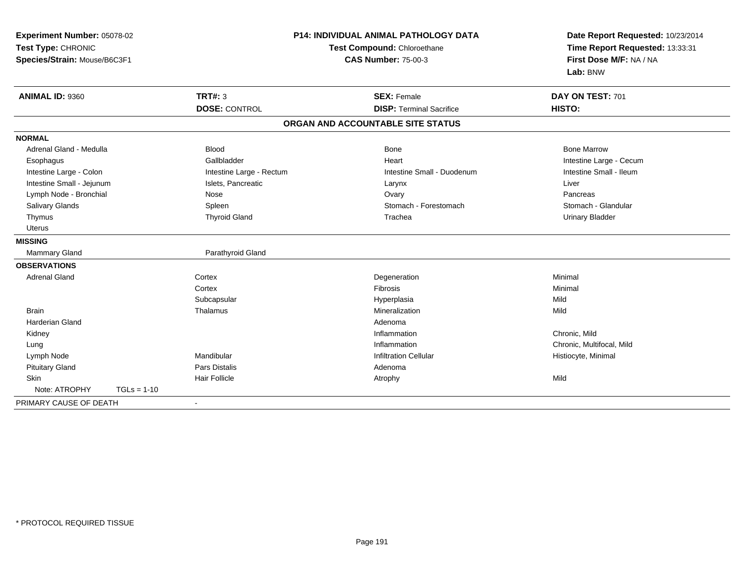**Experiment Number:** 05078-02
**Test Type:** CHRONIC
**Species/Strain:** Mouse/B6C3F1

**P14: INDIVIDUAL ANIMAL PATHOLOGY DATA**
**Test Compound:** Chloroethane
**CAS Number:** 75-00-3

**Date Report Requested:** 10/23/2014
**Time Report Requested:** 13:33:31
**First Dose M/F:** NA / NA
**Lab:** BNW

| **ANIMAL ID:** 9360 | **TRT#:** 3 | **SEX:** Female | **DAY ON TEST:** 701 |
|---|---|---|---|
| | **DOSE:** CONTROL | **DISP:** Terminal Sacrifice | **HISTO:** |

## ORGAN AND ACCOUNTABLE SITE STATUS

| | | | |
|---|---|---|---|
| **NORMAL** | | | |
| Adrenal Gland - Medulla | Blood | Bone | Bone Marrow |
| Esophagus | Gallbladder | Heart | Intestine Large - Cecum |
| Intestine Large - Colon | Intestine Large - Rectum | Intestine Small - Duodenum | Intestine Small - Ileum |
| Intestine Small - Jejunum | Islets, Pancreatic | Larynx | Liver |
| Lymph Node - Bronchial | Nose | Ovary | Pancreas |
| Salivary Glands | Spleen | Stomach - Forestomach | Stomach - Glandular |
| Thymus | Thyroid Gland | Trachea | Urinary Bladder |
| Uterus | | | |
| **MISSING** | | | |
| Mammary Gland | Parathyroid Gland | | |
| **OBSERVATIONS** | | | |
| Adrenal Gland | Cortex | Degeneration | Minimal |
| | Cortex | Fibrosis | Minimal |
| | Subcapsular | Hyperplasia | Mild |
| Brain | Thalamus | Mineralization | Mild |
| Harderian Gland | | Adenoma | |
| Kidney | | Inflammation | Chronic, Mild |
| Lung | | Inflammation | Chronic, Multifocal, Mild |
| Lymph Node | Mandibular | Infiltration Cellular | Histiocyte, Minimal |
| Pituitary Gland | Pars Distalis | Adenoma | |
| Skin | Hair Follicle | Atrophy | Mild |
| Note: ATROPHY TGLs = 1-10 | | | |
| PRIMARY CAUSE OF DEATH | - | | |

* PROTOCOL REQUIRED TISSUE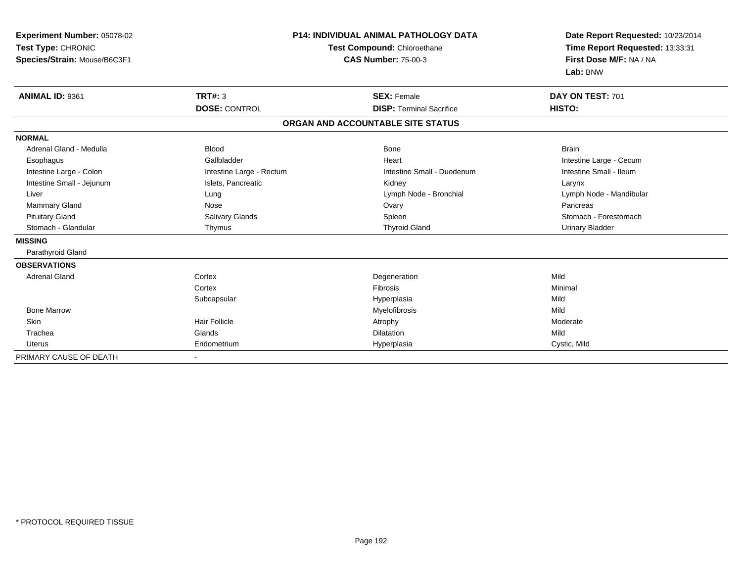**Experiment Number:** 05078-02
**Test Type:** CHRONIC
**Species/Strain:** Mouse/B6C3F1

**P14: INDIVIDUAL ANIMAL PATHOLOGY DATA**
**Test Compound:** Chloroethane
**CAS Number:** 75-00-3

**Date Report Requested:** 10/23/2014
**Time Report Requested:** 13:33:31
**First Dose M/F:** NA / NA
**Lab:** BNW

| **ANIMAL ID:** 9361 | **TRT#:** 3 | **SEX:** Female | **DAY ON TEST:** 701 |
|---|---|---|---|
| | **DOSE:** CONTROL | **DISP:** Terminal Sacrifice | **HISTO:** |

**ORGAN AND ACCOUNTABLE SITE STATUS**

| | | | |
|---|---|---|---|
| **NORMAL** | | | |
| Adrenal Gland - Medulla | Blood | Bone | Brain |
| Esophagus | Gallbladder | Heart | Intestine Large - Cecum |
| Intestine Large - Colon | Intestine Large - Rectum | Intestine Small - Duodenum | Intestine Small - Ileum |
| Intestine Small - Jejunum | Islets, Pancreatic | Kidney | Larynx |
| Liver | Lung | Lymph Node - Bronchial | Lymph Node - Mandibular |
| Mammary Gland | Nose | Ovary | Pancreas |
| Pituitary Gland | Salivary Glands | Spleen | Stomach - Forestomach |
| Stomach - Glandular | Thymus | Thyroid Gland | Urinary Bladder |
| **MISSING** | | | |
| Parathyroid Gland | | | |
| **OBSERVATIONS** | | | |
| Adrenal Gland | Cortex | Degeneration | Mild |
| | Cortex | Fibrosis | Minimal |
| | Subcapsular | Hyperplasia | Mild |
| Bone Marrow | | Myelofibrosis | Mild |
| Skin | Hair Follicle | Atrophy | Moderate |
| Trachea | Glands | Dilatation | Mild |
| Uterus | Endometrium | Hyperplasia | Cystic, Mild |
| PRIMARY CAUSE OF DEATH | - | | |

\* PROTOCOL REQUIRED TISSUE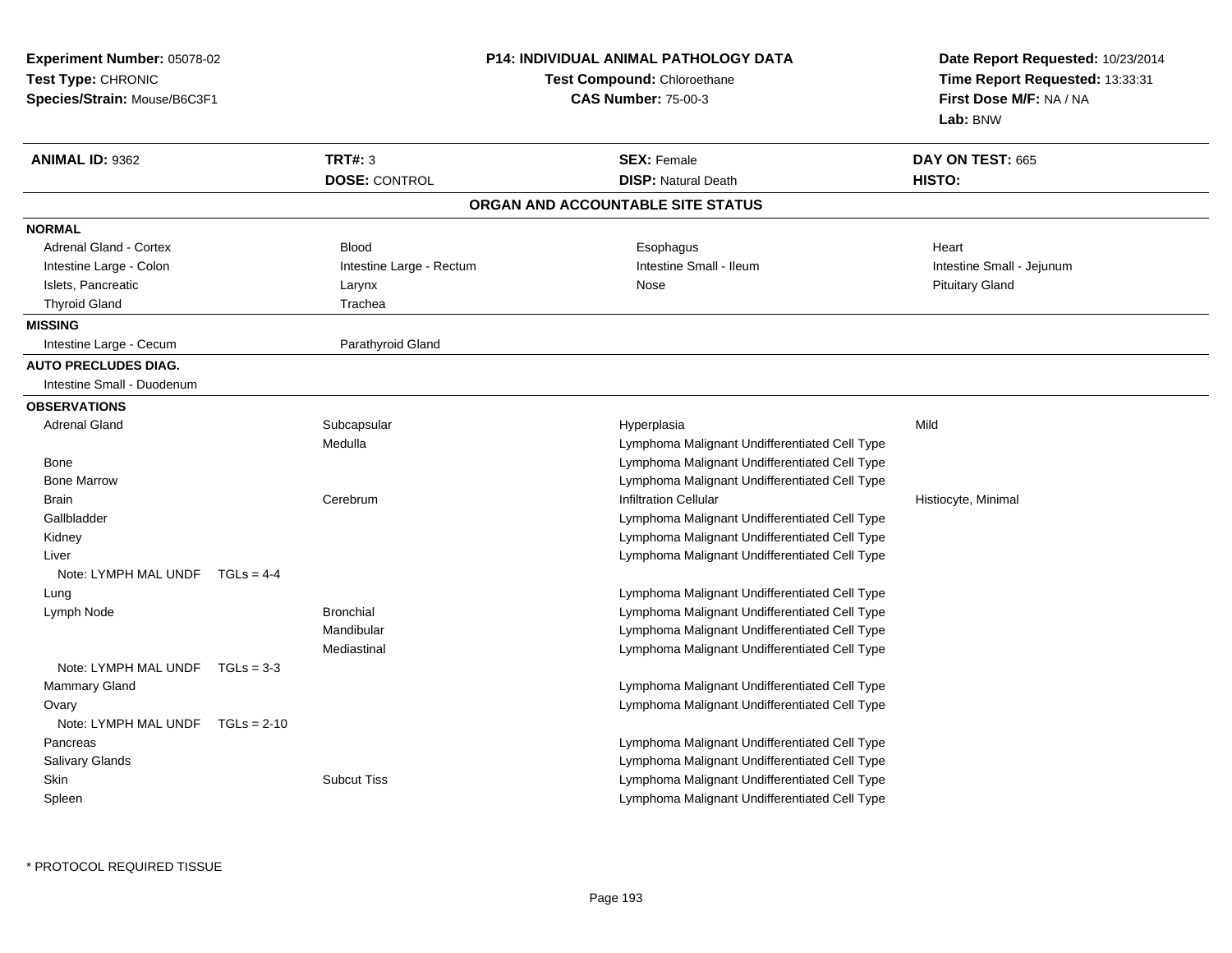**Experiment Number:** 05078-02
**Test Type:** CHRONIC
**Species/Strain:** Mouse/B6C3F1

**P14: INDIVIDUAL ANIMAL PATHOLOGY DATA**
**Test Compound:** Chloroethane
**CAS Number:** 75-00-3

**Date Report Requested:** 10/23/2014
**Time Report Requested:** 13:33:31
**First Dose M/F:** NA / NA
**Lab:** BNW

| **ANIMAL ID:** 9362 | **TRT#:** 3 | **SEX:** Female | **DAY ON TEST:** 665 |
|---|---|---|---|
| | **DOSE:** CONTROL | **DISP:** Natural Death | **HISTO:** |

## ORGAN AND ACCOUNTABLE SITE STATUS

**NORMAL**

| | | | |
|---|---|---|---|
| Adrenal Gland - Cortex | Blood | Esophagus | Heart |
| Intestine Large - Colon | Intestine Large - Rectum | Intestine Small - Ileum | Intestine Small - Jejunum |
| Islets, Pancreatic | Larynx | Nose | Pituitary Gland |
| Thyroid Gland | Trachea | | |

**MISSING**

| | |
|---|---|
| Intestine Large - Cecum | Parathyroid Gland |

**AUTO PRECLUDES DIAG.**

Intestine Small - Duodenum

**OBSERVATIONS**

| Organ | Site | Observation | Severity |
|---|---|---|---|
| Adrenal Gland | Subcapsular | Hyperplasia | Mild |
| | Medulla | Lymphoma Malignant Undifferentiated Cell Type | |
| Bone | | Lymphoma Malignant Undifferentiated Cell Type | |
| Bone Marrow | | Lymphoma Malignant Undifferentiated Cell Type | |
| Brain | Cerebrum | Infiltration Cellular | Histiocyte, Minimal |
| Gallbladder | | Lymphoma Malignant Undifferentiated Cell Type | |
| Kidney | | Lymphoma Malignant Undifferentiated Cell Type | |
| Liver | | Lymphoma Malignant Undifferentiated Cell Type | |
| Note: LYMPH MAL UNDF TGLs = 4-4 | | | |
| Lung | | Lymphoma Malignant Undifferentiated Cell Type | |
| Lymph Node | Bronchial | Lymphoma Malignant Undifferentiated Cell Type | |
| | Mandibular | Lymphoma Malignant Undifferentiated Cell Type | |
| | Mediastinal | Lymphoma Malignant Undifferentiated Cell Type | |
| Note: LYMPH MAL UNDF TGLs = 3-3 | | | |
| Mammary Gland | | Lymphoma Malignant Undifferentiated Cell Type | |
| Ovary | | Lymphoma Malignant Undifferentiated Cell Type | |
| Note: LYMPH MAL UNDF TGLs = 2-10 | | | |
| Pancreas | | Lymphoma Malignant Undifferentiated Cell Type | |
| Salivary Glands | | Lymphoma Malignant Undifferentiated Cell Type | |
| Skin | Subcut Tiss | Lymphoma Malignant Undifferentiated Cell Type | |
| Spleen | | Lymphoma Malignant Undifferentiated Cell Type | |

\* PROTOCOL REQUIRED TISSUE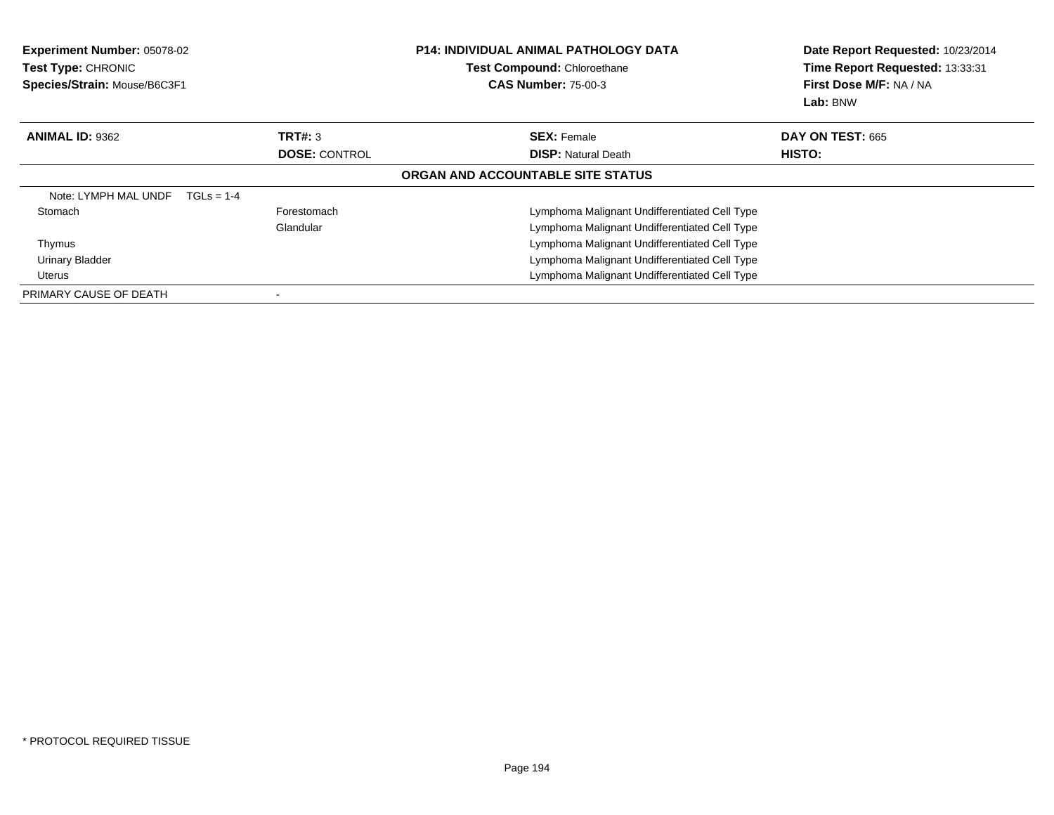**Experiment Number:** 05078-02
**Test Type:** CHRONIC
**Species/Strain:** Mouse/B6C3F1

**P14: INDIVIDUAL ANIMAL PATHOLOGY DATA**
**Test Compound:** Chloroethane
**CAS Number:** 75-00-3

**Date Report Requested:** 10/23/2014
**Time Report Requested:** 13:33:31
**First Dose M/F:** NA / NA
**Lab:** BNW

| **ANIMAL ID:** 9362 | **TRT#:** 3 | **SEX:** Female | **DAY ON TEST:** 665 |
|---|---|---|---|
| | **DOSE:** CONTROL | **DISP:** Natural Death | **HISTO:** |

**ORGAN AND ACCOUNTABLE SITE STATUS**

| | | |
|---|---|---|
| Note: LYMPH MAL UNDF TGLs = 1-4 | | |
| Stomach | Forestomach | Lymphoma Malignant Undifferentiated Cell Type |
| | Glandular | Lymphoma Malignant Undifferentiated Cell Type |
| Thymus | | Lymphoma Malignant Undifferentiated Cell Type |
| Urinary Bladder | | Lymphoma Malignant Undifferentiated Cell Type |
| Uterus | | Lymphoma Malignant Undifferentiated Cell Type |
| PRIMARY CAUSE OF DEATH | - | |

* PROTOCOL REQUIRED TISSUE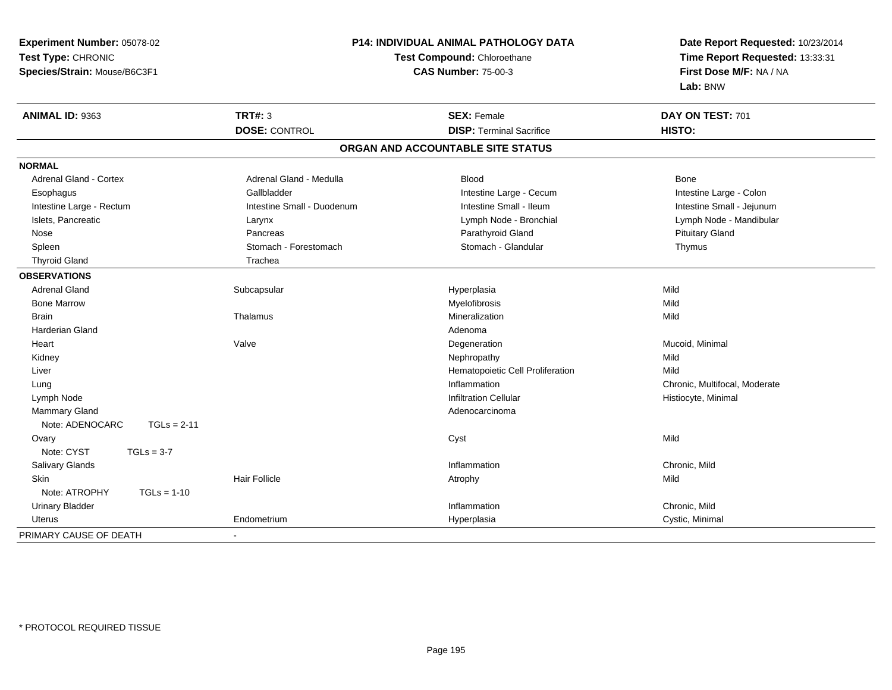**Experiment Number:** 05078-02
**Test Type:** CHRONIC
**Species/Strain:** Mouse/B6C3F1

**P14: INDIVIDUAL ANIMAL PATHOLOGY DATA**
**Test Compound:** Chloroethane
**CAS Number:** 75-00-3

**Date Report Requested:** 10/23/2014
**Time Report Requested:** 13:33:31
**First Dose M/F:** NA / NA
**Lab:** BNW

| **ANIMAL ID:** 9363 | **TRT#:** 3 | **SEX:** Female | **DAY ON TEST:** 701 |
|---|---|---|---|
| | **DOSE:** CONTROL | **DISP:** Terminal Sacrifice | **HISTO:** |

**ORGAN AND ACCOUNTABLE SITE STATUS**

| | | | |
|---|---|---|---|
| **NORMAL** | | | |
| Adrenal Gland - Cortex | Adrenal Gland - Medulla | Blood | Bone |
| Esophagus | Gallbladder | Intestine Large - Cecum | Intestine Large - Colon |
| Intestine Large - Rectum | Intestine Small - Duodenum | Intestine Small - Ileum | Intestine Small - Jejunum |
| Islets, Pancreatic | Larynx | Lymph Node - Bronchial | Lymph Node - Mandibular |
| Nose | Pancreas | Parathyroid Gland | Pituitary Gland |
| Spleen | Stomach - Forestomach | Stomach - Glandular | Thymus |
| Thyroid Gland | Trachea | | |
| **OBSERVATIONS** | | | |
| Adrenal Gland | Subcapsular | Hyperplasia | Mild |
| Bone Marrow | | Myelofibrosis | Mild |
| Brain | Thalamus | Mineralization | Mild |
| Harderian Gland | | Adenoma | |
| Heart | Valve | Degeneration | Mucoid, Minimal |
| Kidney | | Nephropathy | Mild |
| Liver | | Hematopoietic Cell Proliferation | Mild |
| Lung | | Inflammation | Chronic, Multifocal, Moderate |
| Lymph Node | | Infiltration Cellular | Histiocyte, Minimal |
| Mammary Gland | | Adenocarcinoma | |
| Note: ADENOCARC TGLs = 2-11 | | | |
| Ovary | | Cyst | Mild |
| Note: CYST TGLs = 3-7 | | | |
| Salivary Glands | | Inflammation | Chronic, Mild |
| Skin | Hair Follicle | Atrophy | Mild |
| Note: ATROPHY TGLs = 1-10 | | | |
| Urinary Bladder | | Inflammation | Chronic, Mild |
| Uterus | Endometrium | Hyperplasia | Cystic, Minimal |
| PRIMARY CAUSE OF DEATH | - | | |

* PROTOCOL REQUIRED TISSUE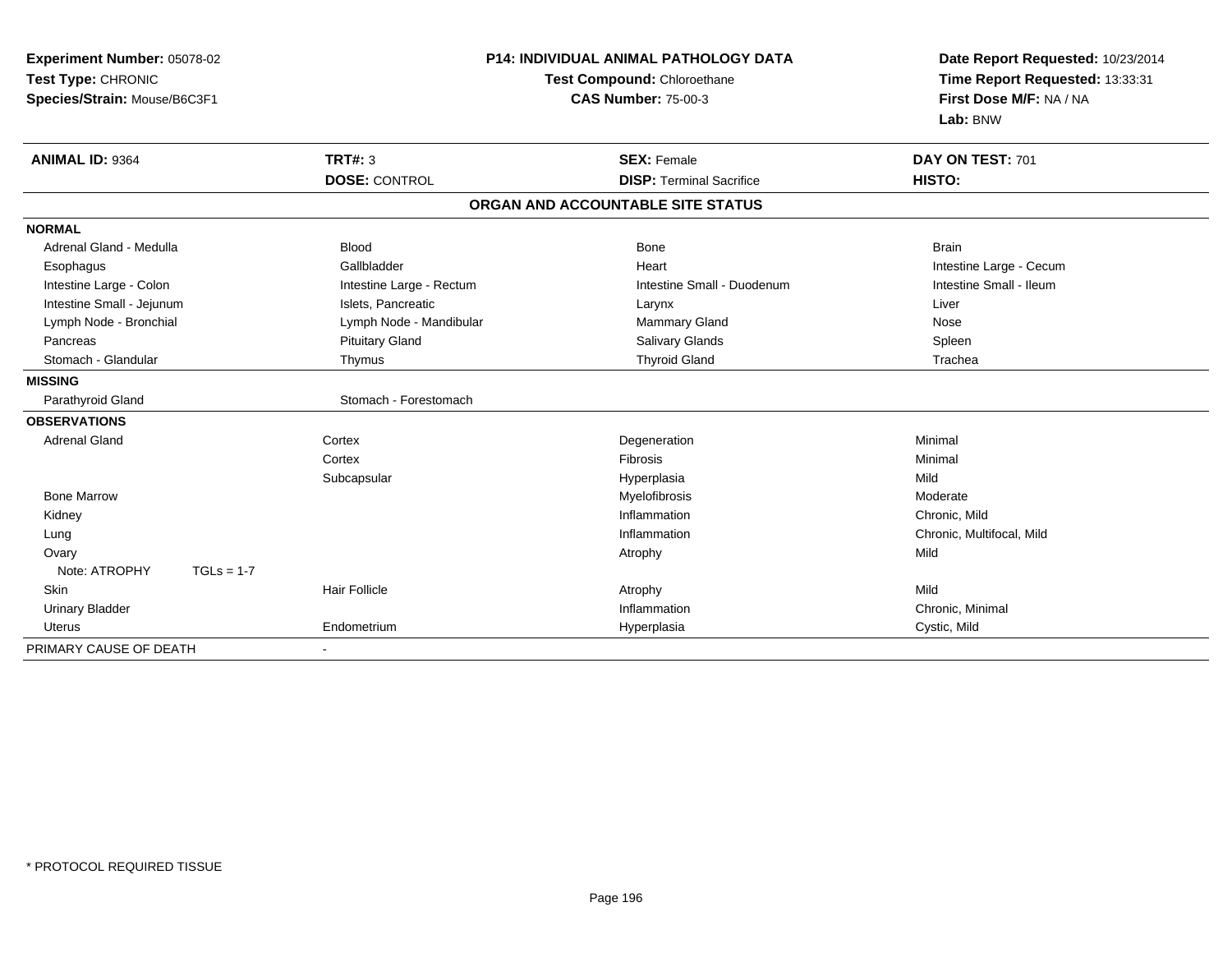**Experiment Number:** 05078-02
**Test Type:** CHRONIC
**Species/Strain:** Mouse/B6C3F1

**P14: INDIVIDUAL ANIMAL PATHOLOGY DATA**
**Test Compound:** Chloroethane
**CAS Number:** 75-00-3

**Date Report Requested:** 10/23/2014
**Time Report Requested:** 13:33:31
**First Dose M/F:** NA / NA
**Lab:** BNW

| **ANIMAL ID:** 9364 | **TRT#:** 3 | **SEX:** Female | **DAY ON TEST:** 701 |
|---|---|---|---|
| | **DOSE:** CONTROL | **DISP:** Terminal Sacrifice | **HISTO:** |

## ORGAN AND ACCOUNTABLE SITE STATUS

| | | | |
|---|---|---|---|
| **NORMAL** | | | |
| Adrenal Gland - Medulla | Blood | Bone | Brain |
| Esophagus | Gallbladder | Heart | Intestine Large - Cecum |
| Intestine Large - Colon | Intestine Large - Rectum | Intestine Small - Duodenum | Intestine Small - Ileum |
| Intestine Small - Jejunum | Islets, Pancreatic | Larynx | Liver |
| Lymph Node - Bronchial | Lymph Node - Mandibular | Mammary Gland | Nose |
| Pancreas | Pituitary Gland | Salivary Glands | Spleen |
| Stomach - Glandular | Thymus | Thyroid Gland | Trachea |
| **MISSING** | | | |
| Parathyroid Gland | Stomach - Forestomach | | |
| **OBSERVATIONS** | | | |
| Adrenal Gland | Cortex | Degeneration | Minimal |
| | Cortex | Fibrosis | Minimal |
| | Subcapsular | Hyperplasia | Mild |
| Bone Marrow | | Myelofibrosis | Moderate |
| Kidney | | Inflammation | Chronic, Mild |
| Lung | | Inflammation | Chronic, Multifocal, Mild |
| Ovary | | Atrophy | Mild |
| Note: ATROPHY TGLs = 1-7 | | | |
| Skin | Hair Follicle | Atrophy | Mild |
| Urinary Bladder | | Inflammation | Chronic, Minimal |
| Uterus | Endometrium | Hyperplasia | Cystic, Mild |
| PRIMARY CAUSE OF DEATH | - | | |

\* PROTOCOL REQUIRED TISSUE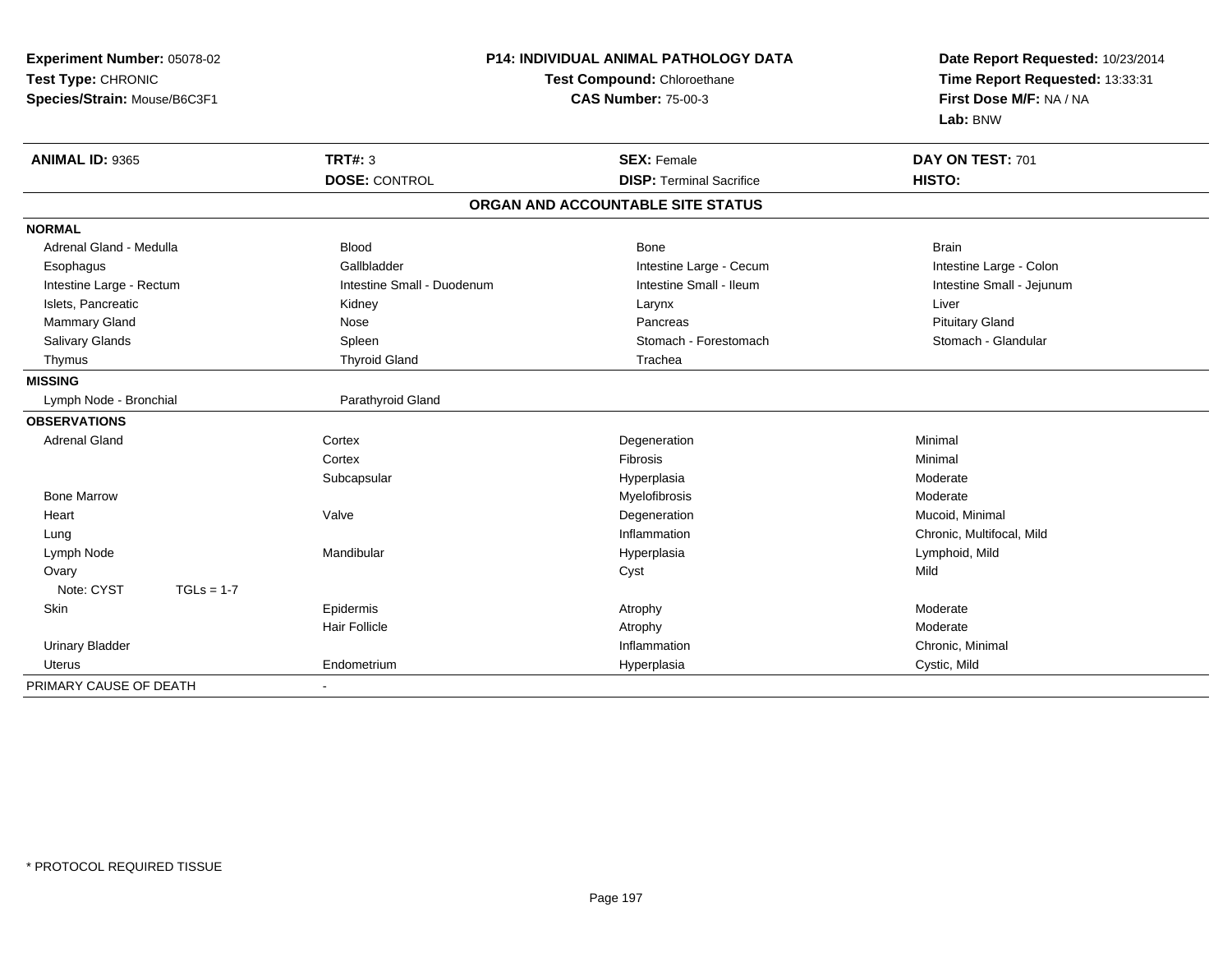**Experiment Number:** 05078-02
**Test Type:** CHRONIC
**Species/Strain:** Mouse/B6C3F1

**P14: INDIVIDUAL ANIMAL PATHOLOGY DATA**
**Test Compound:** Chloroethane
**CAS Number:** 75-00-3

**Date Report Requested:** 10/23/2014
**Time Report Requested:** 13:33:31
**First Dose M/F:** NA / NA
**Lab:** BNW

| **ANIMAL ID:** 9365 | **TRT#:** 3 | **SEX:** Female | **DAY ON TEST:** 701 |
|---|---|---|---|
| | **DOSE:** CONTROL | **DISP:** Terminal Sacrifice | **HISTO:** |

**ORGAN AND ACCOUNTABLE SITE STATUS**

**NORMAL**

| | | | |
|---|---|---|---|
| Adrenal Gland - Medulla | Blood | Bone | Brain |
| Esophagus | Gallbladder | Intestine Large - Cecum | Intestine Large - Colon |
| Intestine Large - Rectum | Intestine Small - Duodenum | Intestine Small - Ileum | Intestine Small - Jejunum |
| Islets, Pancreatic | Kidney | Larynx | Liver |
| Mammary Gland | Nose | Pancreas | Pituitary Gland |
| Salivary Glands | Spleen | Stomach - Forestomach | Stomach - Glandular |
| Thymus | Thyroid Gland | Trachea | |

**MISSING**

| | |
|---|---|
| Lymph Node - Bronchial | Parathyroid Gland |

**OBSERVATIONS**

| | | | |
|---|---|---|---|
| Adrenal Gland | Cortex | Degeneration | Minimal |
| | Cortex | Fibrosis | Minimal |
| | Subcapsular | Hyperplasia | Moderate |
| Bone Marrow | | Myelofibrosis | Moderate |
| Heart | Valve | Degeneration | Mucoid, Minimal |
| Lung | | Inflammation | Chronic, Multifocal, Mild |
| Lymph Node | Mandibular | Hyperplasia | Lymphoid, Mild |
| Ovary | | Cyst | Mild |
| Note: CYST TGLs = 1-7 | | | |
| Skin | Epidermis | Atrophy | Moderate |
| | Hair Follicle | Atrophy | Moderate |
| Urinary Bladder | | Inflammation | Chronic, Minimal |
| Uterus | Endometrium | Hyperplasia | Cystic, Mild |

PRIMARY CAUSE OF DEATH -

* PROTOCOL REQUIRED TISSUE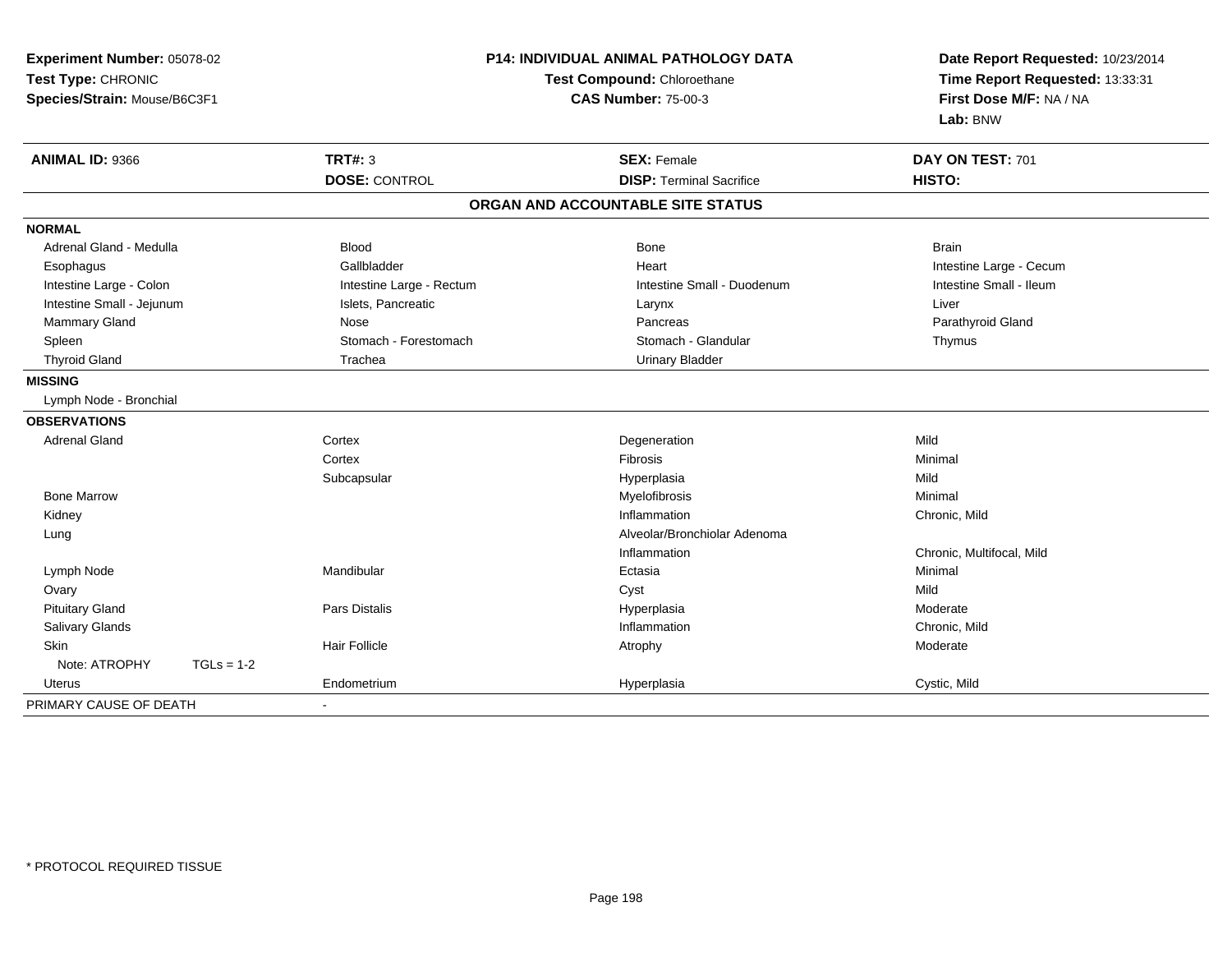**Experiment Number:** 05078-02
**Test Type:** CHRONIC
**Species/Strain:** Mouse/B6C3F1

**P14: INDIVIDUAL ANIMAL PATHOLOGY DATA**
**Test Compound:** Chloroethane
**CAS Number:** 75-00-3

**Date Report Requested:** 10/23/2014
**Time Report Requested:** 13:33:31
**First Dose M/F:** NA / NA
**Lab:** BNW

| **ANIMAL ID:** 9366 | **TRT#:** 3 | **SEX:** Female | **DAY ON TEST:** 701 |
|---|---|---|---|
| | **DOSE:** CONTROL | **DISP:** Terminal Sacrifice | **HISTO:** |

## ORGAN AND ACCOUNTABLE SITE STATUS

**NORMAL**

| | | | |
|---|---|---|---|
| Adrenal Gland - Medulla | Blood | Bone | Brain |
| Esophagus | Gallbladder | Heart | Intestine Large - Cecum |
| Intestine Large - Colon | Intestine Large - Rectum | Intestine Small - Duodenum | Intestine Small - Ileum |
| Intestine Small - Jejunum | Islets, Pancreatic | Larynx | Liver |
| Mammary Gland | Nose | Pancreas | Parathyroid Gland |
| Spleen | Stomach - Forestomach | Stomach - Glandular | Thymus |
| Thyroid Gland | Trachea | Urinary Bladder | |

**MISSING**

Lymph Node - Bronchial

**OBSERVATIONS**

| | | | |
|---|---|---|---|
| Adrenal Gland | Cortex | Degeneration | Mild |
| | Cortex | Fibrosis | Minimal |
| | Subcapsular | Hyperplasia | Mild |
| Bone Marrow | | Myelofibrosis | Minimal |
| Kidney | | Inflammation | Chronic, Mild |
| Lung | | Alveolar/Bronchiolar Adenoma | |
| | | Inflammation | Chronic, Multifocal, Mild |
| Lymph Node | Mandibular | Ectasia | Minimal |
| Ovary | | Cyst | Mild |
| Pituitary Gland | Pars Distalis | Hyperplasia | Moderate |
| Salivary Glands | | Inflammation | Chronic, Mild |
| Skin | Hair Follicle | Atrophy | Moderate |
| Note: ATROPHY TGLs = 1-2 | | | |
| Uterus | Endometrium | Hyperplasia | Cystic, Mild |

PRIMARY CAUSE OF DEATH -

\* PROTOCOL REQUIRED TISSUE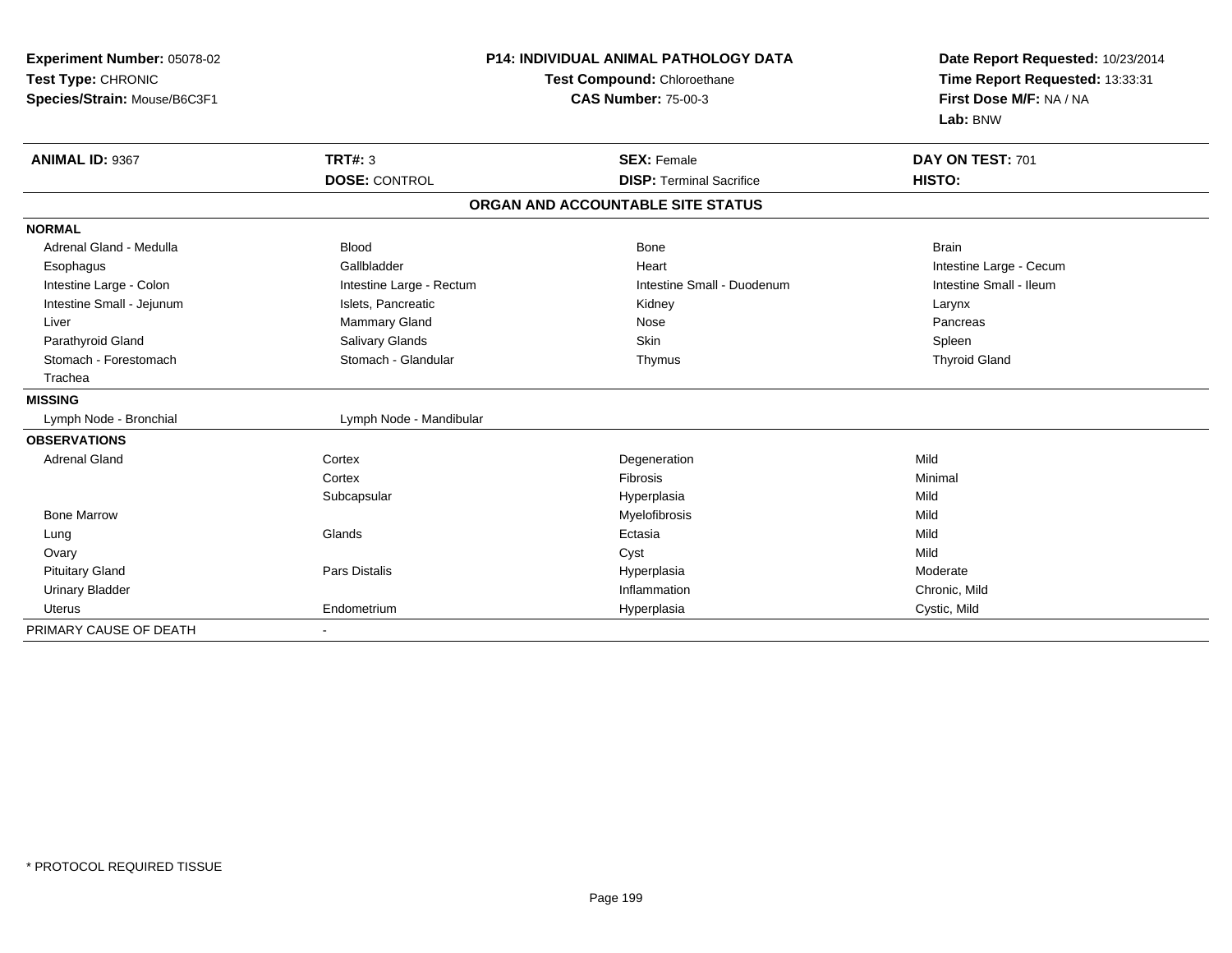**Experiment Number:** 05078-02
**Test Type:** CHRONIC
**Species/Strain:** Mouse/B6C3F1

**P14: INDIVIDUAL ANIMAL PATHOLOGY DATA**
**Test Compound:** Chloroethane
**CAS Number:** 75-00-3

**Date Report Requested:** 10/23/2014
**Time Report Requested:** 13:33:31
**First Dose M/F:** NA / NA
**Lab:** BNW

| **ANIMAL ID:** 9367 | **TRT#:** 3 | **SEX:** Female | **DAY ON TEST:** 701 |
|---|---|---|---|
| | **DOSE:** CONTROL | **DISP:** Terminal Sacrifice | **HISTO:** |

**ORGAN AND ACCOUNTABLE SITE STATUS**

| | | | |
|---|---|---|---|
| **NORMAL** | | | |
| Adrenal Gland - Medulla | Blood | Bone | Brain |
| Esophagus | Gallbladder | Heart | Intestine Large - Cecum |
| Intestine Large - Colon | Intestine Large - Rectum | Intestine Small - Duodenum | Intestine Small - Ileum |
| Intestine Small - Jejunum | Islets, Pancreatic | Kidney | Larynx |
| Liver | Mammary Gland | Nose | Pancreas |
| Parathyroid Gland | Salivary Glands | Skin | Spleen |
| Stomach - Forestomach | Stomach - Glandular | Thymus | Thyroid Gland |
| Trachea | | | |
| **MISSING** | | | |
| Lymph Node - Bronchial | Lymph Node - Mandibular | | |
| **OBSERVATIONS** | | | |
| Adrenal Gland | Cortex | Degeneration | Mild |
| | Cortex | Fibrosis | Minimal |
| | Subcapsular | Hyperplasia | Mild |
| Bone Marrow | | Myelofibrosis | Mild |
| Lung | Glands | Ectasia | Mild |
| Ovary | | Cyst | Mild |
| Pituitary Gland | Pars Distalis | Hyperplasia | Moderate |
| Urinary Bladder | | Inflammation | Chronic, Mild |
| Uterus | Endometrium | Hyperplasia | Cystic, Mild |
| PRIMARY CAUSE OF DEATH | - | | |

\* PROTOCOL REQUIRED TISSUE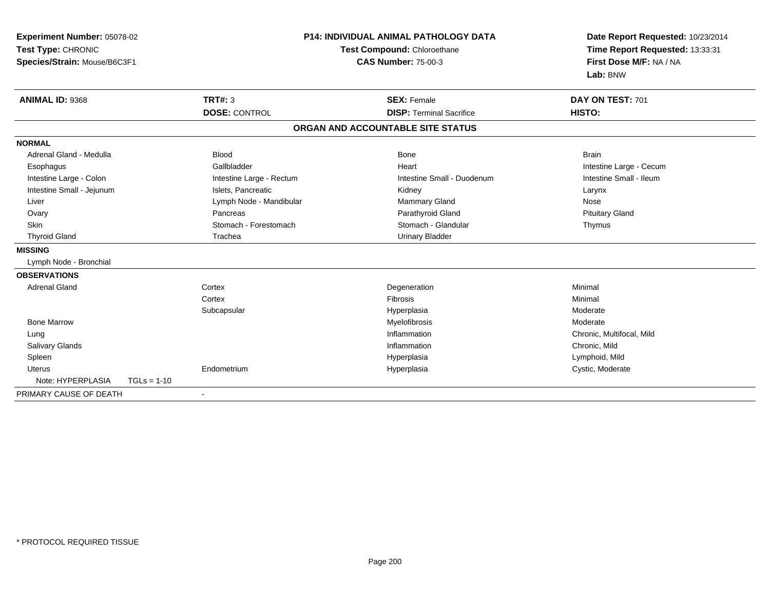**Experiment Number:** 05078-02
**Test Type:** CHRONIC
**Species/Strain:** Mouse/B6C3F1

**P14: INDIVIDUAL ANIMAL PATHOLOGY DATA**
**Test Compound:** Chloroethane
**CAS Number:** 75-00-3

**Date Report Requested:** 10/23/2014
**Time Report Requested:** 13:33:31
**First Dose M/F:** NA / NA
**Lab:** BNW

| **ANIMAL ID:** 9368 | **TRT#:** 3 | **SEX:** Female | **DAY ON TEST:** 701 |
|---|---|---|---|
| | **DOSE:** CONTROL | **DISP:** Terminal Sacrifice | **HISTO:** |

**ORGAN AND ACCOUNTABLE SITE STATUS**

**NORMAL**

| | | | |
|---|---|---|---|
| Adrenal Gland - Medulla | Blood | Bone | Brain |
| Esophagus | Gallbladder | Heart | Intestine Large - Cecum |
| Intestine Large - Colon | Intestine Large - Rectum | Intestine Small - Duodenum | Intestine Small - Ileum |
| Intestine Small - Jejunum | Islets, Pancreatic | Kidney | Larynx |
| Liver | Lymph Node - Mandibular | Mammary Gland | Nose |
| Ovary | Pancreas | Parathyroid Gland | Pituitary Gland |
| Skin | Stomach - Forestomach | Stomach - Glandular | Thymus |
| Thyroid Gland | Trachea | Urinary Bladder | |

**MISSING**

Lymph Node - Bronchial

**OBSERVATIONS**

| | | | |
|---|---|---|---|
| Adrenal Gland | Cortex | Degeneration | Minimal |
| | Cortex | Fibrosis | Minimal |
| | Subcapsular | Hyperplasia | Moderate |
| Bone Marrow | | Myelofibrosis | Moderate |
| Lung | | Inflammation | Chronic, Multifocal, Mild |
| Salivary Glands | | Inflammation | Chronic, Mild |
| Spleen | | Hyperplasia | Lymphoid, Mild |
| Uterus | Endometrium | Hyperplasia | Cystic, Moderate |
| Note: HYPERPLASIA TGLs = 1-10 | | | |

PRIMARY CAUSE OF DEATH -

\* PROTOCOL REQUIRED TISSUE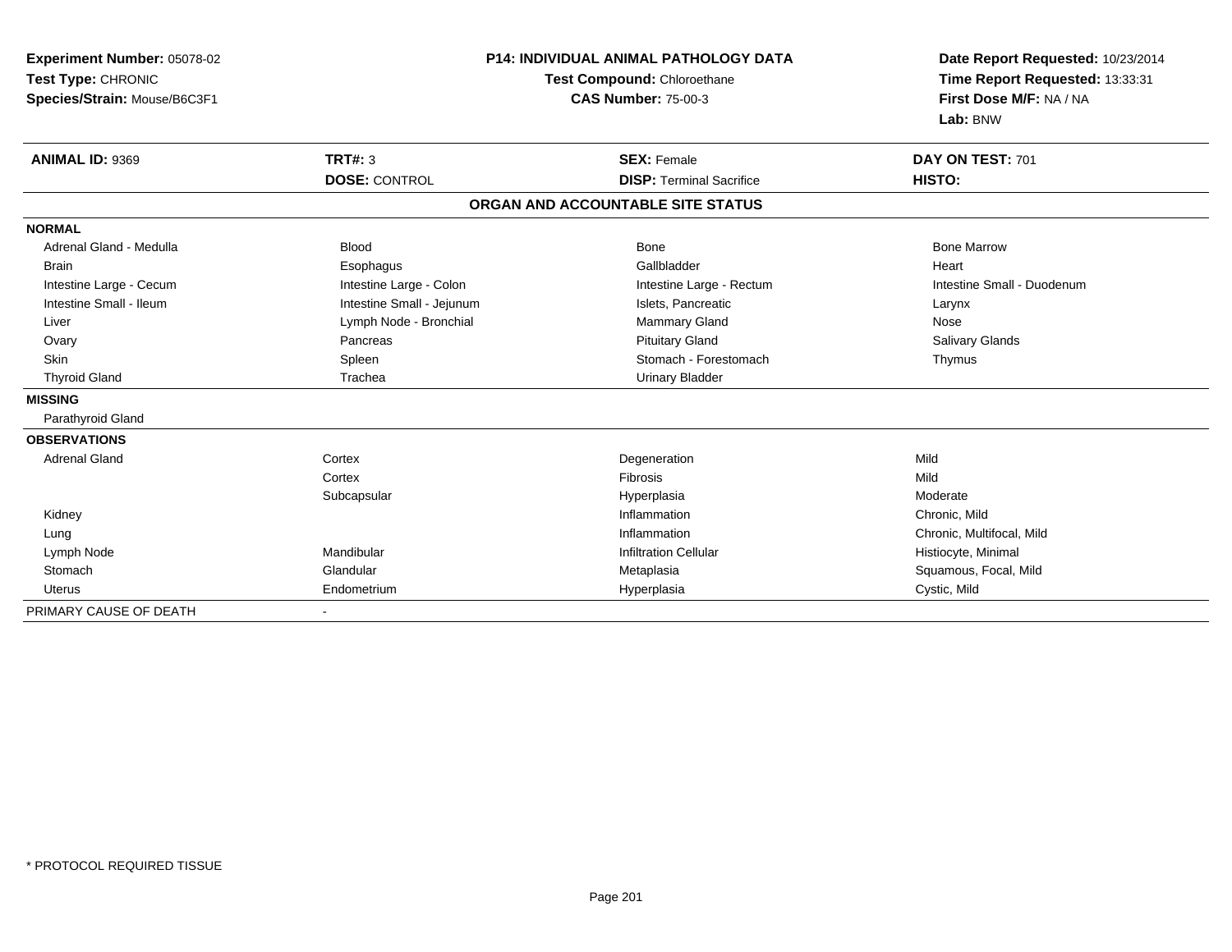**Experiment Number:** 05078-02
**Test Type:** CHRONIC
**Species/Strain:** Mouse/B6C3F1

**P14: INDIVIDUAL ANIMAL PATHOLOGY DATA**
**Test Compound:** Chloroethane
**CAS Number:** 75-00-3

**Date Report Requested:** 10/23/2014
**Time Report Requested:** 13:33:31
**First Dose M/F:** NA / NA
**Lab:** BNW

| **ANIMAL ID:** 9369 | **TRT#:** 3 | **SEX:** Female | **DAY ON TEST:** 701 |
|---|---|---|---|
| | **DOSE:** CONTROL | **DISP:** Terminal Sacrifice | **HISTO:** |

**ORGAN AND ACCOUNTABLE SITE STATUS**

| | | | |
|---|---|---|---|
| **NORMAL** | | | |
| Adrenal Gland - Medulla | Blood | Bone | Bone Marrow |
| Brain | Esophagus | Gallbladder | Heart |
| Intestine Large - Cecum | Intestine Large - Colon | Intestine Large - Rectum | Intestine Small - Duodenum |
| Intestine Small - Ileum | Intestine Small - Jejunum | Islets, Pancreatic | Larynx |
| Liver | Lymph Node - Bronchial | Mammary Gland | Nose |
| Ovary | Pancreas | Pituitary Gland | Salivary Glands |
| Skin | Spleen | Stomach - Forestomach | Thymus |
| Thyroid Gland | Trachea | Urinary Bladder | |
| **MISSING** | | | |
| Parathyroid Gland | | | |
| **OBSERVATIONS** | | | |
| Adrenal Gland | Cortex | Degeneration | Mild |
| | Cortex | Fibrosis | Mild |
| | Subcapsular | Hyperplasia | Moderate |
| Kidney | | Inflammation | Chronic, Mild |
| Lung | | Inflammation | Chronic, Multifocal, Mild |
| Lymph Node | Mandibular | Infiltration Cellular | Histiocyte, Minimal |
| Stomach | Glandular | Metaplasia | Squamous, Focal, Mild |
| Uterus | Endometrium | Hyperplasia | Cystic, Mild |
| PRIMARY CAUSE OF DEATH | - | | |

* PROTOCOL REQUIRED TISSUE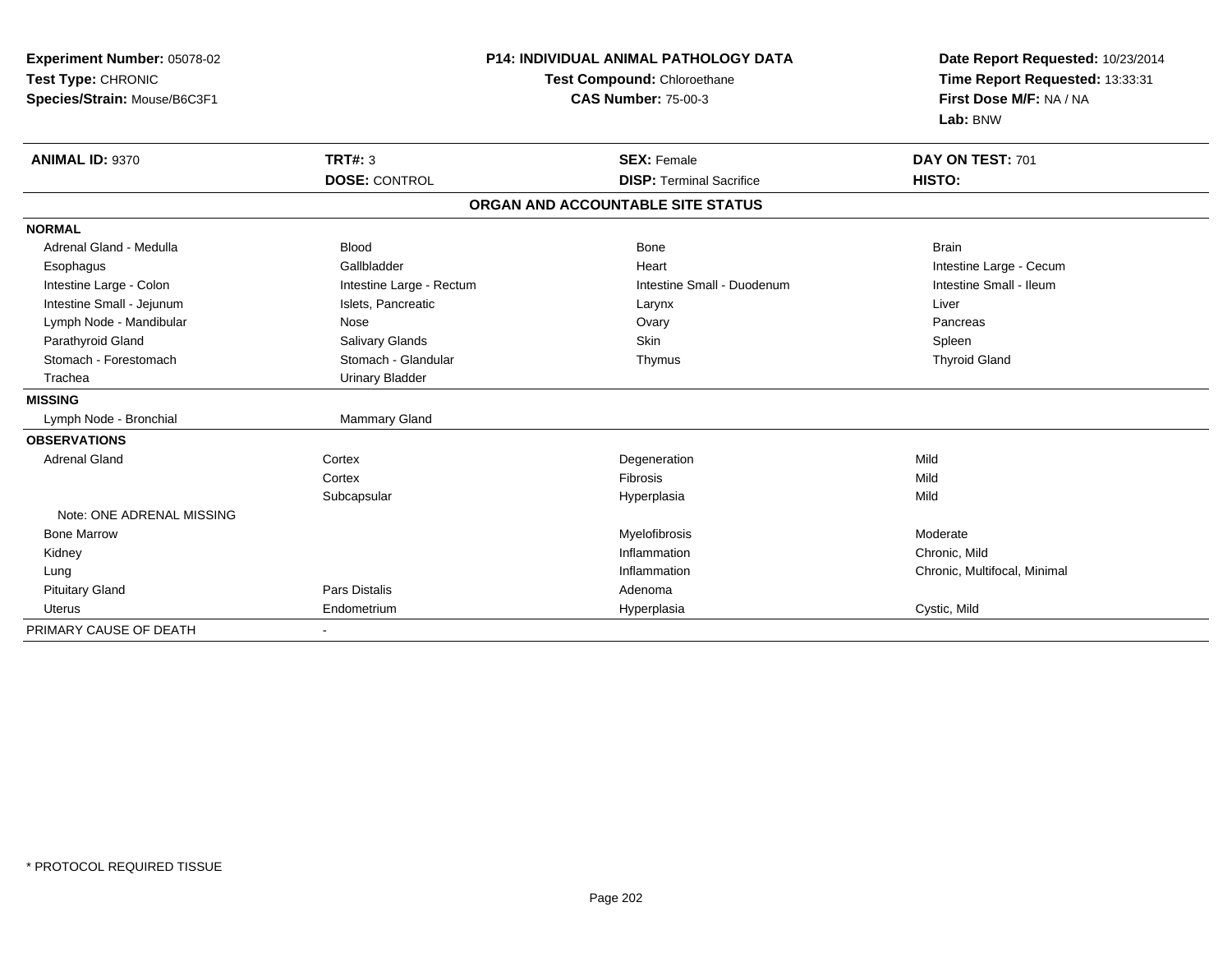**Experiment Number:** 05078-02
**Test Type:** CHRONIC
**Species/Strain:** Mouse/B6C3F1

**P14: INDIVIDUAL ANIMAL PATHOLOGY DATA**
**Test Compound:** Chloroethane
**CAS Number:** 75-00-3

**Date Report Requested:** 10/23/2014
**Time Report Requested:** 13:33:31
**First Dose M/F:** NA / NA
**Lab:** BNW

| **ANIMAL ID:** 9370 | **TRT#:** 3 | **SEX:** Female | **DAY ON TEST:** 701 |
|---|---|---|---|
| | **DOSE:** CONTROL | **DISP:** Terminal Sacrifice | **HISTO:** |

**ORGAN AND ACCOUNTABLE SITE STATUS**

| | | | |
|---|---|---|---|
| **NORMAL** | | | |
| Adrenal Gland - Medulla | Blood | Bone | Brain |
| Esophagus | Gallbladder | Heart | Intestine Large - Cecum |
| Intestine Large - Colon | Intestine Large - Rectum | Intestine Small - Duodenum | Intestine Small - Ileum |
| Intestine Small - Jejunum | Islets, Pancreatic | Larynx | Liver |
| Lymph Node - Mandibular | Nose | Ovary | Pancreas |
| Parathyroid Gland | Salivary Glands | Skin | Spleen |
| Stomach - Forestomach | Stomach - Glandular | Thymus | Thyroid Gland |
| Trachea | Urinary Bladder | | |
| **MISSING** | | | |
| Lymph Node - Bronchial | Mammary Gland | | |
| **OBSERVATIONS** | | | |
| Adrenal Gland | Cortex | Degeneration | Mild |
| | Cortex | Fibrosis | Mild |
| | Subcapsular | Hyperplasia | Mild |
| Note: ONE ADRENAL MISSING | | | |
| Bone Marrow | | Myelofibrosis | Moderate |
| Kidney | | Inflammation | Chronic, Mild |
| Lung | | Inflammation | Chronic, Multifocal, Minimal |
| Pituitary Gland | Pars Distalis | Adenoma | |
| Uterus | Endometrium | Hyperplasia | Cystic, Mild |
| PRIMARY CAUSE OF DEATH | - | | |

\* PROTOCOL REQUIRED TISSUE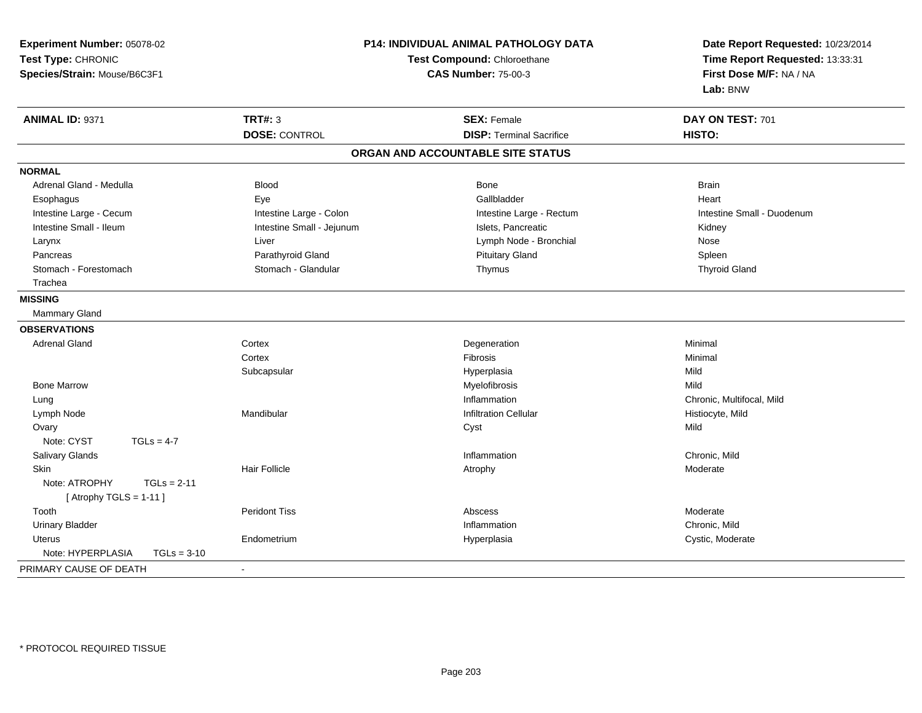**Experiment Number:** 05078-02
**Test Type:** CHRONIC
**Species/Strain:** Mouse/B6C3F1

**P14: INDIVIDUAL ANIMAL PATHOLOGY DATA**
**Test Compound:** Chloroethane
**CAS Number:** 75-00-3

**Date Report Requested:** 10/23/2014
**Time Report Requested:** 13:33:31
**First Dose M/F:** NA / NA
**Lab:** BNW

| **ANIMAL ID:** 9371 | **TRT#:** 3 | **SEX:** Female | **DAY ON TEST:** 701 |
|---|---|---|---|
| | **DOSE:** CONTROL | **DISP:** Terminal Sacrifice | **HISTO:** |

## ORGAN AND ACCOUNTABLE SITE STATUS

**NORMAL**

| | | | |
|---|---|---|---|
| Adrenal Gland - Medulla | Blood | Bone | Brain |
| Esophagus | Eye | Gallbladder | Heart |
| Intestine Large - Cecum | Intestine Large - Colon | Intestine Large - Rectum | Intestine Small - Duodenum |
| Intestine Small - Ileum | Intestine Small - Jejunum | Islets, Pancreatic | Kidney |
| Larynx | Liver | Lymph Node - Bronchial | Nose |
| Pancreas | Parathyroid Gland | Pituitary Gland | Spleen |
| Stomach - Forestomach | Stomach - Glandular | Thymus | Thyroid Gland |
| Trachea | | | |

**MISSING**

Mammary Gland

**OBSERVATIONS**

| | | | |
|---|---|---|---|
| Adrenal Gland | Cortex | Degeneration | Minimal |
| | Cortex | Fibrosis | Minimal |
| | Subcapsular | Hyperplasia | Mild |
| Bone Marrow | | Myelofibrosis | Mild |
| Lung | | Inflammation | Chronic, Multifocal, Mild |
| Lymph Node | Mandibular | Infiltration Cellular | Histiocyte, Mild |
| Ovary | | Cyst | Mild |
| Note: CYST TGLs = 4-7 | | | |
| Salivary Glands | | Inflammation | Chronic, Mild |
| Skin | Hair Follicle | Atrophy | Moderate |
| Note: ATROPHY TGLs = 2-11 [ Atrophy TGLS = 1-11 ] | | | |
| Tooth | Peridont Tiss | Abscess | Moderate |
| Urinary Bladder | | Inflammation | Chronic, Mild |
| Uterus | Endometrium | Hyperplasia | Cystic, Moderate |
| Note: HYPERPLASIA TGLs = 3-10 | | | |

PRIMARY CAUSE OF DEATH -

* PROTOCOL REQUIRED TISSUE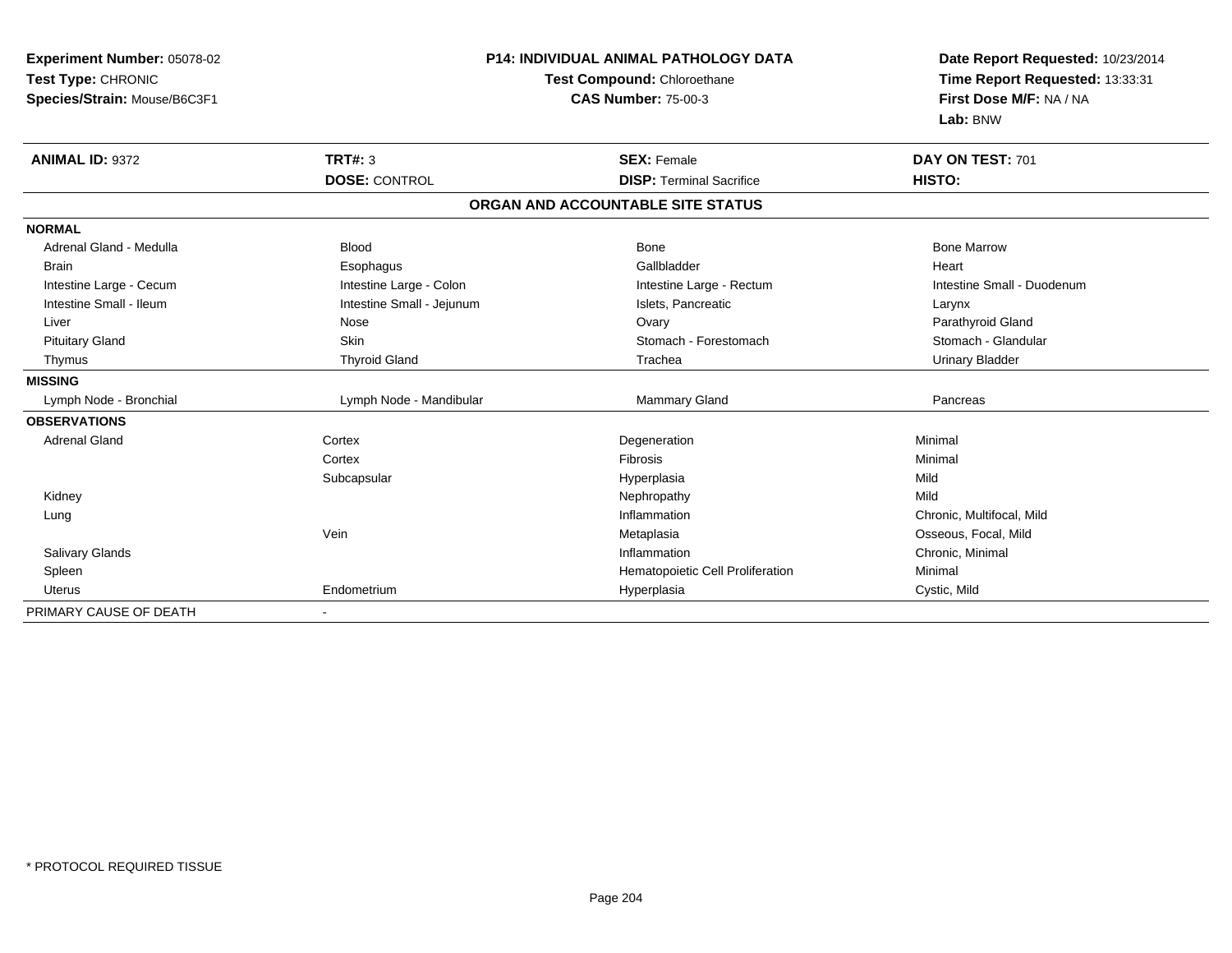**Experiment Number:** 05078-02
**Test Type:** CHRONIC
**Species/Strain:** Mouse/B6C3F1

**P14: INDIVIDUAL ANIMAL PATHOLOGY DATA**
**Test Compound:** Chloroethane
**CAS Number:** 75-00-3

**Date Report Requested:** 10/23/2014
**Time Report Requested:** 13:33:31
**First Dose M/F:** NA / NA
**Lab:** BNW

| **ANIMAL ID:** 9372 | **TRT#:** 3 | **SEX:** Female | **DAY ON TEST:** 701 |
|---|---|---|---|
| | **DOSE:** CONTROL | **DISP:** Terminal Sacrifice | **HISTO:** |

## ORGAN AND ACCOUNTABLE SITE STATUS

| | | | |
|---|---|---|---|
| **NORMAL** | | | |
| Adrenal Gland - Medulla | Blood | Bone | Bone Marrow |
| Brain | Esophagus | Gallbladder | Heart |
| Intestine Large - Cecum | Intestine Large - Colon | Intestine Large - Rectum | Intestine Small - Duodenum |
| Intestine Small - Ileum | Intestine Small - Jejunum | Islets, Pancreatic | Larynx |
| Liver | Nose | Ovary | Parathyroid Gland |
| Pituitary Gland | Skin | Stomach - Forestomach | Stomach - Glandular |
| Thymus | Thyroid Gland | Trachea | Urinary Bladder |
| **MISSING** | | | |
| Lymph Node - Bronchial | Lymph Node - Mandibular | Mammary Gland | Pancreas |
| **OBSERVATIONS** | | | |
| Adrenal Gland | Cortex | Degeneration | Minimal |
| | Cortex | Fibrosis | Minimal |
| | Subcapsular | Hyperplasia | Mild |
| Kidney | | Nephropathy | Mild |
| Lung | | Inflammation | Chronic, Multifocal, Mild |
| | Vein | Metaplasia | Osseous, Focal, Mild |
| Salivary Glands | | Inflammation | Chronic, Minimal |
| Spleen | | Hematopoietic Cell Proliferation | Minimal |
| Uterus | Endometrium | Hyperplasia | Cystic, Mild |
| PRIMARY CAUSE OF DEATH | - | | |

* PROTOCOL REQUIRED TISSUE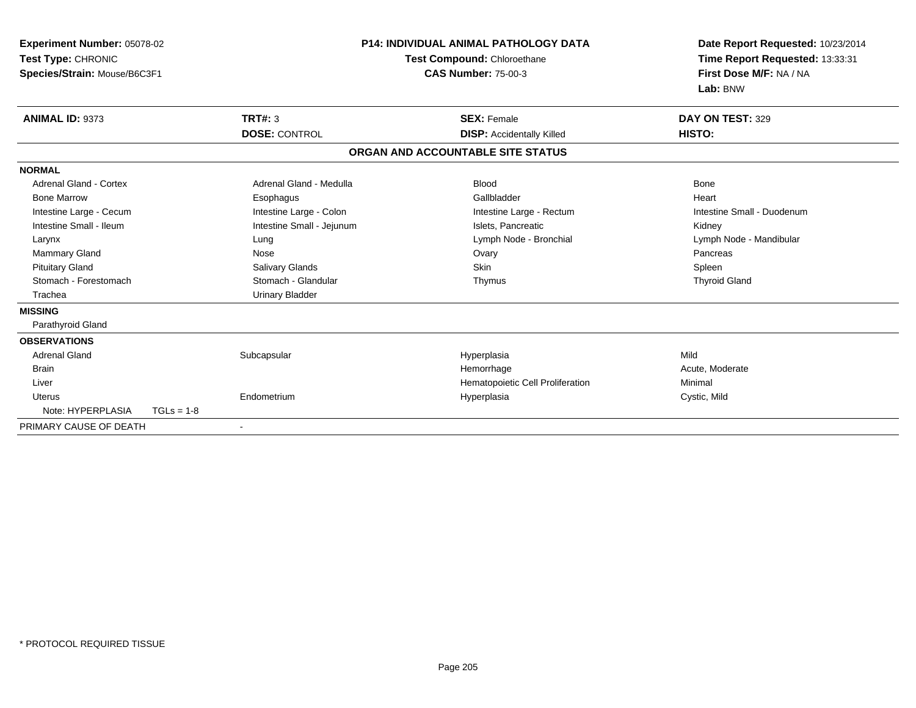**Experiment Number:** 05078-02
**Test Type:** CHRONIC
**Species/Strain:** Mouse/B6C3F1

**P14: INDIVIDUAL ANIMAL PATHOLOGY DATA**
**Test Compound:** Chloroethane
**CAS Number:** 75-00-3

**Date Report Requested:** 10/23/2014
**Time Report Requested:** 13:33:31
**First Dose M/F:** NA / NA
**Lab:** BNW

| **ANIMAL ID:** 9373 | **TRT#:** 3 | **SEX:** Female | **DAY ON TEST:** 329 |
|---|---|---|---|
| | **DOSE:** CONTROL | **DISP:** Accidentally Killed | **HISTO:** |

**ORGAN AND ACCOUNTABLE SITE STATUS**

**NORMAL**

| | | | |
|---|---|---|---|
| Adrenal Gland - Cortex | Adrenal Gland - Medulla | Blood | Bone |
| Bone Marrow | Esophagus | Gallbladder | Heart |
| Intestine Large - Cecum | Intestine Large - Colon | Intestine Large - Rectum | Intestine Small - Duodenum |
| Intestine Small - Ileum | Intestine Small - Jejunum | Islets, Pancreatic | Kidney |
| Larynx | Lung | Lymph Node - Bronchial | Lymph Node - Mandibular |
| Mammary Gland | Nose | Ovary | Pancreas |
| Pituitary Gland | Salivary Glands | Skin | Spleen |
| Stomach - Forestomach | Stomach - Glandular | Thymus | Thyroid Gland |
| Trachea | Urinary Bladder | | |

**MISSING**

Parathyroid Gland

**OBSERVATIONS**

| | | | |
|---|---|---|---|
| Adrenal Gland | Subcapsular | Hyperplasia | Mild |
| Brain | | Hemorrhage | Acute, Moderate |
| Liver | | Hematopoietic Cell Proliferation | Minimal |
| Uterus | Endometrium | Hyperplasia | Cystic, Mild |
| Note: HYPERPLASIA TGLs = 1-8 | | | |

PRIMARY CAUSE OF DEATH -

* PROTOCOL REQUIRED TISSUE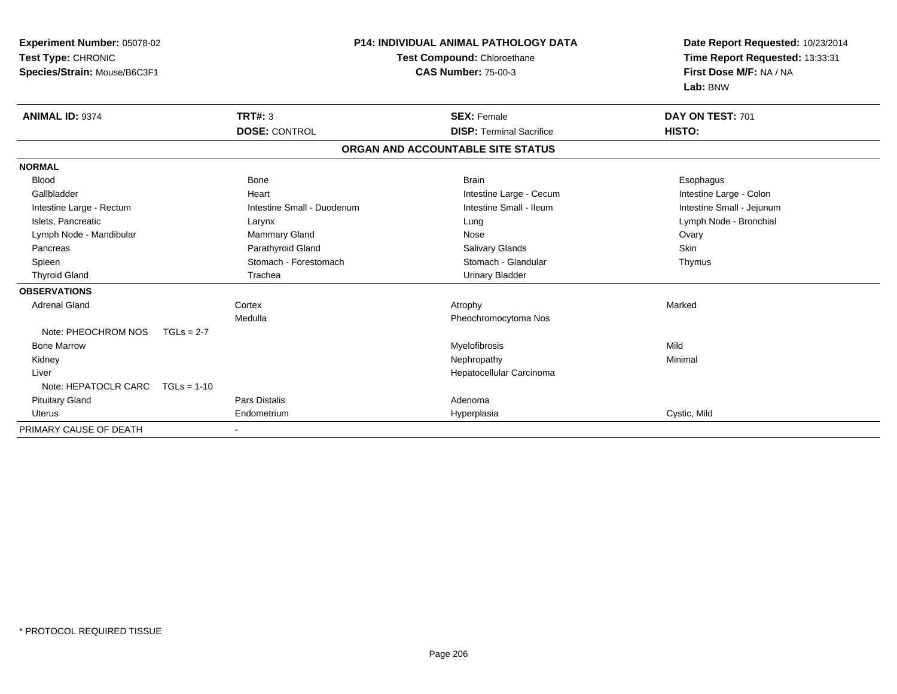**Experiment Number:** 05078-02
**Test Type:** CHRONIC
**Species/Strain:** Mouse/B6C3F1

**P14: INDIVIDUAL ANIMAL PATHOLOGY DATA**
**Test Compound:** Chloroethane
**CAS Number:** 75-00-3

**Date Report Requested:** 10/23/2014
**Time Report Requested:** 13:33:31
**First Dose M/F:** NA / NA
**Lab:** BNW

| **ANIMAL ID:** 9374 | **TRT#:** 3 | **SEX:** Female | **DAY ON TEST:** 701 |
|---|---|---|---|
| | **DOSE:** CONTROL | **DISP:** Terminal Sacrifice | **HISTO:** |

**ORGAN AND ACCOUNTABLE SITE STATUS**

| | | | |
|---|---|---|---|
| **NORMAL** | | | |
| Blood | Bone | Brain | Esophagus |
| Gallbladder | Heart | Intestine Large - Cecum | Intestine Large - Colon |
| Intestine Large - Rectum | Intestine Small - Duodenum | Intestine Small - Ileum | Intestine Small - Jejunum |
| Islets, Pancreatic | Larynx | Lung | Lymph Node - Bronchial |
| Lymph Node - Mandibular | Mammary Gland | Nose | Ovary |
| Pancreas | Parathyroid Gland | Salivary Glands | Skin |
| Spleen | Stomach - Forestomach | Stomach - Glandular | Thymus |
| Thyroid Gland | Trachea | Urinary Bladder | |
| **OBSERVATIONS** | | | |
| Adrenal Gland | Cortex | Atrophy | Marked |
| | Medulla | Pheochromocytoma Nos | |
| Note: PHEOCHROM NOS TGLs = 2-7 | | | |
| Bone Marrow | | Myelofibrosis | Mild |
| Kidney | | Nephropathy | Minimal |
| Liver | | Hepatocellular Carcinoma | |
| Note: HEPATOCLR CARC TGLs = 1-10 | | | |
| Pituitary Gland | Pars Distalis | Adenoma | |
| Uterus | Endometrium | Hyperplasia | Cystic, Mild |
| PRIMARY CAUSE OF DEATH | - | | |

* PROTOCOL REQUIRED TISSUE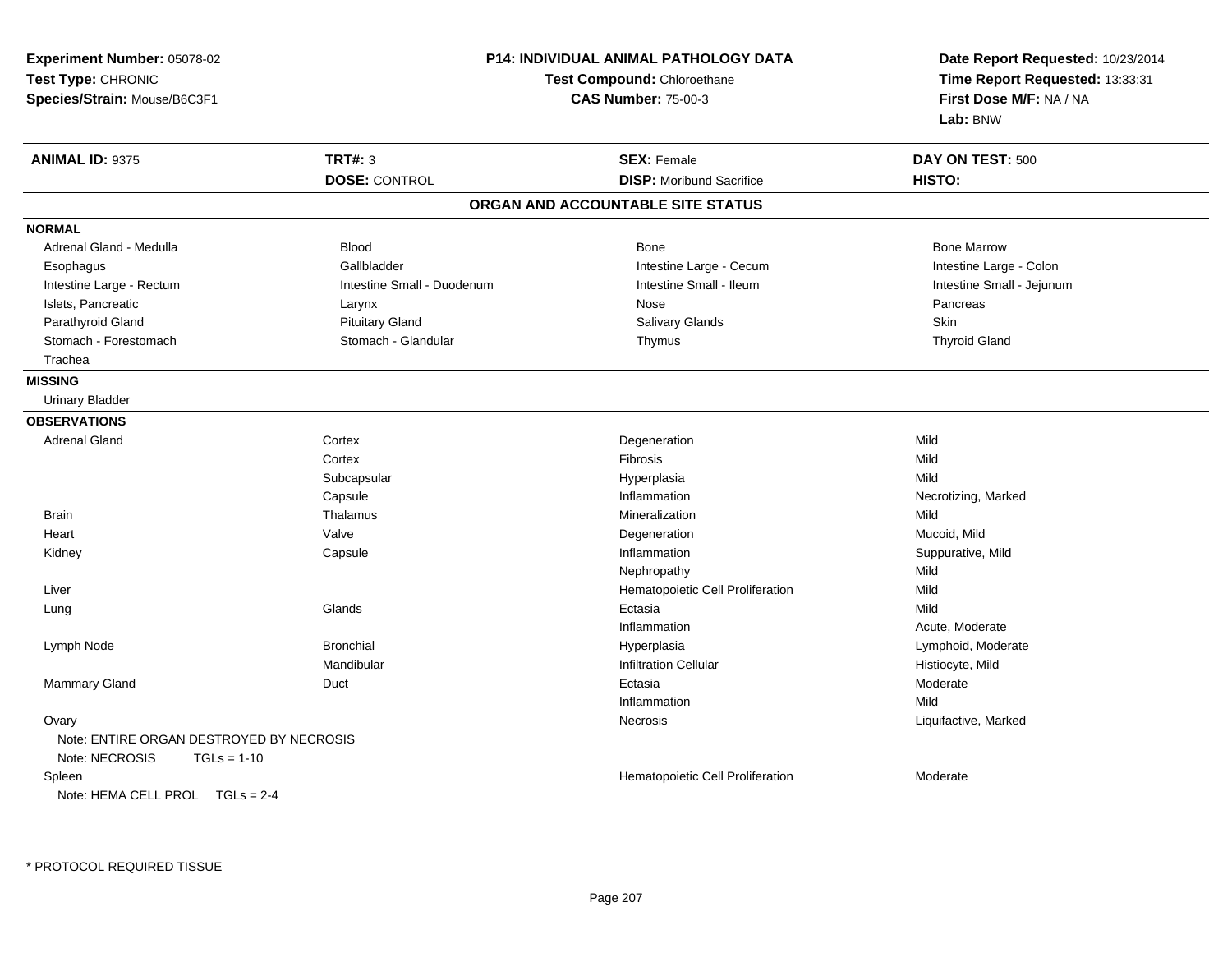**Experiment Number:** 05078-02
**Test Type:** CHRONIC
**Species/Strain:** Mouse/B6C3F1

**P14: INDIVIDUAL ANIMAL PATHOLOGY DATA**
**Test Compound:** Chloroethane
**CAS Number:** 75-00-3

**Date Report Requested:** 10/23/2014
**Time Report Requested:** 13:33:31
**First Dose M/F:** NA / NA
**Lab:** BNW

| **ANIMAL ID:** 9375 | **TRT#:** 3 | **SEX:** Female | **DAY ON TEST:** 500 |
|---|---|---|---|
| | **DOSE:** CONTROL | **DISP:** Moribund Sacrifice | **HISTO:** |

## ORGAN AND ACCOUNTABLE SITE STATUS

**NORMAL**

| | | | |
|---|---|---|---|
| Adrenal Gland - Medulla | Blood | Bone | Bone Marrow |
| Esophagus | Gallbladder | Intestine Large - Cecum | Intestine Large - Colon |
| Intestine Large - Rectum | Intestine Small - Duodenum | Intestine Small - Ileum | Intestine Small - Jejunum |
| Islets, Pancreatic | Larynx | Nose | Pancreas |
| Parathyroid Gland | Pituitary Gland | Salivary Glands | Skin |
| Stomach - Forestomach | Stomach - Glandular | Thymus | Thyroid Gland |
| Trachea | | | |

**MISSING**

Urinary Bladder

**OBSERVATIONS**

| Organ | Site | Observation | Qualifier |
|---|---|---|---|
| Adrenal Gland | Cortex | Degeneration | Mild |
| | Cortex | Fibrosis | Mild |
| | Subcapsular | Hyperplasia | Mild |
| | Capsule | Inflammation | Necrotizing, Marked |
| Brain | Thalamus | Mineralization | Mild |
| Heart | Valve | Degeneration | Mucoid, Mild |
| Kidney | Capsule | Inflammation | Suppurative, Mild |
| | | Nephropathy | Mild |
| Liver | | Hematopoietic Cell Proliferation | Mild |
| Lung | Glands | Ectasia | Mild |
| | | Inflammation | Acute, Moderate |
| Lymph Node | Bronchial | Hyperplasia | Lymphoid, Moderate |
| | Mandibular | Infiltration Cellular | Histiocyte, Mild |
| Mammary Gland | Duct | Ectasia | Moderate |
| | | Inflammation | Mild |
| Ovary | | Necrosis | Liquifactive, Marked |
| Note: ENTIRE ORGAN DESTROYED BY NECROSIS | | | |
| Note: NECROSIS TGLs = 1-10 | | | |
| Spleen | | Hematopoietic Cell Proliferation | Moderate |
| Note: HEMA CELL PROL TGLs = 2-4 | | | |

* PROTOCOL REQUIRED TISSUE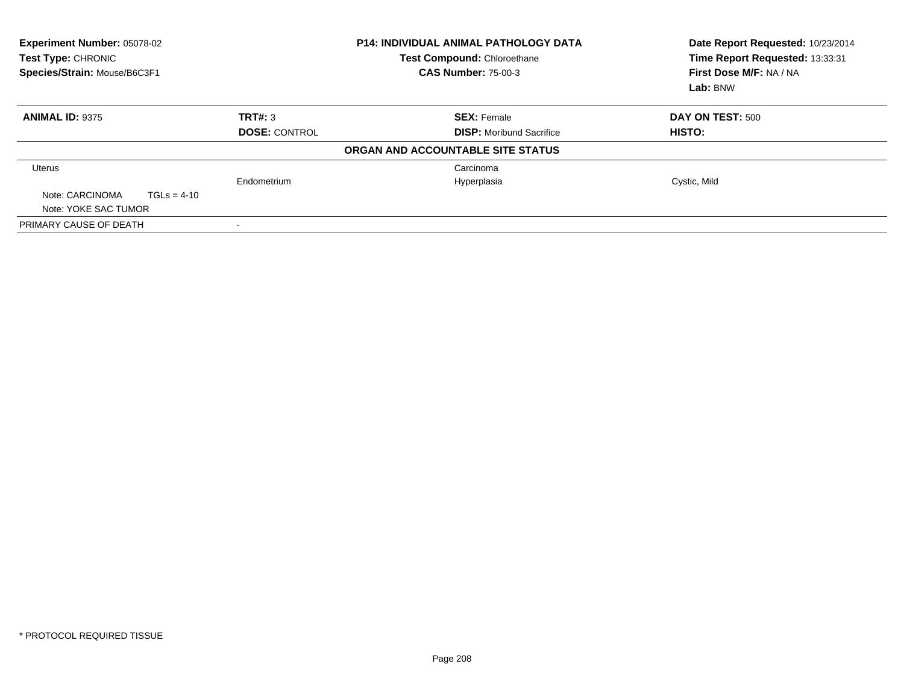**Experiment Number:** 05078-02
**Test Type:** CHRONIC
**Species/Strain:** Mouse/B6C3F1

**P14: INDIVIDUAL ANIMAL PATHOLOGY DATA**
**Test Compound:** Chloroethane
**CAS Number:** 75-00-3

**Date Report Requested:** 10/23/2014
**Time Report Requested:** 13:33:31
**First Dose M/F:** NA / NA
**Lab:** BNW

| **ANIMAL ID:** 9375 | **TRT#:** 3 | **SEX:** Female | **DAY ON TEST:** 500 |
|---|---|---|---|
| | **DOSE:** CONTROL | **DISP:** Moribund Sacrifice | **HISTO:** |

**ORGAN AND ACCOUNTABLE SITE STATUS**

| | | | |
|---|---|---|---|
| Uterus | | Carcinoma | |
| | Endometrium | Hyperplasia | Cystic, Mild |
| Note: CARCINOMA TGLs = 4-10 | | | |
| Note: YOKE SAC TUMOR | | | |
| PRIMARY CAUSE OF DEATH | - | | |

\* PROTOCOL REQUIRED TISSUE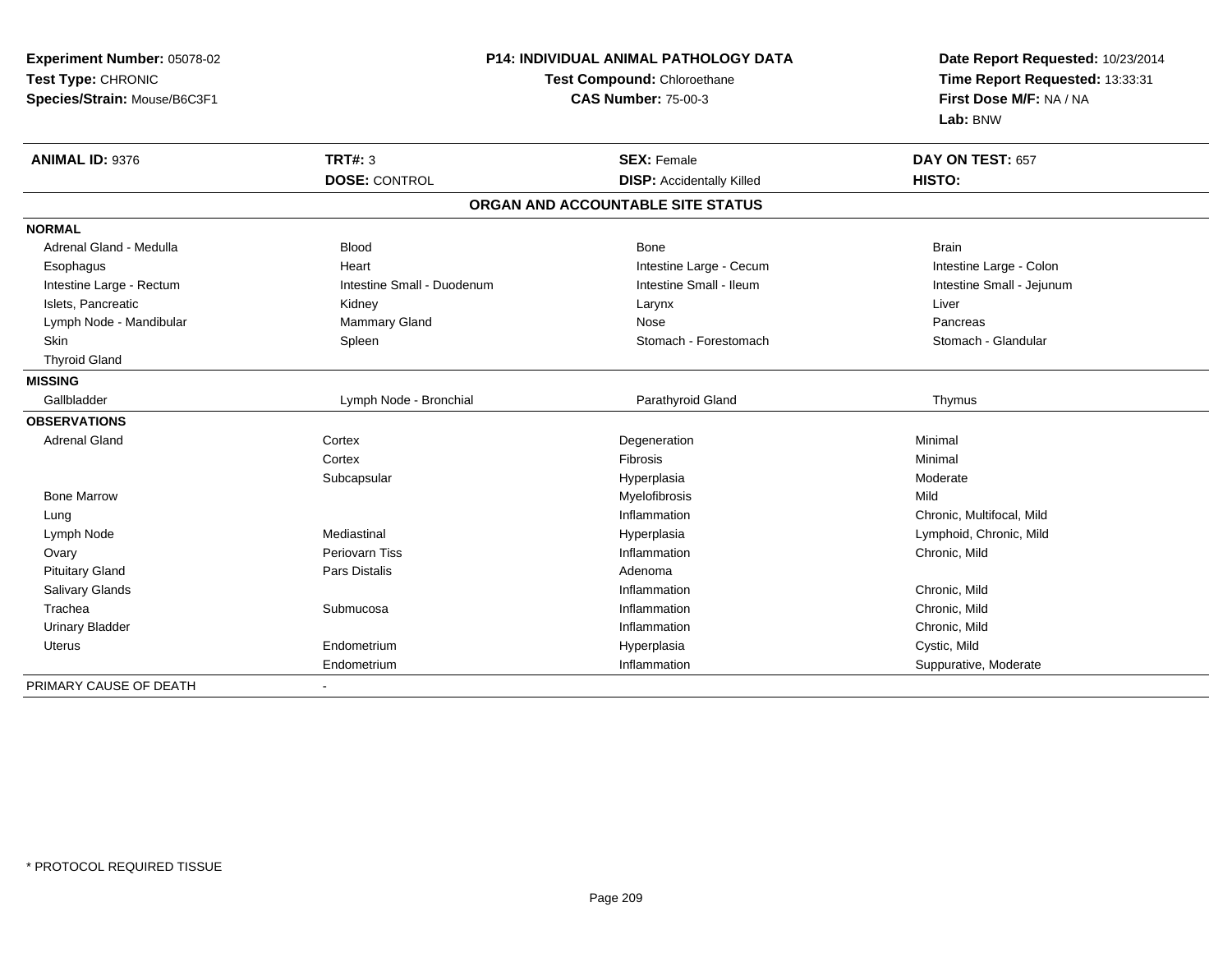**Experiment Number:** 05078-02
**Test Type:** CHRONIC
**Species/Strain:** Mouse/B6C3F1

**P14: INDIVIDUAL ANIMAL PATHOLOGY DATA**
**Test Compound:** Chloroethane
**CAS Number:** 75-00-3

**Date Report Requested:** 10/23/2014
**Time Report Requested:** 13:33:31
**First Dose M/F:** NA / NA
**Lab:** BNW

| **ANIMAL ID:** 9376 | **TRT#:** 3 | **SEX:** Female | **DAY ON TEST:** 657 |
|---|---|---|---|
| | **DOSE:** CONTROL | **DISP:** Accidentally Killed | **HISTO:** |

**ORGAN AND ACCOUNTABLE SITE STATUS**

| | | | |
|---|---|---|---|
| **NORMAL** | | | |
| Adrenal Gland - Medulla | Blood | Bone | Brain |
| Esophagus | Heart | Intestine Large - Cecum | Intestine Large - Colon |
| Intestine Large - Rectum | Intestine Small - Duodenum | Intestine Small - Ileum | Intestine Small - Jejunum |
| Islets, Pancreatic | Kidney | Larynx | Liver |
| Lymph Node - Mandibular | Mammary Gland | Nose | Pancreas |
| Skin | Spleen | Stomach - Forestomach | Stomach - Glandular |
| Thyroid Gland | | | |
| **MISSING** | | | |
| Gallbladder | Lymph Node - Bronchial | Parathyroid Gland | Thymus |
| **OBSERVATIONS** | | | |
| Adrenal Gland | Cortex | Degeneration | Minimal |
| | Cortex | Fibrosis | Minimal |
| | Subcapsular | Hyperplasia | Moderate |
| Bone Marrow | | Myelofibrosis | Mild |
| Lung | | Inflammation | Chronic, Multifocal, Mild |
| Lymph Node | Mediastinal | Hyperplasia | Lymphoid, Chronic, Mild |
| Ovary | Periovarn Tiss | Inflammation | Chronic, Mild |
| Pituitary Gland | Pars Distalis | Adenoma | |
| Salivary Glands | | Inflammation | Chronic, Mild |
| Trachea | Submucosa | Inflammation | Chronic, Mild |
| Urinary Bladder | | Inflammation | Chronic, Mild |
| Uterus | Endometrium | Hyperplasia | Cystic, Mild |
| | Endometrium | Inflammation | Suppurative, Moderate |
| PRIMARY CAUSE OF DEATH | - | | |

* PROTOCOL REQUIRED TISSUE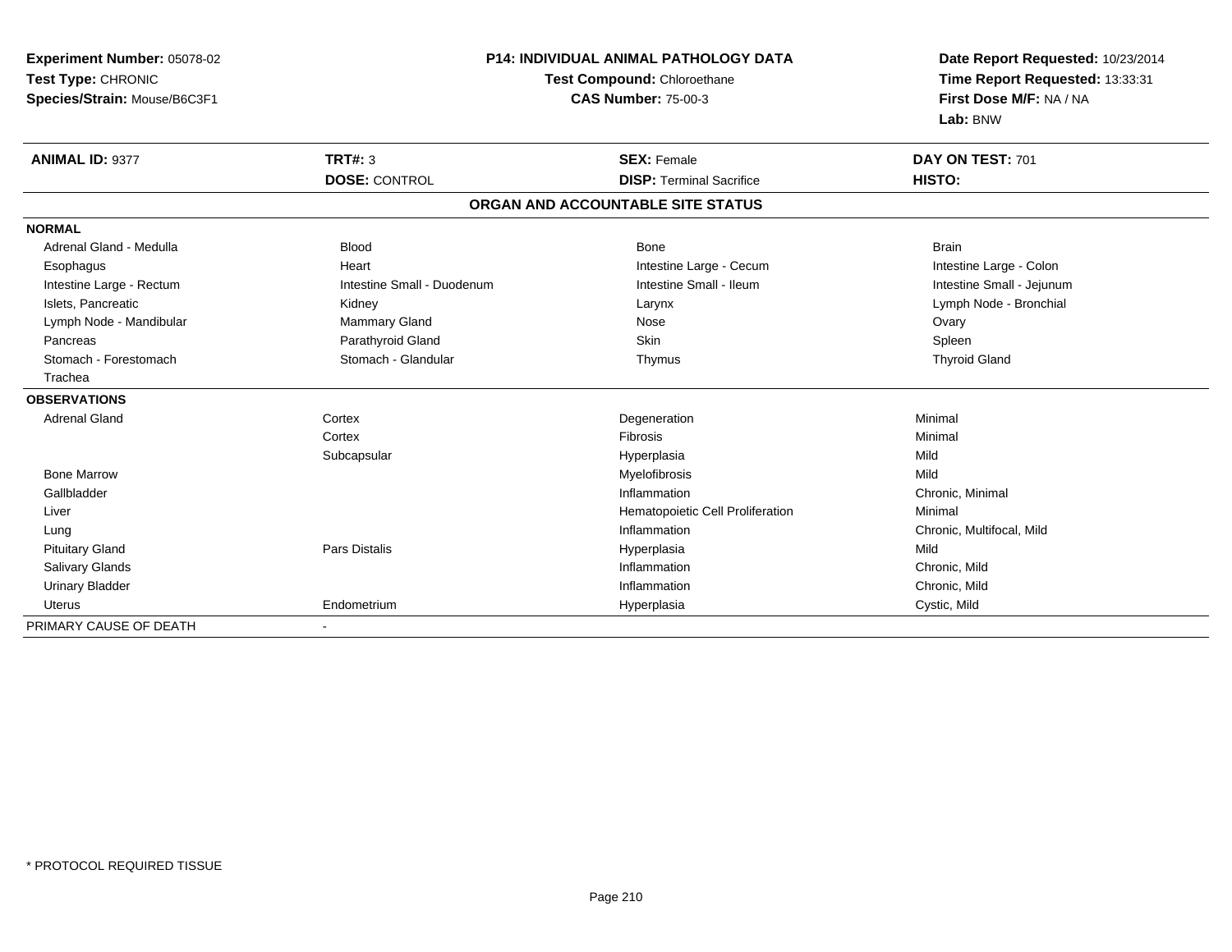**Experiment Number:** 05078-02
**Test Type:** CHRONIC
**Species/Strain:** Mouse/B6C3F1

**P14: INDIVIDUAL ANIMAL PATHOLOGY DATA**
**Test Compound:** Chloroethane
**CAS Number:** 75-00-3

**Date Report Requested:** 10/23/2014
**Time Report Requested:** 13:33:31
**First Dose M/F:** NA / NA
**Lab:** BNW

| **ANIMAL ID:** 9377 | **TRT#:** 3 | **SEX:** Female | **DAY ON TEST:** 701 |
|---|---|---|---|
| | **DOSE:** CONTROL | **DISP:** Terminal Sacrifice | **HISTO:** |

**ORGAN AND ACCOUNTABLE SITE STATUS**

| | | | |
|---|---|---|---|
| **NORMAL** | | | |
| Adrenal Gland - Medulla | Blood | Bone | Brain |
| Esophagus | Heart | Intestine Large - Cecum | Intestine Large - Colon |
| Intestine Large - Rectum | Intestine Small - Duodenum | Intestine Small - Ileum | Intestine Small - Jejunum |
| Islets, Pancreatic | Kidney | Larynx | Lymph Node - Bronchial |
| Lymph Node - Mandibular | Mammary Gland | Nose | Ovary |
| Pancreas | Parathyroid Gland | Skin | Spleen |
| Stomach - Forestomach | Stomach - Glandular | Thymus | Thyroid Gland |
| Trachea | | | |
| **OBSERVATIONS** | | | |
| Adrenal Gland | Cortex | Degeneration | Minimal |
| | Cortex | Fibrosis | Minimal |
| | Subcapsular | Hyperplasia | Mild |
| Bone Marrow | | Myelofibrosis | Mild |
| Gallbladder | | Inflammation | Chronic, Minimal |
| Liver | | Hematopoietic Cell Proliferation | Minimal |
| Lung | | Inflammation | Chronic, Multifocal, Mild |
| Pituitary Gland | Pars Distalis | Hyperplasia | Mild |
| Salivary Glands | | Inflammation | Chronic, Mild |
| Urinary Bladder | | Inflammation | Chronic, Mild |
| Uterus | Endometrium | Hyperplasia | Cystic, Mild |
| PRIMARY CAUSE OF DEATH | - | | |

* PROTOCOL REQUIRED TISSUE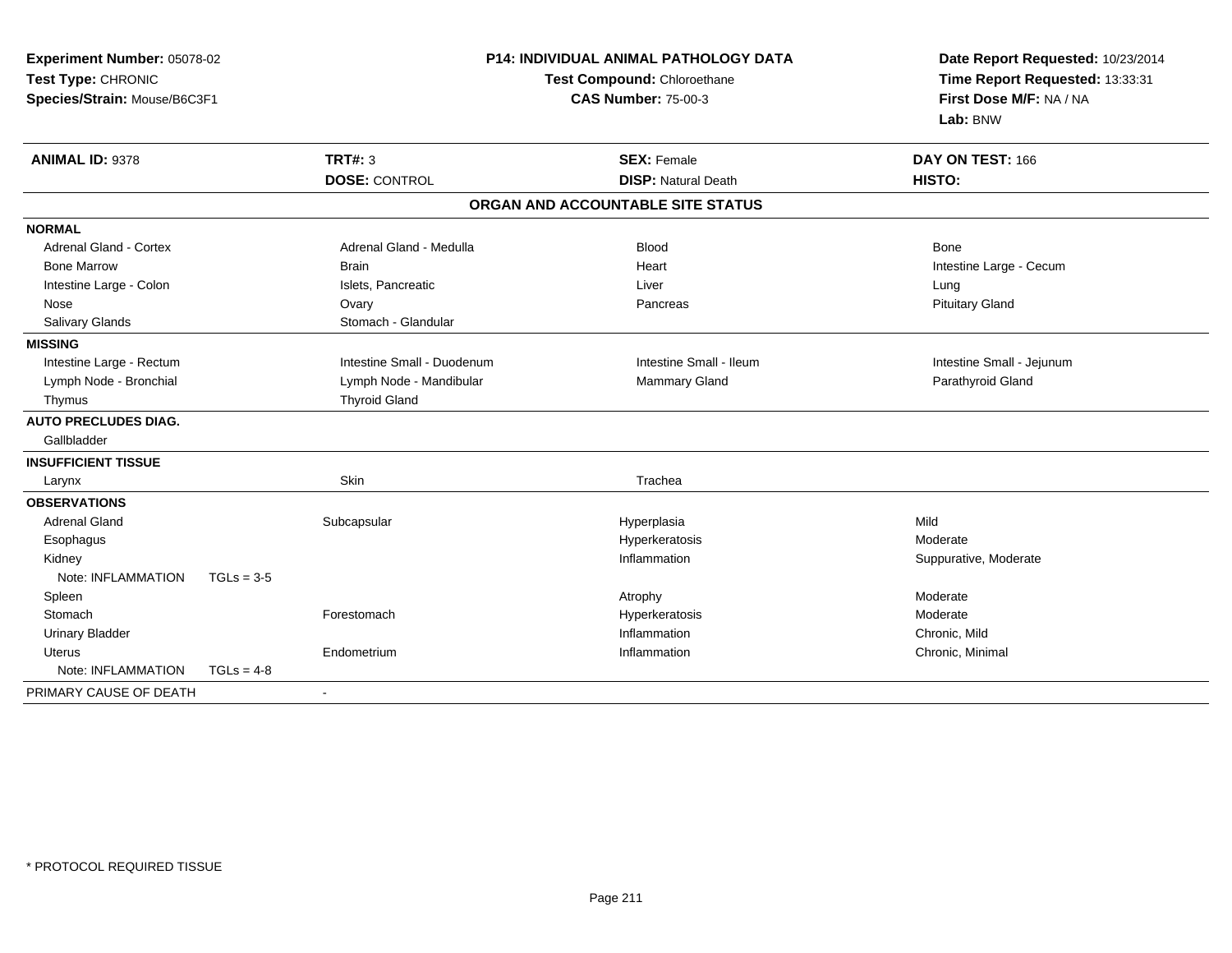**Experiment Number:** 05078-02
**Test Type:** CHRONIC
**Species/Strain:** Mouse/B6C3F1

**P14: INDIVIDUAL ANIMAL PATHOLOGY DATA**
**Test Compound:** Chloroethane
**CAS Number:** 75-00-3

**Date Report Requested:** 10/23/2014
**Time Report Requested:** 13:33:31
**First Dose M/F:** NA / NA
**Lab:** BNW

| **ANIMAL ID:** 9378 | **TRT#:** 3 | **SEX:** Female | **DAY ON TEST:** 166 |
|---|---|---|---|
| | **DOSE:** CONTROL | **DISP:** Natural Death | **HISTO:** |

**ORGAN AND ACCOUNTABLE SITE STATUS**

| | | | |
|---|---|---|---|
| **NORMAL** | | | |
| Adrenal Gland - Cortex | Adrenal Gland - Medulla | Blood | Bone |
| Bone Marrow | Brain | Heart | Intestine Large - Cecum |
| Intestine Large - Colon | Islets, Pancreatic | Liver | Lung |
| Nose | Ovary | Pancreas | Pituitary Gland |
| Salivary Glands | Stomach - Glandular | | |
| **MISSING** | | | |
| Intestine Large - Rectum | Intestine Small - Duodenum | Intestine Small - Ileum | Intestine Small - Jejunum |
| Lymph Node - Bronchial | Lymph Node - Mandibular | Mammary Gland | Parathyroid Gland |
| Thymus | Thyroid Gland | | |
| **AUTO PRECLUDES DIAG.** | | | |
| Gallbladder | | | |
| **INSUFFICIENT TISSUE** | | | |
| Larynx | Skin | Trachea | |
| **OBSERVATIONS** | | | |
| Adrenal Gland | Subcapsular | Hyperplasia | Mild |
| Esophagus | | Hyperkeratosis | Moderate |
| Kidney | | Inflammation | Suppurative, Moderate |
| Note: INFLAMMATION TGLs = 3-5 | | | |
| Spleen | | Atrophy | Moderate |
| Stomach | Forestomach | Hyperkeratosis | Moderate |
| Urinary Bladder | | Inflammation | Chronic, Mild |
| Uterus | Endometrium | Inflammation | Chronic, Minimal |
| Note: INFLAMMATION TGLs = 4-8 | | | |
| PRIMARY CAUSE OF DEATH | - | | |

* PROTOCOL REQUIRED TISSUE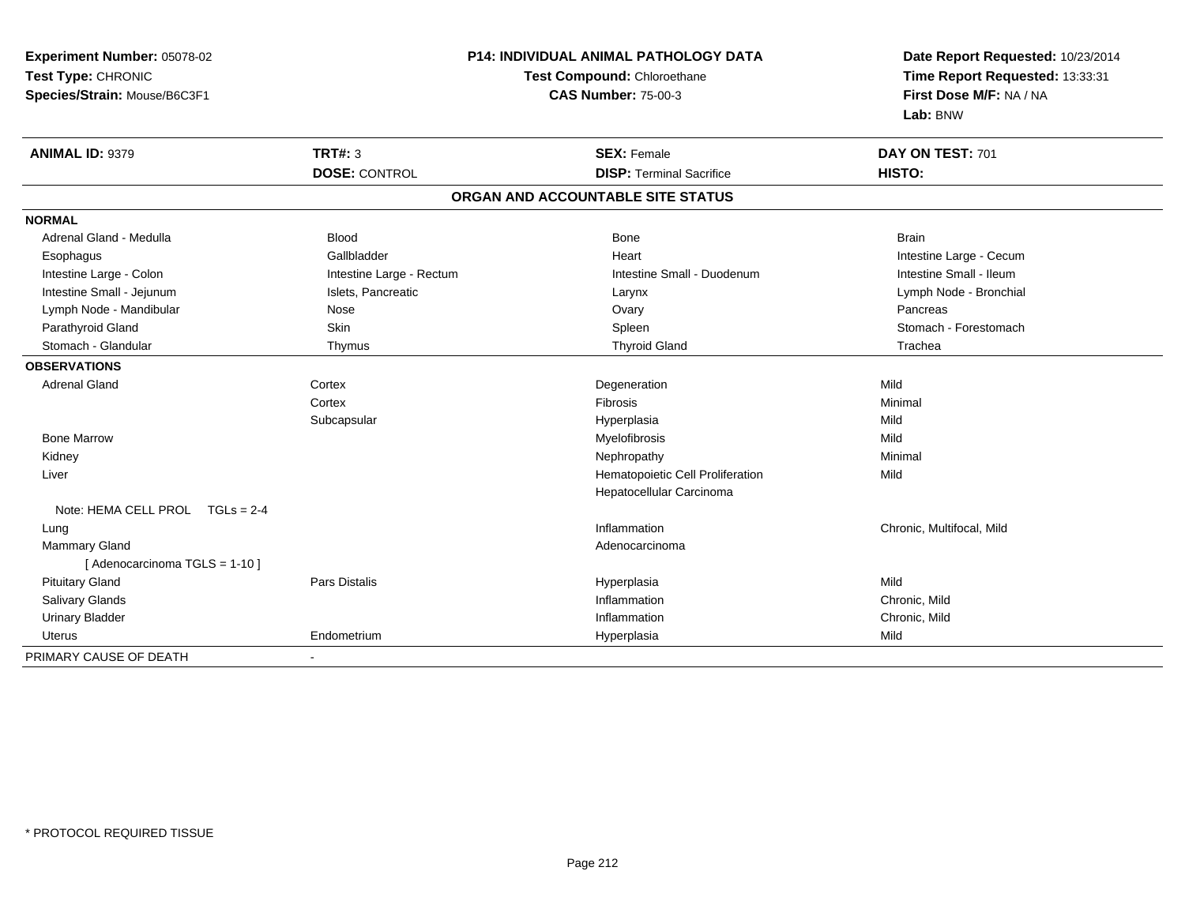**Experiment Number:** 05078-02
**Test Type:** CHRONIC
**Species/Strain:** Mouse/B6C3F1

**P14: INDIVIDUAL ANIMAL PATHOLOGY DATA**
**Test Compound:** Chloroethane
**CAS Number:** 75-00-3

**Date Report Requested:** 10/23/2014
**Time Report Requested:** 13:33:31
**First Dose M/F:** NA / NA
**Lab:** BNW

| **ANIMAL ID:** 9379 | **TRT#:** 3 | **SEX:** Female | **DAY ON TEST:** 701 |
|---|---|---|---|
| | **DOSE:** CONTROL | **DISP:** Terminal Sacrifice | **HISTO:** |

**ORGAN AND ACCOUNTABLE SITE STATUS**

**NORMAL**

| | | | |
|---|---|---|---|
| Adrenal Gland - Medulla | Blood | Bone | Brain |
| Esophagus | Gallbladder | Heart | Intestine Large - Cecum |
| Intestine Large - Colon | Intestine Large - Rectum | Intestine Small - Duodenum | Intestine Small - Ileum |
| Intestine Small - Jejunum | Islets, Pancreatic | Larynx | Lymph Node - Bronchial |
| Lymph Node - Mandibular | Nose | Ovary | Pancreas |
| Parathyroid Gland | Skin | Spleen | Stomach - Forestomach |
| Stomach - Glandular | Thymus | Thyroid Gland | Trachea |

**OBSERVATIONS**

| | | | |
|---|---|---|---|
| Adrenal Gland | Cortex | Degeneration | Mild |
| | Cortex | Fibrosis | Minimal |
| | Subcapsular | Hyperplasia | Mild |
| Bone Marrow | | Myelofibrosis | Mild |
| Kidney | | Nephropathy | Minimal |
| Liver | | Hematopoietic Cell Proliferation | Mild |
| | | Hepatocellular Carcinoma | |
| Note: HEMA CELL PROL TGLs = 2-4 | | | |
| Lung | | Inflammation | Chronic, Multifocal, Mild |
| Mammary Gland | | Adenocarcinoma | |
| [ Adenocarcinoma TGLS = 1-10 ] | | | |
| Pituitary Gland | Pars Distalis | Hyperplasia | Mild |
| Salivary Glands | | Inflammation | Chronic, Mild |
| Urinary Bladder | | Inflammation | Chronic, Mild |
| Uterus | Endometrium | Hyperplasia | Mild |

| | |
|---|---|
| PRIMARY CAUSE OF DEATH | - |

* PROTOCOL REQUIRED TISSUE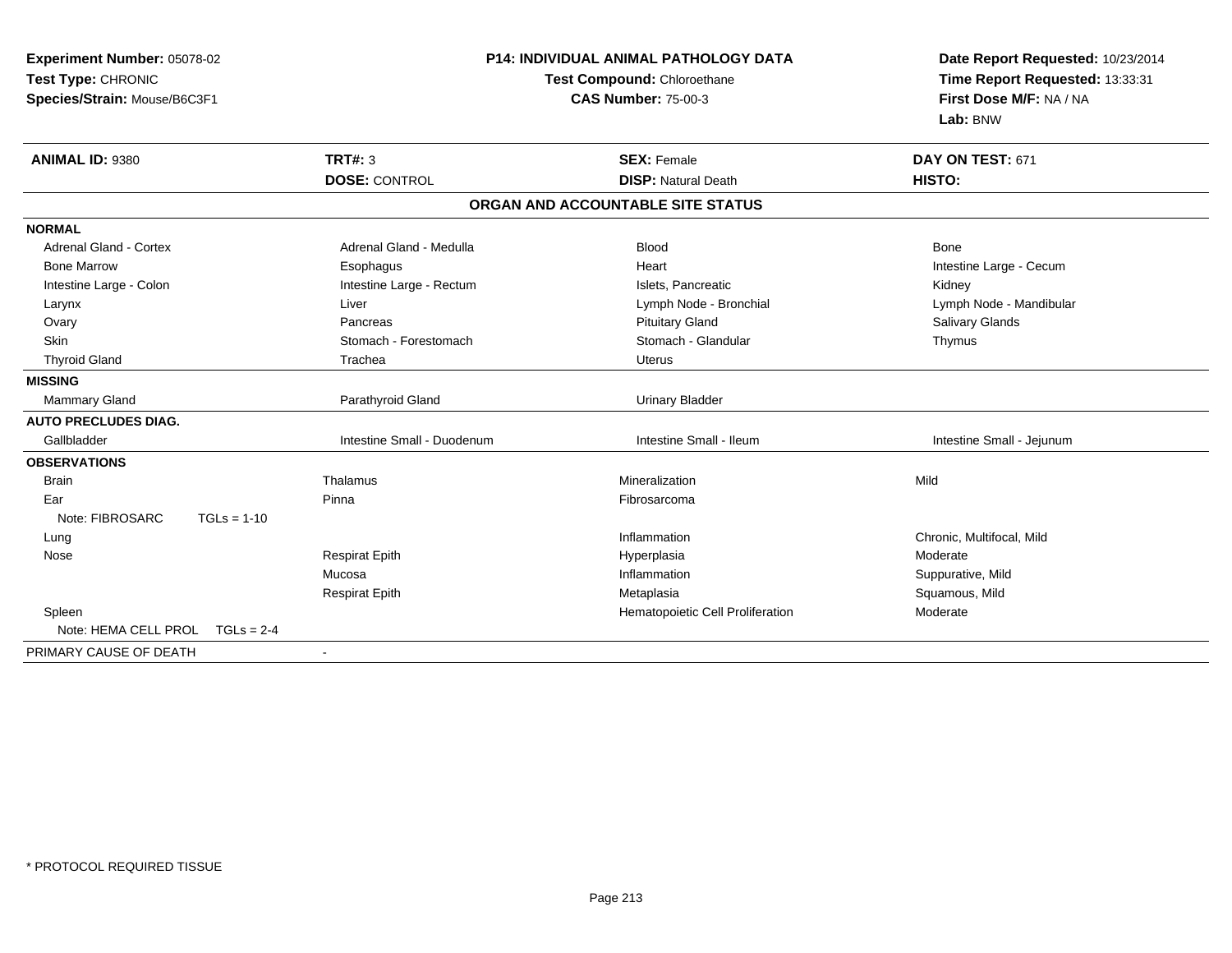**Experiment Number:** 05078-02
**Test Type:** CHRONIC
**Species/Strain:** Mouse/B6C3F1

**P14: INDIVIDUAL ANIMAL PATHOLOGY DATA**
**Test Compound:** Chloroethane
**CAS Number:** 75-00-3

**Date Report Requested:** 10/23/2014
**Time Report Requested:** 13:33:31
**First Dose M/F:** NA / NA
**Lab:** BNW

| **ANIMAL ID:** 9380 | **TRT#:** 3 | **SEX:** Female | **DAY ON TEST:** 671 |
|---|---|---|---|
| | **DOSE:** CONTROL | **DISP:** Natural Death | **HISTO:** |

**ORGAN AND ACCOUNTABLE SITE STATUS**

| | | | |
|---|---|---|---|
| **NORMAL** | | | |
| Adrenal Gland - Cortex | Adrenal Gland - Medulla | Blood | Bone |
| Bone Marrow | Esophagus | Heart | Intestine Large - Cecum |
| Intestine Large - Colon | Intestine Large - Rectum | Islets, Pancreatic | Kidney |
| Larynx | Liver | Lymph Node - Bronchial | Lymph Node - Mandibular |
| Ovary | Pancreas | Pituitary Gland | Salivary Glands |
| Skin | Stomach - Forestomach | Stomach - Glandular | Thymus |
| Thyroid Gland | Trachea | Uterus | |
| **MISSING** | | | |
| Mammary Gland | Parathyroid Gland | Urinary Bladder | |
| **AUTO PRECLUDES DIAG.** | | | |
| Gallbladder | Intestine Small - Duodenum | Intestine Small - Ileum | Intestine Small - Jejunum |
| **OBSERVATIONS** | | | |
| Brain | Thalamus | Mineralization | Mild |
| Ear | Pinna | Fibrosarcoma | |
| Note: FIBROSARC TGLs = 1-10 | | | |
| Lung | | Inflammation | Chronic, Multifocal, Mild |
| Nose | Respirat Epith | Hyperplasia | Moderate |
| | Mucosa | Inflammation | Suppurative, Mild |
| | Respirat Epith | Metaplasia | Squamous, Mild |
| Spleen | | Hematopoietic Cell Proliferation | Moderate |
| Note: HEMA CELL PROL TGLs = 2-4 | | | |
| PRIMARY CAUSE OF DEATH | - | | |

\* PROTOCOL REQUIRED TISSUE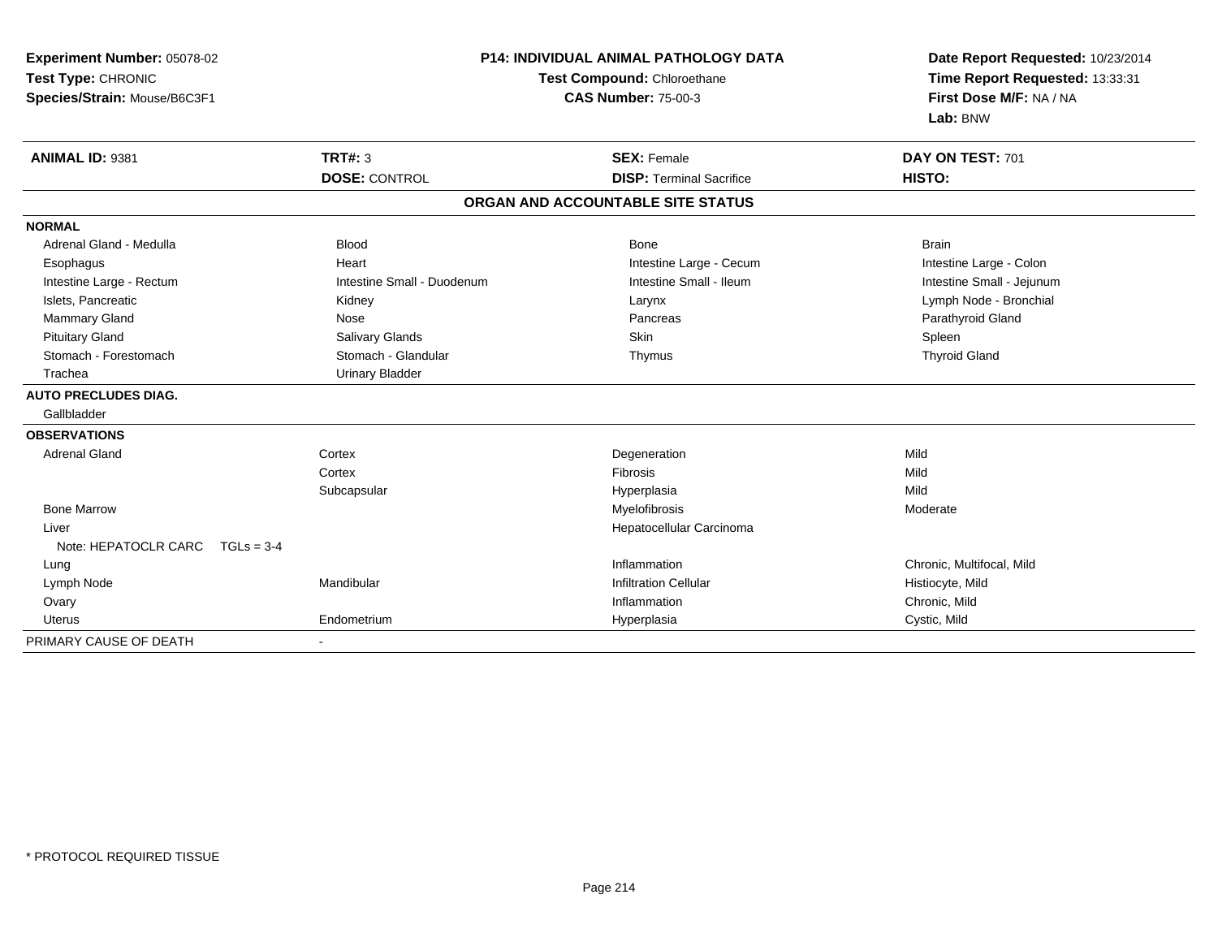**Experiment Number:** 05078-02
**Test Type:** CHRONIC
**Species/Strain:** Mouse/B6C3F1

**P14: INDIVIDUAL ANIMAL PATHOLOGY DATA**
**Test Compound:** Chloroethane
**CAS Number:** 75-00-3

**Date Report Requested:** 10/23/2014
**Time Report Requested:** 13:33:31
**First Dose M/F:** NA / NA
**Lab:** BNW

| **ANIMAL ID:** 9381 | **TRT#:** 3 | **SEX:** Female | **DAY ON TEST:** 701 |
|---|---|---|---|
| | **DOSE:** CONTROL | **DISP:** Terminal Sacrifice | **HISTO:** |

## ORGAN AND ACCOUNTABLE SITE STATUS

| | | | |
|---|---|---|---|
| **NORMAL** | | | |
| Adrenal Gland - Medulla | Blood | Bone | Brain |
| Esophagus | Heart | Intestine Large - Cecum | Intestine Large - Colon |
| Intestine Large - Rectum | Intestine Small - Duodenum | Intestine Small - Ileum | Intestine Small - Jejunum |
| Islets, Pancreatic | Kidney | Larynx | Lymph Node - Bronchial |
| Mammary Gland | Nose | Pancreas | Parathyroid Gland |
| Pituitary Gland | Salivary Glands | Skin | Spleen |
| Stomach - Forestomach | Stomach - Glandular | Thymus | Thyroid Gland |
| Trachea | Urinary Bladder | | |
| **AUTO PRECLUDES DIAG.** | | | |
| Gallbladder | | | |
| **OBSERVATIONS** | | | |
| Adrenal Gland | Cortex | Degeneration | Mild |
| | Cortex | Fibrosis | Mild |
| | Subcapsular | Hyperplasia | Mild |
| Bone Marrow | | Myelofibrosis | Moderate |
| Liver | | Hepatocellular Carcinoma | |
| Note: HEPATOCLR CARC TGLs = 3-4 | | | |
| Lung | | Inflammation | Chronic, Multifocal, Mild |
| Lymph Node | Mandibular | Infiltration Cellular | Histiocyte, Mild |
| Ovary | | Inflammation | Chronic, Mild |
| Uterus | Endometrium | Hyperplasia | Cystic, Mild |
| PRIMARY CAUSE OF DEATH | - | | |

\* PROTOCOL REQUIRED TISSUE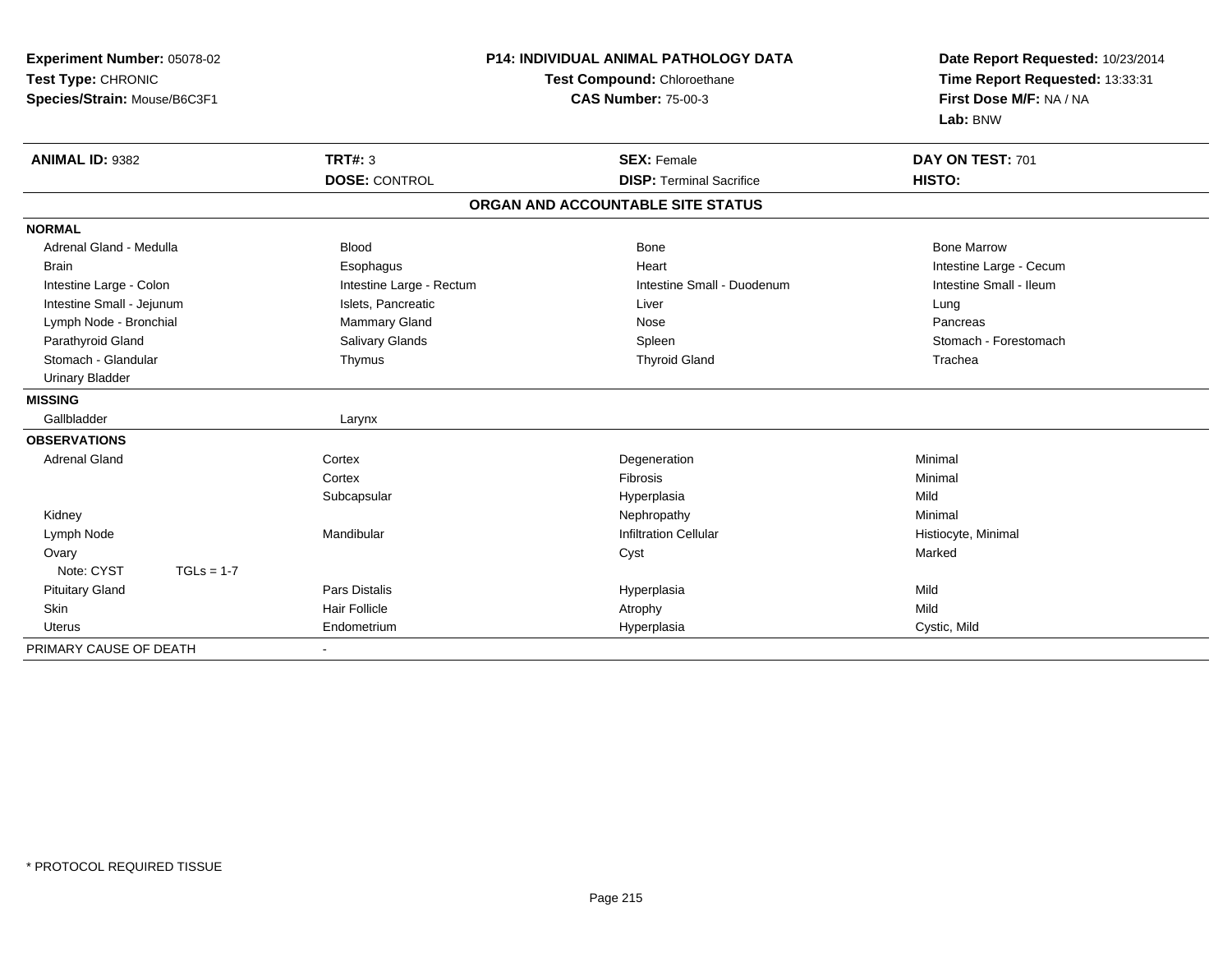**Experiment Number:** 05078-02
**Test Type:** CHRONIC
**Species/Strain:** Mouse/B6C3F1

**P14: INDIVIDUAL ANIMAL PATHOLOGY DATA**
**Test Compound:** Chloroethane
**CAS Number:** 75-00-3

**Date Report Requested:** 10/23/2014
**Time Report Requested:** 13:33:31
**First Dose M/F:** NA / NA
**Lab:** BNW

| **ANIMAL ID:** 9382 | **TRT#:** 3 | **SEX:** Female | **DAY ON TEST:** 701 |
|---|---|---|---|
| | **DOSE:** CONTROL | **DISP:** Terminal Sacrifice | **HISTO:** |

**ORGAN AND ACCOUNTABLE SITE STATUS**

| | | | |
|---|---|---|---|
| **NORMAL** | | | |
| Adrenal Gland - Medulla | Blood | Bone | Bone Marrow |
| Brain | Esophagus | Heart | Intestine Large - Cecum |
| Intestine Large - Colon | Intestine Large - Rectum | Intestine Small - Duodenum | Intestine Small - Ileum |
| Intestine Small - Jejunum | Islets, Pancreatic | Liver | Lung |
| Lymph Node - Bronchial | Mammary Gland | Nose | Pancreas |
| Parathyroid Gland | Salivary Glands | Spleen | Stomach - Forestomach |
| Stomach - Glandular | Thymus | Thyroid Gland | Trachea |
| Urinary Bladder | | | |
| **MISSING** | | | |
| Gallbladder | Larynx | | |
| **OBSERVATIONS** | | | |
| Adrenal Gland | Cortex | Degeneration | Minimal |
| | Cortex | Fibrosis | Minimal |
| | Subcapsular | Hyperplasia | Mild |
| Kidney | | Nephropathy | Minimal |
| Lymph Node | Mandibular | Infiltration Cellular | Histiocyte, Minimal |
| Ovary | | Cyst | Marked |
| Note: CYST TGLs = 1-7 | | | |
| Pituitary Gland | Pars Distalis | Hyperplasia | Mild |
| Skin | Hair Follicle | Atrophy | Mild |
| Uterus | Endometrium | Hyperplasia | Cystic, Mild |
| PRIMARY CAUSE OF DEATH | - | | |

* PROTOCOL REQUIRED TISSUE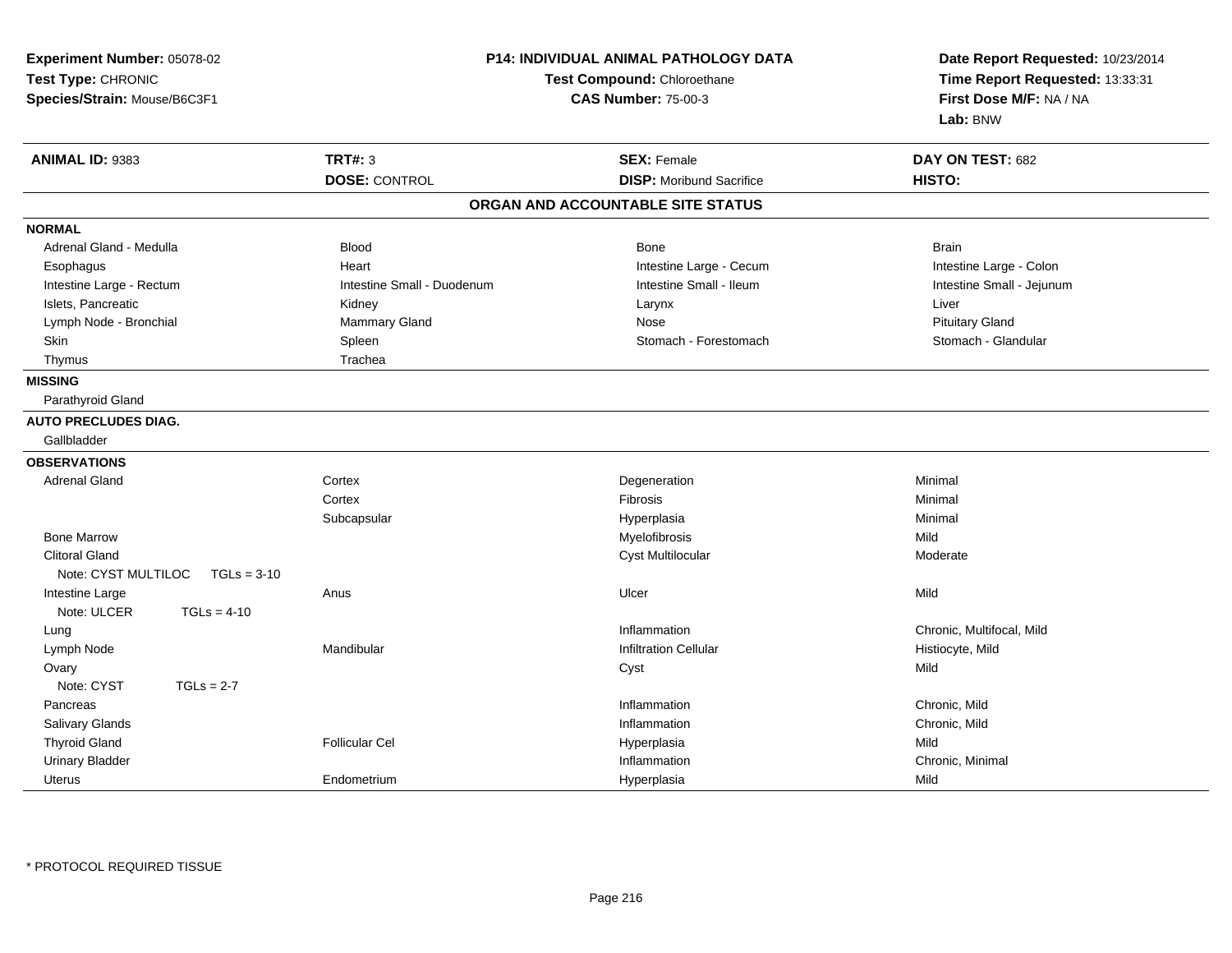**Experiment Number:** 05078-02
**Test Type:** CHRONIC
**Species/Strain:** Mouse/B6C3F1

**P14: INDIVIDUAL ANIMAL PATHOLOGY DATA**
**Test Compound:** Chloroethane
**CAS Number:** 75-00-3

**Date Report Requested:** 10/23/2014
**Time Report Requested:** 13:33:31
**First Dose M/F:** NA / NA
**Lab:** BNW

| **ANIMAL ID:** 9383 | **TRT#:** 3 | **SEX:** Female | **DAY ON TEST:** 682 |
|---|---|---|---|
| | **DOSE:** CONTROL | **DISP:** Moribund Sacrifice | **HISTO:** |

## ORGAN AND ACCOUNTABLE SITE STATUS

**NORMAL**

| | | | |
|---|---|---|---|
| Adrenal Gland - Medulla | Blood | Bone | Brain |
| Esophagus | Heart | Intestine Large - Cecum | Intestine Large - Colon |
| Intestine Large - Rectum | Intestine Small - Duodenum | Intestine Small - Ileum | Intestine Small - Jejunum |
| Islets, Pancreatic | Kidney | Larynx | Liver |
| Lymph Node - Bronchial | Mammary Gland | Nose | Pituitary Gland |
| Skin | Spleen | Stomach - Forestomach | Stomach - Glandular |
| Thymus | Trachea | | |

**MISSING**

Parathyroid Gland

**AUTO PRECLUDES DIAG.**

Gallbladder

**OBSERVATIONS**

| | | | |
|---|---|---|---|
| Adrenal Gland | Cortex | Degeneration | Minimal |
| | Cortex | Fibrosis | Minimal |
| | Subcapsular | Hyperplasia | Minimal |
| Bone Marrow | | Myelofibrosis | Mild |
| Clitoral Gland | | Cyst Multilocular | Moderate |
| Note: CYST MULTILOC TGLs = 3-10 | | | |
| Intestine Large | Anus | Ulcer | Mild |
| Note: ULCER TGLs = 4-10 | | | |
| Lung | | Inflammation | Chronic, Multifocal, Mild |
| Lymph Node | Mandibular | Infiltration Cellular | Histiocyte, Mild |
| Ovary | | Cyst | Mild |
| Note: CYST TGLs = 2-7 | | | |
| Pancreas | | Inflammation | Chronic, Mild |
| Salivary Glands | | Inflammation | Chronic, Mild |
| Thyroid Gland | Follicular Cel | Hyperplasia | Mild |
| Urinary Bladder | | Inflammation | Chronic, Minimal |
| Uterus | Endometrium | Hyperplasia | Mild |

* PROTOCOL REQUIRED TISSUE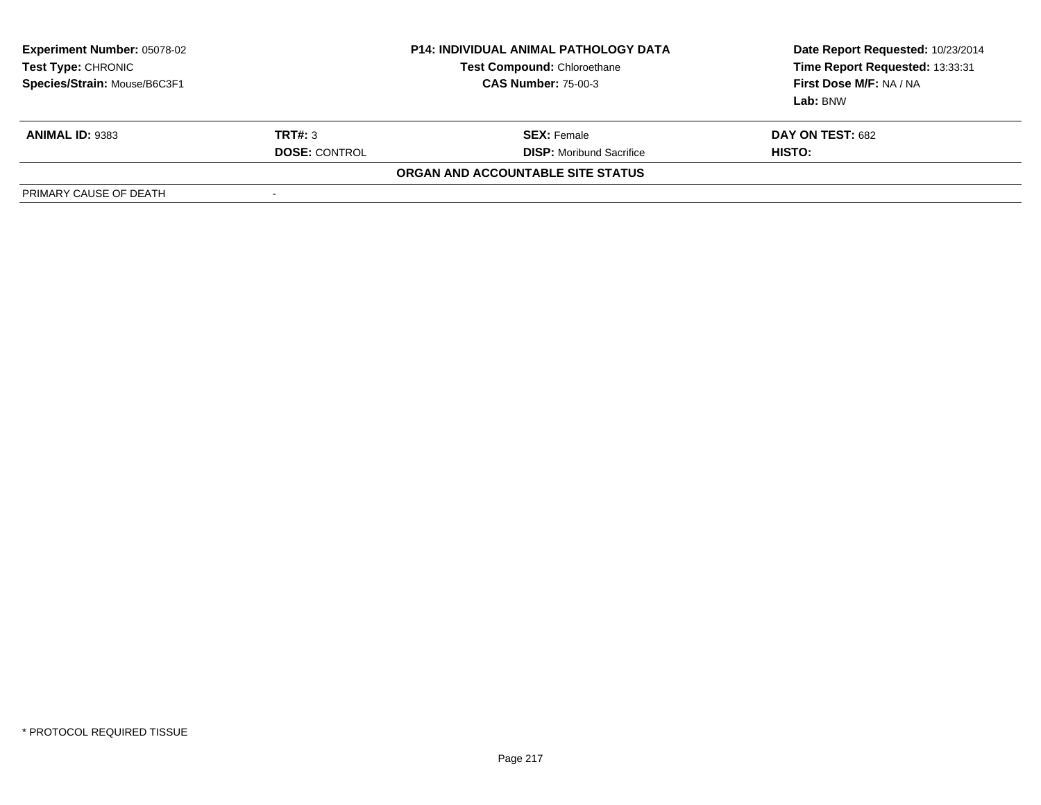| Experiment Number: 05078-02 | P14: INDIVIDUAL ANIMAL PATHOLOGY DATA | Date Report Requested: 10/23/2014 |
|---|---|---|
| Test Type: CHRONIC | Test Compound: Chloroethane | Time Report Requested: 13:33:31 |
| Species/Strain: Mouse/B6C3F1 | CAS Number: 75-00-3 | First Dose M/F: NA / NA |
| | | Lab: BNW |

| ANIMAL ID: 9383 | TRT#: 3 | SEX: Female | DAY ON TEST: 682 |
|---|---|---|---|
| | DOSE: CONTROL | DISP: Moribund Sacrifice | HISTO: |

**ORGAN AND ACCOUNTABLE SITE STATUS**

| PRIMARY CAUSE OF DEATH | - |
|---|---|

* PROTOCOL REQUIRED TISSUE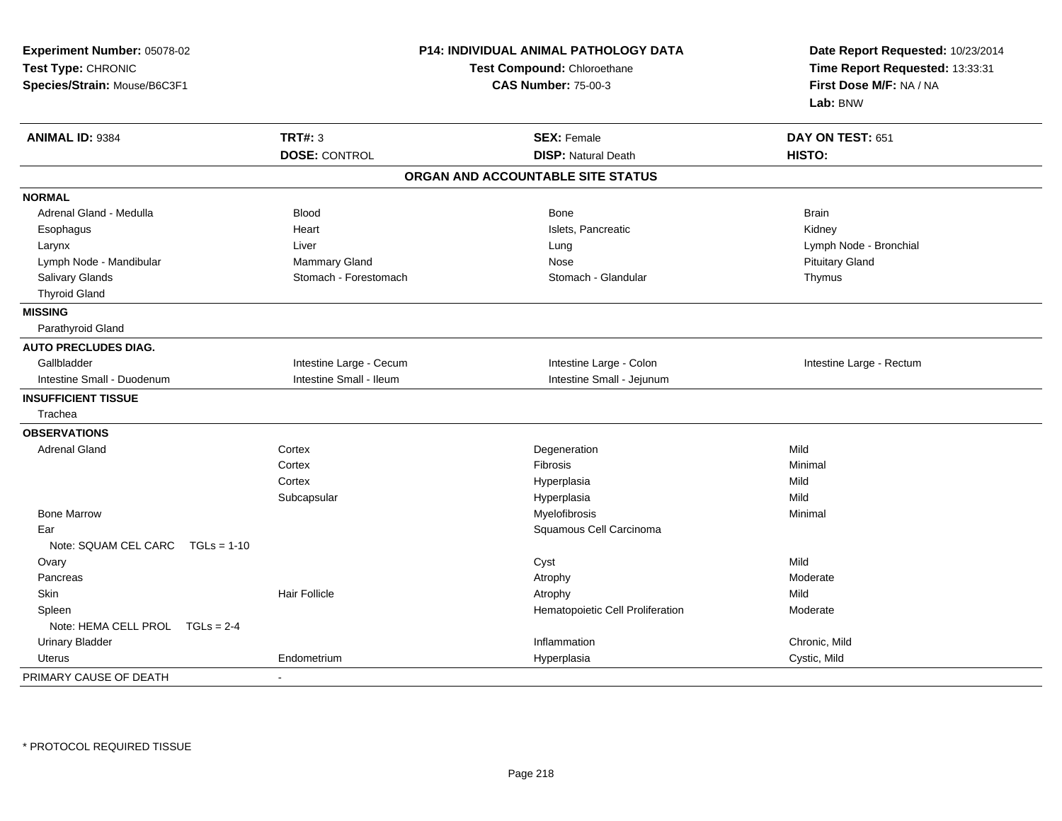**Experiment Number:** 05078-02
**Test Type:** CHRONIC
**Species/Strain:** Mouse/B6C3F1

**P14: INDIVIDUAL ANIMAL PATHOLOGY DATA**
**Test Compound:** Chloroethane
**CAS Number:** 75-00-3

**Date Report Requested:** 10/23/2014
**Time Report Requested:** 13:33:31
**First Dose M/F:** NA / NA
**Lab:** BNW

| **ANIMAL ID:** 9384 | **TRT#:** 3 | **SEX:** Female | **DAY ON TEST:** 651 |
|---|---|---|---|
| | **DOSE:** CONTROL | **DISP:** Natural Death | **HISTO:** |

## ORGAN AND ACCOUNTABLE SITE STATUS

| | | | |
|---|---|---|---|
| **NORMAL** | | | |
| Adrenal Gland - Medulla | Blood | Bone | Brain |
| Esophagus | Heart | Islets, Pancreatic | Kidney |
| Larynx | Liver | Lung | Lymph Node - Bronchial |
| Lymph Node - Mandibular | Mammary Gland | Nose | Pituitary Gland |
| Salivary Glands | Stomach - Forestomach | Stomach - Glandular | Thymus |
| Thyroid Gland | | | |
| **MISSING** | | | |
| Parathyroid Gland | | | |
| **AUTO PRECLUDES DIAG.** | | | |
| Gallbladder | Intestine Large - Cecum | Intestine Large - Colon | Intestine Large - Rectum |
| Intestine Small - Duodenum | Intestine Small - Ileum | Intestine Small - Jejunum | |
| **INSUFFICIENT TISSUE** | | | |
| Trachea | | | |
| **OBSERVATIONS** | | | |
| Adrenal Gland | Cortex | Degeneration | Mild |
| | Cortex | Fibrosis | Minimal |
| | Cortex | Hyperplasia | Mild |
| | Subcapsular | Hyperplasia | Mild |
| Bone Marrow | | Myelofibrosis | Minimal |
| Ear | | Squamous Cell Carcinoma | |
| Note: SQUAM CEL CARC TGLs = 1-10 | | | |
| Ovary | | Cyst | Mild |
| Pancreas | | Atrophy | Moderate |
| Skin | Hair Follicle | Atrophy | Mild |
| Spleen | | Hematopoietic Cell Proliferation | Moderate |
| Note: HEMA CELL PROL TGLs = 2-4 | | | |
| Urinary Bladder | | Inflammation | Chronic, Mild |
| Uterus | Endometrium | Hyperplasia | Cystic, Mild |
| PRIMARY CAUSE OF DEATH | - | | |

* PROTOCOL REQUIRED TISSUE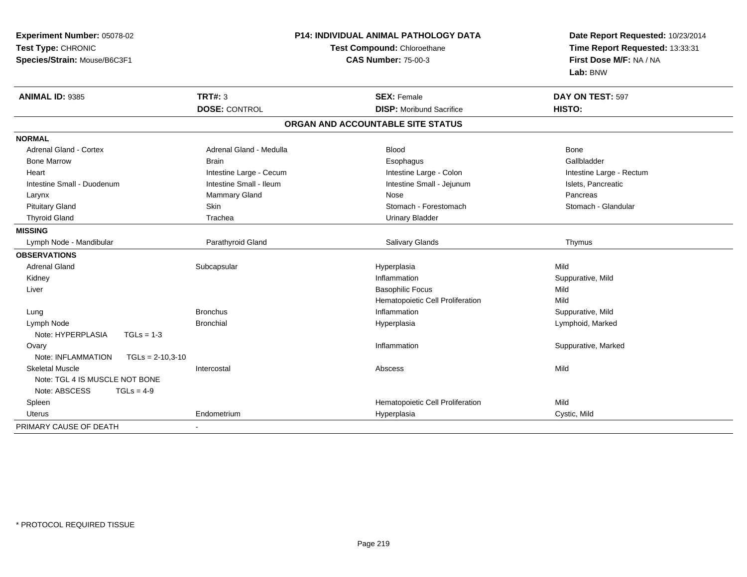**Experiment Number:** 05078-02
**Test Type:** CHRONIC
**Species/Strain:** Mouse/B6C3F1

**P14: INDIVIDUAL ANIMAL PATHOLOGY DATA**
**Test Compound:** Chloroethane
**CAS Number:** 75-00-3

**Date Report Requested:** 10/23/2014
**Time Report Requested:** 13:33:31
**First Dose M/F:** NA / NA
**Lab:** BNW

| **ANIMAL ID:** 9385 | **TRT#:** 3 | **SEX:** Female | **DAY ON TEST:** 597 |
|---|---|---|---|
| | **DOSE:** CONTROL | **DISP:** Moribund Sacrifice | **HISTO:** |

## ORGAN AND ACCOUNTABLE SITE STATUS

| | | | |
|---|---|---|---|
| **NORMAL** | | | |
| Adrenal Gland - Cortex | Adrenal Gland - Medulla | Blood | Bone |
| Bone Marrow | Brain | Esophagus | Gallbladder |
| Heart | Intestine Large - Cecum | Intestine Large - Colon | Intestine Large - Rectum |
| Intestine Small - Duodenum | Intestine Small - Ileum | Intestine Small - Jejunum | Islets, Pancreatic |
| Larynx | Mammary Gland | Nose | Pancreas |
| Pituitary Gland | Skin | Stomach - Forestomach | Stomach - Glandular |
| Thyroid Gland | Trachea | Urinary Bladder | |
| **MISSING** | | | |
| Lymph Node - Mandibular | Parathyroid Gland | Salivary Glands | Thymus |
| **OBSERVATIONS** | | | |
| Adrenal Gland | Subcapsular | Hyperplasia | Mild |
| Kidney | | Inflammation | Suppurative, Mild |
| Liver | | Basophilic Focus | Mild |
| | | Hematopoietic Cell Proliferation | Mild |
| Lung | Bronchus | Inflammation | Suppurative, Mild |
| Lymph Node | Bronchial | Hyperplasia | Lymphoid, Marked |
| Note: HYPERPLASIA TGLs = 1-3 | | | |
| Ovary | | Inflammation | Suppurative, Marked |
| Note: INFLAMMATION TGLs = 2-10,3-10 | | | |
| Skeletal Muscle | Intercostal | Abscess | Mild |
| Note: TGL 4 IS MUSCLE NOT BONE | | | |
| Note: ABSCESS TGLs = 4-9 | | | |
| Spleen | | Hematopoietic Cell Proliferation | Mild |
| Uterus | Endometrium | Hyperplasia | Cystic, Mild |
| PRIMARY CAUSE OF DEATH | - | | |

\* PROTOCOL REQUIRED TISSUE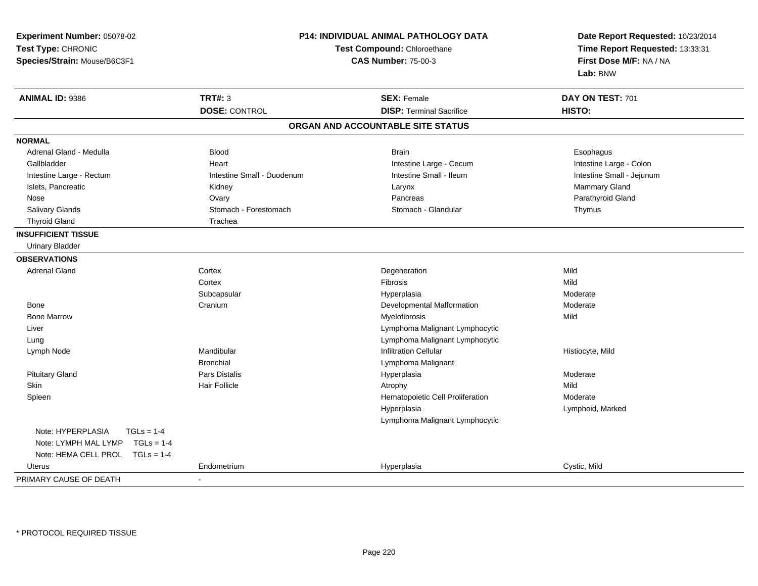**Experiment Number:** 05078-02
**Test Type:** CHRONIC
**Species/Strain:** Mouse/B6C3F1

**P14: INDIVIDUAL ANIMAL PATHOLOGY DATA**
**Test Compound:** Chloroethane
**CAS Number:** 75-00-3

**Date Report Requested:** 10/23/2014
**Time Report Requested:** 13:33:31
**First Dose M/F:** NA / NA
**Lab:** BNW

| **ANIMAL ID:** 9386 | **TRT#:** 3 | **SEX:** Female | **DAY ON TEST:** 701 |
|---|---|---|---|
| | **DOSE:** CONTROL | **DISP:** Terminal Sacrifice | **HISTO:** |

**ORGAN AND ACCOUNTABLE SITE STATUS**

| | | | |
|---|---|---|---|
| **NORMAL** | | | |
| Adrenal Gland - Medulla | Blood | Brain | Esophagus |
| Gallbladder | Heart | Intestine Large - Cecum | Intestine Large - Colon |
| Intestine Large - Rectum | Intestine Small - Duodenum | Intestine Small - Ileum | Intestine Small - Jejunum |
| Islets, Pancreatic | Kidney | Larynx | Mammary Gland |
| Nose | Ovary | Pancreas | Parathyroid Gland |
| Salivary Glands | Stomach - Forestomach | Stomach - Glandular | Thymus |
| Thyroid Gland | Trachea | | |
| **INSUFFICIENT TISSUE** | | | |
| Urinary Bladder | | | |
| **OBSERVATIONS** | | | |
| Adrenal Gland | Cortex | Degeneration | Mild |
| | Cortex | Fibrosis | Mild |
| | Subcapsular | Hyperplasia | Moderate |
| Bone | Cranium | Developmental Malformation | Moderate |
| Bone Marrow | | Myelofibrosis | Mild |
| Liver | | Lymphoma Malignant Lymphocytic | |
| Lung | | Lymphoma Malignant Lymphocytic | |
| Lymph Node | Mandibular | Infiltration Cellular | Histiocyte, Mild |
| | Bronchial | Lymphoma Malignant | |
| Pituitary Gland | Pars Distalis | Hyperplasia | Moderate |
| Skin | Hair Follicle | Atrophy | Mild |
| Spleen | | Hematopoietic Cell Proliferation | Moderate |
| | | Hyperplasia | Lymphoid, Marked |
| | | Lymphoma Malignant Lymphocytic | |
| Note: HYPERPLASIA TGLs = 1-4 | | | |
| Note: LYMPH MAL LYMP TGLs = 1-4 | | | |
| Note: HEMA CELL PROL TGLs = 1-4 | | | |
| Uterus | Endometrium | Hyperplasia | Cystic, Mild |
| PRIMARY CAUSE OF DEATH | - | | |

\* PROTOCOL REQUIRED TISSUE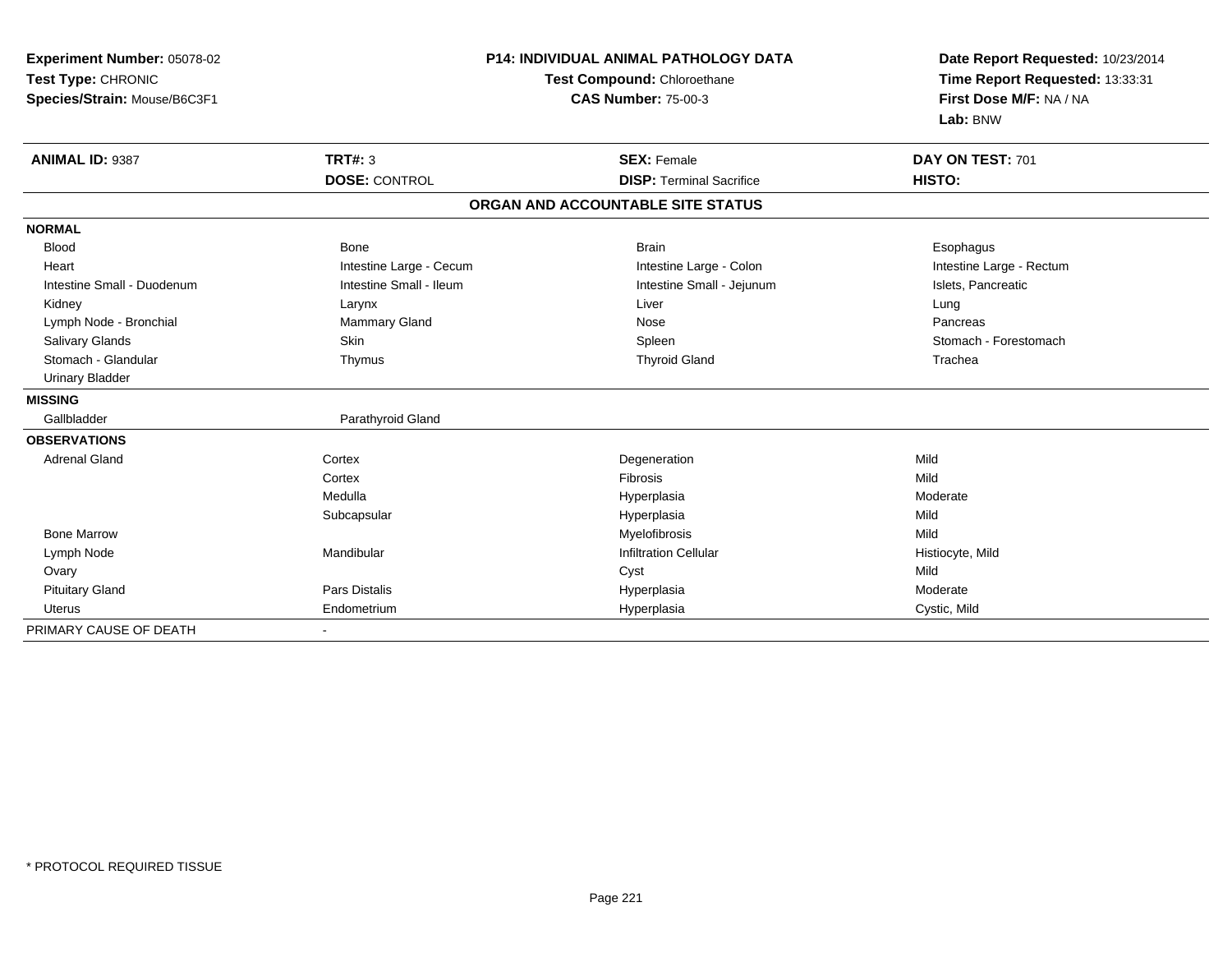**Experiment Number:** 05078-02
**Test Type:** CHRONIC
**Species/Strain:** Mouse/B6C3F1

**P14: INDIVIDUAL ANIMAL PATHOLOGY DATA**
**Test Compound:** Chloroethane
**CAS Number:** 75-00-3

**Date Report Requested:** 10/23/2014
**Time Report Requested:** 13:33:31
**First Dose M/F:** NA / NA
**Lab:** BNW

| **ANIMAL ID:** 9387 | **TRT#:** 3 | **SEX:** Female | **DAY ON TEST:** 701 |
|---|---|---|---|
| | **DOSE:** CONTROL | **DISP:** Terminal Sacrifice | **HISTO:** |

**ORGAN AND ACCOUNTABLE SITE STATUS**

| | | | |
|---|---|---|---|
| **NORMAL** | | | |
| Blood | Bone | Brain | Esophagus |
| Heart | Intestine Large - Cecum | Intestine Large - Colon | Intestine Large - Rectum |
| Intestine Small - Duodenum | Intestine Small - Ileum | Intestine Small - Jejunum | Islets, Pancreatic |
| Kidney | Larynx | Liver | Lung |
| Lymph Node - Bronchial | Mammary Gland | Nose | Pancreas |
| Salivary Glands | Skin | Spleen | Stomach - Forestomach |
| Stomach - Glandular | Thymus | Thyroid Gland | Trachea |
| Urinary Bladder | | | |
| **MISSING** | | | |
| Gallbladder | Parathyroid Gland | | |
| **OBSERVATIONS** | | | |
| Adrenal Gland | Cortex | Degeneration | Mild |
| | Cortex | Fibrosis | Mild |
| | Medulla | Hyperplasia | Moderate |
| | Subcapsular | Hyperplasia | Mild |
| Bone Marrow | | Myelofibrosis | Mild |
| Lymph Node | Mandibular | Infiltration Cellular | Histiocyte, Mild |
| Ovary | | Cyst | Mild |
| Pituitary Gland | Pars Distalis | Hyperplasia | Moderate |
| Uterus | Endometrium | Hyperplasia | Cystic, Mild |
| PRIMARY CAUSE OF DEATH | - | | |

* PROTOCOL REQUIRED TISSUE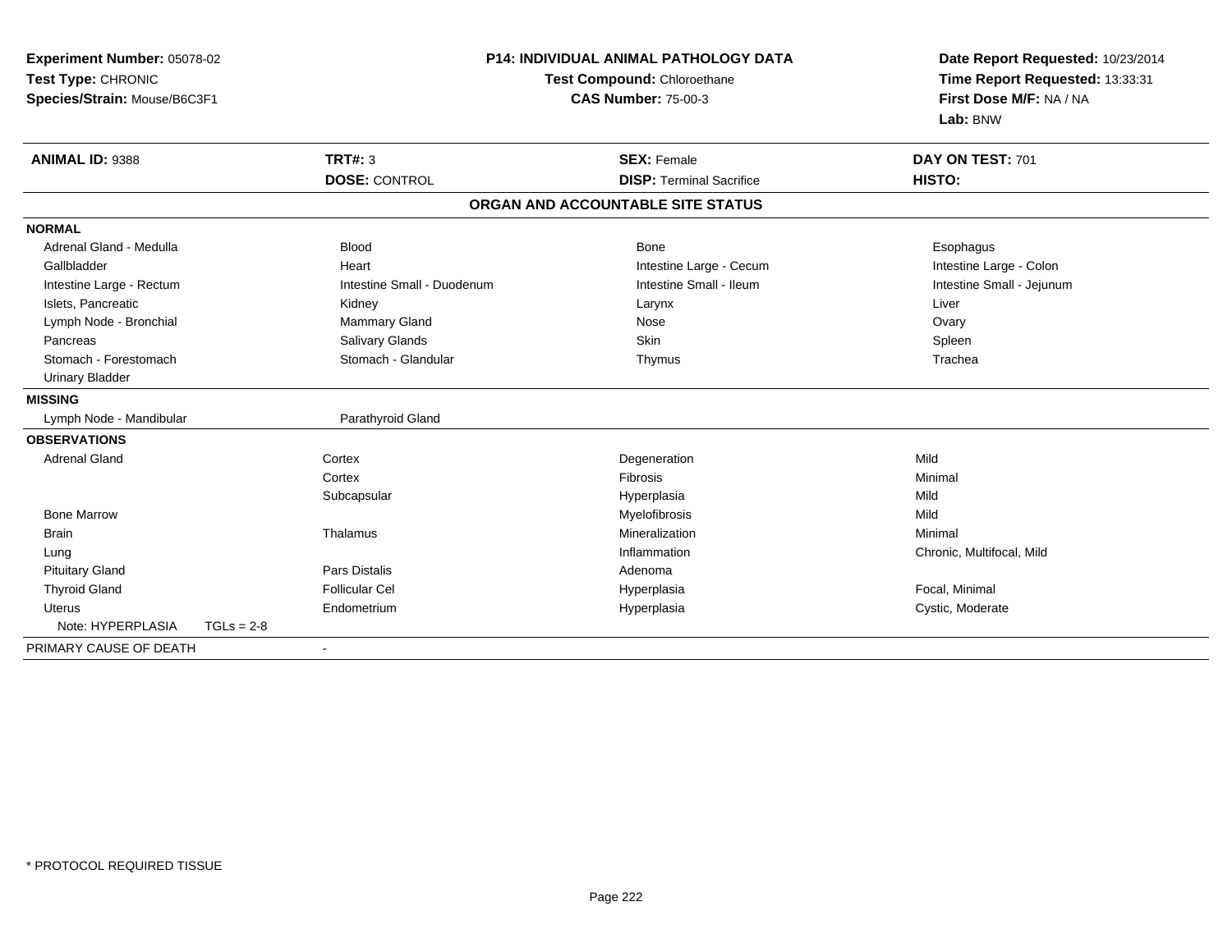**Experiment Number:** 05078-02
**Test Type:** CHRONIC
**Species/Strain:** Mouse/B6C3F1

**P14: INDIVIDUAL ANIMAL PATHOLOGY DATA**
**Test Compound:** Chloroethane
**CAS Number:** 75-00-3

**Date Report Requested:** 10/23/2014
**Time Report Requested:** 13:33:31
**First Dose M/F:** NA / NA
**Lab:** BNW

| **ANIMAL ID:** 9388 | **TRT#:** 3 | **SEX:** Female | **DAY ON TEST:** 701 |
|---|---|---|---|
| | **DOSE:** CONTROL | **DISP:** Terminal Sacrifice | **HISTO:** |

**ORGAN AND ACCOUNTABLE SITE STATUS**

| | | | |
|---|---|---|---|
| **NORMAL** | | | |
| Adrenal Gland - Medulla | Blood | Bone | Esophagus |
| Gallbladder | Heart | Intestine Large - Cecum | Intestine Large - Colon |
| Intestine Large - Rectum | Intestine Small - Duodenum | Intestine Small - Ileum | Intestine Small - Jejunum |
| Islets, Pancreatic | Kidney | Larynx | Liver |
| Lymph Node - Bronchial | Mammary Gland | Nose | Ovary |
| Pancreas | Salivary Glands | Skin | Spleen |
| Stomach - Forestomach | Stomach - Glandular | Thymus | Trachea |
| Urinary Bladder | | | |
| **MISSING** | | | |
| Lymph Node - Mandibular | Parathyroid Gland | | |
| **OBSERVATIONS** | | | |
| Adrenal Gland | Cortex | Degeneration | Mild |
| | Cortex | Fibrosis | Minimal |
| | Subcapsular | Hyperplasia | Mild |
| Bone Marrow | | Myelofibrosis | Mild |
| Brain | Thalamus | Mineralization | Minimal |
| Lung | | Inflammation | Chronic, Multifocal, Mild |
| Pituitary Gland | Pars Distalis | Adenoma | |
| Thyroid Gland | Follicular Cel | Hyperplasia | Focal, Minimal |
| Uterus | Endometrium | Hyperplasia | Cystic, Moderate |
| Note: HYPERPLASIA TGLs = 2-8 | | | |
| PRIMARY CAUSE OF DEATH | - | | |

* PROTOCOL REQUIRED TISSUE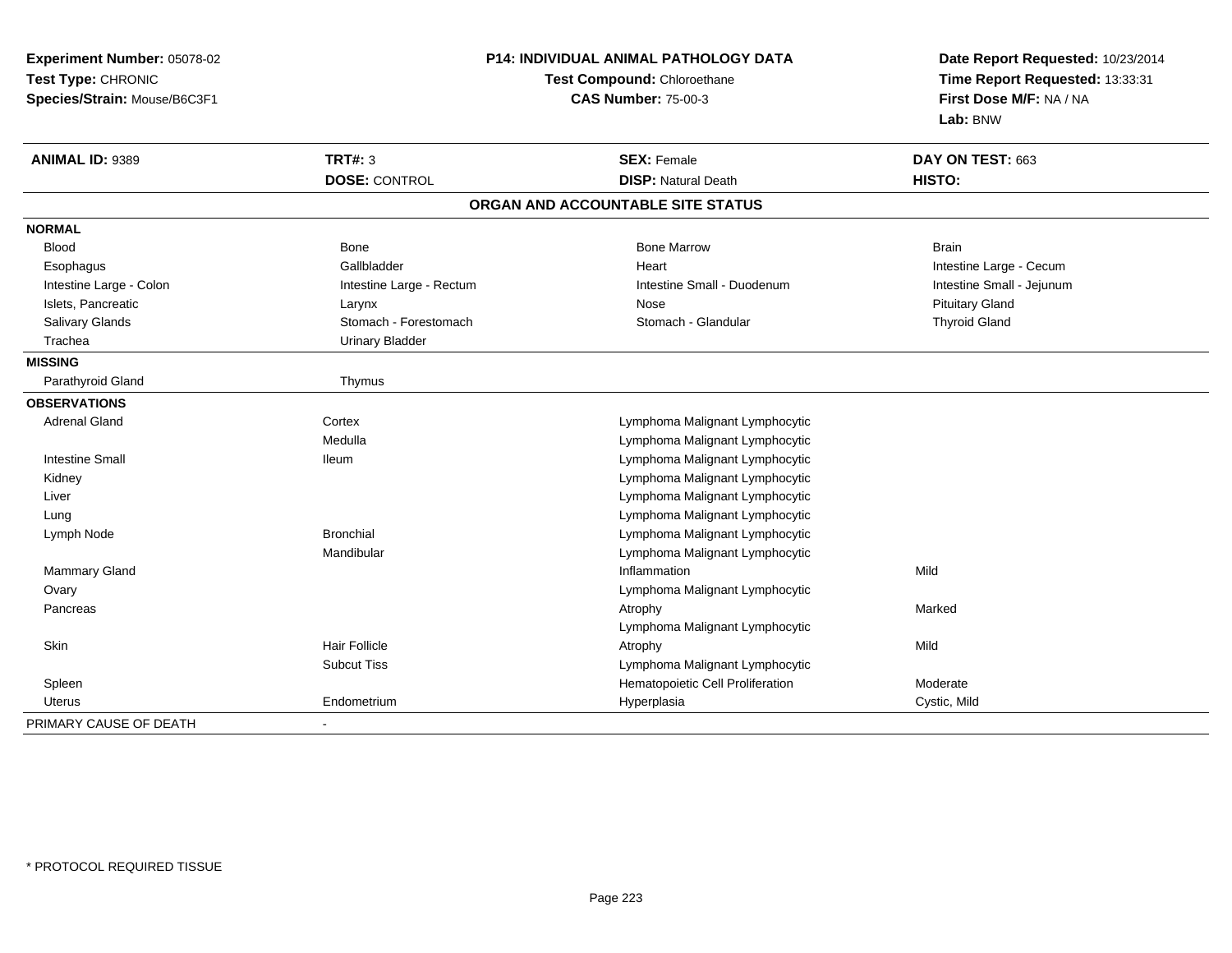**Experiment Number:** 05078-02
**Test Type:** CHRONIC
**Species/Strain:** Mouse/B6C3F1

**P14: INDIVIDUAL ANIMAL PATHOLOGY DATA**
**Test Compound:** Chloroethane
**CAS Number:** 75-00-3

**Date Report Requested:** 10/23/2014
**Time Report Requested:** 13:33:31
**First Dose M/F:** NA / NA
**Lab:** BNW

| **ANIMAL ID:** 9389 | **TRT#:** 3 | **SEX:** Female | **DAY ON TEST:** 663 |
|---|---|---|---|
| | **DOSE:** CONTROL | **DISP:** Natural Death | **HISTO:** |

## ORGAN AND ACCOUNTABLE SITE STATUS

| | | | |
|---|---|---|---|
| **NORMAL** | | | |
| Blood | Bone | Bone Marrow | Brain |
| Esophagus | Gallbladder | Heart | Intestine Large - Cecum |
| Intestine Large - Colon | Intestine Large - Rectum | Intestine Small - Duodenum | Intestine Small - Jejunum |
| Islets, Pancreatic | Larynx | Nose | Pituitary Gland |
| Salivary Glands | Stomach - Forestomach | Stomach - Glandular | Thyroid Gland |
| Trachea | Urinary Bladder | | |
| **MISSING** | | | |
| Parathyroid Gland | Thymus | | |
| **OBSERVATIONS** | | | |
| Adrenal Gland | Cortex | Lymphoma Malignant Lymphocytic | |
| | Medulla | Lymphoma Malignant Lymphocytic | |
| Intestine Small | Ileum | Lymphoma Malignant Lymphocytic | |
| Kidney | | Lymphoma Malignant Lymphocytic | |
| Liver | | Lymphoma Malignant Lymphocytic | |
| Lung | | Lymphoma Malignant Lymphocytic | |
| Lymph Node | Bronchial | Lymphoma Malignant Lymphocytic | |
| | Mandibular | Lymphoma Malignant Lymphocytic | |
| Mammary Gland | | Inflammation | Mild |
| Ovary | | Lymphoma Malignant Lymphocytic | |
| Pancreas | | Atrophy | Marked |
| | | Lymphoma Malignant Lymphocytic | |
| Skin | Hair Follicle | Atrophy | Mild |
| | Subcut Tiss | Lymphoma Malignant Lymphocytic | |
| Spleen | | Hematopoietic Cell Proliferation | Moderate |
| Uterus | Endometrium | Hyperplasia | Cystic, Mild |
| PRIMARY CAUSE OF DEATH | - | | |

* PROTOCOL REQUIRED TISSUE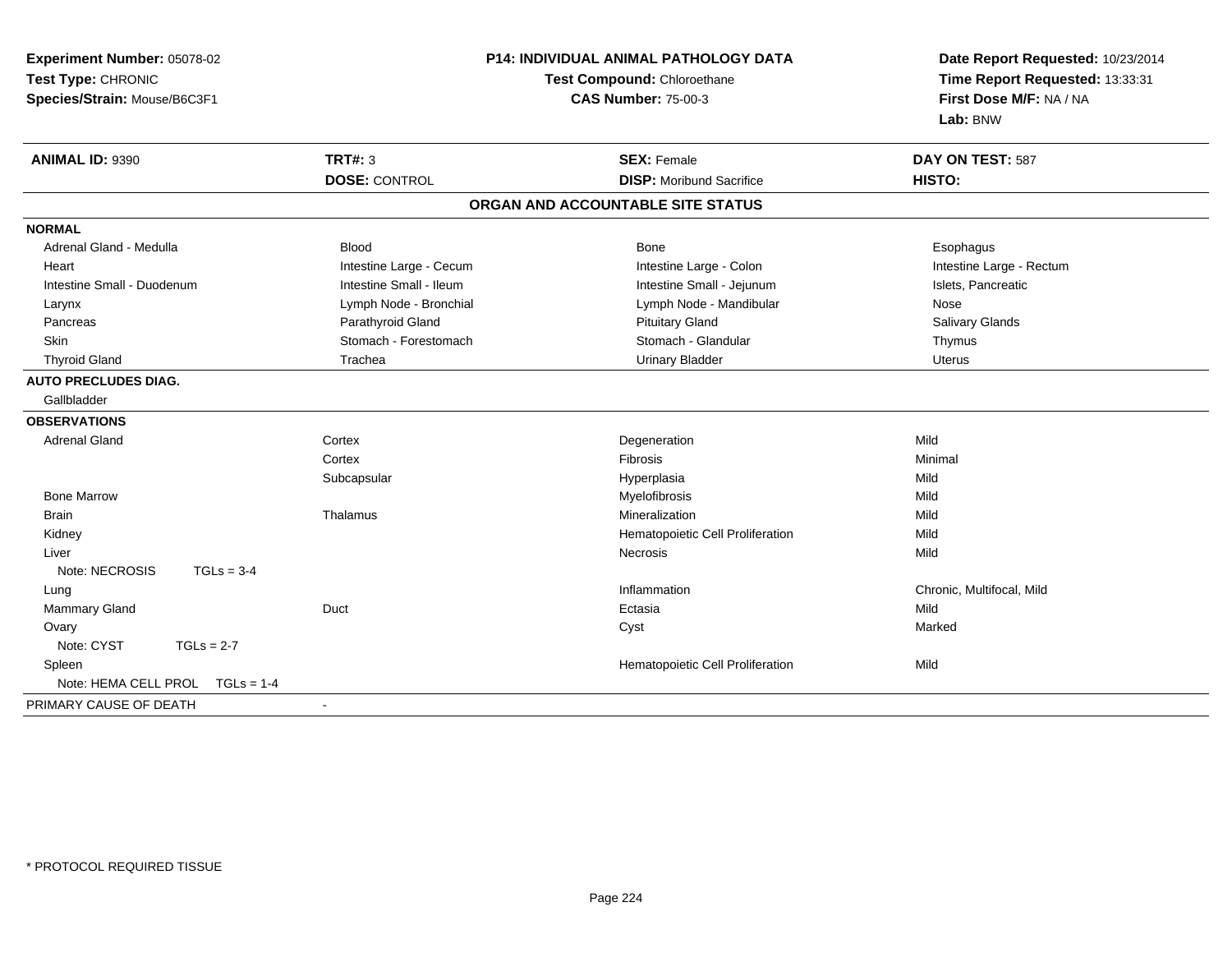**Experiment Number:** 05078-02
**Test Type:** CHRONIC
**Species/Strain:** Mouse/B6C3F1

**P14: INDIVIDUAL ANIMAL PATHOLOGY DATA**
**Test Compound:** Chloroethane
**CAS Number:** 75-00-3

**Date Report Requested:** 10/23/2014
**Time Report Requested:** 13:33:31
**First Dose M/F:** NA / NA
**Lab:** BNW

| **ANIMAL ID:** 9390 | **TRT#:** 3 | **SEX:** Female | **DAY ON TEST:** 587 |
|---|---|---|---|
| | **DOSE:** CONTROL | **DISP:** Moribund Sacrifice | **HISTO:** |

## ORGAN AND ACCOUNTABLE SITE STATUS

**NORMAL**

| | | | |
|---|---|---|---|
| Adrenal Gland - Medulla | Blood | Bone | Esophagus |
| Heart | Intestine Large - Cecum | Intestine Large - Colon | Intestine Large - Rectum |
| Intestine Small - Duodenum | Intestine Small - Ileum | Intestine Small - Jejunum | Islets, Pancreatic |
| Larynx | Lymph Node - Bronchial | Lymph Node - Mandibular | Nose |
| Pancreas | Parathyroid Gland | Pituitary Gland | Salivary Glands |
| Skin | Stomach - Forestomach | Stomach - Glandular | Thymus |
| Thyroid Gland | Trachea | Urinary Bladder | Uterus |

**AUTO PRECLUDES DIAG.**

Gallbladder

**OBSERVATIONS**

| | | | |
|---|---|---|---|
| Adrenal Gland | Cortex | Degeneration | Mild |
| | Cortex | Fibrosis | Minimal |
| | Subcapsular | Hyperplasia | Mild |
| Bone Marrow | | Myelofibrosis | Mild |
| Brain | Thalamus | Mineralization | Mild |
| Kidney | | Hematopoietic Cell Proliferation | Mild |
| Liver | | Necrosis | Mild |
| Note: NECROSIS TGLs = 3-4 | | | |
| Lung | | Inflammation | Chronic, Multifocal, Mild |
| Mammary Gland | Duct | Ectasia | Mild |
| Ovary | | Cyst | Marked |
| Note: CYST TGLs = 2-7 | | | |
| Spleen | | Hematopoietic Cell Proliferation | Mild |
| Note: HEMA CELL PROL TGLs = 1-4 | | | |

PRIMARY CAUSE OF DEATH -

* PROTOCOL REQUIRED TISSUE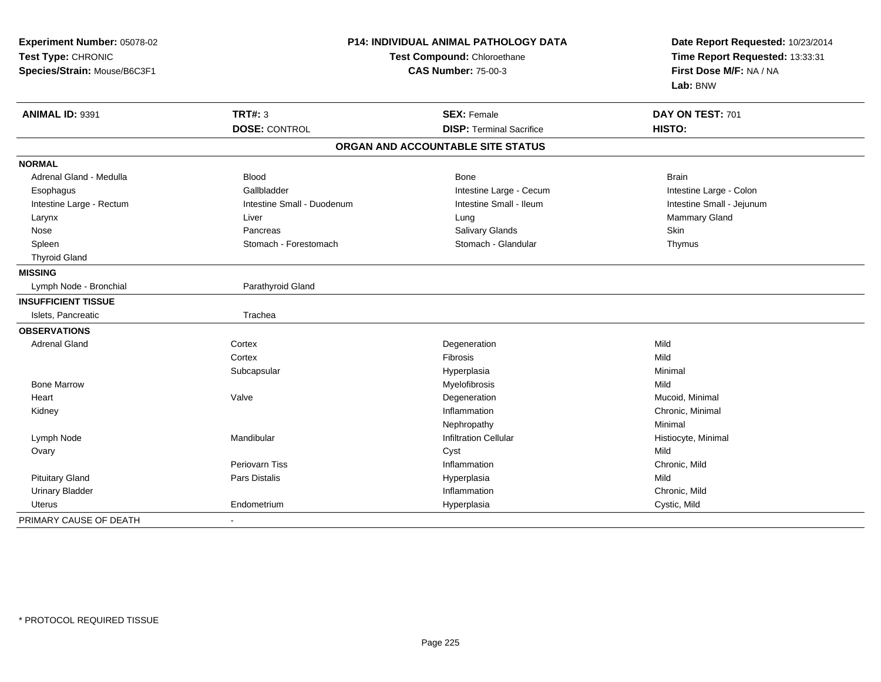**Experiment Number:** 05078-02
**Test Type:** CHRONIC
**Species/Strain:** Mouse/B6C3F1

**P14: INDIVIDUAL ANIMAL PATHOLOGY DATA**
**Test Compound:** Chloroethane
**CAS Number:** 75-00-3

**Date Report Requested:** 10/23/2014
**Time Report Requested:** 13:33:31
**First Dose M/F:** NA / NA
**Lab:** BNW

| **ANIMAL ID:** 9391 | **TRT#:** 3 | **SEX:** Female | **DAY ON TEST:** 701 |
|---|---|---|---|
| | **DOSE:** CONTROL | **DISP:** Terminal Sacrifice | **HISTO:** |

**ORGAN AND ACCOUNTABLE SITE STATUS**

| | | | |
|---|---|---|---|
| **NORMAL** | | | |
| Adrenal Gland - Medulla | Blood | Bone | Brain |
| Esophagus | Gallbladder | Intestine Large - Cecum | Intestine Large - Colon |
| Intestine Large - Rectum | Intestine Small - Duodenum | Intestine Small - Ileum | Intestine Small - Jejunum |
| Larynx | Liver | Lung | Mammary Gland |
| Nose | Pancreas | Salivary Glands | Skin |
| Spleen | Stomach - Forestomach | Stomach - Glandular | Thymus |
| Thyroid Gland | | | |
| **MISSING** | | | |
| Lymph Node - Bronchial | Parathyroid Gland | | |
| **INSUFFICIENT TISSUE** | | | |
| Islets, Pancreatic | Trachea | | |
| **OBSERVATIONS** | | | |
| Adrenal Gland | Cortex | Degeneration | Mild |
| | Cortex | Fibrosis | Mild |
| | Subcapsular | Hyperplasia | Minimal |
| Bone Marrow | | Myelofibrosis | Mild |
| Heart | Valve | Degeneration | Mucoid, Minimal |
| Kidney | | Inflammation | Chronic, Minimal |
| | | Nephropathy | Minimal |
| Lymph Node | Mandibular | Infiltration Cellular | Histiocyte, Minimal |
| Ovary | | Cyst | Mild |
| | Periovarn Tiss | Inflammation | Chronic, Mild |
| Pituitary Gland | Pars Distalis | Hyperplasia | Mild |
| Urinary Bladder | | Inflammation | Chronic, Mild |
| Uterus | Endometrium | Hyperplasia | Cystic, Mild |
| PRIMARY CAUSE OF DEATH | - | | |

* PROTOCOL REQUIRED TISSUE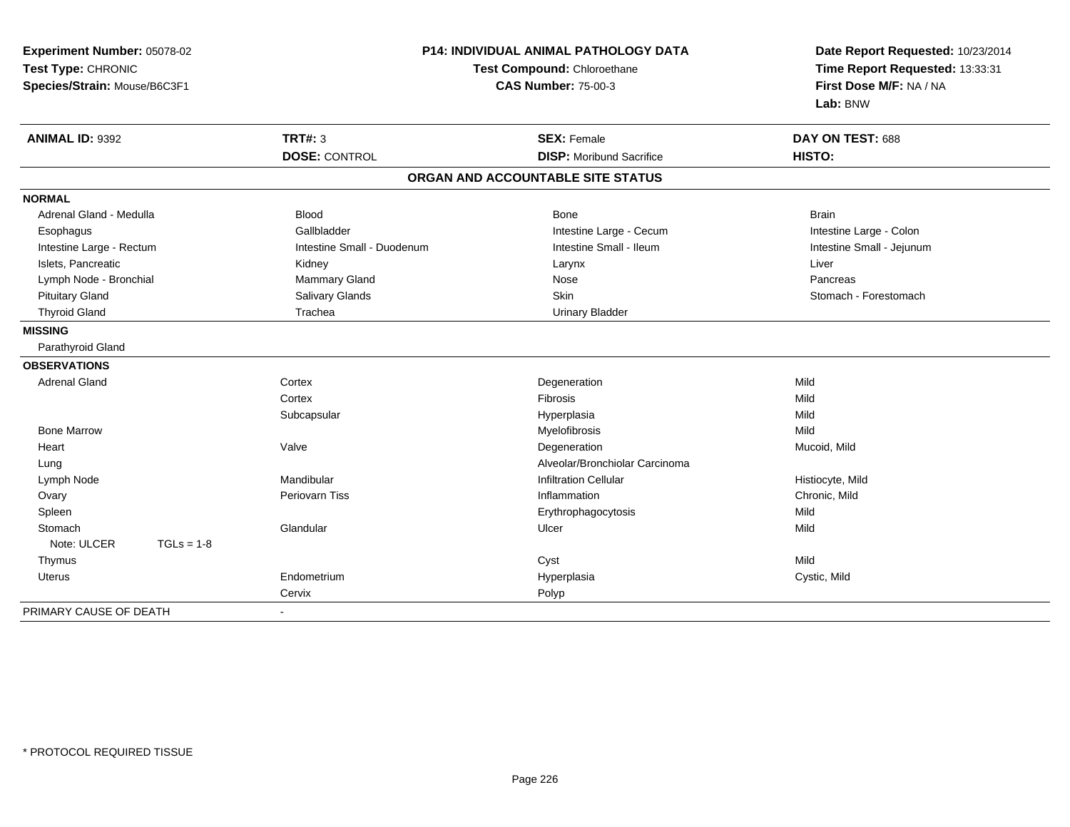**Experiment Number:** 05078-02
**Test Type:** CHRONIC
**Species/Strain:** Mouse/B6C3F1

**P14: INDIVIDUAL ANIMAL PATHOLOGY DATA**
**Test Compound:** Chloroethane
**CAS Number:** 75-00-3

**Date Report Requested:** 10/23/2014
**Time Report Requested:** 13:33:31
**First Dose M/F:** NA / NA
**Lab:** BNW

| **ANIMAL ID:** 9392 | **TRT#:** 3 | **SEX:** Female | **DAY ON TEST:** 688 |
|---|---|---|---|
| | **DOSE:** CONTROL | **DISP:** Moribund Sacrifice | **HISTO:** |

## ORGAN AND ACCOUNTABLE SITE STATUS

| | | | |
|---|---|---|---|
| **NORMAL** | | | |
| Adrenal Gland - Medulla | Blood | Bone | Brain |
| Esophagus | Gallbladder | Intestine Large - Cecum | Intestine Large - Colon |
| Intestine Large - Rectum | Intestine Small - Duodenum | Intestine Small - Ileum | Intestine Small - Jejunum |
| Islets, Pancreatic | Kidney | Larynx | Liver |
| Lymph Node - Bronchial | Mammary Gland | Nose | Pancreas |
| Pituitary Gland | Salivary Glands | Skin | Stomach - Forestomach |
| Thyroid Gland | Trachea | Urinary Bladder | |
| **MISSING** | | | |
| Parathyroid Gland | | | |
| **OBSERVATIONS** | | | |
| Adrenal Gland | Cortex | Degeneration | Mild |
| | Cortex | Fibrosis | Mild |
| | Subcapsular | Hyperplasia | Mild |
| Bone Marrow | | Myelofibrosis | Mild |
| Heart | Valve | Degeneration | Mucoid, Mild |
| Lung | | Alveolar/Bronchiolar Carcinoma | |
| Lymph Node | Mandibular | Infiltration Cellular | Histiocyte, Mild |
| Ovary | Periovarn Tiss | Inflammation | Chronic, Mild |
| Spleen | | Erythrophagocytosis | Mild |
| Stomach | Glandular | Ulcer | Mild |
| Note: ULCER TGLs = 1-8 | | | |
| Thymus | | Cyst | Mild |
| Uterus | Endometrium | Hyperplasia | Cystic, Mild |
| | Cervix | Polyp | |
| PRIMARY CAUSE OF DEATH | - | | |

* PROTOCOL REQUIRED TISSUE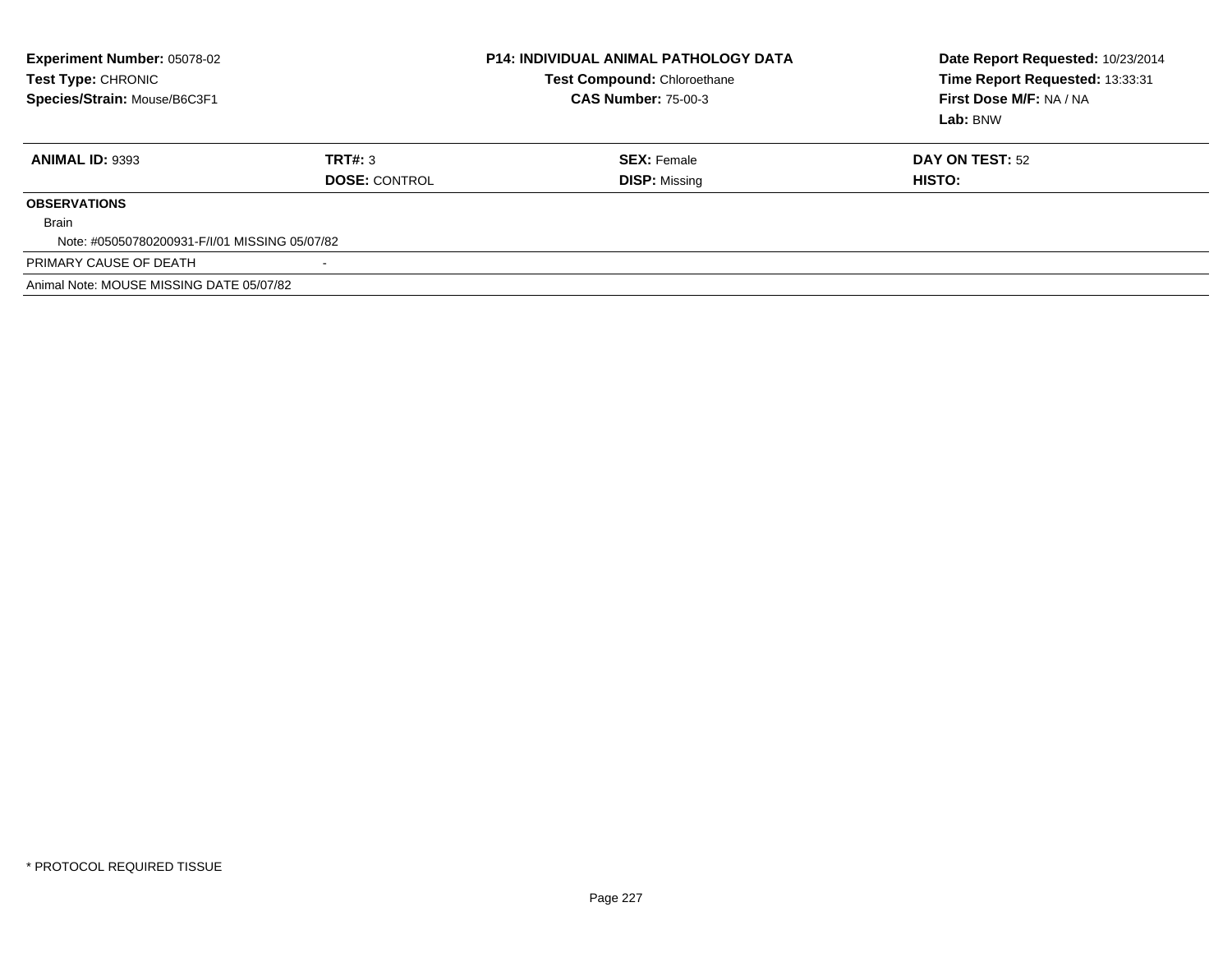**Experiment Number:** 05078-02
**Test Type:** CHRONIC
**Species/Strain:** Mouse/B6C3F1

**P14: INDIVIDUAL ANIMAL PATHOLOGY DATA**
**Test Compound:** Chloroethane
**CAS Number:** 75-00-3

**Date Report Requested:** 10/23/2014
**Time Report Requested:** 13:33:31
**First Dose M/F:** NA / NA
**Lab:** BNW

| **ANIMAL ID:** 9393 | **TRT#:** 3 | **SEX:** Female | **DAY ON TEST:** 52 |
|---|---|---|---|
| | **DOSE:** CONTROL | **DISP:** Missing | **HISTO:** |

**OBSERVATIONS**

Brain

Note: #05050780200931-F/I/01 MISSING 05/07/82

PRIMARY CAUSE OF DEATH -

Animal Note: MOUSE MISSING DATE 05/07/82

* PROTOCOL REQUIRED TISSUE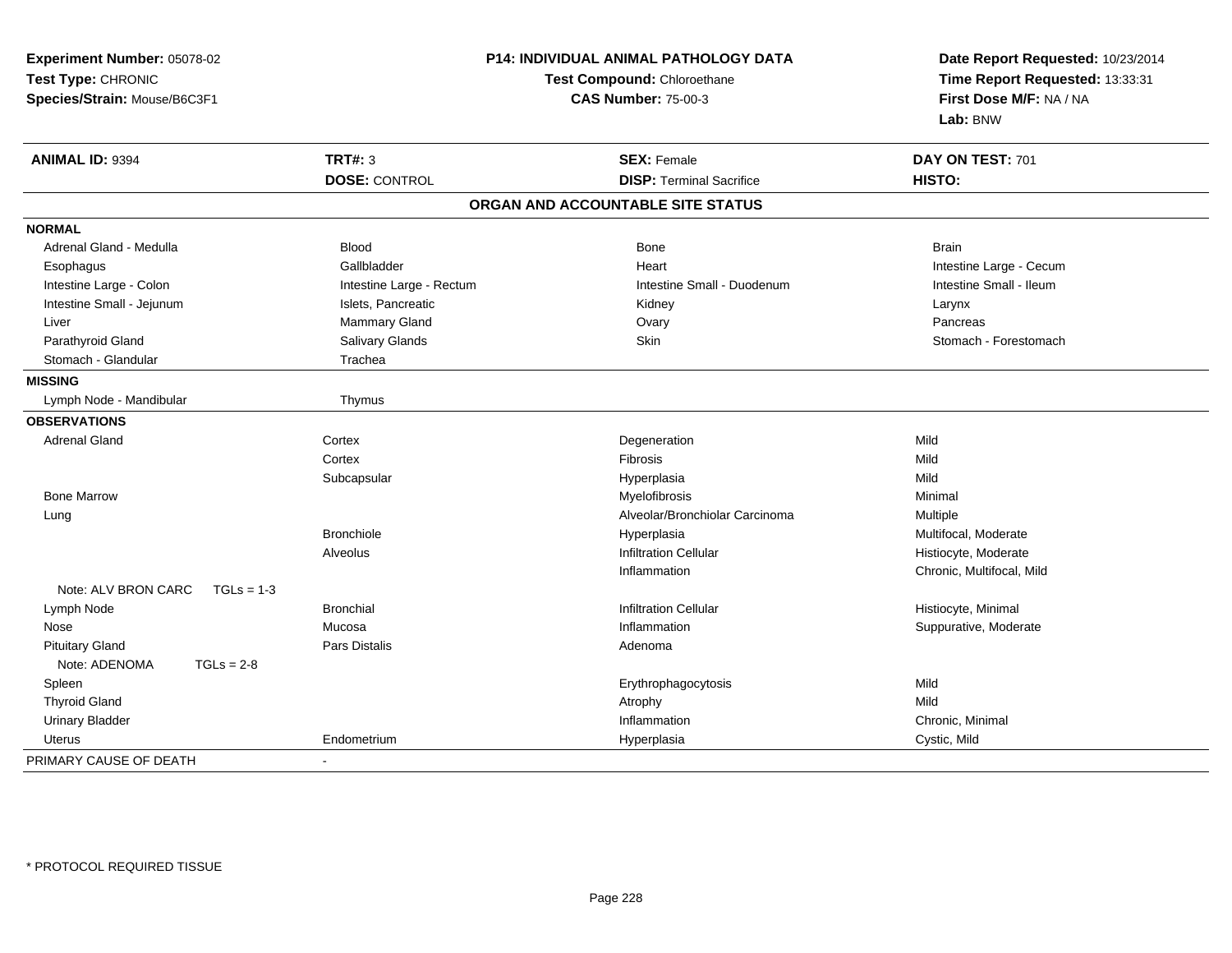**Experiment Number:** 05078-02
**Test Type:** CHRONIC
**Species/Strain:** Mouse/B6C3F1

**P14: INDIVIDUAL ANIMAL PATHOLOGY DATA**
**Test Compound:** Chloroethane
**CAS Number:** 75-00-3

**Date Report Requested:** 10/23/2014
**Time Report Requested:** 13:33:31
**First Dose M/F:** NA / NA
**Lab:** BNW

| **ANIMAL ID:** 9394 | **TRT#:** 3 | **SEX:** Female | **DAY ON TEST:** 701 |
|---|---|---|---|
| | **DOSE:** CONTROL | **DISP:** Terminal Sacrifice | **HISTO:** |

## ORGAN AND ACCOUNTABLE SITE STATUS

| | | | |
|---|---|---|---|
| **NORMAL** | | | |
| Adrenal Gland - Medulla | Blood | Bone | Brain |
| Esophagus | Gallbladder | Heart | Intestine Large - Cecum |
| Intestine Large - Colon | Intestine Large - Rectum | Intestine Small - Duodenum | Intestine Small - Ileum |
| Intestine Small - Jejunum | Islets, Pancreatic | Kidney | Larynx |
| Liver | Mammary Gland | Ovary | Pancreas |
| Parathyroid Gland | Salivary Glands | Skin | Stomach - Forestomach |
| Stomach - Glandular | Trachea | | |
| **MISSING** | | | |
| Lymph Node - Mandibular | Thymus | | |
| **OBSERVATIONS** | | | |
| Adrenal Gland | Cortex | Degeneration | Mild |
| | Cortex | Fibrosis | Mild |
| | Subcapsular | Hyperplasia | Mild |
| Bone Marrow | | Myelofibrosis | Minimal |
| Lung | | Alveolar/Bronchiolar Carcinoma | Multiple |
| | Bronchiole | Hyperplasia | Multifocal, Moderate |
| | Alveolus | Infiltration Cellular | Histiocyte, Moderate |
| | | Inflammation | Chronic, Multifocal, Mild |
| Note: ALV BRON CARC TGLs = 1-3 | | | |
| Lymph Node | Bronchial | Infiltration Cellular | Histiocyte, Minimal |
| Nose | Mucosa | Inflammation | Suppurative, Moderate |
| Pituitary Gland | Pars Distalis | Adenoma | |
| Note: ADENOMA TGLs = 2-8 | | | |
| Spleen | | Erythrophagocytosis | Mild |
| Thyroid Gland | | Atrophy | Mild |
| Urinary Bladder | | Inflammation | Chronic, Minimal |
| Uterus | Endometrium | Hyperplasia | Cystic, Mild |
| PRIMARY CAUSE OF DEATH | - | | |

* PROTOCOL REQUIRED TISSUE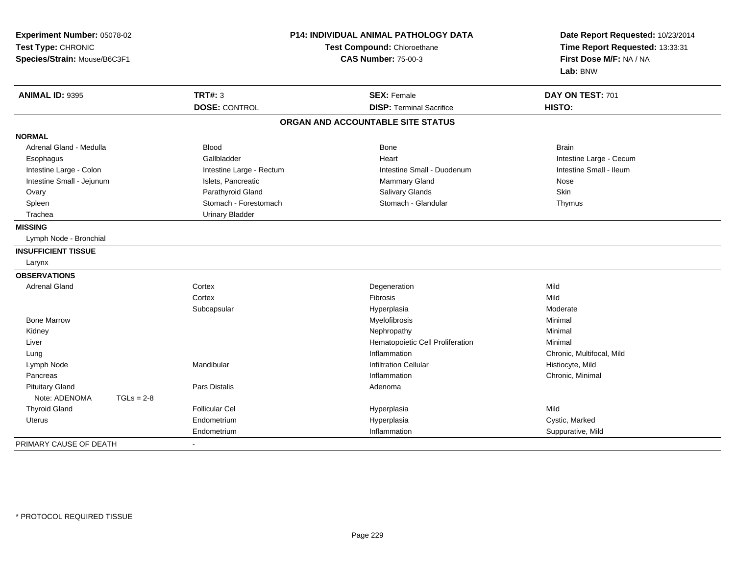**Experiment Number:** 05078-02
**Test Type:** CHRONIC
**Species/Strain:** Mouse/B6C3F1

**P14: INDIVIDUAL ANIMAL PATHOLOGY DATA**
**Test Compound:** Chloroethane
**CAS Number:** 75-00-3

**Date Report Requested:** 10/23/2014
**Time Report Requested:** 13:33:31
**First Dose M/F:** NA / NA
**Lab:** BNW

| **ANIMAL ID:** 9395 | **TRT#:** 3 | **SEX:** Female | **DAY ON TEST:** 701 |
|---|---|---|---|
| | **DOSE:** CONTROL | **DISP:** Terminal Sacrifice | **HISTO:** |

## ORGAN AND ACCOUNTABLE SITE STATUS

**NORMAL**

| | | | |
|---|---|---|---|
| Adrenal Gland - Medulla | Blood | Bone | Brain |
| Esophagus | Gallbladder | Heart | Intestine Large - Cecum |
| Intestine Large - Colon | Intestine Large - Rectum | Intestine Small - Duodenum | Intestine Small - Ileum |
| Intestine Small - Jejunum | Islets, Pancreatic | Mammary Gland | Nose |
| Ovary | Parathyroid Gland | Salivary Glands | Skin |
| Spleen | Stomach - Forestomach | Stomach - Glandular | Thymus |
| Trachea | Urinary Bladder | | |

**MISSING**

Lymph Node - Bronchial

**INSUFFICIENT TISSUE**

Larynx

**OBSERVATIONS**

| Organ | Site | Observation | Qualifier |
|---|---|---|---|
| Adrenal Gland | Cortex | Degeneration | Mild |
| | Cortex | Fibrosis | Mild |
| | Subcapsular | Hyperplasia | Moderate |
| Bone Marrow | | Myelofibrosis | Minimal |
| Kidney | | Nephropathy | Minimal |
| Liver | | Hematopoietic Cell Proliferation | Minimal |
| Lung | | Inflammation | Chronic, Multifocal, Mild |
| Lymph Node | Mandibular | Infiltration Cellular | Histiocyte, Mild |
| Pancreas | | Inflammation | Chronic, Minimal |
| Pituitary Gland | Pars Distalis | Adenoma | |
| Note: ADENOMA TGLs = 2-8 | | | |
| Thyroid Gland | Follicular Cel | Hyperplasia | Mild |
| Uterus | Endometrium | Hyperplasia | Cystic, Marked |
| | Endometrium | Inflammation | Suppurative, Mild |

PRIMARY CAUSE OF DEATH -

\* PROTOCOL REQUIRED TISSUE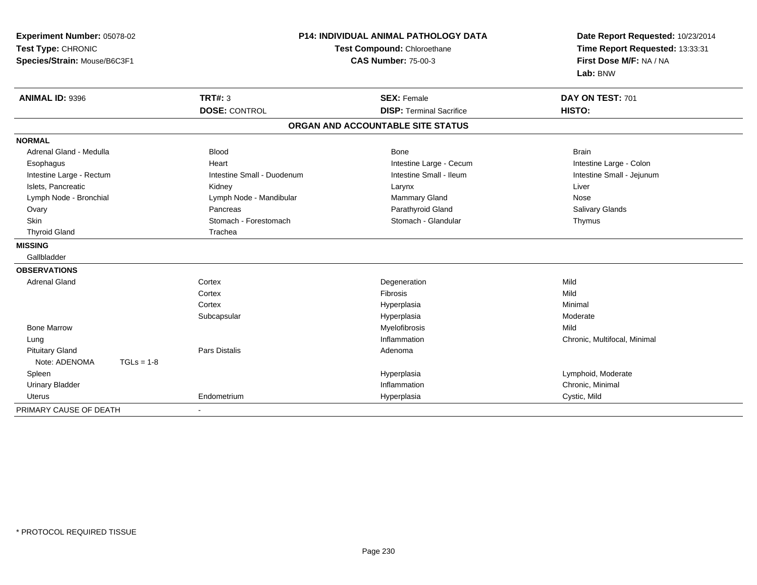**Experiment Number:** 05078-02
**Test Type:** CHRONIC
**Species/Strain:** Mouse/B6C3F1

**P14: INDIVIDUAL ANIMAL PATHOLOGY DATA**
**Test Compound:** Chloroethane
**CAS Number:** 75-00-3

**Date Report Requested:** 10/23/2014
**Time Report Requested:** 13:33:31
**First Dose M/F:** NA / NA
**Lab:** BNW

| **ANIMAL ID:** 9396 | **TRT#:** 3 | **SEX:** Female | **DAY ON TEST:** 701 |
|---|---|---|---|
| | **DOSE:** CONTROL | **DISP:** Terminal Sacrifice | **HISTO:** |

**ORGAN AND ACCOUNTABLE SITE STATUS**

**NORMAL**

| | | | |
|---|---|---|---|
| Adrenal Gland - Medulla | Blood | Bone | Brain |
| Esophagus | Heart | Intestine Large - Cecum | Intestine Large - Colon |
| Intestine Large - Rectum | Intestine Small - Duodenum | Intestine Small - Ileum | Intestine Small - Jejunum |
| Islets, Pancreatic | Kidney | Larynx | Liver |
| Lymph Node - Bronchial | Lymph Node - Mandibular | Mammary Gland | Nose |
| Ovary | Pancreas | Parathyroid Gland | Salivary Glands |
| Skin | Stomach - Forestomach | Stomach - Glandular | Thymus |
| Thyroid Gland | Trachea | | |

**MISSING**

Gallbladder

**OBSERVATIONS**

| | | | |
|---|---|---|---|
| Adrenal Gland | Cortex | Degeneration | Mild |
| | Cortex | Fibrosis | Mild |
| | Cortex | Hyperplasia | Minimal |
| | Subcapsular | Hyperplasia | Moderate |
| Bone Marrow | | Myelofibrosis | Mild |
| Lung | | Inflammation | Chronic, Multifocal, Minimal |
| Pituitary Gland | Pars Distalis | Adenoma | |
| Note: ADENOMA TGLs = 1-8 | | | |
| Spleen | | Hyperplasia | Lymphoid, Moderate |
| Urinary Bladder | | Inflammation | Chronic, Minimal |
| Uterus | Endometrium | Hyperplasia | Cystic, Mild |

PRIMARY CAUSE OF DEATH -

* PROTOCOL REQUIRED TISSUE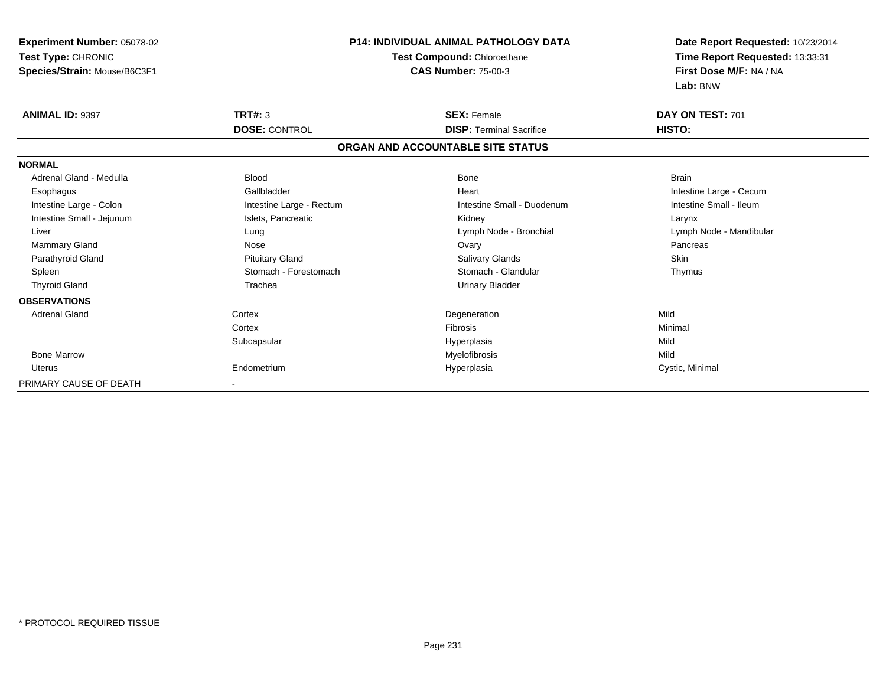**Experiment Number:** 05078-02
**Test Type:** CHRONIC
**Species/Strain:** Mouse/B6C3F1

**P14: INDIVIDUAL ANIMAL PATHOLOGY DATA**
**Test Compound:** Chloroethane
**CAS Number:** 75-00-3

**Date Report Requested:** 10/23/2014
**Time Report Requested:** 13:33:31
**First Dose M/F:** NA / NA
**Lab:** BNW

| **ANIMAL ID:** 9397 | **TRT#:** 3 | **SEX:** Female | **DAY ON TEST:** 701 |
|---|---|---|---|
| | **DOSE:** CONTROL | **DISP:** Terminal Sacrifice | **HISTO:** |

**ORGAN AND ACCOUNTABLE SITE STATUS**

| | | | |
|---|---|---|---|
| **NORMAL** | | | |
| Adrenal Gland - Medulla | Blood | Bone | Brain |
| Esophagus | Gallbladder | Heart | Intestine Large - Cecum |
| Intestine Large - Colon | Intestine Large - Rectum | Intestine Small - Duodenum | Intestine Small - Ileum |
| Intestine Small - Jejunum | Islets, Pancreatic | Kidney | Larynx |
| Liver | Lung | Lymph Node - Bronchial | Lymph Node - Mandibular |
| Mammary Gland | Nose | Ovary | Pancreas |
| Parathyroid Gland | Pituitary Gland | Salivary Glands | Skin |
| Spleen | Stomach - Forestomach | Stomach - Glandular | Thymus |
| Thyroid Gland | Trachea | Urinary Bladder | |
| **OBSERVATIONS** | | | |
| Adrenal Gland | Cortex | Degeneration | Mild |
| | Cortex | Fibrosis | Minimal |
| | Subcapsular | Hyperplasia | Mild |
| Bone Marrow | | Myelofibrosis | Mild |
| Uterus | Endometrium | Hyperplasia | Cystic, Minimal |
| PRIMARY CAUSE OF DEATH | - | | |

* PROTOCOL REQUIRED TISSUE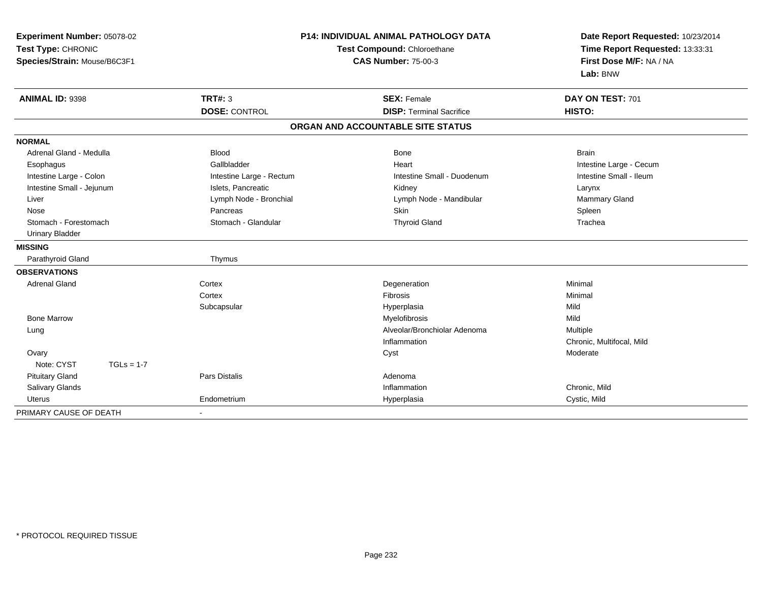**Experiment Number:** 05078-02
**Test Type:** CHRONIC
**Species/Strain:** Mouse/B6C3F1

# P14: INDIVIDUAL ANIMAL PATHOLOGY DATA

**Test Compound:** Chloroethane
**CAS Number:** 75-00-3

**Date Report Requested:** 10/23/2014
**Time Report Requested:** 13:33:31
**First Dose M/F:** NA / NA
**Lab:** BNW

| **ANIMAL ID:** 9398 | **TRT#:** 3 | **SEX:** Female | **DAY ON TEST:** 701 |
|---|---|---|---|
| | **DOSE:** CONTROL | **DISP:** Terminal Sacrifice | **HISTO:** |

## ORGAN AND ACCOUNTABLE SITE STATUS

**NORMAL**

| | | | |
|---|---|---|---|
| Adrenal Gland - Medulla | Blood | Bone | Brain |
| Esophagus | Gallbladder | Heart | Intestine Large - Cecum |
| Intestine Large - Colon | Intestine Large - Rectum | Intestine Small - Duodenum | Intestine Small - Ileum |
| Intestine Small - Jejunum | Islets, Pancreatic | Kidney | Larynx |
| Liver | Lymph Node - Bronchial | Lymph Node - Mandibular | Mammary Gland |
| Nose | Pancreas | Skin | Spleen |
| Stomach - Forestomach | Stomach - Glandular | Thyroid Gland | Trachea |
| Urinary Bladder | | | |

**MISSING**

| | |
|---|---|
| Parathyroid Gland | Thymus |

**OBSERVATIONS**

| | | | |
|---|---|---|---|
| Adrenal Gland | Cortex | Degeneration | Minimal |
| | Cortex | Fibrosis | Minimal |
| | Subcapsular | Hyperplasia | Mild |
| Bone Marrow | | Myelofibrosis | Mild |
| Lung | | Alveolar/Bronchiolar Adenoma | Multiple |
| | | Inflammation | Chronic, Multifocal, Mild |
| Ovary | | Cyst | Moderate |
| Note: CYST TGLs = 1-7 | | | |
| Pituitary Gland | Pars Distalis | Adenoma | |
| Salivary Glands | | Inflammation | Chronic, Mild |
| Uterus | Endometrium | Hyperplasia | Cystic, Mild |

PRIMARY CAUSE OF DEATH -

* PROTOCOL REQUIRED TISSUE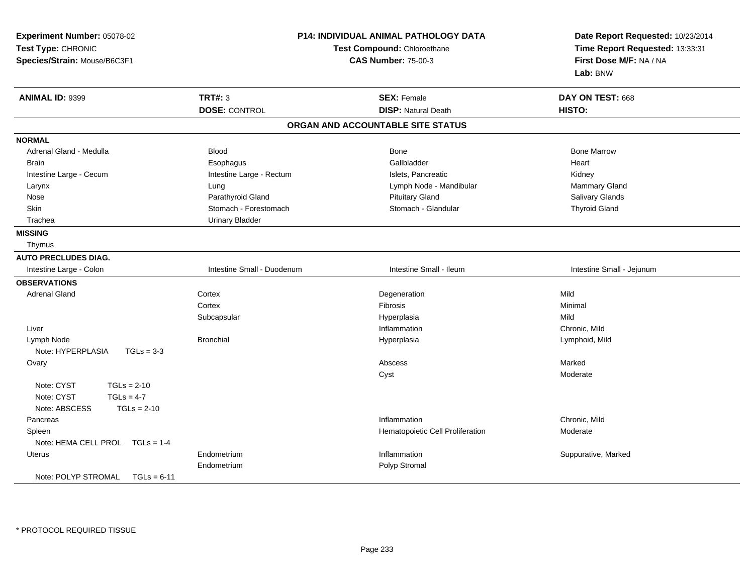**Experiment Number:** 05078-02
**Test Type:** CHRONIC
**Species/Strain:** Mouse/B6C3F1

**P14: INDIVIDUAL ANIMAL PATHOLOGY DATA**
**Test Compound:** Chloroethane
**CAS Number:** 75-00-3

**Date Report Requested:** 10/23/2014
**Time Report Requested:** 13:33:31
**First Dose M/F:** NA / NA
**Lab:** BNW

| **ANIMAL ID:** 9399 | **TRT#:** 3 | **SEX:** Female | **DAY ON TEST:** 668 |
|---|---|---|---|
| | **DOSE:** CONTROL | **DISP:** Natural Death | **HISTO:** |

## ORGAN AND ACCOUNTABLE SITE STATUS

**NORMAL**

| | | | |
|---|---|---|---|
| Adrenal Gland - Medulla | Blood | Bone | Bone Marrow |
| Brain | Esophagus | Gallbladder | Heart |
| Intestine Large - Cecum | Intestine Large - Rectum | Islets, Pancreatic | Kidney |
| Larynx | Lung | Lymph Node - Mandibular | Mammary Gland |
| Nose | Parathyroid Gland | Pituitary Gland | Salivary Glands |
| Skin | Stomach - Forestomach | Stomach - Glandular | Thyroid Gland |
| Trachea | Urinary Bladder | | |

**MISSING**

Thymus

**AUTO PRECLUDES DIAG.**

| | | | |
|---|---|---|---|
| Intestine Large - Colon | Intestine Small - Duodenum | Intestine Small - Ileum | Intestine Small - Jejunum |

**OBSERVATIONS**

| | | | |
|---|---|---|---|
| Adrenal Gland | Cortex | Degeneration | Mild |
| | Cortex | Fibrosis | Minimal |
| | Subcapsular | Hyperplasia | Mild |
| Liver | | Inflammation | Chronic, Mild |
| Lymph Node | Bronchial | Hyperplasia | Lymphoid, Mild |
| Note: HYPERPLASIA TGLs = 3-3 | | | |
| Ovary | | Abscess | Marked |
| | | Cyst | Moderate |
| Note: CYST TGLs = 2-10 | | | |
| Note: CYST TGLs = 4-7 | | | |
| Note: ABSCESS TGLs = 2-10 | | | |
| Pancreas | | Inflammation | Chronic, Mild |
| Spleen | | Hematopoietic Cell Proliferation | Moderate |
| Note: HEMA CELL PROL TGLs = 1-4 | | | |
| Uterus | Endometrium | Inflammation | Suppurative, Marked |
| | Endometrium | Polyp Stromal | |
| Note: POLYP STROMAL TGLs = 6-11 | | | |

* PROTOCOL REQUIRED TISSUE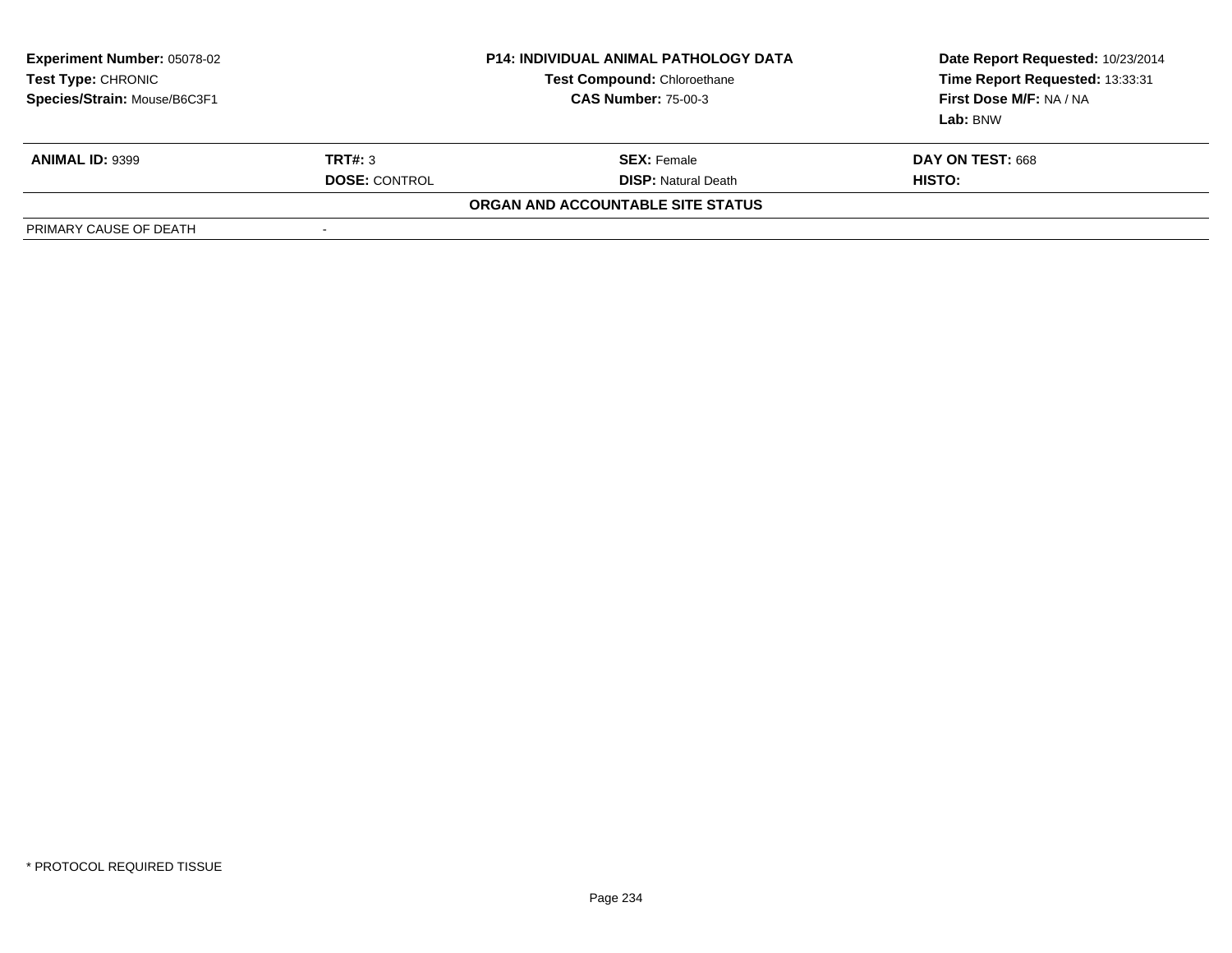| Experiment Number: 05078-02 | P14: INDIVIDUAL ANIMAL PATHOLOGY DATA | Date Report Requested: 10/23/2014 |
|---|---|---|
| Test Type: CHRONIC | Test Compound: Chloroethane | Time Report Requested: 13:33:31 |
| Species/Strain: Mouse/B6C3F1 | CAS Number: 75-00-3 | First Dose M/F: NA / NA |
| | | Lab: BNW |

| ANIMAL ID: 9399 | TRT#: 3 | SEX: Female | DAY ON TEST: 668 |
|---|---|---|---|
| | DOSE: CONTROL | DISP: Natural Death | HISTO: |

**ORGAN AND ACCOUNTABLE SITE STATUS**

| PRIMARY CAUSE OF DEATH | - |
|---|---|

* PROTOCOL REQUIRED TISSUE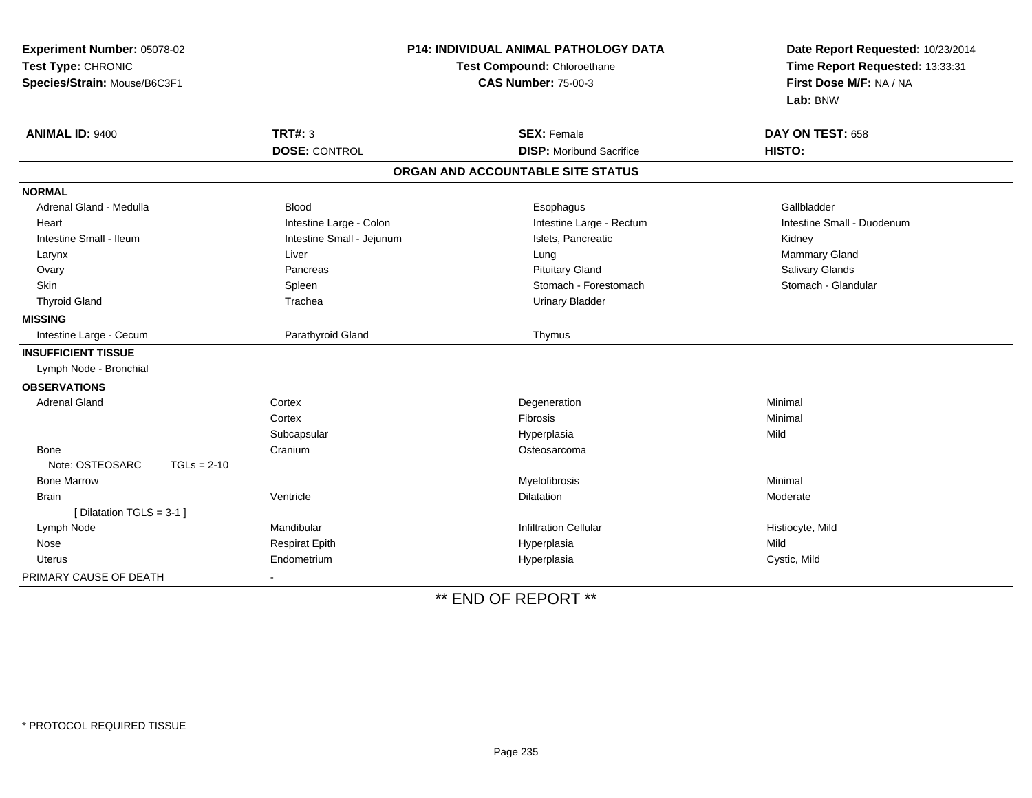**Experiment Number:** 05078-02
**Test Type:** CHRONIC
**Species/Strain:** Mouse/B6C3F1

**P14: INDIVIDUAL ANIMAL PATHOLOGY DATA**
**Test Compound:** Chloroethane
**CAS Number:** 75-00-3

**Date Report Requested:** 10/23/2014
**Time Report Requested:** 13:33:31
**First Dose M/F:** NA / NA
**Lab:** BNW

| **ANIMAL ID:** 9400 | **TRT#:** 3 | **SEX:** Female | **DAY ON TEST:** 658 |
|---|---|---|---|
| | **DOSE:** CONTROL | **DISP:** Moribund Sacrifice | **HISTO:** |

## ORGAN AND ACCOUNTABLE SITE STATUS

**NORMAL**

| | | | |
|---|---|---|---|
| Adrenal Gland - Medulla | Blood | Esophagus | Gallbladder |
| Heart | Intestine Large - Colon | Intestine Large - Rectum | Intestine Small - Duodenum |
| Intestine Small - Ileum | Intestine Small - Jejunum | Islets, Pancreatic | Kidney |
| Larynx | Liver | Lung | Mammary Gland |
| Ovary | Pancreas | Pituitary Gland | Salivary Glands |
| Skin | Spleen | Stomach - Forestomach | Stomach - Glandular |
| Thyroid Gland | Trachea | Urinary Bladder | |

**MISSING**

| | | |
|---|---|---|
| Intestine Large - Cecum | Parathyroid Gland | Thymus |

**INSUFFICIENT TISSUE**

Lymph Node - Bronchial

**OBSERVATIONS**

| | | | |
|---|---|---|---|
| Adrenal Gland | Cortex | Degeneration | Minimal |
| | Cortex | Fibrosis | Minimal |
| | Subcapsular | Hyperplasia | Mild |
| Bone | Cranium | Osteosarcoma | |
| Note: OSTEOSARC TGLs = 2-10 | | | |
| Bone Marrow | | Myelofibrosis | Minimal |
| Brain | Ventricle | Dilatation | Moderate |
| [ Dilatation TGLS = 3-1 ] | | | |
| Lymph Node | Mandibular | Infiltration Cellular | Histiocyte, Mild |
| Nose | Respirat Epith | Hyperplasia | Mild |
| Uterus | Endometrium | Hyperplasia | Cystic, Mild |

PRIMARY CAUSE OF DEATH -

** END OF REPORT **

* PROTOCOL REQUIRED TISSUE